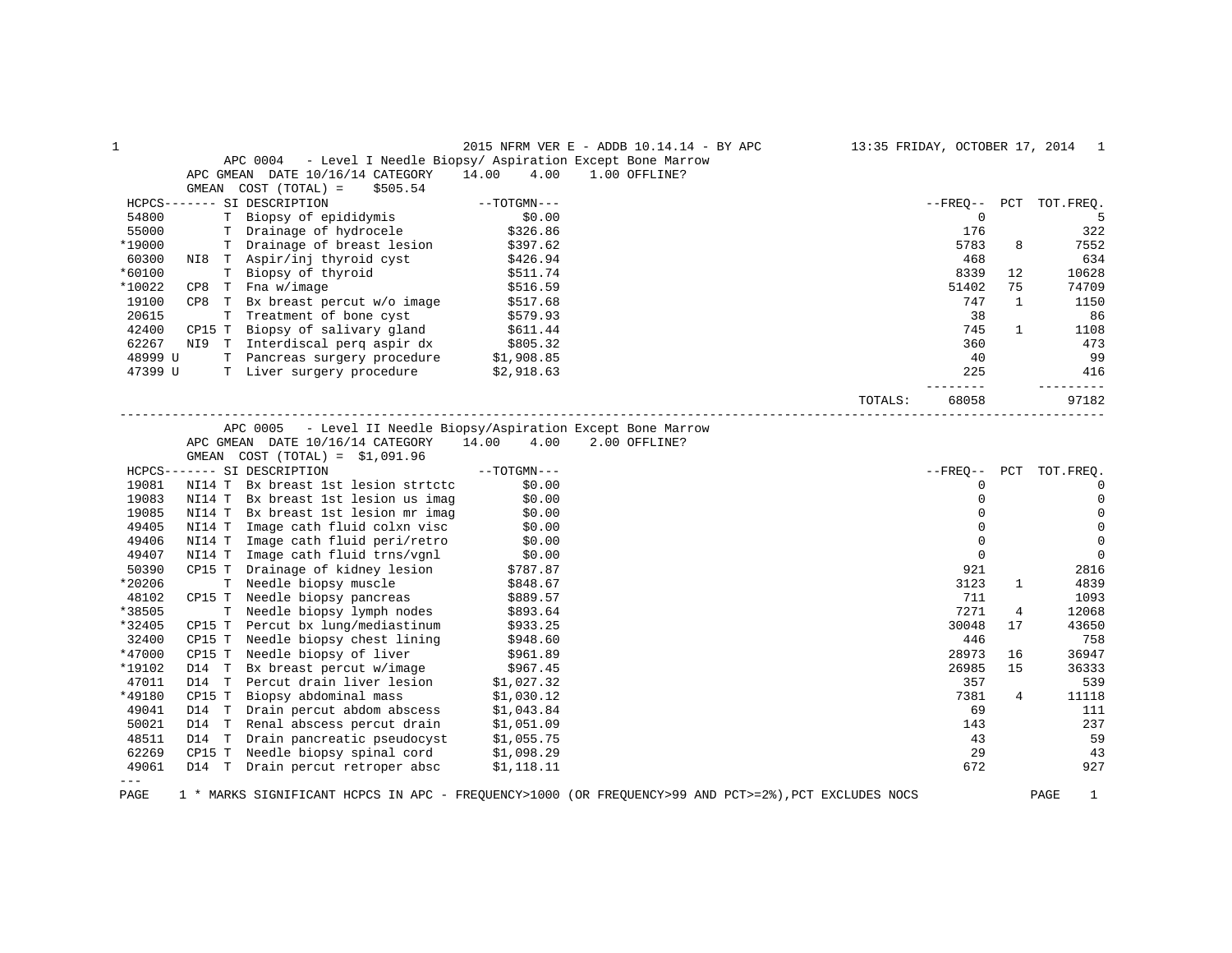2015 NFRM VER E - ADDB 10.14.14 - BY APC — 13:35 FRIDAY, OCTOBER 17, 2014

## APC 0004 - Level I Needle Biopsy/ Aspiration Except Bone Marrow

APC GMEAN DATE 10/16/14 CATEGORY 14.00 4.00 1.00 OFFLINE?

GMEAN COST (TOTAL) = $505.54

| HCPCS | | SI | DESCRIPTION | TOTGMN | FREQ | PCT | TOT.FREQ. |
|---|---|---|---|---|---|---|---|
| 54800 | | T | Biopsy of epididymis | $0.00 | 0 | | 5 |
| 55000 | | T | Drainage of hydrocele | $326.86 | 176 | | 322 |
| *19000 | | T | Drainage of breast lesion | $397.62 | 5783 | 8 | 7552 |
| 60300 | NI8 | T | Aspir/inj thyroid cyst | $426.94 | 468 | | 634 |
| *60100 | | T | Biopsy of thyroid | $511.74 | 8339 | 12 | 10628 |
| *10022 | CP8 | T | Fna w/image | $516.59 | 51402 | 75 | 74709 |
| 19100 | CP8 | T | Bx breast percut w/o image | $517.68 | 747 | 1 | 1150 |
| 20615 | | T | Treatment of bone cyst | $579.93 | 38 | | 86 |
| 42400 | CP15 | T | Biopsy of salivary gland | $611.44 | 745 | 1 | 1108 |
| 62267 | NI9 | T | Interdiscal perq aspir dx | $805.32 | 360 | | 473 |
| 48999 U | | T | Pancreas surgery procedure | $1,908.85 | 40 | | 99 |
| 47399 U | | T | Liver surgery procedure | $2,918.63 | 225 | | 416 |
| | | | | TOTALS: | 68058 | | 97182 |

## APC 0005 - Level II Needle Biopsy/Aspiration Except Bone Marrow

APC GMEAN DATE 10/16/14 CATEGORY 14.00 4.00 2.00 OFFLINE?

GMEAN COST (TOTAL) = $1,091.96

| HCPCS | | SI | DESCRIPTION | TOTGMN | FREQ | PCT | TOT.FREQ. |
|---|---|---|---|---|---|---|---|
| 19081 | NI14 | T | Bx breast 1st lesion strtctc | $0.00 | 0 | | 0 |
| 19083 | NI14 | T | Bx breast 1st lesion us imag | $0.00 | 0 | | 0 |
| 19085 | NI14 | T | Bx breast 1st lesion mr imag | $0.00 | 0 | | 0 |
| 49405 | NI14 | T | Image cath fluid colxn visc | $0.00 | 0 | | 0 |
| 49406 | NI14 | T | Image cath fluid peri/retro | $0.00 | 0 | | 0 |
| 49407 | NI14 | T | Image cath fluid trns/vgnl | $0.00 | 0 | | 0 |
| 50390 | CP15 | T | Drainage of kidney lesion | $787.87 | 921 | | 2816 |
| *20206 | | T | Needle biopsy muscle | $848.67 | 3123 | 1 | 4839 |
| 48102 | CP15 | T | Needle biopsy pancreas | $889.57 | 711 | | 1093 |
| *38505 | | T | Needle biopsy lymph nodes | $893.64 | 7271 | 4 | 12068 |
| *32405 | CP15 | T | Percut bx lung/mediastinum | $933.25 | 30048 | 17 | 43650 |
| 32400 | CP15 | T | Needle biopsy chest lining | $948.60 | 446 | | 758 |
| *47000 | CP15 | T | Needle biopsy of liver | $961.89 | 28973 | 16 | 36947 |
| *19102 | D14 | T | Bx breast percut w/image | $967.45 | 26985 | 15 | 36333 |
| 47011 | D14 | T | Percut drain liver lesion | $1,027.32 | 357 | | 539 |
| *49180 | CP15 | T | Biopsy abdominal mass | $1,030.12 | 7381 | 4 | 11118 |
| 49041 | D14 | T | Drain percut abdom abscess | $1,043.84 | 69 | | 111 |
| 50021 | D14 | T | Renal abscess percut drain | $1,051.09 | 143 | | 237 |
| 48511 | D14 | T | Drain pancreatic pseudocyst | $1,055.75 | 43 | | 59 |
| 62269 | CP15 | T | Needle biopsy spinal cord | $1,098.29 | 29 | | 43 |
| 49061 | D14 | T | Drain percut retroper absc | $1,118.11 | 672 | | 927 |

\* MARKS SIGNIFICANT HCPCS IN APC - FREQUENCY>1000 (OR FREQUENCY>99 AND PCT>=2%),PCT EXCLUDES NOCS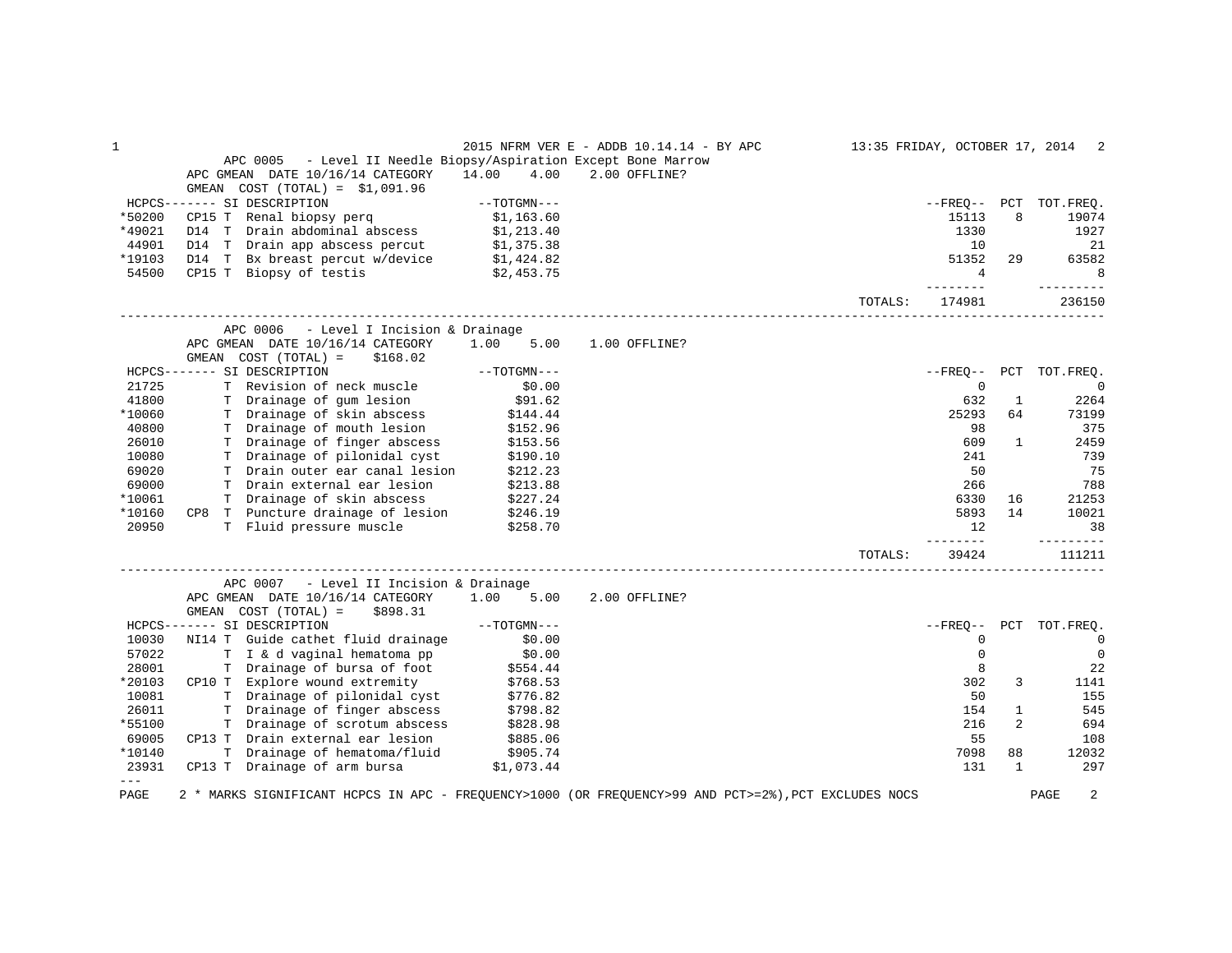## APC 0005 - Level II Needle Biopsy/Aspiration Except Bone Marrow

APC GMEAN DATE 10/16/14 CATEGORY 14.00 4.00 2.00 OFFLINE?

GMEAN COST (TOTAL) = $1,091.96

| HCPCS | | SI | DESCRIPTION | TOTGMN | FREQ | PCT | TOT.FREQ. |
|---|---|---|---|---|---|---|---|
| *50200 | CP15 | T | Renal biopsy perq | $1,163.60 | 15113 | 8 | 19074 |
| *49021 | D14 | T | Drain abdominal abscess | $1,213.40 | 1330 | | 1927 |
| 44901 | D14 | T | Drain app abscess percut | $1,375.38 | 10 | | 21 |
| *19103 | D14 | T | Bx breast percut w/device | $1,424.82 | 51352 | 29 | 63582 |
| 54500 | CP15 | T | Biopsy of testis | $2,453.75 | 4 | | 8 |
| | | | | TOTALS: | 174981 | | 236150 |

## APC 0006 - Level I Incision & Drainage

APC GMEAN DATE 10/16/14 CATEGORY 1.00 5.00 1.00 OFFLINE?

GMEAN COST (TOTAL) = $168.02

| HCPCS | | SI | DESCRIPTION | TOTGMN | FREQ | PCT | TOT.FREQ. |
|---|---|---|---|---|---|---|---|
| 21725 | | T | Revision of neck muscle | $0.00 | 0 | | 0 |
| 41800 | | T | Drainage of gum lesion | $91.62 | 632 | 1 | 2264 |
| *10060 | | T | Drainage of skin abscess | $144.44 | 25293 | 64 | 73199 |
| 40800 | | T | Drainage of mouth lesion | $152.96 | 98 | | 375 |
| 26010 | | T | Drainage of finger abscess | $153.56 | 609 | 1 | 2459 |
| 10080 | | T | Drainage of pilonidal cyst | $190.10 | 241 | | 739 |
| 69020 | | T | Drain outer ear canal lesion | $212.23 | 50 | | 75 |
| 69000 | | T | Drain external ear lesion | $213.88 | 266 | | 788 |
| *10061 | | T | Drainage of skin abscess | $227.24 | 6330 | 16 | 21253 |
| *10160 | CP8 | T | Puncture drainage of lesion | $246.19 | 5893 | 14 | 10021 |
| 20950 | | T | Fluid pressure muscle | $258.70 | 12 | | 38 |
| | | | | TOTALS: | 39424 | | 111211 |

## APC 0007 - Level II Incision & Drainage

APC GMEAN DATE 10/16/14 CATEGORY 1.00 5.00 2.00 OFFLINE?

GMEAN COST (TOTAL) = $898.31

| HCPCS | | SI | DESCRIPTION | TOTGMN | FREQ | PCT | TOT.FREQ. |
|---|---|---|---|---|---|---|---|
| 10030 | NI14 | T | Guide cathet fluid drainage | $0.00 | 0 | | 0 |
| 57022 | | T | I & d vaginal hematoma pp | $0.00 | 0 | | 0 |
| 28001 | | T | Drainage of bursa of foot | $554.44 | 8 | | 22 |
| *20103 | CP10 | T | Explore wound extremity | $768.53 | 302 | 3 | 1141 |
| 10081 | | T | Drainage of pilonidal cyst | $776.82 | 50 | | 155 |
| 26011 | | T | Drainage of finger abscess | $798.82 | 154 | 1 | 545 |
| *55100 | | T | Drainage of scrotum abscess | $828.98 | 216 | 2 | 694 |
| 69005 | CP13 | T | Drain external ear lesion | $885.06 | 55 | | 108 |
| *10140 | | T | Drainage of hematoma/fluid | $905.74 | 7098 | 88 | 12032 |
| 23931 | CP13 | T | Drainage of arm bursa | $1,073.44 | 131 | 1 | 297 |

---

\* MARKS SIGNIFICANT HCPCS IN APC - FREQUENCY>1000 (OR FREQUENCY>99 AND PCT>=2%),PCT EXCLUDES NOCS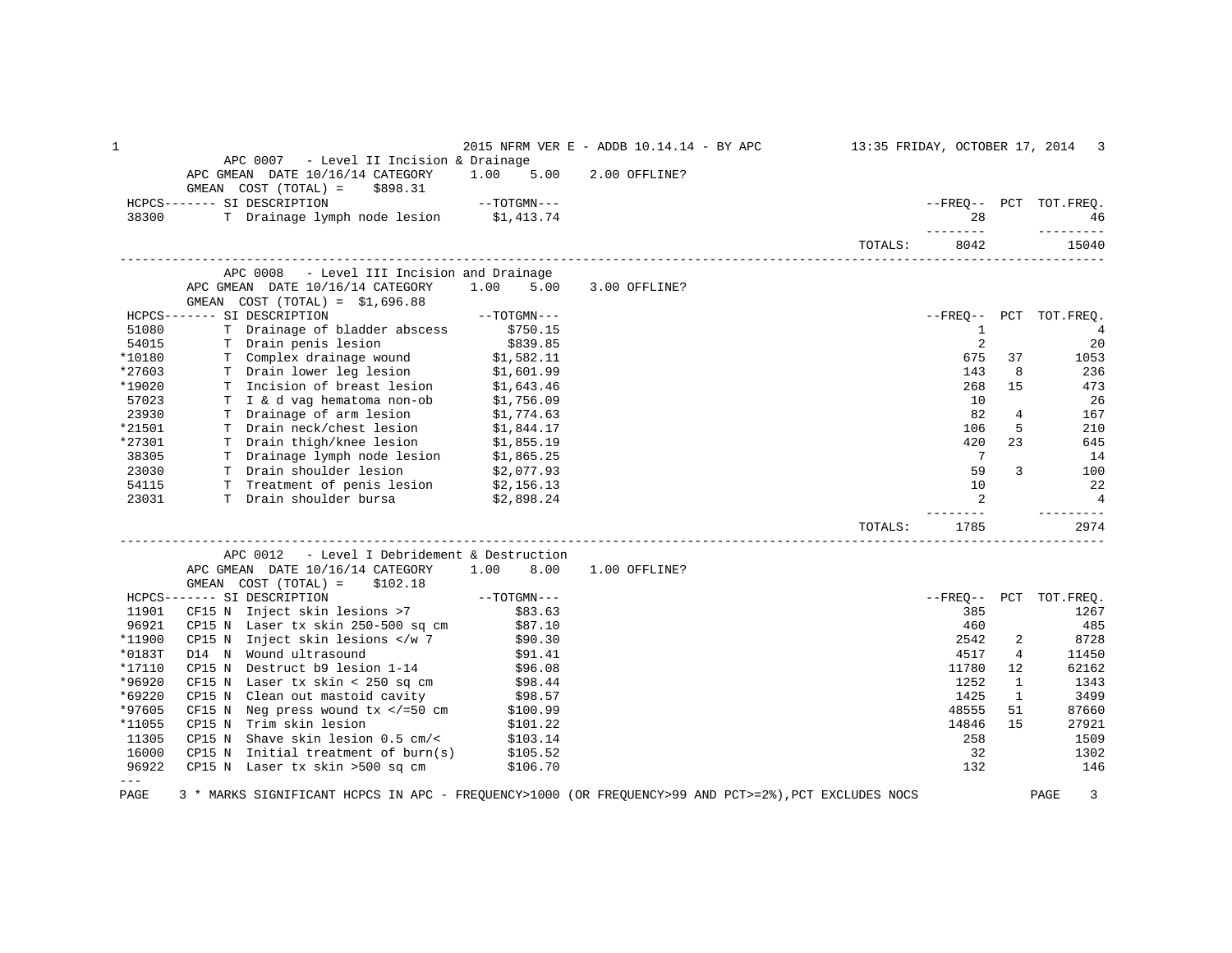2015 NFRM VER E - ADDB 10.14.14 - BY APC — 13:35 FRIDAY, OCTOBER 17, 2014

## APC 0007 - Level II Incision & Drainage

APC GMEAN DATE 10/16/14 CATEGORY 1.00 5.00 2.00 OFFLINE?
GMEAN COST (TOTAL) = $898.31

| HCPCS | SI | DESCRIPTION | TOTGMN | FREQ | PCT | TOT.FREQ. |
|---|---|---|---|---|---|---|
| 38300 | T | Drainage lymph node lesion | $1,413.74 | 28 | | 46 |
| | | | TOTALS: | 8042 | | 15040 |

## APC 0008 - Level III Incision and Drainage

APC GMEAN DATE 10/16/14 CATEGORY 1.00 5.00 3.00 OFFLINE?
GMEAN COST (TOTAL) = $1,696.88

| HCPCS | SI | DESCRIPTION | TOTGMN | FREQ | PCT | TOT.FREQ. |
|---|---|---|---|---|---|---|
| 51080 | T | Drainage of bladder abscess | $750.15 | 1 | | 4 |
| 54015 | T | Drain penis lesion | $839.85 | 2 | | 20 |
| *10180 | T | Complex drainage wound | $1,582.11 | 675 | 37 | 1053 |
| *27603 | T | Drain lower leg lesion | $1,601.99 | 143 | 8 | 236 |
| *19020 | T | Incision of breast lesion | $1,643.46 | 268 | 15 | 473 |
| 57023 | T | I & d vag hematoma non-ob | $1,756.09 | 10 | | 26 |
| 23930 | T | Drainage of arm lesion | $1,774.63 | 82 | 4 | 167 |
| *21501 | T | Drain neck/chest lesion | $1,844.17 | 106 | 5 | 210 |
| *27301 | T | Drain thigh/knee lesion | $1,855.19 | 420 | 23 | 645 |
| 38305 | T | Drainage lymph node lesion | $1,865.25 | 7 | | 14 |
| 23030 | T | Drain shoulder lesion | $2,077.93 | 59 | 3 | 100 |
| 54115 | T | Treatment of penis lesion | $2,156.13 | 10 | | 22 |
| 23031 | T | Drain shoulder bursa | $2,898.24 | 2 | | 4 |
| | | | TOTALS: | 1785 | | 2974 |

## APC 0012 - Level I Debridement & Destruction

APC GMEAN DATE 10/16/14 CATEGORY 1.00 8.00 1.00 OFFLINE?
GMEAN COST (TOTAL) = $102.18

| HCPCS | SI | DESCRIPTION | TOTGMN | FREQ | PCT | TOT.FREQ. |
|---|---|---|---|---|---|---|
| 11901 | CP15 N | Inject skin lesions >7 | $83.63 | 385 | | 1267 |
| 96921 | CP15 N | Laser tx skin 250-500 sq cm | $87.10 | 460 | | 485 |
| *11900 | CP15 N | Inject skin lesions </w 7 | $90.30 | 2542 | 2 | 8728 |
| *0183T | D14 N | Wound ultrasound | $91.41 | 4517 | 4 | 11450 |
| *17110 | CP15 N | Destruct b9 lesion 1-14 | $96.08 | 11780 | 12 | 62162 |
| *96920 | CF15 N | Laser tx skin < 250 sq cm | $98.44 | 1252 | 1 | 1343 |
| *69220 | CP15 N | Clean out mastoid cavity | $98.57 | 1425 | 1 | 3499 |
| *97605 | CF15 N | Neg press wound tx </=50 cm | $100.99 | 48555 | 51 | 87660 |
| *11055 | CP15 N | Trim skin lesion | $101.22 | 14846 | 15 | 27921 |
| 11305 | CP15 N | Shave skin lesion 0.5 cm/< | $103.14 | 258 | | 1509 |
| 16000 | CF15 N | Initial treatment of burn(s) | $105.52 | 32 | | 1302 |
| 96922 | CP15 N | Laser tx skin >500 sq cm | $106.70 | 132 | | 146 |

---

\* MARKS SIGNIFICANT HCPCS IN APC - FREQUENCY>1000 (OR FREQUENCY>99 AND PCT>=2%),PCT EXCLUDES NOCS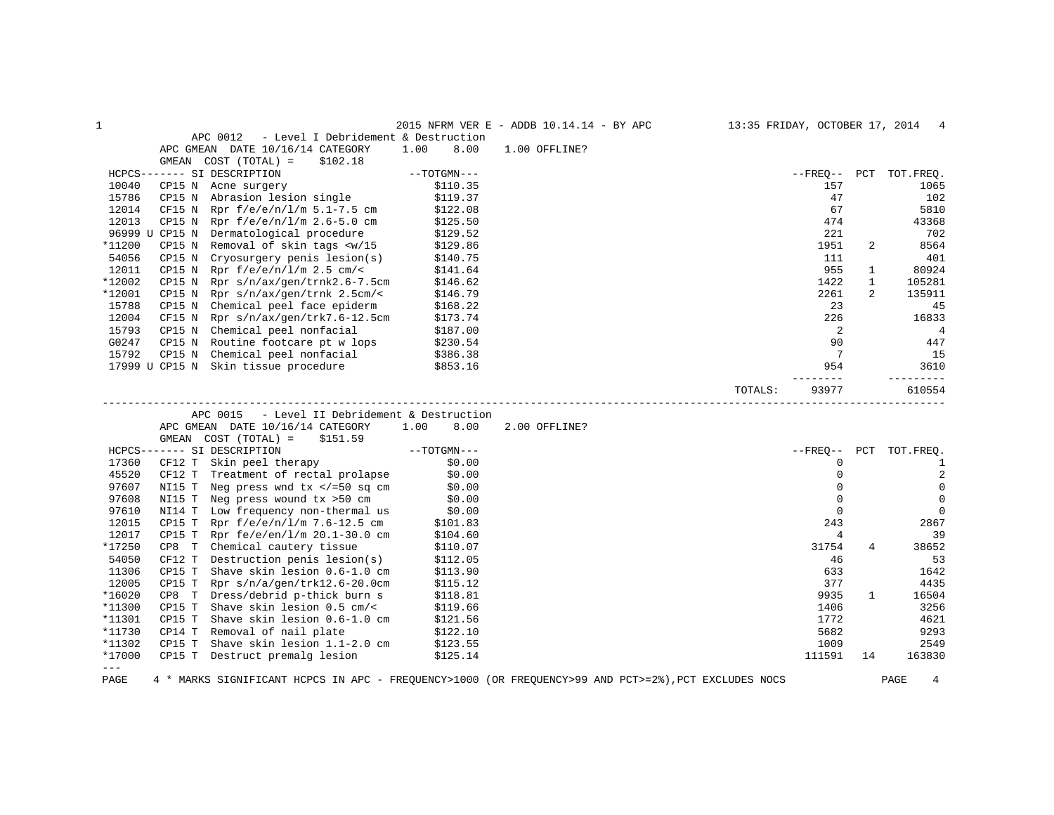APC 0012 - Level I Debridement & Destruction

APC GMEAN DATE 10/16/14 CATEGORY 1.00 8.00 1.00 OFFLINE?

GMEAN COST (TOTAL) = $102.18

| HCPCS | SI | DESCRIPTION | TOTGMN | FREQ | PCT | TOT.FREQ. |
|---|---|---|---|---|---|---|
| 10040 | CP15 N | Acne surgery | $110.35 | 157 | | 1065 |
| 15786 | CP15 N | Abrasion lesion single | $119.37 | 47 | | 102 |
| 12014 | CF15 N | Rpr f/e/e/n/l/m 5.1-7.5 cm | $122.08 | 67 | | 5810 |
| 12013 | CP15 N | Rpr f/e/e/n/l/m 2.6-5.0 cm | $125.50 | 474 | | 43368 |
| 96999 U | CP15 N | Dermatological procedure | $129.52 | 221 | | 702 |
| *11200 | CP15 N | Removal of skin tags <w/15 | $129.86 | 1951 | 2 | 8564 |
| 54056 | CP15 N | Cryosurgery penis lesion(s) | $140.75 | 111 | | 401 |
| 12011 | CP15 N | Rpr f/e/e/n/l/m 2.5 cm/< | $141.64 | 955 | 1 | 80924 |
| *12002 | CP15 N | Rpr s/n/ax/gen/trnk2.6-7.5cm | $146.62 | 1422 | 1 | 105281 |
| *12001 | CP15 N | Rpr s/n/ax/gen/trnk 2.5cm/< | $146.79 | 2261 | 2 | 135911 |
| 15788 | CP15 N | Chemical peel face epiderm | $168.22 | 23 | | 45 |
| 12004 | CF15 N | Rpr s/n/ax/gen/trk7.6-12.5cm | $173.74 | 226 | | 16833 |
| 15793 | CP15 N | Chemical peel nonfacial | $187.00 | 2 | | 4 |
| G0247 | CP15 N | Routine footcare pt w lops | $230.54 | 90 | | 447 |
| 15792 | CP15 N | Chemical peel nonfacial | $386.38 | 7 | | 15 |
| 17999 U | CP15 N | Skin tissue procedure | $853.16 | 954 | | 3610 |
| | | | TOTALS: | 93977 | | 610554 |

APC 0015 - Level II Debridement & Destruction

APC GMEAN DATE 10/16/14 CATEGORY 1.00 8.00 2.00 OFFLINE?

GMEAN COST (TOTAL) = $151.59

| HCPCS | SI | DESCRIPTION | TOTGMN | FREQ | PCT | TOT.FREQ. |
|---|---|---|---|---|---|---|
| 17360 | CF12 T | Skin peel therapy | $0.00 | 0 | | 1 |
| 45520 | CF12 T | Treatment of rectal prolapse | $0.00 | 0 | | 2 |
| 97607 | NI15 T | Neg press wnd tx </=50 sq cm | $0.00 | 0 | | 0 |
| 97608 | NI15 T | Neg press wound tx >50 cm | $0.00 | 0 | | 0 |
| 97610 | NI14 T | Low frequency non-thermal us | $0.00 | 0 | | 0 |
| 12015 | CP15 T | Rpr f/e/e/n/l/m 7.6-12.5 cm | $101.83 | 243 | | 2867 |
| 12017 | CP15 T | Rpr fe/e/en/l/m 20.1-30.0 cm | $104.60 | 4 | | 39 |
| *17250 | CP8 T | Chemical cautery tissue | $110.07 | 31754 | 4 | 38652 |
| 54050 | CF12 T | Destruction penis lesion(s) | $112.05 | 46 | | 53 |
| 11306 | CP15 T | Shave skin lesion 0.6-1.0 cm | $113.90 | 633 | | 1642 |
| 12005 | CP15 T | Rpr s/n/a/gen/trk12.6-20.0cm | $115.12 | 377 | | 4435 |
| *16020 | CP8 T | Dress/debrid p-thick burn s | $118.81 | 9935 | 1 | 16504 |
| *11300 | CP15 T | Shave skin lesion 0.5 cm/< | $119.66 | 1406 | | 3256 |
| *11301 | CP15 T | Shave skin lesion 0.6-1.0 cm | $121.56 | 1772 | | 4621 |
| *11730 | CP14 T | Removal of nail plate | $122.10 | 5682 | | 9293 |
| *11302 | CP15 T | Shave skin lesion 1.1-2.0 cm | $123.55 | 1009 | | 2549 |
| *17000 | CP15 T | Destruct premalg lesion | $125.14 | 111591 | 14 | 163830 |

\* MARKS SIGNIFICANT HCPCS IN APC - FREQUENCY>1000 (OR FREQUENCY>99 AND PCT>=2%),PCT EXCLUDES NOCS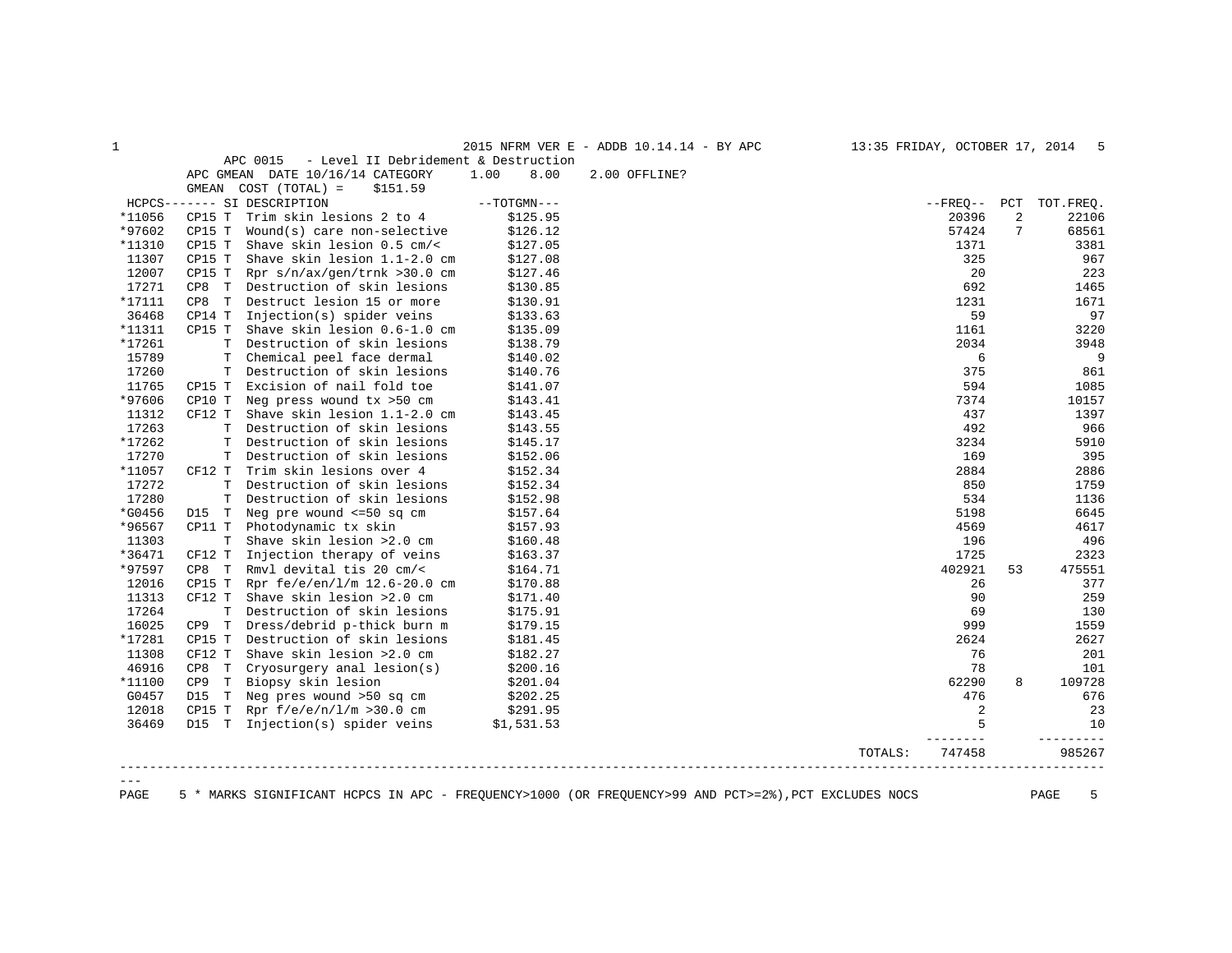2015 NFRM VER E - ADDB 10.14.14 - BY APC

APC 0015 - Level II Debridement & Destruction

APC GMEAN DATE 10/16/14 CATEGORY 1.00 8.00 2.00 OFFLINE?

GMEAN COST (TOTAL) = $151.59

| HCPCS | SI | DESCRIPTION | TOTGMN | FREQ | PCT | TOT.FREQ. |
|---|---|---|---|---|---|---|
| *11056 | CP15 T | Trim skin lesions 2 to 4 | $125.95 | 20396 | 2 | 22106 |
| *97602 | CP15 T | Wound(s) care non-selective | $126.12 | 57424 | 7 | 68561 |
| *11310 | CP15 T | Shave skin lesion 0.5 cm/< | $127.05 | 1371 | | 3381 |
| 11307 | CP15 T | Shave skin lesion 1.1-2.0 cm | $127.08 | 325 | | 967 |
| 12007 | CP15 T | Rpr s/n/ax/gen/trnk >30.0 cm | $127.46 | 20 | | 223 |
| 17271 | CP8 T | Destruction of skin lesions | $130.85 | 692 | | 1465 |
| *17111 | CP8 T | Destruct lesion 15 or more | $130.91 | 1231 | | 1671 |
| 36468 | CP14 T | Injection(s) spider veins | $133.63 | 59 | | 97 |
| *11311 | CP15 T | Shave skin lesion 0.6-1.0 cm | $135.09 | 1161 | | 3220 |
| *17261 | T | Destruction of skin lesions | $138.79 | 2034 | | 3948 |
| 15789 | T | Chemical peel face dermal | $140.02 | 6 | | 9 |
| 17260 | T | Destruction of skin lesions | $140.76 | 375 | | 861 |
| 11765 | CP15 T | Excision of nail fold toe | $141.07 | 594 | | 1085 |
| *97606 | CP10 T | Neg press wound tx >50 cm | $143.41 | 7374 | | 10157 |
| 11312 | CF12 T | Shave skin lesion 1.1-2.0 cm | $143.45 | 437 | | 1397 |
| 17263 | T | Destruction of skin lesions | $143.55 | 492 | | 966 |
| *17262 | T | Destruction of skin lesions | $145.17 | 3234 | | 5910 |
| 17270 | T | Destruction of skin lesions | $152.06 | 169 | | 395 |
| *11057 | CF12 T | Trim skin lesions over 4 | $152.34 | 2884 | | 2886 |
| 17272 | T | Destruction of skin lesions | $152.34 | 850 | | 1759 |
| 17280 | T | Destruction of skin lesions | $152.98 | 534 | | 1136 |
| *G0456 | D15 T | Neg pre wound <=50 sq cm | $157.64 | 5198 | | 6645 |
| *96567 | CP11 T | Photodynamic tx skin | $157.93 | 4569 | | 4617 |
| 11303 | T | Shave skin lesion >2.0 cm | $160.48 | 196 | | 496 |
| *36471 | CF12 T | Injection therapy of veins | $163.37 | 1725 | | 2323 |
| *97597 | CP8 T | Rmvl devital tis 20 cm/< | $164.71 | 402921 | 53 | 475551 |
| 12016 | CP15 T | Rpr fe/e/en/l/m 12.6-20.0 cm | $170.88 | 26 | | 377 |
| 11313 | CF12 T | Shave skin lesion >2.0 cm | $171.40 | 90 | | 259 |
| 17264 | T | Destruction of skin lesions | $175.91 | 69 | | 130 |
| 16025 | CP9 T | Dress/debrid p-thick burn m | $179.15 | 999 | | 1559 |
| *17281 | CP15 T | Destruction of skin lesions | $181.45 | 2624 | | 2627 |
| 11308 | CF12 T | Shave skin lesion >2.0 cm | $182.27 | 76 | | 201 |
| 46916 | CP8 T | Cryosurgery anal lesion(s) | $200.16 | 78 | | 101 |
| *11100 | CP9 T | Biopsy skin lesion | $201.04 | 62290 | 8 | 109728 |
| G0457 | D15 T | Neg pres wound >50 sq cm | $202.25 | 476 | | 676 |
| 12018 | CP15 T | Rpr f/e/e/n/l/m >30.0 cm | $291.95 | 2 | | 23 |
| 36469 | D15 T | Injection(s) spider veins | $1,531.53 | 5 | | 10 |
| | | | TOTALS: | 747458 | | 985267 |

\* MARKS SIGNIFICANT HCPCS IN APC - FREQUENCY>1000 (OR FREQUENCY>99 AND PCT>=2%),PCT EXCLUDES NOCS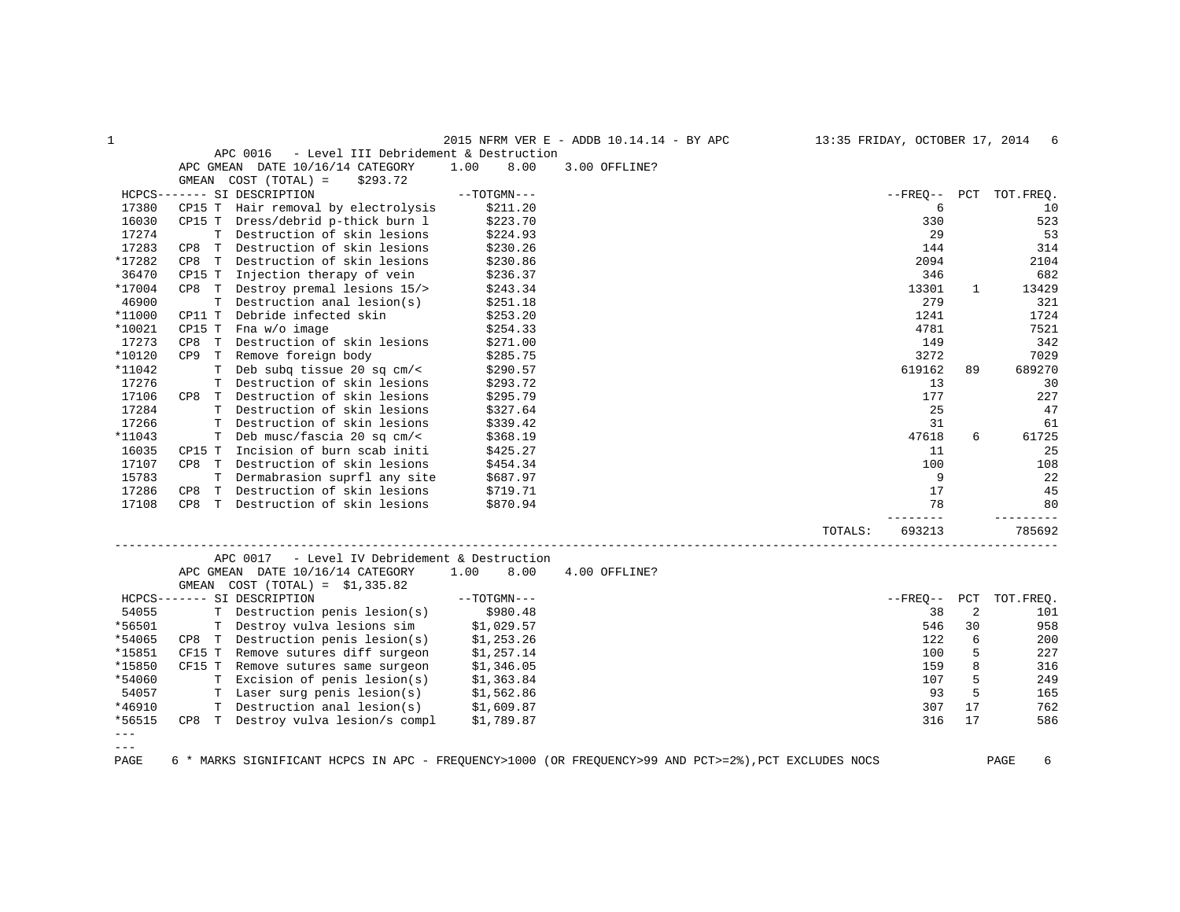## APC 0016 - Level III Debridement & Destruction

APC GMEAN DATE 10/16/14 CATEGORY 1.00 8.00 3.00 OFFLINE?

GMEAN COST (TOTAL) = $293.72

| HCPCS | SI | DESCRIPTION | TOTGMN | FREQ | PCT | TOT.FREQ. |
|---|---|---|---|---|---|---|
| 17380 | CP15 T | Hair removal by electrolysis | $211.20 | 6 | | 10 |
| 16030 | CP15 T | Dress/debrid p-thick burn l | $223.70 | 330 | | 523 |
| 17274 | T | Destruction of skin lesions | $224.93 | 29 | | 53 |
| 17283 | CP8 T | Destruction of skin lesions | $230.26 | 144 | | 314 |
| *17282 | CP8 T | Destruction of skin lesions | $230.86 | 2094 | | 2104 |
| 36470 | CP15 T | Injection therapy of vein | $236.37 | 346 | | 682 |
| *17004 | CP8 T | Destroy premal lesions 15/> | $243.34 | 13301 | 1 | 13429 |
| 46900 | T | Destruction anal lesion(s) | $251.18 | 279 | | 321 |
| *11000 | CP11 T | Debride infected skin | $253.20 | 1241 | | 1724 |
| *10021 | CP15 T | Fna w/o image | $254.33 | 4781 | | 7521 |
| 17273 | CP8 T | Destruction of skin lesions | $271.00 | 149 | | 342 |
| *10120 | CP9 T | Remove foreign body | $285.75 | 3272 | | 7029 |
| *11042 | T | Deb subq tissue 20 sq cm/< | $290.57 | 619162 | 89 | 689270 |
| 17276 | T | Destruction of skin lesions | $293.72 | 13 | | 30 |
| 17106 | CP8 T | Destruction of skin lesions | $295.79 | 177 | | 227 |
| 17284 | T | Destruction of skin lesions | $327.64 | 25 | | 47 |
| 17266 | T | Destruction of skin lesions | $339.42 | 31 | | 61 |
| *11043 | T | Deb musc/fascia 20 sq cm/< | $368.19 | 47618 | 6 | 61725 |
| 16035 | CP15 T | Incision of burn scab initi | $425.27 | 11 | | 25 |
| 17107 | CP8 T | Destruction of skin lesions | $454.34 | 100 | | 108 |
| 15783 | T | Dermabrasion suprfl any site | $687.97 | 9 | | 22 |
| 17286 | CP8 T | Destruction of skin lesions | $719.71 | 17 | | 45 |
| 17108 | CP8 T | Destruction of skin lesions | $870.94 | 78 | | 80 |
| | | | TOTALS: | 693213 | | 785692 |

## APC 0017 - Level IV Debridement & Destruction

APC GMEAN DATE 10/16/14 CATEGORY 1.00 8.00 4.00 OFFLINE?

GMEAN COST (TOTAL) = $1,335.82

| HCPCS | SI | DESCRIPTION | TOTGMN | FREQ | PCT | TOT.FREQ. |
|---|---|---|---|---|---|---|
| 54055 | T | Destruction penis lesion(s) | $980.48 | 38 | 2 | 101 |
| *56501 | T | Destroy vulva lesions sim | $1,029.57 | 546 | 30 | 958 |
| *54065 | CP8 T | Destruction penis lesion(s) | $1,253.26 | 122 | 6 | 200 |
| *15851 | CF15 T | Remove sutures diff surgeon | $1,257.14 | 100 | 5 | 227 |
| *15850 | CF15 T | Remove sutures same surgeon | $1,346.05 | 159 | 8 | 316 |
| *54060 | T | Excision of penis lesion(s) | $1,363.84 | 107 | 5 | 249 |
| 54057 | T | Laser surg penis lesion(s) | $1,562.86 | 93 | 5 | 165 |
| *46910 | T | Destruction anal lesion(s) | $1,609.87 | 307 | 17 | 762 |
| *56515 | CP8 T | Destroy vulva lesion/s compl | $1,789.87 | 316 | 17 | 586 |

\* MARKS SIGNIFICANT HCPCS IN APC - FREQUENCY>1000 (OR FREQUENCY>99 AND PCT>=2%),PCT EXCLUDES NOCS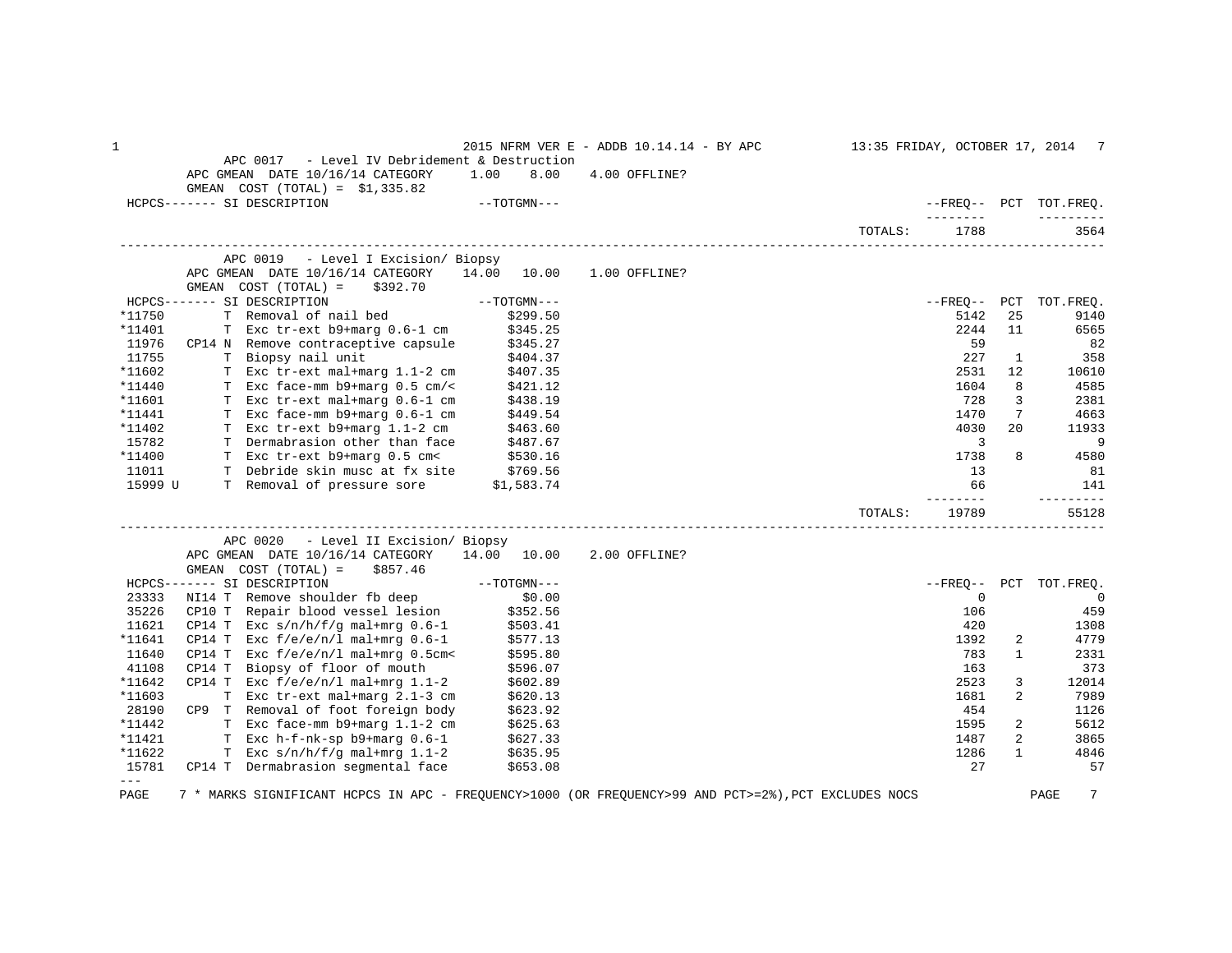## APC 0017 - Level IV Debridement & Destruction

APC GMEAN DATE 10/16/14 CATEGORY 1.00 8.00 4.00 OFFLINE?

GMEAN COST (TOTAL) = $1,335.82

| HCPCS | SI | DESCRIPTION | TOTGMN | FREQ | PCT | TOT.FREQ. |
|---|---|---|---|---|---|---|
| | | | TOTALS: | 1788 | | 3564 |

## APC 0019 - Level I Excision/ Biopsy

APC GMEAN DATE 10/16/14 CATEGORY 14.00 10.00 1.00 OFFLINE?

GMEAN COST (TOTAL) = $392.70

| HCPCS | SI | DESCRIPTION | TOTGMN | FREQ | PCT | TOT.FREQ. |
|---|---|---|---|---|---|---|
| *11750 | T | Removal of nail bed | $299.50 | 5142 | 25 | 9140 |
| *11401 | T | Exc tr-ext b9+marg 0.6-1 cm | $345.25 | 2244 | 11 | 6565 |
| 11976 | CP14 N | Remove contraceptive capsule | $345.27 | 59 | | 82 |
| 11755 | T | Biopsy nail unit | $404.37 | 227 | 1 | 358 |
| *11602 | T | Exc tr-ext mal+marg 1.1-2 cm | $407.35 | 2531 | 12 | 10610 |
| *11440 | T | Exc face-mm b9+marg 0.5 cm/< | $421.12 | 1604 | 8 | 4585 |
| *11601 | T | Exc tr-ext mal+marg 0.6-1 cm | $438.19 | 728 | 3 | 2381 |
| *11441 | T | Exc face-mm b9+marg 0.6-1 cm | $449.54 | 1470 | 7 | 4663 |
| *11402 | T | Exc tr-ext b9+marg 1.1-2 cm | $463.60 | 4030 | 20 | 11933 |
| 15782 | T | Dermabrasion other than face | $487.67 | 3 | | 9 |
| *11400 | T | Exc tr-ext b9+marg 0.5 cm< | $530.16 | 1738 | 8 | 4580 |
| 11011 | T | Debride skin musc at fx site | $769.56 | 13 | | 81 |
| 15999 U | T | Removal of pressure sore | $1,583.74 | 66 | | 141 |
| | | | TOTALS: | 19789 | | 55128 |

## APC 0020 - Level II Excision/ Biopsy

APC GMEAN DATE 10/16/14 CATEGORY 14.00 10.00 2.00 OFFLINE?

GMEAN COST (TOTAL) = $857.46

| HCPCS | SI | DESCRIPTION | TOTGMN | FREQ | PCT | TOT.FREQ. |
|---|---|---|---|---|---|---|
| 23333 | NI14 T | Remove shoulder fb deep | $0.00 | 0 | | 0 |
| 35226 | CP10 T | Repair blood vessel lesion | $352.56 | 106 | | 459 |
| 11621 | CP14 T | Exc s/n/h/f/g mal+mrg 0.6-1 | $503.41 | 420 | | 1308 |
| *11641 | CP14 T | Exc f/e/e/n/l mal+mrg 0.6-1 | $577.13 | 1392 | 2 | 4779 |
| 11640 | CP14 T | Exc f/e/e/n/l mal+mrg 0.5cm< | $595.80 | 783 | 1 | 2331 |
| 41108 | CP14 T | Biopsy of floor of mouth | $596.07 | 163 | | 373 |
| *11642 | CP14 T | Exc f/e/e/n/l mal+mrg 1.1-2 | $602.89 | 2523 | 3 | 12014 |
| *11603 | T | Exc tr-ext mal+marg 2.1-3 cm | $620.13 | 1681 | 2 | 7989 |
| 28190 | CP9 T | Removal of foot foreign body | $623.92 | 454 | | 1126 |
| *11442 | T | Exc face-mm b9+marg 1.1-2 cm | $625.63 | 1595 | 2 | 5612 |
| *11421 | T | Exc h-f-nk-sp b9+marg 0.6-1 | $627.33 | 1487 | 2 | 3865 |
| *11622 | T | Exc s/n/h/f/g mal+mrg 1.1-2 | $635.95 | 1286 | 1 | 4846 |
| 15781 | CP14 T | Dermabrasion segmental face | $653.08 | 27 | | 57 |

---

7 * MARKS SIGNIFICANT HCPCS IN APC - FREQUENCY>1000 (OR FREQUENCY>99 AND PCT>=2%),PCT EXCLUDES NOCS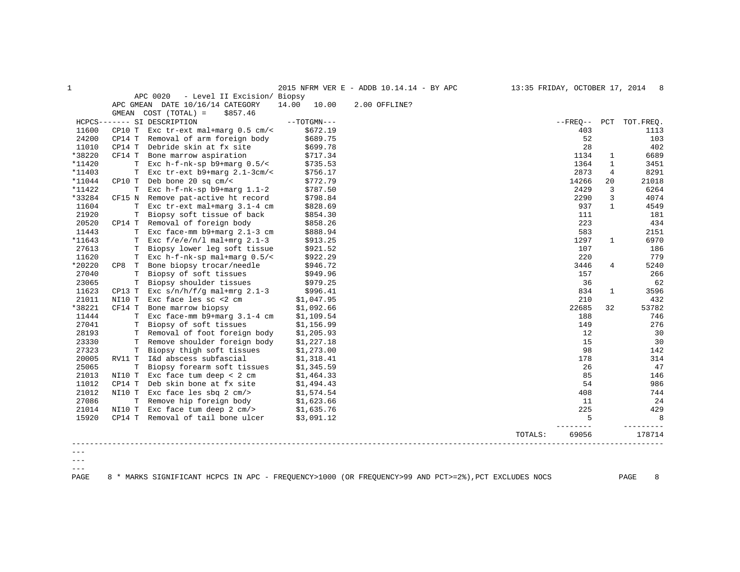APC 0020 - Level II Excision/ Biopsy

APC GMEAN DATE 10/16/14 CATEGORY 14.00 10.00 2.00 OFFLINE?

GMEAN COST (TOTAL) = $857.46

| HCPCS------- | SI | DESCRIPTION | --TOTGMN--- | --FREQ-- | PCT | TOT.FREQ. |
|---|---|---|---|---|---|---|
| 11600 | CP10 T | Exc tr-ext mal+marg 0.5 cm/< | $672.19 | 403 | | 1113 |
| 24200 | CP14 T | Removal of arm foreign body | $689.75 | 52 | | 103 |
| 11010 | CP14 T | Debride skin at fx site | $699.78 | 28 | | 402 |
| *38220 | CF14 T | Bone marrow aspiration | $717.34 | 1134 | 1 | 6689 |
| *11420 | T | Exc h-f-nk-sp b9+marg 0.5/< | $735.53 | 1364 | 1 | 3451 |
| *11403 | T | Exc tr-ext b9+marg 2.1-3cm/< | $756.17 | 2873 | 4 | 8291 |
| *11044 | CP10 T | Deb bone 20 sq cm/< | $772.79 | 14266 | 20 | 21018 |
| *11422 | T | Exc h-f-nk-sp b9+marg 1.1-2 | $787.50 | 2429 | 3 | 6264 |
| *33284 | CF15 N | Remove pat-active ht record | $798.84 | 2290 | 3 | 4074 |
| 11604 | T | Exc tr-ext mal+marg 3.1-4 cm | $828.69 | 937 | 1 | 4549 |
| 21920 | T | Biopsy soft tissue of back | $854.30 | 111 | | 181 |
| 20520 | CP14 T | Removal of foreign body | $858.26 | 223 | | 434 |
| 11443 | T | Exc face-mm b9+marg 2.1-3 cm | $888.94 | 583 | | 2151 |
| *11643 | T | Exc f/e/e/n/l mal+mrg 2.1-3 | $913.25 | 1297 | 1 | 6970 |
| 27613 | T | Biopsy lower leg soft tissue | $921.52 | 107 | | 186 |
| 11620 | T | Exc h-f-nk-sp mal+marg 0.5/< | $922.29 | 220 | | 779 |
| *20220 | CP8 T | Bone biopsy trocar/needle | $946.72 | 3446 | 4 | 5240 |
| 27040 | T | Biopsy of soft tissues | $949.96 | 157 | | 266 |
| 23065 | T | Biopsy shoulder tissues | $979.25 | 36 | | 62 |
| 11623 | CP13 T | Exc s/n/h/f/g mal+mrg 2.1-3 | $996.41 | 834 | 1 | 3596 |
| 21011 | NI10 T | Exc face les sc <2 cm | $1,047.95 | 210 | | 432 |
| *38221 | CF14 T | Bone marrow biopsy | $1,092.66 | 22685 | 32 | 53782 |
| 11444 | T | Exc face-mm b9+marg 3.1-4 cm | $1,109.54 | 188 | | 746 |
| 27041 | T | Biopsy of soft tissues | $1,156.99 | 149 | | 276 |
| 28193 | T | Removal of foot foreign body | $1,205.93 | 12 | | 30 |
| 23330 | T | Remove shoulder foreign body | $1,227.18 | 15 | | 30 |
| 27323 | T | Biopsy thigh soft tissues | $1,273.00 | 98 | | 142 |
| 20005 | RV11 T | I&d abscess subfascial | $1,318.41 | 178 | | 314 |
| 25065 | T | Biopsy forearm soft tissues | $1,345.59 | 26 | | 47 |
| 21013 | NI10 T | Exc face tum deep < 2 cm | $1,464.33 | 85 | | 146 |
| 11012 | CP14 T | Deb skin bone at fx site | $1,494.43 | 54 | | 986 |
| 21012 | NI10 T | Exc face les sbq 2 cm/> | $1,574.54 | 408 | | 744 |
| 27086 | T | Remove hip foreign body | $1,623.66 | 11 | | 24 |
| 21014 | NI10 T | Exc face tum deep 2 cm/> | $1,635.76 | 225 | | 429 |
| 15920 | CP14 T | Removal of tail bone ulcer | $3,091.12 | 5 | | 8 |
| | | | TOTALS: | 69056 | | 178714 |

* MARKS SIGNIFICANT HCPCS IN APC - FREQUENCY>1000 (OR FREQUENCY>99 AND PCT>=2%),PCT EXCLUDES NOCS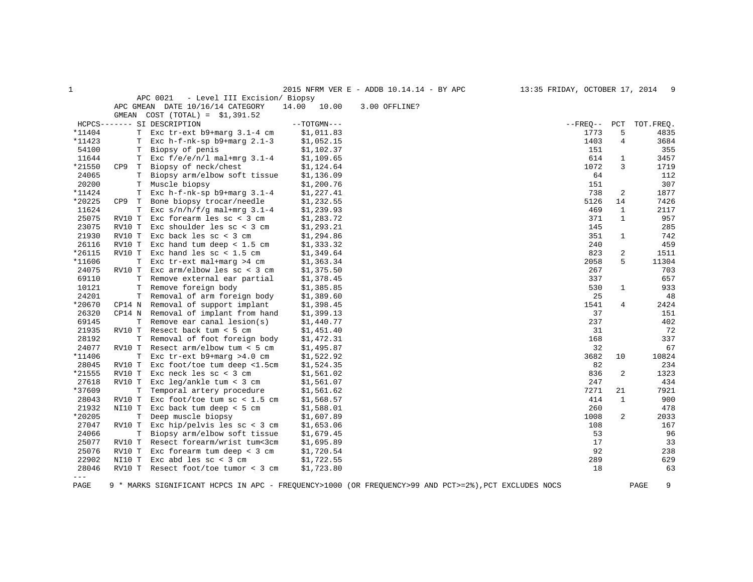2015 NFRM VER E - ADDB 10.14.14 - BY APC    13:35 FRIDAY, OCTOBER 17, 2014

APC 0021 - Level III Excision/ Biopsy

APC GMEAN DATE 10/16/14 CATEGORY 14.00 10.00 3.00 OFFLINE?

GMEAN COST (TOTAL) = $1,391.52

| HCPCS | | SI | DESCRIPTION | TOTGMN | FREQ | PCT | TOT.FREQ. |
|---|---|---|---|---|---|---|---|
| *11404 | | T | Exc tr-ext b9+marg 3.1-4 cm | $1,011.83 | 1773 | 5 | 4835 |
| *11423 | | T | Exc h-f-nk-sp b9+marg 2.1-3 | $1,052.15 | 1403 | 4 | 3684 |
| 54100 | | T | Biopsy of penis | $1,102.37 | 151 | | 355 |
| 11644 | | T | Exc f/e/e/n/l mal+mrg 3.1-4 | $1,109.65 | 614 | 1 | 3457 |
| *21550 | CP9 | T | Biopsy of neck/chest | $1,124.64 | 1072 | 3 | 1719 |
| 24065 | | T | Biopsy arm/elbow soft tissue | $1,136.09 | 64 | | 112 |
| 20200 | | T | Muscle biopsy | $1,200.76 | 151 | | 307 |
| *11424 | | T | Exc h-f-nk-sp b9+marg 3.1-4 | $1,227.41 | 738 | 2 | 1877 |
| *20225 | CP9 | T | Bone biopsy trocar/needle | $1,232.55 | 5126 | 14 | 7426 |
| 11624 | | T | Exc s/n/h/f/g mal+mrg 3.1-4 | $1,239.93 | 469 | 1 | 2117 |
| 25075 | RV10 | T | Exc forearm les sc < 3 cm | $1,283.72 | 371 | 1 | 957 |
| 23075 | RV10 | T | Exc shoulder les sc < 3 cm | $1,293.21 | 145 | | 285 |
| 21930 | RV10 | T | Exc back les sc < 3 cm | $1,294.86 | 351 | 1 | 742 |
| 26116 | RV10 | T | Exc hand tum deep < 1.5 cm | $1,333.32 | 240 | | 459 |
| *26115 | RV10 | T | Exc hand les sc < 1.5 cm | $1,349.64 | 823 | 2 | 1511 |
| *11606 | | T | Exc tr-ext mal+marg >4 cm | $1,363.34 | 2058 | 5 | 11304 |
| 24075 | RV10 | T | Exc arm/elbow les sc < 3 cm | $1,375.50 | 267 | | 703 |
| 69110 | | T | Remove external ear partial | $1,378.45 | 337 | | 657 |
| 10121 | | T | Remove foreign body | $1,385.85 | 530 | 1 | 933 |
| 24201 | | T | Removal of arm foreign body | $1,389.60 | 25 | | 48 |
| *20670 | CP14 | N | Removal of support implant | $1,398.45 | 1541 | 4 | 2424 |
| 26320 | CP14 | N | Removal of implant from hand | $1,399.13 | 37 | | 151 |
| 69145 | | T | Remove ear canal lesion(s) | $1,440.77 | 237 | | 402 |
| 21935 | RV10 | T | Resect back tum < 5 cm | $1,451.40 | 31 | | 72 |
| 28192 | | T | Removal of foot foreign body | $1,472.31 | 168 | | 337 |
| 24077 | RV10 | T | Resect arm/elbow tum < 5 cm | $1,495.87 | 32 | | 67 |
| *11406 | | T | Exc tr-ext b9+marg >4.0 cm | $1,522.92 | 3682 | 10 | 10824 |
| 28045 | RV10 | T | Exc foot/toe tum deep <1.5cm | $1,524.35 | 82 | | 234 |
| *21555 | RV10 | T | Exc neck les sc < 3 cm | $1,561.02 | 836 | 2 | 1323 |
| 27618 | RV10 | T | Exc leg/ankle tum < 3 cm | $1,561.07 | 247 | | 434 |
| *37609 | | T | Temporal artery procedure | $1,561.62 | 7271 | 21 | 7921 |
| 28043 | RV10 | T | Exc foot/toe tum sc < 1.5 cm | $1,568.57 | 414 | 1 | 900 |
| 21932 | NI10 | T | Exc back tum deep < 5 cm | $1,588.01 | 260 | | 478 |
| *20205 | | T | Deep muscle biopsy | $1,607.89 | 1008 | 2 | 2033 |
| 27047 | RV10 | T | Exc hip/pelvis les sc < 3 cm | $1,653.06 | 108 | | 167 |
| 24066 | | T | Biopsy arm/elbow soft tissue | $1,679.45 | 53 | | 96 |
| 25077 | RV10 | T | Resect forearm/wrist tum<3cm | $1,695.89 | 17 | | 33 |
| 25076 | RV10 | T | Exc forearm tum deep < 3 cm | $1,720.54 | 92 | | 238 |
| 22902 | NI10 | T | Exc abd les sc < 3 cm | $1,722.55 | 289 | | 629 |
| 28046 | RV10 | T | Resect foot/toe tumor < 3 cm | $1,723.80 | 18 | | 63 |

---

\* MARKS SIGNIFICANT HCPCS IN APC - FREQUENCY>1000 (OR FREQUENCY>99 AND PCT>=2%),PCT EXCLUDES NOCS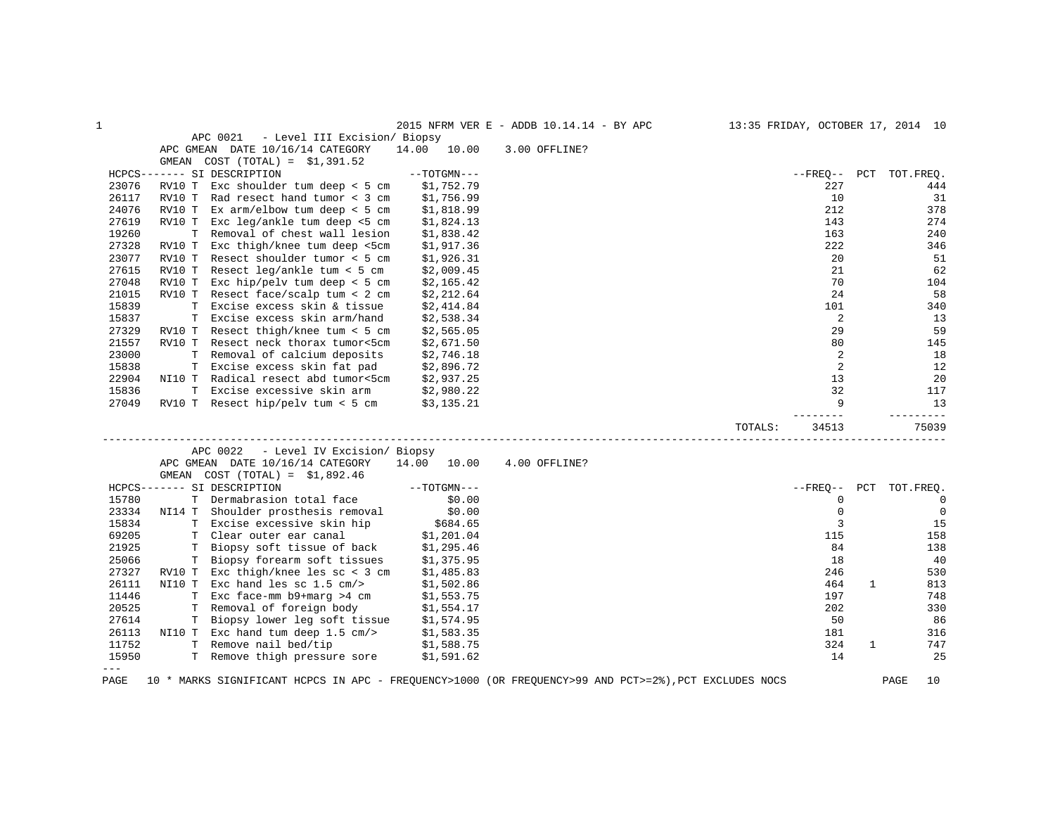## APC 0021 - Level III Excision/ Biopsy

APC GMEAN DATE 10/16/14 CATEGORY 14.00 10.00 3.00 OFFLINE?

GMEAN COST (TOTAL) = $1,391.52

| HCPCS | SI | DESCRIPTION | TOTGMN | FREQ | PCT | TOT.FREQ. |
|---|---|---|---|---|---|---|
| 23076 | RV10 T | Exc shoulder tum deep < 5 cm | $1,752.79 | 227 | | 444 |
| 26117 | RV10 T | Rad resect hand tumor < 3 cm | $1,756.99 | 10 | | 31 |
| 24076 | RV10 T | Ex arm/elbow tum deep < 5 cm | $1,818.99 | 212 | | 378 |
| 27619 | RV10 T | Exc leg/ankle tum deep <5 cm | $1,824.13 | 143 | | 274 |
| 19260 | T | Removal of chest wall lesion | $1,838.42 | 163 | | 240 |
| 27328 | RV10 T | Exc thigh/knee tum deep <5cm | $1,917.36 | 222 | | 346 |
| 23077 | RV10 T | Resect shoulder tumor < 5 cm | $1,926.31 | 20 | | 51 |
| 27615 | RV10 T | Resect leg/ankle tum < 5 cm | $2,009.45 | 21 | | 62 |
| 27048 | RV10 T | Exc hip/pelv tum deep < 5 cm | $2,165.42 | 70 | | 104 |
| 21015 | RV10 T | Resect face/scalp tum < 2 cm | $2,212.64 | 24 | | 58 |
| 15839 | T | Excise excess skin & tissue | $2,414.84 | 101 | | 340 |
| 15837 | T | Excise excess skin arm/hand | $2,538.34 | 2 | | 13 |
| 27329 | RV10 T | Resect thigh/knee tum < 5 cm | $2,565.05 | 29 | | 59 |
| 21557 | RV10 T | Resect neck thorax tumor<5cm | $2,671.50 | 80 | | 145 |
| 23000 | T | Removal of calcium deposits | $2,746.18 | 2 | | 18 |
| 15838 | T | Excise excess skin fat pad | $2,896.72 | 2 | | 12 |
| 22904 | NI10 T | Radical resect abd tumor<5cm | $2,937.25 | 13 | | 20 |
| 15836 | T | Excise excessive skin arm | $2,980.22 | 32 | | 117 |
| 27049 | RV10 T | Resect hip/pelv tum < 5 cm | $3,135.21 | 9 | | 13 |
| | | | TOTALS: | 34513 | | 75039 |

## APC 0022 - Level IV Excision/ Biopsy

APC GMEAN DATE 10/16/14 CATEGORY 14.00 10.00 4.00 OFFLINE?

GMEAN COST (TOTAL) = $1,892.46

| HCPCS | SI | DESCRIPTION | TOTGMN | FREQ | PCT | TOT.FREQ. |
|---|---|---|---|---|---|---|
| 15780 | T | Dermabrasion total face | $0.00 | 0 | | 0 |
| 23334 | NI14 T | Shoulder prosthesis removal | $0.00 | 0 | | 0 |
| 15834 | T | Excise excessive skin hip | $684.65 | 3 | | 15 |
| 69205 | T | Clear outer ear canal | $1,201.04 | 115 | | 158 |
| 21925 | T | Biopsy soft tissue of back | $1,295.46 | 84 | | 138 |
| 25066 | T | Biopsy forearm soft tissues | $1,375.95 | 18 | | 40 |
| 27327 | RV10 T | Exc thigh/knee les sc < 3 cm | $1,485.83 | 246 | | 530 |
| 26111 | NI10 T | Exc hand les sc 1.5 cm/> | $1,502.86 | 464 | 1 | 813 |
| 11446 | T | Exc face-mm b9+marg >4 cm | $1,553.75 | 197 | | 748 |
| 20525 | T | Removal of foreign body | $1,554.17 | 202 | | 330 |
| 27614 | T | Biopsy lower leg soft tissue | $1,574.95 | 50 | | 86 |
| 26113 | NI10 T | Exc hand tum deep 1.5 cm/> | $1,583.35 | 181 | | 316 |
| 11752 | T | Remove nail bed/tip | $1,588.75 | 324 | 1 | 747 |
| 15950 | T | Remove thigh pressure sore | $1,591.62 | 14 | | 25 |

---

* MARKS SIGNIFICANT HCPCS IN APC - FREQUENCY>1000 (OR FREQUENCY>99 AND PCT>=2%),PCT EXCLUDES NOCS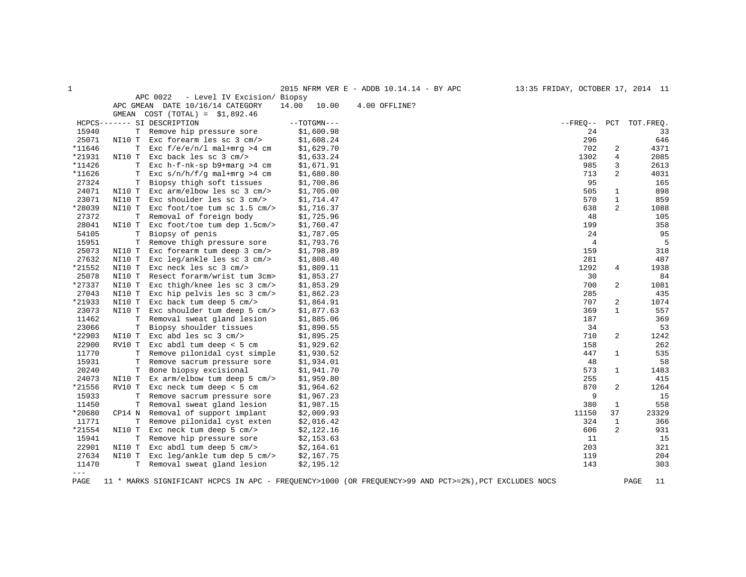APC 0022 - Level IV Excision/ Biopsy

APC GMEAN DATE 10/16/14 CATEGORY 14.00 10.00 4.00 OFFLINE?

GMEAN COST (TOTAL) = $1,892.46

| HCPCS | SI | DESCRIPTION | TOTGMN | FREQ | PCT | TOT.FREQ. |
|---|---|---|---|---|---|---|
| 15940 | T | Remove hip pressure sore | $1,600.98 | 24 | | 33 |
| 25071 | NI10 T | Exc forearm les sc 3 cm/> | $1,608.24 | 296 | | 646 |
| *11646 | T | Exc f/e/e/n/l mal+mrg >4 cm | $1,629.70 | 702 | 2 | 4371 |
| *21931 | NI10 T | Exc back les sc 3 cm/> | $1,633.24 | 1302 | 4 | 2085 |
| *11426 | T | Exc h-f-nk-sp b9+marg >4 cm | $1,671.91 | 985 | 3 | 2613 |
| *11626 | T | Exc s/n/h/f/g mal+mrg >4 cm | $1,680.80 | 713 | 2 | 4031 |
| 27324 | T | Biopsy thigh soft tissues | $1,700.86 | 95 | | 165 |
| 24071 | NI10 T | Exc arm/elbow les sc 3 cm/> | $1,705.00 | 505 | 1 | 898 |
| 23071 | NI10 T | Exc shoulder les sc 3 cm/> | $1,714.47 | 570 | 1 | 859 |
| *28039 | NI10 T | Exc foot/toe tum sc 1.5 cm/> | $1,716.37 | 638 | 2 | 1088 |
| 27372 | T | Removal of foreign body | $1,725.96 | 48 | | 105 |
| 28041 | NI10 T | Exc foot/toe tum dep 1.5cm/> | $1,760.47 | 199 | | 358 |
| 54105 | T | Biopsy of penis | $1,787.05 | 24 | | 95 |
| 15951 | T | Remove thigh pressure sore | $1,793.76 | 4 | | 5 |
| 25073 | NI10 T | Exc forearm tum deep 3 cm/> | $1,798.89 | 159 | | 318 |
| 27632 | NI10 T | Exc leg/ankle les sc 3 cm/> | $1,808.40 | 281 | | 487 |
| *21552 | NI10 T | Exc neck les sc 3 cm/> | $1,809.11 | 1292 | 4 | 1938 |
| 25078 | NI10 T | Resect forarm/wrist tum 3cm> | $1,853.27 | 30 | | 84 |
| *27337 | NI10 T | Exc thigh/knee les sc 3 cm/> | $1,853.29 | 700 | 2 | 1081 |
| 27043 | NI10 T | Exc hip pelvis les sc 3 cm/> | $1,862.23 | 285 | | 435 |
| *21933 | NI10 T | Exc back tum deep 5 cm/> | $1,864.91 | 707 | 2 | 1074 |
| 23073 | NI10 T | Exc shoulder tum deep 5 cm/> | $1,877.63 | 369 | 1 | 557 |
| 11462 | T | Removal sweat gland lesion | $1,885.06 | 187 | | 369 |
| 23066 | T | Biopsy shoulder tissues | $1,890.55 | 34 | | 53 |
| *22903 | NI10 T | Exc abd les sc 3 cm/> | $1,895.25 | 710 | 2 | 1242 |
| 22900 | RV10 T | Exc abdl tum deep < 5 cm | $1,929.62 | 158 | | 262 |
| 11770 | T | Remove pilonidal cyst simple | $1,930.52 | 447 | 1 | 535 |
| 15931 | T | Remove sacrum pressure sore | $1,934.01 | 48 | | 58 |
| 20240 | T | Bone biopsy excisional | $1,941.70 | 573 | 1 | 1483 |
| 24073 | NI10 T | Ex arm/elbow tum deep 5 cm/> | $1,959.80 | 255 | | 415 |
| *21556 | RV10 T | Exc neck tum deep < 5 cm | $1,964.62 | 870 | 2 | 1264 |
| 15933 | T | Remove sacrum pressure sore | $1,967.23 | 9 | | 15 |
| 11450 | T | Removal sweat gland lesion | $1,987.15 | 380 | 1 | 558 |
| *20680 | CP14 N | Removal of support implant | $2,009.93 | 11150 | 37 | 23329 |
| 11771 | T | Remove pilonidal cyst exten | $2,016.42 | 324 | 1 | 366 |
| *21554 | NI10 T | Exc neck tum deep 5 cm/> | $2,122.16 | 606 | 2 | 931 |
| 15941 | T | Remove hip pressure sore | $2,153.63 | 11 | | 15 |
| 22901 | NI10 T | Exc abdl tum deep 5 cm/> | $2,164.61 | 203 | | 321 |
| 27634 | NI10 T | Exc leg/ankle tum dep 5 cm/> | $2,167.75 | 119 | | 204 |
| 11470 | T | Removal sweat gland lesion | $2,195.12 | 143 | | 303 |

\* MARKS SIGNIFICANT HCPCS IN APC - FREQUENCY>1000 (OR FREQUENCY>99 AND PCT>=2%),PCT EXCLUDES NOCS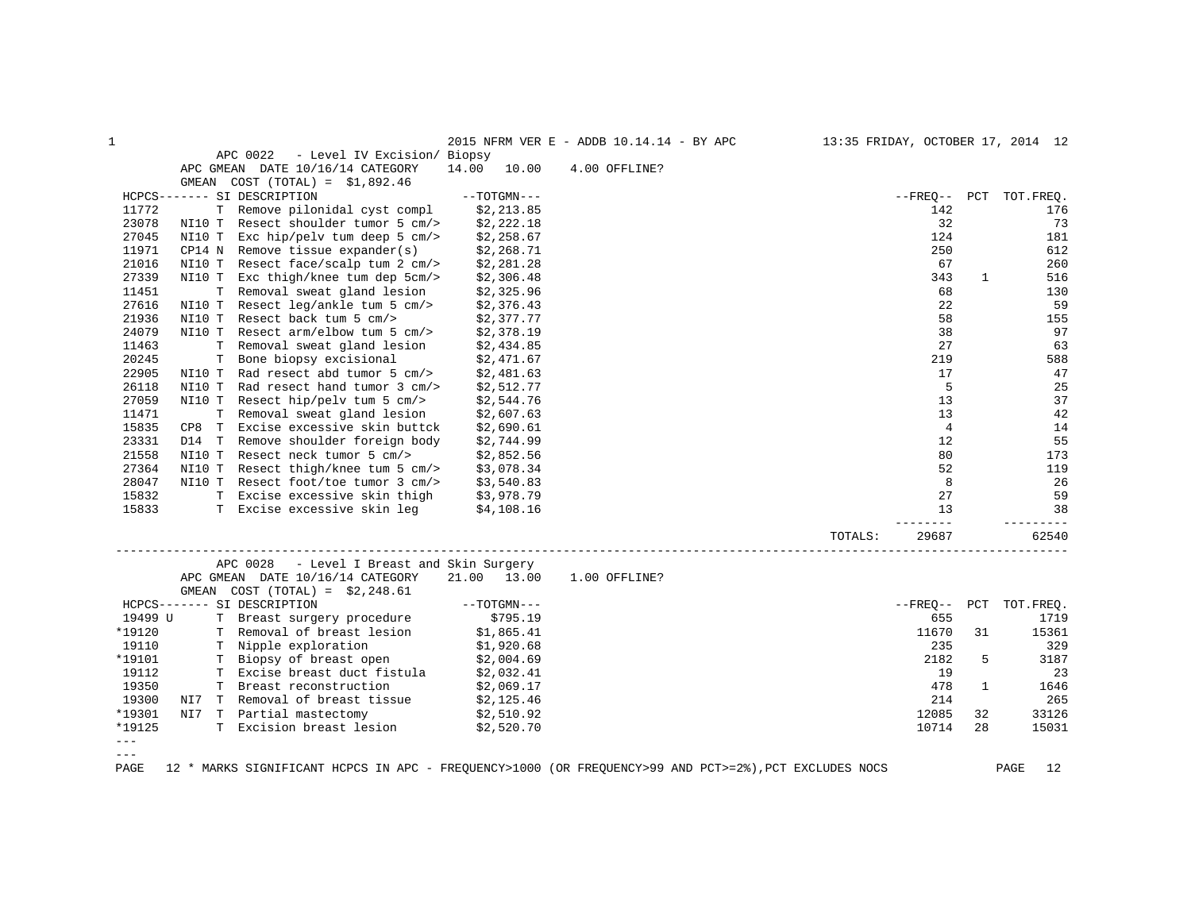## APC 0022 - Level IV Excision/ Biopsy

APC GMEAN DATE 10/16/14 CATEGORY 14.00 10.00 4.00 OFFLINE?

GMEAN COST (TOTAL) = $1,892.46

| HCPCS | | SI | DESCRIPTION | TOTGMN | FREQ | PCT | TOT.FREQ. |
|---|---|---|---|---|---|---|---|
| 11772 | | T | Remove pilonidal cyst compl | $2,213.85 | 142 | | 176 |
| 23078 | NI10 | T | Resect shoulder tumor 5 cm/> | $2,222.18 | 32 | | 73 |
| 27045 | NI10 | T | Exc hip/pelv tum deep 5 cm/> | $2,258.67 | 124 | | 181 |
| 11971 | CP14 | N | Remove tissue expander(s) | $2,268.71 | 250 | | 612 |
| 21016 | NI10 | T | Resect face/scalp tum 2 cm/> | $2,281.28 | 67 | | 260 |
| 27339 | NI10 | T | Exc thigh/knee tum dep 5cm/> | $2,306.48 | 343 | 1 | 516 |
| 11451 | | T | Removal sweat gland lesion | $2,325.96 | 68 | | 130 |
| 27616 | NI10 | T | Resect leg/ankle tum 5 cm/> | $2,376.43 | 22 | | 59 |
| 21936 | NI10 | T | Resect back tum 5 cm/> | $2,377.77 | 58 | | 155 |
| 24079 | NI10 | T | Resect arm/elbow tum 5 cm/> | $2,378.19 | 38 | | 97 |
| 11463 | | T | Removal sweat gland lesion | $2,434.85 | 27 | | 63 |
| 20245 | | T | Bone biopsy excisional | $2,471.67 | 219 | | 588 |
| 22905 | NI10 | T | Rad resect abd tumor 5 cm/> | $2,481.63 | 17 | | 47 |
| 26118 | NI10 | T | Rad resect hand tumor 3 cm/> | $2,512.77 | 5 | | 25 |
| 27059 | NI10 | T | Resect hip/pelv tum 5 cm/> | $2,544.76 | 13 | | 37 |
| 11471 | | T | Removal sweat gland lesion | $2,607.63 | 13 | | 42 |
| 15835 | CP8 | T | Excise excessive skin buttck | $2,690.61 | 4 | | 14 |
| 23331 | D14 | T | Remove shoulder foreign body | $2,744.99 | 12 | | 55 |
| 21558 | NI10 | T | Resect neck tumor 5 cm/> | $2,852.56 | 80 | | 173 |
| 27364 | NI10 | T | Resect thigh/knee tum 5 cm/> | $3,078.34 | 52 | | 119 |
| 28047 | NI10 | T | Resect foot/toe tumor 3 cm/> | $3,540.83 | 8 | | 26 |
| 15832 | | T | Excise excessive skin thigh | $3,978.79 | 27 | | 59 |
| 15833 | | T | Excise excessive skin leg | $4,108.16 | 13 | | 38 |
| | | | | TOTALS: | 29687 | | 62540 |

## APC 0028 - Level I Breast and Skin Surgery

APC GMEAN DATE 10/16/14 CATEGORY 21.00 13.00 1.00 OFFLINE?

GMEAN COST (TOTAL) = $2,248.61

| HCPCS | | SI | DESCRIPTION | TOTGMN | FREQ | PCT | TOT.FREQ. |
|---|---|---|---|---|---|---|---|
| 19499 U | | T | Breast surgery procedure | $795.19 | 655 | | 1719 |
| *19120 | | T | Removal of breast lesion | $1,865.41 | 11670 | 31 | 15361 |
| 19110 | | T | Nipple exploration | $1,920.68 | 235 | | 329 |
| *19101 | | T | Biopsy of breast open | $2,004.69 | 2182 | 5 | 3187 |
| 19112 | | T | Excise breast duct fistula | $2,032.41 | 19 | | 23 |
| 19350 | | T | Breast reconstruction | $2,069.17 | 478 | 1 | 1646 |
| 19300 | NI7 | T | Removal of breast tissue | $2,125.46 | 214 | | 265 |
| *19301 | NI7 | T | Partial mastectomy | $2,510.92 | 12085 | 32 | 33126 |
| *19125 | | T | Excision breast lesion | $2,520.70 | 10714 | 28 | 15031 |

---

* MARKS SIGNIFICANT HCPCS IN APC - FREQUENCY>1000 (OR FREQUENCY>99 AND PCT>=2%),PCT EXCLUDES NOCS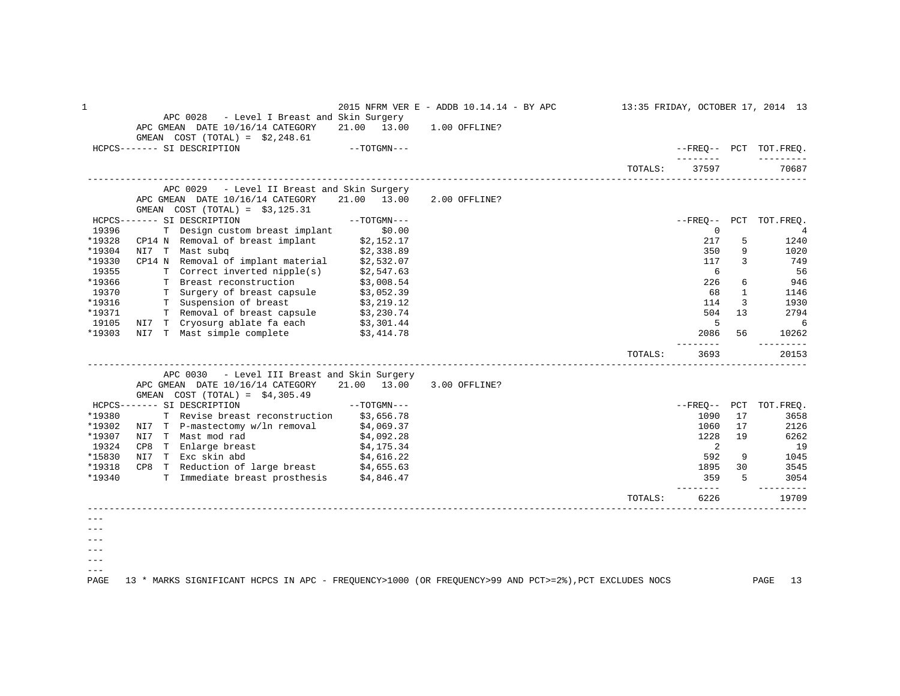## APC 0028 - Level I Breast and Skin Surgery

APC GMEAN DATE 10/16/14 CATEGORY 21.00 13.00 1.00 OFFLINE?

GMEAN COST (TOTAL) = $2,248.61

| HCPCS | | SI | DESCRIPTION | TOTGMN | FREQ | PCT | TOT.FREQ. |
|---|---|---|---|---|---|---|---|
| | | | | TOTALS: | 37597 | | 70687 |

## APC 0029 - Level II Breast and Skin Surgery

APC GMEAN DATE 10/16/14 CATEGORY 21.00 13.00 2.00 OFFLINE?

GMEAN COST (TOTAL) = $3,125.31

| HCPCS | | SI | DESCRIPTION | TOTGMN | FREQ | PCT | TOT.FREQ. |
|---|---|---|---|---|---|---|---|
| 19396 | | T | Design custom breast implant | $0.00 | 0 | | 4 |
| *19328 | CP14 | N | Removal of breast implant | $2,152.17 | 217 | 5 | 1240 |
| *19304 | NI7 | T | Mast subq | $2,338.89 | 350 | 9 | 1020 |
| *19330 | CP14 | N | Removal of implant material | $2,532.07 | 117 | 3 | 749 |
| 19355 | | T | Correct inverted nipple(s) | $2,547.63 | 6 | | 56 |
| *19366 | | T | Breast reconstruction | $3,008.54 | 226 | 6 | 946 |
| 19370 | | T | Surgery of breast capsule | $3,052.39 | 68 | 1 | 1146 |
| *19316 | | T | Suspension of breast | $3,219.12 | 114 | 3 | 1930 |
| *19371 | | T | Removal of breast capsule | $3,230.74 | 504 | 13 | 2794 |
| 19105 | NI7 | T | Cryosurg ablate fa each | $3,301.44 | 5 | | 6 |
| *19303 | NI7 | T | Mast simple complete | $3,414.78 | 2086 | 56 | 10262 |
| | | | | TOTALS: | 3693 | | 20153 |

## APC 0030 - Level III Breast and Skin Surgery

APC GMEAN DATE 10/16/14 CATEGORY 21.00 13.00 3.00 OFFLINE?

GMEAN COST (TOTAL) = $4,305.49

| HCPCS | | SI | DESCRIPTION | TOTGMN | FREQ | PCT | TOT.FREQ. |
|---|---|---|---|---|---|---|---|
| *19380 | | T | Revise breast reconstruction | $3,656.78 | 1090 | 17 | 3658 |
| *19302 | NI7 | T | P-mastectomy w/ln removal | $4,069.37 | 1060 | 17 | 2126 |
| *19307 | NI7 | T | Mast mod rad | $4,092.28 | 1228 | 19 | 6262 |
| 19324 | CP8 | T | Enlarge breast | $4,175.34 | 2 | | 19 |
| *15830 | NI7 | T | Exc skin abd | $4,616.22 | 592 | 9 | 1045 |
| *19318 | CP8 | T | Reduction of large breast | $4,655.63 | 1895 | 30 | 3545 |
| *19340 | | T | Immediate breast prosthesis | $4,846.47 | 359 | 5 | 3054 |
| | | | | TOTALS: | 6226 | | 19709 |

---
---
---
---
---
---

* MARKS SIGNIFICANT HCPCS IN APC - FREQUENCY>1000 (OR FREQUENCY>99 AND PCT>=2%),PCT EXCLUDES NOCS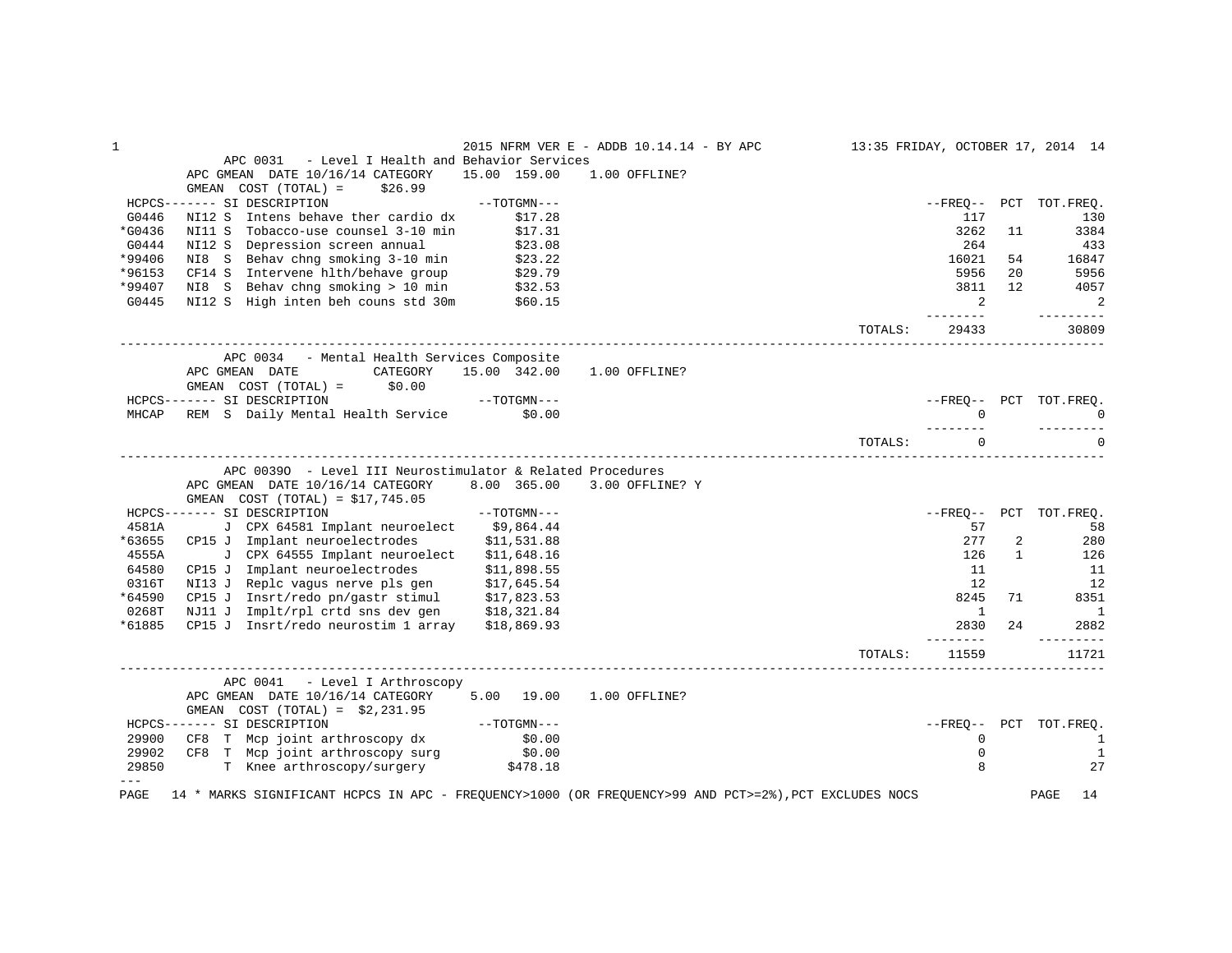## APC 0031 - Level I Health and Behavior Services

APC GMEAN DATE 10/16/14 CATEGORY 15.00 159.00 1.00 OFFLINE?
GMEAN COST (TOTAL) = $26.99

| HCPCS | SI | DESCRIPTION | TOTGMN | FREQ | PCT | TOT.FREQ. |
|---|---|---|---|---|---|---|
| G0446 | NI12 S | Intens behave ther cardio dx | $17.28 | 117 | | 130 |
| *G0436 | NI11 S | Tobacco-use counsel 3-10 min | $17.31 | 3262 | 11 | 3384 |
| G0444 | NI12 S | Depression screen annual | $23.08 | 264 | | 433 |
| *99406 | NI8 S | Behav chng smoking 3-10 min | $23.22 | 16021 | 54 | 16847 |
| *96153 | CF14 S | Intervene hlth/behave group | $29.79 | 5956 | 20 | 5956 |
| *99407 | NI8 S | Behav chng smoking > 10 min | $32.53 | 3811 | 12 | 4057 |
| G0445 | NI12 S | High inten beh couns std 30m | $60.15 | 2 | | 2 |
| | | | TOTALS: | 29433 | | 30809 |

## APC 0034 - Mental Health Services Composite

APC GMEAN DATE CATEGORY 15.00 342.00 1.00 OFFLINE?
GMEAN COST (TOTAL) = $0.00

| HCPCS | SI | DESCRIPTION | TOTGMN | FREQ | PCT | TOT.FREQ. |
|---|---|---|---|---|---|---|
| MHCAP | REM S | Daily Mental Health Service | $0.00 | 0 | | 0 |
| | | | TOTALS: | 0 | | 0 |

## APC 0039O - Level III Neurostimulator & Related Procedures

APC GMEAN DATE 10/16/14 CATEGORY 8.00 365.00 3.00 OFFLINE? Y
GMEAN COST (TOTAL) = $17,745.05

| HCPCS | SI | DESCRIPTION | TOTGMN | FREQ | PCT | TOT.FREQ. |
|---|---|---|---|---|---|---|
| 4581A | J | CPX 64581 Implant neuroelect | $9,864.44 | 57 | | 58 |
| *63655 | CP15 J | Implant neuroelectrodes | $11,531.88 | 277 | 2 | 280 |
| 4555A | J | CPX 64555 Implant neuroelect | $11,648.16 | 126 | 1 | 126 |
| 64580 | CP15 J | Implant neuroelectrodes | $11,898.55 | 11 | | 11 |
| 0316T | NI13 J | Replc vagus nerve pls gen | $17,645.54 | 12 | | 12 |
| *64590 | CP15 J | Insrt/redo pn/gastr stimul | $17,823.53 | 8245 | 71 | 8351 |
| 0268T | NJ11 J | Implt/rpl crtd sns dev gen | $18,321.84 | 1 | | 1 |
| *61885 | CP15 J | Insrt/redo neurostim 1 array | $18,869.93 | 2830 | 24 | 2882 |
| | | | TOTALS: | 11559 | | 11721 |

## APC 0041 - Level I Arthroscopy

APC GMEAN DATE 10/16/14 CATEGORY 5.00 19.00 1.00 OFFLINE?
GMEAN COST (TOTAL) = $2,231.95

| HCPCS | SI | DESCRIPTION | TOTGMN | FREQ | PCT | TOT.FREQ. |
|---|---|---|---|---|---|---|
| 29900 | CF8 T | Mcp joint arthroscopy dx | $0.00 | 0 | | 1 |
| 29902 | CF8 T | Mcp joint arthroscopy surg | $0.00 | 0 | | 1 |
| 29850 | T | Knee arthroscopy/surgery | $478.18 | 8 | | 27 |

\* MARKS SIGNIFICANT HCPCS IN APC - FREQUENCY>1000 (OR FREQUENCY>99 AND PCT>=2%),PCT EXCLUDES NOCS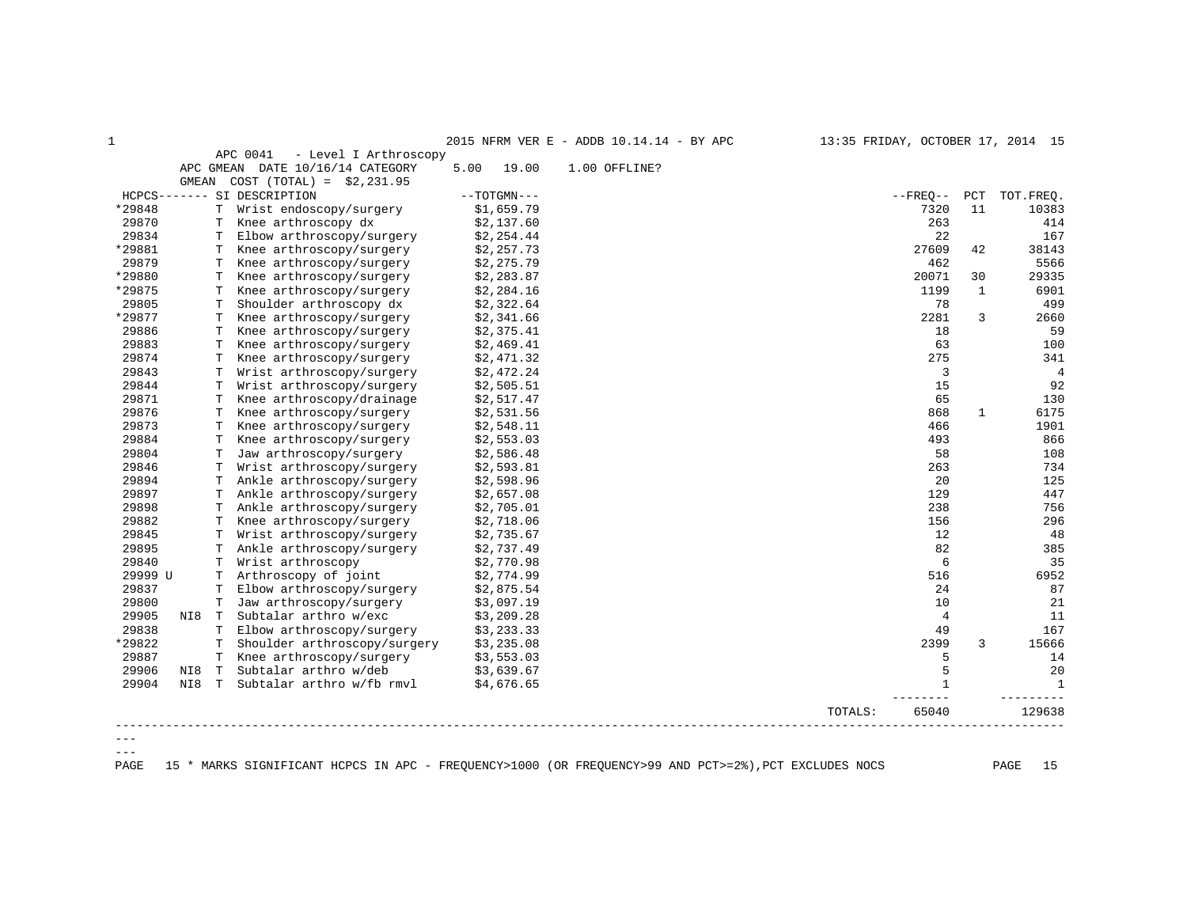2015 NFRM VER E - ADDB 10.14.14 - BY APC

APC 0041 - Level I Arthroscopy
APC GMEAN DATE 10/16/14 CATEGORY 5.00 19.00 1.00 OFFLINE?
GMEAN COST (TOTAL) = $2,231.95

| HCPCS | | SI | DESCRIPTION | TOTGMN | FREQ | PCT | TOT.FREQ. |
|---|---|---|---|---|---|---|---|
| *29848 | | T | Wrist endoscopy/surgery | $1,659.79 | 7320 | 11 | 10383 |
| 29870 | | T | Knee arthroscopy dx | $2,137.60 | 263 | | 414 |
| 29834 | | T | Elbow arthroscopy/surgery | $2,254.44 | 22 | | 167 |
| *29881 | | T | Knee arthroscopy/surgery | $2,257.73 | 27609 | 42 | 38143 |
| 29879 | | T | Knee arthroscopy/surgery | $2,275.79 | 462 | | 5566 |
| *29880 | | T | Knee arthroscopy/surgery | $2,283.87 | 20071 | 30 | 29335 |
| *29875 | | T | Knee arthroscopy/surgery | $2,284.16 | 1199 | 1 | 6901 |
| 29805 | | T | Shoulder arthroscopy dx | $2,322.64 | 78 | | 499 |
| *29877 | | T | Knee arthroscopy/surgery | $2,341.66 | 2281 | 3 | 2660 |
| 29886 | | T | Knee arthroscopy/surgery | $2,375.41 | 18 | | 59 |
| 29883 | | T | Knee arthroscopy/surgery | $2,469.41 | 63 | | 100 |
| 29874 | | T | Knee arthroscopy/surgery | $2,471.32 | 275 | | 341 |
| 29843 | | T | Wrist arthroscopy/surgery | $2,472.24 | 3 | | 4 |
| 29844 | | T | Wrist arthroscopy/surgery | $2,505.51 | 15 | | 92 |
| 29871 | | T | Knee arthroscopy/drainage | $2,517.47 | 65 | | 130 |
| 29876 | | T | Knee arthroscopy/surgery | $2,531.56 | 868 | 1 | 6175 |
| 29873 | | T | Knee arthroscopy/surgery | $2,548.11 | 466 | | 1901 |
| 29884 | | T | Knee arthroscopy/surgery | $2,553.03 | 493 | | 866 |
| 29804 | | T | Jaw arthroscopy/surgery | $2,586.48 | 58 | | 108 |
| 29846 | | T | Wrist arthroscopy/surgery | $2,593.81 | 263 | | 734 |
| 29894 | | T | Ankle arthroscopy/surgery | $2,598.96 | 20 | | 125 |
| 29897 | | T | Ankle arthroscopy/surgery | $2,657.08 | 129 | | 447 |
| 29898 | | T | Ankle arthroscopy/surgery | $2,705.01 | 238 | | 756 |
| 29882 | | T | Knee arthroscopy/surgery | $2,718.06 | 156 | | 296 |
| 29845 | | T | Wrist arthroscopy/surgery | $2,735.67 | 12 | | 48 |
| 29895 | | T | Ankle arthroscopy/surgery | $2,737.49 | 82 | | 385 |
| 29840 | | T | Wrist arthroscopy | $2,770.98 | 6 | | 35 |
| 29999 U | | T | Arthroscopy of joint | $2,774.99 | 516 | | 6952 |
| 29837 | | T | Elbow arthroscopy/surgery | $2,875.54 | 24 | | 87 |
| 29800 | | T | Jaw arthroscopy/surgery | $3,097.19 | 10 | | 21 |
| 29905 | NI8 | T | Subtalar arthro w/exc | $3,209.28 | 4 | | 11 |
| 29838 | | T | Elbow arthroscopy/surgery | $3,233.33 | 49 | | 167 |
| *29822 | | T | Shoulder arthroscopy/surgery | $3,235.08 | 2399 | 3 | 15666 |
| 29887 | | T | Knee arthroscopy/surgery | $3,553.03 | 5 | | 14 |
| 29906 | NI8 | T | Subtalar arthro w/deb | $3,639.67 | 5 | | 20 |
| 29904 | NI8 | T | Subtalar arthro w/fb rmvl | $4,676.65 | 1 | | 1 |
| | | | | TOTALS: | 65040 | | 129638 |

\* MARKS SIGNIFICANT HCPCS IN APC - FREQUENCY>1000 (OR FREQUENCY>99 AND PCT>=2%),PCT EXCLUDES NOCS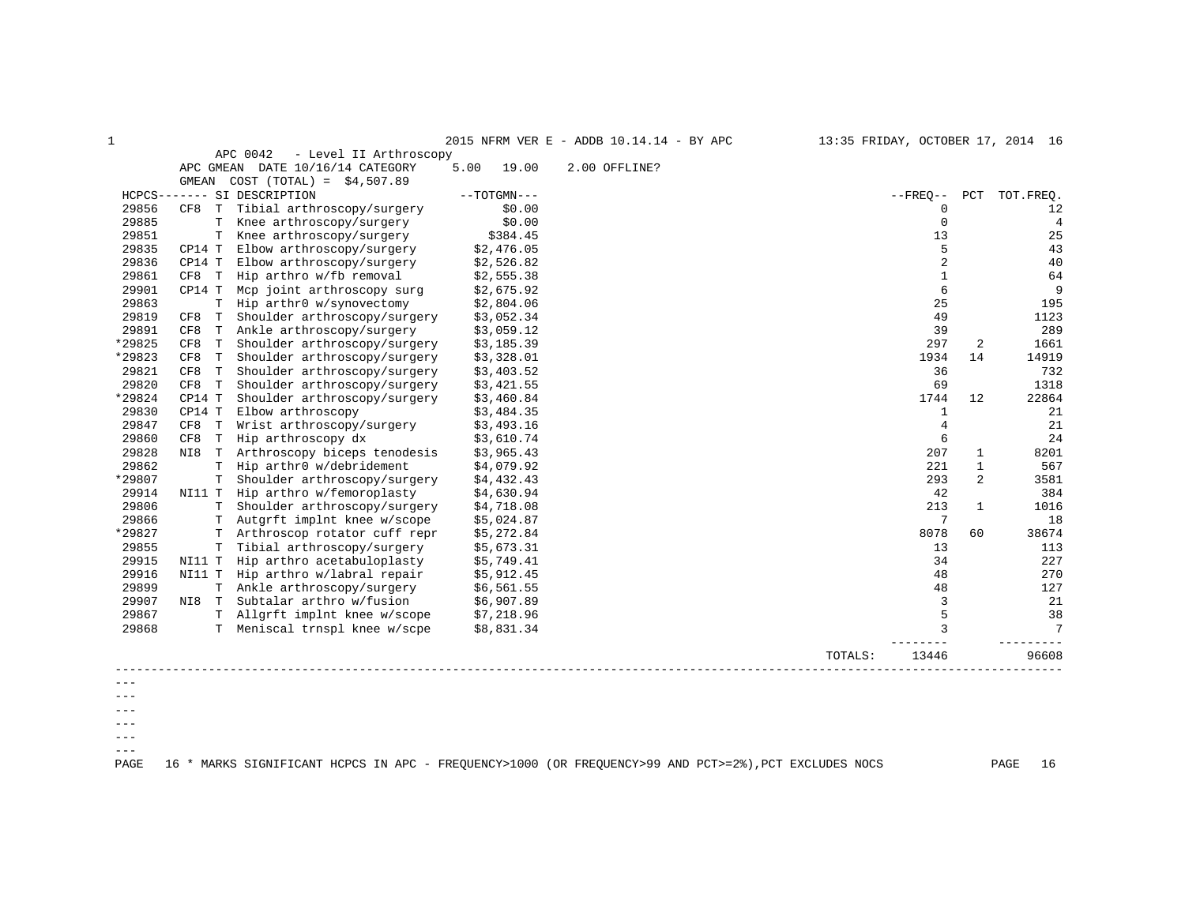APC 0042 - Level II Arthroscopy

APC GMEAN DATE 10/16/14 CATEGORY 5.00 19.00 2.00 OFFLINE?

GMEAN COST (TOTAL) = $4,507.89

| HCPCS | | SI | DESCRIPTION | TOTGMN | FREQ | PCT | TOT.FREQ. |
|---|---|---|---|---|---|---|---|
| 29856 | CF8 | T | Tibial arthroscopy/surgery | $0.00 | 0 | | 12 |
| 29885 | | T | Knee arthroscopy/surgery | $0.00 | 0 | | 4 |
| 29851 | | T | Knee arthroscopy/surgery | $384.45 | 13 | | 25 |
| 29835 | CP14 | T | Elbow arthroscopy/surgery | $2,476.05 | 5 | | 43 |
| 29836 | CP14 | T | Elbow arthroscopy/surgery | $2,526.82 | 2 | | 40 |
| 29861 | CF8 | T | Hip arthro w/fb removal | $2,555.38 | 1 | | 64 |
| 29901 | CP14 | T | Mcp joint arthroscopy surg | $2,675.92 | 6 | | 9 |
| 29863 | | T | Hip arthr0 w/synovectomy | $2,804.06 | 25 | | 195 |
| 29819 | CF8 | T | Shoulder arthroscopy/surgery | $3,052.34 | 49 | | 1123 |
| 29891 | CF8 | T | Ankle arthroscopy/surgery | $3,059.12 | 39 | | 289 |
| *29825 | CF8 | T | Shoulder arthroscopy/surgery | $3,185.39 | 297 | 2 | 1661 |
| *29823 | CF8 | T | Shoulder arthroscopy/surgery | $3,328.01 | 1934 | 14 | 14919 |
| 29821 | CF8 | T | Shoulder arthroscopy/surgery | $3,403.52 | 36 | | 732 |
| 29820 | CF8 | T | Shoulder arthroscopy/surgery | $3,421.55 | 69 | | 1318 |
| *29824 | CP14 | T | Shoulder arthroscopy/surgery | $3,460.84 | 1744 | 12 | 22864 |
| 29830 | CP14 | T | Elbow arthroscopy | $3,484.35 | 1 | | 21 |
| 29847 | CF8 | T | Wrist arthroscopy/surgery | $3,493.16 | 4 | | 21 |
| 29860 | CF8 | T | Hip arthroscopy dx | $3,610.74 | 6 | | 24 |
| 29828 | NI8 | T | Arthroscopy biceps tenodesis | $3,965.43 | 207 | 1 | 8201 |
| 29862 | | T | Hip arthr0 w/debridement | $4,079.92 | 221 | 1 | 567 |
| *29807 | | T | Shoulder arthroscopy/surgery | $4,432.43 | 293 | 2 | 3581 |
| 29914 | NI11 | T | Hip arthro w/femoroplasty | $4,630.94 | 42 | | 384 |
| 29806 | | T | Shoulder arthroscopy/surgery | $4,718.08 | 213 | 1 | 1016 |
| 29866 | | T | Autgrft implnt knee w/scope | $5,024.87 | 7 | | 18 |
| *29827 | | T | Arthroscop rotator cuff repr | $5,272.84 | 8078 | 60 | 38674 |
| 29855 | | T | Tibial arthroscopy/surgery | $5,673.31 | 13 | | 113 |
| 29915 | NI11 | T | Hip arthro acetabuloplasty | $5,749.41 | 34 | | 227 |
| 29916 | NI11 | T | Hip arthro w/labral repair | $5,912.45 | 48 | | 270 |
| 29899 | | T | Ankle arthroscopy/surgery | $6,561.55 | 48 | | 127 |
| 29907 | NI8 | T | Subtalar arthro w/fusion | $6,907.89 | 3 | | 21 |
| 29867 | | T | Allgrft implnt knee w/scope | $7,218.96 | 5 | | 38 |
| 29868 | | T | Meniscal trnspl knee w/scpe | $8,831.34 | 3 | | 7 |
| | | | | TOTALS: | 13446 | | 96608 |

\* MARKS SIGNIFICANT HCPCS IN APC - FREQUENCY>1000 (OR FREQUENCY>99 AND PCT>=2%),PCT EXCLUDES NOCS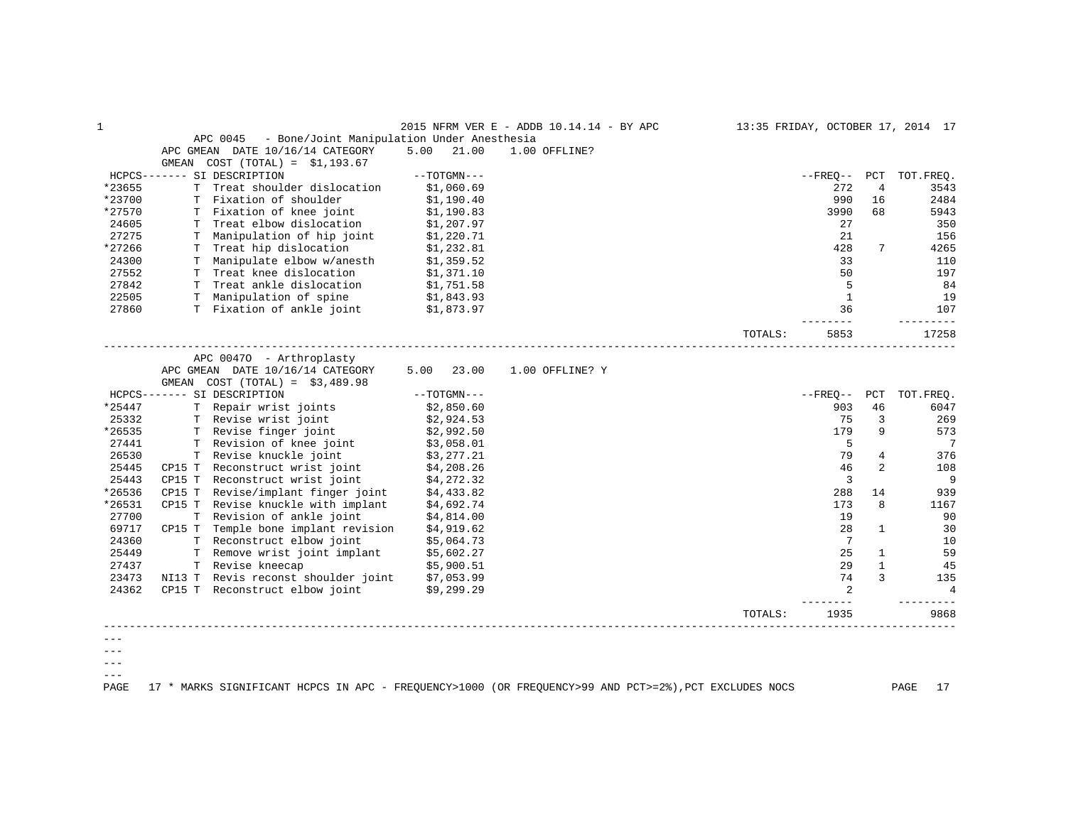2015 NFRM VER E - ADDB 10.14.14 - BY APC — 13:35 FRIDAY, OCTOBER 17, 2014

## APC 0045 - Bone/Joint Manipulation Under Anesthesia

APC GMEAN DATE 10/16/14 CATEGORY 5.00 21.00 1.00 OFFLINE?

GMEAN COST (TOTAL) = $1,193.67

| HCPCS | | SI | DESCRIPTION | TOTGMN | FREQ | PCT | TOT.FREQ. |
|---|---|---|---|---|---|---|---|
| *23655 | | T | Treat shoulder dislocation | $1,060.69 | 272 | 4 | 3543 |
| *23700 | | T | Fixation of shoulder | $1,190.40 | 990 | 16 | 2484 |
| *27570 | | T | Fixation of knee joint | $1,190.83 | 3990 | 68 | 5943 |
| 24605 | | T | Treat elbow dislocation | $1,207.97 | 27 | | 350 |
| 27275 | | T | Manipulation of hip joint | $1,220.71 | 21 | | 156 |
| *27266 | | T | Treat hip dislocation | $1,232.81 | 428 | 7 | 4265 |
| 24300 | | T | Manipulate elbow w/anesth | $1,359.52 | 33 | | 110 |
| 27552 | | T | Treat knee dislocation | $1,371.10 | 50 | | 197 |
| 27842 | | T | Treat ankle dislocation | $1,751.58 | 5 | | 84 |
| 22505 | | T | Manipulation of spine | $1,843.93 | 1 | | 19 |
| 27860 | | T | Fixation of ankle joint | $1,873.97 | 36 | | 107 |
| | | | | TOTALS: | 5853 | | 17258 |

## APC 0047O - Arthroplasty

APC GMEAN DATE 10/16/14 CATEGORY 5.00 23.00 1.00 OFFLINE? Y

GMEAN COST (TOTAL) = $3,489.98

| HCPCS | | SI | DESCRIPTION | TOTGMN | FREQ | PCT | TOT.FREQ. |
|---|---|---|---|---|---|---|---|
| *25447 | | T | Repair wrist joints | $2,850.60 | 903 | 46 | 6047 |
| 25332 | | T | Revise wrist joint | $2,924.53 | 75 | 3 | 269 |
| *26535 | | T | Revise finger joint | $2,992.50 | 179 | 9 | 573 |
| 27441 | | T | Revision of knee joint | $3,058.01 | 5 | | 7 |
| 26530 | | T | Revise knuckle joint | $3,277.21 | 79 | 4 | 376 |
| 25445 | CP15 | T | Reconstruct wrist joint | $4,208.26 | 46 | 2 | 108 |
| 25443 | CP15 | T | Reconstruct wrist joint | $4,272.32 | 3 | | 9 |
| *26536 | CP15 | T | Revise/implant finger joint | $4,433.82 | 288 | 14 | 939 |
| *26531 | CP15 | T | Revise knuckle with implant | $4,692.74 | 173 | 8 | 1167 |
| 27700 | | T | Revision of ankle joint | $4,814.00 | 19 | | 90 |
| 69717 | CP15 | T | Temple bone implant revision | $4,919.62 | 28 | 1 | 30 |
| 24360 | | T | Reconstruct elbow joint | $5,064.73 | 7 | | 10 |
| 25449 | | T | Remove wrist joint implant | $5,602.27 | 25 | 1 | 59 |
| 27437 | | T | Revise kneecap | $5,900.51 | 29 | 1 | 45 |
| 23473 | NI13 | T | Revis reconst shoulder joint | $7,053.99 | 74 | 3 | 135 |
| 24362 | CP15 | T | Reconstruct elbow joint | $9,299.29 | 2 | | 4 |
| | | | | TOTALS: | 1935 | | 9868 |

---
---
---
---

\* MARKS SIGNIFICANT HCPCS IN APC - FREQUENCY>1000 (OR FREQUENCY>99 AND PCT>=2%),PCT EXCLUDES NOCS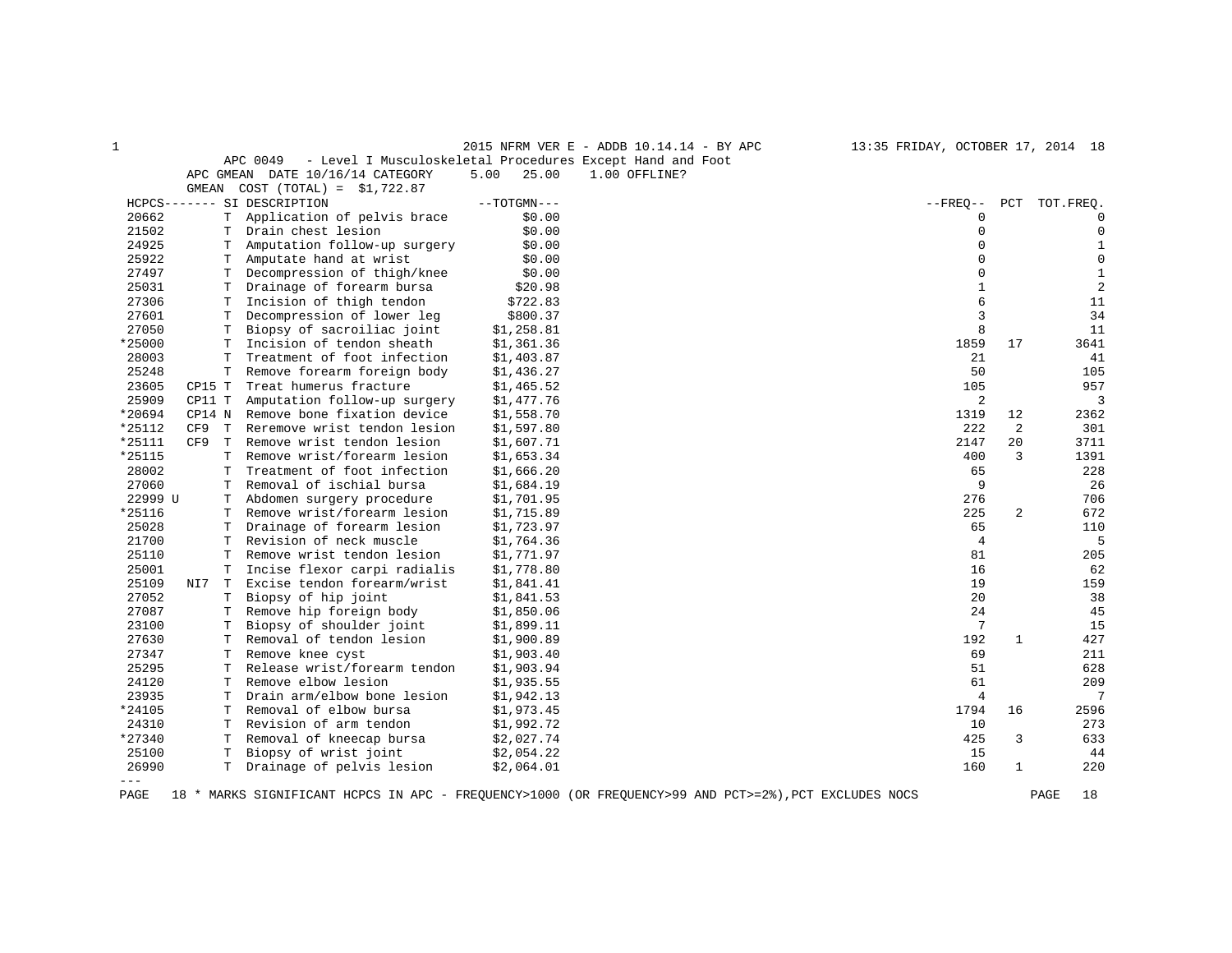2015 NFRM VER E - ADDB 10.14.14 - BY APC

APC 0049 - Level I Musculoskeletal Procedures Except Hand and Foot

APC GMEAN DATE 10/16/14 CATEGORY 5.00 25.00 1.00 OFFLINE?

GMEAN COST (TOTAL) = $1,722.87

| HCPCS------- | | SI | DESCRIPTION | --TOTGMN--- | --FREQ-- | PCT | TOT.FREQ. |
|---|---|---|---|---|---|---|---|
| 20662 | | T | Application of pelvis brace | $0.00 | 0 | | 0 |
| 21502 | | T | Drain chest lesion | $0.00 | 0 | | 0 |
| 24925 | | T | Amputation follow-up surgery | $0.00 | 0 | | 1 |
| 25922 | | T | Amputate hand at wrist | $0.00 | 0 | | 0 |
| 27497 | | T | Decompression of thigh/knee | $0.00 | 0 | | 1 |
| 25031 | | T | Drainage of forearm bursa | $20.98 | 1 | | 2 |
| 27306 | | T | Incision of thigh tendon | $722.83 | 6 | | 11 |
| 27601 | | T | Decompression of lower leg | $800.37 | 3 | | 34 |
| 27050 | | T | Biopsy of sacroiliac joint | $1,258.81 | 8 | | 11 |
| *25000 | | T | Incision of tendon sheath | $1,361.36 | 1859 | 17 | 3641 |
| 28003 | | T | Treatment of foot infection | $1,403.87 | 21 | | 41 |
| 25248 | | T | Remove forearm foreign body | $1,436.27 | 50 | | 105 |
| 23605 | CP15 | T | Treat humerus fracture | $1,465.52 | 105 | | 957 |
| 25909 | CP11 | T | Amputation follow-up surgery | $1,477.76 | 2 | | 3 |
| *20694 | CP14 | N | Remove bone fixation device | $1,558.70 | 1319 | 12 | 2362 |
| *25112 | CF9 | T | Reremove wrist tendon lesion | $1,597.80 | 222 | 2 | 301 |
| *25111 | CF9 | T | Remove wrist tendon lesion | $1,607.71 | 2147 | 20 | 3711 |
| *25115 | | T | Remove wrist/forearm lesion | $1,653.34 | 400 | 3 | 1391 |
| 28002 | | T | Treatment of foot infection | $1,666.20 | 65 | | 228 |
| 27060 | | T | Removal of ischial bursa | $1,684.19 | 9 | | 26 |
| 22999 U | | T | Abdomen surgery procedure | $1,701.95 | 276 | | 706 |
| *25116 | | T | Remove wrist/forearm lesion | $1,715.89 | 225 | 2 | 672 |
| 25028 | | T | Drainage of forearm lesion | $1,723.97 | 65 | | 110 |
| 21700 | | T | Revision of neck muscle | $1,764.36 | 4 | | 5 |
| 25110 | | T | Remove wrist tendon lesion | $1,771.97 | 81 | | 205 |
| 25001 | | T | Incise flexor carpi radialis | $1,778.80 | 16 | | 62 |
| 25109 | NI7 | T | Excise tendon forearm/wrist | $1,841.41 | 19 | | 159 |
| 27052 | | T | Biopsy of hip joint | $1,841.53 | 20 | | 38 |
| 27087 | | T | Remove hip foreign body | $1,850.06 | 24 | | 45 |
| 23100 | | T | Biopsy of shoulder joint | $1,899.11 | 7 | | 15 |
| 27630 | | T | Removal of tendon lesion | $1,900.89 | 192 | 1 | 427 |
| 27347 | | T | Remove knee cyst | $1,903.40 | 69 | | 211 |
| 25295 | | T | Release wrist/forearm tendon | $1,903.94 | 51 | | 628 |
| 24120 | | T | Remove elbow lesion | $1,935.55 | 61 | | 209 |
| 23935 | | T | Drain arm/elbow bone lesion | $1,942.13 | 4 | | 7 |
| *24105 | | T | Removal of elbow bursa | $1,973.45 | 1794 | 16 | 2596 |
| 24310 | | T | Revision of arm tendon | $1,992.72 | 10 | | 273 |
| *27340 | | T | Removal of kneecap bursa | $2,027.74 | 425 | 3 | 633 |
| 25100 | | T | Biopsy of wrist joint | $2,054.22 | 15 | | 44 |
| 26990 | | T | Drainage of pelvis lesion | $2,064.01 | 160 | 1 | 220 |

---

\* MARKS SIGNIFICANT HCPCS IN APC - FREQUENCY>1000 (OR FREQUENCY>99 AND PCT>=2%),PCT EXCLUDES NOCS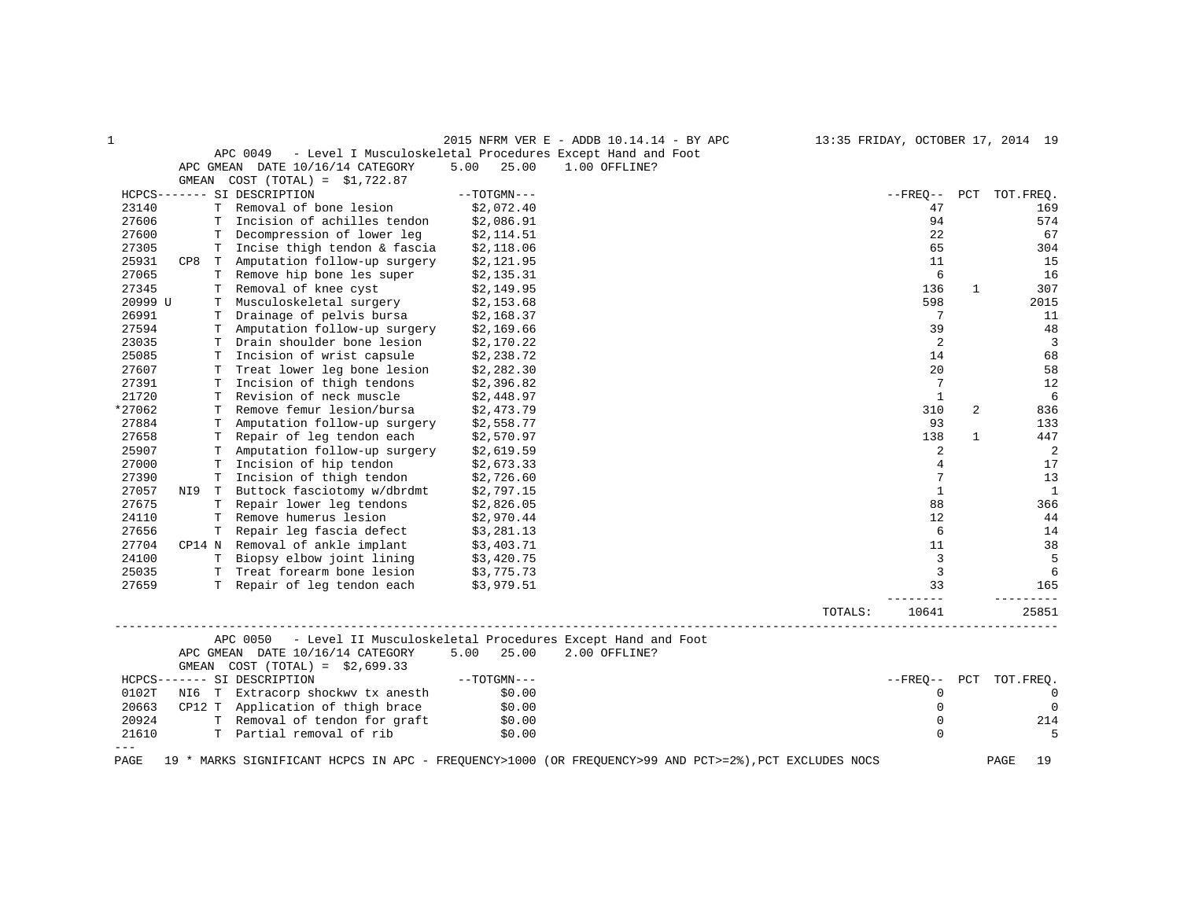APC 0049 - Level I Musculoskeletal Procedures Except Hand and Foot

APC GMEAN DATE 10/16/14 CATEGORY 5.00 25.00 1.00 OFFLINE?

GMEAN COST (TOTAL) = $1,722.87

| HCPCS | | SI | DESCRIPTION | TOTGMN | FREQ | PCT | TOT.FREQ. |
|---|---|---|---|---|---|---|---|
| 23140 | | T | Removal of bone lesion | $2,072.40 | 47 | | 169 |
| 27606 | | T | Incision of achilles tendon | $2,086.91 | 94 | | 574 |
| 27600 | | T | Decompression of lower leg | $2,114.51 | 22 | | 67 |
| 27305 | | T | Incise thigh tendon & fascia | $2,118.06 | 65 | | 304 |
| 25931 | CP8 | T | Amputation follow-up surgery | $2,121.95 | 11 | | 15 |
| 27065 | | T | Remove hip bone les super | $2,135.31 | 6 | | 16 |
| 27345 | | T | Removal of knee cyst | $2,149.95 | 136 | 1 | 307 |
| 20999 U | | T | Musculoskeletal surgery | $2,153.68 | 598 | | 2015 |
| 26991 | | T | Drainage of pelvis bursa | $2,168.37 | 7 | | 11 |
| 27594 | | T | Amputation follow-up surgery | $2,169.66 | 39 | | 48 |
| 23035 | | T | Drain shoulder bone lesion | $2,170.22 | 2 | | 3 |
| 25085 | | T | Incision of wrist capsule | $2,238.72 | 14 | | 68 |
| 27607 | | T | Treat lower leg bone lesion | $2,282.30 | 20 | | 58 |
| 27391 | | T | Incision of thigh tendons | $2,396.82 | 7 | | 12 |
| 21720 | | T | Revision of neck muscle | $2,448.97 | 1 | | 6 |
| *27062 | | T | Remove femur lesion/bursa | $2,473.79 | 310 | 2 | 836 |
| 27884 | | T | Amputation follow-up surgery | $2,558.77 | 93 | | 133 |
| 27658 | | T | Repair of leg tendon each | $2,570.97 | 138 | 1 | 447 |
| 25907 | | T | Amputation follow-up surgery | $2,619.59 | 2 | | 2 |
| 27000 | | T | Incision of hip tendon | $2,673.33 | 4 | | 17 |
| 27390 | | T | Incision of thigh tendon | $2,726.60 | 7 | | 13 |
| 27057 | NI9 | T | Buttock fasciotomy w/dbrdmt | $2,797.15 | 1 | | 1 |
| 27675 | | T | Repair lower leg tendons | $2,826.05 | 88 | | 366 |
| 24110 | | T | Remove humerus lesion | $2,970.44 | 12 | | 44 |
| 27656 | | T | Repair leg fascia defect | $3,281.13 | 6 | | 14 |
| 27704 | CP14 | N | Removal of ankle implant | $3,403.71 | 11 | | 38 |
| 24100 | | T | Biopsy elbow joint lining | $3,420.75 | 3 | | 5 |
| 25035 | | T | Treat forearm bone lesion | $3,775.73 | 3 | | 6 |
| 27659 | | T | Repair of leg tendon each | $3,979.51 | 33 | | 165 |
| | | | | TOTALS: | 10641 | | 25851 |

APC 0050 - Level II Musculoskeletal Procedures Except Hand and Foot

APC GMEAN DATE 10/16/14 CATEGORY 5.00 25.00 2.00 OFFLINE?

GMEAN COST (TOTAL) = $2,699.33

| HCPCS | | SI | DESCRIPTION | TOTGMN | FREQ | PCT | TOT.FREQ. |
|---|---|---|---|---|---|---|---|
| 0102T | NI6 | T | Extracorp shockwv tx anesth | $0.00 | 0 | | 0 |
| 20663 | CP12 | T | Application of thigh brace | $0.00 | 0 | | 0 |
| 20924 | | T | Removal of tendon for graft | $0.00 | 0 | | 214 |
| 21610 | | T | Partial removal of rib | $0.00 | 0 | | 5 |

\* MARKS SIGNIFICANT HCPCS IN APC - FREQUENCY>1000 (OR FREQUENCY>99 AND PCT>=2%),PCT EXCLUDES NOCS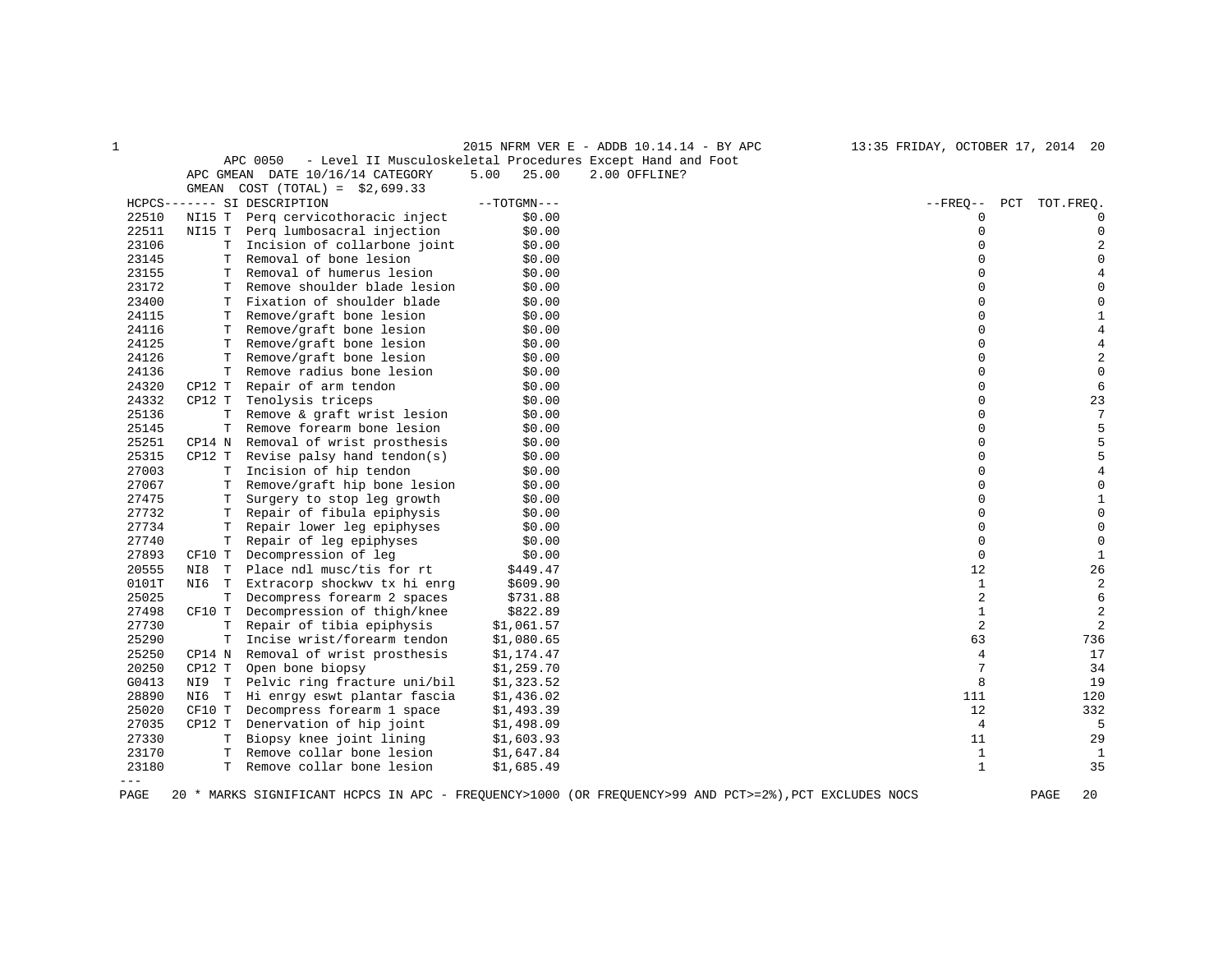2015 NFRM VER E - ADDB 10.14.14 - BY APC

APC 0050 - Level II Musculoskeletal Procedures Except Hand and Foot

APC GMEAN DATE 10/16/14 CATEGORY 5.00 25.00 2.00 OFFLINE?

GMEAN COST (TOTAL) = $2,699.33

| HCPCS | | SI | DESCRIPTION | TOTGMN | FREQ | PCT | TOT.FREQ. |
|---|---|---|---|---|---|---|---|
| 22510 | NI15 | T | Perq cervicothoracic inject | $0.00 | 0 | | 0 |
| 22511 | NI15 | T | Perq lumbosacral injection | $0.00 | 0 | | 0 |
| 23106 | | T | Incision of collarbone joint | $0.00 | 0 | | 2 |
| 23145 | | T | Removal of bone lesion | $0.00 | 0 | | 0 |
| 23155 | | T | Removal of humerus lesion | $0.00 | 0 | | 4 |
| 23172 | | T | Remove shoulder blade lesion | $0.00 | 0 | | 0 |
| 23400 | | T | Fixation of shoulder blade | $0.00 | 0 | | 0 |
| 24115 | | T | Remove/graft bone lesion | $0.00 | 0 | | 1 |
| 24116 | | T | Remove/graft bone lesion | $0.00 | 0 | | 4 |
| 24125 | | T | Remove/graft bone lesion | $0.00 | 0 | | 4 |
| 24126 | | T | Remove/graft bone lesion | $0.00 | 0 | | 2 |
| 24136 | | T | Remove radius bone lesion | $0.00 | 0 | | 0 |
| 24320 | CP12 | T | Repair of arm tendon | $0.00 | 0 | | 6 |
| 24332 | CP12 | T | Tenolysis triceps | $0.00 | 0 | | 23 |
| 25136 | | T | Remove & graft wrist lesion | $0.00 | 0 | | 7 |
| 25145 | | T | Remove forearm bone lesion | $0.00 | 0 | | 5 |
| 25251 | CP14 | N | Removal of wrist prosthesis | $0.00 | 0 | | 5 |
| 25315 | CP12 | T | Revise palsy hand tendon(s) | $0.00 | 0 | | 5 |
| 27003 | | T | Incision of hip tendon | $0.00 | 0 | | 4 |
| 27067 | | T | Remove/graft hip bone lesion | $0.00 | 0 | | 0 |
| 27475 | | T | Surgery to stop leg growth | $0.00 | 0 | | 1 |
| 27732 | | T | Repair of fibula epiphysis | $0.00 | 0 | | 0 |
| 27734 | | T | Repair lower leg epiphyses | $0.00 | 0 | | 0 |
| 27740 | | T | Repair of leg epiphyses | $0.00 | 0 | | 0 |
| 27893 | CF10 | T | Decompression of leg | $0.00 | 0 | | 1 |
| 20555 | NI8 | T | Place ndl musc/tis for rt | $449.47 | 12 | | 26 |
| 0101T | NI6 | T | Extracorp shockwv tx hi enrg | $609.90 | 1 | | 2 |
| 25025 | | T | Decompress forearm 2 spaces | $731.88 | 2 | | 6 |
| 27498 | CF10 | T | Decompression of thigh/knee | $822.89 | 1 | | 2 |
| 27730 | | T | Repair of tibia epiphysis | $1,061.57 | 2 | | 2 |
| 25290 | | T | Incise wrist/forearm tendon | $1,080.65 | 63 | | 736 |
| 25250 | CP14 | N | Removal of wrist prosthesis | $1,174.47 | 4 | | 17 |
| 20250 | CP12 | T | Open bone biopsy | $1,259.70 | 7 | | 34 |
| G0413 | NI9 | T | Pelvic ring fracture uni/bil | $1,323.52 | 8 | | 19 |
| 28890 | NI6 | T | Hi enrgy eswt plantar fascia | $1,436.02 | 111 | | 120 |
| 25020 | CF10 | T | Decompress forearm 1 space | $1,493.39 | 12 | | 332 |
| 27035 | CP12 | T | Denervation of hip joint | $1,498.09 | 4 | | 5 |
| 27330 | | T | Biopsy knee joint lining | $1,603.93 | 11 | | 29 |
| 23170 | | T | Remove collar bone lesion | $1,647.84 | 1 | | 1 |
| 23180 | | T | Remove collar bone lesion | $1,685.49 | 1 | | 35 |

---

\* MARKS SIGNIFICANT HCPCS IN APC - FREQUENCY>1000 (OR FREQUENCY>99 AND PCT>=2%),PCT EXCLUDES NOCS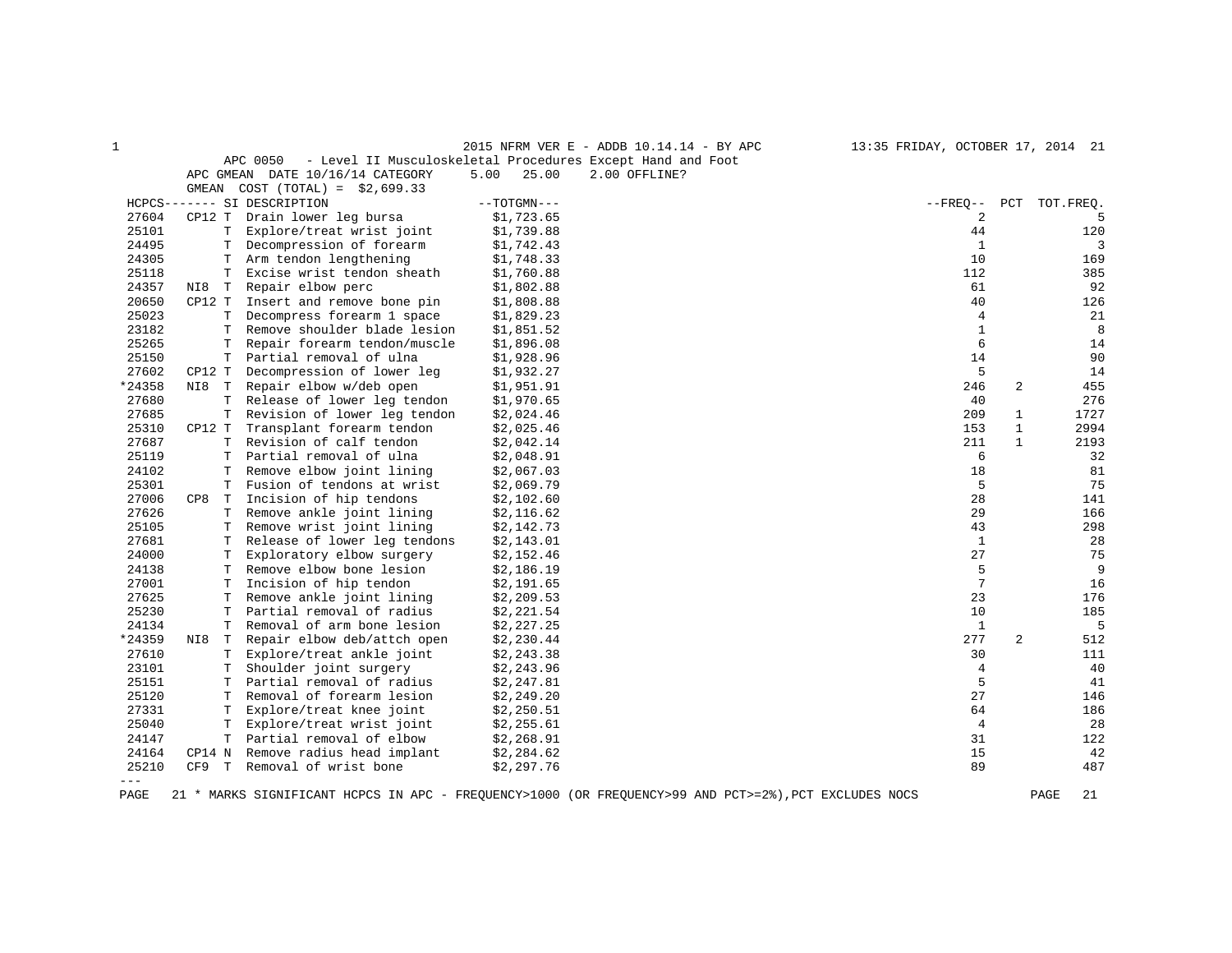APC 0050 - Level II Musculoskeletal Procedures Except Hand and Foot

APC GMEAN DATE 10/16/14 CATEGORY 5.00 25.00 2.00 OFFLINE?

GMEAN COST (TOTAL) = $2,699.33

| HCPCS |  | SI | DESCRIPTION | TOTGMN | FREQ | PCT | TOT.FREQ. |
|---|---|---|---|---|---|---|---|
| 27604 | CP12 | T | Drain lower leg bursa | $1,723.65 | 2 |  | 5 |
| 25101 |  | T | Explore/treat wrist joint | $1,739.88 | 44 |  | 120 |
| 24495 |  | T | Decompression of forearm | $1,742.43 | 1 |  | 3 |
| 24305 |  | T | Arm tendon lengthening | $1,748.33 | 10 |  | 169 |
| 25118 |  | T | Excise wrist tendon sheath | $1,760.88 | 112 |  | 385 |
| 24357 | NI8 | T | Repair elbow perc | $1,802.88 | 61 |  | 92 |
| 20650 | CP12 | T | Insert and remove bone pin | $1,808.88 | 40 |  | 126 |
| 25023 |  | T | Decompress forearm 1 space | $1,829.23 | 4 |  | 21 |
| 23182 |  | T | Remove shoulder blade lesion | $1,851.52 | 1 |  | 8 |
| 25265 |  | T | Repair forearm tendon/muscle | $1,896.08 | 6 |  | 14 |
| 25150 |  | T | Partial removal of ulna | $1,928.96 | 14 |  | 90 |
| 27602 | CP12 | T | Decompression of lower leg | $1,932.27 | 5 |  | 14 |
| *24358 | NI8 | T | Repair elbow w/deb open | $1,951.91 | 246 | 2 | 455 |
| 27680 |  | T | Release of lower leg tendon | $1,970.65 | 40 |  | 276 |
| 27685 |  | T | Revision of lower leg tendon | $2,024.46 | 209 | 1 | 1727 |
| 25310 | CP12 | T | Transplant forearm tendon | $2,025.46 | 153 | 1 | 2994 |
| 27687 |  | T | Revision of calf tendon | $2,042.14 | 211 | 1 | 2193 |
| 25119 |  | T | Partial removal of ulna | $2,048.91 | 6 |  | 32 |
| 24102 |  | T | Remove elbow joint lining | $2,067.03 | 18 |  | 81 |
| 25301 |  | T | Fusion of tendons at wrist | $2,069.79 | 5 |  | 75 |
| 27006 | CP8 | T | Incision of hip tendons | $2,102.60 | 28 |  | 141 |
| 27626 |  | T | Remove ankle joint lining | $2,116.62 | 29 |  | 166 |
| 25105 |  | T | Remove wrist joint lining | $2,142.73 | 43 |  | 298 |
| 27681 |  | T | Release of lower leg tendons | $2,143.01 | 1 |  | 28 |
| 24000 |  | T | Exploratory elbow surgery | $2,152.46 | 27 |  | 75 |
| 24138 |  | T | Remove elbow bone lesion | $2,186.19 | 5 |  | 9 |
| 27001 |  | T | Incision of hip tendon | $2,191.65 | 7 |  | 16 |
| 27625 |  | T | Remove ankle joint lining | $2,209.53 | 23 |  | 176 |
| 25230 |  | T | Partial removal of radius | $2,221.54 | 10 |  | 185 |
| 24134 |  | T | Removal of arm bone lesion | $2,227.25 | 1 |  | 5 |
| *24359 | NI8 | T | Repair elbow deb/attch open | $2,230.44 | 277 | 2 | 512 |
| 27610 |  | T | Explore/treat ankle joint | $2,243.38 | 30 |  | 111 |
| 23101 |  | T | Shoulder joint surgery | $2,243.96 | 4 |  | 40 |
| 25151 |  | T | Partial removal of radius | $2,247.81 | 5 |  | 41 |
| 25120 |  | T | Removal of forearm lesion | $2,249.20 | 27 |  | 146 |
| 27331 |  | T | Explore/treat knee joint | $2,250.51 | 64 |  | 186 |
| 25040 |  | T | Explore/treat wrist joint | $2,255.61 | 4 |  | 28 |
| 24147 |  | T | Partial removal of elbow | $2,268.91 | 31 |  | 122 |
| 24164 | CP14 | N | Remove radius head implant | $2,284.62 | 15 |  | 42 |
| 25210 | CF9 | T | Removal of wrist bone | $2,297.76 | 89 |  | 487 |

---

* MARKS SIGNIFICANT HCPCS IN APC - FREQUENCY>1000 (OR FREQUENCY>99 AND PCT>=2%),PCT EXCLUDES NOCS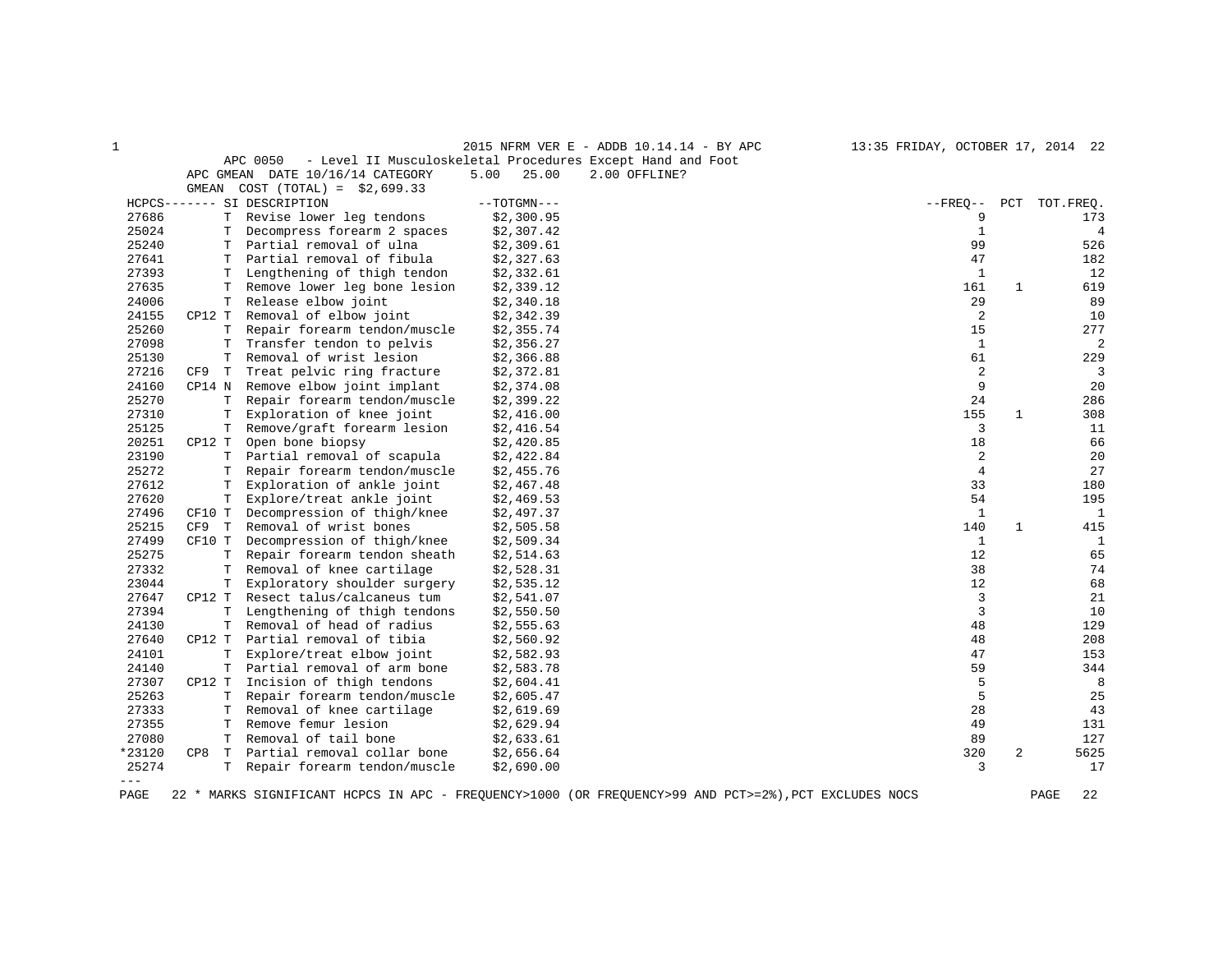2015 NFRM VER E - ADDB 10.14.14 - BY APC

APC 0050 - Level II Musculoskeletal Procedures Except Hand and Foot

APC GMEAN DATE 10/16/14 CATEGORY 5.00 25.00 2.00 OFFLINE?

GMEAN COST (TOTAL) = $2,699.33

| HCPCS | | SI | DESCRIPTION | TOTGMN | FREQ | PCT | TOT.FREQ. |
|---|---|---|---|---|---|---|---|
| 27686 | | T | Revise lower leg tendons | $2,300.95 | 9 | | 173 |
| 25024 | | T | Decompress forearm 2 spaces | $2,307.42 | 1 | | 4 |
| 25240 | | T | Partial removal of ulna | $2,309.61 | 99 | | 526 |
| 27641 | | T | Partial removal of fibula | $2,327.63 | 47 | | 182 |
| 27393 | | T | Lengthening of thigh tendon | $2,332.61 | 1 | | 12 |
| 27635 | | T | Remove lower leg bone lesion | $2,339.12 | 161 | 1 | 619 |
| 24006 | | T | Release elbow joint | $2,340.18 | 29 | | 89 |
| 24155 | CP12 | T | Removal of elbow joint | $2,342.39 | 2 | | 10 |
| 25260 | | T | Repair forearm tendon/muscle | $2,355.74 | 15 | | 277 |
| 27098 | | T | Transfer tendon to pelvis | $2,356.27 | 1 | | 2 |
| 25130 | | T | Removal of wrist lesion | $2,366.88 | 61 | | 229 |
| 27216 | CF9 | T | Treat pelvic ring fracture | $2,372.81 | 2 | | 3 |
| 24160 | CP14 | N | Remove elbow joint implant | $2,374.08 | 9 | | 20 |
| 25270 | | T | Repair forearm tendon/muscle | $2,399.22 | 24 | | 286 |
| 27310 | | T | Exploration of knee joint | $2,416.00 | 155 | 1 | 308 |
| 25125 | | T | Remove/graft forearm lesion | $2,416.54 | 3 | | 11 |
| 20251 | CP12 | T | Open bone biopsy | $2,420.85 | 18 | | 66 |
| 23190 | | T | Partial removal of scapula | $2,422.84 | 2 | | 20 |
| 25272 | | T | Repair forearm tendon/muscle | $2,455.76 | 4 | | 27 |
| 27612 | | T | Exploration of ankle joint | $2,467.48 | 33 | | 180 |
| 27620 | | T | Explore/treat ankle joint | $2,469.53 | 54 | | 195 |
| 27496 | CF10 | T | Decompression of thigh/knee | $2,497.37 | 1 | | 1 |
| 25215 | CF9 | T | Removal of wrist bones | $2,505.58 | 140 | 1 | 415 |
| 27499 | CF10 | T | Decompression of thigh/knee | $2,509.34 | 1 | | 1 |
| 25275 | | T | Repair forearm tendon sheath | $2,514.63 | 12 | | 65 |
| 27332 | | T | Removal of knee cartilage | $2,528.31 | 38 | | 74 |
| 23044 | | T | Exploratory shoulder surgery | $2,535.12 | 12 | | 68 |
| 27647 | CP12 | T | Resect talus/calcaneus tum | $2,541.07 | 3 | | 21 |
| 27394 | | T | Lengthening of thigh tendons | $2,550.50 | 3 | | 10 |
| 24130 | | T | Removal of head of radius | $2,555.63 | 48 | | 129 |
| 27640 | CP12 | T | Partial removal of tibia | $2,560.92 | 48 | | 208 |
| 24101 | | T | Explore/treat elbow joint | $2,582.93 | 47 | | 153 |
| 24140 | | T | Partial removal of arm bone | $2,583.78 | 59 | | 344 |
| 27307 | CP12 | T | Incision of thigh tendons | $2,604.41 | 5 | | 8 |
| 25263 | | T | Repair forearm tendon/muscle | $2,605.47 | 5 | | 25 |
| 27333 | | T | Removal of knee cartilage | $2,619.69 | 28 | | 43 |
| 27355 | | T | Remove femur lesion | $2,629.94 | 49 | | 131 |
| 27080 | | T | Removal of tail bone | $2,633.61 | 89 | | 127 |
| *23120 | CP8 | T | Partial removal collar bone | $2,656.64 | 320 | 2 | 5625 |
| 25274 | | T | Repair forearm tendon/muscle | $2,690.00 | 3 | | 17 |

\* MARKS SIGNIFICANT HCPCS IN APC - FREQUENCY>1000 (OR FREQUENCY>99 AND PCT>=2%),PCT EXCLUDES NOCS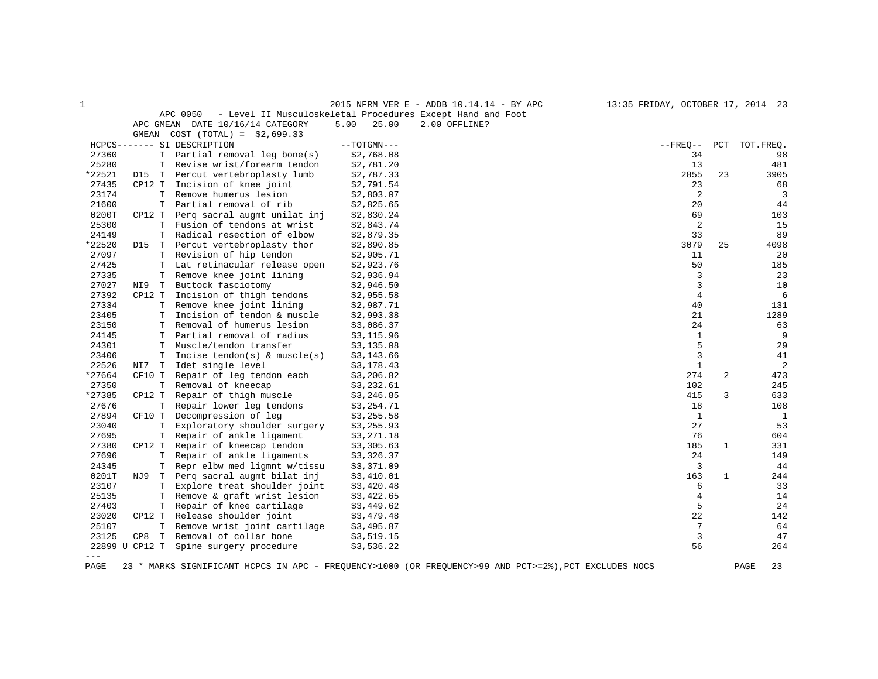2015 NFRM VER E - ADDB 10.14.14 - BY APC

APC 0050 - Level II Musculoskeletal Procedures Except Hand and Foot

APC GMEAN DATE 10/16/14 CATEGORY 5.00 25.00 2.00 OFFLINE?

GMEAN COST (TOTAL) = $2,699.33

| HCPCS | | SI | DESCRIPTION | TOTGMN | FREQ | PCT | TOT.FREQ. |
|---|---|---|---|---|---|---|---|
| 27360 | | T | Partial removal leg bone(s) | $2,768.08 | 34 | | 98 |
| 25280 | | T | Revise wrist/forearm tendon | $2,781.20 | 13 | | 481 |
| *22521 | D15 | T | Percut vertebroplasty lumb | $2,787.33 | 2855 | 23 | 3905 |
| 27435 | CP12 | T | Incision of knee joint | $2,791.54 | 23 | | 68 |
| 23174 | | T | Remove humerus lesion | $2,803.07 | 2 | | 3 |
| 21600 | | T | Partial removal of rib | $2,825.65 | 20 | | 44 |
| 0200T | CP12 | T | Perq sacral augmt unilat inj | $2,830.24 | 69 | | 103 |
| 25300 | | T | Fusion of tendons at wrist | $2,843.74 | 2 | | 15 |
| 24149 | | T | Radical resection of elbow | $2,879.35 | 33 | | 89 |
| *22520 | D15 | T | Percut vertebroplasty thor | $2,890.85 | 3079 | 25 | 4098 |
| 27097 | | T | Revision of hip tendon | $2,905.71 | 11 | | 20 |
| 27425 | | T | Lat retinacular release open | $2,923.76 | 50 | | 185 |
| 27335 | | T | Remove knee joint lining | $2,936.94 | 3 | | 23 |
| 27027 | NI9 | T | Buttock fasciotomy | $2,946.50 | 3 | | 10 |
| 27392 | CP12 | T | Incision of thigh tendons | $2,955.58 | 4 | | 6 |
| 27334 | | T | Remove knee joint lining | $2,987.71 | 40 | | 131 |
| 23405 | | T | Incision of tendon & muscle | $2,993.38 | 21 | | 1289 |
| 23150 | | T | Removal of humerus lesion | $3,086.37 | 24 | | 63 |
| 24145 | | T | Partial removal of radius | $3,115.96 | 1 | | 9 |
| 24301 | | T | Muscle/tendon transfer | $3,135.08 | 5 | | 29 |
| 23406 | | T | Incise tendon(s) & muscle(s) | $3,143.66 | 3 | | 41 |
| 22526 | NI7 | T | Idet single level | $3,178.43 | 1 | | 2 |
| *27664 | CF10 | T | Repair of leg tendon each | $3,206.82 | 274 | 2 | 473 |
| 27350 | | T | Removal of kneecap | $3,232.61 | 102 | | 245 |
| *27385 | CP12 | T | Repair of thigh muscle | $3,246.85 | 415 | 3 | 633 |
| 27676 | | T | Repair lower leg tendons | $3,254.71 | 18 | | 108 |
| 27894 | CF10 | T | Decompression of leg | $3,255.58 | 1 | | 1 |
| 23040 | | T | Exploratory shoulder surgery | $3,255.93 | 27 | | 53 |
| 27695 | | T | Repair of ankle ligament | $3,271.18 | 76 | | 604 |
| 27380 | CP12 | T | Repair of kneecap tendon | $3,305.63 | 185 | 1 | 331 |
| 27696 | | T | Repair of ankle ligaments | $3,326.37 | 24 | | 149 |
| 24345 | | T | Repr elbw med ligmnt w/tissu | $3,371.09 | 3 | | 44 |
| 0201T | NJ9 | T | Perq sacral augmt bilat inj | $3,410.01 | 163 | 1 | 244 |
| 23107 | | T | Explore treat shoulder joint | $3,420.48 | 6 | | 33 |
| 25135 | | T | Remove & graft wrist lesion | $3,422.65 | 4 | | 14 |
| 27403 | | T | Repair of knee cartilage | $3,449.62 | 5 | | 24 |
| 23020 | CP12 | T | Release shoulder joint | $3,479.48 | 22 | | 142 |
| 25107 | | T | Remove wrist joint cartilage | $3,495.87 | 7 | | 64 |
| 23125 | CP8 | T | Removal of collar bone | $3,519.15 | 3 | | 47 |
| 22899 U | CP12 | T | Spine surgery procedure | $3,536.22 | 56 | | 264 |

\* MARKS SIGNIFICANT HCPCS IN APC - FREQUENCY>1000 (OR FREQUENCY>99 AND PCT>=2%),PCT EXCLUDES NOCS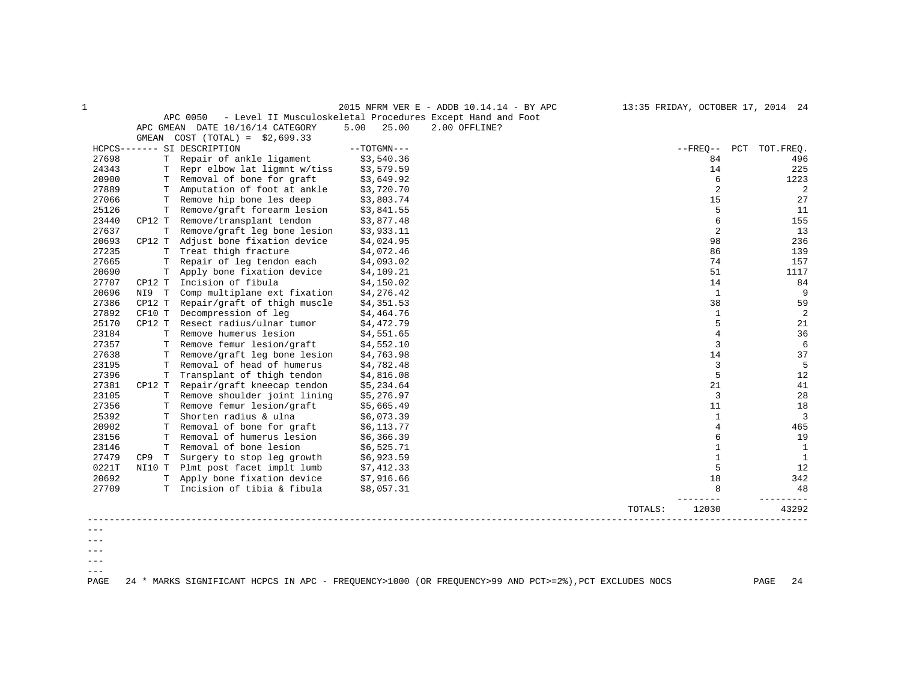2015 NFRM VER E - ADDB 10.14.14 - BY APC 13:35 FRIDAY, OCTOBER 17, 2014

APC 0050 - Level II Musculoskeletal Procedures Except Hand and Foot
APC GMEAN DATE 10/16/14 CATEGORY 5.00 25.00 2.00 OFFLINE?
GMEAN COST (TOTAL) = $2,699.33

| HCPCS | | SI | DESCRIPTION | TOTGMN | FREQ | PCT | TOT.FREQ. |
|---|---|---|---|---|---|---|---|
| 27698 | | T | Repair of ankle ligament | $3,540.36 | 84 | | 496 |
| 24343 | | T | Repr elbow lat ligmnt w/tiss | $3,579.59 | 14 | | 225 |
| 20900 | | T | Removal of bone for graft | $3,649.92 | 6 | | 1223 |
| 27889 | | T | Amputation of foot at ankle | $3,720.70 | 2 | | 2 |
| 27066 | | T | Remove hip bone les deep | $3,803.74 | 15 | | 27 |
| 25126 | | T | Remove/graft forearm lesion | $3,841.55 | 5 | | 11 |
| 23440 | CP12 | T | Remove/transplant tendon | $3,877.48 | 6 | | 155 |
| 27637 | | T | Remove/graft leg bone lesion | $3,933.11 | 2 | | 13 |
| 20693 | CP12 | T | Adjust bone fixation device | $4,024.95 | 98 | | 236 |
| 27235 | | T | Treat thigh fracture | $4,072.46 | 86 | | 139 |
| 27665 | | T | Repair of leg tendon each | $4,093.02 | 74 | | 157 |
| 20690 | | T | Apply bone fixation device | $4,109.21 | 51 | | 1117 |
| 27707 | CP12 | T | Incision of fibula | $4,150.02 | 14 | | 84 |
| 20696 | NI9 | T | Comp multiplane ext fixation | $4,276.42 | 1 | | 9 |
| 27386 | CP12 | T | Repair/graft of thigh muscle | $4,351.53 | 38 | | 59 |
| 27892 | CF10 | T | Decompression of leg | $4,464.76 | 1 | | 2 |
| 25170 | CP12 | T | Resect radius/ulnar tumor | $4,472.79 | 5 | | 21 |
| 23184 | | T | Remove humerus lesion | $4,551.65 | 4 | | 36 |
| 27357 | | T | Remove femur lesion/graft | $4,552.10 | 3 | | 6 |
| 27638 | | T | Remove/graft leg bone lesion | $4,763.98 | 14 | | 37 |
| 23195 | | T | Removal of head of humerus | $4,782.48 | 3 | | 5 |
| 27396 | | T | Transplant of thigh tendon | $4,816.08 | 5 | | 12 |
| 27381 | CP12 | T | Repair/graft kneecap tendon | $5,234.64 | 21 | | 41 |
| 23105 | | T | Remove shoulder joint lining | $5,276.97 | 3 | | 28 |
| 27356 | | T | Remove femur lesion/graft | $5,665.49 | 11 | | 18 |
| 25392 | | T | Shorten radius & ulna | $6,073.39 | 1 | | 3 |
| 20902 | | T | Removal of bone for graft | $6,113.77 | 4 | | 465 |
| 23156 | | T | Removal of humerus lesion | $6,366.39 | 6 | | 19 |
| 23146 | | T | Removal of bone lesion | $6,525.71 | 1 | | 1 |
| 27479 | CP9 | T | Surgery to stop leg growth | $6,923.59 | 1 | | 1 |
| 0221T | NI10 | T | Plmt post facet implt lumb | $7,412.33 | 5 | | 12 |
| 20692 | | T | Apply bone fixation device | $7,916.66 | 18 | | 342 |
| 27709 | | T | Incision of tibia & fibula | $8,057.31 | 8 | | 48 |
| | | | | TOTALS: | 12030 | | 43292 |

---
---
---
---
---

\* MARKS SIGNIFICANT HCPCS IN APC - FREQUENCY>1000 (OR FREQUENCY>99 AND PCT>=2%),PCT EXCLUDES NOCS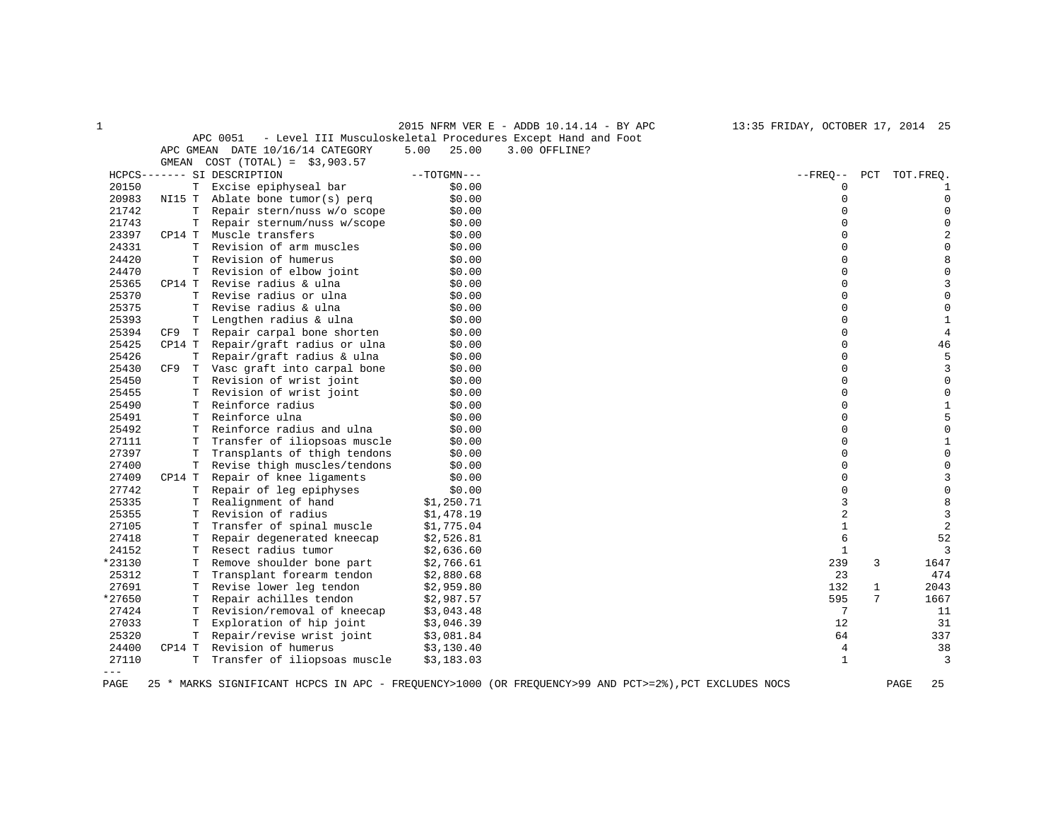2015 NFRM VER E - ADDB 10.14.14 - BY APC

APC 0051 - Level III Musculoskeletal Procedures Except Hand and Foot

APC GMEAN DATE 10/16/14 CATEGORY 5.00 25.00 3.00 OFFLINE?

GMEAN COST (TOTAL) = $3,903.57

| HCPCS | | SI | DESCRIPTION | TOTGMN | FREQ | PCT | TOT.FREQ. |
|---|---|---|---|---|---|---|---|
| 20150 | | T | Excise epiphyseal bar | $0.00 | 0 | | 1 |
| 20983 | NI15 | T | Ablate bone tumor(s) perq | $0.00 | 0 | | 0 |
| 21742 | | T | Repair stern/nuss w/o scope | $0.00 | 0 | | 0 |
| 21743 | | T | Repair sternum/nuss w/scope | $0.00 | 0 | | 0 |
| 23397 | CP14 | T | Muscle transfers | $0.00 | 0 | | 2 |
| 24331 | | T | Revision of arm muscles | $0.00 | 0 | | 0 |
| 24420 | | T | Revision of humerus | $0.00 | 0 | | 8 |
| 24470 | | T | Revision of elbow joint | $0.00 | 0 | | 0 |
| 25365 | CP14 | T | Revise radius & ulna | $0.00 | 0 | | 3 |
| 25370 | | T | Revise radius or ulna | $0.00 | 0 | | 0 |
| 25375 | | T | Revise radius & ulna | $0.00 | 0 | | 0 |
| 25393 | | T | Lengthen radius & ulna | $0.00 | 0 | | 1 |
| 25394 | CF9 | T | Repair carpal bone shorten | $0.00 | 0 | | 4 |
| 25425 | CP14 | T | Repair/graft radius or ulna | $0.00 | 0 | | 46 |
| 25426 | | T | Repair/graft radius & ulna | $0.00 | 0 | | 5 |
| 25430 | CF9 | T | Vasc graft into carpal bone | $0.00 | 0 | | 3 |
| 25450 | | T | Revision of wrist joint | $0.00 | 0 | | 0 |
| 25455 | | T | Revision of wrist joint | $0.00 | 0 | | 0 |
| 25490 | | T | Reinforce radius | $0.00 | 0 | | 1 |
| 25491 | | T | Reinforce ulna | $0.00 | 0 | | 5 |
| 25492 | | T | Reinforce radius and ulna | $0.00 | 0 | | 0 |
| 27111 | | T | Transfer of iliopsoas muscle | $0.00 | 0 | | 1 |
| 27397 | | T | Transplants of thigh tendons | $0.00 | 0 | | 0 |
| 27400 | | T | Revise thigh muscles/tendons | $0.00 | 0 | | 0 |
| 27409 | CP14 | T | Repair of knee ligaments | $0.00 | 0 | | 3 |
| 27742 | | T | Repair of leg epiphyses | $0.00 | 0 | | 0 |
| 25335 | | T | Realignment of hand | $1,250.71 | 3 | | 8 |
| 25355 | | T | Revision of radius | $1,478.19 | 2 | | 3 |
| 27105 | | T | Transfer of spinal muscle | $1,775.04 | 1 | | 2 |
| 27418 | | T | Repair degenerated kneecap | $2,526.81 | 6 | | 52 |
| 24152 | | T | Resect radius tumor | $2,636.60 | 1 | | 3 |
| *23130 | | T | Remove shoulder bone part | $2,766.61 | 239 | 3 | 1647 |
| 25312 | | T | Transplant forearm tendon | $2,880.68 | 23 | | 474 |
| 27691 | | T | Revise lower leg tendon | $2,959.80 | 132 | 1 | 2043 |
| *27650 | | T | Repair achilles tendon | $2,987.57 | 595 | 7 | 1667 |
| 27424 | | T | Revision/removal of kneecap | $3,043.48 | 7 | | 11 |
| 27033 | | T | Exploration of hip joint | $3,046.39 | 12 | | 31 |
| 25320 | | T | Repair/revise wrist joint | $3,081.84 | 64 | | 337 |
| 24400 | CP14 | T | Revision of humerus | $3,130.40 | 4 | | 38 |
| 27110 | | T | Transfer of iliopsoas muscle | $3,183.03 | 1 | | 3 |

\* MARKS SIGNIFICANT HCPCS IN APC - FREQUENCY>1000 (OR FREQUENCY>99 AND PCT>=2%),PCT EXCLUDES NOCS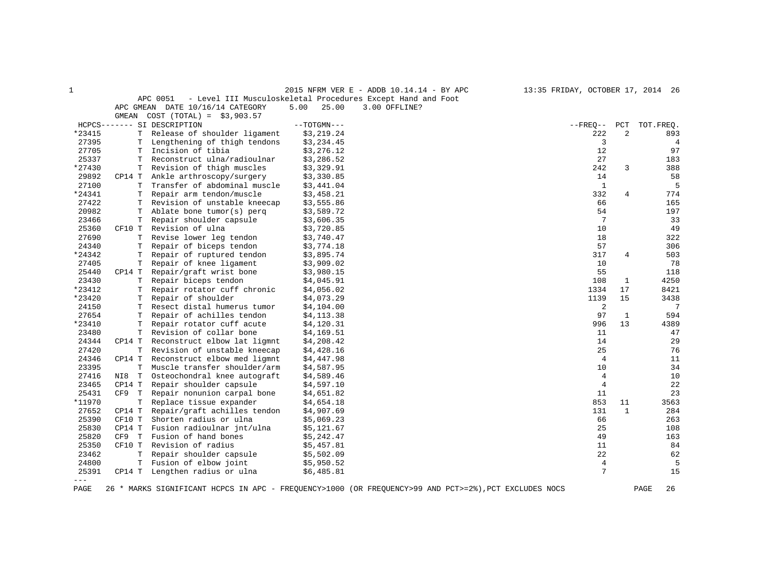APC 0051 - Level III Musculoskeletal Procedures Except Hand and Foot

APC GMEAN DATE 10/16/14 CATEGORY 5.00 25.00 3.00 OFFLINE?

GMEAN COST (TOTAL) = $3,903.57

| HCPCS | | SI | DESCRIPTION | TOTGMN | FREQ | PCT | TOT.FREQ. |
|---|---|---|---|---|---|---|---|
| *23415 | | T | Release of shoulder ligament | $3,219.24 | 222 | 2 | 893 |
| 27395 | | T | Lengthening of thigh tendons | $3,234.45 | 3 | | 4 |
| 27705 | | T | Incision of tibia | $3,276.12 | 12 | | 97 |
| 25337 | | T | Reconstruct ulna/radioulnar | $3,286.52 | 27 | | 183 |
| *27430 | | T | Revision of thigh muscles | $3,329.91 | 242 | 3 | 388 |
| 29892 | CP14 | T | Ankle arthroscopy/surgery | $3,330.85 | 14 | | 58 |
| 27100 | | T | Transfer of abdominal muscle | $3,441.04 | 1 | | 5 |
| *24341 | | T | Repair arm tendon/muscle | $3,458.21 | 332 | 4 | 774 |
| 27422 | | T | Revision of unstable kneecap | $3,555.86 | 66 | | 165 |
| 20982 | | T | Ablate bone tumor(s) perq | $3,589.72 | 54 | | 197 |
| 23466 | | T | Repair shoulder capsule | $3,606.35 | 7 | | 33 |
| 25360 | CF10 | T | Revision of ulna | $3,720.85 | 10 | | 49 |
| 27690 | | T | Revise lower leg tendon | $3,740.47 | 18 | | 322 |
| 24340 | | T | Repair of biceps tendon | $3,774.18 | 57 | | 306 |
| *24342 | | T | Repair of ruptured tendon | $3,895.74 | 317 | 4 | 503 |
| 27405 | | T | Repair of knee ligament | $3,909.02 | 10 | | 78 |
| 25440 | CP14 | T | Repair/graft wrist bone | $3,980.15 | 55 | | 118 |
| 23430 | | T | Repair biceps tendon | $4,045.91 | 108 | 1 | 4250 |
| *23412 | | T | Repair rotator cuff chronic | $4,056.02 | 1334 | 17 | 8421 |
| *23420 | | T | Repair of shoulder | $4,073.29 | 1139 | 15 | 3438 |
| 24150 | | T | Resect distal humerus tumor | $4,104.00 | 2 | | 7 |
| 27654 | | T | Repair of achilles tendon | $4,113.38 | 97 | 1 | 594 |
| *23410 | | T | Repair rotator cuff acute | $4,120.31 | 996 | 13 | 4389 |
| 23480 | | T | Revision of collar bone | $4,169.51 | 11 | | 47 |
| 24344 | CP14 | T | Reconstruct elbow lat ligmnt | $4,208.42 | 14 | | 29 |
| 27420 | | T | Revision of unstable kneecap | $4,428.16 | 25 | | 76 |
| 24346 | CP14 | T | Reconstruct elbow med ligmnt | $4,447.98 | 4 | | 11 |
| 23395 | | T | Muscle transfer shoulder/arm | $4,587.95 | 10 | | 34 |
| 27416 | NI8 | T | Osteochondral knee autograft | $4,589.46 | 4 | | 10 |
| 23465 | CP14 | T | Repair shoulder capsule | $4,597.10 | 4 | | 22 |
| 25431 | CF9 | T | Repair nonunion carpal bone | $4,651.82 | 11 | | 23 |
| *11970 | | T | Replace tissue expander | $4,654.18 | 853 | 11 | 3563 |
| 27652 | CP14 | T | Repair/graft achilles tendon | $4,907.69 | 131 | 1 | 284 |
| 25390 | CF10 | T | Shorten radius or ulna | $5,069.23 | 66 | | 263 |
| 25830 | CP14 | T | Fusion radioulnar jnt/ulna | $5,121.67 | 25 | | 108 |
| 25820 | CF9 | T | Fusion of hand bones | $5,242.47 | 49 | | 163 |
| 25350 | CF10 | T | Revision of radius | $5,457.81 | 11 | | 84 |
| 23462 | | T | Repair shoulder capsule | $5,502.09 | 22 | | 62 |
| 24800 | | T | Fusion of elbow joint | $5,950.52 | 4 | | 5 |
| 25391 | CP14 | T | Lengthen radius or ulna | $6,485.81 | 7 | | 15 |

\* MARKS SIGNIFICANT HCPCS IN APC - FREQUENCY>1000 (OR FREQUENCY>99 AND PCT>=2%),PCT EXCLUDES NOCS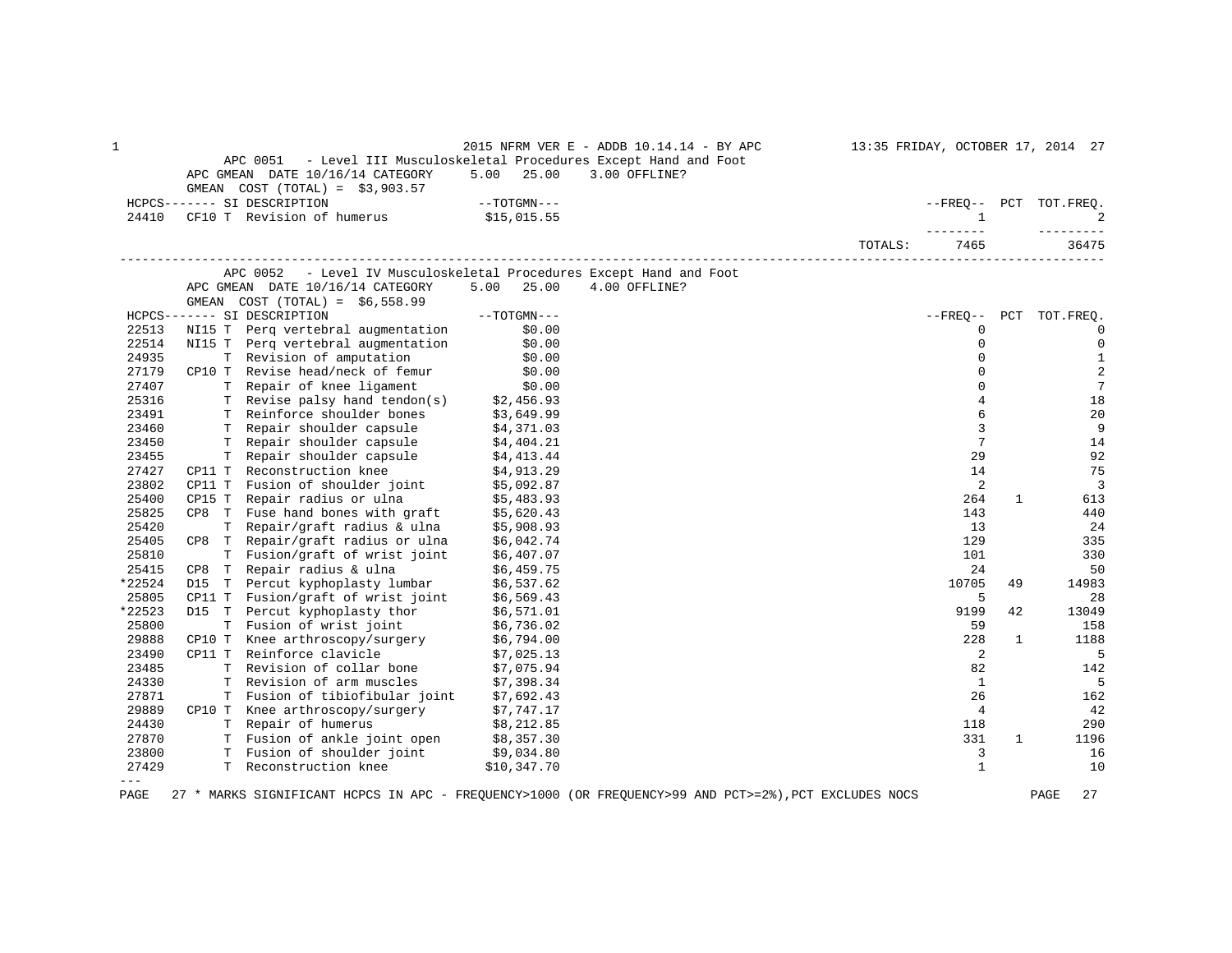2015 NFRM VER E - ADDB 10.14.14 - BY APC 13:35 FRIDAY, OCTOBER 17, 2014

APC 0051 - Level III Musculoskeletal Procedures Except Hand and Foot
APC GMEAN DATE 10/16/14 CATEGORY 5.00 25.00 3.00 OFFLINE?
GMEAN COST (TOTAL) = $3,903.57

| HCPCS | SI | DESCRIPTION | TOTGMN | FREQ | PCT | TOT.FREQ. |
|---|---|---|---|---|---|---|
| 24410 | CF10 T | Revision of humerus | $15,015.55 | 1 | | 2 |
| | | | TOTALS: | 7465 | | 36475 |

APC 0052 - Level IV Musculoskeletal Procedures Except Hand and Foot
APC GMEAN DATE 10/16/14 CATEGORY 5.00 25.00 4.00 OFFLINE?
GMEAN COST (TOTAL) = $6,558.99

| HCPCS | SI | DESCRIPTION | TOTGMN | FREQ | PCT | TOT.FREQ. |
|---|---|---|---|---|---|---|
| 22513 | NI15 T | Perq vertebral augmentation | $0.00 | 0 | | 0 |
| 22514 | NI15 T | Perq vertebral augmentation | $0.00 | 0 | | 0 |
| 24935 | T | Revision of amputation | $0.00 | 0 | | 1 |
| 27179 | CP10 T | Revise head/neck of femur | $0.00 | 0 | | 2 |
| 27407 | T | Repair of knee ligament | $0.00 | 0 | | 7 |
| 25316 | T | Revise palsy hand tendon(s) | $2,456.93 | 4 | | 18 |
| 23491 | T | Reinforce shoulder bones | $3,649.99 | 6 | | 20 |
| 23460 | T | Repair shoulder capsule | $4,371.03 | 3 | | 9 |
| 23450 | T | Repair shoulder capsule | $4,404.21 | 7 | | 14 |
| 23455 | T | Repair shoulder capsule | $4,413.44 | 29 | | 92 |
| 27427 | CP11 T | Reconstruction knee | $4,913.29 | 14 | | 75 |
| 23802 | CP11 T | Fusion of shoulder joint | $5,092.87 | 2 | | 3 |
| 25400 | CP15 T | Repair radius or ulna | $5,483.93 | 264 | 1 | 613 |
| 25825 | CP8 T | Fuse hand bones with graft | $5,620.43 | 143 | | 440 |
| 25420 | T | Repair/graft radius & ulna | $5,908.93 | 13 | | 24 |
| 25405 | CP8 T | Repair/graft radius or ulna | $6,042.74 | 129 | | 335 |
| 25810 | T | Fusion/graft of wrist joint | $6,407.07 | 101 | | 330 |
| 25415 | CP8 T | Repair radius & ulna | $6,459.75 | 24 | | 50 |
| *22524 | D15 T | Percut kyphoplasty lumbar | $6,537.62 | 10705 | 49 | 14983 |
| 25805 | CP11 T | Fusion/graft of wrist joint | $6,569.43 | 5 | | 28 |
| *22523 | D15 T | Percut kyphoplasty thor | $6,571.01 | 9199 | 42 | 13049 |
| 25800 | T | Fusion of wrist joint | $6,736.02 | 59 | | 158 |
| 29888 | CP10 T | Knee arthroscopy/surgery | $6,794.00 | 228 | 1 | 1188 |
| 23490 | CP11 T | Reinforce clavicle | $7,025.13 | 2 | | 5 |
| 23485 | T | Revision of collar bone | $7,075.94 | 82 | | 142 |
| 24330 | T | Revision of arm muscles | $7,398.34 | 1 | | 5 |
| 27871 | T | Fusion of tibiofibular joint | $7,692.43 | 26 | | 162 |
| 29889 | CP10 T | Knee arthroscopy/surgery | $7,747.17 | 4 | | 42 |
| 24430 | T | Repair of humerus | $8,212.85 | 118 | | 290 |
| 27870 | T | Fusion of ankle joint open | $8,357.30 | 331 | 1 | 1196 |
| 23800 | T | Fusion of shoulder joint | $9,034.80 | 3 | | 16 |
| 27429 | T | Reconstruction knee | $10,347.70 | 1 | | 10 |

---

\* MARKS SIGNIFICANT HCPCS IN APC - FREQUENCY>1000 (OR FREQUENCY>99 AND PCT>=2%),PCT EXCLUDES NOCS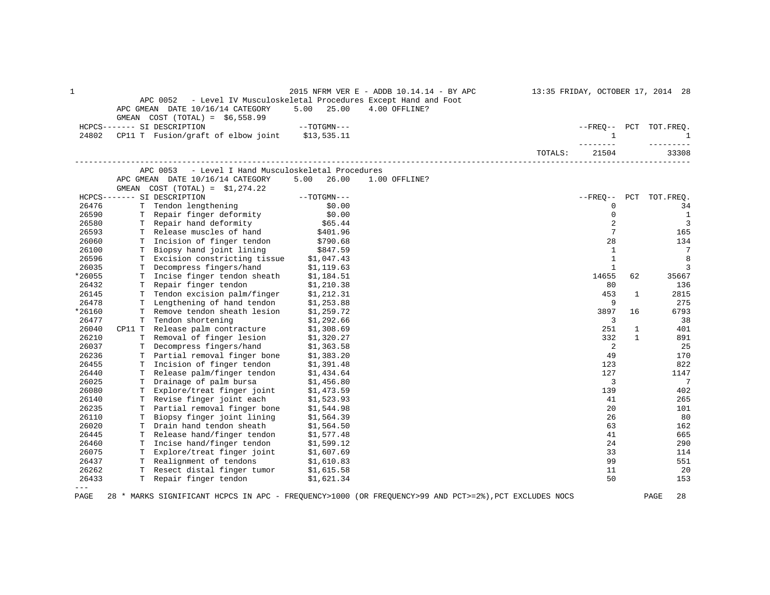2015 NFRM VER E - ADDB 10.14.14 - BY APC 13:35 FRIDAY, OCTOBER 17, 2014

APC 0052 - Level IV Musculoskeletal Procedures Except Hand and Foot
APC GMEAN DATE 10/16/14 CATEGORY 5.00 25.00 4.00 OFFLINE?
GMEAN COST (TOTAL) = $6,558.99

| HCPCS | SI | DESCRIPTION | TOTGMN | FREQ | PCT | TOT.FREQ. |
|---|---|---|---|---|---|---|
| 24802 | CP11 T | Fusion/graft of elbow joint | $13,535.11 | 1 | | 1 |
| | | | TOTALS: | 21504 | | 33308 |

APC 0053 - Level I Hand Musculoskeletal Procedures
APC GMEAN DATE 10/16/14 CATEGORY 5.00 26.00 1.00 OFFLINE?
GMEAN COST (TOTAL) = $1,274.22

| HCPCS | SI | DESCRIPTION | TOTGMN | FREQ | PCT | TOT.FREQ. |
|---|---|---|---|---|---|---|
| 26476 | T | Tendon lengthening | $0.00 | 0 | | 34 |
| 26590 | T | Repair finger deformity | $0.00 | 0 | | 1 |
| 26580 | T | Repair hand deformity | $65.44 | 2 | | 3 |
| 26593 | T | Release muscles of hand | $401.96 | 7 | | 165 |
| 26060 | T | Incision of finger tendon | $790.68 | 28 | | 134 |
| 26100 | T | Biopsy hand joint lining | $847.59 | 1 | | 7 |
| 26596 | T | Excision constricting tissue | $1,047.43 | 1 | | 8 |
| 26035 | T | Decompress fingers/hand | $1,119.63 | 1 | | 3 |
| *26055 | T | Incise finger tendon sheath | $1,184.51 | 14655 | 62 | 35667 |
| 26432 | T | Repair finger tendon | $1,210.38 | 80 | | 136 |
| 26145 | T | Tendon excision palm/finger | $1,212.31 | 453 | 1 | 2815 |
| 26478 | T | Lengthening of hand tendon | $1,253.88 | 9 | | 275 |
| *26160 | T | Remove tendon sheath lesion | $1,259.72 | 3897 | 16 | 6793 |
| 26477 | T | Tendon shortening | $1,292.66 | 3 | | 38 |
| 26040 | CP11 T | Release palm contracture | $1,308.69 | 251 | 1 | 401 |
| 26210 | T | Removal of finger lesion | $1,320.27 | 332 | 1 | 891 |
| 26037 | T | Decompress fingers/hand | $1,363.58 | 2 | | 25 |
| 26236 | T | Partial removal finger bone | $1,383.20 | 49 | | 170 |
| 26455 | T | Incision of finger tendon | $1,391.48 | 123 | | 822 |
| 26440 | T | Release palm/finger tendon | $1,434.64 | 127 | | 1147 |
| 26025 | T | Drainage of palm bursa | $1,456.80 | 3 | | 7 |
| 26080 | T | Explore/treat finger joint | $1,473.59 | 139 | | 402 |
| 26140 | T | Revise finger joint each | $1,523.93 | 41 | | 265 |
| 26235 | T | Partial removal finger bone | $1,544.98 | 20 | | 101 |
| 26110 | T | Biopsy finger joint lining | $1,564.39 | 26 | | 80 |
| 26020 | T | Drain hand tendon sheath | $1,564.50 | 63 | | 162 |
| 26445 | T | Release hand/finger tendon | $1,577.48 | 41 | | 665 |
| 26460 | T | Incise hand/finger tendon | $1,599.12 | 24 | | 290 |
| 26075 | T | Explore/treat finger joint | $1,607.69 | 33 | | 114 |
| 26437 | T | Realignment of tendons | $1,610.83 | 99 | | 551 |
| 26262 | T | Resect distal finger tumor | $1,615.58 | 11 | | 20 |
| 26433 | T | Repair finger tendon | $1,621.34 | 50 | | 153 |

\* MARKS SIGNIFICANT HCPCS IN APC - FREQUENCY>1000 (OR FREQUENCY>99 AND PCT>=2%),PCT EXCLUDES NOCS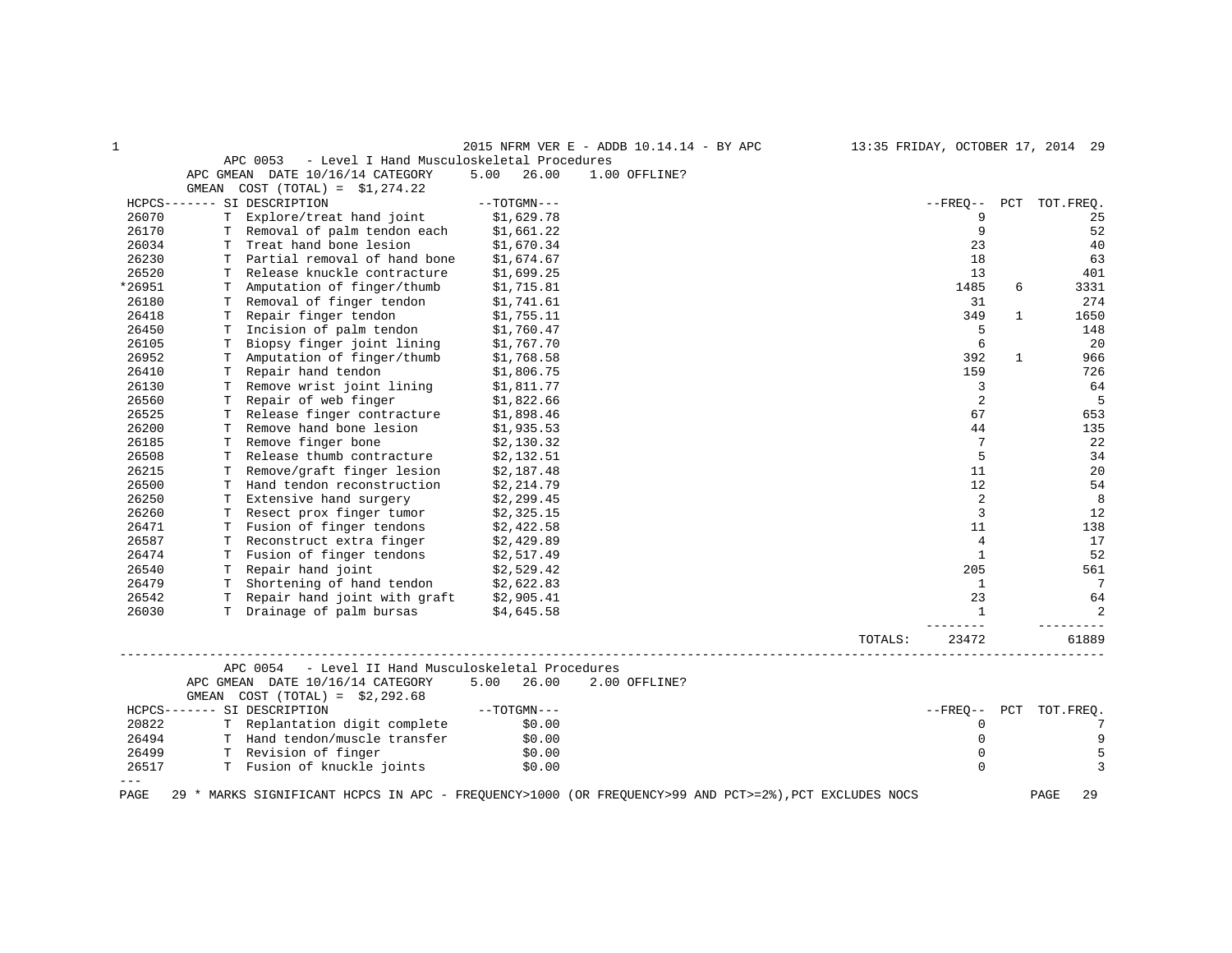## APC 0053 - Level I Hand Musculoskeletal Procedures

APC GMEAN DATE 10/16/14 CATEGORY 5.00 26.00 1.00 OFFLINE?

GMEAN COST (TOTAL) = $1,274.22

| HCPCS | SI | DESCRIPTION | TOTGMN | FREQ | PCT | TOT.FREQ. |
|---|---|---|---|---|---|---|
| 26070 | T | Explore/treat hand joint | $1,629.78 | 9 | | 25 |
| 26170 | T | Removal of palm tendon each | $1,661.22 | 9 | | 52 |
| 26034 | T | Treat hand bone lesion | $1,670.34 | 23 | | 40 |
| 26230 | T | Partial removal of hand bone | $1,674.67 | 18 | | 63 |
| 26520 | T | Release knuckle contracture | $1,699.25 | 13 | | 401 |
| *26951 | T | Amputation of finger/thumb | $1,715.81 | 1485 | 6 | 3331 |
| 26180 | T | Removal of finger tendon | $1,741.61 | 31 | | 274 |
| 26418 | T | Repair finger tendon | $1,755.11 | 349 | 1 | 1650 |
| 26450 | T | Incision of palm tendon | $1,760.47 | 5 | | 148 |
| 26105 | T | Biopsy finger joint lining | $1,767.70 | 6 | | 20 |
| 26952 | T | Amputation of finger/thumb | $1,768.58 | 392 | 1 | 966 |
| 26410 | T | Repair hand tendon | $1,806.75 | 159 | | 726 |
| 26130 | T | Remove wrist joint lining | $1,811.77 | 3 | | 64 |
| 26560 | T | Repair of web finger | $1,822.66 | 2 | | 5 |
| 26525 | T | Release finger contracture | $1,898.46 | 67 | | 653 |
| 26200 | T | Remove hand bone lesion | $1,935.53 | 44 | | 135 |
| 26185 | T | Remove finger bone | $2,130.32 | 7 | | 22 |
| 26508 | T | Release thumb contracture | $2,132.51 | 5 | | 34 |
| 26215 | T | Remove/graft finger lesion | $2,187.48 | 11 | | 20 |
| 26500 | T | Hand tendon reconstruction | $2,214.79 | 12 | | 54 |
| 26250 | T | Extensive hand surgery | $2,299.45 | 2 | | 8 |
| 26260 | T | Resect prox finger tumor | $2,325.15 | 3 | | 12 |
| 26471 | T | Fusion of finger tendons | $2,422.58 | 11 | | 138 |
| 26587 | T | Reconstruct extra finger | $2,429.89 | 4 | | 17 |
| 26474 | T | Fusion of finger tendons | $2,517.49 | 1 | | 52 |
| 26540 | T | Repair hand joint | $2,529.42 | 205 | | 561 |
| 26479 | T | Shortening of hand tendon | $2,622.83 | 1 | | 7 |
| 26542 | T | Repair hand joint with graft | $2,905.41 | 23 | | 64 |
| 26030 | T | Drainage of palm bursas | $4,645.58 | 1 | | 2 |
| | | | TOTALS: | 23472 | | 61889 |

## APC 0054 - Level II Hand Musculoskeletal Procedures

APC GMEAN DATE 10/16/14 CATEGORY 5.00 26.00 2.00 OFFLINE?

GMEAN COST (TOTAL) = $2,292.68

| HCPCS | SI | DESCRIPTION | TOTGMN | FREQ | PCT | TOT.FREQ. |
|---|---|---|---|---|---|---|
| 20822 | T | Replantation digit complete | $0.00 | 0 | | 7 |
| 26494 | T | Hand tendon/muscle transfer | $0.00 | 0 | | 9 |
| 26499 | T | Revision of finger | $0.00 | 0 | | 5 |
| 26517 | T | Fusion of knuckle joints | $0.00 | 0 | | 3 |

\* MARKS SIGNIFICANT HCPCS IN APC - FREQUENCY>1000 (OR FREQUENCY>99 AND PCT>=2%),PCT EXCLUDES NOCS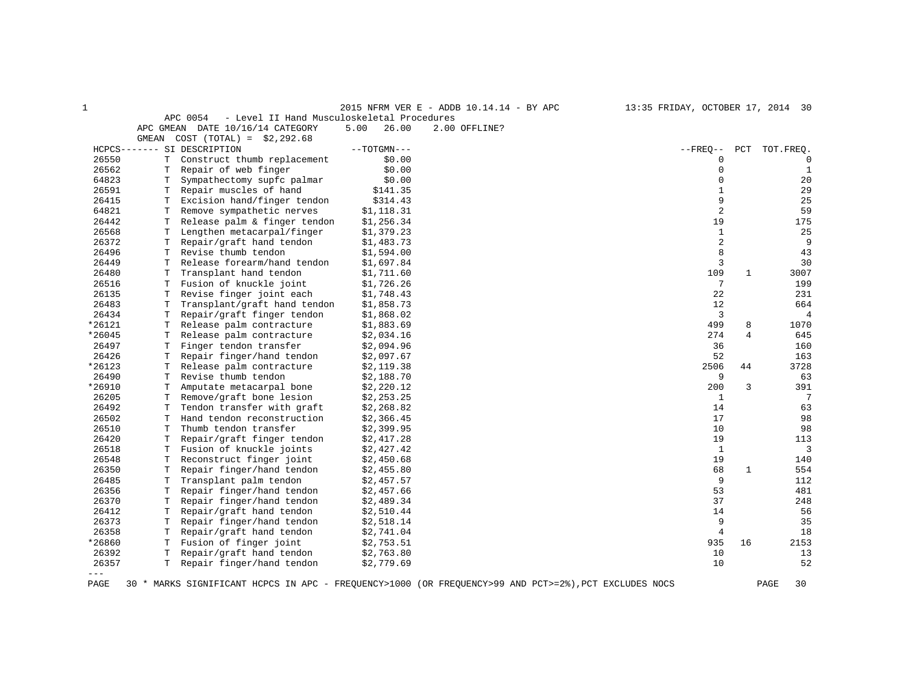APC 0054 - Level II Hand Musculoskeletal Procedures

APC GMEAN DATE 10/16/14 CATEGORY 5.00 26.00 2.00 OFFLINE?

GMEAN COST (TOTAL) = $2,292.68

| HCPCS | SI | DESCRIPTION | TOTGMN | FREQ | PCT | TOT.FREQ. |
|---|---|---|---|---|---|---|
| 26550 | T | Construct thumb replacement | $0.00 | 0 | | 0 |
| 26562 | T | Repair of web finger | $0.00 | 0 | | 1 |
| 64823 | T | Sympathectomy supfc palmar | $0.00 | 0 | | 20 |
| 26591 | T | Repair muscles of hand | $141.35 | 1 | | 29 |
| 26415 | T | Excision hand/finger tendon | $314.43 | 9 | | 25 |
| 64821 | T | Remove sympathetic nerves | $1,118.31 | 2 | | 59 |
| 26442 | T | Release palm & finger tendon | $1,256.34 | 19 | | 175 |
| 26568 | T | Lengthen metacarpal/finger | $1,379.23 | 1 | | 25 |
| 26372 | T | Repair/graft hand tendon | $1,483.73 | 2 | | 9 |
| 26496 | T | Revise thumb tendon | $1,594.00 | 8 | | 43 |
| 26449 | T | Release forearm/hand tendon | $1,697.84 | 3 | | 30 |
| 26480 | T | Transplant hand tendon | $1,711.60 | 109 | 1 | 3007 |
| 26516 | T | Fusion of knuckle joint | $1,726.26 | 7 | | 199 |
| 26135 | T | Revise finger joint each | $1,748.43 | 22 | | 231 |
| 26483 | T | Transplant/graft hand tendon | $1,858.73 | 12 | | 664 |
| 26434 | T | Repair/graft finger tendon | $1,868.02 | 3 | | 4 |
| *26121 | T | Release palm contracture | $1,883.69 | 499 | 8 | 1070 |
| *26045 | T | Release palm contracture | $2,034.16 | 274 | 4 | 645 |
| 26497 | T | Finger tendon transfer | $2,094.96 | 36 | | 160 |
| 26426 | T | Repair finger/hand tendon | $2,097.67 | 52 | | 163 |
| *26123 | T | Release palm contracture | $2,119.38 | 2506 | 44 | 3728 |
| 26490 | T | Revise thumb tendon | $2,188.70 | 9 | | 63 |
| *26910 | T | Amputate metacarpal bone | $2,220.12 | 200 | 3 | 391 |
| 26205 | T | Remove/graft bone lesion | $2,253.25 | 1 | | 7 |
| 26492 | T | Tendon transfer with graft | $2,268.82 | 14 | | 63 |
| 26502 | T | Hand tendon reconstruction | $2,366.45 | 17 | | 98 |
| 26510 | T | Thumb tendon transfer | $2,399.95 | 10 | | 98 |
| 26420 | T | Repair/graft finger tendon | $2,417.28 | 19 | | 113 |
| 26518 | T | Fusion of knuckle joints | $2,427.42 | 1 | | 3 |
| 26548 | T | Reconstruct finger joint | $2,450.68 | 19 | | 140 |
| 26350 | T | Repair finger/hand tendon | $2,455.80 | 68 | 1 | 554 |
| 26485 | T | Transplant palm tendon | $2,457.57 | 9 | | 112 |
| 26356 | T | Repair finger/hand tendon | $2,457.66 | 53 | | 481 |
| 26370 | T | Repair finger/hand tendon | $2,489.34 | 37 | | 248 |
| 26412 | T | Repair/graft hand tendon | $2,510.44 | 14 | | 56 |
| 26373 | T | Repair finger/hand tendon | $2,518.14 | 9 | | 35 |
| 26358 | T | Repair/graft hand tendon | $2,741.04 | 4 | | 18 |
| *26860 | T | Fusion of finger joint | $2,753.51 | 935 | 16 | 2153 |
| 26392 | T | Repair/graft hand tendon | $2,763.80 | 10 | | 13 |
| 26357 | T | Repair finger/hand tendon | $2,779.69 | 10 | | 52 |

\* MARKS SIGNIFICANT HCPCS IN APC - FREQUENCY>1000 (OR FREQUENCY>99 AND PCT>=2%),PCT EXCLUDES NOCS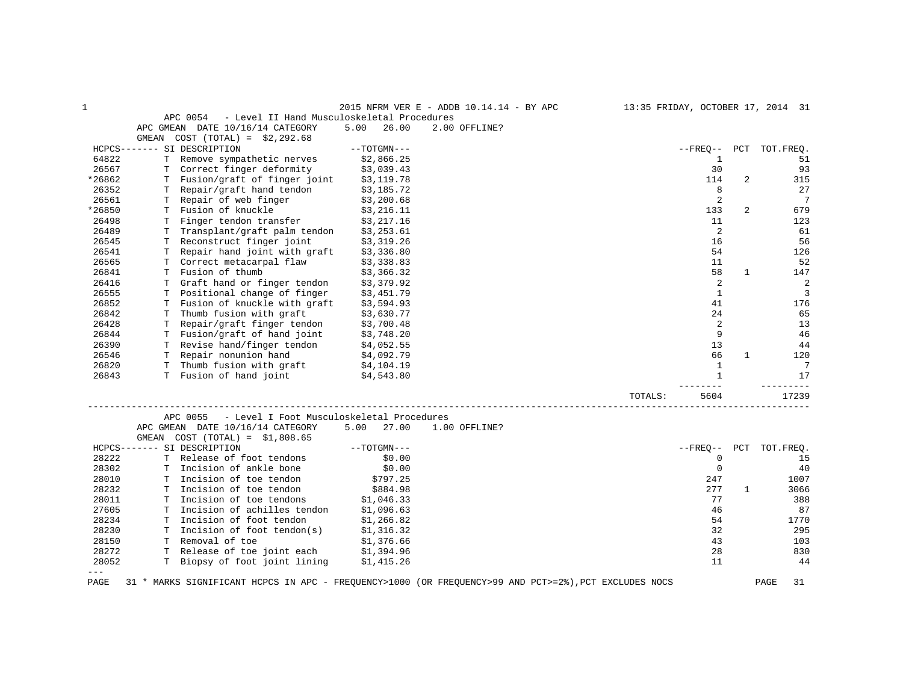2015 NFRM VER E - ADDB 10.14.14 - BY APC — 13:35 FRIDAY, OCTOBER 17, 2014

## APC 0054 - Level II Hand Musculoskeletal Procedures

APC GMEAN DATE 10/16/14 CATEGORY 5.00 26.00 2.00 OFFLINE?

GMEAN COST (TOTAL) = $2,292.68

| HCPCS | SI | DESCRIPTION | TOTGMN | FREQ | PCT | TOT.FREQ. |
|---|---|---|---|---|---|---|
| 64822 | T | Remove sympathetic nerves | $2,866.25 | 1 | | 51 |
| 26567 | T | Correct finger deformity | $3,039.43 | 30 | | 93 |
| *26862 | T | Fusion/graft of finger joint | $3,119.78 | 114 | 2 | 315 |
| 26352 | T | Repair/graft hand tendon | $3,185.72 | 8 | | 27 |
| 26561 | T | Repair of web finger | $3,200.68 | 2 | | 7 |
| *26850 | T | Fusion of knuckle | $3,216.11 | 133 | 2 | 679 |
| 26498 | T | Finger tendon transfer | $3,217.16 | 11 | | 123 |
| 26489 | T | Transplant/graft palm tendon | $3,253.61 | 2 | | 61 |
| 26545 | T | Reconstruct finger joint | $3,319.26 | 16 | | 56 |
| 26541 | T | Repair hand joint with graft | $3,336.80 | 54 | | 126 |
| 26565 | T | Correct metacarpal flaw | $3,338.83 | 11 | | 52 |
| 26841 | T | Fusion of thumb | $3,366.32 | 58 | 1 | 147 |
| 26416 | T | Graft hand or finger tendon | $3,379.92 | 2 | | 2 |
| 26555 | T | Positional change of finger | $3,451.79 | 1 | | 3 |
| 26852 | T | Fusion of knuckle with graft | $3,594.93 | 41 | | 176 |
| 26842 | T | Thumb fusion with graft | $3,630.77 | 24 | | 65 |
| 26428 | T | Repair/graft finger tendon | $3,700.48 | 2 | | 13 |
| 26844 | T | Fusion/graft of hand joint | $3,748.20 | 9 | | 46 |
| 26390 | T | Revise hand/finger tendon | $4,052.55 | 13 | | 44 |
| 26546 | T | Repair nonunion hand | $4,092.79 | 66 | 1 | 120 |
| 26820 | T | Thumb fusion with graft | $4,104.19 | 1 | | 7 |
| 26843 | T | Fusion of hand joint | $4,543.80 | 1 | | 17 |
| | | | TOTALS: | 5604 | | 17239 |

## APC 0055 - Level I Foot Musculoskeletal Procedures

APC GMEAN DATE 10/16/14 CATEGORY 5.00 27.00 1.00 OFFLINE?

GMEAN COST (TOTAL) = $1,808.65

| HCPCS | SI | DESCRIPTION | TOTGMN | FREQ | PCT | TOT.FREQ. |
|---|---|---|---|---|---|---|
| 28222 | T | Release of foot tendons | $0.00 | 0 | | 15 |
| 28302 | T | Incision of ankle bone | $0.00 | 0 | | 40 |
| 28010 | T | Incision of toe tendon | $797.25 | 247 | | 1007 |
| 28232 | T | Incision of toe tendon | $884.98 | 277 | 1 | 3066 |
| 28011 | T | Incision of toe tendons | $1,046.33 | 77 | | 388 |
| 27605 | T | Incision of achilles tendon | $1,096.63 | 46 | | 87 |
| 28234 | T | Incision of foot tendon | $1,266.82 | 54 | | 1770 |
| 28230 | T | Incision of foot tendon(s) | $1,316.32 | 32 | | 295 |
| 28150 | T | Removal of toe | $1,376.66 | 43 | | 103 |
| 28272 | T | Release of toe joint each | $1,394.96 | 28 | | 830 |
| 28052 | T | Biopsy of foot joint lining | $1,415.26 | 11 | | 44 |

\* MARKS SIGNIFICANT HCPCS IN APC - FREQUENCY>1000 (OR FREQUENCY>99 AND PCT>=2%),PCT EXCLUDES NOCS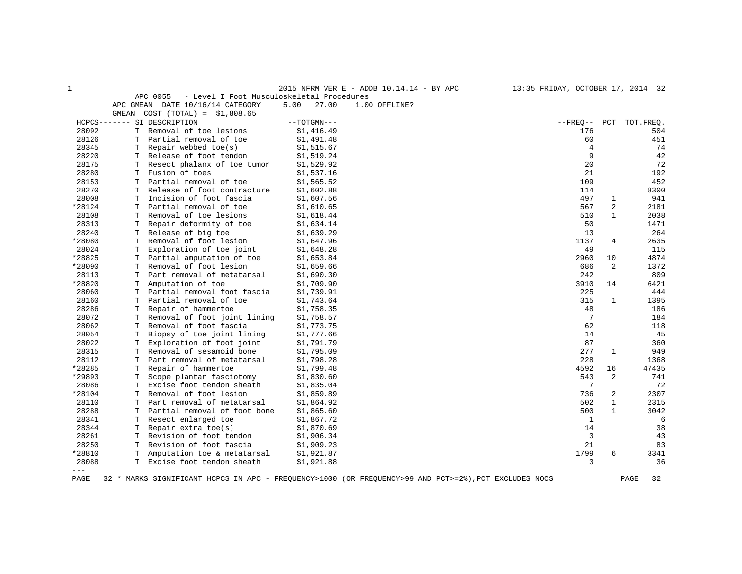2015 NFRM VER E - ADDB 10.14.14 - BY APC 13:35 FRIDAY, OCTOBER 17, 2014

APC 0055 - Level I Foot Musculoskeletal Procedures
APC GMEAN DATE 10/16/14 CATEGORY 5.00 27.00 1.00 OFFLINE?
GMEAN COST (TOTAL) = $1,808.65

| HCPCS | SI | DESCRIPTION | TOTGMN | FREQ | PCT | TOT.FREQ. |
|---|---|---|---|---|---|---|
| 28092 | T | Removal of toe lesions | $1,416.49 | 176 | | 504 |
| 28126 | T | Partial removal of toe | $1,491.48 | 60 | | 451 |
| 28345 | T | Repair webbed toe(s) | $1,515.67 | 4 | | 74 |
| 28220 | T | Release of foot tendon | $1,519.24 | 9 | | 42 |
| 28175 | T | Resect phalanx of toe tumor | $1,529.92 | 20 | | 72 |
| 28280 | T | Fusion of toes | $1,537.16 | 21 | | 192 |
| 28153 | T | Partial removal of toe | $1,565.52 | 109 | | 452 |
| 28270 | T | Release of foot contracture | $1,602.88 | 114 | | 8300 |
| 28008 | T | Incision of foot fascia | $1,607.56 | 497 | 1 | 941 |
| *28124 | T | Partial removal of toe | $1,610.65 | 567 | 2 | 2181 |
| 28108 | T | Removal of toe lesions | $1,618.44 | 510 | 1 | 2038 |
| 28313 | T | Repair deformity of toe | $1,634.14 | 50 | | 1471 |
| 28240 | T | Release of big toe | $1,639.29 | 13 | | 264 |
| *28080 | T | Removal of foot lesion | $1,647.96 | 1137 | 4 | 2635 |
| 28024 | T | Exploration of toe joint | $1,648.28 | 49 | | 115 |
| *28825 | T | Partial amputation of toe | $1,653.84 | 2960 | 10 | 4874 |
| *28090 | T | Removal of foot lesion | $1,659.66 | 686 | 2 | 1372 |
| 28113 | T | Part removal of metatarsal | $1,690.30 | 242 | | 809 |
| *28820 | T | Amputation of toe | $1,709.90 | 3910 | 14 | 6421 |
| 28060 | T | Partial removal foot fascia | $1,739.91 | 225 | | 444 |
| 28160 | T | Partial removal of toe | $1,743.64 | 315 | 1 | 1395 |
| 28286 | T | Repair of hammertoe | $1,758.35 | 48 | | 186 |
| 28072 | T | Removal of foot joint lining | $1,758.57 | 7 | | 184 |
| 28062 | T | Removal of foot fascia | $1,773.75 | 62 | | 118 |
| 28054 | T | Biopsy of toe joint lining | $1,777.66 | 14 | | 45 |
| 28022 | T | Exploration of foot joint | $1,791.79 | 87 | | 360 |
| 28315 | T | Removal of sesamoid bone | $1,795.09 | 277 | 1 | 949 |
| 28112 | T | Part removal of metatarsal | $1,798.28 | 228 | | 1368 |
| *28285 | T | Repair of hammertoe | $1,799.48 | 4592 | 16 | 47435 |
| *29893 | T | Scope plantar fasciotomy | $1,830.60 | 543 | 2 | 741 |
| 28086 | T | Excise foot tendon sheath | $1,835.04 | 7 | | 72 |
| *28104 | T | Removal of foot lesion | $1,859.89 | 736 | 2 | 2307 |
| 28110 | T | Part removal of metatarsal | $1,864.92 | 502 | 1 | 2315 |
| 28288 | T | Partial removal of foot bone | $1,865.60 | 500 | 1 | 3042 |
| 28341 | T | Resect enlarged toe | $1,867.72 | 1 | | 6 |
| 28344 | T | Repair extra toe(s) | $1,870.69 | 14 | | 38 |
| 28261 | T | Revision of foot tendon | $1,906.34 | 3 | | 43 |
| 28250 | T | Revision of foot fascia | $1,909.23 | 21 | | 83 |
| *28810 | T | Amputation toe & metatarsal | $1,921.87 | 1799 | 6 | 3341 |
| 28088 | T | Excise foot tendon sheath | $1,921.88 | 3 | | 36 |

---

\* MARKS SIGNIFICANT HCPCS IN APC - FREQUENCY>1000 (OR FREQUENCY>99 AND PCT>=2%),PCT EXCLUDES NOCS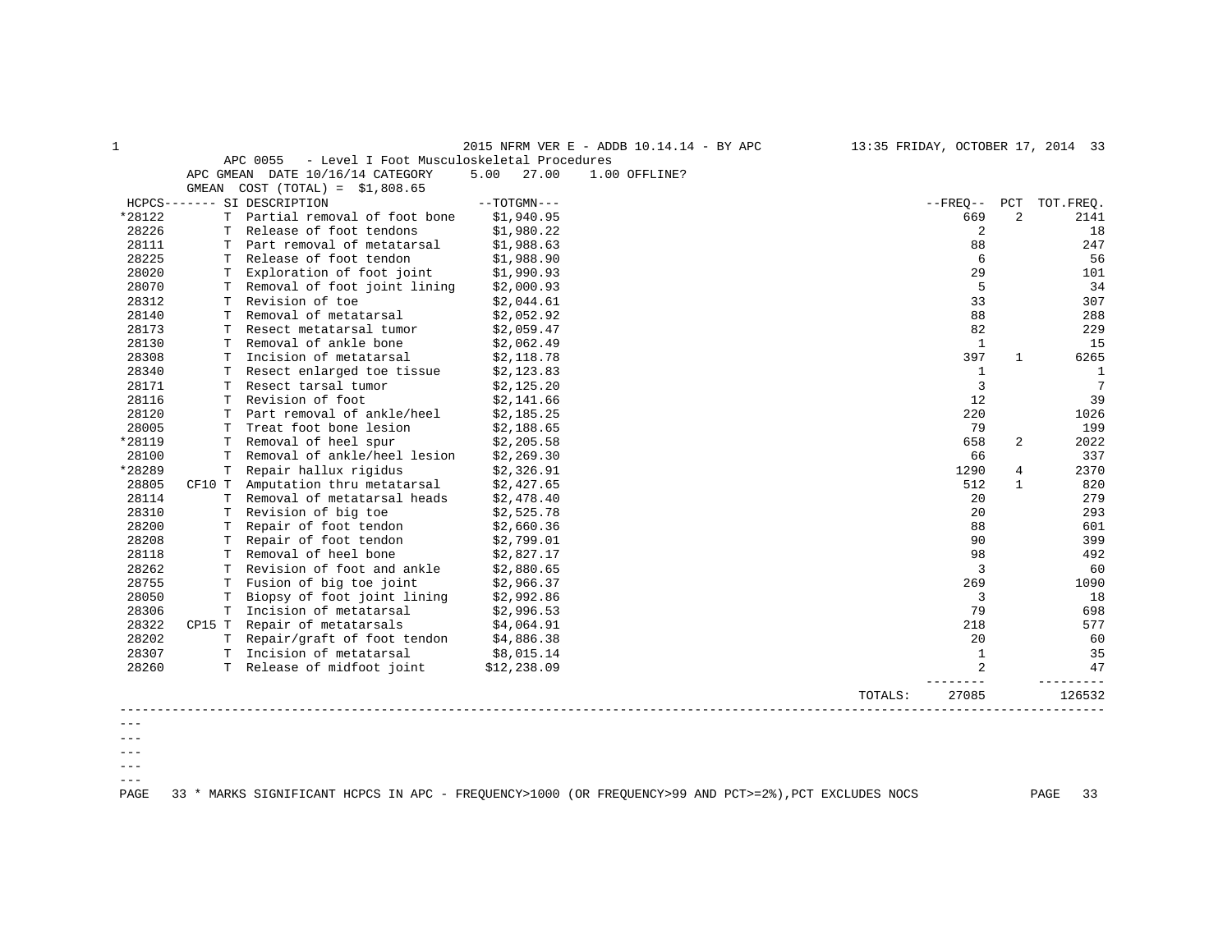APC 0055 - Level I Foot Musculoskeletal Procedures

APC GMEAN DATE 10/16/14 CATEGORY 5.00 27.00 1.00 OFFLINE?

GMEAN COST (TOTAL) = $1,808.65

| HCPCS | SI | DESCRIPTION | TOTGMN | FREQ | PCT | TOT.FREQ. |
|---|---|---|---|---|---|---|
| *28122 | T | Partial removal of foot bone | $1,940.95 | 669 | 2 | 2141 |
| 28226 | T | Release of foot tendons | $1,980.22 | 2 | | 18 |
| 28111 | T | Part removal of metatarsal | $1,988.63 | 88 | | 247 |
| 28225 | T | Release of foot tendon | $1,988.90 | 6 | | 56 |
| 28020 | T | Exploration of foot joint | $1,990.93 | 29 | | 101 |
| 28070 | T | Removal of foot joint lining | $2,000.93 | 5 | | 34 |
| 28312 | T | Revision of toe | $2,044.61 | 33 | | 307 |
| 28140 | T | Removal of metatarsal | $2,052.92 | 88 | | 288 |
| 28173 | T | Resect metatarsal tumor | $2,059.47 | 82 | | 229 |
| 28130 | T | Removal of ankle bone | $2,062.49 | 1 | | 15 |
| 28308 | T | Incision of metatarsal | $2,118.78 | 397 | 1 | 6265 |
| 28340 | T | Resect enlarged toe tissue | $2,123.83 | 1 | | 1 |
| 28171 | T | Resect tarsal tumor | $2,125.20 | 3 | | 7 |
| 28116 | T | Revision of foot | $2,141.66 | 12 | | 39 |
| 28120 | T | Part removal of ankle/heel | $2,185.25 | 220 | | 1026 |
| 28005 | T | Treat foot bone lesion | $2,188.65 | 79 | | 199 |
| *28119 | T | Removal of heel spur | $2,205.58 | 658 | 2 | 2022 |
| 28100 | T | Removal of ankle/heel lesion | $2,269.30 | 66 | | 337 |
| *28289 | T | Repair hallux rigidus | $2,326.91 | 1290 | 4 | 2370 |
| 28805 | CF10 T | Amputation thru metatarsal | $2,427.65 | 512 | 1 | 820 |
| 28114 | T | Removal of metatarsal heads | $2,478.40 | 20 | | 279 |
| 28310 | T | Revision of big toe | $2,525.78 | 20 | | 293 |
| 28200 | T | Repair of foot tendon | $2,660.36 | 88 | | 601 |
| 28208 | T | Repair of foot tendon | $2,799.01 | 90 | | 399 |
| 28118 | T | Removal of heel bone | $2,827.17 | 98 | | 492 |
| 28262 | T | Revision of foot and ankle | $2,880.65 | 3 | | 60 |
| 28755 | T | Fusion of big toe joint | $2,966.37 | 269 | | 1090 |
| 28050 | T | Biopsy of foot joint lining | $2,992.86 | 3 | | 18 |
| 28306 | T | Incision of metatarsal | $2,996.53 | 79 | | 698 |
| 28322 | CP15 T | Repair of metatarsals | $4,064.91 | 218 | | 577 |
| 28202 | T | Repair/graft of foot tendon | $4,886.38 | 20 | | 60 |
| 28307 | T | Incision of metatarsal | $8,015.14 | 1 | | 35 |
| 28260 | T | Release of midfoot joint | $12,238.09 | 2 | | 47 |
| | | | TOTALS: | 27085 | | 126532 |

\* MARKS SIGNIFICANT HCPCS IN APC - FREQUENCY>1000 (OR FREQUENCY>99 AND PCT>=2%),PCT EXCLUDES NOCS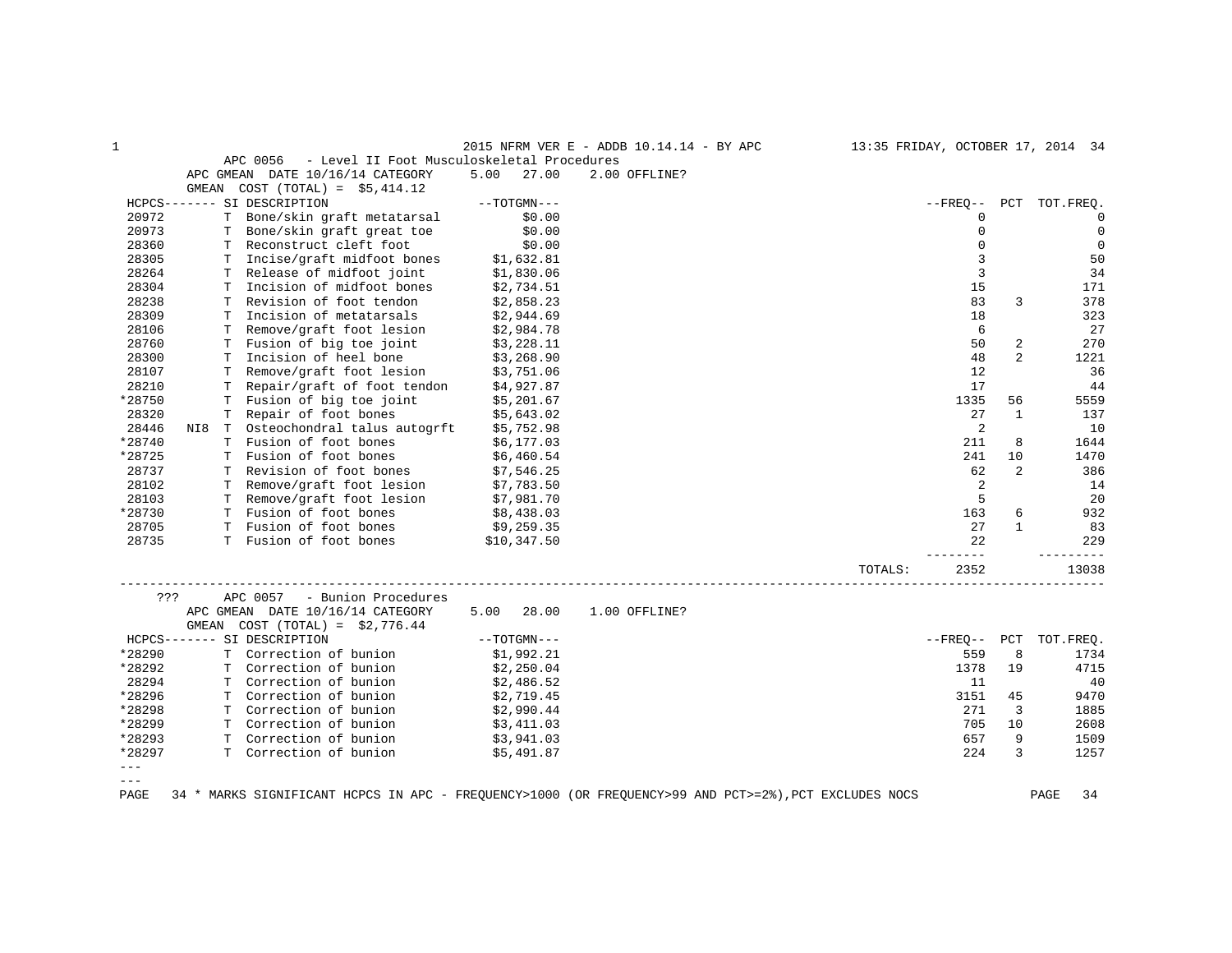## APC 0056 - Level II Foot Musculoskeletal Procedures

APC GMEAN DATE 10/16/14 CATEGORY 5.00 27.00 2.00 OFFLINE?

GMEAN COST (TOTAL) = $5,414.12

| HCPCS | SI | DESCRIPTION | TOTGMN | FREQ | PCT | TOT.FREQ. |
|---|---|---|---|---|---|---|
| 20972 | T | Bone/skin graft metatarsal | $0.00 | 0 | | 0 |
| 20973 | T | Bone/skin graft great toe | $0.00 | 0 | | 0 |
| 28360 | T | Reconstruct cleft foot | $0.00 | 0 | | 0 |
| 28305 | T | Incise/graft midfoot bones | $1,632.81 | 3 | | 50 |
| 28264 | T | Release of midfoot joint | $1,830.06 | 3 | | 34 |
| 28304 | T | Incision of midfoot bones | $2,734.51 | 15 | | 171 |
| 28238 | T | Revision of foot tendon | $2,858.23 | 83 | 3 | 378 |
| 28309 | T | Incision of metatarsals | $2,944.69 | 18 | | 323 |
| 28106 | T | Remove/graft foot lesion | $2,984.78 | 6 | | 27 |
| 28760 | T | Fusion of big toe joint | $3,228.11 | 50 | 2 | 270 |
| 28300 | T | Incision of heel bone | $3,268.90 | 48 | 2 | 1221 |
| 28107 | T | Remove/graft foot lesion | $3,751.06 | 12 | | 36 |
| 28210 | T | Repair/graft of foot tendon | $4,927.87 | 17 | | 44 |
| *28750 | T | Fusion of big toe joint | $5,201.67 | 1335 | 56 | 5559 |
| 28320 | T | Repair of foot bones | $5,643.02 | 27 | 1 | 137 |
| 28446 | NI8 T | Osteochondral talus autogrft | $5,752.98 | 2 | | 10 |
| *28740 | T | Fusion of foot bones | $6,177.03 | 211 | 8 | 1644 |
| *28725 | T | Fusion of foot bones | $6,460.54 | 241 | 10 | 1470 |
| 28737 | T | Revision of foot bones | $7,546.25 | 62 | 2 | 386 |
| 28102 | T | Remove/graft foot lesion | $7,783.50 | 2 | | 14 |
| 28103 | T | Remove/graft foot lesion | $7,981.70 | 5 | | 20 |
| *28730 | T | Fusion of foot bones | $8,438.03 | 163 | 6 | 932 |
| 28705 | T | Fusion of foot bones | $9,259.35 | 27 | 1 | 83 |
| 28735 | T | Fusion of foot bones | $10,347.50 | 22 | | 229 |
| | | | TOTALS: | 2352 | | 13038 |

## ??? APC 0057 - Bunion Procedures

APC GMEAN DATE 10/16/14 CATEGORY 5.00 28.00 1.00 OFFLINE?

GMEAN COST (TOTAL) = $2,776.44

| HCPCS | SI | DESCRIPTION | TOTGMN | FREQ | PCT | TOT.FREQ. |
|---|---|---|---|---|---|---|
| *28290 | T | Correction of bunion | $1,992.21 | 559 | 8 | 1734 |
| *28292 | T | Correction of bunion | $2,250.04 | 1378 | 19 | 4715 |
| 28294 | T | Correction of bunion | $2,486.52 | 11 | | 40 |
| *28296 | T | Correction of bunion | $2,719.45 | 3151 | 45 | 9470 |
| *28298 | T | Correction of bunion | $2,990.44 | 271 | 3 | 1885 |
| *28299 | T | Correction of bunion | $3,411.03 | 705 | 10 | 2608 |
| *28293 | T | Correction of bunion | $3,941.03 | 657 | 9 | 1509 |
| *28297 | T | Correction of bunion | $5,491.87 | 224 | 3 | 1257 |

---

---

* MARKS SIGNIFICANT HCPCS IN APC - FREQUENCY>1000 (OR FREQUENCY>99 AND PCT>=2%),PCT EXCLUDES NOCS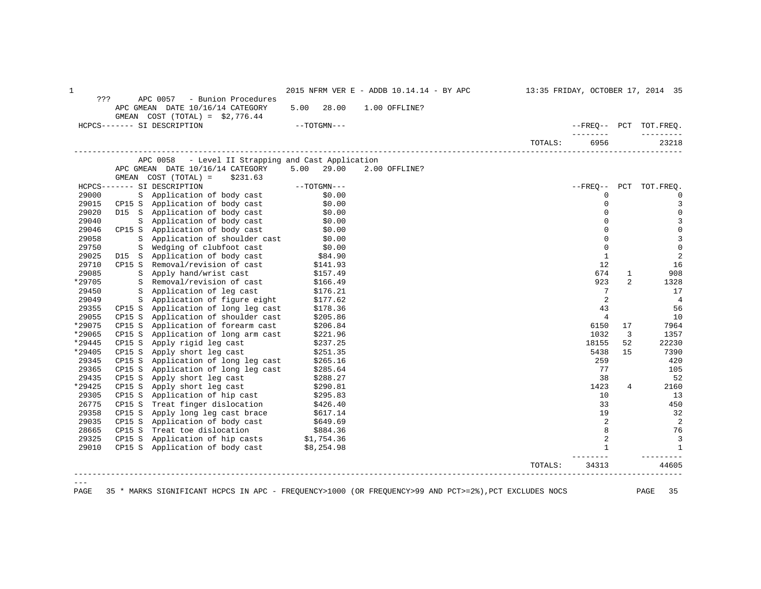2015 NFRM VER E - ADDB 10.14.14 - BY APC — 13:35 FRIDAY, OCTOBER 17, 2014

??? APC 0057 - Bunion Procedures

APC GMEAN DATE 10/16/14 CATEGORY 5.00 28.00 1.00 OFFLINE?

GMEAN COST (TOTAL) = $2,776.44

| HCPCS | SI | DESCRIPTION | TOTGMN | FREQ | PCT | TOT.FREQ. |
|---|---|---|---|---|---|---|
| | | TOTALS: | | 6956 | | 23218 |

APC 0058 - Level II Strapping and Cast Application

APC GMEAN DATE 10/16/14 CATEGORY 5.00 29.00 2.00 OFFLINE?

GMEAN COST (TOTAL) = $231.63

| HCPCS | | SI | DESCRIPTION | TOTGMN | FREQ | PCT | TOT.FREQ. |
|---|---|---|---|---|---|---|---|
| 29000 | | S | Application of body cast | $0.00 | 0 | | 0 |
| 29015 | CP15 | S | Application of body cast | $0.00 | 0 | | 3 |
| 29020 | D15 | S | Application of body cast | $0.00 | 0 | | 0 |
| 29040 | | S | Application of body cast | $0.00 | 0 | | 3 |
| 29046 | CP15 | S | Application of body cast | $0.00 | 0 | | 0 |
| 29058 | | S | Application of shoulder cast | $0.00 | 0 | | 3 |
| 29750 | | S | Wedging of clubfoot cast | $0.00 | 0 | | 0 |
| 29025 | D15 | S | Application of body cast | $84.90 | 1 | | 2 |
| 29710 | CP15 | S | Removal/revision of cast | $141.93 | 12 | | 16 |
| 29085 | | S | Apply hand/wrist cast | $157.49 | 674 | 1 | 908 |
| *29705 | | S | Removal/revision of cast | $166.49 | 923 | 2 | 1328 |
| 29450 | | S | Application of leg cast | $176.21 | 7 | | 17 |
| 29049 | | S | Application of figure eight | $177.62 | 2 | | 4 |
| 29355 | CP15 | S | Application of long leg cast | $178.36 | 43 | | 56 |
| 29055 | CP15 | S | Application of shoulder cast | $205.86 | 4 | | 10 |
| *29075 | CP15 | S | Application of forearm cast | $206.84 | 6150 | 17 | 7964 |
| *29065 | CP15 | S | Application of long arm cast | $221.96 | 1032 | 3 | 1357 |
| *29445 | CP15 | S | Apply rigid leg cast | $237.25 | 18155 | 52 | 22230 |
| *29405 | CP15 | S | Apply short leg cast | $251.35 | 5438 | 15 | 7390 |
| 29345 | CP15 | S | Application of long leg cast | $265.16 | 259 | | 420 |
| 29365 | CP15 | S | Application of long leg cast | $285.64 | 77 | | 105 |
| 29435 | CP15 | S | Apply short leg cast | $288.27 | 38 | | 52 |
| *29425 | CP15 | S | Apply short leg cast | $290.81 | 1423 | 4 | 2160 |
| 29305 | CP15 | S | Application of hip cast | $295.83 | 10 | | 13 |
| 26775 | CP15 | S | Treat finger dislocation | $426.40 | 33 | | 450 |
| 29358 | CP15 | S | Apply long leg cast brace | $617.14 | 19 | | 32 |
| 29035 | CP15 | S | Application of body cast | $649.69 | 2 | | 2 |
| 28665 | CP15 | S | Treat toe dislocation | $884.36 | 8 | | 76 |
| 29325 | CP15 | S | Application of hip casts | $1,754.36 | 2 | | 3 |
| 29010 | CP15 | S | Application of body cast | $8,254.98 | 1 | | 1 |
| | | | TOTALS: | | 34313 | | 44605 |

\* MARKS SIGNIFICANT HCPCS IN APC - FREQUENCY>1000 (OR FREQUENCY>99 AND PCT>=2%),PCT EXCLUDES NOCS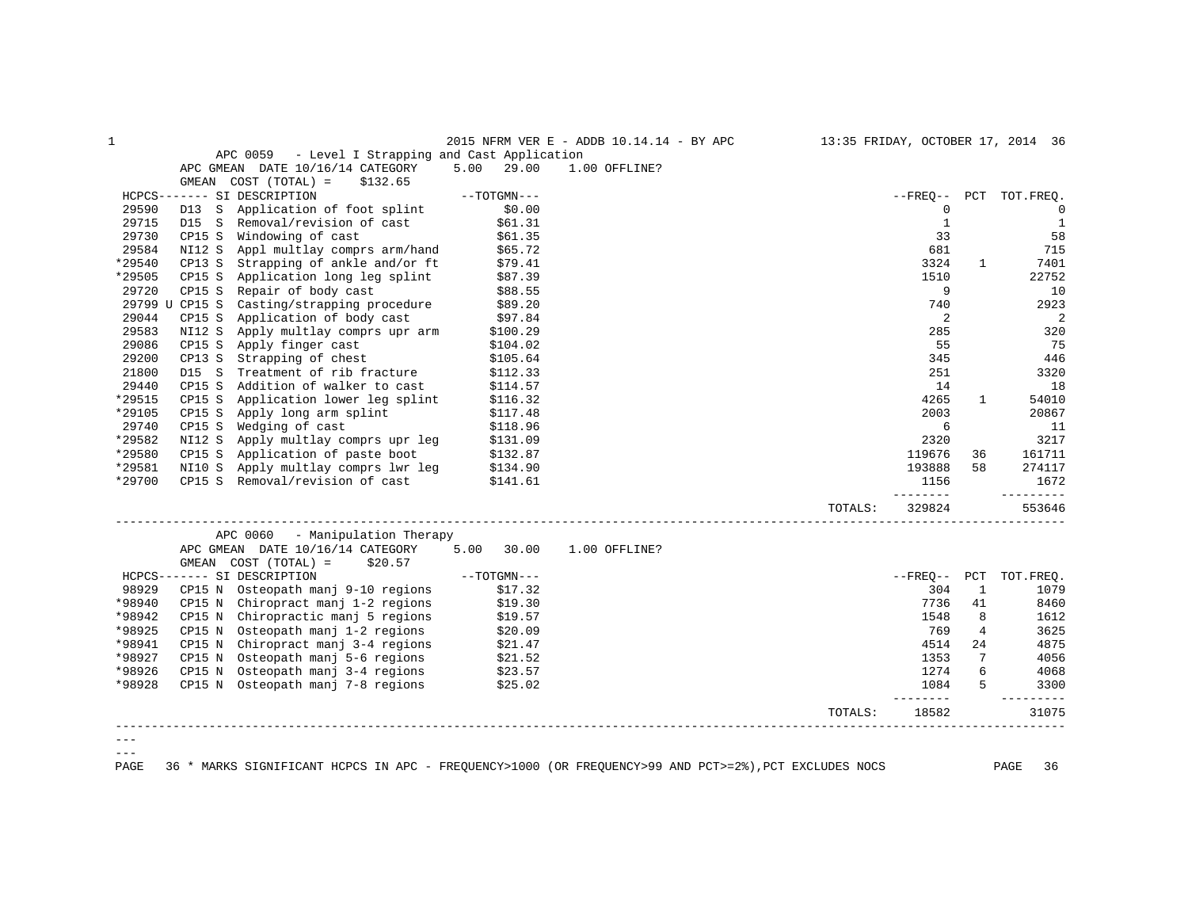2015 NFRM VER E - ADDB 10.14.14 - BY APC — 13:35 FRIDAY, OCTOBER 17, 2014

## APC 0059 - Level I Strapping and Cast Application

APC GMEAN DATE 10/16/14 CATEGORY 5.00 29.00 1.00 OFFLINE?

GMEAN COST (TOTAL) = $132.65

| HCPCS | | SI | DESCRIPTION | TOTGMN | FREQ | PCT | TOT.FREQ. |
|---|---|---|---|---|---|---|---|
| 29590 | D13 | S | Application of foot splint | $0.00 | 0 | | 0 |
| 29715 | D15 | S | Removal/revision of cast | $61.31 | 1 | | 1 |
| 29730 | CP15 | S | Windowing of cast | $61.35 | 33 | | 58 |
| 29584 | NI12 | S | Appl multlay comprs arm/hand | $65.72 | 681 | | 715 |
| *29540 | CP13 | S | Strapping of ankle and/or ft | $79.41 | 3324 | 1 | 7401 |
| *29505 | CP15 | S | Application long leg splint | $87.39 | 1510 | | 22752 |
| 29720 | CP15 | S | Repair of body cast | $88.55 | 9 | | 10 |
| 29799 U | CP15 | S | Casting/strapping procedure | $89.20 | 740 | | 2923 |
| 29044 | CP15 | S | Application of body cast | $97.84 | 2 | | 2 |
| 29583 | NI12 | S | Apply multlay comprs upr arm | $100.29 | 285 | | 320 |
| 29086 | CP15 | S | Apply finger cast | $104.02 | 55 | | 75 |
| 29200 | CP13 | S | Strapping of chest | $105.64 | 345 | | 446 |
| 21800 | D15 | S | Treatment of rib fracture | $112.33 | 251 | | 3320 |
| 29440 | CP15 | S | Addition of walker to cast | $114.57 | 14 | | 18 |
| *29515 | CP15 | S | Application lower leg splint | $116.32 | 4265 | 1 | 54010 |
| *29105 | CP15 | S | Apply long arm splint | $117.48 | 2003 | | 20867 |
| 29740 | CP15 | S | Wedging of cast | $118.96 | 6 | | 11 |
| *29582 | NI12 | S | Apply multlay comprs upr leg | $131.09 | 2320 | | 3217 |
| *29580 | CP15 | S | Application of paste boot | $132.87 | 119676 | 36 | 161711 |
| *29581 | NI10 | S | Apply multlay comprs lwr leg | $134.90 | 193888 | 58 | 274117 |
| *29700 | CP15 | S | Removal/revision of cast | $141.61 | 1156 | | 1672 |
| | | | | TOTALS: | 329824 | | 553646 |

## APC 0060 - Manipulation Therapy

APC GMEAN DATE 10/16/14 CATEGORY 5.00 30.00 1.00 OFFLINE?

GMEAN COST (TOTAL) = $20.57

| HCPCS | | SI | DESCRIPTION | TOTGMN | FREQ | PCT | TOT.FREQ. |
|---|---|---|---|---|---|---|---|
| 98929 | CP15 | N | Osteopath manj 9-10 regions | $17.32 | 304 | 1 | 1079 |
| *98940 | CP15 | N | Chiropract manj 1-2 regions | $19.30 | 7736 | 41 | 8460 |
| *98942 | CP15 | N | Chiropractic manj 5 regions | $19.57 | 1548 | 8 | 1612 |
| *98925 | CP15 | N | Osteopath manj 1-2 regions | $20.09 | 769 | 4 | 3625 |
| *98941 | CP15 | N | Chiropract manj 3-4 regions | $21.47 | 4514 | 24 | 4875 |
| *98927 | CP15 | N | Osteopath manj 5-6 regions | $21.52 | 1353 | 7 | 4056 |
| *98926 | CP15 | N | Osteopath manj 3-4 regions | $23.57 | 1274 | 6 | 4068 |
| *98928 | CP15 | N | Osteopath manj 7-8 regions | $25.02 | 1084 | 5 | 3300 |
| | | | | TOTALS: | 18582 | | 31075 |

\* MARKS SIGNIFICANT HCPCS IN APC - FREQUENCY>1000 (OR FREQUENCY>99 AND PCT>=2%),PCT EXCLUDES NOCS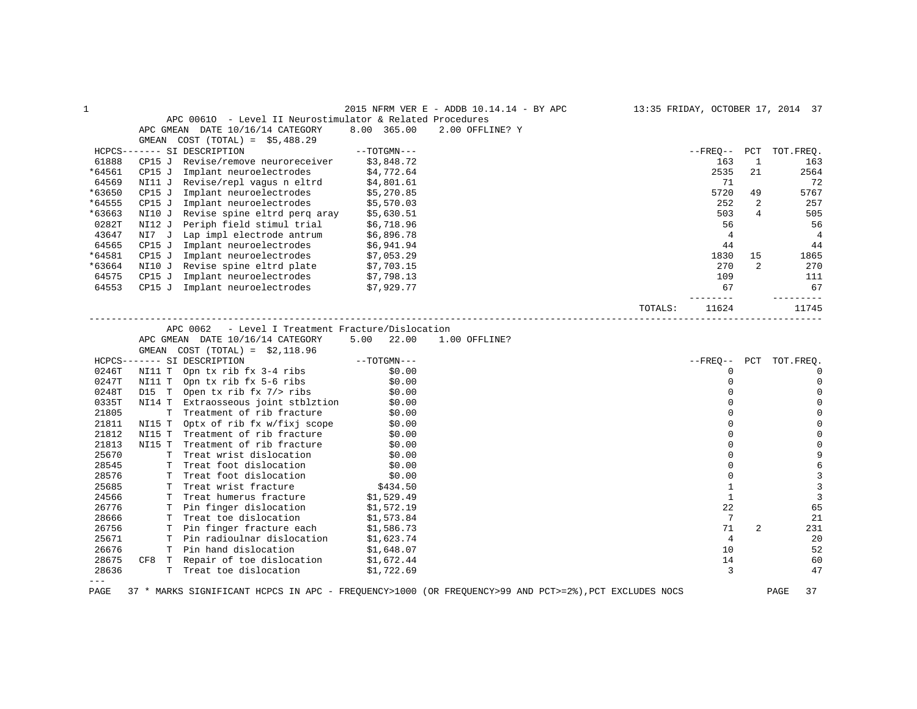## APC 0061O - Level II Neurostimulator & Related Procedures

APC GMEAN DATE 10/16/14 CATEGORY 8.00 365.00 2.00 OFFLINE? Y

GMEAN COST (TOTAL) = $5,488.29

| HCPCS | SI | DESCRIPTION | TOTGMN | FREQ | PCT | TOT.FREQ. |
|---|---|---|---|---|---|---|
| 61888 | CP15 J | Revise/remove neuroreceiver | $3,848.72 | 163 | 1 | 163 |
| *64561 | CP15 J | Implant neuroelectrodes | $4,772.64 | 2535 | 21 | 2564 |
| 64569 | NI11 J | Revise/repl vagus n eltrd | $4,801.61 | 71 | | 72 |
| *63650 | CP15 J | Implant neuroelectrodes | $5,270.85 | 5720 | 49 | 5767 |
| *64555 | CP15 J | Implant neuroelectrodes | $5,570.03 | 252 | 2 | 257 |
| *63663 | NI10 J | Revise spine eltrd perq aray | $5,630.51 | 503 | 4 | 505 |
| 0282T | NI12 J | Periph field stimul trial | $6,718.96 | 56 | | 56 |
| 43647 | NI7 J | Lap impl electrode antrum | $6,896.78 | 4 | | 4 |
| 64565 | CP15 J | Implant neuroelectrodes | $6,941.94 | 44 | | 44 |
| *64581 | CP15 J | Implant neuroelectrodes | $7,053.29 | 1830 | 15 | 1865 |
| *63664 | NI10 J | Revise spine eltrd plate | $7,703.15 | 270 | 2 | 270 |
| 64575 | CP15 J | Implant neuroelectrodes | $7,798.13 | 109 | | 111 |
| 64553 | CP15 J | Implant neuroelectrodes | $7,929.77 | 67 | | 67 |
| | | | TOTALS: | 11624 | | 11745 |

## APC 0062 - Level I Treatment Fracture/Dislocation

APC GMEAN DATE 10/16/14 CATEGORY 5.00 22.00 1.00 OFFLINE?

GMEAN COST (TOTAL) = $2,118.96

| HCPCS | SI | DESCRIPTION | TOTGMN | FREQ | PCT | TOT.FREQ. |
|---|---|---|---|---|---|---|
| 0246T | NI11 T | Opn tx rib fx 3-4 ribs | $0.00 | 0 | | 0 |
| 0247T | NI11 T | Opn tx rib fx 5-6 ribs | $0.00 | 0 | | 0 |
| 0248T | D15 T | Open tx rib fx 7/> ribs | $0.00 | 0 | | 0 |
| 0335T | NI14 T | Extraosseous joint stblztion | $0.00 | 0 | | 0 |
| 21805 | T | Treatment of rib fracture | $0.00 | 0 | | 0 |
| 21811 | NI15 T | Optx of rib fx w/fixj scope | $0.00 | 0 | | 0 |
| 21812 | NI15 T | Treatment of rib fracture | $0.00 | 0 | | 0 |
| 21813 | NI15 T | Treatment of rib fracture | $0.00 | 0 | | 0 |
| 25670 | T | Treat wrist dislocation | $0.00 | 0 | | 9 |
| 28545 | T | Treat foot dislocation | $0.00 | 0 | | 6 |
| 28576 | T | Treat foot dislocation | $0.00 | 0 | | 3 |
| 25685 | T | Treat wrist fracture | $434.50 | 1 | | 3 |
| 24566 | T | Treat humerus fracture | $1,529.49 | 1 | | 3 |
| 26776 | T | Pin finger dislocation | $1,572.19 | 22 | | 65 |
| 28666 | T | Treat toe dislocation | $1,573.84 | 7 | | 21 |
| 26756 | T | Pin finger fracture each | $1,586.73 | 71 | 2 | 231 |
| 25671 | T | Pin radioulnar dislocation | $1,623.74 | 4 | | 20 |
| 26676 | T | Pin hand dislocation | $1,648.07 | 10 | | 52 |
| 28675 | CF8 T | Repair of toe dislocation | $1,672.44 | 14 | | 60 |
| 28636 | T | Treat toe dislocation | $1,722.69 | 3 | | 47 |

\* MARKS SIGNIFICANT HCPCS IN APC - FREQUENCY>1000 (OR FREQUENCY>99 AND PCT>=2%),PCT EXCLUDES NOCS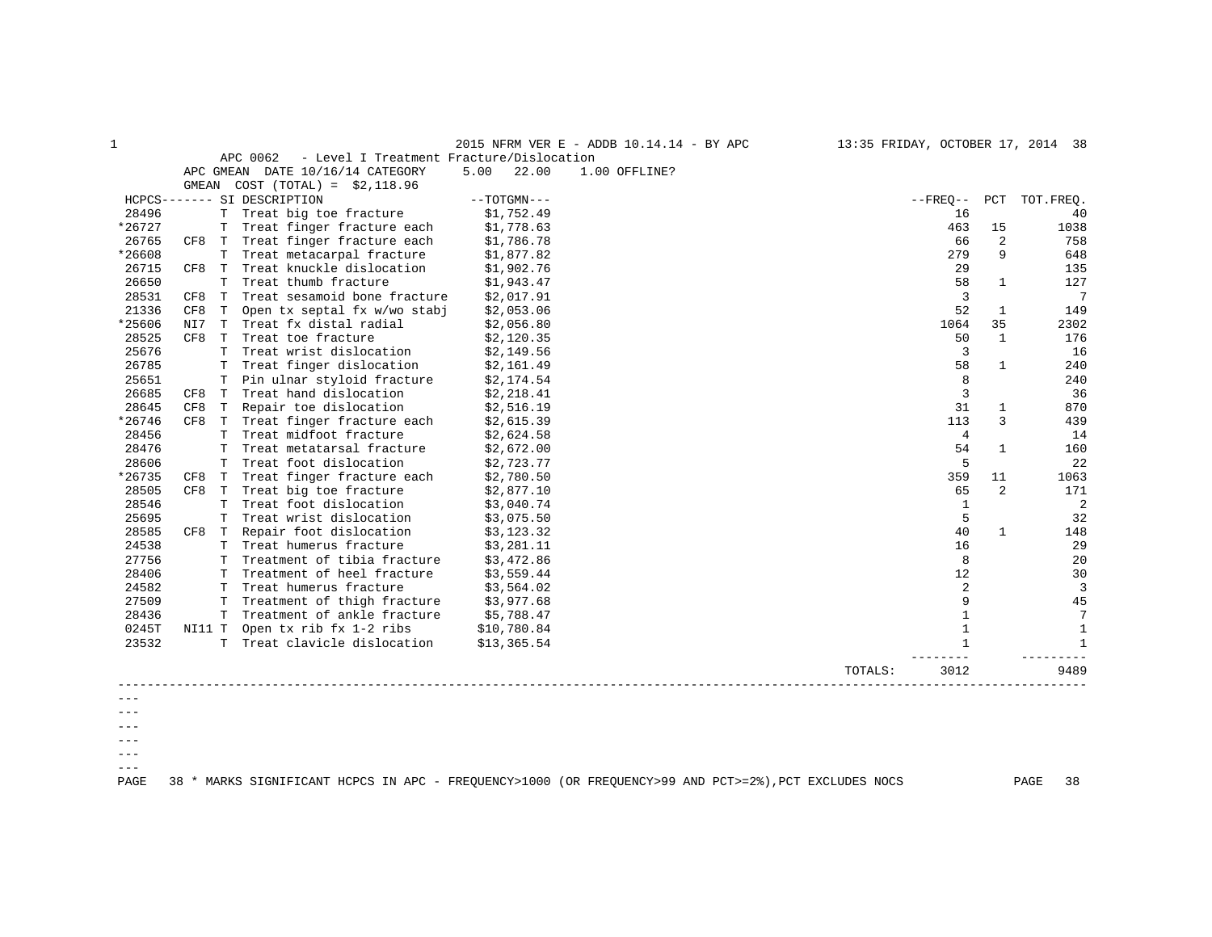APC 0062 - Level I Treatment Fracture/Dislocation

APC GMEAN DATE 10/16/14 CATEGORY 5.00 22.00 1.00 OFFLINE?

GMEAN COST (TOTAL) = $2,118.96

| HCPCS | | SI | DESCRIPTION | TOTGMN | FREQ | PCT | TOT.FREQ. |
|---|---|---|---|---|---|---|---|
| 28496 | | T | Treat big toe fracture | $1,752.49 | 16 | | 40 |
| *26727 | | T | Treat finger fracture each | $1,778.63 | 463 | 15 | 1038 |
| 26765 | CF8 | T | Treat finger fracture each | $1,786.78 | 66 | 2 | 758 |
| *26608 | | T | Treat metacarpal fracture | $1,877.82 | 279 | 9 | 648 |
| 26715 | CF8 | T | Treat knuckle dislocation | $1,902.76 | 29 | | 135 |
| 26650 | | T | Treat thumb fracture | $1,943.47 | 58 | 1 | 127 |
| 28531 | CF8 | T | Treat sesamoid bone fracture | $2,017.91 | 3 | | 7 |
| 21336 | CF8 | T | Open tx septal fx w/wo stabj | $2,053.06 | 52 | 1 | 149 |
| *25606 | NI7 | T | Treat fx distal radial | $2,056.80 | 1064 | 35 | 2302 |
| 28525 | CF8 | T | Treat toe fracture | $2,120.35 | 50 | 1 | 176 |
| 25676 | | T | Treat wrist dislocation | $2,149.56 | 3 | | 16 |
| 26785 | | T | Treat finger dislocation | $2,161.49 | 58 | 1 | 240 |
| 25651 | | T | Pin ulnar styloid fracture | $2,174.54 | 8 | | 240 |
| 26685 | CF8 | T | Treat hand dislocation | $2,218.41 | 3 | | 36 |
| 28645 | CF8 | T | Repair toe dislocation | $2,516.19 | 31 | 1 | 870 |
| *26746 | CF8 | T | Treat finger fracture each | $2,615.39 | 113 | 3 | 439 |
| 28456 | | T | Treat midfoot fracture | $2,624.58 | 4 | | 14 |
| 28476 | | T | Treat metatarsal fracture | $2,672.00 | 54 | 1 | 160 |
| 28606 | | T | Treat foot dislocation | $2,723.77 | 5 | | 22 |
| *26735 | CF8 | T | Treat finger fracture each | $2,780.50 | 359 | 11 | 1063 |
| 28505 | CF8 | T | Treat big toe fracture | $2,877.10 | 65 | 2 | 171 |
| 28546 | | T | Treat foot dislocation | $3,040.74 | 1 | | 2 |
| 25695 | | T | Treat wrist dislocation | $3,075.50 | 5 | | 32 |
| 28585 | CF8 | T | Repair foot dislocation | $3,123.32 | 40 | 1 | 148 |
| 24538 | | T | Treat humerus fracture | $3,281.11 | 16 | | 29 |
| 27756 | | T | Treatment of tibia fracture | $3,472.86 | 8 | | 20 |
| 28406 | | T | Treatment of heel fracture | $3,559.44 | 12 | | 30 |
| 24582 | | T | Treat humerus fracture | $3,564.02 | 2 | | 3 |
| 27509 | | T | Treatment of thigh fracture | $3,977.68 | 9 | | 45 |
| 28436 | | T | Treatment of ankle fracture | $5,788.47 | 1 | | 7 |
| 0245T | NI11 | T | Open tx rib fx 1-2 ribs | $10,780.84 | 1 | | 1 |
| 23532 | | T | Treat clavicle dislocation | $13,365.54 | 1 | | 1 |
| | | | | TOTALS: | 3012 | | 9489 |

\* MARKS SIGNIFICANT HCPCS IN APC - FREQUENCY>1000 (OR FREQUENCY>99 AND PCT>=2%),PCT EXCLUDES NOCS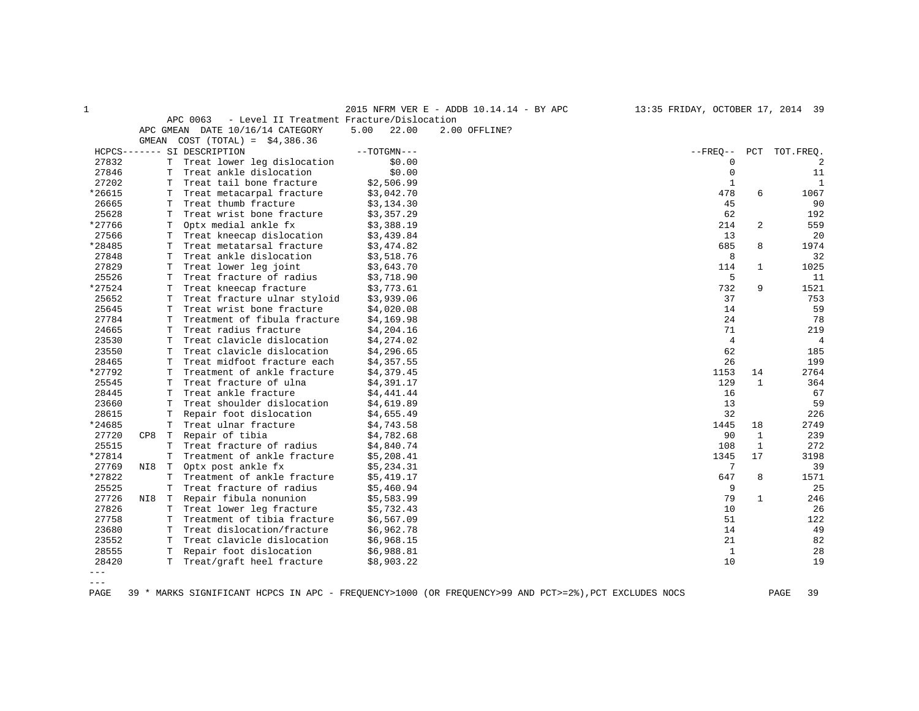APC 0063 - Level II Treatment Fracture/Dislocation

APC GMEAN DATE 10/16/14 CATEGORY 5.00 22.00 2.00 OFFLINE?

GMEAN COST (TOTAL) = $4,386.36

| HCPCS------- | | SI | DESCRIPTION | --TOTGMN--- | --FREQ-- | PCT | TOT.FREQ. |
|---|---|---|---|---|---|---|---|
| 27832 | | T | Treat lower leg dislocation | $0.00 | 0 | | 2 |
| 27846 | | T | Treat ankle dislocation | $0.00 | 0 | | 11 |
| 27202 | | T | Treat tail bone fracture | $2,506.99 | 1 | | 1 |
| *26615 | | T | Treat metacarpal fracture | $3,042.70 | 478 | 6 | 1067 |
| 26665 | | T | Treat thumb fracture | $3,134.30 | 45 | | 90 |
| 25628 | | T | Treat wrist bone fracture | $3,357.29 | 62 | | 192 |
| *27766 | | T | Optx medial ankle fx | $3,388.19 | 214 | 2 | 559 |
| 27566 | | T | Treat kneecap dislocation | $3,439.84 | 13 | | 20 |
| *28485 | | T | Treat metatarsal fracture | $3,474.82 | 685 | 8 | 1974 |
| 27848 | | T | Treat ankle dislocation | $3,518.76 | 8 | | 32 |
| 27829 | | T | Treat lower leg joint | $3,643.70 | 114 | 1 | 1025 |
| 25526 | | T | Treat fracture of radius | $3,718.90 | 5 | | 11 |
| *27524 | | T | Treat kneecap fracture | $3,773.61 | 732 | 9 | 1521 |
| 25652 | | T | Treat fracture ulnar styloid | $3,939.06 | 37 | | 753 |
| 25645 | | T | Treat wrist bone fracture | $4,020.08 | 14 | | 59 |
| 27784 | | T | Treatment of fibula fracture | $4,169.98 | 24 | | 78 |
| 24665 | | T | Treat radius fracture | $4,204.16 | 71 | | 219 |
| 23530 | | T | Treat clavicle dislocation | $4,274.02 | 4 | | 4 |
| 23550 | | T | Treat clavicle dislocation | $4,296.65 | 62 | | 185 |
| 28465 | | T | Treat midfoot fracture each | $4,357.55 | 26 | | 199 |
| *27792 | | T | Treatment of ankle fracture | $4,379.45 | 1153 | 14 | 2764 |
| 25545 | | T | Treat fracture of ulna | $4,391.17 | 129 | 1 | 364 |
| 28445 | | T | Treat ankle fracture | $4,441.44 | 16 | | 67 |
| 23660 | | T | Treat shoulder dislocation | $4,619.89 | 13 | | 59 |
| 28615 | | T | Repair foot dislocation | $4,655.49 | 32 | | 226 |
| *24685 | | T | Treat ulnar fracture | $4,743.58 | 1445 | 18 | 2749 |
| 27720 | CP8 | T | Repair of tibia | $4,782.68 | 90 | 1 | 239 |
| 25515 | | T | Treat fracture of radius | $4,840.74 | 108 | 1 | 272 |
| *27814 | | T | Treatment of ankle fracture | $5,208.41 | 1345 | 17 | 3198 |
| 27769 | NI8 | T | Optx post ankle fx | $5,234.31 | 7 | | 39 |
| *27822 | | T | Treatment of ankle fracture | $5,419.17 | 647 | 8 | 1571 |
| 25525 | | T | Treat fracture of radius | $5,460.94 | 9 | | 25 |
| 27726 | NI8 | T | Repair fibula nonunion | $5,583.99 | 79 | 1 | 246 |
| 27826 | | T | Treat lower leg fracture | $5,732.43 | 10 | | 26 |
| 27758 | | T | Treatment of tibia fracture | $6,567.09 | 51 | | 122 |
| 23680 | | T | Treat dislocation/fracture | $6,962.78 | 14 | | 49 |
| 23552 | | T | Treat clavicle dislocation | $6,968.15 | 21 | | 82 |
| 28555 | | T | Repair foot dislocation | $6,988.81 | 1 | | 28 |
| 28420 | | T | Treat/graft heel fracture | $8,903.22 | 10 | | 19 |

---
---

\* MARKS SIGNIFICANT HCPCS IN APC - FREQUENCY>1000 (OR FREQUENCY>99 AND PCT>=2%),PCT EXCLUDES NOCS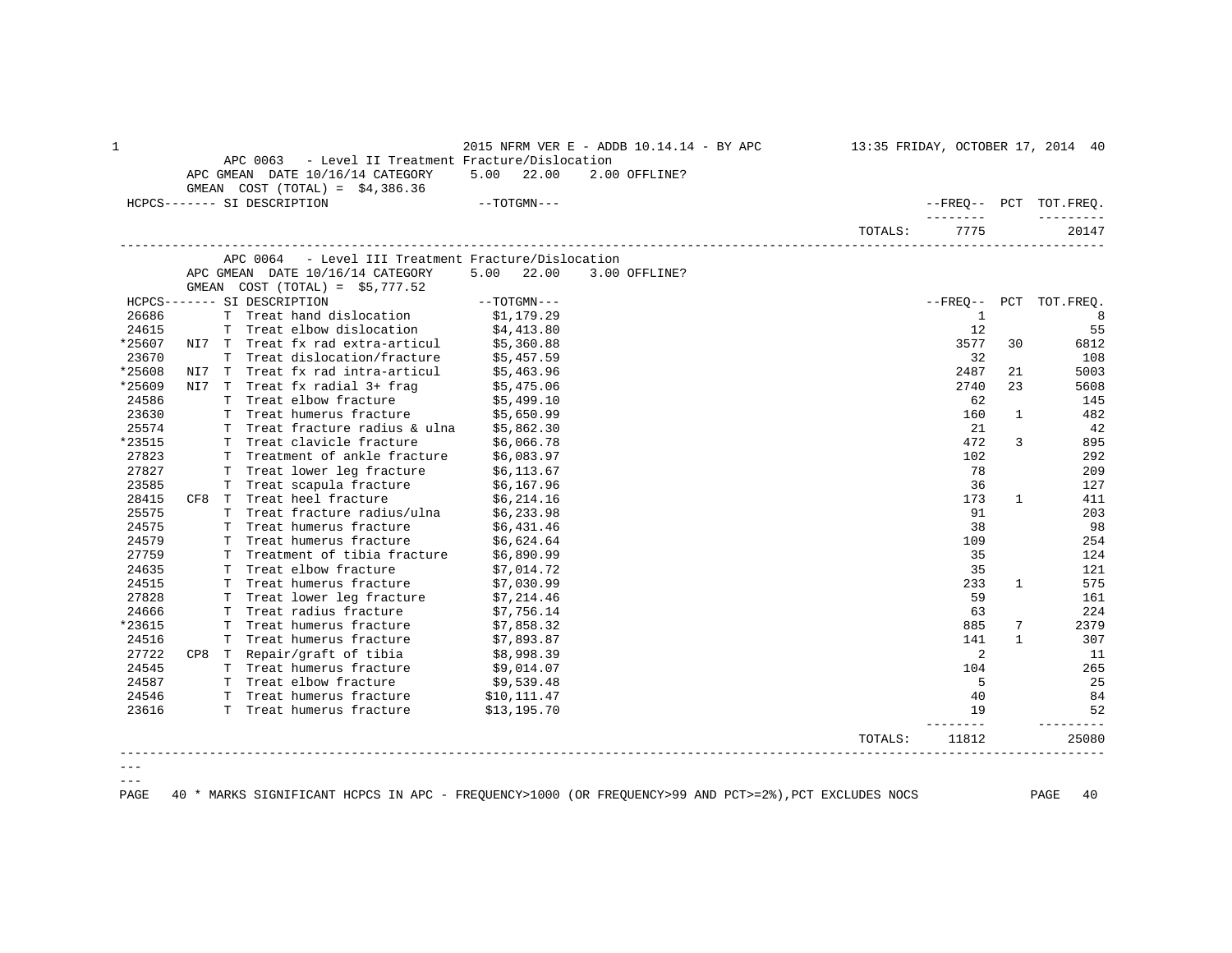APC 0063 - Level II Treatment Fracture/Dislocation
APC GMEAN DATE 10/16/14 CATEGORY 5.00 22.00 2.00 OFFLINE?
GMEAN COST (TOTAL) = $4,386.36

| HCPCS------- | SI | DESCRIPTION | --TOTGMN--- | --FREQ-- | PCT | TOT.FREQ. |
|---|---|---|---|---|---|---|
| | | | TOTALS: | 7775 | | 20147 |

APC 0064 - Level III Treatment Fracture/Dislocation
APC GMEAN DATE 10/16/14 CATEGORY 5.00 22.00 3.00 OFFLINE?
GMEAN COST (TOTAL) = $5,777.52

| HCPCS------- | | SI | DESCRIPTION | --TOTGMN--- | --FREQ-- | PCT | TOT.FREQ. |
|---|---|---|---|---|---|---|---|
| 26686 | | T | Treat hand dislocation | $1,179.29 | 1 | | 8 |
| 24615 | | T | Treat elbow dislocation | $4,413.80 | 12 | | 55 |
| *25607 | NI7 | T | Treat fx rad extra-articul | $5,360.88 | 3577 | 30 | 6812 |
| 23670 | | T | Treat dislocation/fracture | $5,457.59 | 32 | | 108 |
| *25608 | NI7 | T | Treat fx rad intra-articul | $5,463.96 | 2487 | 21 | 5003 |
| *25609 | NI7 | T | Treat fx radial 3+ frag | $5,475.06 | 2740 | 23 | 5608 |
| 24586 | | T | Treat elbow fracture | $5,499.10 | 62 | | 145 |
| 23630 | | T | Treat humerus fracture | $5,650.99 | 160 | 1 | 482 |
| 25574 | | T | Treat fracture radius & ulna | $5,862.30 | 21 | | 42 |
| *23515 | | T | Treat clavicle fracture | $6,066.78 | 472 | 3 | 895 |
| 27823 | | T | Treatment of ankle fracture | $6,083.97 | 102 | | 292 |
| 27827 | | T | Treat lower leg fracture | $6,113.67 | 78 | | 209 |
| 23585 | | T | Treat scapula fracture | $6,167.96 | 36 | | 127 |
| 28415 | CF8 | T | Treat heel fracture | $6,214.16 | 173 | 1 | 411 |
| 25575 | | T | Treat fracture radius/ulna | $6,233.98 | 91 | | 203 |
| 24575 | | T | Treat humerus fracture | $6,431.46 | 38 | | 98 |
| 24579 | | T | Treat humerus fracture | $6,624.64 | 109 | | 254 |
| 27759 | | T | Treatment of tibia fracture | $6,890.99 | 35 | | 124 |
| 24635 | | T | Treat elbow fracture | $7,014.72 | 35 | | 121 |
| 24515 | | T | Treat humerus fracture | $7,030.99 | 233 | 1 | 575 |
| 27828 | | T | Treat lower leg fracture | $7,214.46 | 59 | | 161 |
| 24666 | | T | Treat radius fracture | $7,756.14 | 63 | | 224 |
| *23615 | | T | Treat humerus fracture | $7,858.32 | 885 | 7 | 2379 |
| 24516 | | T | Treat humerus fracture | $7,893.87 | 141 | 1 | 307 |
| 27722 | CP8 | T | Repair/graft of tibia | $8,998.39 | 2 | | 11 |
| 24545 | | T | Treat humerus fracture | $9,014.07 | 104 | | 265 |
| 24587 | | T | Treat elbow fracture | $9,539.48 | 5 | | 25 |
| 24546 | | T | Treat humerus fracture | $10,111.47 | 40 | | 84 |
| 23616 | | T | Treat humerus fracture | $13,195.70 | 19 | | 52 |
| | | | | TOTALS: | 11812 | | 25080 |

---
---

* MARKS SIGNIFICANT HCPCS IN APC - FREQUENCY>1000 (OR FREQUENCY>99 AND PCT>=2%),PCT EXCLUDES NOCS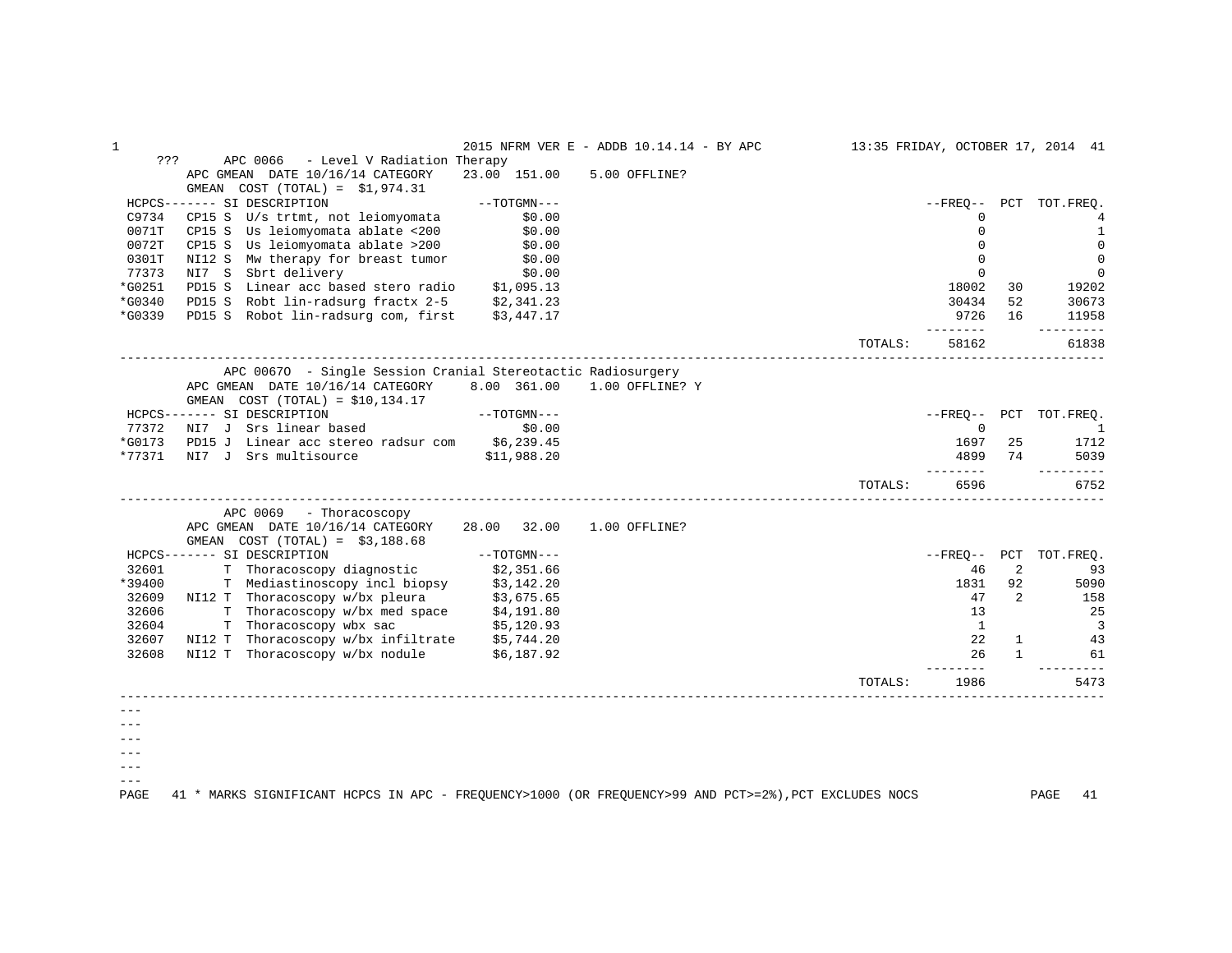??? APC 0066 - Level V Radiation Therapy

APC GMEAN DATE 10/16/14 CATEGORY 23.00 151.00 5.00 OFFLINE?

GMEAN COST (TOTAL) = $1,974.31

| HCPCS | SI | DESCRIPTION | TOTGMN | FREQ | PCT | TOT.FREQ. |
|---|---|---|---|---|---|---|
| C9734 | CP15 S | U/s trtmt, not leiomyomata | $0.00 | 0 | | 4 |
| 0071T | CP15 S | Us leiomyomata ablate <200 | $0.00 | 0 | | 1 |
| 0072T | CP15 S | Us leiomyomata ablate >200 | $0.00 | 0 | | 0 |
| 0301T | NI12 S | Mw therapy for breast tumor | $0.00 | 0 | | 0 |
| 77373 | NI7 S | Sbrt delivery | $0.00 | 0 | | 0 |
| *G0251 | PD15 S | Linear acc based stero radio | $1,095.13 | 18002 | 30 | 19202 |
| *G0340 | PD15 S | Robt lin-radsurg fractx 2-5 | $2,341.23 | 30434 | 52 | 30673 |
| *G0339 | PD15 S | Robot lin-radsurg com, first | $3,447.17 | 9726 | 16 | 11958 |
| | | | TOTALS: | 58162 | | 61838 |

APC 0067O - Single Session Cranial Stereotactic Radiosurgery

APC GMEAN DATE 10/16/14 CATEGORY 8.00 361.00 1.00 OFFLINE? Y

GMEAN COST (TOTAL) = $10,134.17

| HCPCS | SI | DESCRIPTION | TOTGMN | FREQ | PCT | TOT.FREQ. |
|---|---|---|---|---|---|---|
| 77372 | NI7 J | Srs linear based | $0.00 | 0 | | 1 |
| *G0173 | PD15 J | Linear acc stereo radsur com | $6,239.45 | 1697 | 25 | 1712 |
| *77371 | NI7 J | Srs multisource | $11,988.20 | 4899 | 74 | 5039 |
| | | | TOTALS: | 6596 | | 6752 |

APC 0069 - Thoracoscopy

APC GMEAN DATE 10/16/14 CATEGORY 28.00 32.00 1.00 OFFLINE?

GMEAN COST (TOTAL) = $3,188.68

| HCPCS | SI | DESCRIPTION | TOTGMN | FREQ | PCT | TOT.FREQ. |
|---|---|---|---|---|---|---|
| 32601 | T | Thoracoscopy diagnostic | $2,351.66 | 46 | 2 | 93 |
| *39400 | T | Mediastinoscopy incl biopsy | $3,142.20 | 1831 | 92 | 5090 |
| 32609 | NI12 T | Thoracoscopy w/bx pleura | $3,675.65 | 47 | 2 | 158 |
| 32606 | T | Thoracoscopy w/bx med space | $4,191.80 | 13 | | 25 |
| 32604 | T | Thoracoscopy wbx sac | $5,120.93 | 1 | | 3 |
| 32607 | NI12 T | Thoracoscopy w/bx infiltrate | $5,744.20 | 22 | 1 | 43 |
| 32608 | NI12 T | Thoracoscopy w/bx nodule | $6,187.92 | 26 | 1 | 61 |
| | | | TOTALS: | 1986 | | 5473 |

\* MARKS SIGNIFICANT HCPCS IN APC - FREQUENCY>1000 (OR FREQUENCY>99 AND PCT>=2%),PCT EXCLUDES NOCS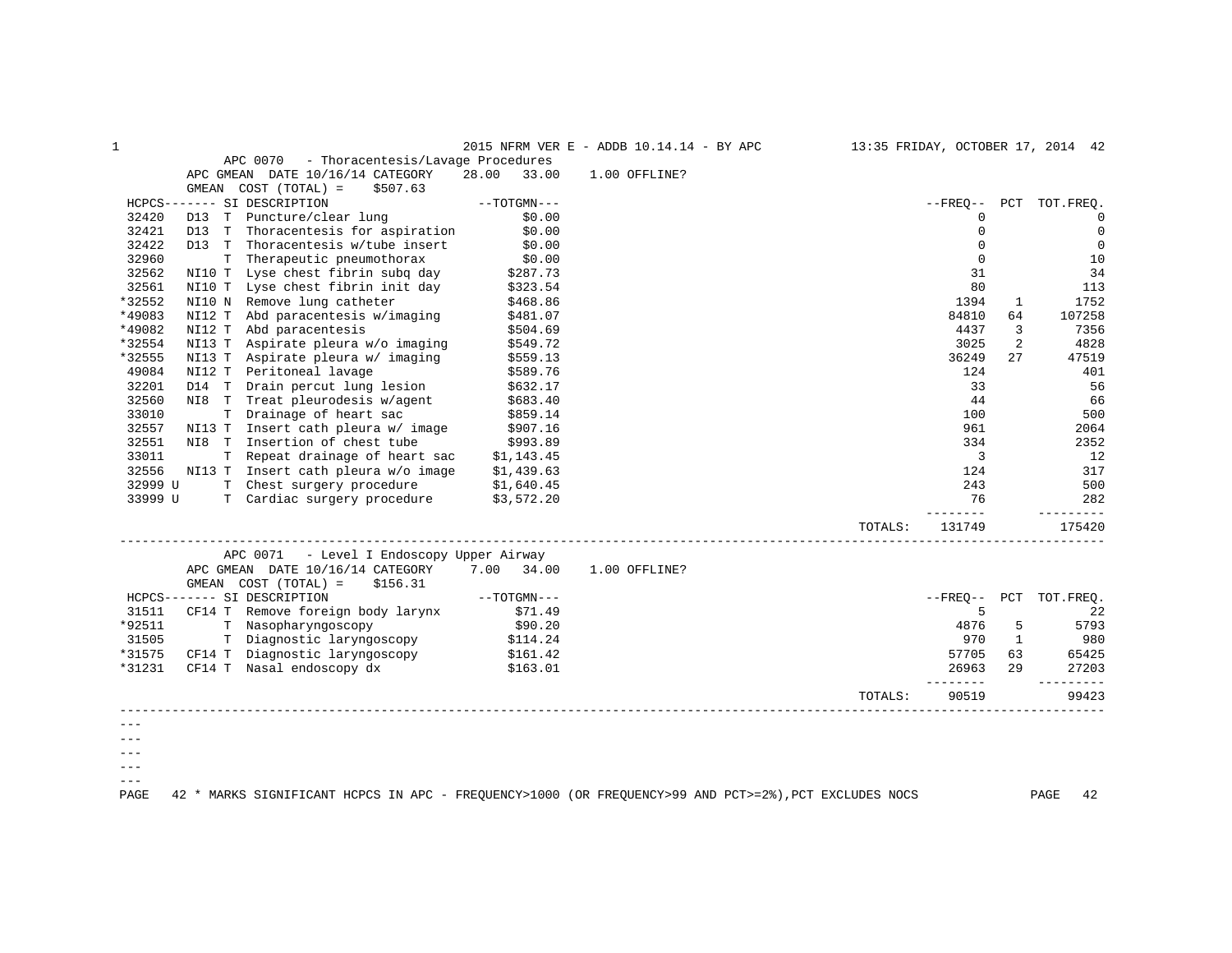## APC 0070 - Thoracentesis/Lavage Procedures

APC GMEAN DATE 10/16/14 CATEGORY 28.00 33.00 1.00 OFFLINE?

GMEAN COST (TOTAL) = $507.63

| HCPCS | | SI | DESCRIPTION | TOTGMN | FREQ | PCT | TOT.FREQ. |
|---|---|---|---|---|---|---|---|
| 32420 | D13 | T | Puncture/clear lung | $0.00 | 0 | | 0 |
| 32421 | D13 | T | Thoracentesis for aspiration | $0.00 | 0 | | 0 |
| 32422 | D13 | T | Thoracentesis w/tube insert | $0.00 | 0 | | 0 |
| 32960 | | T | Therapeutic pneumothorax | $0.00 | 0 | | 10 |
| 32562 | NI10 | T | Lyse chest fibrin subq day | $287.73 | 31 | | 34 |
| 32561 | NI10 | T | Lyse chest fibrin init day | $323.54 | 80 | | 113 |
| *32552 | NI10 | N | Remove lung catheter | $468.86 | 1394 | 1 | 1752 |
| *49083 | NI12 | T | Abd paracentesis w/imaging | $481.07 | 84810 | 64 | 107258 |
| *49082 | NI12 | T | Abd paracentesis | $504.69 | 4437 | 3 | 7356 |
| *32554 | NI13 | T | Aspirate pleura w/o imaging | $549.72 | 3025 | 2 | 4828 |
| *32555 | NI13 | T | Aspirate pleura w/ imaging | $559.13 | 36249 | 27 | 47519 |
| 49084 | NI12 | T | Peritoneal lavage | $589.76 | 124 | | 401 |
| 32201 | D14 | T | Drain percut lung lesion | $632.17 | 33 | | 56 |
| 32560 | NI8 | T | Treat pleurodesis w/agent | $683.40 | 44 | | 66 |
| 33010 | | T | Drainage of heart sac | $859.14 | 100 | | 500 |
| 32557 | NI13 | T | Insert cath pleura w/ image | $907.16 | 961 | | 2064 |
| 32551 | NI8 | T | Insertion of chest tube | $993.89 | 334 | | 2352 |
| 33011 | | T | Repeat drainage of heart sac | $1,143.45 | 3 | | 12 |
| 32556 | NI13 | T | Insert cath pleura w/o image | $1,439.63 | 124 | | 317 |
| 32999 U | | T | Chest surgery procedure | $1,640.45 | 243 | | 500 |
| 33999 U | | T | Cardiac surgery procedure | $3,572.20 | 76 | | 282 |
| | | | | TOTALS: | 131749 | | 175420 |

## APC 0071 - Level I Endoscopy Upper Airway

APC GMEAN DATE 10/16/14 CATEGORY 7.00 34.00 1.00 OFFLINE?

GMEAN COST (TOTAL) = $156.31

| HCPCS | | SI | DESCRIPTION | TOTGMN | FREQ | PCT | TOT.FREQ. |
|---|---|---|---|---|---|---|---|
| 31511 | CF14 | T | Remove foreign body larynx | $71.49 | 5 | | 22 |
| *92511 | | T | Nasopharyngoscopy | $90.20 | 4876 | 5 | 5793 |
| 31505 | | T | Diagnostic laryngoscopy | $114.24 | 970 | 1 | 980 |
| *31575 | CF14 | T | Diagnostic laryngoscopy | $161.42 | 57705 | 63 | 65425 |
| *31231 | CF14 | T | Nasal endoscopy dx | $163.01 | 26963 | 29 | 27203 |
| | | | | TOTALS: | 90519 | | 99423 |

---
---
---
---
---

* MARKS SIGNIFICANT HCPCS IN APC - FREQUENCY>1000 (OR FREQUENCY>99 AND PCT>=2%),PCT EXCLUDES NOCS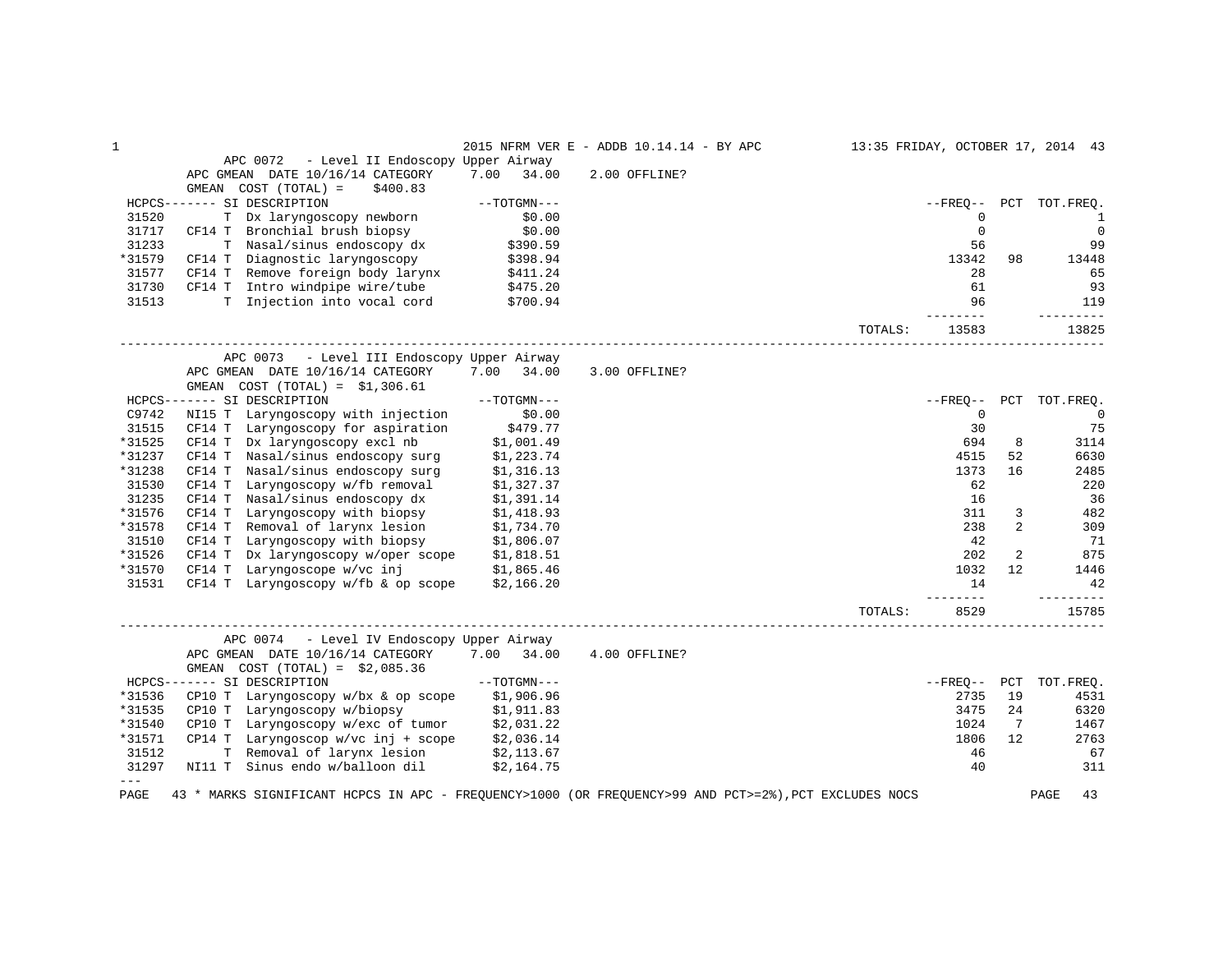2015 NFRM VER E - ADDB 10.14.14 - BY APC

## APC 0072 - Level II Endoscopy Upper Airway

APC GMEAN DATE 10/16/14 CATEGORY 7.00 34.00 2.00 OFFLINE?

GMEAN COST (TOTAL) = $400.83

| HCPCS | SI | DESCRIPTION | TOTGMN | FREQ | PCT | TOT.FREQ. |
|---|---|---|---|---|---|---|
| 31520 | T | Dx laryngoscopy newborn | $0.00 | 0 | | 1 |
| 31717 | CF14 T | Bronchial brush biopsy | $0.00 | 0 | | 0 |
| 31233 | T | Nasal/sinus endoscopy dx | $390.59 | 56 | | 99 |
| *31579 | CF14 T | Diagnostic laryngoscopy | $398.94 | 13342 | 98 | 13448 |
| 31577 | CF14 T | Remove foreign body larynx | $411.24 | 28 | | 65 |
| 31730 | CF14 T | Intro windpipe wire/tube | $475.20 | 61 | | 93 |
| 31513 | T | Injection into vocal cord | $700.94 | 96 | | 119 |
| | | | TOTALS: | 13583 | | 13825 |

## APC 0073 - Level III Endoscopy Upper Airway

APC GMEAN DATE 10/16/14 CATEGORY 7.00 34.00 3.00 OFFLINE?

GMEAN COST (TOTAL) = $1,306.61

| HCPCS | SI | DESCRIPTION | TOTGMN | FREQ | PCT | TOT.FREQ. |
|---|---|---|---|---|---|---|
| C9742 | NI15 T | Laryngoscopy with injection | $0.00 | 0 | | 0 |
| 31515 | CF14 T | Laryngoscopy for aspiration | $479.77 | 30 | | 75 |
| *31525 | CF14 T | Dx laryngoscopy excl nb | $1,001.49 | 694 | 8 | 3114 |
| *31237 | CF14 T | Nasal/sinus endoscopy surg | $1,223.74 | 4515 | 52 | 6630 |
| *31238 | CF14 T | Nasal/sinus endoscopy surg | $1,316.13 | 1373 | 16 | 2485 |
| 31530 | CF14 T | Laryngoscopy w/fb removal | $1,327.37 | 62 | | 220 |
| 31235 | CF14 T | Nasal/sinus endoscopy dx | $1,391.14 | 16 | | 36 |
| *31576 | CF14 T | Laryngoscopy with biopsy | $1,418.93 | 311 | 3 | 482 |
| *31578 | CF14 T | Removal of larynx lesion | $1,734.70 | 238 | 2 | 309 |
| 31510 | CF14 T | Laryngoscopy with biopsy | $1,806.07 | 42 | | 71 |
| *31526 | CF14 T | Dx laryngoscopy w/oper scope | $1,818.51 | 202 | 2 | 875 |
| *31570 | CF14 T | Laryngoscope w/vc inj | $1,865.46 | 1032 | 12 | 1446 |
| 31531 | CF14 T | Laryngoscopy w/fb & op scope | $2,166.20 | 14 | | 42 |
| | | | TOTALS: | 8529 | | 15785 |

## APC 0074 - Level IV Endoscopy Upper Airway

APC GMEAN DATE 10/16/14 CATEGORY 7.00 34.00 4.00 OFFLINE?

GMEAN COST (TOTAL) = $2,085.36

| HCPCS | SI | DESCRIPTION | TOTGMN | FREQ | PCT | TOT.FREQ. |
|---|---|---|---|---|---|---|
| *31536 | CP10 T | Laryngoscopy w/bx & op scope | $1,906.96 | 2735 | 19 | 4531 |
| *31535 | CP10 T | Laryngoscopy w/biopsy | $1,911.83 | 3475 | 24 | 6320 |
| *31540 | CP10 T | Laryngoscopy w/exc of tumor | $2,031.22 | 1024 | 7 | 1467 |
| *31571 | CP14 T | Laryngoscop w/vc inj + scope | $2,036.14 | 1806 | 12 | 2763 |
| 31512 | T | Removal of larynx lesion | $2,113.67 | 46 | | 67 |
| 31297 | NI11 T | Sinus endo w/balloon dil | $2,164.75 | 40 | | 311 |

\* MARKS SIGNIFICANT HCPCS IN APC - FREQUENCY>1000 (OR FREQUENCY>99 AND PCT>=2%),PCT EXCLUDES NOCS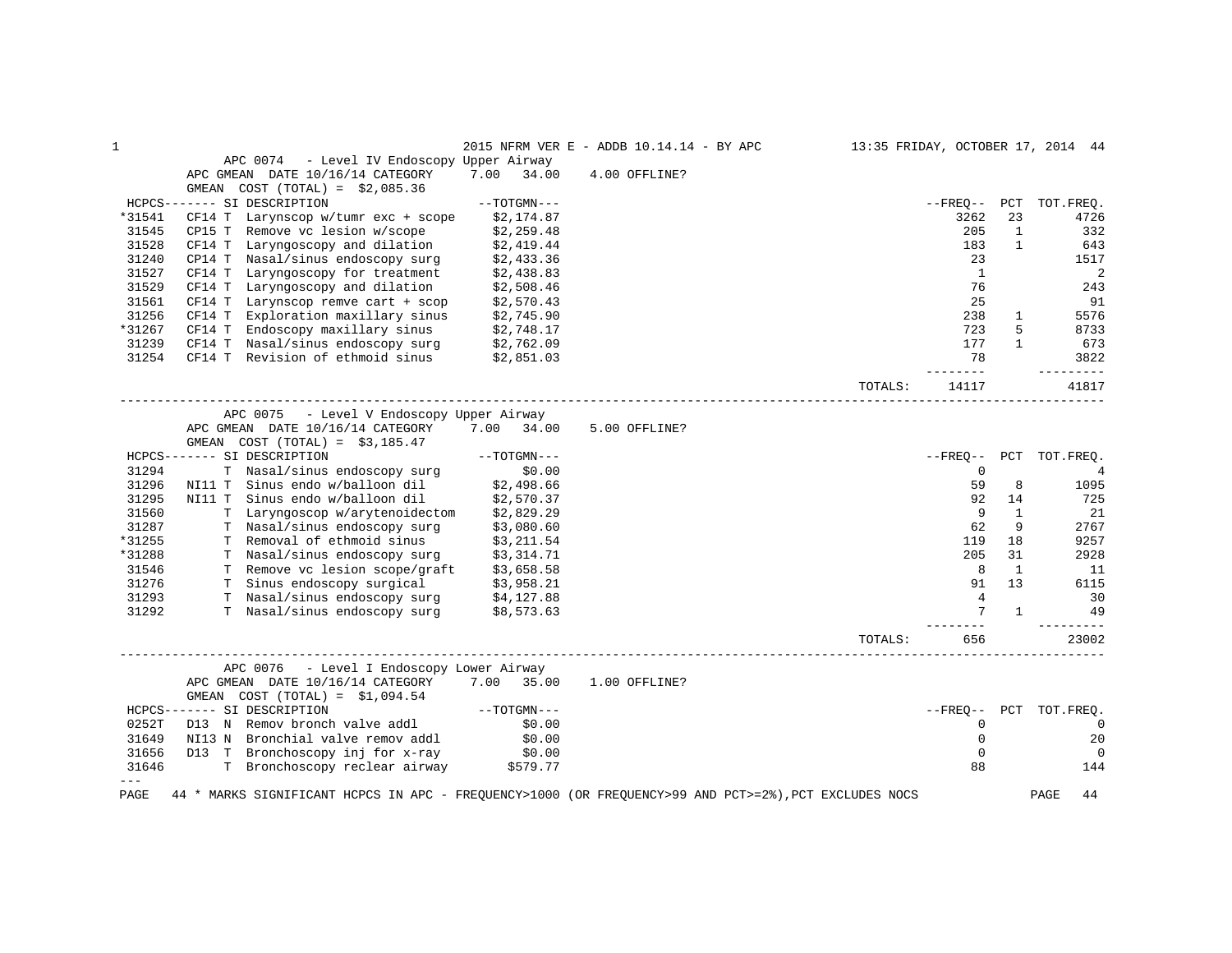2015 NFRM VER E - ADDB 10.14.14 - BY APC

## APC 0074 - Level IV Endoscopy Upper Airway

APC GMEAN DATE 10/16/14 CATEGORY 7.00 34.00 4.00 OFFLINE?

GMEAN COST (TOTAL) = $2,085.36

| HCPCS | SI | DESCRIPTION | TOTGMN | FREQ | PCT | TOT.FREQ. |
|---|---|---|---|---|---|---|
| *31541 | CF14 T | Larynscop w/tumr exc + scope | $2,174.87 | 3262 | 23 | 4726 |
| 31545 | CP15 T | Remove vc lesion w/scope | $2,259.48 | 205 | 1 | 332 |
| 31528 | CF14 T | Laryngoscopy and dilation | $2,419.44 | 183 | 1 | 643 |
| 31240 | CP14 T | Nasal/sinus endoscopy surg | $2,433.36 | 23 | | 1517 |
| 31527 | CF14 T | Laryngoscopy for treatment | $2,438.83 | 1 | | 2 |
| 31529 | CF14 T | Laryngoscopy and dilation | $2,508.46 | 76 | | 243 |
| 31561 | CF14 T | Larynscop remve cart + scop | $2,570.43 | 25 | | 91 |
| 31256 | CF14 T | Exploration maxillary sinus | $2,745.90 | 238 | 1 | 5576 |
| *31267 | CF14 T | Endoscopy maxillary sinus | $2,748.17 | 723 | 5 | 8733 |
| 31239 | CF14 T | Nasal/sinus endoscopy surg | $2,762.09 | 177 | 1 | 673 |
| 31254 | CF14 T | Revision of ethmoid sinus | $2,851.03 | 78 | | 3822 |
| | | | TOTALS: | 14117 | | 41817 |

## APC 0075 - Level V Endoscopy Upper Airway

APC GMEAN DATE 10/16/14 CATEGORY 7.00 34.00 5.00 OFFLINE?

GMEAN COST (TOTAL) = $3,185.47

| HCPCS | SI | DESCRIPTION | TOTGMN | FREQ | PCT | TOT.FREQ. |
|---|---|---|---|---|---|---|
| 31294 | T | Nasal/sinus endoscopy surg | $0.00 | 0 | | 4 |
| 31296 | NI11 T | Sinus endo w/balloon dil | $2,498.66 | 59 | 8 | 1095 |
| 31295 | NI11 T | Sinus endo w/balloon dil | $2,570.37 | 92 | 14 | 725 |
| 31560 | T | Laryngoscop w/arytenoidectom | $2,829.29 | 9 | 1 | 21 |
| 31287 | T | Nasal/sinus endoscopy surg | $3,080.60 | 62 | 9 | 2767 |
| *31255 | T | Removal of ethmoid sinus | $3,211.54 | 119 | 18 | 9257 |
| *31288 | T | Nasal/sinus endoscopy surg | $3,314.71 | 205 | 31 | 2928 |
| 31546 | T | Remove vc lesion scope/graft | $3,658.58 | 8 | 1 | 11 |
| 31276 | T | Sinus endoscopy surgical | $3,958.21 | 91 | 13 | 6115 |
| 31293 | T | Nasal/sinus endoscopy surg | $4,127.88 | 4 | | 30 |
| 31292 | T | Nasal/sinus endoscopy surg | $8,573.63 | 7 | 1 | 49 |
| | | | TOTALS: | 656 | | 23002 |

## APC 0076 - Level I Endoscopy Lower Airway

APC GMEAN DATE 10/16/14 CATEGORY 7.00 35.00 1.00 OFFLINE?

GMEAN COST (TOTAL) = $1,094.54

| HCPCS | SI | DESCRIPTION | TOTGMN | FREQ | PCT | TOT.FREQ. |
|---|---|---|---|---|---|---|
| 0252T | D13 N | Remov bronch valve addl | $0.00 | 0 | | 0 |
| 31649 | NI13 N | Bronchial valve remov addl | $0.00 | 0 | | 20 |
| 31656 | D13 T | Bronchoscopy inj for x-ray | $0.00 | 0 | | 0 |
| 31646 | T | Bronchoscopy reclear airway | $579.77 | 88 | | 144 |

\* MARKS SIGNIFICANT HCPCS IN APC - FREQUENCY>1000 (OR FREQUENCY>99 AND PCT>=2%),PCT EXCLUDES NOCS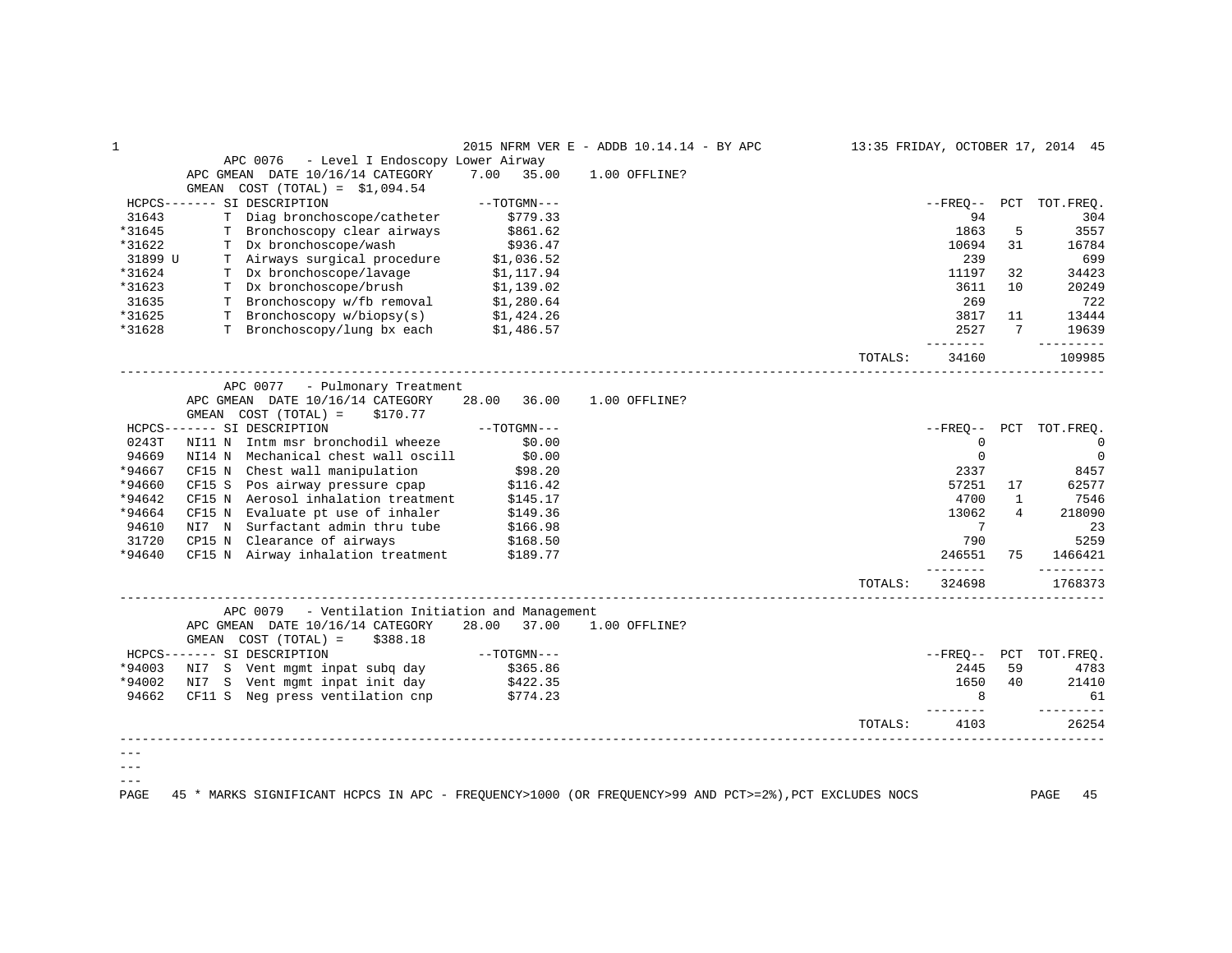2015 NFRM VER E - ADDB 10.14.14 - BY APC

## APC 0076 - Level I Endoscopy Lower Airway

APC GMEAN DATE 10/16/14 CATEGORY 7.00 35.00 1.00 OFFLINE?

GMEAN COST (TOTAL) = $1,094.54

| HCPCS | SI | DESCRIPTION | TOTGMN | FREQ | PCT | TOT.FREQ. |
|---|---|---|---|---|---|---|
| 31643 | T | Diag bronchoscope/catheter | $779.33 | 94 | | 304 |
| *31645 | T | Bronchoscopy clear airways | $861.62 | 1863 | 5 | 3557 |
| *31622 | T | Dx bronchoscope/wash | $936.47 | 10694 | 31 | 16784 |
| 31899 U | T | Airways surgical procedure | $1,036.52 | 239 | | 699 |
| *31624 | T | Dx bronchoscope/lavage | $1,117.94 | 11197 | 32 | 34423 |
| *31623 | T | Dx bronchoscope/brush | $1,139.02 | 3611 | 10 | 20249 |
| 31635 | T | Bronchoscopy w/fb removal | $1,280.64 | 269 | | 722 |
| *31625 | T | Bronchoscopy w/biopsy(s) | $1,424.26 | 3817 | 11 | 13444 |
| *31628 | T | Bronchoscopy/lung bx each | $1,486.57 | 2527 | 7 | 19639 |
| | | | TOTALS: | 34160 | | 109985 |

## APC 0077 - Pulmonary Treatment

APC GMEAN DATE 10/16/14 CATEGORY 28.00 36.00 1.00 OFFLINE?

GMEAN COST (TOTAL) = $170.77

| HCPCS | SI | DESCRIPTION | TOTGMN | FREQ | PCT | TOT.FREQ. |
|---|---|---|---|---|---|---|
| 0243T | NI11 N | Intm msr bronchodil wheeze | $0.00 | 0 | | 0 |
| 94669 | NI14 N | Mechanical chest wall oscill | $0.00 | 0 | | 0 |
| *94667 | CF15 N | Chest wall manipulation | $98.20 | 2337 | | 8457 |
| *94660 | CF15 S | Pos airway pressure cpap | $116.42 | 57251 | 17 | 62577 |
| *94642 | CF15 N | Aerosol inhalation treatment | $145.17 | 4700 | 1 | 7546 |
| *94664 | CF15 N | Evaluate pt use of inhaler | $149.36 | 13062 | 4 | 218090 |
| 94610 | NI7 N | Surfactant admin thru tube | $166.98 | 7 | | 23 |
| 31720 | CP15 N | Clearance of airways | $168.50 | 790 | | 5259 |
| *94640 | CF15 N | Airway inhalation treatment | $189.77 | 246551 | 75 | 1466421 |
| | | | TOTALS: | 324698 | | 1768373 |

## APC 0079 - Ventilation Initiation and Management

APC GMEAN DATE 10/16/14 CATEGORY 28.00 37.00 1.00 OFFLINE?

GMEAN COST (TOTAL) = $388.18

| HCPCS | SI | DESCRIPTION | TOTGMN | FREQ | PCT | TOT.FREQ. |
|---|---|---|---|---|---|---|
| *94003 | NI7 S | Vent mgmt inpat subq day | $365.86 | 2445 | 59 | 4783 |
| *94002 | NI7 S | Vent mgmt inpat init day | $422.35 | 1650 | 40 | 21410 |
| 94662 | CF11 S | Neg press ventilation cnp | $774.23 | 8 | | 61 |
| | | | TOTALS: | 4103 | | 26254 |

---
---
---

\* MARKS SIGNIFICANT HCPCS IN APC - FREQUENCY>1000 (OR FREQUENCY>99 AND PCT>=2%),PCT EXCLUDES NOCS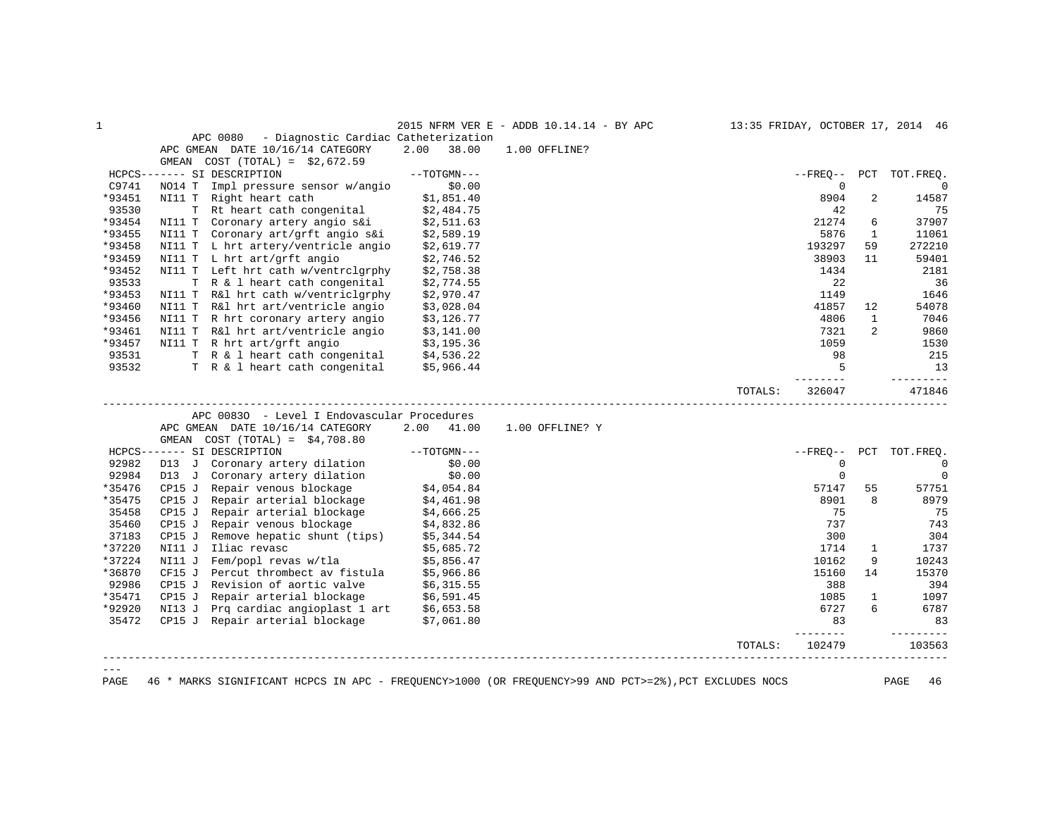2015 NFRM VER E - ADDB 10.14.14 - BY APC — 13:35 FRIDAY, OCTOBER 17, 2014

## APC 0080 - Diagnostic Cardiac Catheterization

APC GMEAN DATE 10/16/14 CATEGORY 2.00 38.00 1.00 OFFLINE?

GMEAN COST (TOTAL) = $2,672.59

| HCPCS | SI | DESCRIPTION | TOTGMN | FREQ | PCT | TOT.FREQ. |
|---|---|---|---|---|---|---|
| C9741 | NO14 T | Impl pressure sensor w/angio | $0.00 | 0 | | 0 |
| *93451 | NI11 T | Right heart cath | $1,851.40 | 8904 | 2 | 14587 |
| 93530 | T | Rt heart cath congenital | $2,484.75 | 42 | | 75 |
| *93454 | NI11 T | Coronary artery angio s&i | $2,511.63 | 21274 | 6 | 37907 |
| *93455 | NI11 T | Coronary art/grft angio s&i | $2,589.19 | 5876 | 1 | 11061 |
| *93458 | NI11 T | L hrt artery/ventricle angio | $2,619.77 | 193297 | 59 | 272210 |
| *93459 | NI11 T | L hrt art/grft angio | $2,746.52 | 38903 | 11 | 59401 |
| *93452 | NI11 T | Left hrt cath w/ventrclgrphy | $2,758.38 | 1434 | | 2181 |
| 93533 | T | R & l heart cath congenital | $2,774.55 | 22 | | 36 |
| *93453 | NI11 T | R&l hrt cath w/ventriclgrphy | $2,970.47 | 1149 | | 1646 |
| *93460 | NI11 T | R&l hrt art/ventricle angio | $3,028.04 | 41857 | 12 | 54078 |
| *93456 | NI11 T | R hrt coronary artery angio | $3,126.77 | 4806 | 1 | 7046 |
| *93461 | NI11 T | R&l hrt art/ventricle angio | $3,141.00 | 7321 | 2 | 9860 |
| *93457 | NI11 T | R hrt art/grft angio | $3,195.36 | 1059 | | 1530 |
| 93531 | T | R & l heart cath congenital | $4,536.22 | 98 | | 215 |
| 93532 | T | R & l heart cath congenital | $5,966.44 | 5 | | 13 |
| | | | TOTALS: | 326047 | | 471846 |

## APC 0083O - Level I Endovascular Procedures

APC GMEAN DATE 10/16/14 CATEGORY 2.00 41.00 1.00 OFFLINE? Y

GMEAN COST (TOTAL) = $4,708.80

| HCPCS | SI | DESCRIPTION | TOTGMN | FREQ | PCT | TOT.FREQ. |
|---|---|---|---|---|---|---|
| 92982 | D13 J | Coronary artery dilation | $0.00 | 0 | | 0 |
| 92984 | D13 J | Coronary artery dilation | $0.00 | 0 | | 0 |
| *35476 | CP15 J | Repair venous blockage | $4,054.84 | 57147 | 55 | 57751 |
| *35475 | CP15 J | Repair arterial blockage | $4,461.98 | 8901 | 8 | 8979 |
| 35458 | CP15 J | Repair arterial blockage | $4,666.25 | 75 | | 75 |
| 35460 | CP15 J | Repair venous blockage | $4,832.86 | 737 | | 743 |
| 37183 | CP15 J | Remove hepatic shunt (tips) | $5,344.54 | 300 | | 304 |
| *37220 | NI11 J | Iliac revasc | $5,685.72 | 1714 | 1 | 1737 |
| *37224 | NI11 J | Fem/popl revas w/tla | $5,856.47 | 10162 | 9 | 10243 |
| *36870 | CF15 J | Percut thrombect av fistula | $5,966.86 | 15160 | 14 | 15370 |
| 92986 | CP15 J | Revision of aortic valve | $6,315.55 | 388 | | 394 |
| *35471 | CP15 J | Repair arterial blockage | $6,591.45 | 1085 | 1 | 1097 |
| *92920 | NI13 J | Prq cardiac angioplast 1 art | $6,653.58 | 6727 | 6 | 6787 |
| 35472 | CP15 J | Repair arterial blockage | $7,061.80 | 83 | | 83 |
| | | | TOTALS: | 102479 | | 103563 |

\* MARKS SIGNIFICANT HCPCS IN APC - FREQUENCY>1000 (OR FREQUENCY>99 AND PCT>=2%),PCT EXCLUDES NOCS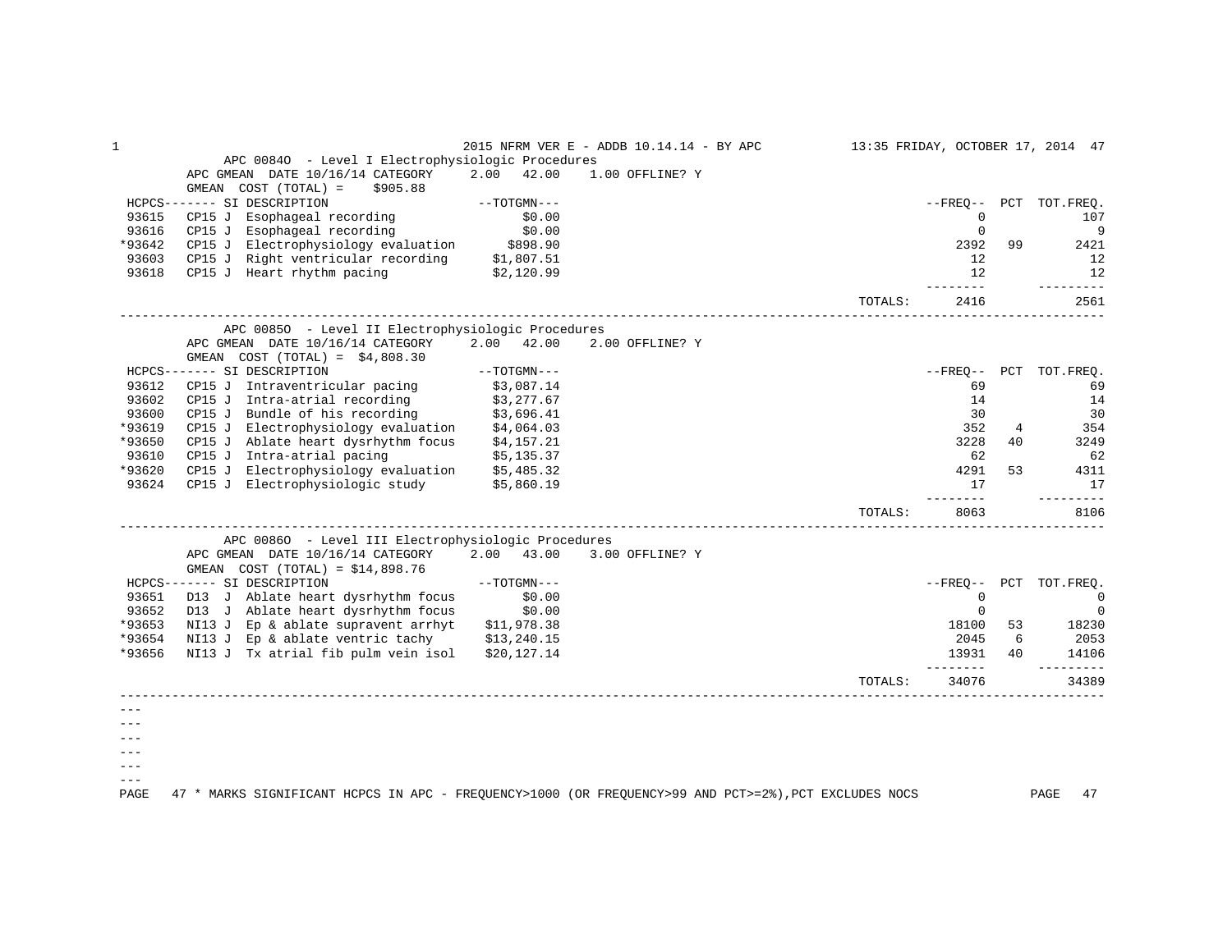## APC 0084O - Level I Electrophysiologic Procedures

APC GMEAN DATE 10/16/14 CATEGORY 2.00 42.00 1.00 OFFLINE? Y

GMEAN COST (TOTAL) = $905.88

| HCPCS | SI | DESCRIPTION | TOTGMN | FREQ | PCT | TOT.FREQ. |
|---|---|---|---|---|---|---|
| 93615 | CP15 J | Esophageal recording | $0.00 | 0 | | 107 |
| 93616 | CP15 J | Esophageal recording | $0.00 | 0 | | 9 |
| *93642 | CP15 J | Electrophysiology evaluation | $898.90 | 2392 | 99 | 2421 |
| 93603 | CP15 J | Right ventricular recording | $1,807.51 | 12 | | 12 |
| 93618 | CP15 J | Heart rhythm pacing | $2,120.99 | 12 | | 12 |
| | | | TOTALS: | 2416 | | 2561 |

## APC 0085O - Level II Electrophysiologic Procedures

APC GMEAN DATE 10/16/14 CATEGORY 2.00 42.00 2.00 OFFLINE? Y

GMEAN COST (TOTAL) = $4,808.30

| HCPCS | SI | DESCRIPTION | TOTGMN | FREQ | PCT | TOT.FREQ. |
|---|---|---|---|---|---|---|
| 93612 | CP15 J | Intraventricular pacing | $3,087.14 | 69 | | 69 |
| 93602 | CP15 J | Intra-atrial recording | $3,277.67 | 14 | | 14 |
| 93600 | CP15 J | Bundle of his recording | $3,696.41 | 30 | | 30 |
| *93619 | CP15 J | Electrophysiology evaluation | $4,064.03 | 352 | 4 | 354 |
| *93650 | CP15 J | Ablate heart dysrhythm focus | $4,157.21 | 3228 | 40 | 3249 |
| 93610 | CP15 J | Intra-atrial pacing | $5,135.37 | 62 | | 62 |
| *93620 | CP15 J | Electrophysiology evaluation | $5,485.32 | 4291 | 53 | 4311 |
| 93624 | CP15 J | Electrophysiologic study | $5,860.19 | 17 | | 17 |
| | | | TOTALS: | 8063 | | 8106 |

## APC 0086O - Level III Electrophysiologic Procedures

APC GMEAN DATE 10/16/14 CATEGORY 2.00 43.00 3.00 OFFLINE? Y

GMEAN COST (TOTAL) = $14,898.76

| HCPCS | SI | DESCRIPTION | TOTGMN | FREQ | PCT | TOT.FREQ. |
|---|---|---|---|---|---|---|
| 93651 | D13 J | Ablate heart dysrhythm focus | $0.00 | 0 | | 0 |
| 93652 | D13 J | Ablate heart dysrhythm focus | $0.00 | 0 | | 0 |
| *93653 | NI13 J | Ep & ablate supravent arrhyt | $11,978.38 | 18100 | 53 | 18230 |
| *93654 | NI13 J | Ep & ablate ventric tachy | $13,240.15 | 2045 | 6 | 2053 |
| *93656 | NI13 J | Tx atrial fib pulm vein isol | $20,127.14 | 13931 | 40 | 14106 |
| | | | TOTALS: | 34076 | | 34389 |

\* MARKS SIGNIFICANT HCPCS IN APC - FREQUENCY>1000 (OR FREQUENCY>99 AND PCT>=2%),PCT EXCLUDES NOCS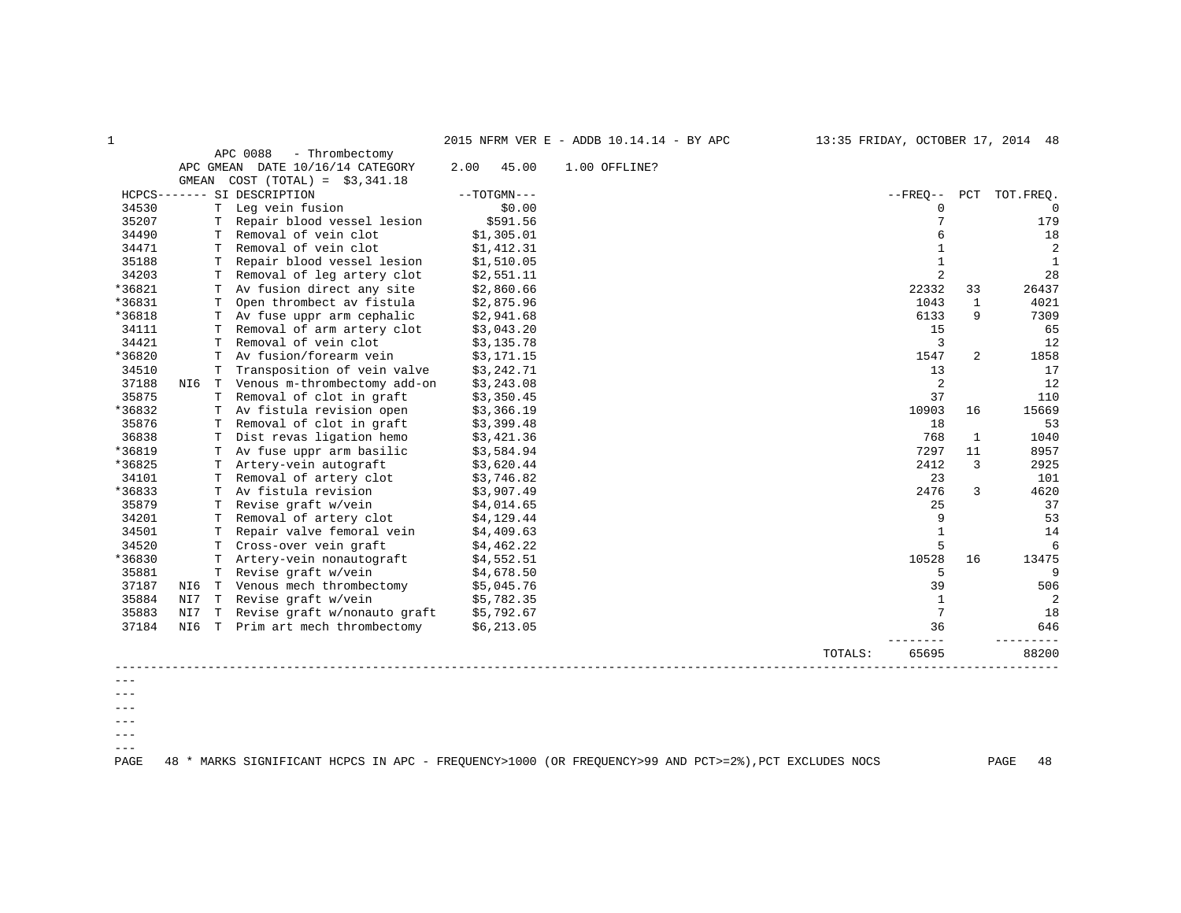APC 0088 - Thrombectomy
APC GMEAN DATE 10/16/14 CATEGORY 2.00 45.00 1.00 OFFLINE?
GMEAN COST (TOTAL) = $3,341.18

| HCPCS | | SI | DESCRIPTION | TOTGMN | FREQ | PCT | TOT.FREQ. |
|---|---|---|---|---|---|---|---|
| 34530 | | T | Leg vein fusion | $0.00 | 0 | | 0 |
| 35207 | | T | Repair blood vessel lesion | $591.56 | 7 | | 179 |
| 34490 | | T | Removal of vein clot | $1,305.01 | 6 | | 18 |
| 34471 | | T | Removal of vein clot | $1,412.31 | 1 | | 2 |
| 35188 | | T | Repair blood vessel lesion | $1,510.05 | 1 | | 1 |
| 34203 | | T | Removal of leg artery clot | $2,551.11 | 2 | | 28 |
| *36821 | | T | Av fusion direct any site | $2,860.66 | 22332 | 33 | 26437 |
| *36831 | | T | Open thrombect av fistula | $2,875.96 | 1043 | 1 | 4021 |
| *36818 | | T | Av fuse uppr arm cephalic | $2,941.68 | 6133 | 9 | 7309 |
| 34111 | | T | Removal of arm artery clot | $3,043.20 | 15 | | 65 |
| 34421 | | T | Removal of vein clot | $3,135.78 | 3 | | 12 |
| *36820 | | T | Av fusion/forearm vein | $3,171.15 | 1547 | 2 | 1858 |
| 34510 | | T | Transposition of vein valve | $3,242.71 | 13 | | 17 |
| 37188 | NI6 | T | Venous m-thrombectomy add-on | $3,243.08 | 2 | | 12 |
| 35875 | | T | Removal of clot in graft | $3,350.45 | 37 | | 110 |
| *36832 | | T | Av fistula revision open | $3,366.19 | 10903 | 16 | 15669 |
| 35876 | | T | Removal of clot in graft | $3,399.48 | 18 | | 53 |
| 36838 | | T | Dist revas ligation hemo | $3,421.36 | 768 | 1 | 1040 |
| *36819 | | T | Av fuse uppr arm basilic | $3,584.94 | 7297 | 11 | 8957 |
| *36825 | | T | Artery-vein autograft | $3,620.44 | 2412 | 3 | 2925 |
| 34101 | | T | Removal of artery clot | $3,746.82 | 23 | | 101 |
| *36833 | | T | Av fistula revision | $3,907.49 | 2476 | 3 | 4620 |
| 35879 | | T | Revise graft w/vein | $4,014.65 | 25 | | 37 |
| 34201 | | T | Removal of artery clot | $4,129.44 | 9 | | 53 |
| 34501 | | T | Repair valve femoral vein | $4,409.63 | 1 | | 14 |
| 34520 | | T | Cross-over vein graft | $4,462.22 | 5 | | 6 |
| *36830 | | T | Artery-vein nonautograft | $4,552.51 | 10528 | 16 | 13475 |
| 35881 | | T | Revise graft w/vein | $4,678.50 | 5 | | 9 |
| 37187 | NI6 | T | Venous mech thrombectomy | $5,045.76 | 39 | | 506 |
| 35884 | NI7 | T | Revise graft w/vein | $5,782.35 | 1 | | 2 |
| 35883 | NI7 | T | Revise graft w/nonauto graft | $5,792.67 | 7 | | 18 |
| 37184 | NI6 | T | Prim art mech thrombectomy | $6,213.05 | 36 | | 646 |
| | | | | TOTALS: | 65695 | | 88200 |

\* MARKS SIGNIFICANT HCPCS IN APC - FREQUENCY>1000 (OR FREQUENCY>99 AND PCT>=2%),PCT EXCLUDES NOCS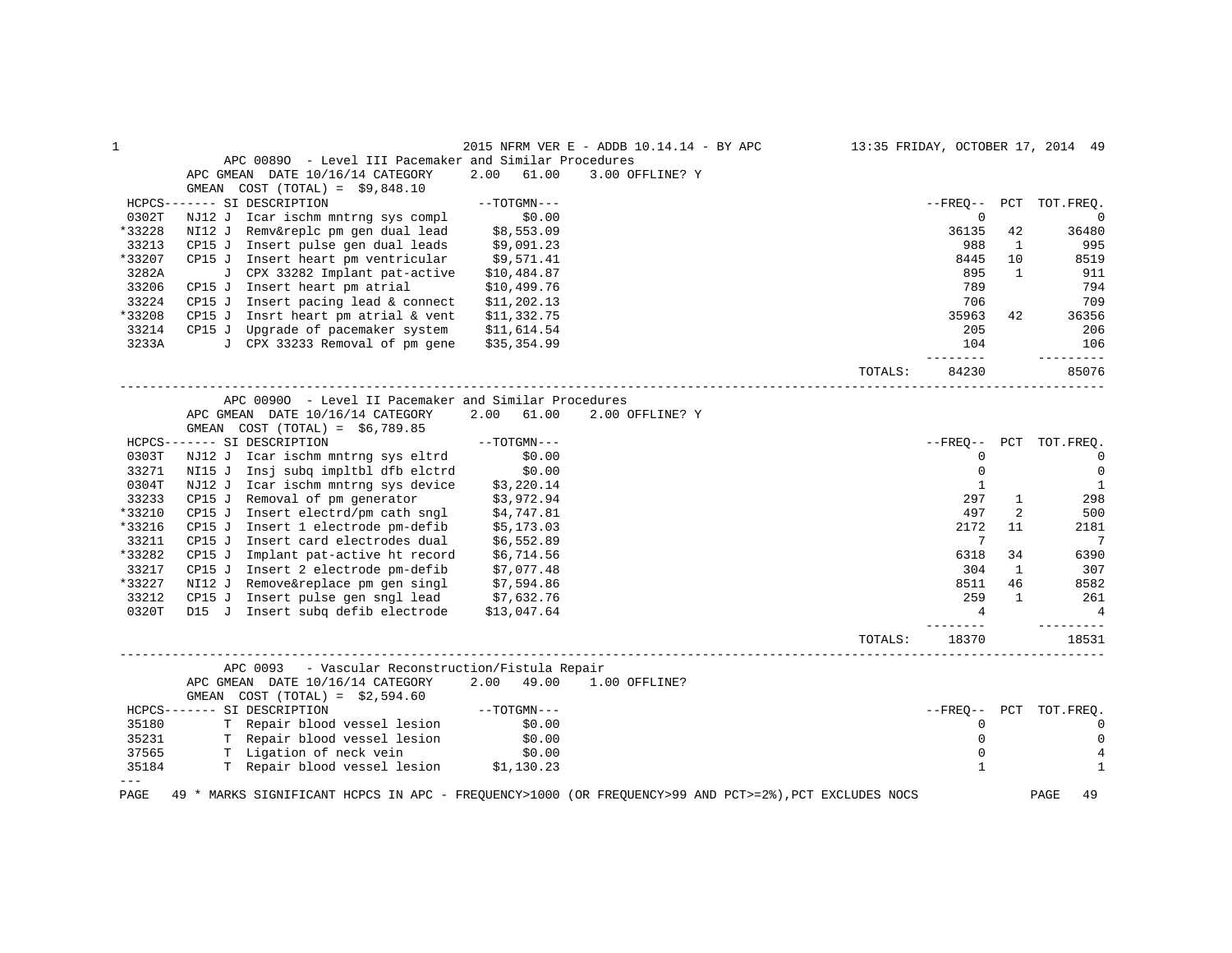## APC 0089O - Level III Pacemaker and Similar Procedures

APC GMEAN DATE 10/16/14 CATEGORY 2.00 61.00 3.00 OFFLINE? Y

GMEAN COST (TOTAL) = $9,848.10

| HCPCS | SI | DESCRIPTION | TOTGMN | FREQ | PCT | TOT.FREQ. |
|---|---|---|---|---|---|---|
| 0302T | NJ12 J | Icar ischm mntrng sys compl | $0.00 | 0 | | 0 |
| *33228 | NI12 J | Remv&replc pm gen dual lead | $8,553.09 | 36135 | 42 | 36480 |
| 33213 | CP15 J | Insert pulse gen dual leads | $9,091.23 | 988 | 1 | 995 |
| *33207 | CP15 J | Insert heart pm ventricular | $9,571.41 | 8445 | 10 | 8519 |
| 3282A | J | CPX 33282 Implant pat-active | $10,484.87 | 895 | 1 | 911 |
| 33206 | CP15 J | Insert heart pm atrial | $10,499.76 | 789 | | 794 |
| 33224 | CP15 J | Insert pacing lead & connect | $11,202.13 | 706 | | 709 |
| *33208 | CP15 J | Insrt heart pm atrial & vent | $11,332.75 | 35963 | 42 | 36356 |
| 33214 | CP15 J | Upgrade of pacemaker system | $11,614.54 | 205 | | 206 |
| 3233A | J | CPX 33233 Removal of pm gene | $35,354.99 | 104 | | 106 |
| | | | TOTALS: | 84230 | | 85076 |

## APC 0090O - Level II Pacemaker and Similar Procedures

APC GMEAN DATE 10/16/14 CATEGORY 2.00 61.00 2.00 OFFLINE? Y

GMEAN COST (TOTAL) = $6,789.85

| HCPCS | SI | DESCRIPTION | TOTGMN | FREQ | PCT | TOT.FREQ. |
|---|---|---|---|---|---|---|
| 0303T | NJ12 J | Icar ischm mntrng sys eltrd | $0.00 | 0 | | 0 |
| 33271 | NI15 J | Insj subq impltbl dfb elctrd | $0.00 | 0 | | 0 |
| 0304T | NJ12 J | Icar ischm mntrng sys device | $3,220.14 | 1 | | 1 |
| 33233 | CP15 J | Removal of pm generator | $3,972.94 | 297 | 1 | 298 |
| *33210 | CP15 J | Insert electrd/pm cath sngl | $4,747.81 | 497 | 2 | 500 |
| *33216 | CP15 J | Insert 1 electrode pm-defib | $5,173.03 | 2172 | 11 | 2181 |
| 33211 | CP15 J | Insert card electrodes dual | $6,552.89 | 7 | | 7 |
| *33282 | CP15 J | Implant pat-active ht record | $6,714.56 | 6318 | 34 | 6390 |
| 33217 | CP15 J | Insert 2 electrode pm-defib | $7,077.48 | 304 | 1 | 307 |
| *33227 | NI12 J | Remove&replace pm gen singl | $7,594.86 | 8511 | 46 | 8582 |
| 33212 | CP15 J | Insert pulse gen sngl lead | $7,632.76 | 259 | 1 | 261 |
| 0320T | D15 J | Insert subq defib electrode | $13,047.64 | 4 | | 4 |
| | | | TOTALS: | 18370 | | 18531 |

## APC 0093 - Vascular Reconstruction/Fistula Repair

APC GMEAN DATE 10/16/14 CATEGORY 2.00 49.00 1.00 OFFLINE?

GMEAN COST (TOTAL) = $2,594.60

| HCPCS | SI | DESCRIPTION | TOTGMN | FREQ | PCT | TOT.FREQ. |
|---|---|---|---|---|---|---|
| 35180 | T | Repair blood vessel lesion | $0.00 | 0 | | 0 |
| 35231 | T | Repair blood vessel lesion | $0.00 | 0 | | 0 |
| 37565 | T | Ligation of neck vein | $0.00 | 0 | | 4 |
| 35184 | T | Repair blood vessel lesion | $1,130.23 | 1 | | 1 |

---

\* MARKS SIGNIFICANT HCPCS IN APC - FREQUENCY>1000 (OR FREQUENCY>99 AND PCT>=2%),PCT EXCLUDES NOCS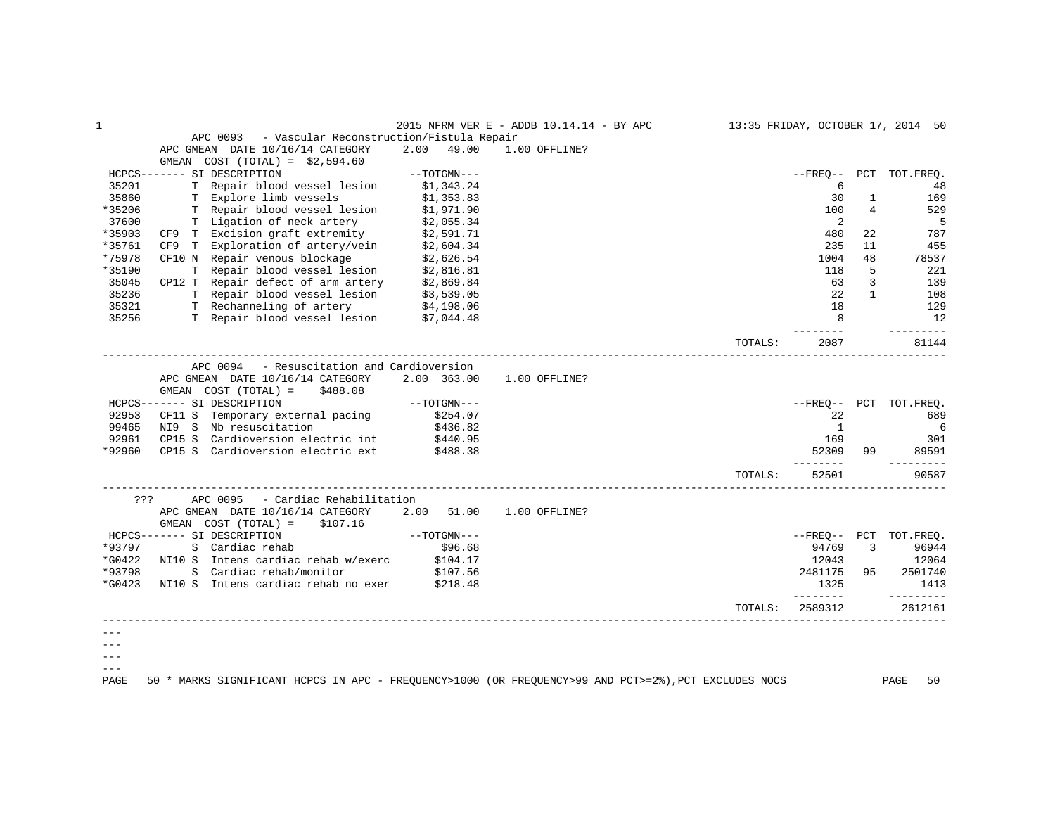## APC 0093 - Vascular Reconstruction/Fistula Repair

APC GMEAN DATE 10/16/14 CATEGORY 2.00 49.00 1.00 OFFLINE?
GMEAN COST (TOTAL) = $2,594.60

| HCPCS | | SI | DESCRIPTION | TOTGMN | FREQ | PCT | TOT.FREQ. |
|---|---|---|---|---|---|---|---|
| 35201 | | T | Repair blood vessel lesion | $1,343.24 | 6 | | 48 |
| 35860 | | T | Explore limb vessels | $1,353.83 | 30 | 1 | 169 |
| *35206 | | T | Repair blood vessel lesion | $1,971.90 | 100 | 4 | 529 |
| 37600 | | T | Ligation of neck artery | $2,055.34 | 2 | | 5 |
| *35903 | CF9 | T | Excision graft extremity | $2,591.71 | 480 | 22 | 787 |
| *35761 | CF9 | T | Exploration of artery/vein | $2,604.34 | 235 | 11 | 455 |
| *75978 | CF10 | N | Repair venous blockage | $2,626.54 | 1004 | 48 | 78537 |
| *35190 | | T | Repair blood vessel lesion | $2,816.81 | 118 | 5 | 221 |
| 35045 | CP12 | T | Repair defect of arm artery | $2,869.84 | 63 | 3 | 139 |
| 35236 | | T | Repair blood vessel lesion | $3,539.05 | 22 | 1 | 108 |
| 35321 | | T | Rechanneling of artery | $4,198.06 | 18 | | 129 |
| 35256 | | T | Repair blood vessel lesion | $7,044.48 | 8 | | 12 |
| | | | | TOTALS: | 2087 | | 81144 |

## APC 0094 - Resuscitation and Cardioversion

APC GMEAN DATE 10/16/14 CATEGORY 2.00 363.00 1.00 OFFLINE?
GMEAN COST (TOTAL) = $488.08

| HCPCS | | SI | DESCRIPTION | TOTGMN | FREQ | PCT | TOT.FREQ. |
|---|---|---|---|---|---|---|---|
| 92953 | CF11 | S | Temporary external pacing | $254.07 | 22 | | 689 |
| 99465 | NI9 | S | Nb resuscitation | $436.82 | 1 | | 6 |
| 92961 | CP15 | S | Cardioversion electric int | $440.95 | 169 | | 301 |
| *92960 | CP15 | S | Cardioversion electric ext | $488.38 | 52309 | 99 | 89591 |
| | | | | TOTALS: | 52501 | | 90587 |

## ??? APC 0095 - Cardiac Rehabilitation

APC GMEAN DATE 10/16/14 CATEGORY 2.00 51.00 1.00 OFFLINE?
GMEAN COST (TOTAL) = $107.16

| HCPCS | | SI | DESCRIPTION | TOTGMN | FREQ | PCT | TOT.FREQ. |
|---|---|---|---|---|---|---|---|
| *93797 | | S | Cardiac rehab | $96.68 | 94769 | 3 | 96944 |
| *G0422 | NI10 | S | Intens cardiac rehab w/exerc | $104.17 | 12043 | | 12064 |
| *93798 | | S | Cardiac rehab/monitor | $107.56 | 2481175 | 95 | 2501740 |
| *G0423 | NI10 | S | Intens cardiac rehab no exer | $218.48 | 1325 | | 1413 |
| | | | | TOTALS: | 2589312 | | 2612161 |

\* MARKS SIGNIFICANT HCPCS IN APC - FREQUENCY>1000 (OR FREQUENCY>99 AND PCT>=2%),PCT EXCLUDES NOCS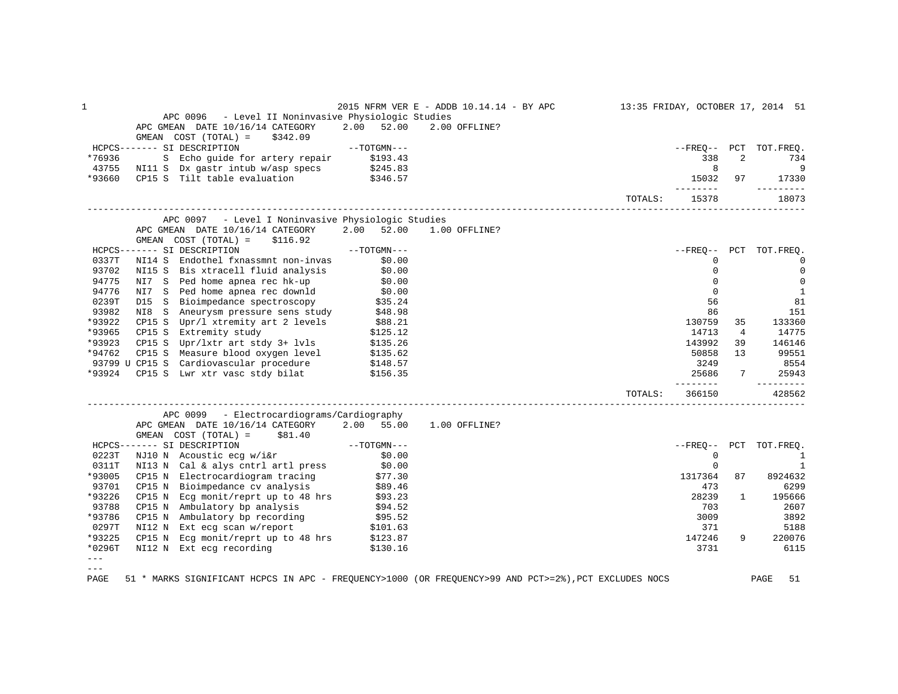## APC 0096 - Level II Noninvasive Physiologic Studies

APC GMEAN DATE 10/16/14 CATEGORY 2.00 52.00 2.00 OFFLINE?

GMEAN COST (TOTAL) = $342.09

| HCPCS | SI | DESCRIPTION | TOTGMN | FREQ | PCT | TOT.FREQ. |
|---|---|---|---|---|---|---|
| *76936 | S | Echo guide for artery repair | $193.43 | 338 | 2 | 734 |
| 43755 | NI11 S | Dx gastr intub w/asp specs | $245.83 | 8 | | 9 |
| *93660 | CP15 S | Tilt table evaluation | $346.57 | 15032 | 97 | 17330 |
| | | | TOTALS: | 15378 | | 18073 |

## APC 0097 - Level I Noninvasive Physiologic Studies

APC GMEAN DATE 10/16/14 CATEGORY 2.00 52.00 1.00 OFFLINE?

GMEAN COST (TOTAL) = $116.92

| HCPCS | SI | DESCRIPTION | TOTGMN | FREQ | PCT | TOT.FREQ. |
|---|---|---|---|---|---|---|
| 0337T | NI14 S | Endothel fxnassmnt non-invas | $0.00 | 0 | | 0 |
| 93702 | NI15 S | Bis xtracell fluid analysis | $0.00 | 0 | | 0 |
| 94775 | NI7 S | Ped home apnea rec hk-up | $0.00 | 0 | | 0 |
| 94776 | NI7 S | Ped home apnea rec downld | $0.00 | 0 | | 1 |
| 0239T | D15 S | Bioimpedance spectroscopy | $35.24 | 56 | | 81 |
| 93982 | NI8 S | Aneurysm pressure sens study | $48.98 | 86 | | 151 |
| *93922 | CP15 S | Upr/l xtremity art 2 levels | $88.21 | 130759 | 35 | 133360 |
| *93965 | CP15 S | Extremity study | $125.12 | 14713 | 4 | 14775 |
| *93923 | CP15 S | Upr/lxtr art stdy 3+ lvls | $135.26 | 143992 | 39 | 146146 |
| *94762 | CP15 S | Measure blood oxygen level | $135.62 | 50858 | 13 | 99551 |
| 93799 U | CP15 S | Cardiovascular procedure | $148.57 | 3249 | | 8554 |
| *93924 | CP15 S | Lwr xtr vasc stdy bilat | $156.35 | 25686 | 7 | 25943 |
| | | | TOTALS: | 366150 | | 428562 |

## APC 0099 - Electrocardiograms/Cardiography

APC GMEAN DATE 10/16/14 CATEGORY 2.00 55.00 1.00 OFFLINE?

GMEAN COST (TOTAL) = $81.40

| HCPCS | SI | DESCRIPTION | TOTGMN | FREQ | PCT | TOT.FREQ. |
|---|---|---|---|---|---|---|
| 0223T | NJ10 N | Acoustic ecg w/i&r | $0.00 | 0 | | 1 |
| 0311T | NI13 N | Cal & alys cntrl artl press | $0.00 | 0 | | 1 |
| *93005 | CP15 N | Electrocardiogram tracing | $77.30 | 1317364 | 87 | 8924632 |
| 93701 | CP15 N | Bioimpedance cv analysis | $89.46 | 473 | | 6299 |
| *93226 | CP15 N | Ecg monit/reprt up to 48 hrs | $93.23 | 28239 | 1 | 195666 |
| 93788 | CP15 N | Ambulatory bp analysis | $94.52 | 703 | | 2607 |
| *93786 | CP15 N | Ambulatory bp recording | $95.52 | 3009 | | 3892 |
| 0297T | NI12 N | Ext ecg scan w/report | $101.63 | 371 | | 5188 |
| *93225 | CP15 N | Ecg monit/reprt up to 48 hrs | $123.87 | 147246 | 9 | 220076 |
| *0296T | NI12 N | Ext ecg recording | $130.16 | 3731 | | 6115 |

\* MARKS SIGNIFICANT HCPCS IN APC - FREQUENCY>1000 (OR FREQUENCY>99 AND PCT>=2%),PCT EXCLUDES NOCS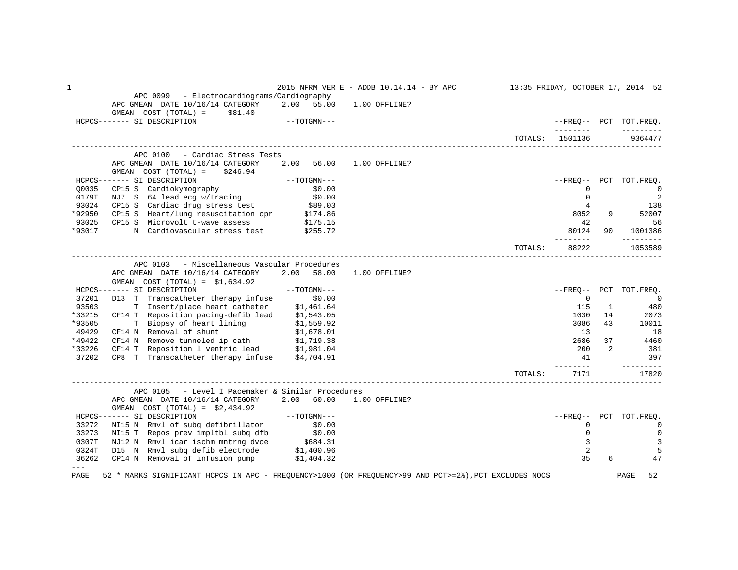## APC 0099 - Electrocardiograms/Cardiography

APC GMEAN DATE 10/16/14 CATEGORY 2.00 55.00 1.00 OFFLINE?

GMEAN COST (TOTAL) = $81.40

| HCPCS | SI | DESCRIPTION | TOTGMN | FREQ | PCT | TOT.FREQ. |
|---|---|---|---|---|---|---|
| | | | TOTALS: | 1501136 | | 9364477 |

## APC 0100 - Cardiac Stress Tests

APC GMEAN DATE 10/16/14 CATEGORY 2.00 56.00 1.00 OFFLINE?

GMEAN COST (TOTAL) = $246.94

| HCPCS | SI | DESCRIPTION | TOTGMN | FREQ | PCT | TOT.FREQ. |
|---|---|---|---|---|---|---|
| Q0035 | CP15 S | Cardiokymography | $0.00 | 0 | | 0 |
| 0179T | NJ7 S | 64 lead ecg w/tracing | $0.00 | 0 | | 2 |
| 93024 | CP15 S | Cardiac drug stress test | $89.03 | 4 | | 138 |
| *92950 | CP15 S | Heart/lung resuscitation cpr | $174.86 | 8052 | 9 | 52007 |
| 93025 | CP15 S | Microvolt t-wave assess | $175.15 | 42 | | 56 |
| *93017 | N | Cardiovascular stress test | $255.72 | 80124 | 90 | 1001386 |
| | | | TOTALS: | 88222 | | 1053589 |

## APC 0103 - Miscellaneous Vascular Procedures

APC GMEAN DATE 10/16/14 CATEGORY 2.00 58.00 1.00 OFFLINE?

GMEAN COST (TOTAL) = $1,634.92

| HCPCS | SI | DESCRIPTION | TOTGMN | FREQ | PCT | TOT.FREQ. |
|---|---|---|---|---|---|---|
| 37201 | D13 T | Transcatheter therapy infuse | $0.00 | 0 | | 0 |
| 93503 | T | Insert/place heart catheter | $1,461.64 | 115 | 1 | 480 |
| *33215 | CF14 T | Reposition pacing-defib lead | $1,543.05 | 1030 | 14 | 2073 |
| *93505 | T | Biopsy of heart lining | $1,559.92 | 3086 | 43 | 10011 |
| 49429 | CF14 N | Removal of shunt | $1,678.01 | 13 | | 18 |
| *49422 | CF14 N | Remove tunneled ip cath | $1,719.38 | 2686 | 37 | 4460 |
| *33226 | CF14 T | Reposition l ventric lead | $1,981.04 | 200 | 2 | 381 |
| 37202 | CP8 T | Transcatheter therapy infuse | $4,704.91 | 41 | | 397 |
| | | | TOTALS: | 7171 | | 17820 |

## APC 0105 - Level I Pacemaker & Similar Procedures

APC GMEAN DATE 10/16/14 CATEGORY 2.00 60.00 1.00 OFFLINE?

GMEAN COST (TOTAL) = $2,434.92

| HCPCS | SI | DESCRIPTION | TOTGMN | FREQ | PCT | TOT.FREQ. |
|---|---|---|---|---|---|---|
| 33272 | NI15 N | Rmvl of subq defibrillator | $0.00 | 0 | | 0 |
| 33273 | NI15 T | Repos prev impltbl subq dfb | $0.00 | 0 | | 0 |
| 0307T | NJ12 N | Rmvl icar ischm mntrng dvce | $684.31 | 3 | | 3 |
| 0324T | D15 N | Rmvl subq defib electrode | $1,400.96 | 2 | | 5 |
| 36262 | CP14 N | Removal of infusion pump | $1,404.32 | 35 | 6 | 47 |

---

\* MARKS SIGNIFICANT HCPCS IN APC - FREQUENCY>1000 (OR FREQUENCY>99 AND PCT>=2%),PCT EXCLUDES NOCS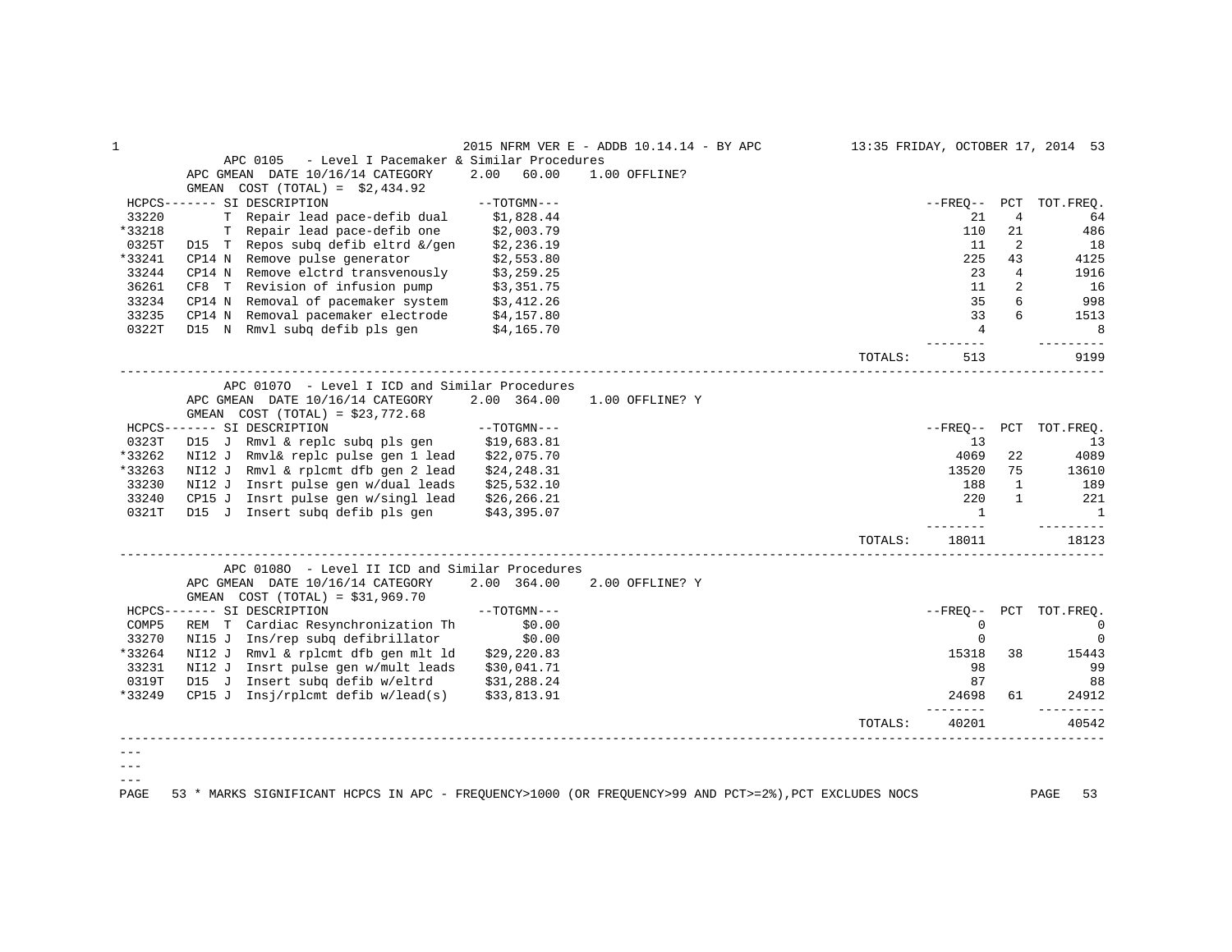## APC 0105 - Level I Pacemaker & Similar Procedures

APC GMEAN DATE 10/16/14 CATEGORY 2.00 60.00 1.00 OFFLINE?

GMEAN COST (TOTAL) = $2,434.92

| HCPCS | | SI | DESCRIPTION | TOTGMN | FREQ | PCT | TOT.FREQ. |
|---|---|---|---|---|---|---|---|
| 33220 | | T | Repair lead pace-defib dual | $1,828.44 | 21 | 4 | 64 |
| *33218 | | T | Repair lead pace-defib one | $2,003.79 | 110 | 21 | 486 |
| 0325T | D15 | T | Repos subq defib eltrd &/gen | $2,236.19 | 11 | 2 | 18 |
| *33241 | CP14 | N | Remove pulse generator | $2,553.80 | 225 | 43 | 4125 |
| 33244 | CP14 | N | Remove elctrd transvenously | $3,259.25 | 23 | 4 | 1916 |
| 36261 | CF8 | T | Revision of infusion pump | $3,351.75 | 11 | 2 | 16 |
| 33234 | CP14 | N | Removal of pacemaker system | $3,412.26 | 35 | 6 | 998 |
| 33235 | CP14 | N | Removal pacemaker electrode | $4,157.80 | 33 | 6 | 1513 |
| 0322T | D15 | N | Rmvl subq defib pls gen | $4,165.70 | 4 | | 8 |
| | | | | TOTALS: | 513 | | 9199 |

## APC 0107O - Level I ICD and Similar Procedures

APC GMEAN DATE 10/16/14 CATEGORY 2.00 364.00 1.00 OFFLINE? Y

GMEAN COST (TOTAL) = $23,772.68

| HCPCS | | SI | DESCRIPTION | TOTGMN | FREQ | PCT | TOT.FREQ. |
|---|---|---|---|---|---|---|---|
| 0323T | D15 | J | Rmvl & replc subq pls gen | $19,683.81 | 13 | | 13 |
| *33262 | NI12 | J | Rmvl& replc pulse gen 1 lead | $22,075.70 | 4069 | 22 | 4089 |
| *33263 | NI12 | J | Rmvl & rplcmt dfb gen 2 lead | $24,248.31 | 13520 | 75 | 13610 |
| 33230 | NI12 | J | Insrt pulse gen w/dual leads | $25,532.10 | 188 | 1 | 189 |
| 33240 | CP15 | J | Insrt pulse gen w/singl lead | $26,266.21 | 220 | 1 | 221 |
| 0321T | D15 | J | Insert subq defib pls gen | $43,395.07 | 1 | | 1 |
| | | | | TOTALS: | 18011 | | 18123 |

## APC 0108O - Level II ICD and Similar Procedures

APC GMEAN DATE 10/16/14 CATEGORY 2.00 364.00 2.00 OFFLINE? Y

GMEAN COST (TOTAL) = $31,969.70

| HCPCS | | SI | DESCRIPTION | TOTGMN | FREQ | PCT | TOT.FREQ. |
|---|---|---|---|---|---|---|---|
| COMP5 | REM | T | Cardiac Resynchronization Th | $0.00 | 0 | | 0 |
| 33270 | NI15 | J | Ins/rep subq defibrillator | $0.00 | 0 | | 0 |
| *33264 | NI12 | J | Rmvl & rplcmt dfb gen mlt ld | $29,220.83 | 15318 | 38 | 15443 |
| 33231 | NI12 | J | Insrt pulse gen w/mult leads | $30,041.71 | 98 | | 99 |
| 0319T | D15 | J | Insert subq defib w/eltrd | $31,288.24 | 87 | | 88 |
| *33249 | CP15 | J | Insj/rplcmt defib w/lead(s) | $33,813.91 | 24698 | 61 | 24912 |
| | | | | TOTALS: | 40201 | | 40542 |

---

---

---

\* MARKS SIGNIFICANT HCPCS IN APC - FREQUENCY>1000 (OR FREQUENCY>99 AND PCT>=2%),PCT EXCLUDES NOCS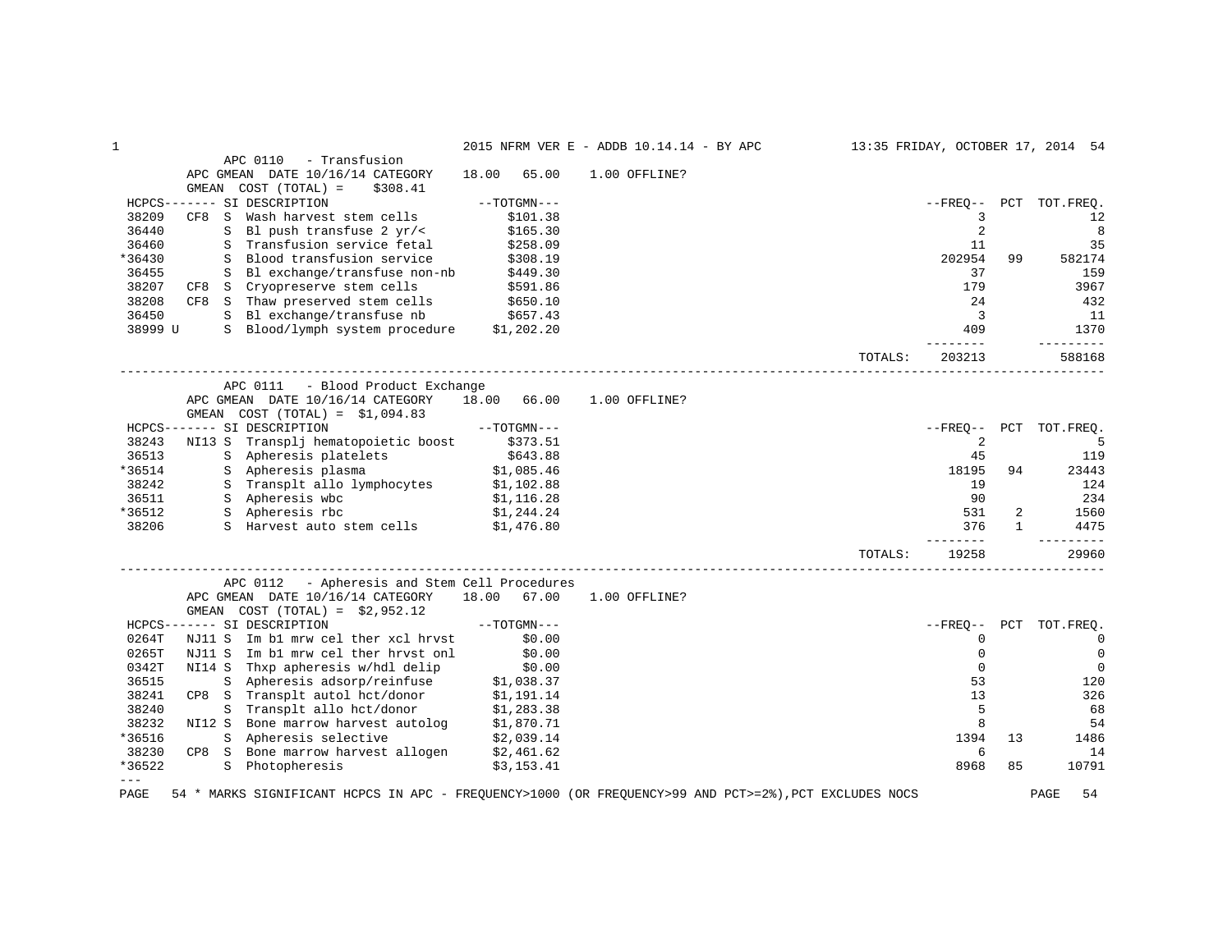## APC 0110 - Transfusion

APC GMEAN DATE 10/16/14 CATEGORY 18.00 65.00 1.00 OFFLINE?

GMEAN COST (TOTAL) = $308.41

| HCPCS | | SI | DESCRIPTION | TOTGMN | FREQ | PCT | TOT.FREQ. |
|---|---|---|---|---|---|---|---|
| 38209 | CF8 | S | Wash harvest stem cells | $101.38 | 3 | | 12 |
| 36440 | | S | Bl push transfuse 2 yr/< | $165.30 | 2 | | 8 |
| 36460 | | S | Transfusion service fetal | $258.09 | 11 | | 35 |
| *36430 | | S | Blood transfusion service | $308.19 | 202954 | 99 | 582174 |
| 36455 | | S | Bl exchange/transfuse non-nb | $449.30 | 37 | | 159 |
| 38207 | CF8 | S | Cryopreserve stem cells | $591.86 | 179 | | 3967 |
| 38208 | CF8 | S | Thaw preserved stem cells | $650.10 | 24 | | 432 |
| 36450 | | S | Bl exchange/transfuse nb | $657.43 | 3 | | 11 |
| 38999 U | | S | Blood/lymph system procedure | $1,202.20 | 409 | | 1370 |
| | | | | TOTALS: | 203213 | | 588168 |

## APC 0111 - Blood Product Exchange

APC GMEAN DATE 10/16/14 CATEGORY 18.00 66.00 1.00 OFFLINE?

GMEAN COST (TOTAL) = $1,094.83

| HCPCS | | SI | DESCRIPTION | TOTGMN | FREQ | PCT | TOT.FREQ. |
|---|---|---|---|---|---|---|---|
| 38243 | NI13 | S | Transplj hematopoietic boost | $373.51 | 2 | | 5 |
| 36513 | | S | Apheresis platelets | $643.88 | 45 | | 119 |
| *36514 | | S | Apheresis plasma | $1,085.46 | 18195 | 94 | 23443 |
| 38242 | | S | Transplt allo lymphocytes | $1,102.88 | 19 | | 124 |
| 36511 | | S | Apheresis wbc | $1,116.28 | 90 | | 234 |
| *36512 | | S | Apheresis rbc | $1,244.24 | 531 | 2 | 1560 |
| 38206 | | S | Harvest auto stem cells | $1,476.80 | 376 | 1 | 4475 |
| | | | | TOTALS: | 19258 | | 29960 |

## APC 0112 - Apheresis and Stem Cell Procedures

APC GMEAN DATE 10/16/14 CATEGORY 18.00 67.00 1.00 OFFLINE?

GMEAN COST (TOTAL) = $2,952.12

| HCPCS | | SI | DESCRIPTION | TOTGMN | FREQ | PCT | TOT.FREQ. |
|---|---|---|---|---|---|---|---|
| 0264T | NJ11 | S | Im b1 mrw cel ther xcl hrvst | $0.00 | 0 | | 0 |
| 0265T | NJ11 | S | Im b1 mrw cel ther hrvst onl | $0.00 | 0 | | 0 |
| 0342T | NI14 | S | Thxp apheresis w/hdl delip | $0.00 | 0 | | 0 |
| 36515 | | S | Apheresis adsorp/reinfuse | $1,038.37 | 53 | | 120 |
| 38241 | CP8 | S | Transplt autol hct/donor | $1,191.14 | 13 | | 326 |
| 38240 | | S | Transplt allo hct/donor | $1,283.38 | 5 | | 68 |
| 38232 | NI12 | S | Bone marrow harvest autolog | $1,870.71 | 8 | | 54 |
| *36516 | | S | Apheresis selective | $2,039.14 | 1394 | 13 | 1486 |
| 38230 | CP8 | S | Bone marrow harvest allogen | $2,461.62 | 6 | | 14 |
| *36522 | | S | Photopheresis | $3,153.41 | 8968 | 85 | 10791 |

---

\* MARKS SIGNIFICANT HCPCS IN APC - FREQUENCY>1000 (OR FREQUENCY>99 AND PCT>=2%),PCT EXCLUDES NOCS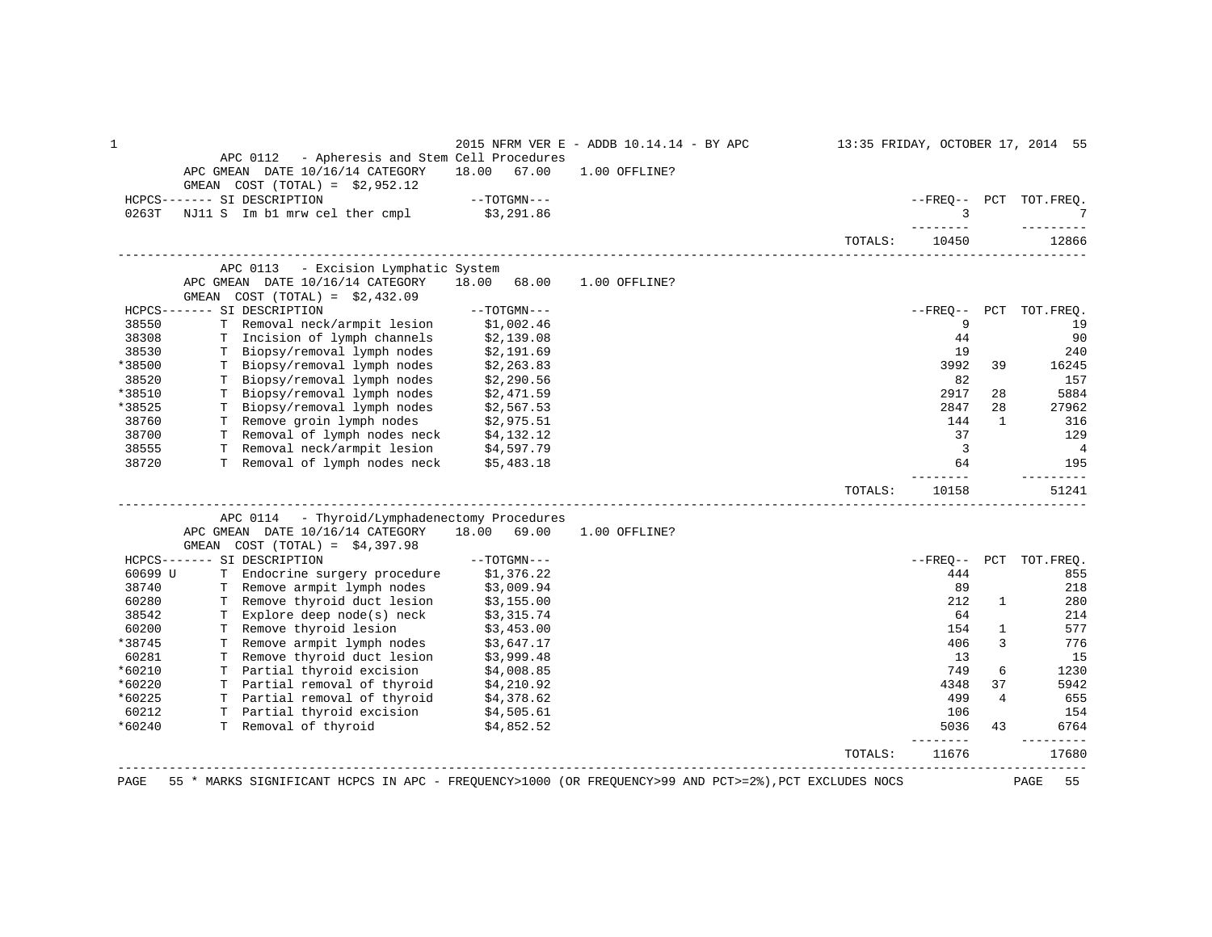2015 NFRM VER E - ADDB 10.14.14 - BY APC

13:35 FRIDAY, OCTOBER 17, 2014

## APC 0112 - Apheresis and Stem Cell Procedures

APC GMEAN DATE 10/16/14 CATEGORY 18.00 67.00 1.00 OFFLINE?

GMEAN COST (TOTAL) = $2,952.12

| HCPCS | SI | DESCRIPTION | TOTGMN | FREQ | PCT | TOT.FREQ. |
|---|---|---|---|---|---|---|
| 0263T NJ11 | S | Im bl mrw cel ther cmpl | $3,291.86 | 3 | | 7 |
| | | | TOTALS: | 10450 | | 12866 |

## APC 0113 - Excision Lymphatic System

APC GMEAN DATE 10/16/14 CATEGORY 18.00 68.00 1.00 OFFLINE?

GMEAN COST (TOTAL) = $2,432.09

| HCPCS | SI | DESCRIPTION | TOTGMN | FREQ | PCT | TOT.FREQ. |
|---|---|---|---|---|---|---|
| 38550 | T | Removal neck/armpit lesion | $1,002.46 | 9 | | 19 |
| 38308 | T | Incision of lymph channels | $2,139.08 | 44 | | 90 |
| 38530 | T | Biopsy/removal lymph nodes | $2,191.69 | 19 | | 240 |
| *38500 | T | Biopsy/removal lymph nodes | $2,263.83 | 3992 | 39 | 16245 |
| 38520 | T | Biopsy/removal lymph nodes | $2,290.56 | 82 | | 157 |
| *38510 | T | Biopsy/removal lymph nodes | $2,471.59 | 2917 | 28 | 5884 |
| *38525 | T | Biopsy/removal lymph nodes | $2,567.53 | 2847 | 28 | 27962 |
| 38760 | T | Remove groin lymph nodes | $2,975.51 | 144 | 1 | 316 |
| 38700 | T | Removal of lymph nodes neck | $4,132.12 | 37 | | 129 |
| 38555 | T | Removal neck/armpit lesion | $4,597.79 | 3 | | 4 |
| 38720 | T | Removal of lymph nodes neck | $5,483.18 | 64 | | 195 |
| | | | TOTALS: | 10158 | | 51241 |

## APC 0114 - Thyroid/Lymphadenectomy Procedures

APC GMEAN DATE 10/16/14 CATEGORY 18.00 69.00 1.00 OFFLINE?

GMEAN COST (TOTAL) = $4,397.98

| HCPCS | SI | DESCRIPTION | TOTGMN | FREQ | PCT | TOT.FREQ. |
|---|---|---|---|---|---|---|
| 60699 U | T | Endocrine surgery procedure | $1,376.22 | 444 | | 855 |
| 38740 | T | Remove armpit lymph nodes | $3,009.94 | 89 | | 218 |
| 60280 | T | Remove thyroid duct lesion | $3,155.00 | 212 | 1 | 280 |
| 38542 | T | Explore deep node(s) neck | $3,315.74 | 64 | | 214 |
| 60200 | T | Remove thyroid lesion | $3,453.00 | 154 | 1 | 577 |
| *38745 | T | Remove armpit lymph nodes | $3,647.17 | 406 | 3 | 776 |
| 60281 | T | Remove thyroid duct lesion | $3,999.48 | 13 | | 15 |
| *60210 | T | Partial thyroid excision | $4,008.85 | 749 | 6 | 1230 |
| *60220 | T | Partial removal of thyroid | $4,210.92 | 4348 | 37 | 5942 |
| *60225 | T | Partial removal of thyroid | $4,378.62 | 499 | 4 | 655 |
| 60212 | T | Partial thyroid excision | $4,505.61 | 106 | | 154 |
| *60240 | T | Removal of thyroid | $4,852.52 | 5036 | 43 | 6764 |
| | | | TOTALS: | 11676 | | 17680 |

* MARKS SIGNIFICANT HCPCS IN APC - FREQUENCY>1000 (OR FREQUENCY>99 AND PCT>=2%),PCT EXCLUDES NOCS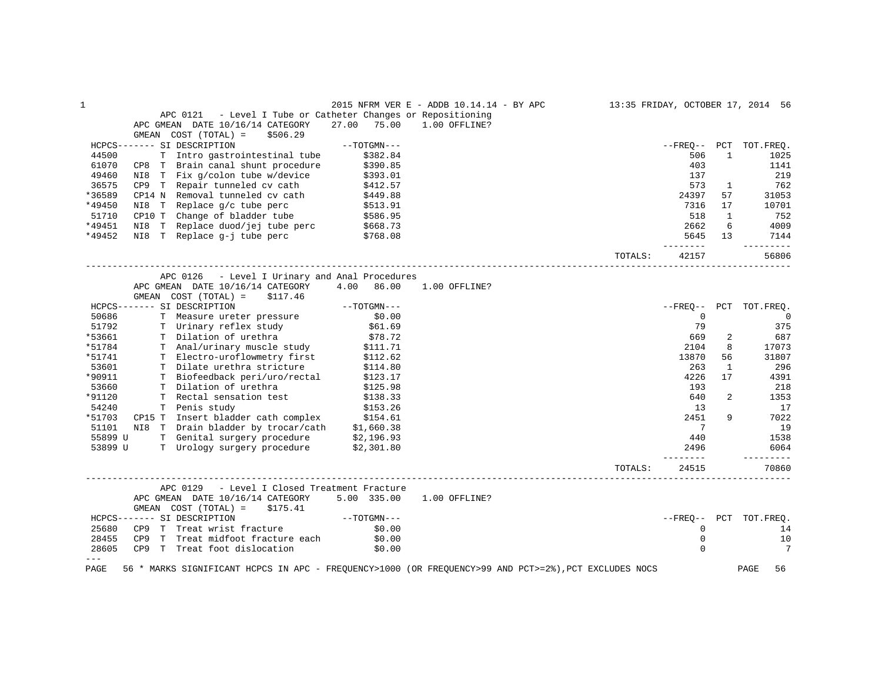2015 NFRM VER E - ADDB 10.14.14 - BY APC

### APC 0121 - Level I Tube or Catheter Changes or Repositioning

APC GMEAN DATE 10/16/14 CATEGORY 27.00 75.00 1.00 OFFLINE?

GMEAN COST (TOTAL) = $506.29

| HCPCS | | SI | DESCRIPTION | TOTGMN | FREQ | PCT | TOT.FREQ. |
|---|---|---|---|---|---|---|---|
| 44500 | | T | Intro gastrointestinal tube | $382.84 | 506 | 1 | 1025 |
| 61070 | CP8 | T | Brain canal shunt procedure | $390.85 | 403 | | 1141 |
| 49460 | NI8 | T | Fix g/colon tube w/device | $393.01 | 137 | | 219 |
| 36575 | CP9 | T | Repair tunneled cv cath | $412.57 | 573 | 1 | 762 |
| *36589 | CP14 | N | Removal tunneled cv cath | $449.88 | 24397 | 57 | 31053 |
| *49450 | NI8 | T | Replace g/c tube perc | $513.91 | 7316 | 17 | 10701 |
| 51710 | CP10 | T | Change of bladder tube | $586.95 | 518 | 1 | 752 |
| *49451 | NI8 | T | Replace duod/jej tube perc | $668.73 | 2662 | 6 | 4009 |
| *49452 | NI8 | T | Replace g-j tube perc | $768.08 | 5645 | 13 | 7144 |
| | | | | TOTALS: | 42157 | | 56806 |

### APC 0126 - Level I Urinary and Anal Procedures

APC GMEAN DATE 10/16/14 CATEGORY 4.00 86.00 1.00 OFFLINE?

GMEAN COST (TOTAL) = $117.46

| HCPCS | | SI | DESCRIPTION | TOTGMN | FREQ | PCT | TOT.FREQ. |
|---|---|---|---|---|---|---|---|
| 50686 | | T | Measure ureter pressure | $0.00 | 0 | | 0 |
| 51792 | | T | Urinary reflex study | $61.69 | 79 | | 375 |
| *53661 | | T | Dilation of urethra | $78.72 | 669 | 2 | 687 |
| *51784 | | T | Anal/urinary muscle study | $111.71 | 2104 | 8 | 17073 |
| *51741 | | T | Electro-uroflowmetry first | $112.62 | 13870 | 56 | 31807 |
| 53601 | | T | Dilate urethra stricture | $114.80 | 263 | 1 | 296 |
| *90911 | | T | Biofeedback peri/uro/rectal | $123.17 | 4226 | 17 | 4391 |
| 53660 | | T | Dilation of urethra | $125.98 | 193 | | 218 |
| *91120 | | T | Rectal sensation test | $138.33 | 640 | 2 | 1353 |
| 54240 | | T | Penis study | $153.26 | 13 | | 17 |
| *51703 | CP15 | T | Insert bladder cath complex | $154.61 | 2451 | 9 | 7022 |
| 51101 | NI8 | T | Drain bladder by trocar/cath | $1,660.38 | 7 | | 19 |
| 55899 U | | T | Genital surgery procedure | $2,196.93 | 440 | | 1538 |
| 53899 U | | T | Urology surgery procedure | $2,301.80 | 2496 | | 6064 |
| | | | | TOTALS: | 24515 | | 70860 |

### APC 0129 - Level I Closed Treatment Fracture

APC GMEAN DATE 10/16/14 CATEGORY 5.00 335.00 1.00 OFFLINE?

GMEAN COST (TOTAL) = $175.41

| HCPCS | | SI | DESCRIPTION | TOTGMN | FREQ | PCT | TOT.FREQ. |
|---|---|---|---|---|---|---|---|
| 25680 | CP9 | T | Treat wrist fracture | $0.00 | 0 | | 14 |
| 28455 | CP9 | T | Treat midfoot fracture each | $0.00 | 0 | | 10 |
| 28605 | CP9 | T | Treat foot dislocation | $0.00 | 0 | | 7 |

\* MARKS SIGNIFICANT HCPCS IN APC - FREQUENCY>1000 (OR FREQUENCY>99 AND PCT>=2%),PCT EXCLUDES NOCS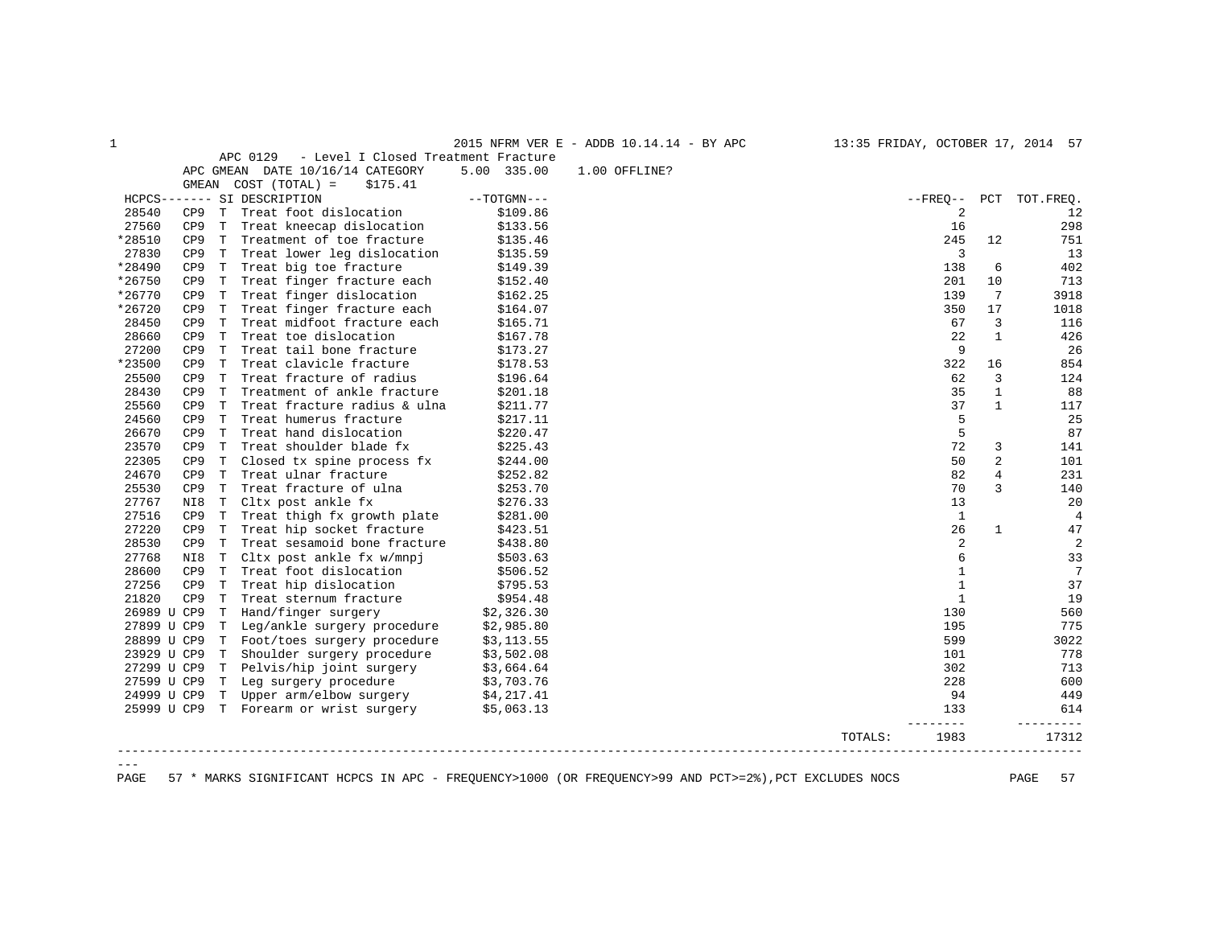2015 NFRM VER E - ADDB 10.14.14 - BY APC 13:35 FRIDAY, OCTOBER 17, 2014

APC 0129 - Level I Closed Treatment Fracture
APC GMEAN DATE 10/16/14 CATEGORY 5.00 335.00 1.00 OFFLINE?
GMEAN COST (TOTAL) = $175.41

| HCPCS | SI | DESCRIPTION | TOTGMN | FREQ | PCT | TOT.FREQ. |
|---|---|---|---|---|---|---|
| 28540 CP9 | T | Treat foot dislocation | $109.86 | 2 | | 12 |
| 27560 CP9 | T | Treat kneecap dislocation | $133.56 | 16 | | 298 |
| *28510 CP9 | T | Treatment of toe fracture | $135.46 | 245 | 12 | 751 |
| 27830 CP9 | T | Treat lower leg dislocation | $135.59 | 3 | | 13 |
| *28490 CP9 | T | Treat big toe fracture | $149.39 | 138 | 6 | 402 |
| *26750 CP9 | T | Treat finger fracture each | $152.40 | 201 | 10 | 713 |
| *26770 CP9 | T | Treat finger dislocation | $162.25 | 139 | 7 | 3918 |
| *26720 CP9 | T | Treat finger fracture each | $164.07 | 350 | 17 | 1018 |
| 28450 CP9 | T | Treat midfoot fracture each | $165.71 | 67 | 3 | 116 |
| 28660 CP9 | T | Treat toe dislocation | $167.78 | 22 | 1 | 426 |
| 27200 CP9 | T | Treat tail bone fracture | $173.27 | 9 | | 26 |
| *23500 CP9 | T | Treat clavicle fracture | $178.53 | 322 | 16 | 854 |
| 25500 CP9 | T | Treat fracture of radius | $196.64 | 62 | 3 | 124 |
| 28430 CP9 | T | Treatment of ankle fracture | $201.18 | 35 | 1 | 88 |
| 25560 CP9 | T | Treat fracture radius & ulna | $211.77 | 37 | 1 | 117 |
| 24560 CP9 | T | Treat humerus fracture | $217.11 | 5 | | 25 |
| 26670 CP9 | T | Treat hand dislocation | $220.47 | 5 | | 87 |
| 23570 CP9 | T | Treat shoulder blade fx | $225.43 | 72 | 3 | 141 |
| 22305 CP9 | T | Closed tx spine process fx | $244.00 | 50 | 2 | 101 |
| 24670 CP9 | T | Treat ulnar fracture | $252.82 | 82 | 4 | 231 |
| 25530 CP9 | T | Treat fracture of ulna | $253.70 | 70 | 3 | 140 |
| 27767 NI8 | T | Cltx post ankle fx | $276.33 | 13 | | 20 |
| 27516 CP9 | T | Treat thigh fx growth plate | $281.00 | 1 | | 4 |
| 27220 CP9 | T | Treat hip socket fracture | $423.51 | 26 | 1 | 47 |
| 28530 CP9 | T | Treat sesamoid bone fracture | $438.80 | 2 | | 2 |
| 27768 NI8 | T | Cltx post ankle fx w/mnpj | $503.63 | 6 | | 33 |
| 28600 CP9 | T | Treat foot dislocation | $506.52 | 1 | | 7 |
| 27256 CP9 | T | Treat hip dislocation | $795.53 | 1 | | 37 |
| 21820 CP9 | T | Treat sternum fracture | $954.48 | 1 | | 19 |
| 26989 U CP9 | T | Hand/finger surgery | $2,326.30 | 130 | | 560 |
| 27899 U CP9 | T | Leg/ankle surgery procedure | $2,985.80 | 195 | | 775 |
| 28899 U CP9 | T | Foot/toes surgery procedure | $3,113.55 | 599 | | 3022 |
| 23929 U CP9 | T | Shoulder surgery procedure | $3,502.08 | 101 | | 778 |
| 27299 U CP9 | T | Pelvis/hip joint surgery | $3,664.64 | 302 | | 713 |
| 27599 U CP9 | T | Leg surgery procedure | $3,703.76 | 228 | | 600 |
| 24999 U CP9 | T | Upper arm/elbow surgery | $4,217.41 | 94 | | 449 |
| 25999 U CP9 | T | Forearm or wrist surgery | $5,063.13 | 133 | | 614 |
| | | | TOTALS: | 1983 | | 17312 |

\* MARKS SIGNIFICANT HCPCS IN APC - FREQUENCY>1000 (OR FREQUENCY>99 AND PCT>=2%),PCT EXCLUDES NOCS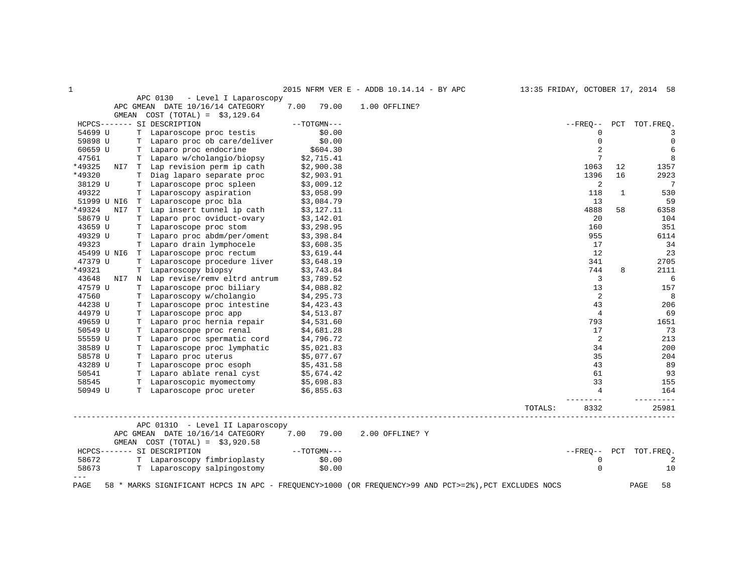## APC 0130 - Level I Laparoscopy

APC GMEAN DATE 10/16/14 CATEGORY 7.00 79.00 1.00 OFFLINE?

GMEAN COST (TOTAL) = $3,129.64

| HCPCS | | SI | DESCRIPTION | TOTGMN | FREQ | PCT | TOT.FREQ. |
|---|---|---|---|---|---|---|---|
| 54699 U | | T | Laparoscope proc testis | $0.00 | 0 | | 3 |
| 59898 U | | T | Laparo proc ob care/deliver | $0.00 | 0 | | 0 |
| 60659 U | | T | Laparo proc endocrine | $604.30 | 2 | | 6 |
| 47561 | | T | Laparo w/cholangio/biopsy | $2,715.41 | 7 | | 8 |
| *49325 | NI7 | T | Lap revision perm ip cath | $2,900.38 | 1063 | 12 | 1357 |
| *49320 | | T | Diag laparo separate proc | $2,903.91 | 1396 | 16 | 2923 |
| 38129 U | | T | Laparoscope proc spleen | $3,009.12 | 2 | | 7 |
| 49322 | | T | Laparoscopy aspiration | $3,058.99 | 118 | 1 | 530 |
| 51999 U | NI6 | T | Laparoscope proc bla | $3,084.79 | 13 | | 59 |
| *49324 | NI7 | T | Lap insert tunnel ip cath | $3,127.11 | 4888 | 58 | 6358 |
| 58679 U | | T | Laparo proc oviduct-ovary | $3,142.01 | 20 | | 104 |
| 43659 U | | T | Laparoscope proc stom | $3,298.95 | 160 | | 351 |
| 49329 U | | T | Laparo proc abdm/per/oment | $3,398.84 | 955 | | 6114 |
| 49323 | | T | Laparo drain lymphocele | $3,608.35 | 17 | | 34 |
| 45499 U | NI6 | T | Laparoscope proc rectum | $3,619.44 | 12 | | 23 |
| 47379 U | | T | Laparoscope procedure liver | $3,648.19 | 341 | | 2705 |
| *49321 | | T | Laparoscopy biopsy | $3,743.84 | 744 | 8 | 2111 |
| 43648 | NI7 | N | Lap revise/remv eltrd antrum | $3,789.52 | 3 | | 6 |
| 47579 U | | T | Laparoscope proc biliary | $4,088.82 | 13 | | 157 |
| 47560 | | T | Laparoscopy w/cholangio | $4,295.73 | 2 | | 8 |
| 44238 U | | T | Laparoscope proc intestine | $4,423.43 | 43 | | 206 |
| 44979 U | | T | Laparoscope proc app | $4,513.87 | 4 | | 69 |
| 49659 U | | T | Laparo proc hernia repair | $4,531.60 | 793 | | 1651 |
| 50549 U | | T | Laparoscope proc renal | $4,681.28 | 17 | | 73 |
| 55559 U | | T | Laparo proc spermatic cord | $4,796.72 | 2 | | 213 |
| 38589 U | | T | Laparoscope proc lymphatic | $5,021.83 | 34 | | 200 |
| 58578 U | | T | Laparo proc uterus | $5,077.67 | 35 | | 204 |
| 43289 U | | T | Laparoscope proc esoph | $5,431.58 | 43 | | 89 |
| 50541 | | T | Laparo ablate renal cyst | $5,674.42 | 61 | | 93 |
| 58545 | | T | Laparoscopic myomectomy | $5,698.83 | 33 | | 155 |
| 50949 U | | T | Laparoscope proc ureter | $6,855.63 | 4 | | 164 |
| | | | | TOTALS: | 8332 | | 25981 |

## APC 0131O - Level II Laparoscopy

APC GMEAN DATE 10/16/14 CATEGORY 7.00 79.00 2.00 OFFLINE? Y

GMEAN COST (TOTAL) = $3,920.58

| HCPCS | | SI | DESCRIPTION | TOTGMN | FREQ | PCT | TOT.FREQ. |
|---|---|---|---|---|---|---|---|
| 58672 | | T | Laparoscopy fimbrioplasty | $0.00 | 0 | | 2 |
| 58673 | | T | Laparoscopy salpingostomy | $0.00 | 0 | | 10 |

\* MARKS SIGNIFICANT HCPCS IN APC - FREQUENCY>1000 (OR FREQUENCY>99 AND PCT>=2%),PCT EXCLUDES NOCS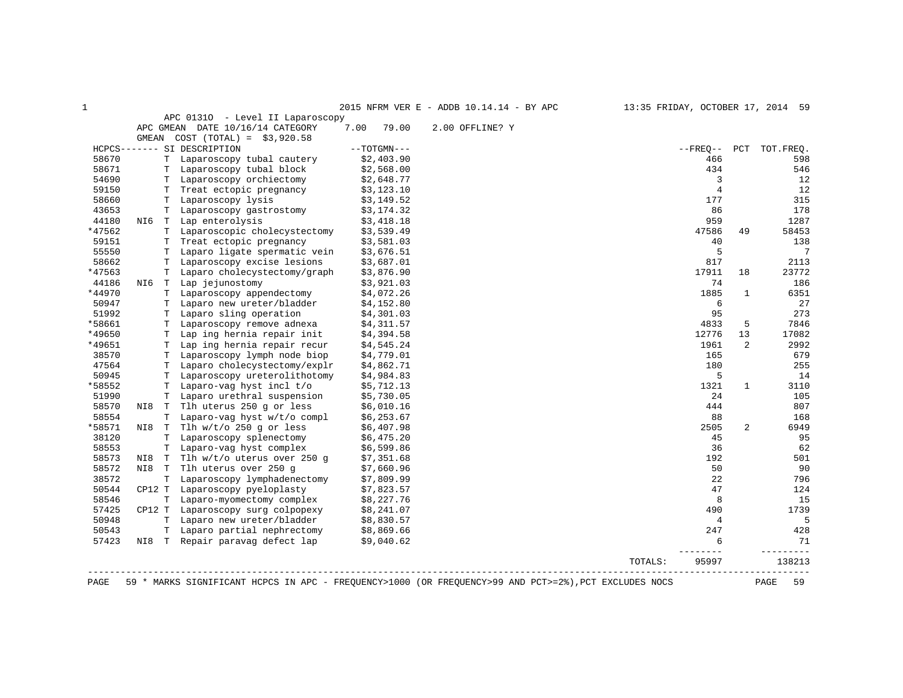APC 0131O - Level II Laparoscopy

APC GMEAN DATE 10/16/14 CATEGORY 7.00 79.00 2.00 OFFLINE? Y

GMEAN COST (TOTAL) = $3,920.58

| HCPCS------- | SI | DESCRIPTION | --TOTGMN--- | --FREQ-- | PCT | TOT.FREQ. |
|---|---|---|---|---|---|---|
| 58670 | T | Laparoscopy tubal cautery | $2,403.90 | 466 | | 598 |
| 58671 | T | Laparoscopy tubal block | $2,568.00 | 434 | | 546 |
| 54690 | T | Laparoscopy orchiectomy | $2,648.77 | 3 | | 12 |
| 59150 | T | Treat ectopic pregnancy | $3,123.10 | 4 | | 12 |
| 58660 | T | Laparoscopy lysis | $3,149.52 | 177 | | 315 |
| 43653 | T | Laparoscopy gastrostomy | $3,174.32 | 86 | | 178 |
| 44180 NI6 | T | Lap enterolysis | $3,418.18 | 959 | | 1287 |
| *47562 | T | Laparoscopic cholecystectomy | $3,539.49 | 47586 | 49 | 58453 |
| 59151 | T | Treat ectopic pregnancy | $3,581.03 | 40 | | 138 |
| 55550 | T | Laparo ligate spermatic vein | $3,676.51 | 5 | | 7 |
| 58662 | T | Laparoscopy excise lesions | $3,687.01 | 817 | | 2113 |
| *47563 | T | Laparo cholecystectomy/graph | $3,876.90 | 17911 | 18 | 23772 |
| 44186 NI6 | T | Lap jejunostomy | $3,921.03 | 74 | | 186 |
| *44970 | T | Laparoscopy appendectomy | $4,072.26 | 1885 | 1 | 6351 |
| 50947 | T | Laparo new ureter/bladder | $4,152.80 | 6 | | 27 |
| 51992 | T | Laparo sling operation | $4,301.03 | 95 | | 273 |
| *58661 | T | Laparoscopy remove adnexa | $4,311.57 | 4833 | 5 | 7846 |
| *49650 | T | Lap ing hernia repair init | $4,394.58 | 12776 | 13 | 17082 |
| *49651 | T | Lap ing hernia repair recur | $4,545.24 | 1961 | 2 | 2992 |
| 38570 | T | Laparoscopy lymph node biop | $4,779.01 | 165 | | 679 |
| 47564 | T | Laparo cholecystectomy/explr | $4,862.71 | 180 | | 255 |
| 50945 | T | Laparoscopy ureterolithotomy | $4,984.83 | 5 | | 14 |
| *58552 | T | Laparo-vag hyst incl t/o | $5,712.13 | 1321 | 1 | 3110 |
| 51990 | T | Laparo urethral suspension | $5,730.05 | 24 | | 105 |
| 58570 NI8 | T | Tlh uterus 250 g or less | $6,010.16 | 444 | | 807 |
| 58554 | T | Laparo-vag hyst w/t/o compl | $6,253.67 | 88 | | 168 |
| *58571 NI8 | T | Tlh w/t/o 250 g or less | $6,407.98 | 2505 | 2 | 6949 |
| 38120 | T | Laparoscopy splenectomy | $6,475.20 | 45 | | 95 |
| 58553 | T | Laparo-vag hyst complex | $6,599.86 | 36 | | 62 |
| 58573 NI8 | T | Tlh w/t/o uterus over 250 g | $7,351.68 | 192 | | 501 |
| 58572 NI8 | T | Tlh uterus over 250 g | $7,660.96 | 50 | | 90 |
| 38572 | T | Laparoscopy lymphadenectomy | $7,809.99 | 22 | | 796 |
| 50544 CP12 | T | Laparoscopy pyeloplasty | $7,823.57 | 47 | | 124 |
| 58546 | T | Laparo-myomectomy complex | $8,227.76 | 8 | | 15 |
| 57425 CP12 | T | Laparoscopy surg colpopexy | $8,241.07 | 490 | | 1739 |
| 50948 | T | Laparo new ureter/bladder | $8,830.57 | 4 | | 5 |
| 50543 | T | Laparo partial nephrectomy | $8,869.66 | 247 | | 428 |
| 57423 NI8 | T | Repair paravag defect lap | $9,040.62 | 6 | | 71 |
| | | | TOTALS: | 95997 | | 138213 |

\* MARKS SIGNIFICANT HCPCS IN APC - FREQUENCY>1000 (OR FREQUENCY>99 AND PCT>=2%),PCT EXCLUDES NOCS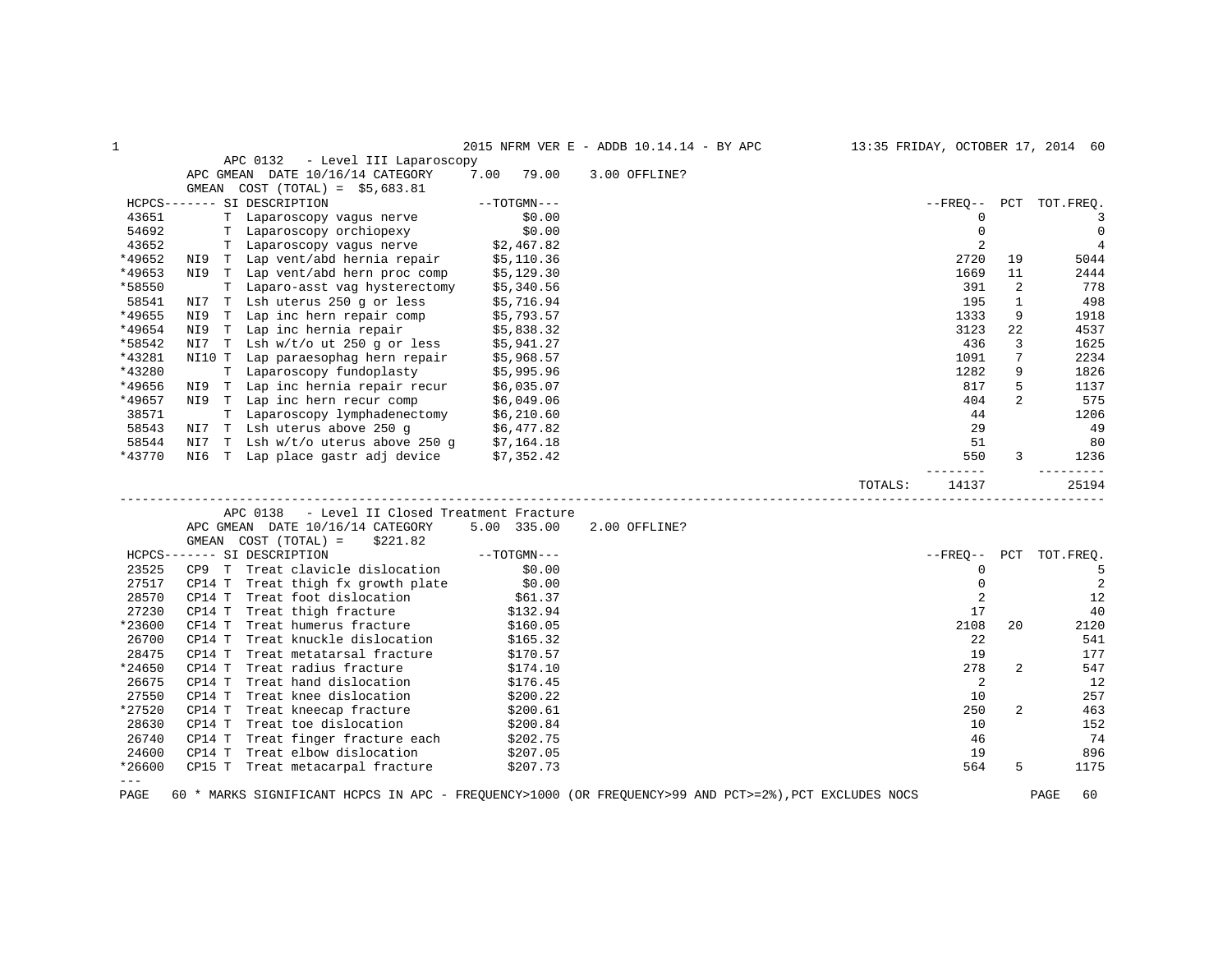## APC 0132 - Level III Laparoscopy

APC GMEAN DATE 10/16/14 CATEGORY 7.00 79.00 3.00 OFFLINE?

GMEAN COST (TOTAL) = $5,683.81

| HCPCS | | SI | DESCRIPTION | TOTGMN | FREQ | PCT | TOT.FREQ. |
|---|---|---|---|---|---|---|---|
| 43651 | | T | Laparoscopy vagus nerve | $0.00 | 0 | | 3 |
| 54692 | | T | Laparoscopy orchiopexy | $0.00 | 0 | | 0 |
| 43652 | | T | Laparoscopy vagus nerve | $2,467.82 | 2 | | 4 |
| *49652 | NI9 | T | Lap vent/abd hernia repair | $5,110.36 | 2720 | 19 | 5044 |
| *49653 | NI9 | T | Lap vent/abd hern proc comp | $5,129.30 | 1669 | 11 | 2444 |
| *58550 | | T | Laparo-asst vag hysterectomy | $5,340.56 | 391 | 2 | 778 |
| 58541 | NI7 | T | Lsh uterus 250 g or less | $5,716.94 | 195 | 1 | 498 |
| *49655 | NI9 | T | Lap inc hern repair comp | $5,793.57 | 1333 | 9 | 1918 |
| *49654 | NI9 | T | Lap inc hernia repair | $5,838.32 | 3123 | 22 | 4537 |
| *58542 | NI7 | T | Lsh w/t/o ut 250 g or less | $5,941.27 | 436 | 3 | 1625 |
| *43281 | NI10 | T | Lap paraesophag hern repair | $5,968.57 | 1091 | 7 | 2234 |
| *43280 | | T | Laparoscopy fundoplasty | $5,995.96 | 1282 | 9 | 1826 |
| *49656 | NI9 | T | Lap inc hernia repair recur | $6,035.07 | 817 | 5 | 1137 |
| *49657 | NI9 | T | Lap inc hern recur comp | $6,049.06 | 404 | 2 | 575 |
| 38571 | | T | Laparoscopy lymphadenectomy | $6,210.60 | 44 | | 1206 |
| 58543 | NI7 | T | Lsh uterus above 250 g | $6,477.82 | 29 | | 49 |
| 58544 | NI7 | T | Lsh w/t/o uterus above 250 g | $7,164.18 | 51 | | 80 |
| *43770 | NI6 | T | Lap place gastr adj device | $7,352.42 | 550 | 3 | 1236 |
| | | | | TOTALS: | 14137 | | 25194 |

## APC 0138 - Level II Closed Treatment Fracture

APC GMEAN DATE 10/16/14 CATEGORY 5.00 335.00 2.00 OFFLINE?

GMEAN COST (TOTAL) = $221.82

| HCPCS | | SI | DESCRIPTION | TOTGMN | FREQ | PCT | TOT.FREQ. |
|---|---|---|---|---|---|---|---|
| 23525 | CP9 | T | Treat clavicle dislocation | $0.00 | 0 | | 5 |
| 27517 | CP14 | T | Treat thigh fx growth plate | $0.00 | 0 | | 2 |
| 28570 | CP14 | T | Treat foot dislocation | $61.37 | 2 | | 12 |
| 27230 | CP14 | T | Treat thigh fracture | $132.94 | 17 | | 40 |
| *23600 | CF14 | T | Treat humerus fracture | $160.05 | 2108 | 20 | 2120 |
| 26700 | CP14 | T | Treat knuckle dislocation | $165.32 | 22 | | 541 |
| 28475 | CP14 | T | Treat metatarsal fracture | $170.57 | 19 | | 177 |
| *24650 | CP14 | T | Treat radius fracture | $174.10 | 278 | 2 | 547 |
| 26675 | CP14 | T | Treat hand dislocation | $176.45 | 2 | | 12 |
| 27550 | CP14 | T | Treat knee dislocation | $200.22 | 10 | | 257 |
| *27520 | CP14 | T | Treat kneecap fracture | $200.61 | 250 | 2 | 463 |
| 28630 | CP14 | T | Treat toe dislocation | $200.84 | 10 | | 152 |
| 26740 | CP14 | T | Treat finger fracture each | $202.75 | 46 | | 74 |
| 24600 | CP14 | T | Treat elbow dislocation | $207.05 | 19 | | 896 |
| *26600 | CP15 | T | Treat metacarpal fracture | $207.73 | 564 | 5 | 1175 |

\* MARKS SIGNIFICANT HCPCS IN APC - FREQUENCY>1000 (OR FREQUENCY>99 AND PCT>=2%),PCT EXCLUDES NOCS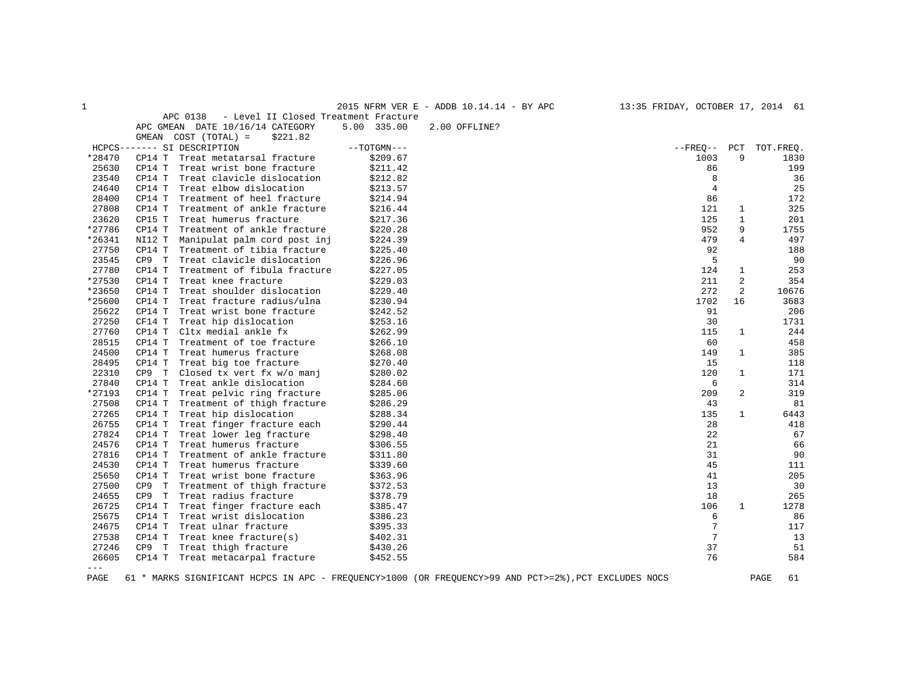2015 NFRM VER E - ADDB 10.14.14 - BY APC — 13:35 FRIDAY, OCTOBER 17, 2014

APC 0138 - Level II Closed Treatment Fracture

APC GMEAN DATE 10/16/14 CATEGORY 5.00 335.00 2.00 OFFLINE?

GMEAN COST (TOTAL) = $221.82

| HCPCS | SI | DESCRIPTION | TOTGMN | FREQ | PCT | TOT.FREQ. |
|---|---|---|---|---|---|---|
| *28470 | CP14 T | Treat metatarsal fracture | $209.67 | 1003 | 9 | 1830 |
| 25630 | CP14 T | Treat wrist bone fracture | $211.42 | 86 | | 199 |
| 23540 | CP14 T | Treat clavicle dislocation | $212.82 | 8 | | 36 |
| 24640 | CP14 T | Treat elbow dislocation | $213.57 | 4 | | 25 |
| 28400 | CP14 T | Treatment of heel fracture | $214.94 | 86 | | 172 |
| 27808 | CP14 T | Treatment of ankle fracture | $216.44 | 121 | 1 | 325 |
| 23620 | CP15 T | Treat humerus fracture | $217.36 | 125 | 1 | 201 |
| *27786 | CP14 T | Treatment of ankle fracture | $220.28 | 952 | 9 | 1755 |
| *26341 | NI12 T | Manipulat palm cord post inj | $224.39 | 479 | 4 | 497 |
| 27750 | CP14 T | Treatment of tibia fracture | $225.40 | 92 | | 188 |
| 23545 | CP9 T | Treat clavicle dislocation | $226.96 | 5 | | 90 |
| 27780 | CP14 T | Treatment of fibula fracture | $227.05 | 124 | 1 | 253 |
| *27530 | CP14 T | Treat knee fracture | $229.03 | 211 | 2 | 354 |
| *23650 | CP14 T | Treat shoulder dislocation | $229.40 | 272 | 2 | 10676 |
| *25600 | CP14 T | Treat fracture radius/ulna | $230.94 | 1702 | 16 | 3683 |
| 25622 | CP14 T | Treat wrist bone fracture | $242.52 | 91 | | 206 |
| 27250 | CF14 T | Treat hip dislocation | $253.16 | 30 | | 1731 |
| 27760 | CP14 T | Cltx medial ankle fx | $262.99 | 115 | 1 | 244 |
| 28515 | CP14 T | Treatment of toe fracture | $266.10 | 60 | | 458 |
| 24500 | CP14 T | Treat humerus fracture | $268.08 | 149 | 1 | 385 |
| 28495 | CP14 T | Treat big toe fracture | $270.40 | 15 | | 118 |
| 22310 | CP9 T | Closed tx vert fx w/o manj | $280.02 | 120 | 1 | 171 |
| 27840 | CP14 T | Treat ankle dislocation | $284.60 | 6 | | 314 |
| *27193 | CP14 T | Treat pelvic ring fracture | $285.06 | 209 | 2 | 319 |
| 27508 | CP14 T | Treatment of thigh fracture | $286.29 | 43 | | 81 |
| 27265 | CP14 T | Treat hip dislocation | $288.34 | 135 | 1 | 6443 |
| 26755 | CP14 T | Treat finger fracture each | $290.44 | 28 | | 418 |
| 27824 | CP14 T | Treat lower leg fracture | $298.40 | 22 | | 67 |
| 24576 | CP14 T | Treat humerus fracture | $306.55 | 21 | | 66 |
| 27816 | CP14 T | Treatment of ankle fracture | $311.80 | 31 | | 90 |
| 24530 | CP14 T | Treat humerus fracture | $339.60 | 45 | | 111 |
| 25650 | CP14 T | Treat wrist bone fracture | $363.96 | 41 | | 205 |
| 27500 | CP9 T | Treatment of thigh fracture | $372.53 | 13 | | 30 |
| 24655 | CP9 T | Treat radius fracture | $378.79 | 18 | | 265 |
| 26725 | CP14 T | Treat finger fracture each | $385.47 | 106 | 1 | 1278 |
| 25675 | CP14 T | Treat wrist dislocation | $386.23 | 6 | | 86 |
| 24675 | CP14 T | Treat ulnar fracture | $395.33 | 7 | | 117 |
| 27538 | CP14 T | Treat knee fracture(s) | $402.31 | 7 | | 13 |
| 27246 | CP9 T | Treat thigh fracture | $430.26 | 37 | | 51 |
| 26605 | CP14 T | Treat metacarpal fracture | $452.55 | 76 | | 584 |

---

* MARKS SIGNIFICANT HCPCS IN APC - FREQUENCY>1000 (OR FREQUENCY>99 AND PCT>=2%),PCT EXCLUDES NOCS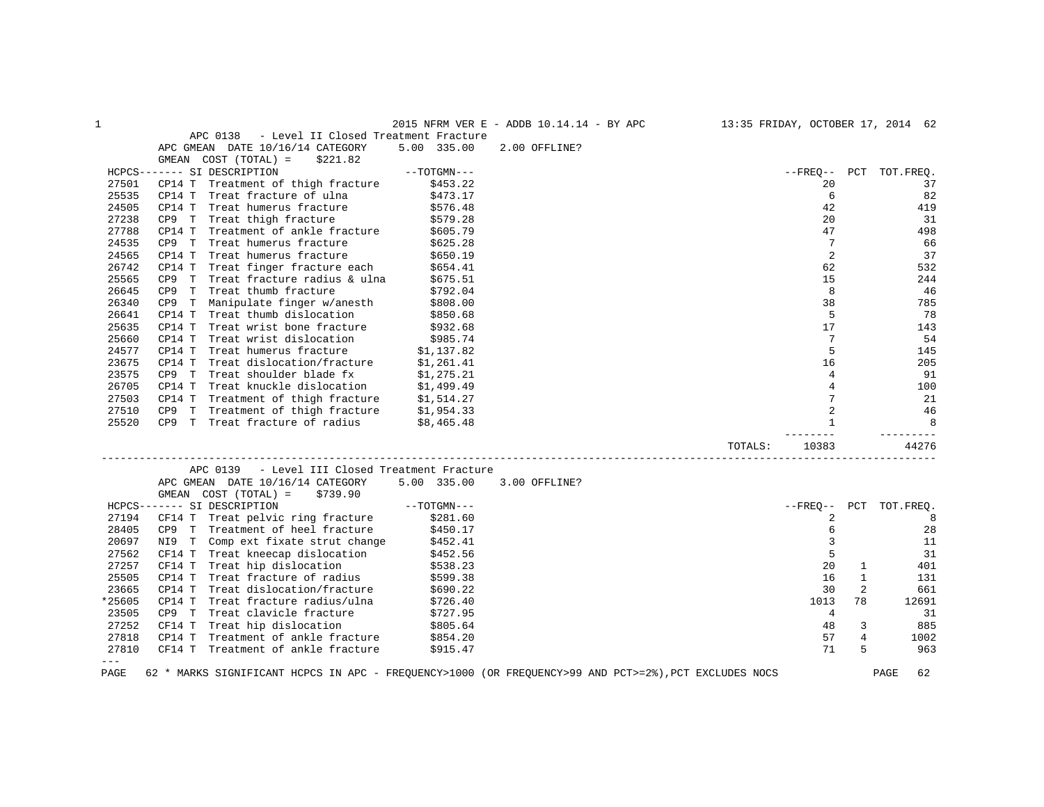## APC 0138 - Level II Closed Treatment Fracture

APC GMEAN DATE 10/16/14 CATEGORY 5.00 335.00 2.00 OFFLINE?

GMEAN COST (TOTAL) = $221.82

| HCPCS | SI | DESCRIPTION | TOTGMN | FREQ | PCT | TOT.FREQ. |
|---|---|---|---|---|---|---|
| 27501 | CP14 T | Treatment of thigh fracture | $453.22 | 20 | | 37 |
| 25535 | CP14 T | Treat fracture of ulna | $473.17 | 6 | | 82 |
| 24505 | CP14 T | Treat humerus fracture | $576.48 | 42 | | 419 |
| 27238 | CP9 T | Treat thigh fracture | $579.28 | 20 | | 31 |
| 27788 | CP14 T | Treatment of ankle fracture | $605.79 | 47 | | 498 |
| 24535 | CP9 T | Treat humerus fracture | $625.28 | 7 | | 66 |
| 24565 | CP14 T | Treat humerus fracture | $650.19 | 2 | | 37 |
| 26742 | CP14 T | Treat finger fracture each | $654.41 | 62 | | 532 |
| 25565 | CP9 T | Treat fracture radius & ulna | $675.51 | 15 | | 244 |
| 26645 | CP9 T | Treat thumb fracture | $792.04 | 8 | | 46 |
| 26340 | CP9 T | Manipulate finger w/anesth | $808.00 | 38 | | 785 |
| 26641 | CP14 T | Treat thumb dislocation | $850.68 | 5 | | 78 |
| 25635 | CP14 T | Treat wrist bone fracture | $932.68 | 17 | | 143 |
| 25660 | CP14 T | Treat wrist dislocation | $985.74 | 7 | | 54 |
| 24577 | CP14 T | Treat humerus fracture | $1,137.82 | 5 | | 145 |
| 23675 | CP14 T | Treat dislocation/fracture | $1,261.41 | 16 | | 205 |
| 23575 | CP9 T | Treat shoulder blade fx | $1,275.21 | 4 | | 91 |
| 26705 | CP14 T | Treat knuckle dislocation | $1,499.49 | 4 | | 100 |
| 27503 | CP14 T | Treatment of thigh fracture | $1,514.27 | 7 | | 21 |
| 27510 | CP9 T | Treatment of thigh fracture | $1,954.33 | 2 | | 46 |
| 25520 | CP9 T | Treat fracture of radius | $8,465.48 | 1 | | 8 |
| | | | TOTALS: | 10383 | | 44276 |

## APC 0139 - Level III Closed Treatment Fracture

APC GMEAN DATE 10/16/14 CATEGORY 5.00 335.00 3.00 OFFLINE?

GMEAN COST (TOTAL) = $739.90

| HCPCS | SI | DESCRIPTION | TOTGMN | FREQ | PCT | TOT.FREQ. |
|---|---|---|---|---|---|---|
| 27194 | CF14 T | Treat pelvic ring fracture | $281.60 | 2 | | 8 |
| 28405 | CP9 T | Treatment of heel fracture | $450.17 | 6 | | 28 |
| 20697 | NI9 T | Comp ext fixate strut change | $452.41 | 3 | | 11 |
| 27562 | CF14 T | Treat kneecap dislocation | $452.56 | 5 | | 31 |
| 27257 | CF14 T | Treat hip dislocation | $538.23 | 20 | 1 | 401 |
| 25505 | CP14 T | Treat fracture of radius | $599.38 | 16 | 1 | 131 |
| 23665 | CP14 T | Treat dislocation/fracture | $690.22 | 30 | 2 | 661 |
| *25605 | CP14 T | Treat fracture radius/ulna | $726.40 | 1013 | 78 | 12691 |
| 23505 | CP9 T | Treat clavicle fracture | $727.95 | 4 | | 31 |
| 27252 | CF14 T | Treat hip dislocation | $805.64 | 48 | 3 | 885 |
| 27818 | CP14 T | Treatment of ankle fracture | $854.20 | 57 | 4 | 1002 |
| 27810 | CF14 T | Treatment of ankle fracture | $915.47 | 71 | 5 | 963 |

\* MARKS SIGNIFICANT HCPCS IN APC - FREQUENCY>1000 (OR FREQUENCY>99 AND PCT>=2%),PCT EXCLUDES NOCS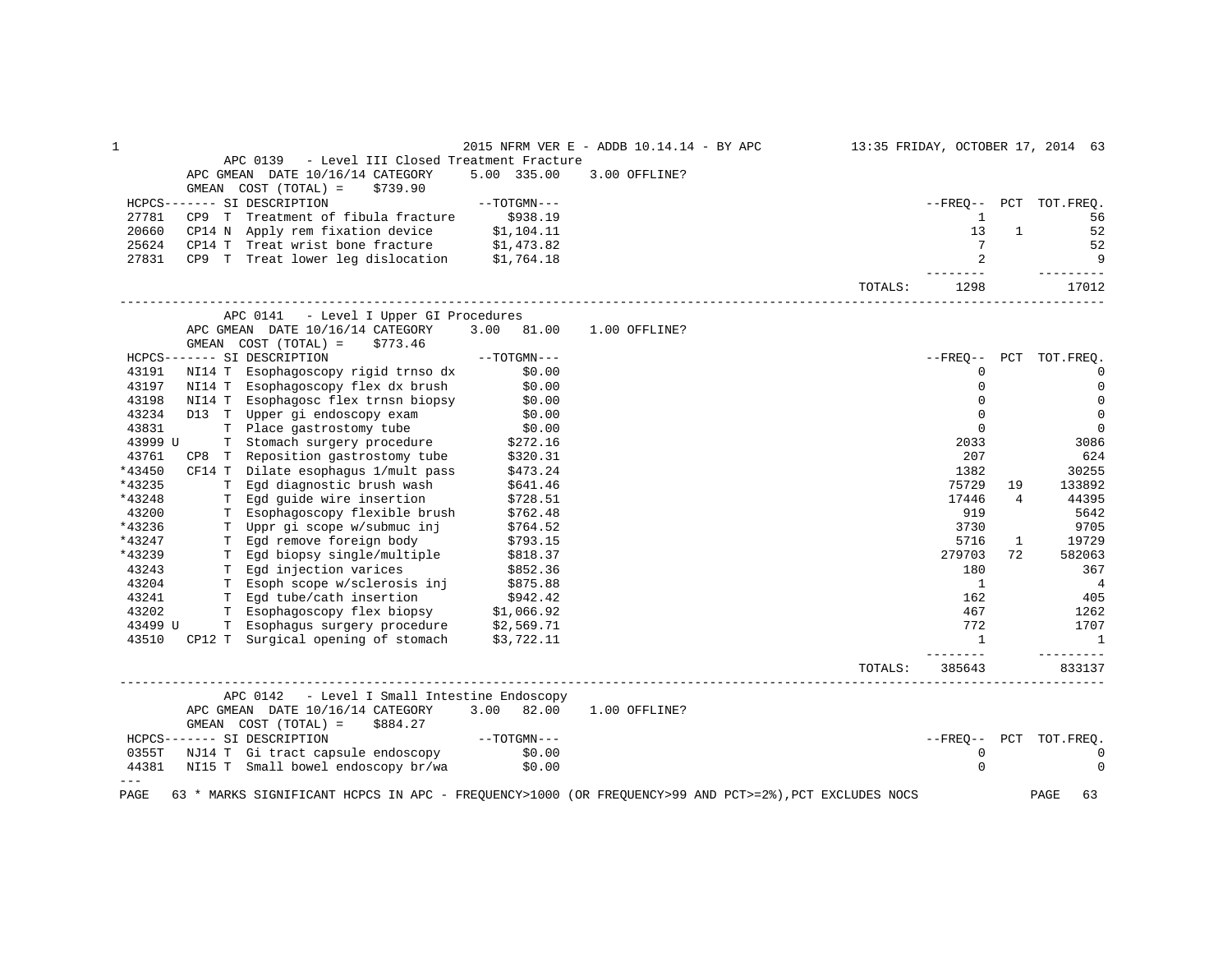APC 0139 - Level III Closed Treatment Fracture

APC GMEAN DATE 10/16/14 CATEGORY 5.00 335.00 3.00 OFFLINE?

GMEAN COST (TOTAL) = $739.90

| HCPCS | | SI | DESCRIPTION | TOTGMN | FREQ | PCT | TOT.FREQ. |
|---|---|---|---|---|---|---|---|
| 27781 | CP9 | T | Treatment of fibula fracture | $938.19 | 1 | | 56 |
| 20660 | CP14 | N | Apply rem fixation device | $1,104.11 | 13 | 1 | 52 |
| 25624 | CP14 | T | Treat wrist bone fracture | $1,473.82 | 7 | | 52 |
| 27831 | CP9 | T | Treat lower leg dislocation | $1,764.18 | 2 | | 9 |
| | | | | TOTALS: | 1298 | | 17012 |

APC 0141 - Level I Upper GI Procedures

APC GMEAN DATE 10/16/14 CATEGORY 3.00 81.00 1.00 OFFLINE?

GMEAN COST (TOTAL) = $773.46

| HCPCS | | SI | DESCRIPTION | TOTGMN | FREQ | PCT | TOT.FREQ. |
|---|---|---|---|---|---|---|---|
| 43191 | NI14 | T | Esophagoscopy rigid trnso dx | $0.00 | 0 | | 0 |
| 43197 | NI14 | T | Esophagoscopy flex dx brush | $0.00 | 0 | | 0 |
| 43198 | NI14 | T | Esophagosc flex trnsn biopsy | $0.00 | 0 | | 0 |
| 43234 | D13 | T | Upper gi endoscopy exam | $0.00 | 0 | | 0 |
| 43831 | | T | Place gastrostomy tube | $0.00 | 0 | | 0 |
| 43999 U | | T | Stomach surgery procedure | $272.16 | 2033 | | 3086 |
| 43761 | CP8 | T | Reposition gastrostomy tube | $320.31 | 207 | | 624 |
| *43450 | CF14 | T | Dilate esophagus 1/mult pass | $473.24 | 1382 | | 30255 |
| *43235 | | T | Egd diagnostic brush wash | $641.46 | 75729 | 19 | 133892 |
| *43248 | | T | Egd guide wire insertion | $728.51 | 17446 | 4 | 44395 |
| 43200 | | T | Esophagoscopy flexible brush | $762.48 | 919 | | 5642 |
| *43236 | | T | Uppr gi scope w/submuc inj | $764.52 | 3730 | | 9705 |
| *43247 | | T | Egd remove foreign body | $793.15 | 5716 | 1 | 19729 |
| *43239 | | T | Egd biopsy single/multiple | $818.37 | 279703 | 72 | 582063 |
| 43243 | | T | Egd injection varices | $852.36 | 180 | | 367 |
| 43204 | | T | Esoph scope w/sclerosis inj | $875.88 | 1 | | 4 |
| 43241 | | T | Egd tube/cath insertion | $942.42 | 162 | | 405 |
| 43202 | | T | Esophagoscopy flex biopsy | $1,066.92 | 467 | | 1262 |
| 43499 U | | T | Esophagus surgery procedure | $2,569.71 | 772 | | 1707 |
| 43510 | CP12 | T | Surgical opening of stomach | $3,722.11 | 1 | | 1 |
| | | | | TOTALS: | 385643 | | 833137 |

APC 0142 - Level I Small Intestine Endoscopy

APC GMEAN DATE 10/16/14 CATEGORY 3.00 82.00 1.00 OFFLINE?

GMEAN COST (TOTAL) = $884.27

| HCPCS | | SI | DESCRIPTION | TOTGMN | FREQ | PCT | TOT.FREQ. |
|---|---|---|---|---|---|---|---|
| 0355T | NJ14 | T | Gi tract capsule endoscopy | $0.00 | 0 | | 0 |
| 44381 | NI15 | T | Small bowel endoscopy br/wa | $0.00 | 0 | | 0 |

\* MARKS SIGNIFICANT HCPCS IN APC - FREQUENCY>1000 (OR FREQUENCY>99 AND PCT>=2%),PCT EXCLUDES NOCS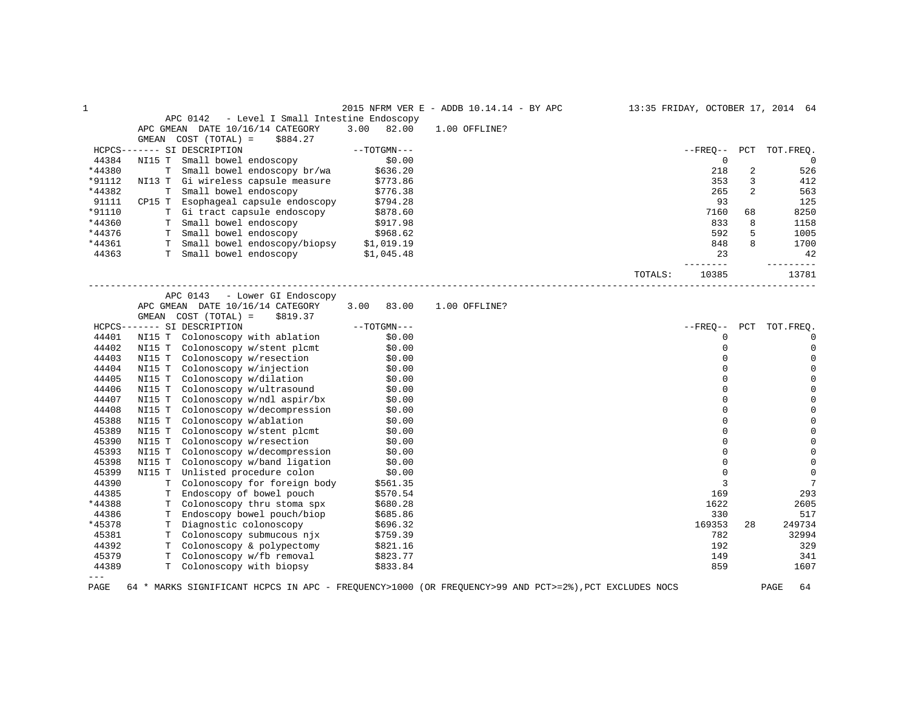2015 NFRM VER E - ADDB 10.14.14 - BY APC

## APC 0142 - Level I Small Intestine Endoscopy

APC GMEAN DATE 10/16/14 CATEGORY 3.00 82.00 1.00 OFFLINE?

GMEAN COST (TOTAL) = $884.27

| HCPCS | SI | DESCRIPTION | TOTGMN | FREQ | PCT | TOT.FREQ. |
|---|---|---|---|---|---|---|
| 44384 | NI15 T | Small bowel endoscopy | $0.00 | 0 | | 0 |
| *44380 | T | Small bowel endoscopy br/wa | $636.20 | 218 | 2 | 526 |
| *91112 | NI13 T | Gi wireless capsule measure | $773.86 | 353 | 3 | 412 |
| *44382 | T | Small bowel endoscopy | $776.38 | 265 | 2 | 563 |
| 91111 | CP15 T | Esophageal capsule endoscopy | $794.28 | 93 | | 125 |
| *91110 | T | Gi tract capsule endoscopy | $878.60 | 7160 | 68 | 8250 |
| *44360 | T | Small bowel endoscopy | $917.98 | 833 | 8 | 1158 |
| *44376 | T | Small bowel endoscopy | $968.62 | 592 | 5 | 1005 |
| *44361 | T | Small bowel endoscopy/biopsy | $1,019.19 | 848 | 8 | 1700 |
| 44363 | T | Small bowel endoscopy | $1,045.48 | 23 | | 42 |
| | | | TOTALS: | 10385 | | 13781 |

## APC 0143 - Lower GI Endoscopy

APC GMEAN DATE 10/16/14 CATEGORY 3.00 83.00 1.00 OFFLINE?

GMEAN COST (TOTAL) = $819.37

| HCPCS | SI | DESCRIPTION | TOTGMN | FREQ | PCT | TOT.FREQ. |
|---|---|---|---|---|---|---|
| 44401 | NI15 T | Colonoscopy with ablation | $0.00 | 0 | | 0 |
| 44402 | NI15 T | Colonoscopy w/stent plcmt | $0.00 | 0 | | 0 |
| 44403 | NI15 T | Colonoscopy w/resection | $0.00 | 0 | | 0 |
| 44404 | NI15 T | Colonoscopy w/injection | $0.00 | 0 | | 0 |
| 44405 | NI15 T | Colonoscopy w/dilation | $0.00 | 0 | | 0 |
| 44406 | NI15 T | Colonoscopy w/ultrasound | $0.00 | 0 | | 0 |
| 44407 | NI15 T | Colonoscopy w/ndl aspir/bx | $0.00 | 0 | | 0 |
| 44408 | NI15 T | Colonoscopy w/decompression | $0.00 | 0 | | 0 |
| 45388 | NI15 T | Colonoscopy w/ablation | $0.00 | 0 | | 0 |
| 45389 | NI15 T | Colonoscopy w/stent plcmt | $0.00 | 0 | | 0 |
| 45390 | NI15 T | Colonoscopy w/resection | $0.00 | 0 | | 0 |
| 45393 | NI15 T | Colonoscopy w/decompression | $0.00 | 0 | | 0 |
| 45398 | NI15 T | Colonoscopy w/band ligation | $0.00 | 0 | | 0 |
| 45399 | NI15 T | Unlisted procedure colon | $0.00 | 0 | | 0 |
| 44390 | T | Colonoscopy for foreign body | $561.35 | 3 | | 7 |
| 44385 | T | Endoscopy of bowel pouch | $570.54 | 169 | | 293 |
| *44388 | T | Colonoscopy thru stoma spx | $680.28 | 1622 | | 2605 |
| 44386 | T | Endoscopy bowel pouch/biop | $685.86 | 330 | | 517 |
| *45378 | T | Diagnostic colonoscopy | $696.32 | 169353 | 28 | 249734 |
| 45381 | T | Colonoscopy submucous njx | $759.39 | 782 | | 32994 |
| 44392 | T | Colonoscopy & polypectomy | $821.16 | 192 | | 329 |
| 45379 | T | Colonoscopy w/fb removal | $823.77 | 149 | | 341 |
| 44389 | T | Colonoscopy with biopsy | $833.84 | 859 | | 1607 |

\* MARKS SIGNIFICANT HCPCS IN APC - FREQUENCY>1000 (OR FREQUENCY>99 AND PCT>=2%),PCT EXCLUDES NOCS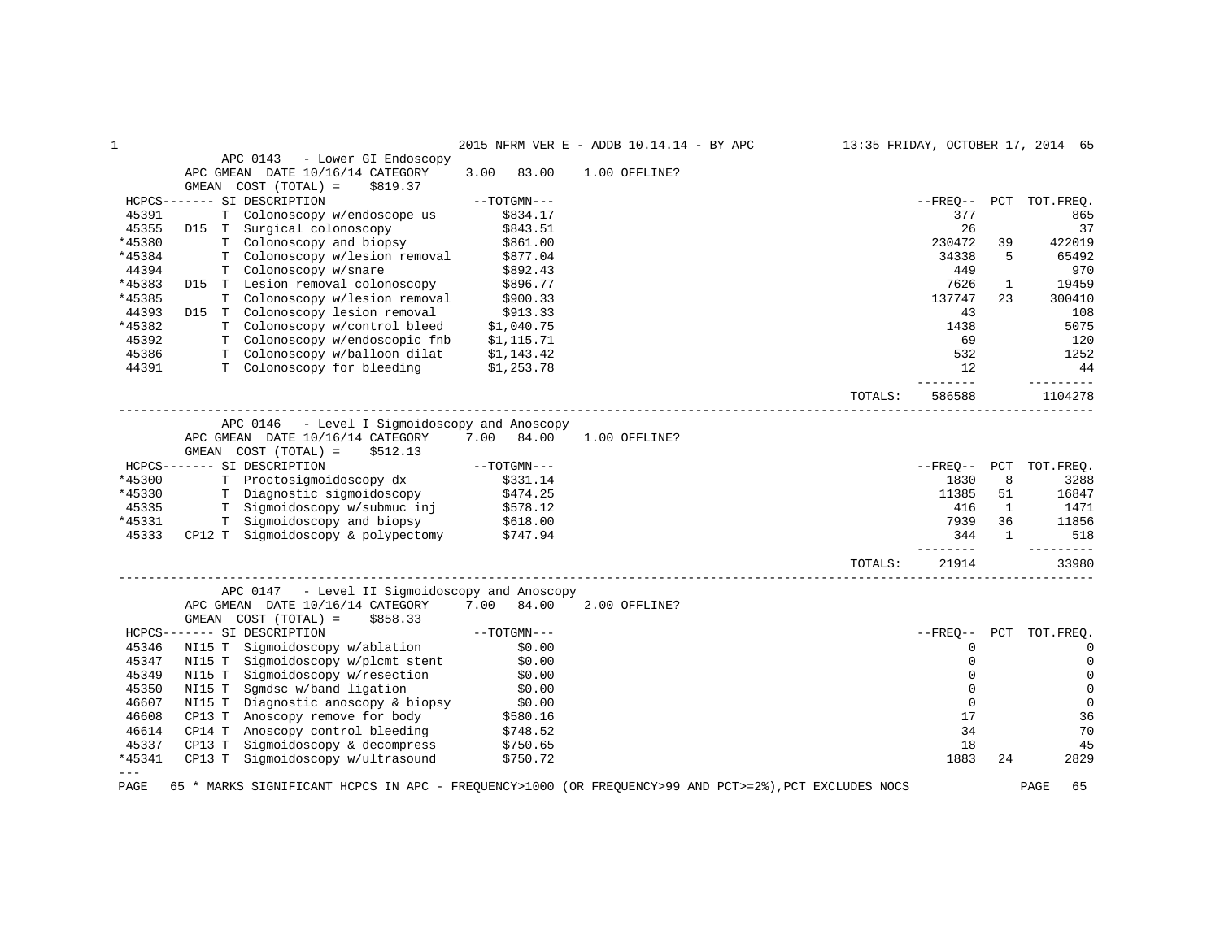2015 NFRM VER E - ADDB 10.14.14 - BY APC — 13:35 FRIDAY, OCTOBER 17, 2014

## APC 0143 - Lower GI Endoscopy

APC GMEAN DATE 10/16/14 CATEGORY 3.00 83.00 1.00 OFFLINE?

GMEAN COST (TOTAL) = $819.37

| HCPCS | | SI | DESCRIPTION | TOTGMN | FREQ | PCT | TOT.FREQ. |
|---|---|---|---|---|---|---|---|
| 45391 | | T | Colonoscopy w/endoscope us | $834.17 | 377 | | 865 |
| 45355 | D15 | T | Surgical colonoscopy | $843.51 | 26 | | 37 |
| *45380 | | T | Colonoscopy and biopsy | $861.00 | 230472 | 39 | 422019 |
| *45384 | | T | Colonoscopy w/lesion removal | $877.04 | 34338 | 5 | 65492 |
| 44394 | | T | Colonoscopy w/snare | $892.43 | 449 | | 970 |
| *45383 | D15 | T | Lesion removal colonoscopy | $896.77 | 7626 | 1 | 19459 |
| *45385 | | T | Colonoscopy w/lesion removal | $900.33 | 137747 | 23 | 300410 |
| 44393 | D15 | T | Colonoscopy lesion removal | $913.33 | 43 | | 108 |
| *45382 | | T | Colonoscopy w/control bleed | $1,040.75 | 1438 | | 5075 |
| 45392 | | T | Colonoscopy w/endoscopic fnb | $1,115.71 | 69 | | 120 |
| 45386 | | T | Colonoscopy w/balloon dilat | $1,143.42 | 532 | | 1252 |
| 44391 | | T | Colonoscopy for bleeding | $1,253.78 | 12 | | 44 |
| | | | | TOTALS: | 586588 | | 1104278 |

## APC 0146 - Level I Sigmoidoscopy and Anoscopy

APC GMEAN DATE 10/16/14 CATEGORY 7.00 84.00 1.00 OFFLINE?

GMEAN COST (TOTAL) = $512.13

| HCPCS | | SI | DESCRIPTION | TOTGMN | FREQ | PCT | TOT.FREQ. |
|---|---|---|---|---|---|---|---|
| *45300 | | T | Proctosigmoidoscopy dx | $331.14 | 1830 | 8 | 3288 |
| *45330 | | T | Diagnostic sigmoidoscopy | $474.25 | 11385 | 51 | 16847 |
| 45335 | | T | Sigmoidoscopy w/submuc inj | $578.12 | 416 | 1 | 1471 |
| *45331 | | T | Sigmoidoscopy and biopsy | $618.00 | 7939 | 36 | 11856 |
| 45333 | CP12 | T | Sigmoidoscopy & polypectomy | $747.94 | 344 | 1 | 518 |
| | | | | TOTALS: | 21914 | | 33980 |

## APC 0147 - Level II Sigmoidoscopy and Anoscopy

APC GMEAN DATE 10/16/14 CATEGORY 7.00 84.00 2.00 OFFLINE?

GMEAN COST (TOTAL) = $858.33

| HCPCS | | SI | DESCRIPTION | TOTGMN | FREQ | PCT | TOT.FREQ. |
|---|---|---|---|---|---|---|---|
| 45346 | NI15 | T | Sigmoidoscopy w/ablation | $0.00 | 0 | | 0 |
| 45347 | NI15 | T | Sigmoidoscopy w/plcmt stent | $0.00 | 0 | | 0 |
| 45349 | NI15 | T | Sigmoidoscopy w/resection | $0.00 | 0 | | 0 |
| 45350 | NI15 | T | Sgmdsc w/band ligation | $0.00 | 0 | | 0 |
| 46607 | NI15 | T | Diagnostic anoscopy & biopsy | $0.00 | 0 | | 0 |
| 46608 | CP13 | T | Anoscopy remove for body | $580.16 | 17 | | 36 |
| 46614 | CP14 | T | Anoscopy control bleeding | $748.52 | 34 | | 70 |
| 45337 | CP13 | T | Sigmoidoscopy & decompress | $750.65 | 18 | | 45 |
| *45341 | CP13 | T | Sigmoidoscopy w/ultrasound | $750.72 | 1883 | 24 | 2829 |

\* MARKS SIGNIFICANT HCPCS IN APC - FREQUENCY>1000 (OR FREQUENCY>99 AND PCT>=2%),PCT EXCLUDES NOCS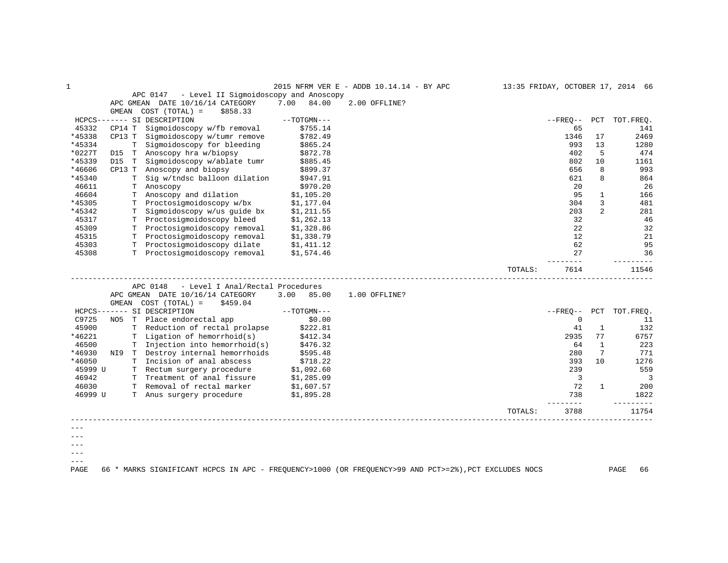## APC 0147 - Level II Sigmoidoscopy and Anoscopy

APC GMEAN DATE 10/16/14 CATEGORY 7.00 84.00 2.00 OFFLINE?

GMEAN COST (TOTAL) = $858.33

| HCPCS | | SI | DESCRIPTION | TOTGMN | FREQ | PCT | TOT.FREQ. |
|---|---|---|---|---|---|---|---|
| 45332 | CP14 | T | Sigmoidoscopy w/fb removal | $755.14 | 65 | | 141 |
| *45338 | CP13 | T | Sigmoidoscopy w/tumr remove | $782.49 | 1346 | 17 | 2469 |
| *45334 | | T | Sigmoidoscopy for bleeding | $865.24 | 993 | 13 | 1280 |
| *0227T | D15 | T | Anoscopy hra w/biopsy | $872.78 | 402 | 5 | 474 |
| *45339 | D15 | T | Sigmoidoscopy w/ablate tumr | $885.45 | 802 | 10 | 1161 |
| *46606 | CP13 | T | Anoscopy and biopsy | $899.37 | 656 | 8 | 993 |
| *45340 | | T | Sig w/tndsc balloon dilation | $947.91 | 621 | 8 | 864 |
| 46611 | | T | Anoscopy | $970.20 | 20 | | 26 |
| 46604 | | T | Anoscopy and dilation | $1,105.20 | 95 | 1 | 166 |
| *45305 | | T | Proctosigmoidoscopy w/bx | $1,177.04 | 304 | 3 | 481 |
| *45342 | | T | Sigmoidoscopy w/us guide bx | $1,211.55 | 203 | 2 | 281 |
| 45317 | | T | Proctosigmoidoscopy bleed | $1,262.13 | 32 | | 46 |
| 45309 | | T | Proctosigmoidoscopy removal | $1,328.86 | 22 | | 32 |
| 45315 | | T | Proctosigmoidoscopy removal | $1,338.79 | 12 | | 21 |
| 45303 | | T | Proctosigmoidoscopy dilate | $1,411.12 | 62 | | 95 |
| 45308 | | T | Proctosigmoidoscopy removal | $1,574.46 | 27 | | 36 |
| | | | | TOTALS: | 7614 | | 11546 |

## APC 0148 - Level I Anal/Rectal Procedures

APC GMEAN DATE 10/16/14 CATEGORY 3.00 85.00 1.00 OFFLINE?

GMEAN COST (TOTAL) = $459.04

| HCPCS | | SI | DESCRIPTION | TOTGMN | FREQ | PCT | TOT.FREQ. |
|---|---|---|---|---|---|---|---|
| C9725 | NO5 | T | Place endorectal app | $0.00 | 0 | | 11 |
| 45900 | | T | Reduction of rectal prolapse | $222.81 | 41 | 1 | 132 |
| *46221 | | T | Ligation of hemorrhoid(s) | $412.34 | 2935 | 77 | 6757 |
| 46500 | | T | Injection into hemorrhoid(s) | $476.32 | 64 | 1 | 223 |
| *46930 | NI9 | T | Destroy internal hemorrhoids | $595.48 | 280 | 7 | 771 |
| *46050 | | T | Incision of anal abscess | $718.22 | 393 | 10 | 1276 |
| 45999 U | | T | Rectum surgery procedure | $1,092.60 | 239 | | 559 |
| 46942 | | T | Treatment of anal fissure | $1,285.09 | 3 | | 3 |
| 46030 | | T | Removal of rectal marker | $1,607.57 | 72 | 1 | 200 |
| 46999 U | | T | Anus surgery procedure | $1,895.28 | 738 | | 1822 |
| | | | | TOTALS: | 3788 | | 11754 |

\* MARKS SIGNIFICANT HCPCS IN APC - FREQUENCY>1000 (OR FREQUENCY>99 AND PCT>=2%),PCT EXCLUDES NOCS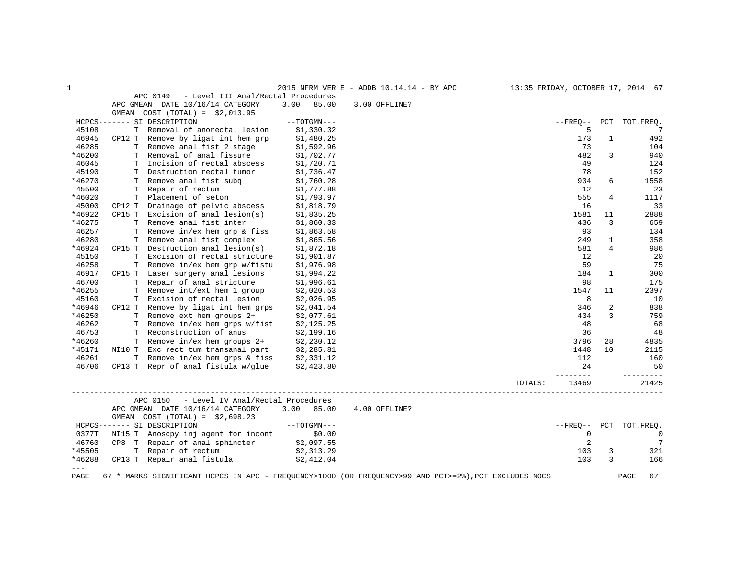## APC 0149 - Level III Anal/Rectal Procedures

APC GMEAN DATE 10/16/14 CATEGORY 3.00 85.00 3.00 OFFLINE?

GMEAN COST (TOTAL) = $2,013.95

| HCPCS | | SI | DESCRIPTION | TOTGMN | FREQ | PCT | TOT.FREQ. |
|---|---|---|---|---|---|---|---|
| 45108 | | T | Removal of anorectal lesion | $1,330.32 | 5 | | 7 |
| 46945 | CP12 | T | Remove by ligat int hem grp | $1,480.25 | 173 | 1 | 492 |
| 46285 | | T | Remove anal fist 2 stage | $1,592.96 | 73 | | 104 |
| *46200 | | T | Removal of anal fissure | $1,702.77 | 482 | 3 | 940 |
| 46045 | | T | Incision of rectal abscess | $1,720.71 | 49 | | 124 |
| 45190 | | T | Destruction rectal tumor | $1,736.47 | 78 | | 152 |
| *46270 | | T | Remove anal fist subq | $1,760.28 | 934 | 6 | 1558 |
| 45500 | | T | Repair of rectum | $1,777.88 | 12 | | 23 |
| *46020 | | T | Placement of seton | $1,793.97 | 555 | 4 | 1117 |
| 45000 | CP12 | T | Drainage of pelvic abscess | $1,818.79 | 16 | | 33 |
| *46922 | CP15 | T | Excision of anal lesion(s) | $1,835.25 | 1581 | 11 | 2888 |
| *46275 | | T | Remove anal fist inter | $1,860.33 | 436 | 3 | 659 |
| 46257 | | T | Remove in/ex hem grp & fiss | $1,863.58 | 93 | | 134 |
| 46280 | | T | Remove anal fist complex | $1,865.56 | 249 | 1 | 358 |
| *46924 | CP15 | T | Destruction anal lesion(s) | $1,872.18 | 581 | 4 | 986 |
| 45150 | | T | Excision of rectal stricture | $1,901.87 | 12 | | 20 |
| 46258 | | T | Remove in/ex hem grp w/fistu | $1,976.98 | 59 | | 75 |
| 46917 | CP15 | T | Laser surgery anal lesions | $1,994.22 | 184 | 1 | 300 |
| 46700 | | T | Repair of anal stricture | $1,996.61 | 98 | | 175 |
| *46255 | | T | Remove int/ext hem 1 group | $2,020.53 | 1547 | 11 | 2397 |
| 45160 | | T | Excision of rectal lesion | $2,026.95 | 8 | | 10 |
| *46946 | CP12 | T | Remove by ligat int hem grps | $2,041.54 | 346 | 2 | 838 |
| *46250 | | T | Remove ext hem groups 2+ | $2,077.61 | 434 | 3 | 759 |
| 46262 | | T | Remove in/ex hem grps w/fist | $2,125.25 | 48 | | 68 |
| 46753 | | T | Reconstruction of anus | $2,199.16 | 36 | | 48 |
| *46260 | | T | Remove in/ex hem groups 2+ | $2,230.12 | 3796 | 28 | 4835 |
| *45171 | NI10 | T | Exc rect tum transanal part | $2,285.81 | 1448 | 10 | 2115 |
| 46261 | | T | Remove in/ex hem grps & fiss | $2,331.12 | 112 | | 160 |
| 46706 | CP13 | T | Repr of anal fistula w/glue | $2,423.80 | 24 | | 50 |
| | | | | TOTALS: | 13469 | | 21425 |

## APC 0150 - Level IV Anal/Rectal Procedures

APC GMEAN DATE 10/16/14 CATEGORY 3.00 85.00 4.00 OFFLINE?

GMEAN COST (TOTAL) = $2,698.23

| HCPCS | | SI | DESCRIPTION | TOTGMN | FREQ | PCT | TOT.FREQ. |
|---|---|---|---|---|---|---|---|
| 0377T | NI15 | T | Anoscpy inj agent for incont | $0.00 | 0 | | 0 |
| 46760 | CP8 | T | Repair of anal sphincter | $2,097.55 | 2 | | 7 |
| *45505 | | T | Repair of rectum | $2,313.29 | 103 | 3 | 321 |
| *46288 | CP13 | T | Repair anal fistula | $2,412.04 | 103 | 3 | 166 |

\* MARKS SIGNIFICANT HCPCS IN APC - FREQUENCY>1000 (OR FREQUENCY>99 AND PCT>=2%),PCT EXCLUDES NOCS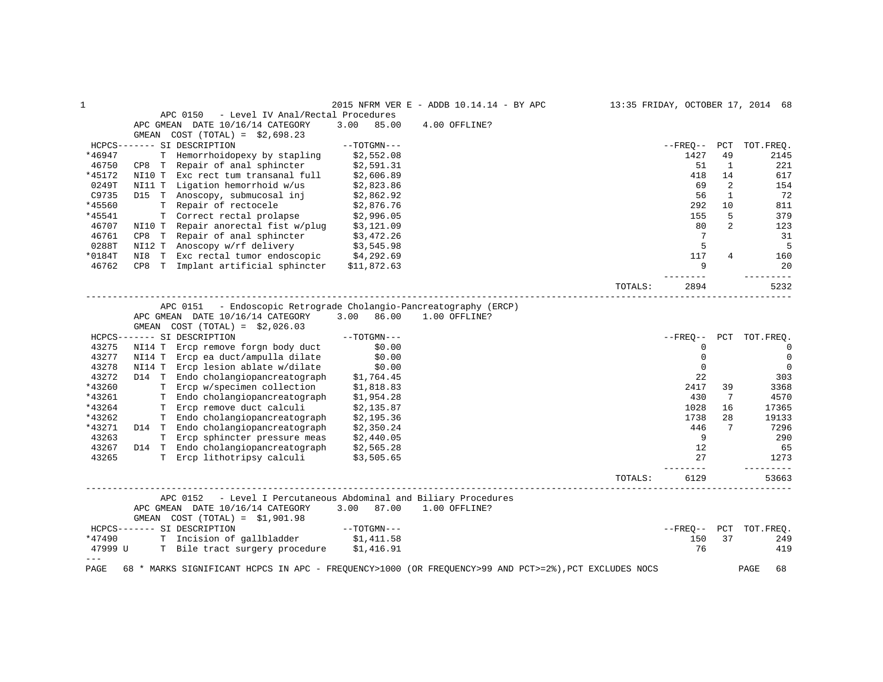## APC 0150 - Level IV Anal/Rectal Procedures

APC GMEAN DATE 10/16/14 CATEGORY 3.00 85.00 4.00 OFFLINE?
GMEAN COST (TOTAL) = $2,698.23

| HCPCS | SI | DESCRIPTION | TOTGMN | FREQ | PCT | TOT.FREQ. |
|---|---|---|---|---|---|---|
| *46947 | T | Hemorrhoidopexy by stapling | $2,552.08 | 1427 | 49 | 2145 |
| 46750 | CP8 T | Repair of anal sphincter | $2,591.31 | 51 | 1 | 221 |
| *45172 | NI10 T | Exc rect tum transanal full | $2,606.89 | 418 | 14 | 617 |
| 0249T | NI11 T | Ligation hemorrhoid w/us | $2,823.86 | 69 | 2 | 154 |
| C9735 | D15 T | Anoscopy, submucosal inj | $2,862.92 | 56 | 1 | 72 |
| *45560 | T | Repair of rectocele | $2,876.76 | 292 | 10 | 811 |
| *45541 | T | Correct rectal prolapse | $2,996.05 | 155 | 5 | 379 |
| 46707 | NI10 T | Repair anorectal fist w/plug | $3,121.09 | 80 | 2 | 123 |
| 46761 | CP8 T | Repair of anal sphincter | $3,472.26 | 7 | | 31 |
| 0288T | NI12 T | Anoscopy w/rf delivery | $3,545.98 | 5 | | 5 |
| *0184T | NI8 T | Exc rectal tumor endoscopic | $4,292.69 | 117 | 4 | 160 |
| 46762 | CP8 T | Implant artificial sphincter | $11,872.63 | 9 | | 20 |
| | | | TOTALS: | 2894 | | 5232 |

## APC 0151 - Endoscopic Retrograde Cholangio-Pancreatography (ERCP)

APC GMEAN DATE 10/16/14 CATEGORY 3.00 86.00 1.00 OFFLINE?
GMEAN COST (TOTAL) = $2,026.03

| HCPCS | SI | DESCRIPTION | TOTGMN | FREQ | PCT | TOT.FREQ. |
|---|---|---|---|---|---|---|
| 43275 | NI14 T | Ercp remove forgn body duct | $0.00 | 0 | | 0 |
| 43277 | NI14 T | Ercp ea duct/ampulla dilate | $0.00 | 0 | | 0 |
| 43278 | NI14 T | Ercp lesion ablate w/dilate | $0.00 | 0 | | 0 |
| 43272 | D14 T | Endo cholangiopancreatograph | $1,764.45 | 22 | | 303 |
| *43260 | T | Ercp w/specimen collection | $1,818.83 | 2417 | 39 | 3368 |
| *43261 | T | Endo cholangiopancreatograph | $1,954.28 | 430 | 7 | 4570 |
| *43264 | T | Ercp remove duct calculi | $2,135.87 | 1028 | 16 | 17365 |
| *43262 | T | Endo cholangiopancreatograph | $2,195.36 | 1738 | 28 | 19133 |
| *43271 | D14 T | Endo cholangiopancreatograph | $2,350.24 | 446 | 7 | 7296 |
| 43263 | T | Ercp sphincter pressure meas | $2,440.05 | 9 | | 290 |
| 43267 | D14 T | Endo cholangiopancreatograph | $2,565.28 | 12 | | 65 |
| 43265 | T | Ercp lithotripsy calculi | $3,505.65 | 27 | | 1273 |
| | | | TOTALS: | 6129 | | 53663 |

## APC 0152 - Level I Percutaneous Abdominal and Biliary Procedures

APC GMEAN DATE 10/16/14 CATEGORY 3.00 87.00 1.00 OFFLINE?
GMEAN COST (TOTAL) = $1,901.98

| HCPCS | SI | DESCRIPTION | TOTGMN | FREQ | PCT | TOT.FREQ. |
|---|---|---|---|---|---|---|
| *47490 | T | Incision of gallbladder | $1,411.58 | 150 | 37 | 249 |
| 47999 U | T | Bile tract surgery procedure | $1,416.91 | 76 | | 419 |

---

\* MARKS SIGNIFICANT HCPCS IN APC - FREQUENCY>1000 (OR FREQUENCY>99 AND PCT>=2%),PCT EXCLUDES NOCS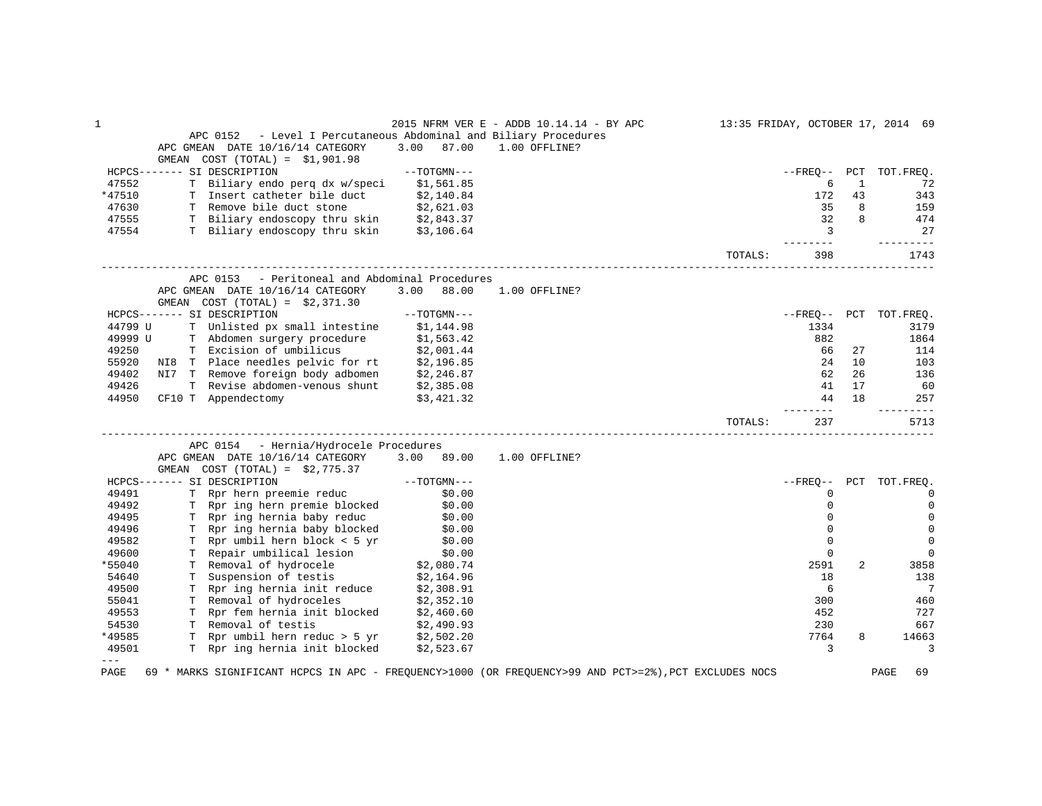## APC 0152 - Level I Percutaneous Abdominal and Biliary Procedures

APC GMEAN DATE 10/16/14 CATEGORY 3.00 87.00 1.00 OFFLINE?

GMEAN COST (TOTAL) = $1,901.98

| HCPCS | SI | DESCRIPTION | TOTGMN | FREQ | PCT | TOT.FREQ. |
|---|---|---|---|---|---|---|
| 47552 | T | Biliary endo perq dx w/speci | $1,561.85 | 6 | 1 | 72 |
| *47510 | T | Insert catheter bile duct | $2,140.84 | 172 | 43 | 343 |
| 47630 | T | Remove bile duct stone | $2,621.03 | 35 | 8 | 159 |
| 47555 | T | Biliary endoscopy thru skin | $2,843.37 | 32 | 8 | 474 |
| 47554 | T | Biliary endoscopy thru skin | $3,106.64 | 3 | | 27 |
| | | | TOTALS: | 398 | | 1743 |

## APC 0153 - Peritoneal and Abdominal Procedures

APC GMEAN DATE 10/16/14 CATEGORY 3.00 88.00 1.00 OFFLINE?

GMEAN COST (TOTAL) = $2,371.30

| HCPCS | SI | DESCRIPTION | TOTGMN | FREQ | PCT | TOT.FREQ. |
|---|---|---|---|---|---|---|
| 44799 U | T | Unlisted px small intestine | $1,144.98 | 1334 | | 3179 |
| 49999 U | T | Abdomen surgery procedure | $1,563.42 | 882 | | 1864 |
| 49250 | T | Excision of umbilicus | $2,001.44 | 66 | 27 | 114 |
| 55920 NI8 | T | Place needles pelvic for rt | $2,196.85 | 24 | 10 | 103 |
| 49402 NI7 | T | Remove foreign body adbomen | $2,246.87 | 62 | 26 | 136 |
| 49426 | T | Revise abdomen-venous shunt | $2,385.08 | 41 | 17 | 60 |
| 44950 CF10 | T | Appendectomy | $3,421.32 | 44 | 18 | 257 |
| | | | TOTALS: | 237 | | 5713 |

## APC 0154 - Hernia/Hydrocele Procedures

APC GMEAN DATE 10/16/14 CATEGORY 3.00 89.00 1.00 OFFLINE?

GMEAN COST (TOTAL) = $2,775.37

| HCPCS | SI | DESCRIPTION | TOTGMN | FREQ | PCT | TOT.FREQ. |
|---|---|---|---|---|---|---|
| 49491 | T | Rpr hern preemie reduc | $0.00 | 0 | | 0 |
| 49492 | T | Rpr ing hern premie blocked | $0.00 | 0 | | 0 |
| 49495 | T | Rpr ing hernia baby reduc | $0.00 | 0 | | 0 |
| 49496 | T | Rpr ing hernia baby blocked | $0.00 | 0 | | 0 |
| 49582 | T | Rpr umbil hern block < 5 yr | $0.00 | 0 | | 0 |
| 49600 | T | Repair umbilical lesion | $0.00 | 0 | | 0 |
| *55040 | T | Removal of hydrocele | $2,080.74 | 2591 | 2 | 3858 |
| 54640 | T | Suspension of testis | $2,164.96 | 18 | | 138 |
| 49500 | T | Rpr ing hernia init reduce | $2,308.91 | 6 | | 7 |
| 55041 | T | Removal of hydroceles | $2,352.10 | 300 | | 460 |
| 49553 | T | Rpr fem hernia init blocked | $2,460.60 | 452 | | 727 |
| 54530 | T | Removal of testis | $2,490.93 | 230 | | 667 |
| *49585 | T | Rpr umbil hern reduc > 5 yr | $2,502.20 | 7764 | 8 | 14663 |
| 49501 | T | Rpr ing hernia init blocked | $2,523.67 | 3 | | 3 |

\* MARKS SIGNIFICANT HCPCS IN APC - FREQUENCY>1000 (OR FREQUENCY>99 AND PCT>=2%),PCT EXCLUDES NOCS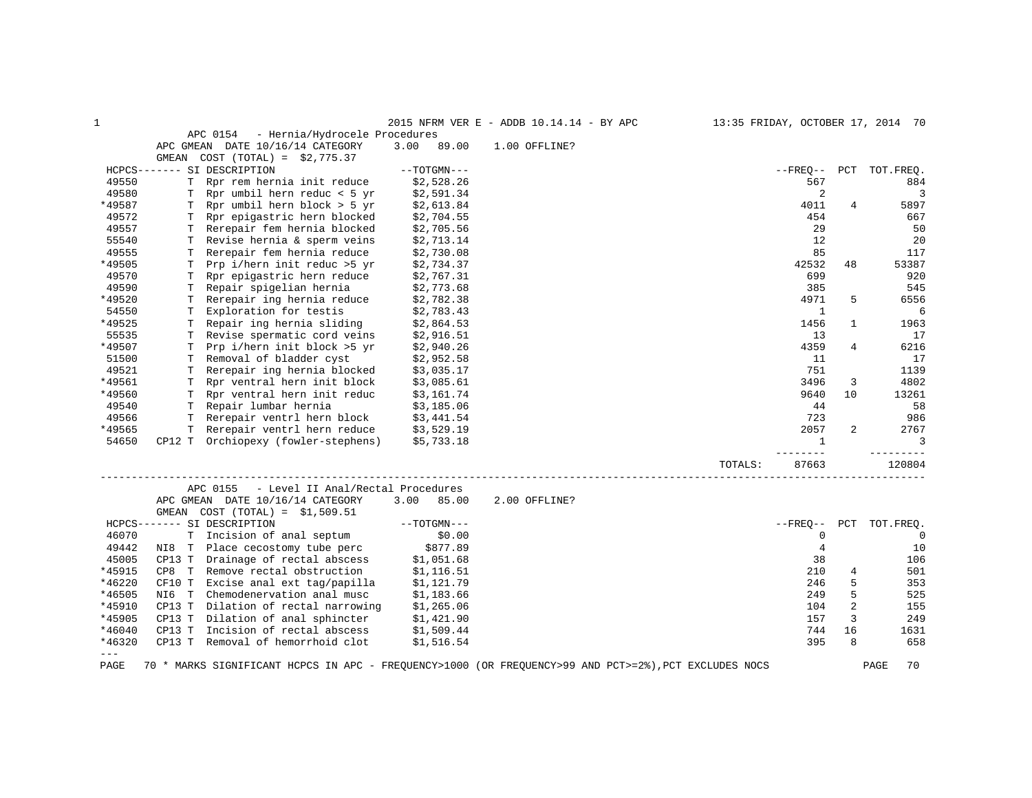APC 0154 - Hernia/Hydrocele Procedures
APC GMEAN DATE 10/16/14 CATEGORY 3.00 89.00 1.00 OFFLINE?
GMEAN COST (TOTAL) = $2,775.37

| HCPCS | SI | DESCRIPTION | TOTGMN | FREQ | PCT | TOT.FREQ. |
|---|---|---|---|---|---|---|
| 49550 | T | Rpr rem hernia init reduce | $2,528.26 | 567 | | 884 |
| 49580 | T | Rpr umbil hern reduc < 5 yr | $2,591.34 | 2 | | 3 |
| *49587 | T | Rpr umbil hern block > 5 yr | $2,613.84 | 4011 | 4 | 5897 |
| 49572 | T | Rpr epigastric hern blocked | $2,704.55 | 454 | | 667 |
| 49557 | T | Rerepair fem hernia blocked | $2,705.56 | 29 | | 50 |
| 55540 | T | Revise hernia & sperm veins | $2,713.14 | 12 | | 20 |
| 49555 | T | Rerepair fem hernia reduce | $2,730.08 | 85 | | 117 |
| *49505 | T | Prp i/hern init reduc >5 yr | $2,734.37 | 42532 | 48 | 53387 |
| 49570 | T | Rpr epigastric hern reduce | $2,767.31 | 699 | | 920 |
| 49590 | T | Repair spigelian hernia | $2,773.68 | 385 | | 545 |
| *49520 | T | Rerepair ing hernia reduce | $2,782.38 | 4971 | 5 | 6556 |
| 54550 | T | Exploration for testis | $2,783.43 | 1 | | 6 |
| *49525 | T | Repair ing hernia sliding | $2,864.53 | 1456 | 1 | 1963 |
| 55535 | T | Revise spermatic cord veins | $2,916.51 | 13 | | 17 |
| *49507 | T | Prp i/hern init block >5 yr | $2,940.26 | 4359 | 4 | 6216 |
| 51500 | T | Removal of bladder cyst | $2,952.58 | 11 | | 17 |
| 49521 | T | Rerepair ing hernia blocked | $3,035.17 | 751 | | 1139 |
| *49561 | T | Rpr ventral hern init block | $3,085.61 | 3496 | 3 | 4802 |
| *49560 | T | Rpr ventral hern init reduc | $3,161.74 | 9640 | 10 | 13261 |
| 49540 | T | Repair lumbar hernia | $3,185.06 | 44 | | 58 |
| 49566 | T | Rerepair ventrl hern block | $3,441.54 | 723 | | 986 |
| *49565 | T | Rerepair ventrl hern reduce | $3,529.19 | 2057 | 2 | 2767 |
| 54650 | CP12 T | Orchiopexy (fowler-stephens) | $5,733.18 | 1 | | 3 |
| | | | TOTALS: | 87663 | | 120804 |

APC 0155 - Level II Anal/Rectal Procedures
APC GMEAN DATE 10/16/14 CATEGORY 3.00 85.00 2.00 OFFLINE?
GMEAN COST (TOTAL) = $1,509.51

| HCPCS | SI | DESCRIPTION | TOTGMN | FREQ | PCT | TOT.FREQ. |
|---|---|---|---|---|---|---|
| 46070 | T | Incision of anal septum | $0.00 | 0 | | 0 |
| 49442 | NI8 T | Place cecostomy tube perc | $877.89 | 4 | | 10 |
| 45005 | CP13 T | Drainage of rectal abscess | $1,051.68 | 38 | | 106 |
| *45915 | CP8 T | Remove rectal obstruction | $1,116.51 | 210 | 4 | 501 |
| *46220 | CF10 T | Excise anal ext tag/papilla | $1,121.79 | 246 | 5 | 353 |
| *46505 | NI6 T | Chemodenervation anal musc | $1,183.66 | 249 | 5 | 525 |
| *45910 | CP13 T | Dilation of rectal narrowing | $1,265.06 | 104 | 2 | 155 |
| *45905 | CP13 T | Dilation of anal sphincter | $1,421.90 | 157 | 3 | 249 |
| *46040 | CP13 T | Incision of rectal abscess | $1,509.44 | 744 | 16 | 1631 |
| *46320 | CP13 T | Removal of hemorrhoid clot | $1,516.54 | 395 | 8 | 658 |

---

* MARKS SIGNIFICANT HCPCS IN APC - FREQUENCY>1000 (OR FREQUENCY>99 AND PCT>=2%),PCT EXCLUDES NOCS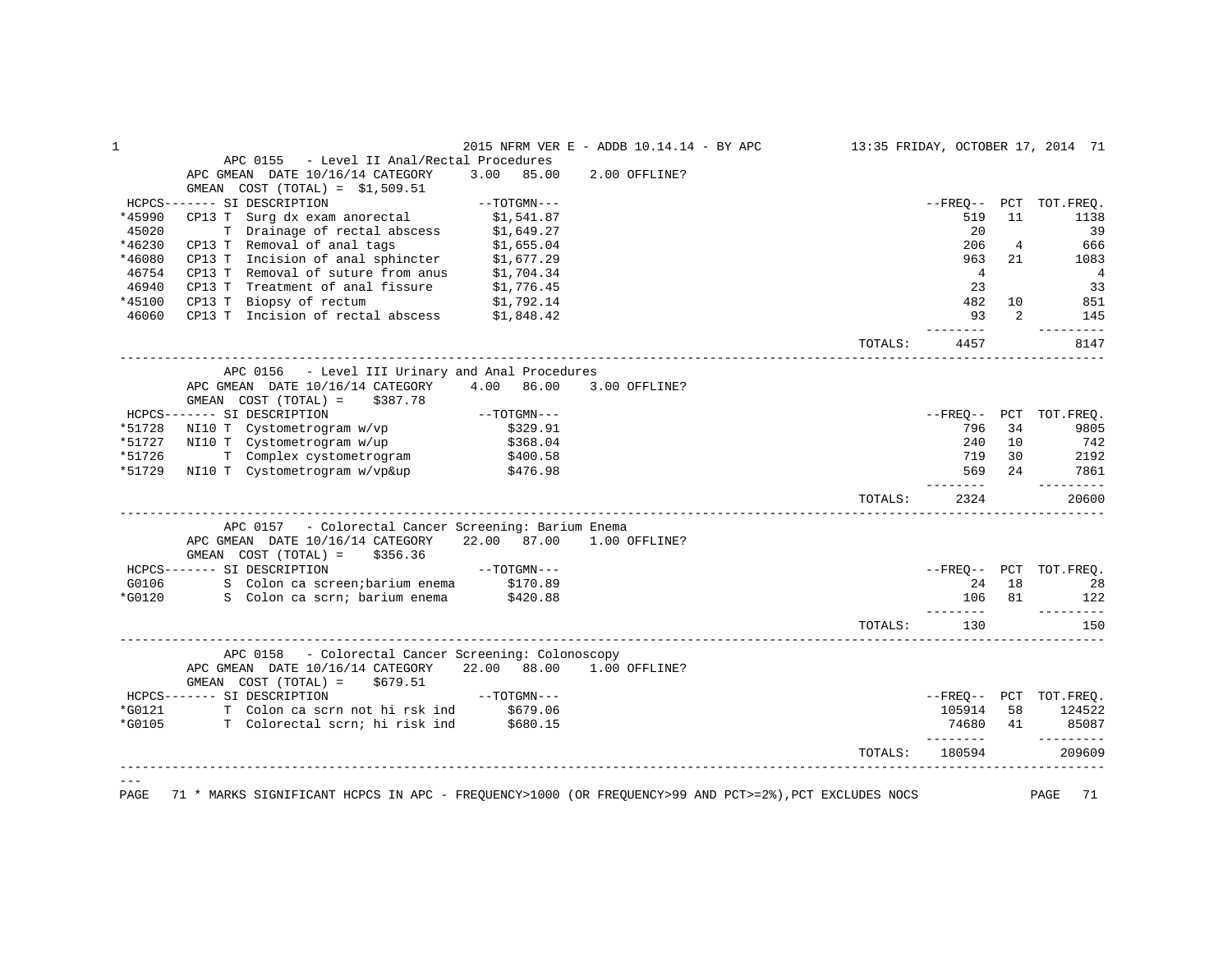## APC 0155 - Level II Anal/Rectal Procedures

APC GMEAN DATE 10/16/14 CATEGORY 3.00 85.00 2.00 OFFLINE?
GMEAN COST (TOTAL) = $1,509.51

| HCPCS | SI | DESCRIPTION | TOTGMN | FREQ | PCT | TOT.FREQ. |
|---|---|---|---|---|---|---|
| *45990 | CP13 T | Surg dx exam anorectal | $1,541.87 | 519 | 11 | 1138 |
| 45020 | T | Drainage of rectal abscess | $1,649.27 | 20 | | 39 |
| *46230 | CP13 T | Removal of anal tags | $1,655.04 | 206 | 4 | 666 |
| *46080 | CP13 T | Incision of anal sphincter | $1,677.29 | 963 | 21 | 1083 |
| 46754 | CP13 T | Removal of suture from anus | $1,704.34 | 4 | | 4 |
| 46940 | CP13 T | Treatment of anal fissure | $1,776.45 | 23 | | 33 |
| *45100 | CP13 T | Biopsy of rectum | $1,792.14 | 482 | 10 | 851 |
| 46060 | CP13 T | Incision of rectal abscess | $1,848.42 | 93 | 2 | 145 |
| | | | TOTALS: | 4457 | | 8147 |

## APC 0156 - Level III Urinary and Anal Procedures

APC GMEAN DATE 10/16/14 CATEGORY 4.00 86.00 3.00 OFFLINE?
GMEAN COST (TOTAL) = $387.78

| HCPCS | SI | DESCRIPTION | TOTGMN | FREQ | PCT | TOT.FREQ. |
|---|---|---|---|---|---|---|
| *51728 | NI10 T | Cystometrogram w/vp | $329.91 | 796 | 34 | 9805 |
| *51727 | NI10 T | Cystometrogram w/up | $368.04 | 240 | 10 | 742 |
| *51726 | T | Complex cystometrogram | $400.58 | 719 | 30 | 2192 |
| *51729 | NI10 T | Cystometrogram w/vp&up | $476.98 | 569 | 24 | 7861 |
| | | | TOTALS: | 2324 | | 20600 |

## APC 0157 - Colorectal Cancer Screening: Barium Enema

APC GMEAN DATE 10/16/14 CATEGORY 22.00 87.00 1.00 OFFLINE?
GMEAN COST (TOTAL) = $356.36

| HCPCS | SI | DESCRIPTION | TOTGMN | FREQ | PCT | TOT.FREQ. |
|---|---|---|---|---|---|---|
| G0106 | S | Colon ca screen;barium enema | $170.89 | 24 | 18 | 28 |
| *G0120 | S | Colon ca scrn; barium enema | $420.88 | 106 | 81 | 122 |
| | | | TOTALS: | 130 | | 150 |

## APC 0158 - Colorectal Cancer Screening: Colonoscopy

APC GMEAN DATE 10/16/14 CATEGORY 22.00 88.00 1.00 OFFLINE?
GMEAN COST (TOTAL) = $679.51

| HCPCS | SI | DESCRIPTION | TOTGMN | FREQ | PCT | TOT.FREQ. |
|---|---|---|---|---|---|---|
| *G0121 | T | Colon ca scrn not hi rsk ind | $679.06 | 105914 | 58 | 124522 |
| *G0105 | T | Colorectal scrn; hi risk ind | $680.15 | 74680 | 41 | 85087 |
| | | | TOTALS: | 180594 | | 209609 |

\* MARKS SIGNIFICANT HCPCS IN APC - FREQUENCY>1000 (OR FREQUENCY>99 AND PCT>=2%),PCT EXCLUDES NOCS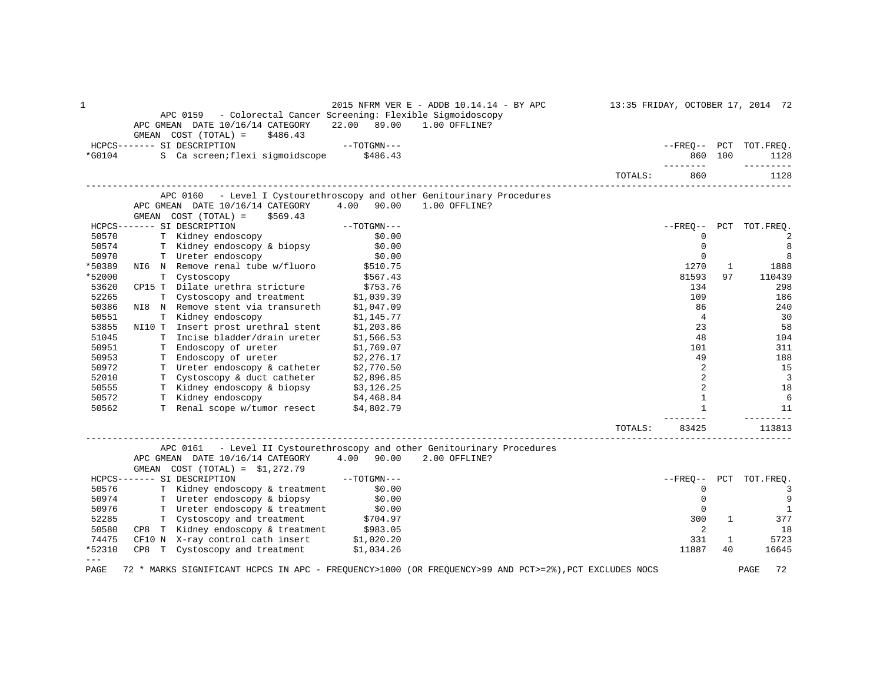## APC 0159 - Colorectal Cancer Screening: Flexible Sigmoidoscopy

APC GMEAN DATE 10/16/14 CATEGORY 22.00 89.00 1.00 OFFLINE?

GMEAN COST (TOTAL) = $486.43

| HCPCS | SI | DESCRIPTION | TOTGMN | FREQ | PCT | TOT.FREQ. |
|---|---|---|---|---|---|---|
| *G0104 | S | Ca screen;flexi sigmoidscope | $486.43 | 860 | 100 | 1128 |
| | | | TOTALS: | 860 | | 1128 |

## APC 0160 - Level I Cystourethroscopy and other Genitourinary Procedures

APC GMEAN DATE 10/16/14 CATEGORY 4.00 90.00 1.00 OFFLINE?

GMEAN COST (TOTAL) = $569.43

| HCPCS | SI | DESCRIPTION | TOTGMN | FREQ | PCT | TOT.FREQ. |
|---|---|---|---|---|---|---|
| 50570 | T | Kidney endoscopy | $0.00 | 0 | | 2 |
| 50574 | T | Kidney endoscopy & biopsy | $0.00 | 0 | | 8 |
| 50970 | T | Ureter endoscopy | $0.00 | 0 | | 8 |
| *50389 | NI6 N | Remove renal tube w/fluoro | $510.75 | 1270 | 1 | 1888 |
| *52000 | T | Cystoscopy | $567.43 | 81593 | 97 | 110439 |
| 53620 | CP15 T | Dilate urethra stricture | $753.76 | 134 | | 298 |
| 52265 | T | Cystoscopy and treatment | $1,039.39 | 109 | | 186 |
| 50386 | NI8 N | Remove stent via transureth | $1,047.09 | 86 | | 240 |
| 50551 | T | Kidney endoscopy | $1,145.77 | 4 | | 30 |
| 53855 | NI10 T | Insert prost urethral stent | $1,203.86 | 23 | | 58 |
| 51045 | T | Incise bladder/drain ureter | $1,566.53 | 48 | | 104 |
| 50951 | T | Endoscopy of ureter | $1,769.07 | 101 | | 311 |
| 50953 | T | Endoscopy of ureter | $2,276.17 | 49 | | 188 |
| 50972 | T | Ureter endoscopy & catheter | $2,770.50 | 2 | | 15 |
| 52010 | T | Cystoscopy & duct catheter | $2,896.85 | 2 | | 3 |
| 50555 | T | Kidney endoscopy & biopsy | $3,126.25 | 2 | | 18 |
| 50572 | T | Kidney endoscopy | $4,468.84 | 1 | | 6 |
| 50562 | T | Renal scope w/tumor resect | $4,802.79 | 1 | | 11 |
| | | | TOTALS: | 83425 | | 113813 |

## APC 0161 - Level II Cystourethroscopy and other Genitourinary Procedures

APC GMEAN DATE 10/16/14 CATEGORY 4.00 90.00 2.00 OFFLINE?

GMEAN COST (TOTAL) = $1,272.79

| HCPCS | SI | DESCRIPTION | TOTGMN | FREQ | PCT | TOT.FREQ. |
|---|---|---|---|---|---|---|
| 50576 | T | Kidney endoscopy & treatment | $0.00 | 0 | | 3 |
| 50974 | T | Ureter endoscopy & biopsy | $0.00 | 0 | | 9 |
| 50976 | T | Ureter endoscopy & treatment | $0.00 | 0 | | 1 |
| 52285 | T | Cystoscopy and treatment | $704.97 | 300 | 1 | 377 |
| 50580 | CP8 T | Kidney endoscopy & treatment | $983.05 | 2 | | 18 |
| 74475 | CF10 N | X-ray control cath insert | $1,020.20 | 331 | 1 | 5723 |
| *52310 | CP8 T | Cystoscopy and treatment | $1,034.26 | 11887 | 40 | 16645 |

\* MARKS SIGNIFICANT HCPCS IN APC - FREQUENCY>1000 (OR FREQUENCY>99 AND PCT>=2%),PCT EXCLUDES NOCS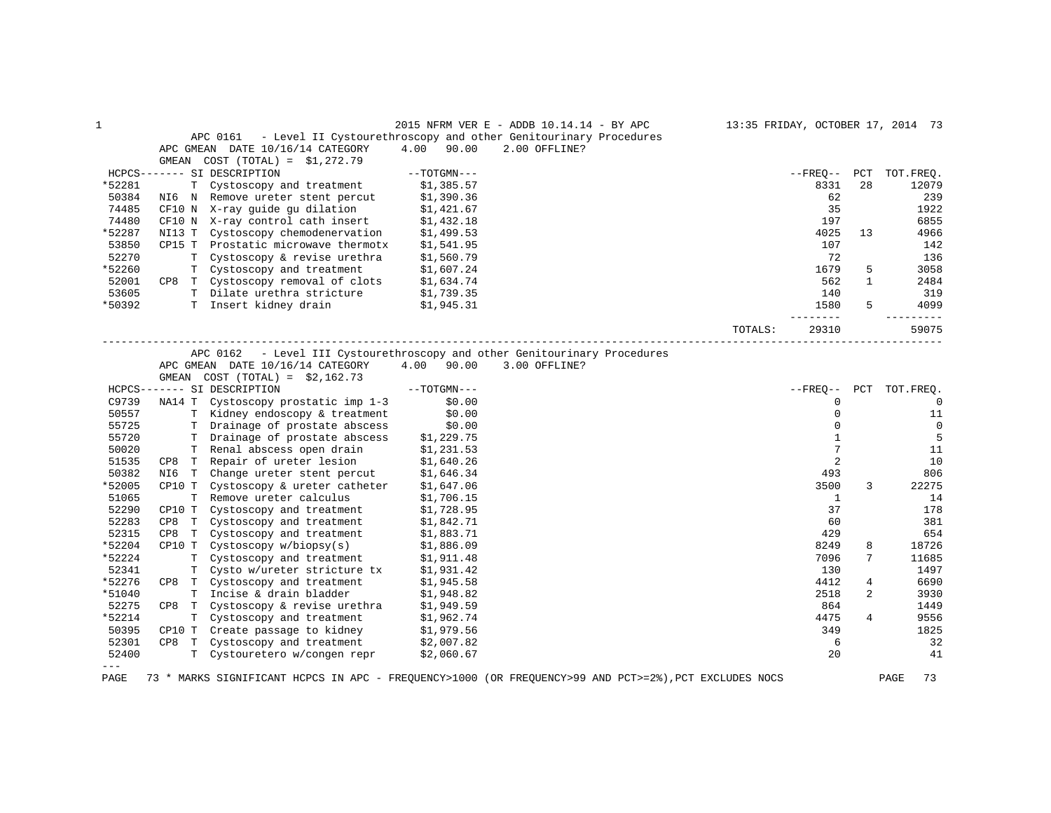2015 NFRM VER E - ADDB 10.14.14 - BY APC 13:35 FRIDAY, OCTOBER 17, 2014

## APC 0161 - Level II Cystourethroscopy and other Genitourinary Procedures

APC GMEAN DATE 10/16/14 CATEGORY 4.00 90.00 2.00 OFFLINE?
GMEAN COST (TOTAL) = $1,272.79

| HCPCS | SI | DESCRIPTION | TOTGMN | FREQ | PCT | TOT.FREQ. |
|---|---|---|---|---|---|---|
| *52281 | T | Cystoscopy and treatment | $1,385.57 | 8331 | 28 | 12079 |
| 50384 | NI6 N | Remove ureter stent percut | $1,390.36 | 62 | | 239 |
| 74485 | CF10 N | X-ray guide gu dilation | $1,421.67 | 35 | | 1922 |
| 74480 | CF10 N | X-ray control cath insert | $1,432.18 | 197 | | 6855 |
| *52287 | NI13 T | Cystoscopy chemodenervation | $1,499.53 | 4025 | 13 | 4966 |
| 53850 | CP15 T | Prostatic microwave thermotx | $1,541.95 | 107 | | 142 |
| 52270 | T | Cystoscopy & revise urethra | $1,560.79 | 72 | | 136 |
| *52260 | T | Cystoscopy and treatment | $1,607.24 | 1679 | 5 | 3058 |
| 52001 | CP8 T | Cystoscopy removal of clots | $1,634.74 | 562 | 1 | 2484 |
| 53605 | T | Dilate urethra stricture | $1,739.35 | 140 | | 319 |
| *50392 | T | Insert kidney drain | $1,945.31 | 1580 | 5 | 4099 |
| | | | TOTALS: | 29310 | | 59075 |

## APC 0162 - Level III Cystourethroscopy and other Genitourinary Procedures

APC GMEAN DATE 10/16/14 CATEGORY 4.00 90.00 3.00 OFFLINE?
GMEAN COST (TOTAL) = $2,162.73

| HCPCS | SI | DESCRIPTION | TOTGMN | FREQ | PCT | TOT.FREQ. |
|---|---|---|---|---|---|---|
| C9739 | NA14 T | Cystoscopy prostatic imp 1-3 | $0.00 | 0 | | 0 |
| 50557 | T | Kidney endoscopy & treatment | $0.00 | 0 | | 11 |
| 55725 | T | Drainage of prostate abscess | $0.00 | 0 | | 0 |
| 55720 | T | Drainage of prostate abscess | $1,229.75 | 1 | | 5 |
| 50020 | T | Renal abscess open drain | $1,231.53 | 7 | | 11 |
| 51535 | CP8 T | Repair of ureter lesion | $1,640.26 | 2 | | 10 |
| 50382 | NI6 T | Change ureter stent percut | $1,646.34 | 493 | | 806 |
| *52005 | CP10 T | Cystoscopy & ureter catheter | $1,647.06 | 3500 | 3 | 22275 |
| 51065 | T | Remove ureter calculus | $1,706.15 | 1 | | 14 |
| 52290 | CP10 T | Cystoscopy and treatment | $1,728.95 | 37 | | 178 |
| 52283 | CP8 T | Cystoscopy and treatment | $1,842.71 | 60 | | 381 |
| 52315 | CP8 T | Cystoscopy and treatment | $1,883.71 | 429 | | 654 |
| *52204 | CP10 T | Cystoscopy w/biopsy(s) | $1,886.09 | 8249 | 8 | 18726 |
| *52224 | T | Cystoscopy and treatment | $1,911.48 | 7096 | 7 | 11685 |
| 52341 | T | Cysto w/ureter stricture tx | $1,931.42 | 130 | | 1497 |
| *52276 | CP8 T | Cystoscopy and treatment | $1,945.58 | 4412 | 4 | 6690 |
| *51040 | T | Incise & drain bladder | $1,948.82 | 2518 | 2 | 3930 |
| 52275 | CP8 T | Cystoscopy & revise urethra | $1,949.59 | 864 | | 1449 |
| *52214 | T | Cystoscopy and treatment | $1,962.74 | 4475 | 4 | 9556 |
| 50395 | CP10 T | Create passage to kidney | $1,979.56 | 349 | | 1825 |
| 52301 | CP8 T | Cystoscopy and treatment | $2,007.82 | 6 | | 32 |
| 52400 | T | Cystouretero w/congen repr | $2,060.67 | 20 | | 41 |

\* MARKS SIGNIFICANT HCPCS IN APC - FREQUENCY>1000 (OR FREQUENCY>99 AND PCT>=2%),PCT EXCLUDES NOCS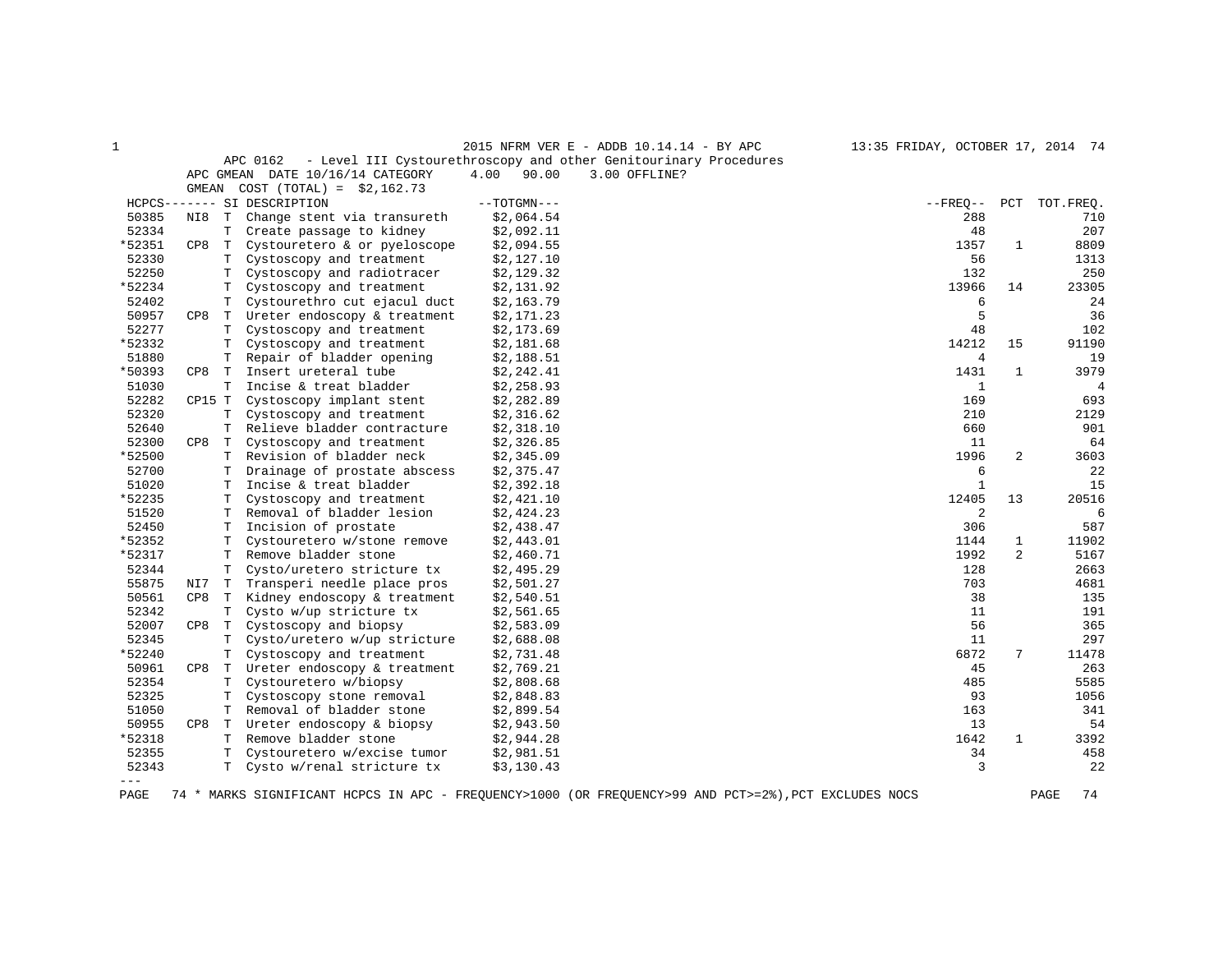2015 NFRM VER E - ADDB 10.14.14 - BY APC 13:35 FRIDAY, OCTOBER 17, 2014

APC 0162 - Level III Cystourethroscopy and other Genitourinary Procedures

APC GMEAN DATE 10/16/14 CATEGORY 4.00 90.00 3.00 OFFLINE?

GMEAN COST (TOTAL) = $2,162.73

| HCPCS | | SI | DESCRIPTION | --TOTGMN--- | --FREQ-- | PCT | TOT.FREQ. |
|---|---|---|---|---|---|---|---|
| 50385 | NI8 | T | Change stent via transureth | $2,064.54 | 288 | | 710 |
| 52334 | | T | Create passage to kidney | $2,092.11 | 48 | | 207 |
| *52351 | CP8 | T | Cystoureteroｰ & or pyeloscope | $2,094.55 | 1357 | 1 | 8809 |
| 52330 | | T | Cystoscopy and treatment | $2,127.10 | 56 | | 1313 |
| 52250 | | T | Cystoscopy and radiotracer | $2,129.32 | 132 | | 250 |
| *52234 | | T | Cystoscopy and treatment | $2,131.92 | 13966 | 14 | 23305 |
| 52402 | | T | Cystourethro cut ejacul duct | $2,163.79 | 6 | | 24 |
| 50957 | CP8 | T | Ureter endoscopy & treatment | $2,171.23 | 5 | | 36 |
| 52277 | | T | Cystoscopy and treatment | $2,173.69 | 48 | | 102 |
| *52332 | | T | Cystoscopy and treatment | $2,181.68 | 14212 | 15 | 91190 |
| 51880 | | T | Repair of bladder opening | $2,188.51 | 4 | | 19 |
| *50393 | CP8 | T | Insert ureteral tube | $2,242.41 | 1431 | 1 | 3979 |
| 51030 | | T | Incise & treat bladder | $2,258.93 | 1 | | 4 |
| 52282 | CP15 | T | Cystoscopy implant stent | $2,282.89 | 169 | | 693 |
| 52320 | | T | Cystoscopy and treatment | $2,316.62 | 210 | | 2129 |
| 52640 | | T | Relieve bladder contracture | $2,318.10 | 660 | | 901 |
| 52300 | CP8 | T | Cystoscopy and treatment | $2,326.85 | 11 | | 64 |
| *52500 | | T | Revision of bladder neck | $2,345.09 | 1996 | 2 | 3603 |
| 52700 | | T | Drainage of prostate abscess | $2,375.47 | 6 | | 22 |
| 51020 | | T | Incise & treat bladder | $2,392.18 | 1 | | 15 |
| *52235 | | T | Cystoscopy and treatment | $2,421.10 | 12405 | 13 | 20516 |
| 51520 | | T | Removal of bladder lesion | $2,424.23 | 2 | | 6 |
| 52450 | | T | Incision of prostate | $2,438.47 | 306 | | 587 |
| *52352 | | T | Cystouretero w/stone remove | $2,443.01 | 1144 | 1 | 11902 |
| *52317 | | T | Remove bladder stone | $2,460.71 | 1992 | 2 | 5167 |
| 52344 | | T | Cysto/uretero stricture tx | $2,495.29 | 128 | | 2663 |
| 55875 | NI7 | T | Transperi needle place pros | $2,501.27 | 703 | | 4681 |
| 50561 | CP8 | T | Kidney endoscopy & treatment | $2,540.51 | 38 | | 135 |
| 52342 | | T | Cysto w/up stricture tx | $2,561.65 | 11 | | 191 |
| 52007 | CP8 | T | Cystoscopy and biopsy | $2,583.09 | 56 | | 365 |
| 52345 | | T | Cysto/uretero w/up stricture | $2,688.08 | 11 | | 297 |
| *52240 | | T | Cystoscopy and treatment | $2,731.48 | 6872 | 7 | 11478 |
| 50961 | CP8 | T | Ureter endoscopy & treatment | $2,769.21 | 45 | | 263 |
| 52354 | | T | Cystouretero w/biopsy | $2,808.68 | 485 | | 5585 |
| 52325 | | T | Cystoscopy stone removal | $2,848.83 | 93 | | 1056 |
| 51050 | | T | Removal of bladder stone | $2,899.54 | 163 | | 341 |
| 50955 | CP8 | T | Ureter endoscopy & biopsy | $2,943.50 | 13 | | 54 |
| *52318 | | T | Remove bladder stone | $2,944.28 | 1642 | 1 | 3392 |
| 52355 | | T | Cystouretero w/excise tumor | $2,981.51 | 34 | | 458 |
| 52343 | | T | Cysto w/renal stricture tx | $3,130.43 | 3 | | 22 |

\* MARKS SIGNIFICANT HCPCS IN APC - FREQUENCY>1000 (OR FREQUENCY>99 AND PCT>=2%),PCT EXCLUDES NOCS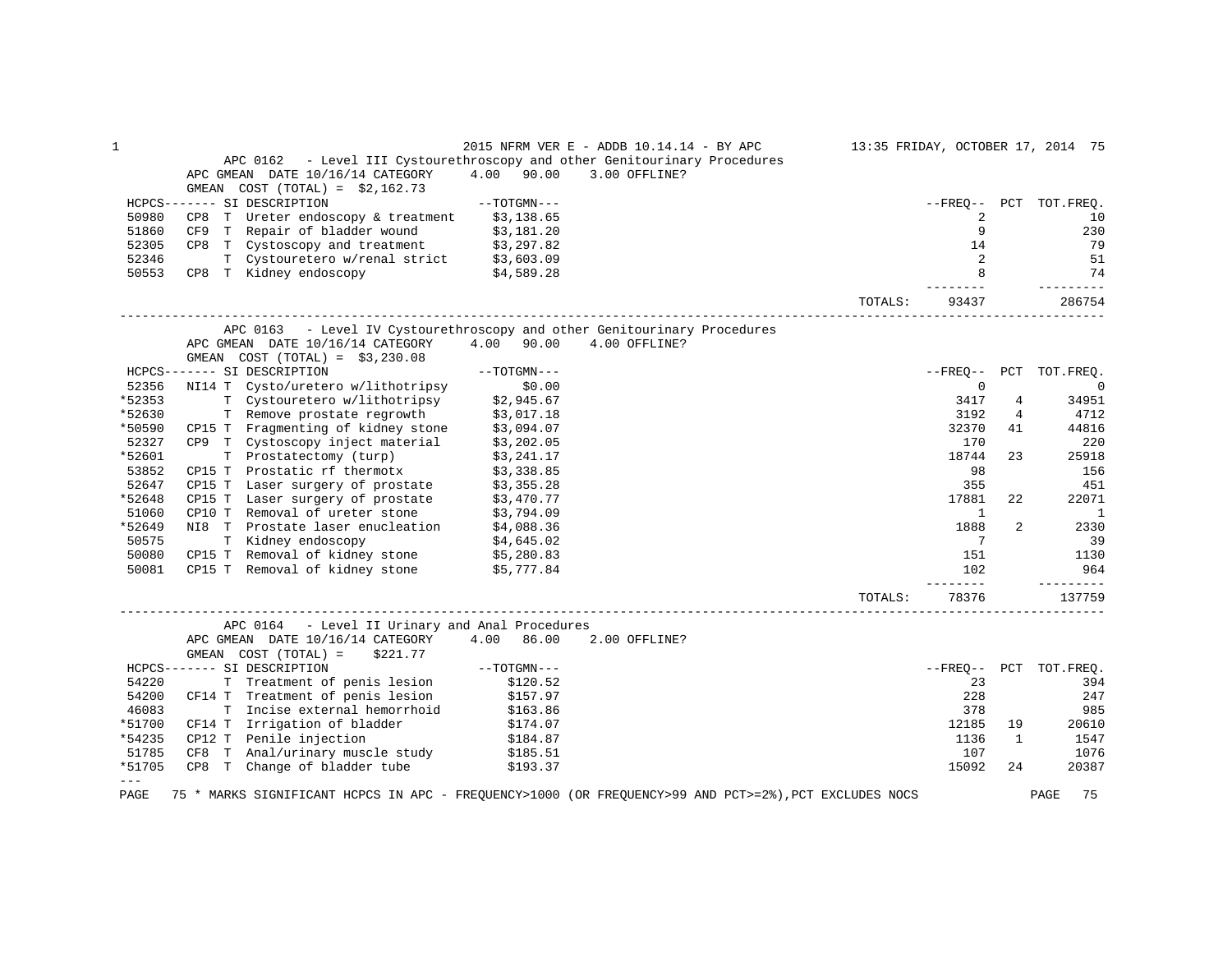APC 0162 - Level III Cystourethroscopy and other Genitourinary Procedures
APC GMEAN DATE 10/16/14 CATEGORY 4.00 90.00 3.00 OFFLINE?
GMEAN COST (TOTAL) = $2,162.73

| HCPCS | | SI | DESCRIPTION | TOTGMN | FREQ | PCT | TOT.FREQ. |
|---|---|---|---|---|---|---|---|
| 50980 | CP8 | T | Ureter endoscopy & treatment | $3,138.65 | 2 | | 10 |
| 51860 | CF9 | T | Repair of bladder wound | $3,181.20 | 9 | | 230 |
| 52305 | CP8 | T | Cystoscopy and treatment | $3,297.82 | 14 | | 79 |
| 52346 | | T | Cystouretero w/renal strict | $3,603.09 | 2 | | 51 |
| 50553 | CP8 | T | Kidney endoscopy | $4,589.28 | 8 | | 74 |
| | | | | TOTALS: | 93437 | | 286754 |

APC 0163 - Level IV Cystourethroscopy and other Genitourinary Procedures
APC GMEAN DATE 10/16/14 CATEGORY 4.00 90.00 4.00 OFFLINE?
GMEAN COST (TOTAL) = $3,230.08

| HCPCS | | SI | DESCRIPTION | TOTGMN | FREQ | PCT | TOT.FREQ. |
|---|---|---|---|---|---|---|---|
| 52356 | NI14 | T | Cysto/uretero w/lithotripsy | $0.00 | 0 | | 0 |
| *52353 | | T | Cystouretero w/lithotripsy | $2,945.67 | 3417 | 4 | 34951 |
| *52630 | | T | Remove prostate regrowth | $3,017.18 | 3192 | 4 | 4712 |
| *50590 | CP15 | T | Fragmenting of kidney stone | $3,094.07 | 32370 | 41 | 44816 |
| 52327 | CP9 | T | Cystoscopy inject material | $3,202.05 | 170 | | 220 |
| *52601 | | T | Prostatectomy (turp) | $3,241.17 | 18744 | 23 | 25918 |
| 53852 | CP15 | T | Prostatic rf thermotx | $3,338.85 | 98 | | 156 |
| 52647 | CP15 | T | Laser surgery of prostate | $3,355.28 | 355 | | 451 |
| *52648 | CP15 | T | Laser surgery of prostate | $3,470.77 | 17881 | 22 | 22071 |
| 51060 | CP10 | T | Removal of ureter stone | $3,794.09 | 1 | | 1 |
| *52649 | NI8 | T | Prostate laser enucleation | $4,088.36 | 1888 | 2 | 2330 |
| 50575 | | T | Kidney endoscopy | $4,645.02 | 7 | | 39 |
| 50080 | CP15 | T | Removal of kidney stone | $5,280.83 | 151 | | 1130 |
| 50081 | CP15 | T | Removal of kidney stone | $5,777.84 | 102 | | 964 |
| | | | | TOTALS: | 78376 | | 137759 |

APC 0164 - Level II Urinary and Anal Procedures
APC GMEAN DATE 10/16/14 CATEGORY 4.00 86.00 2.00 OFFLINE?
GMEAN COST (TOTAL) = $221.77

| HCPCS | | SI | DESCRIPTION | TOTGMN | FREQ | PCT | TOT.FREQ. |
|---|---|---|---|---|---|---|---|
| 54220 | | T | Treatment of penis lesion | $120.52 | 23 | | 394 |
| 54200 | CF14 | T | Treatment of penis lesion | $157.97 | 228 | | 247 |
| 46083 | | T | Incise external hemorrhoid | $163.86 | 378 | | 985 |
| *51700 | CF14 | T | Irrigation of bladder | $174.07 | 12185 | 19 | 20610 |
| *54235 | CP12 | T | Penile injection | $184.87 | 1136 | 1 | 1547 |
| 51785 | CF8 | T | Anal/urinary muscle study | $185.51 | 107 | | 1076 |
| *51705 | CP8 | T | Change of bladder tube | $193.37 | 15092 | 24 | 20387 |

---

* MARKS SIGNIFICANT HCPCS IN APC - FREQUENCY>1000 (OR FREQUENCY>99 AND PCT>=2%),PCT EXCLUDES NOCS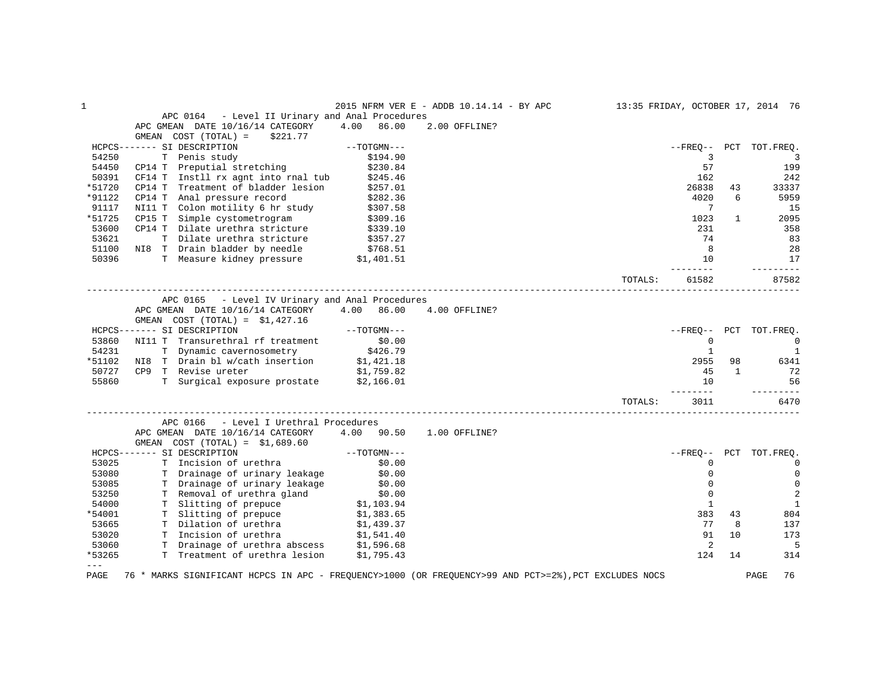## APC 0164 - Level II Urinary and Anal Procedures

APC GMEAN DATE 10/16/14 CATEGORY 4.00 86.00 2.00 OFFLINE?
GMEAN COST (TOTAL) = $221.77

| HCPCS | | SI | DESCRIPTION | TOTGMN | FREQ | PCT | TOT.FREQ. |
|---|---|---|---|---|---|---|---|
| 54250 | | T | Penis study | $194.90 | 3 | | 3 |
| 54450 | CP14 | T | Preputial stretching | $230.84 | 57 | | 199 |
| 50391 | CF14 | T | Instll rx agnt into rnal tub | $245.46 | 162 | | 242 |
| *51720 | CP14 | T | Treatment of bladder lesion | $257.01 | 26838 | 43 | 33337 |
| *91122 | CP14 | T | Anal pressure record | $282.36 | 4020 | 6 | 5959 |
| 91117 | NI11 | T | Colon motility 6 hr study | $307.58 | 7 | | 15 |
| *51725 | CP15 | T | Simple cystometrogram | $309.16 | 1023 | 1 | 2095 |
| 53600 | CP14 | T | Dilate urethra stricture | $339.10 | 231 | | 358 |
| 53621 | | T | Dilate urethra stricture | $357.27 | 74 | | 83 |
| 51100 | NI8 | T | Drain bladder by needle | $768.51 | 8 | | 28 |
| 50396 | | T | Measure kidney pressure | $1,401.51 | 10 | | 17 |
| | | | | TOTALS: | 61582 | | 87582 |

## APC 0165 - Level IV Urinary and Anal Procedures

APC GMEAN DATE 10/16/14 CATEGORY 4.00 86.00 4.00 OFFLINE?
GMEAN COST (TOTAL) = $1,427.16

| HCPCS | | SI | DESCRIPTION | TOTGMN | FREQ | PCT | TOT.FREQ. |
|---|---|---|---|---|---|---|---|
| 53860 | NI11 | T | Transurethral rf treatment | $0.00 | 0 | | 0 |
| 54231 | | T | Dynamic cavernosometry | $426.79 | 1 | | 1 |
| *51102 | NI8 | T | Drain bl w/cath insertion | $1,421.18 | 2955 | 98 | 6341 |
| 50727 | CP9 | T | Revise ureter | $1,759.82 | 45 | 1 | 72 |
| 55860 | | T | Surgical exposure prostate | $2,166.01 | 10 | | 56 |
| | | | | TOTALS: | 3011 | | 6470 |

## APC 0166 - Level I Urethral Procedures

APC GMEAN DATE 10/16/14 CATEGORY 4.00 90.50 1.00 OFFLINE?
GMEAN COST (TOTAL) = $1,689.60

| HCPCS | | SI | DESCRIPTION | TOTGMN | FREQ | PCT | TOT.FREQ. |
|---|---|---|---|---|---|---|---|
| 53025 | | T | Incision of urethra | $0.00 | 0 | | 0 |
| 53080 | | T | Drainage of urinary leakage | $0.00 | 0 | | 0 |
| 53085 | | T | Drainage of urinary leakage | $0.00 | 0 | | 0 |
| 53250 | | T | Removal of urethra gland | $0.00 | 0 | | 2 |
| 54000 | | T | Slitting of prepuce | $1,103.94 | 1 | | 1 |
| *54001 | | T | Slitting of prepuce | $1,383.65 | 383 | 43 | 804 |
| 53665 | | T | Dilation of urethra | $1,439.37 | 77 | 8 | 137 |
| 53020 | | T | Incision of urethra | $1,541.40 | 91 | 10 | 173 |
| 53060 | | T | Drainage of urethra abscess | $1,596.68 | 2 | | 5 |
| *53265 | | T | Treatment of urethra lesion | $1,795.43 | 124 | 14 | 314 |

---

\* MARKS SIGNIFICANT HCPCS IN APC - FREQUENCY>1000 (OR FREQUENCY>99 AND PCT>=2%),PCT EXCLUDES NOCS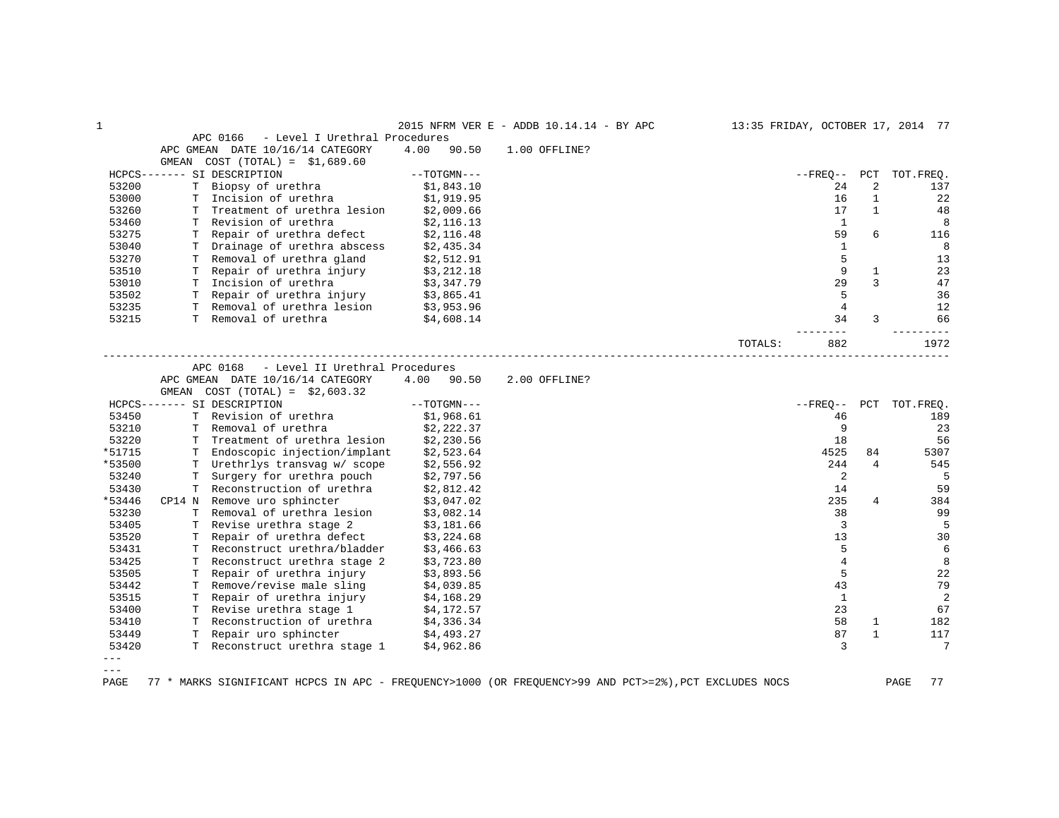## APC 0166 - Level I Urethral Procedures

APC GMEAN DATE 10/16/14 CATEGORY 4.00 90.50 1.00 OFFLINE?

GMEAN COST (TOTAL) = $1,689.60

| HCPCS | SI | DESCRIPTION | TOTGMN | FREQ | PCT | TOT.FREQ. |
|---|---|---|---|---|---|---|
| 53200 | T | Biopsy of urethra | $1,843.10 | 24 | 2 | 137 |
| 53000 | T | Incision of urethra | $1,919.95 | 16 | 1 | 22 |
| 53260 | T | Treatment of urethra lesion | $2,009.66 | 17 | 1 | 48 |
| 53460 | T | Revision of urethra | $2,116.13 | 1 | | 8 |
| 53275 | T | Repair of urethra defect | $2,116.48 | 59 | 6 | 116 |
| 53040 | T | Drainage of urethra abscess | $2,435.34 | 1 | | 8 |
| 53270 | T | Removal of urethra gland | $2,512.91 | 5 | | 13 |
| 53510 | T | Repair of urethra injury | $3,212.18 | 9 | 1 | 23 |
| 53010 | T | Incision of urethra | $3,347.79 | 29 | 3 | 47 |
| 53502 | T | Repair of urethra injury | $3,865.41 | 5 | | 36 |
| 53235 | T | Removal of urethra lesion | $3,953.96 | 4 | | 12 |
| 53215 | T | Removal of urethra | $4,608.14 | 34 | 3 | 66 |
| | | | TOTALS: | 882 | | 1972 |

## APC 0168 - Level II Urethral Procedures

APC GMEAN DATE 10/16/14 CATEGORY 4.00 90.50 2.00 OFFLINE?

GMEAN COST (TOTAL) = $2,603.32

| HCPCS | SI | DESCRIPTION | TOTGMN | FREQ | PCT | TOT.FREQ. |
|---|---|---|---|---|---|---|
| 53450 | T | Revision of urethra | $1,968.61 | 46 | | 189 |
| 53210 | T | Removal of urethra | $2,222.37 | 9 | | 23 |
| 53220 | T | Treatment of urethra lesion | $2,230.56 | 18 | | 56 |
| *51715 | T | Endoscopic injection/implant | $2,523.64 | 4525 | 84 | 5307 |
| *53500 | T | Urethrlys transvag w/ scope | $2,556.92 | 244 | 4 | 545 |
| 53240 | T | Surgery for urethra pouch | $2,797.56 | 2 | | 5 |
| 53430 | T | Reconstruction of urethra | $2,812.42 | 14 | | 59 |
| *53446 | CP14 N | Remove uro sphincter | $3,047.02 | 235 | 4 | 384 |
| 53230 | T | Removal of urethra lesion | $3,082.14 | 38 | | 99 |
| 53405 | T | Revise urethra stage 2 | $3,181.66 | 3 | | 5 |
| 53520 | T | Repair of urethra defect | $3,224.68 | 13 | | 30 |
| 53431 | T | Reconstruct urethra/bladder | $3,466.63 | 5 | | 6 |
| 53425 | T | Reconstruct urethra stage 2 | $3,723.80 | 4 | | 8 |
| 53505 | T | Repair of urethra injury | $3,893.56 | 5 | | 22 |
| 53442 | T | Remove/revise male sling | $4,039.85 | 43 | | 79 |
| 53515 | T | Repair of urethra injury | $4,168.29 | 1 | | 2 |
| 53400 | T | Revise urethra stage 1 | $4,172.57 | 23 | | 67 |
| 53410 | T | Reconstruction of urethra | $4,336.34 | 58 | 1 | 182 |
| 53449 | T | Repair uro sphincter | $4,493.27 | 87 | 1 | 117 |
| 53420 | T | Reconstruct urethra stage 1 | $4,962.86 | 3 | | 7 |

\* MARKS SIGNIFICANT HCPCS IN APC - FREQUENCY>1000 (OR FREQUENCY>99 AND PCT>=2%),PCT EXCLUDES NOCS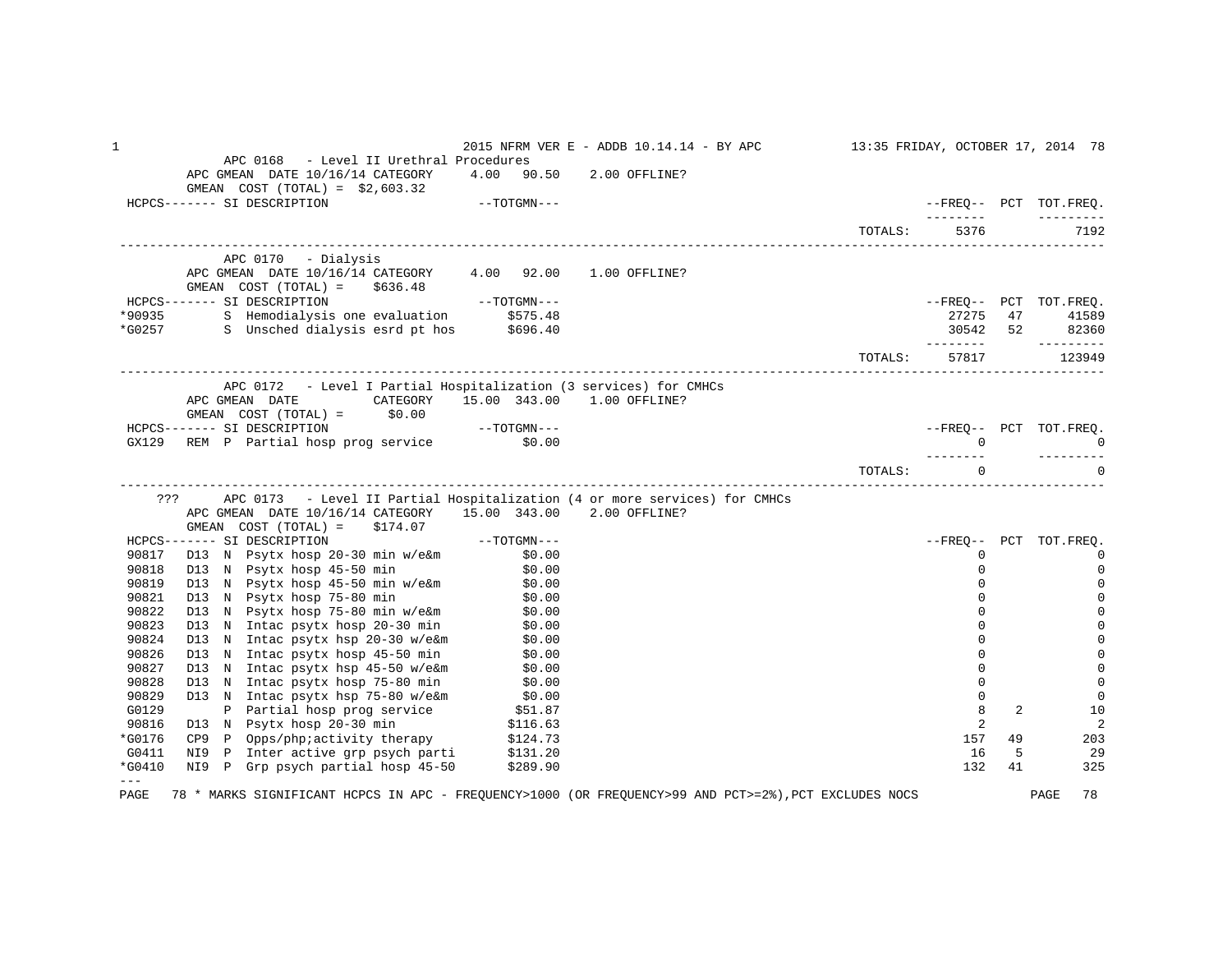APC 0168 - Level II Urethral Procedures
APC GMEAN DATE 10/16/14 CATEGORY 4.00 90.50 2.00 OFFLINE?
GMEAN COST (TOTAL) = $2,603.32

| HCPCS | SI | DESCRIPTION | TOTGMN | FREQ | PCT | TOT.FREQ. |
|---|---|---|---|---|---|---|
| | | | TOTALS: | 5376 | | 7192 |

APC 0170 - Dialysis
APC GMEAN DATE 10/16/14 CATEGORY 4.00 92.00 1.00 OFFLINE?
GMEAN COST (TOTAL) = $636.48

| HCPCS | SI | DESCRIPTION | TOTGMN | FREQ | PCT | TOT.FREQ. |
|---|---|---|---|---|---|---|
| *90935 | S | Hemodialysis one evaluation | $575.48 | 27275 | 47 | 41589 |
| *G0257 | S | Unsched dialysis esrd pt hos | $696.40 | 30542 | 52 | 82360 |
| | | | TOTALS: | 57817 | | 123949 |

APC 0172 - Level I Partial Hospitalization (3 services) for CMHCs
APC GMEAN DATE CATEGORY 15.00 343.00 1.00 OFFLINE?
GMEAN COST (TOTAL) = $0.00

| HCPCS | | SI | DESCRIPTION | TOTGMN | FREQ | PCT | TOT.FREQ. |
|---|---|---|---|---|---|---|---|
| GX129 | REM | P | Partial hosp prog service | $0.00 | 0 | | 0 |
| | | | | TOTALS: | 0 | | 0 |

??? APC 0173 - Level II Partial Hospitalization (4 or more services) for CMHCs
APC GMEAN DATE 10/16/14 CATEGORY 15.00 343.00 2.00 OFFLINE?
GMEAN COST (TOTAL) = $174.07

| HCPCS | | SI | DESCRIPTION | TOTGMN | FREQ | PCT | TOT.FREQ. |
|---|---|---|---|---|---|---|---|
| 90817 | D13 | N | Psytx hosp 20-30 min w/e&m | $0.00 | 0 | | 0 |
| 90818 | D13 | N | Psytx hosp 45-50 min | $0.00 | 0 | | 0 |
| 90819 | D13 | N | Psytx hosp 45-50 min w/e&m | $0.00 | 0 | | 0 |
| 90821 | D13 | N | Psytx hosp 75-80 min | $0.00 | 0 | | 0 |
| 90822 | D13 | N | Psytx hosp 75-80 min w/e&m | $0.00 | 0 | | 0 |
| 90823 | D13 | N | Intac psytx hosp 20-30 min | $0.00 | 0 | | 0 |
| 90824 | D13 | N | Intac psytx hsp 20-30 w/e&m | $0.00 | 0 | | 0 |
| 90826 | D13 | N | Intac psytx hosp 45-50 min | $0.00 | 0 | | 0 |
| 90827 | D13 | N | Intac psytx hsp 45-50 w/e&m | $0.00 | 0 | | 0 |
| 90828 | D13 | N | Intac psytx hosp 75-80 min | $0.00 | 0 | | 0 |
| 90829 | D13 | N | Intac psytx hsp 75-80 w/e&m | $0.00 | 0 | | 0 |
| G0129 | | P | Partial hosp prog service | $51.87 | 8 | 2 | 10 |
| 90816 | D13 | N | Psytx hosp 20-30 min | $116.63 | 2 | | 2 |
| *G0176 | CP9 | P | Opps/php;activity therapy | $124.73 | 157 | 49 | 203 |
| G0411 | NI9 | P | Inter active grp psych parti | $131.20 | 16 | 5 | 29 |
| *G0410 | NI9 | P | Grp psych partial hosp 45-50 | $289.90 | 132 | 41 | 325 |

---

\* MARKS SIGNIFICANT HCPCS IN APC - FREQUENCY>1000 (OR FREQUENCY>99 AND PCT>=2%),PCT EXCLUDES NOCS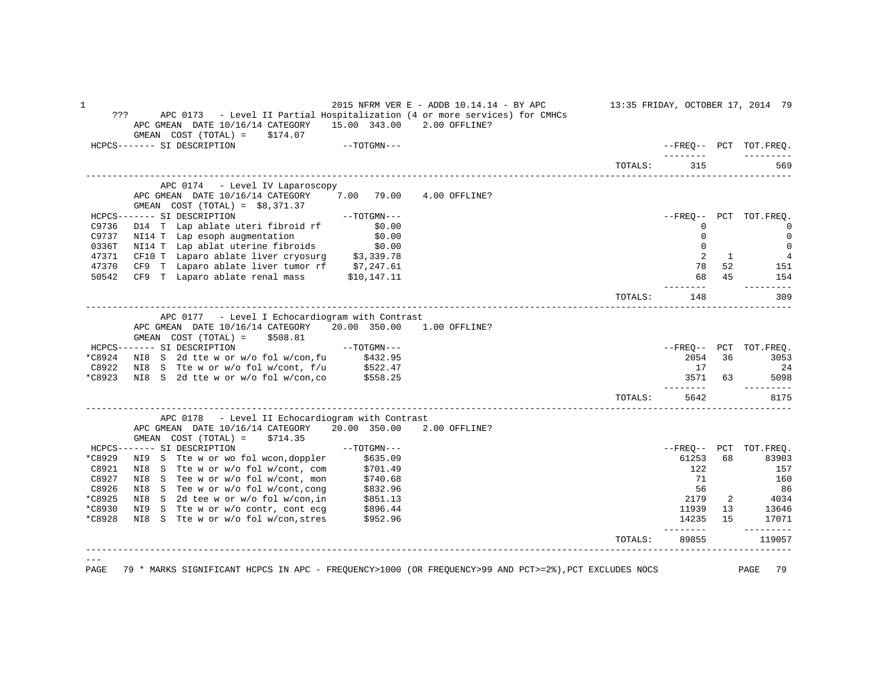2015 NFRM VER E - ADDB 10.14.14 - BY APC — 13:35 FRIDAY, OCTOBER 17, 2014

### ??? APC 0173 - Level II Partial Hospitalization (4 or more services) for CMHCs

APC GMEAN DATE 10/16/14 CATEGORY 15.00 343.00 2.00 OFFLINE?
GMEAN COST (TOTAL) = $174.07

| HCPCS | SI | DESCRIPTION | TOTGMN | FREQ | PCT | TOT.FREQ. |
|---|---|---|---|---|---|---|
| | | | TOTALS: | 315 | | 569 |

### APC 0174 - Level IV Laparoscopy

APC GMEAN DATE 10/16/14 CATEGORY 7.00 79.00 4.00 OFFLINE?
GMEAN COST (TOTAL) = $8,371.37

| HCPCS | SI | DESCRIPTION | TOTGMN | FREQ | PCT | TOT.FREQ. |
|---|---|---|---|---|---|---|
| C9736 | D14 T | Lap ablate uteri fibroid rf | $0.00 | 0 | | 0 |
| C9737 | NI14 T | Lap esoph augmentation | $0.00 | 0 | | 0 |
| 0336T | NI14 T | Lap ablat uterine fibroids | $0.00 | 0 | | 0 |
| 47371 | CF10 T | Laparo ablate liver cryosurg | $3,339.78 | 2 | 1 | 4 |
| 47370 | CF9 T | Laparo ablate liver tumor rf | $7,247.61 | 78 | 52 | 151 |
| 50542 | CF9 T | Laparo ablate renal mass | $10,147.11 | 68 | 45 | 154 |
| | | | TOTALS: | 148 | | 309 |

### APC 0177 - Level I Echocardiogram with Contrast

APC GMEAN DATE 10/16/14 CATEGORY 20.00 350.00 1.00 OFFLINE?
GMEAN COST (TOTAL) = $508.81

| HCPCS | SI | DESCRIPTION | TOTGMN | FREQ | PCT | TOT.FREQ. |
|---|---|---|---|---|---|---|
| *C8924 | NI8 S | 2d tte w or w/o fol w/con,fu | $432.95 | 2054 | 36 | 3053 |
| C8922 | NI8 S | Tte w or w/o fol w/cont, f/u | $522.47 | 17 | | 24 |
| *C8923 | NI8 S | 2d tte w or w/o fol w/con,co | $558.25 | 3571 | 63 | 5098 |
| | | | TOTALS: | 5642 | | 8175 |

### APC 0178 - Level II Echocardiogram with Contrast

APC GMEAN DATE 10/16/14 CATEGORY 20.00 350.00 2.00 OFFLINE?
GMEAN COST (TOTAL) = $714.35

| HCPCS | SI | DESCRIPTION | TOTGMN | FREQ | PCT | TOT.FREQ. |
|---|---|---|---|---|---|---|
| *C8929 | NI9 S | Tte w or wo fol wcon,doppler | $635.09 | 61253 | 68 | 83903 |
| C8921 | NI8 S | Tte w or w/o fol w/cont, com | $701.49 | 122 | | 157 |
| C8927 | NI8 S | Tee w or w/o fol w/cont, mon | $740.68 | 71 | | 160 |
| C8926 | NI8 S | Tee w or w/o fol w/cont,cong | $832.96 | 56 | | 86 |
| *C8925 | NI8 S | 2d tee w or w/o fol w/con,in | $851.13 | 2179 | 2 | 4034 |
| *C8930 | NI9 S | Tte w or w/o contr, cont ecg | $896.44 | 11939 | 13 | 13646 |
| *C8928 | NI8 S | Tte w or w/o fol w/con,stres | $952.96 | 14235 | 15 | 17071 |
| | | | TOTALS: | 89855 | | 119057 |

\* MARKS SIGNIFICANT HCPCS IN APC - FREQUENCY>1000 (OR FREQUENCY>99 AND PCT>=2%),PCT EXCLUDES NOCS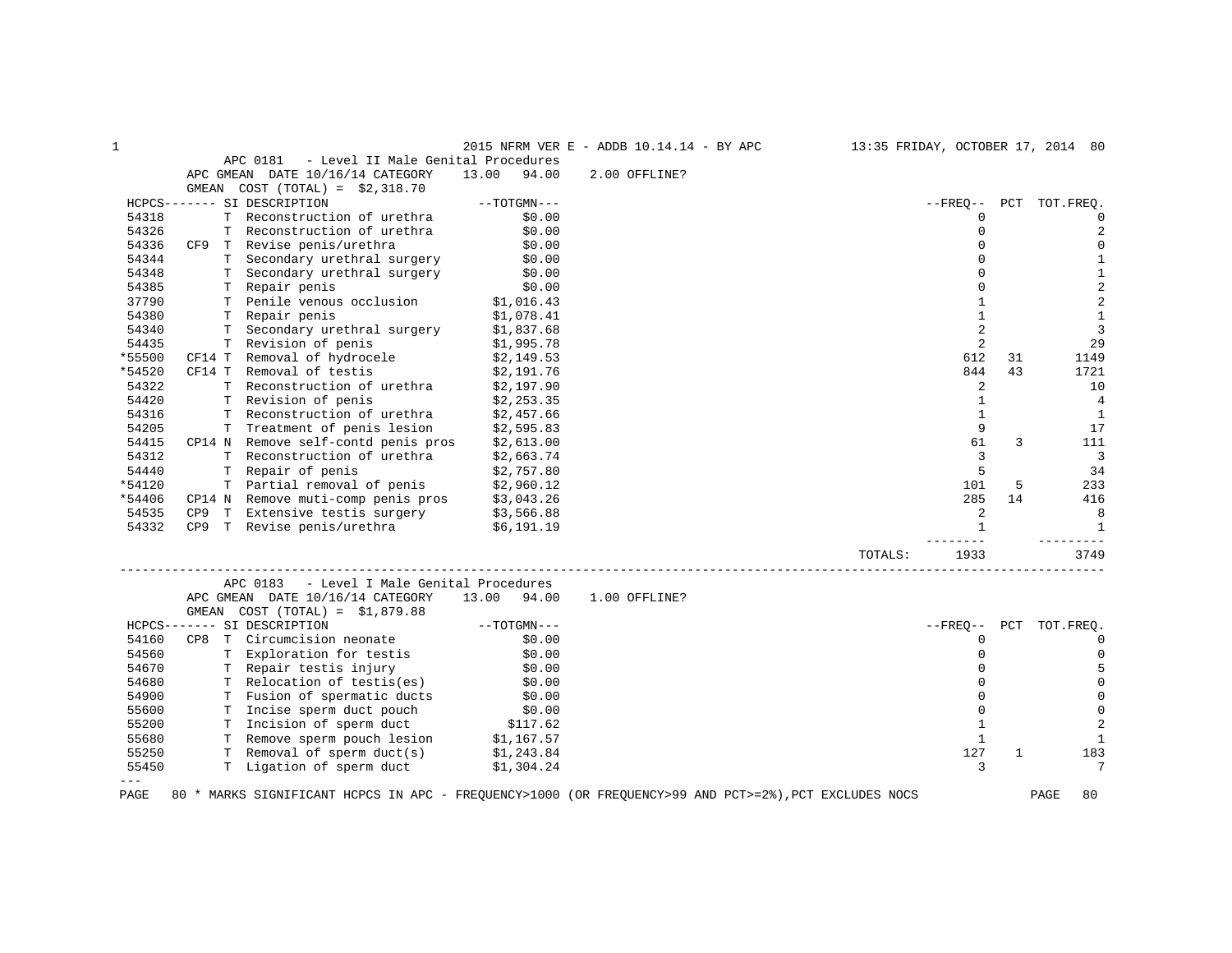## APC 0181 - Level II Male Genital Procedures

APC GMEAN DATE 10/16/14 CATEGORY 13.00 94.00 2.00 OFFLINE?

GMEAN COST (TOTAL) = $2,318.70

| HCPCS | | SI | DESCRIPTION | TOTGMN | FREQ | PCT | TOT.FREQ. |
|---|---|---|---|---|---|---|---|
| 54318 | | T | Reconstruction of urethra | $0.00 | 0 | | 0 |
| 54326 | | T | Reconstruction of urethra | $0.00 | 0 | | 2 |
| 54336 | CF9 | T | Revise penis/urethra | $0.00 | 0 | | 0 |
| 54344 | | T | Secondary urethral surgery | $0.00 | 0 | | 1 |
| 54348 | | T | Secondary urethral surgery | $0.00 | 0 | | 1 |
| 54385 | | T | Repair penis | $0.00 | 0 | | 2 |
| 37790 | | T | Penile venous occlusion | $1,016.43 | 1 | | 2 |
| 54380 | | T | Repair penis | $1,078.41 | 1 | | 1 |
| 54340 | | T | Secondary urethral surgery | $1,837.68 | 2 | | 3 |
| 54435 | | T | Revision of penis | $1,995.78 | 2 | | 29 |
| *55500 | CF14 | T | Removal of hydrocele | $2,149.53 | 612 | 31 | 1149 |
| *54520 | CF14 | T | Removal of testis | $2,191.76 | 844 | 43 | 1721 |
| 54322 | | T | Reconstruction of urethra | $2,197.90 | 2 | | 10 |
| 54420 | | T | Revision of penis | $2,253.35 | 1 | | 4 |
| 54316 | | T | Reconstruction of urethra | $2,457.66 | 1 | | 1 |
| 54205 | | T | Treatment of penis lesion | $2,595.83 | 9 | | 17 |
| 54415 | CP14 | N | Remove self-contd penis pros | $2,613.00 | 61 | 3 | 111 |
| 54312 | | T | Reconstruction of urethra | $2,663.74 | 3 | | 3 |
| 54440 | | T | Repair of penis | $2,757.80 | 5 | | 34 |
| *54120 | | T | Partial removal of penis | $2,960.12 | 101 | 5 | 233 |
| *54406 | CP14 | N | Remove muti-comp penis pros | $3,043.26 | 285 | 14 | 416 |
| 54535 | CP9 | T | Extensive testis surgery | $3,566.88 | 2 | | 8 |
| 54332 | CP9 | T | Revise penis/urethra | $6,191.19 | 1 | | 1 |
| | | | | TOTALS: | 1933 | | 3749 |

## APC 0183 - Level I Male Genital Procedures

APC GMEAN DATE 10/16/14 CATEGORY 13.00 94.00 1.00 OFFLINE?

GMEAN COST (TOTAL) = $1,879.88

| HCPCS | | SI | DESCRIPTION | TOTGMN | FREQ | PCT | TOT.FREQ. |
|---|---|---|---|---|---|---|---|
| 54160 | CP8 | T | Circumcision neonate | $0.00 | 0 | | 0 |
| 54560 | | T | Exploration for testis | $0.00 | 0 | | 0 |
| 54670 | | T | Repair testis injury | $0.00 | 0 | | 5 |
| 54680 | | T | Relocation of testis(es) | $0.00 | 0 | | 0 |
| 54900 | | T | Fusion of spermatic ducts | $0.00 | 0 | | 0 |
| 55600 | | T | Incise sperm duct pouch | $0.00 | 0 | | 0 |
| 55200 | | T | Incision of sperm duct | $117.62 | 1 | | 2 |
| 55680 | | T | Remove sperm pouch lesion | $1,167.57 | 1 | | 1 |
| 55250 | | T | Removal of sperm duct(s) | $1,243.84 | 127 | 1 | 183 |
| 55450 | | T | Ligation of sperm duct | $1,304.24 | 3 | | 7 |

\* MARKS SIGNIFICANT HCPCS IN APC - FREQUENCY>1000 (OR FREQUENCY>99 AND PCT>=2%),PCT EXCLUDES NOCS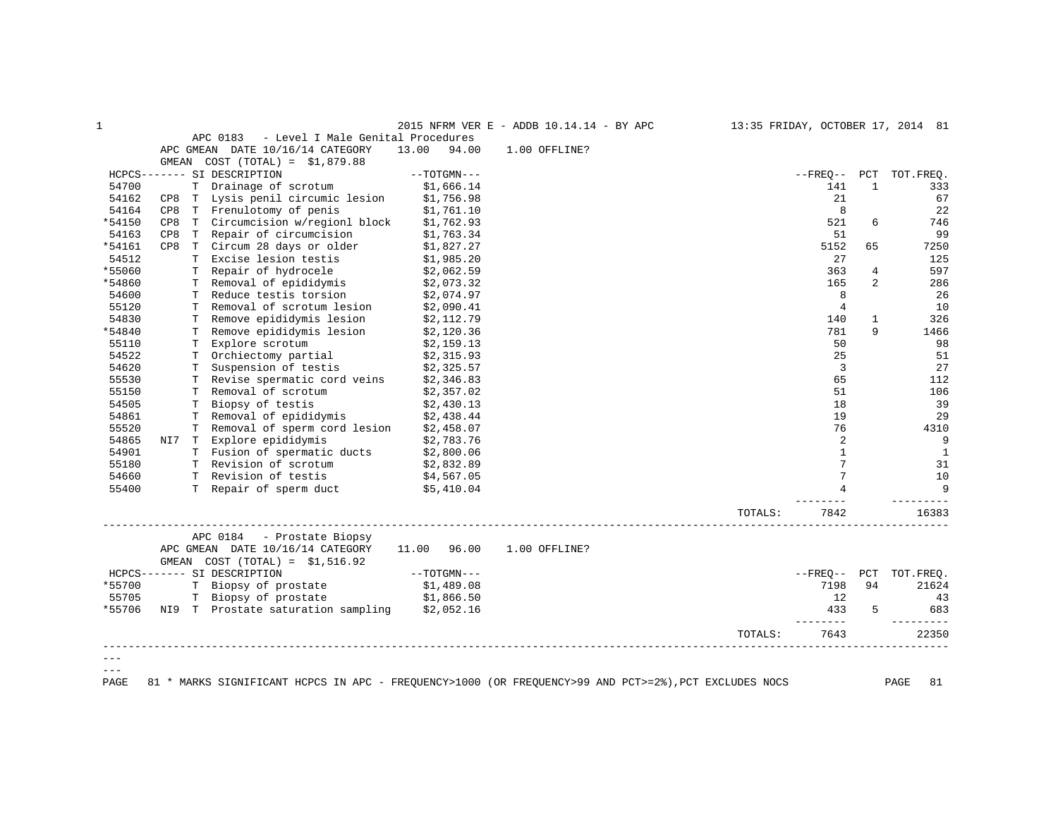## APC 0183 - Level I Male Genital Procedures

APC GMEAN DATE 10/16/14 CATEGORY 13.00 94.00 1.00 OFFLINE?

GMEAN COST (TOTAL) = $1,879.88

| HCPCS | | SI | DESCRIPTION | TOTGMN | FREQ | PCT | TOT.FREQ. |
|---|---|---|---|---|---|---|---|
| 54700 | | T | Drainage of scrotum | $1,666.14 | 141 | 1 | 333 |
| 54162 | CP8 | T | Lysis penil circumic lesion | $1,756.98 | 21 | | 67 |
| 54164 | CP8 | T | Frenulotomy of penis | $1,761.10 | 8 | | 22 |
| *54150 | CP8 | T | Circumcision w/regionl block | $1,762.93 | 521 | 6 | 746 |
| 54163 | CP8 | T | Repair of circumcision | $1,763.34 | 51 | | 99 |
| *54161 | CP8 | T | Circum 28 days or older | $1,827.27 | 5152 | 65 | 7250 |
| 54512 | | T | Excise lesion testis | $1,985.20 | 27 | | 125 |
| *55060 | | T | Repair of hydrocele | $2,062.59 | 363 | 4 | 597 |
| *54860 | | T | Removal of epididymis | $2,073.32 | 165 | 2 | 286 |
| 54600 | | T | Reduce testis torsion | $2,074.97 | 8 | | 26 |
| 55120 | | T | Removal of scrotum lesion | $2,090.41 | 4 | | 10 |
| 54830 | | T | Remove epididymis lesion | $2,112.79 | 140 | 1 | 326 |
| *54840 | | T | Remove epididymis lesion | $2,120.36 | 781 | 9 | 1466 |
| 55110 | | T | Explore scrotum | $2,159.13 | 50 | | 98 |
| 54522 | | T | Orchiectomy partial | $2,315.93 | 25 | | 51 |
| 54620 | | T | Suspension of testis | $2,325.57 | 3 | | 27 |
| 55530 | | T | Revise spermatic cord veins | $2,346.83 | 65 | | 112 |
| 55150 | | T | Removal of scrotum | $2,357.02 | 51 | | 106 |
| 54505 | | T | Biopsy of testis | $2,430.13 | 18 | | 39 |
| 54861 | | T | Removal of epididymis | $2,438.44 | 19 | | 29 |
| 55520 | | T | Removal of sperm cord lesion | $2,458.07 | 76 | | 4310 |
| 54865 | NI7 | T | Explore epididymis | $2,783.76 | 2 | | 9 |
| 54901 | | T | Fusion of spermatic ducts | $2,800.06 | 1 | | 1 |
| 55180 | | T | Revision of scrotum | $2,832.89 | 7 | | 31 |
| 54660 | | T | Revision of testis | $4,567.05 | 7 | | 10 |
| 55400 | | T | Repair of sperm duct | $5,410.04 | 4 | | 9 |
| | | | | TOTALS: | 7842 | | 16383 |

## APC 0184 - Prostate Biopsy

APC GMEAN DATE 10/16/14 CATEGORY 11.00 96.00 1.00 OFFLINE?

GMEAN COST (TOTAL) = $1,516.92

| HCPCS | | SI | DESCRIPTION | TOTGMN | FREQ | PCT | TOT.FREQ. |
|---|---|---|---|---|---|---|---|
| *55700 | | T | Biopsy of prostate | $1,489.08 | 7198 | 94 | 21624 |
| 55705 | | T | Biopsy of prostate | $1,866.50 | 12 | | 43 |
| *55706 | NI9 | T | Prostate saturation sampling | $2,052.16 | 433 | 5 | 683 |
| | | | | TOTALS: | 7643 | | 22350 |

\* MARKS SIGNIFICANT HCPCS IN APC - FREQUENCY>1000 (OR FREQUENCY>99 AND PCT>=2%),PCT EXCLUDES NOCS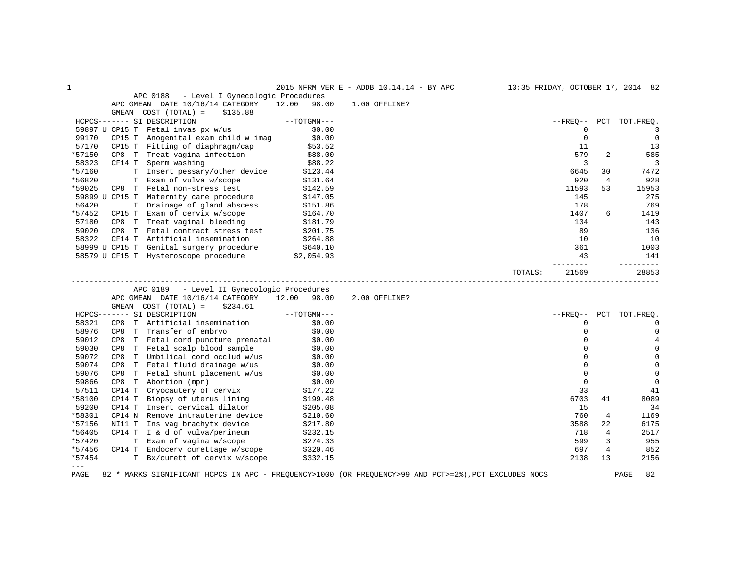2015 NFRM VER E - ADDB 10.14.14 - BY APC

## APC 0188 - Level I Gynecologic Procedures

APC GMEAN DATE 10/16/14 CATEGORY 12.00 98.00 1.00 OFFLINE?

GMEAN COST (TOTAL) = $135.88

| HCPCS | | SI | DESCRIPTION | TOTGMN | FREQ | PCT | TOT.FREQ. |
|---|---|---|---|---|---|---|---|
| 59897 | U CP15 | T | Fetal invas px w/us | $0.00 | 0 | | 3 |
| 99170 | CP15 | T | Anogenital exam child w imag | $0.00 | 0 | | 0 |
| 57170 | CP15 | T | Fitting of diaphragm/cap | $53.52 | 11 | | 13 |
| *57150 | CP8 | T | Treat vagina infection | $88.00 | 579 | 2 | 585 |
| 58323 | CF14 | T | Sperm washing | $88.22 | 3 | | 3 |
| *57160 | | T | Insert pessary/other device | $123.44 | 6645 | 30 | 7472 |
| *56820 | | T | Exam of vulva w/scope | $131.64 | 920 | 4 | 928 |
| *59025 | CP8 | T | Fetal non-stress test | $142.59 | 11593 | 53 | 15953 |
| 59899 | U CP15 | T | Maternity care procedure | $147.05 | 145 | | 275 |
| 56420 | | T | Drainage of gland abscess | $151.86 | 178 | | 769 |
| *57452 | CP15 | T | Exam of cervix w/scope | $164.70 | 1407 | 6 | 1419 |
| 57180 | CP8 | T | Treat vaginal bleeding | $181.79 | 134 | | 143 |
| 59020 | CP8 | T | Fetal contract stress test | $201.75 | 89 | | 136 |
| 58322 | CF14 | T | Artificial insemination | $264.88 | 10 | | 10 |
| 58999 | U CP15 | T | Genital surgery procedure | $640.10 | 361 | | 1003 |
| 58579 | U CF15 | T | Hysteroscope procedure | $2,054.93 | 43 | | 141 |
| | | | | TOTALS: | 21569 | | 28853 |

## APC 0189 - Level II Gynecologic Procedures

APC GMEAN DATE 10/16/14 CATEGORY 12.00 98.00 2.00 OFFLINE?

GMEAN COST (TOTAL) = $234.61

| HCPCS | | SI | DESCRIPTION | TOTGMN | FREQ | PCT | TOT.FREQ. |
|---|---|---|---|---|---|---|---|
| 58321 | CP8 | T | Artificial insemination | $0.00 | 0 | | 0 |
| 58976 | CP8 | T | Transfer of embryo | $0.00 | 0 | | 0 |
| 59012 | CP8 | T | Fetal cord puncture prenatal | $0.00 | 0 | | 4 |
| 59030 | CP8 | T | Fetal scalp blood sample | $0.00 | 0 | | 0 |
| 59072 | CP8 | T | Umbilical cord occlud w/us | $0.00 | 0 | | 0 |
| 59074 | CP8 | T | Fetal fluid drainage w/us | $0.00 | 0 | | 0 |
| 59076 | CP8 | T | Fetal shunt placement w/us | $0.00 | 0 | | 0 |
| 59866 | CP8 | T | Abortion (mpr) | $0.00 | 0 | | 0 |
| 57511 | CP14 | T | Cryocautery of cervix | $177.22 | 33 | | 41 |
| *58100 | CP14 | T | Biopsy of uterus lining | $199.48 | 6703 | 41 | 8089 |
| 59200 | CP14 | T | Insert cervical dilator | $205.08 | 15 | | 34 |
| *58301 | CP14 | N | Remove intrauterine device | $210.60 | 760 | 4 | 1169 |
| *57156 | NI11 | T | Ins vag brachytx device | $217.80 | 3588 | 22 | 6175 |
| *56405 | CP14 | T | I & d of vulva/perineum | $232.15 | 718 | 4 | 2517 |
| *57420 | | T | Exam of vagina w/scope | $274.33 | 599 | 3 | 955 |
| *57456 | CP14 | T | Endocerv curettage w/scope | $320.46 | 697 | 4 | 852 |
| *57454 | | T | Bx/curett of cervix w/scope | $332.15 | 2138 | 13 | 2156 |

---

\* MARKS SIGNIFICANT HCPCS IN APC - FREQUENCY>1000 (OR FREQUENCY>99 AND PCT>=2%),PCT EXCLUDES NOCS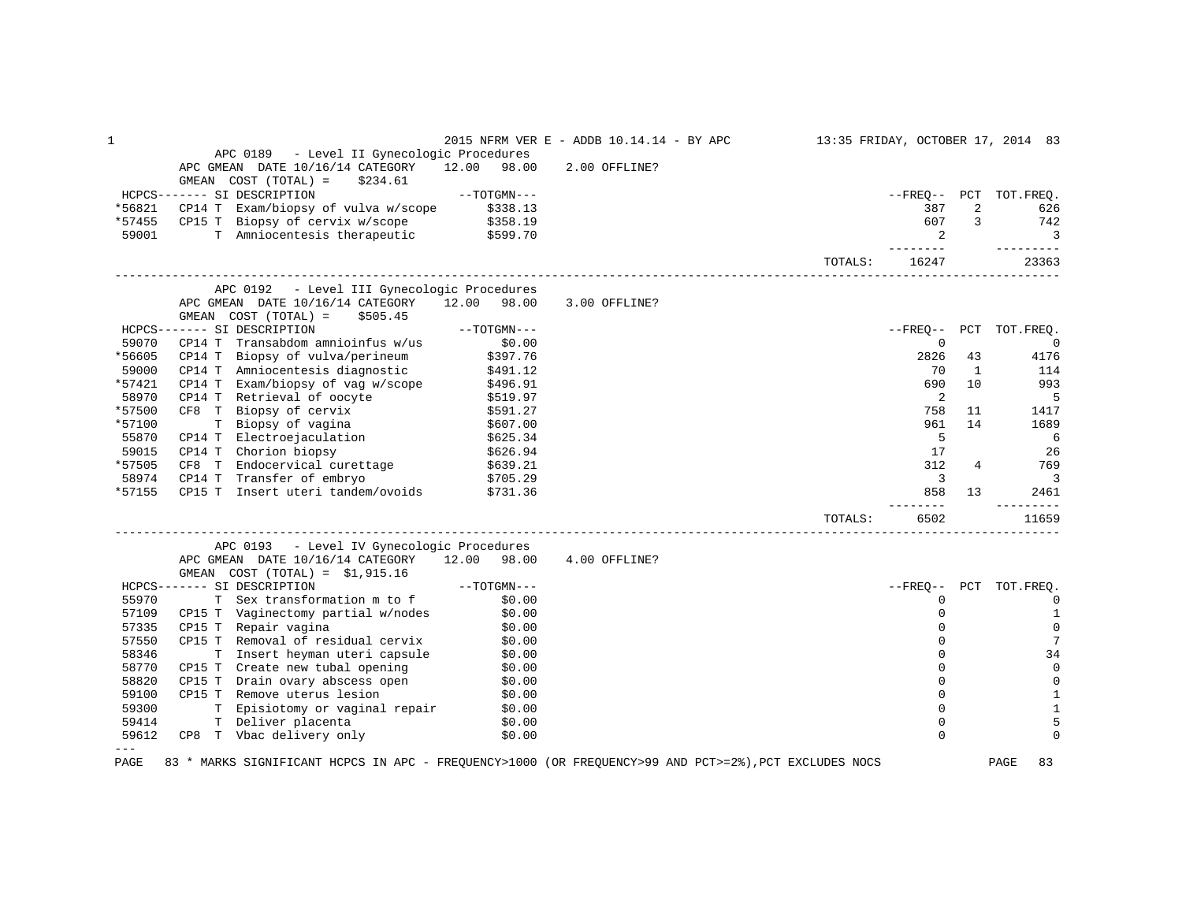### APC 0189 - Level II Gynecologic Procedures

APC GMEAN DATE 10/16/14 CATEGORY 12.00 98.00 2.00 OFFLINE?
GMEAN COST (TOTAL) = $234.61

| HCPCS | SI | DESCRIPTION | TOTGMN | FREQ | PCT | TOT.FREQ. |
|---|---|---|---|---|---|---|
| *56821 | CP14 T | Exam/biopsy of vulva w/scope | $338.13 | 387 | 2 | 626 |
| *57455 | CP15 T | Biopsy of cervix w/scope | $358.19 | 607 | 3 | 742 |
| 59001 | T | Amniocentesis therapeutic | $599.70 | 2 | | 3 |
| | | | TOTALS: | 16247 | | 23363 |

### APC 0192 - Level III Gynecologic Procedures

APC GMEAN DATE 10/16/14 CATEGORY 12.00 98.00 3.00 OFFLINE?
GMEAN COST (TOTAL) = $505.45

| HCPCS | SI | DESCRIPTION | TOTGMN | FREQ | PCT | TOT.FREQ. |
|---|---|---|---|---|---|---|
| 59070 | CP14 T | Transabdom amnioinfus w/us | $0.00 | 0 | | 0 |
| *56605 | CP14 T | Biopsy of vulva/perineum | $397.76 | 2826 | 43 | 4176 |
| 59000 | CP14 T | Amniocentesis diagnostic | $491.12 | 70 | 1 | 114 |
| *57421 | CP14 T | Exam/biopsy of vag w/scope | $496.91 | 690 | 10 | 993 |
| 58970 | CP14 T | Retrieval of oocyte | $519.97 | 2 | | 5 |
| *57500 | CF8 T | Biopsy of cervix | $591.27 | 758 | 11 | 1417 |
| *57100 | T | Biopsy of vagina | $607.00 | 961 | 14 | 1689 |
| 55870 | CP14 T | Electroejaculation | $625.34 | 5 | | 6 |
| 59015 | CP14 T | Chorion biopsy | $626.94 | 17 | | 26 |
| *57505 | CF8 T | Endocervical curettage | $639.21 | 312 | 4 | 769 |
| 58974 | CP14 T | Transfer of embryo | $705.29 | 3 | | 3 |
| *57155 | CP15 T | Insert uteri tandem/ovoids | $731.36 | 858 | 13 | 2461 |
| | | | TOTALS: | 6502 | | 11659 |

### APC 0193 - Level IV Gynecologic Procedures

APC GMEAN DATE 10/16/14 CATEGORY 12.00 98.00 4.00 OFFLINE?
GMEAN COST (TOTAL) = $1,915.16

| HCPCS | SI | DESCRIPTION | TOTGMN | FREQ | PCT | TOT.FREQ. |
|---|---|---|---|---|---|---|
| 55970 | T | Sex transformation m to f | $0.00 | 0 | | 0 |
| 57109 | CP15 T | Vaginectomy partial w/nodes | $0.00 | 0 | | 1 |
| 57335 | CP15 T | Repair vagina | $0.00 | 0 | | 0 |
| 57550 | CP15 T | Removal of residual cervix | $0.00 | 0 | | 7 |
| 58346 | T | Insert heyman uteri capsule | $0.00 | 0 | | 34 |
| 58770 | CP15 T | Create new tubal opening | $0.00 | 0 | | 0 |
| 58820 | CP15 T | Drain ovary abscess open | $0.00 | 0 | | 0 |
| 59100 | CP15 T | Remove uterus lesion | $0.00 | 0 | | 1 |
| 59300 | T | Episiotomy or vaginal repair | $0.00 | 0 | | 1 |
| 59414 | T | Deliver placenta | $0.00 | 0 | | 5 |
| 59612 | CP8 T | Vbac delivery only | $0.00 | 0 | | 0 |

\* MARKS SIGNIFICANT HCPCS IN APC - FREQUENCY>1000 (OR FREQUENCY>99 AND PCT>=2%),PCT EXCLUDES NOCS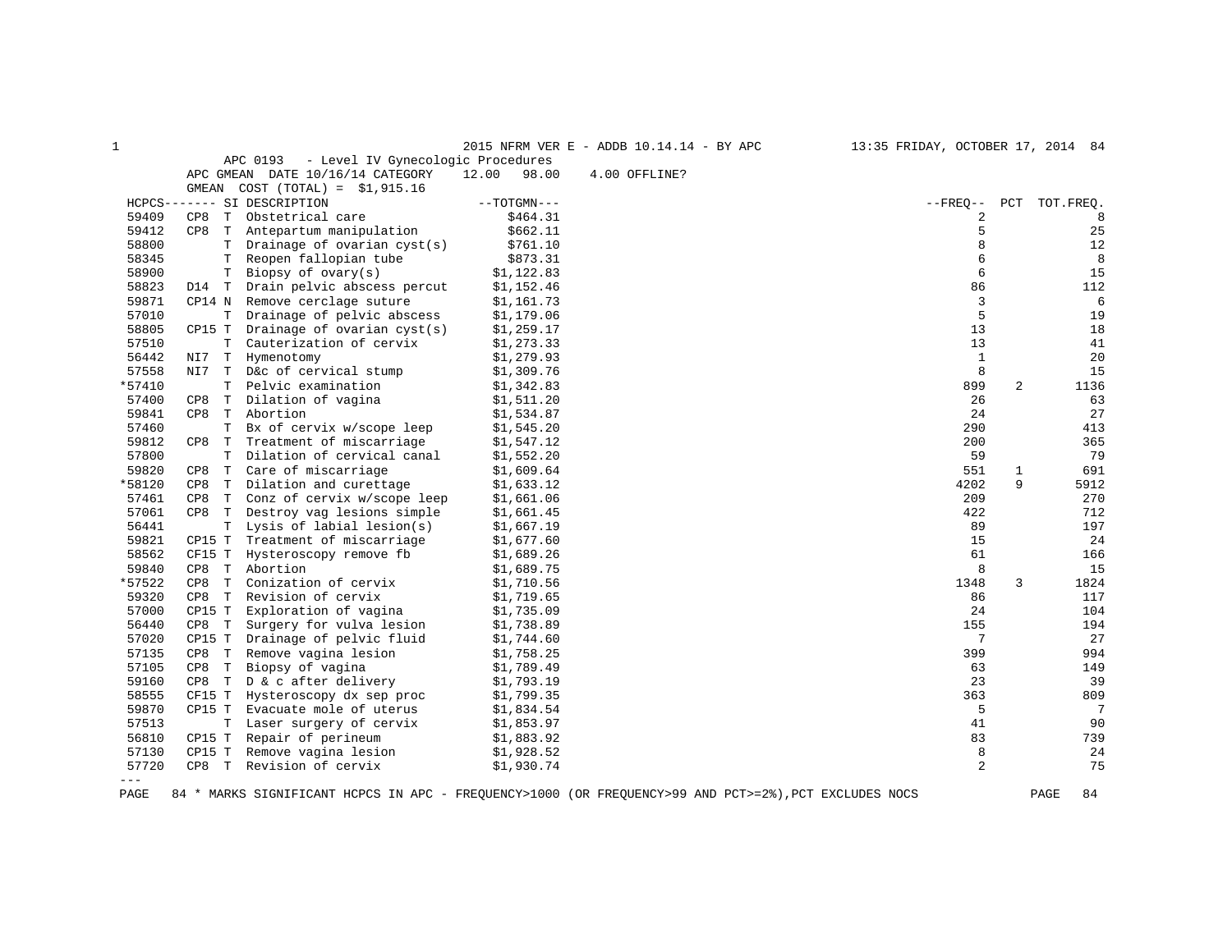APC 0193 - Level IV Gynecologic Procedures

APC GMEAN DATE 10/16/14 CATEGORY 12.00 98.00 4.00 OFFLINE?

GMEAN COST (TOTAL) = $1,915.16

| HCPCS | | SI | DESCRIPTION | TOTGMN | FREQ | PCT | TOT.FREQ. |
|---|---|---|---|---|---|---|---|
| 59409 | CP8 | T | Obstetrical care | $464.31 | 2 | | 8 |
| 59412 | CP8 | T | Antepartum manipulation | $662.11 | 5 | | 25 |
| 58800 | | T | Drainage of ovarian cyst(s) | $761.10 | 8 | | 12 |
| 58345 | | T | Reopen fallopian tube | $873.31 | 6 | | 8 |
| 58900 | | T | Biopsy of ovary(s) | $1,122.83 | 6 | | 15 |
| 58823 | D14 | T | Drain pelvic abscess percut | $1,152.46 | 86 | | 112 |
| 59871 | CP14 | N | Remove cerclage suture | $1,161.73 | 3 | | 6 |
| 57010 | | T | Drainage of pelvic abscess | $1,179.06 | 5 | | 19 |
| 58805 | CP15 | T | Drainage of ovarian cyst(s) | $1,259.17 | 13 | | 18 |
| 57510 | | T | Cauterization of cervix | $1,273.33 | 13 | | 41 |
| 56442 | NI7 | T | Hymenotomy | $1,279.93 | 1 | | 20 |
| 57558 | NI7 | T | D&c of cervical stump | $1,309.76 | 8 | | 15 |
| *57410 | | T | Pelvic examination | $1,342.83 | 899 | 2 | 1136 |
| 57400 | CP8 | T | Dilation of vagina | $1,511.20 | 26 | | 63 |
| 59841 | CP8 | T | Abortion | $1,534.87 | 24 | | 27 |
| 57460 | | T | Bx of cervix w/scope leep | $1,545.20 | 290 | | 413 |
| 59812 | CP8 | T | Treatment of miscarriage | $1,547.12 | 200 | | 365 |
| 57800 | | T | Dilation of cervical canal | $1,552.20 | 59 | | 79 |
| 59820 | CP8 | T | Care of miscarriage | $1,609.64 | 551 | 1 | 691 |
| *58120 | CP8 | T | Dilation and curettage | $1,633.12 | 4202 | 9 | 5912 |
| 57461 | CP8 | T | Conz of cervix w/scope leep | $1,661.06 | 209 | | 270 |
| 57061 | CP8 | T | Destroy vag lesions simple | $1,661.45 | 422 | | 712 |
| 56441 | | T | Lysis of labial lesion(s) | $1,667.19 | 89 | | 197 |
| 59821 | CP15 | T | Treatment of miscarriage | $1,677.60 | 15 | | 24 |
| 58562 | CF15 | T | Hysteroscopy remove fb | $1,689.26 | 61 | | 166 |
| 59840 | CP8 | T | Abortion | $1,689.75 | 8 | | 15 |
| *57522 | CP8 | T | Conization of cervix | $1,710.56 | 1348 | 3 | 1824 |
| 59320 | CP8 | T | Revision of cervix | $1,719.65 | 86 | | 117 |
| 57000 | CP15 | T | Exploration of vagina | $1,735.09 | 24 | | 104 |
| 56440 | CP8 | T | Surgery for vulva lesion | $1,738.89 | 155 | | 194 |
| 57020 | CP15 | T | Drainage of pelvic fluid | $1,744.60 | 7 | | 27 |
| 57135 | CP8 | T | Remove vagina lesion | $1,758.25 | 399 | | 994 |
| 57105 | CP8 | T | Biopsy of vagina | $1,789.49 | 63 | | 149 |
| 59160 | CP8 | T | D & c after delivery | $1,793.19 | 23 | | 39 |
| 58555 | CF15 | T | Hysteroscopy dx sep proc | $1,799.35 | 363 | | 809 |
| 59870 | CP15 | T | Evacuate mole of uterus | $1,834.54 | 5 | | 7 |
| 57513 | | T | Laser surgery of cervix | $1,853.97 | 41 | | 90 |
| 56810 | CP15 | T | Repair of perineum | $1,883.92 | 83 | | 739 |
| 57130 | CP15 | T | Remove vagina lesion | $1,928.52 | 8 | | 24 |
| 57720 | CP8 | T | Revision of cervix | $1,930.74 | 2 | | 75 |

\* MARKS SIGNIFICANT HCPCS IN APC - FREQUENCY>1000 (OR FREQUENCY>99 AND PCT>=2%),PCT EXCLUDES NOCS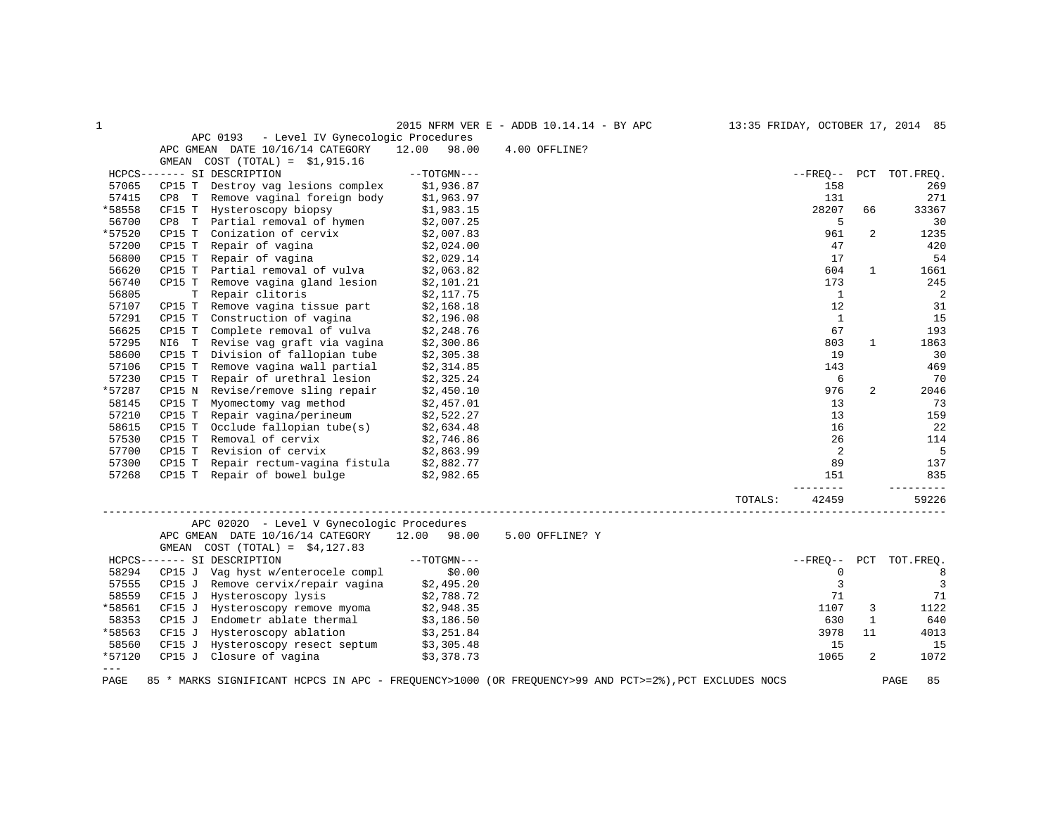## APC 0193 - Level IV Gynecologic Procedures

APC GMEAN DATE 10/16/14 CATEGORY 12.00 98.00 4.00 OFFLINE?

GMEAN COST (TOTAL) = $1,915.16

| HCPCS | SI | DESCRIPTION | TOTGMN | FREQ | PCT | TOT.FREQ. |
|---|---|---|---|---|---|---|
| 57065 | CP15 T | Destroy vag lesions complex | $1,936.87 | 158 | | 269 |
| 57415 | CP8 T | Remove vaginal foreign body | $1,963.97 | 131 | | 271 |
| *58558 | CF15 T | Hysteroscopy biopsy | $1,983.15 | 28207 | 66 | 33367 |
| 56700 | CP8 T | Partial removal of hymen | $2,007.25 | 5 | | 30 |
| *57520 | CP15 T | Conization of cervix | $2,007.83 | 961 | 2 | 1235 |
| 57200 | CP15 T | Repair of vagina | $2,024.00 | 47 | | 420 |
| 56800 | CP15 T | Repair of vagina | $2,029.14 | 17 | | 54 |
| 56620 | CP15 T | Partial removal of vulva | $2,063.82 | 604 | 1 | 1661 |
| 56740 | CP15 T | Remove vagina gland lesion | $2,101.21 | 173 | | 245 |
| 56805 | T | Repair clitoris | $2,117.75 | 1 | | 2 |
| 57107 | CP15 T | Remove vagina tissue part | $2,168.18 | 12 | | 31 |
| 57291 | CP15 T | Construction of vagina | $2,196.08 | 1 | | 15 |
| 56625 | CP15 T | Complete removal of vulva | $2,248.76 | 67 | | 193 |
| 57295 | NI6 T | Revise vag graft via vagina | $2,300.86 | 803 | 1 | 1863 |
| 58600 | CP15 T | Division of fallopian tube | $2,305.38 | 19 | | 30 |
| 57106 | CP15 T | Remove vagina wall partial | $2,314.85 | 143 | | 469 |
| 57230 | CP15 T | Repair of urethral lesion | $2,325.24 | 6 | | 70 |
| *57287 | CP15 N | Revise/remove sling repair | $2,450.10 | 976 | 2 | 2046 |
| 58145 | CP15 T | Myomectomy vag method | $2,457.01 | 13 | | 73 |
| 57210 | CP15 T | Repair vagina/perineum | $2,522.27 | 13 | | 159 |
| 58615 | CP15 T | Occlude fallopian tube(s) | $2,634.48 | 16 | | 22 |
| 57530 | CP15 T | Removal of cervix | $2,746.86 | 26 | | 114 |
| 57700 | CP15 T | Revision of cervix | $2,863.99 | 2 | | 5 |
| 57300 | CP15 T | Repair rectum-vagina fistula | $2,882.77 | 89 | | 137 |
| 57268 | CP15 T | Repair of bowel bulge | $2,982.65 | 151 | | 835 |
| | | | TOTALS: | 42459 | | 59226 |

## APC 0202O - Level V Gynecologic Procedures

APC GMEAN DATE 10/16/14 CATEGORY 12.00 98.00 5.00 OFFLINE? Y

GMEAN COST (TOTAL) = $4,127.83

| HCPCS | SI | DESCRIPTION | TOTGMN | FREQ | PCT | TOT.FREQ. |
|---|---|---|---|---|---|---|
| 58294 | CP15 J | Vag hyst w/enterocele compl | $0.00 | 0 | | 8 |
| 57555 | CP15 J | Remove cervix/repair vagina | $2,495.20 | 3 | | 3 |
| 58559 | CF15 J | Hysteroscopy lysis | $2,788.72 | 71 | | 71 |
| *58561 | CF15 J | Hysteroscopy remove myoma | $2,948.35 | 1107 | 3 | 1122 |
| 58353 | CP15 J | Endometr ablate thermal | $3,186.50 | 630 | 1 | 640 |
| *58563 | CF15 J | Hysteroscopy ablation | $3,251.84 | 3978 | 11 | 4013 |
| 58560 | CF15 J | Hysteroscopy resect septum | $3,305.48 | 15 | | 15 |
| *57120 | CP15 J | Closure of vagina | $3,378.73 | 1065 | 2 | 1072 |

---

\* MARKS SIGNIFICANT HCPCS IN APC - FREQUENCY>1000 (OR FREQUENCY>99 AND PCT>=2%),PCT EXCLUDES NOCS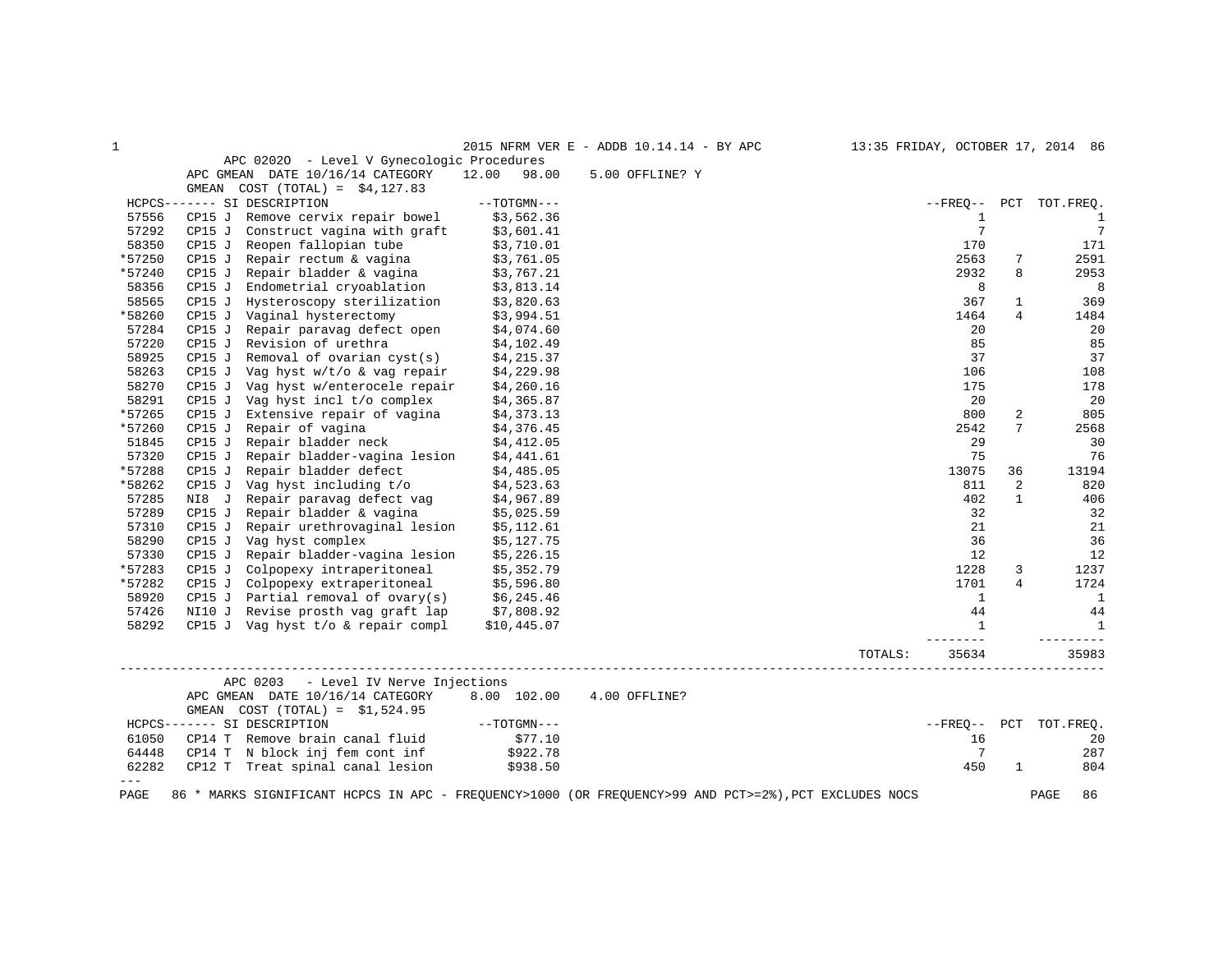APC 0202O - Level V Gynecologic Procedures
APC GMEAN DATE 10/16/14 CATEGORY 12.00 98.00 5.00 OFFLINE? Y
GMEAN COST (TOTAL) = $4,127.83

| HCPCS | SI | DESCRIPTION | TOTGMN | FREQ | PCT | TOT.FREQ. |
|---|---|---|---|---|---|---|
| 57556 | CP15 J | Remove cervix repair bowel | $3,562.36 | 1 | | 1 |
| 57292 | CP15 J | Construct vagina with graft | $3,601.41 | 7 | | 7 |
| 58350 | CP15 J | Reopen fallopian tube | $3,710.01 | 170 | | 171 |
| *57250 | CP15 J | Repair rectum & vagina | $3,761.05 | 2563 | 7 | 2591 |
| *57240 | CP15 J | Repair bladder & vagina | $3,767.21 | 2932 | 8 | 2953 |
| 58356 | CP15 J | Endometrial cryoablation | $3,813.14 | 8 | | 8 |
| 58565 | CP15 J | Hysteroscopy sterilization | $3,820.63 | 367 | 1 | 369 |
| *58260 | CP15 J | Vaginal hysterectomy | $3,994.51 | 1464 | 4 | 1484 |
| 57284 | CP15 J | Repair paravag defect open | $4,074.60 | 20 | | 20 |
| 57220 | CP15 J | Revision of urethra | $4,102.49 | 85 | | 85 |
| 58925 | CP15 J | Removal of ovarian cyst(s) | $4,215.37 | 37 | | 37 |
| 58263 | CP15 J | Vag hyst w/t/o & vag repair | $4,229.98 | 106 | | 108 |
| 58270 | CP15 J | Vag hyst w/enterocele repair | $4,260.16 | 175 | | 178 |
| 58291 | CP15 J | Vag hyst incl t/o complex | $4,365.87 | 20 | | 20 |
| *57265 | CP15 J | Extensive repair of vagina | $4,373.13 | 800 | 2 | 805 |
| *57260 | CP15 J | Repair of vagina | $4,376.45 | 2542 | 7 | 2568 |
| 51845 | CP15 J | Repair bladder neck | $4,412.05 | 29 | | 30 |
| 57320 | CP15 J | Repair bladder-vagina lesion | $4,441.61 | 75 | | 76 |
| *57288 | CP15 J | Repair bladder defect | $4,485.05 | 13075 | 36 | 13194 |
| *58262 | CP15 J | Vag hyst including t/o | $4,523.63 | 811 | 2 | 820 |
| 57285 | NI8 J | Repair paravag defect vag | $4,967.89 | 402 | 1 | 406 |
| 57289 | CP15 J | Repair bladder & vagina | $5,025.59 | 32 | | 32 |
| 57310 | CP15 J | Repair urethrovaginal lesion | $5,112.61 | 21 | | 21 |
| 58290 | CP15 J | Vag hyst complex | $5,127.75 | 36 | | 36 |
| 57330 | CP15 J | Repair bladder-vagina lesion | $5,226.15 | 12 | | 12 |
| *57283 | CP15 J | Colpopexy intraperitoneal | $5,352.79 | 1228 | 3 | 1237 |
| *57282 | CP15 J | Colpopexy extraperitoneal | $5,596.80 | 1701 | 4 | 1724 |
| 58920 | CP15 J | Partial removal of ovary(s) | $6,245.46 | 1 | | 1 |
| 57426 | NI10 J | Revise prosth vag graft lap | $7,808.92 | 44 | | 44 |
| 58292 | CP15 J | Vag hyst t/o & repair compl | $10,445.07 | 1 | | 1 |
| | | | TOTALS: | 35634 | | 35983 |

APC 0203 - Level IV Nerve Injections
APC GMEAN DATE 10/16/14 CATEGORY 8.00 102.00 4.00 OFFLINE?
GMEAN COST (TOTAL) = $1,524.95

| HCPCS | SI | DESCRIPTION | TOTGMN | FREQ | PCT | TOT.FREQ. |
|---|---|---|---|---|---|---|
| 61050 | CP14 T | Remove brain canal fluid | $77.10 | 16 | | 20 |
| 64448 | CP14 T | N block inj fem cont inf | $922.78 | 7 | | 287 |
| 62282 | CP12 T | Treat spinal canal lesion | $938.50 | 450 | 1 | 804 |

---

\* MARKS SIGNIFICANT HCPCS IN APC - FREQUENCY>1000 (OR FREQUENCY>99 AND PCT>=2%),PCT EXCLUDES NOCS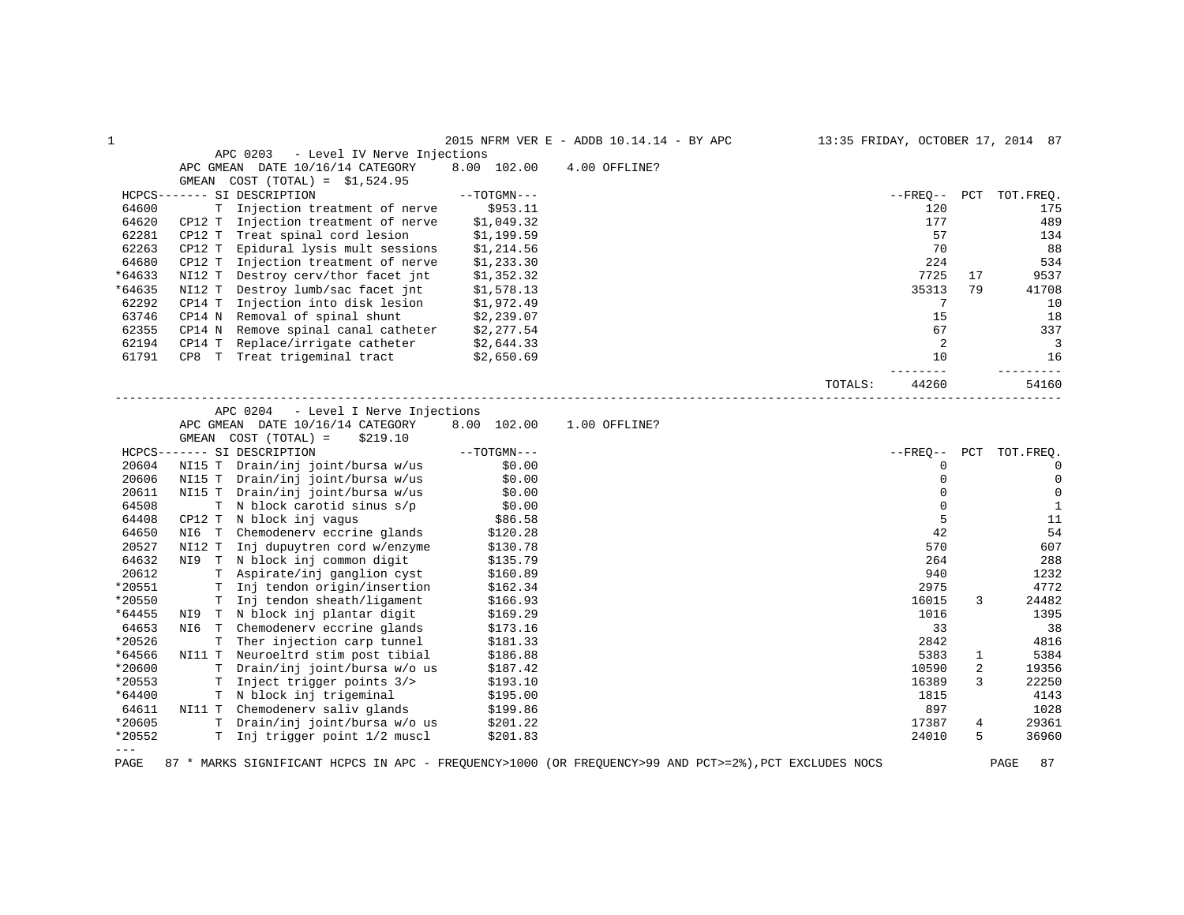## APC 0203 - Level IV Nerve Injections

APC GMEAN DATE 10/16/14 CATEGORY 8.00 102.00 4.00 OFFLINE?

GMEAN COST (TOTAL) = $1,524.95

| HCPCS | SI | DESCRIPTION | TOTGMN | FREQ | PCT | TOT.FREQ. |
|---|---|---|---|---|---|---|
| 64600 | T | Injection treatment of nerve | $953.11 | 120 | | 175 |
| 64620 | CP12 T | Injection treatment of nerve | $1,049.32 | 177 | | 489 |
| 62281 | CP12 T | Treat spinal cord lesion | $1,199.59 | 57 | | 134 |
| 62263 | CP12 T | Epidural lysis mult sessions | $1,214.56 | 70 | | 88 |
| 64680 | CP12 T | Injection treatment of nerve | $1,233.30 | 224 | | 534 |
| *64633 | NI12 T | Destroy cerv/thor facet jnt | $1,352.32 | 7725 | 17 | 9537 |
| *64635 | NI12 T | Destroy lumb/sac facet jnt | $1,578.13 | 35313 | 79 | 41708 |
| 62292 | CP14 T | Injection into disk lesion | $1,972.49 | 7 | | 10 |
| 63746 | CP14 N | Removal of spinal shunt | $2,239.07 | 15 | | 18 |
| 62355 | CP14 N | Remove spinal canal catheter | $2,277.54 | 67 | | 337 |
| 62194 | CP14 T | Replace/irrigate catheter | $2,644.33 | 2 | | 3 |
| 61791 | CP8 T | Treat trigeminal tract | $2,650.69 | 10 | | 16 |
| | | | TOTALS: | 44260 | | 54160 |

## APC 0204 - Level I Nerve Injections

APC GMEAN DATE 10/16/14 CATEGORY 8.00 102.00 1.00 OFFLINE?

GMEAN COST (TOTAL) = $219.10

| HCPCS | SI | DESCRIPTION | TOTGMN | FREQ | PCT | TOT.FREQ. |
|---|---|---|---|---|---|---|
| 20604 | NI15 T | Drain/inj joint/bursa w/us | $0.00 | 0 | | 0 |
| 20606 | NI15 T | Drain/inj joint/bursa w/us | $0.00 | 0 | | 0 |
| 20611 | NI15 T | Drain/inj joint/bursa w/us | $0.00 | 0 | | 0 |
| 64508 | T | N block carotid sinus s/p | $0.00 | 0 | | 1 |
| 64408 | CP12 T | N block inj vagus | $86.58 | 5 | | 11 |
| 64650 | NI6 T | Chemodenerv eccrine glands | $120.28 | 42 | | 54 |
| 20527 | NI12 T | Inj dupuytren cord w/enzyme | $130.78 | 570 | | 607 |
| 64632 | NI9 T | N block inj common digit | $135.79 | 264 | | 288 |
| 20612 | T | Aspirate/inj ganglion cyst | $160.89 | 940 | | 1232 |
| *20551 | T | Inj tendon origin/insertion | $162.34 | 2975 | | 4772 |
| *20550 | T | Inj tendon sheath/ligament | $166.93 | 16015 | 3 | 24482 |
| *64455 | NI9 T | N block inj plantar digit | $169.29 | 1016 | | 1395 |
| 64653 | NI6 T | Chemodenerv eccrine glands | $173.16 | 33 | | 38 |
| *20526 | T | Ther injection carp tunnel | $181.33 | 2842 | | 4816 |
| *64566 | NI11 T | Neuroeltrd stim post tibial | $186.88 | 5383 | 1 | 5384 |
| *20600 | T | Drain/inj joint/bursa w/o us | $187.42 | 10590 | 2 | 19356 |
| *20553 | T | Inject trigger points 3/> | $193.10 | 16389 | 3 | 22250 |
| *64400 | T | N block inj trigeminal | $195.00 | 1815 | | 4143 |
| 64611 | NI11 T | Chemodenerv saliv glands | $199.86 | 897 | | 1028 |
| *20605 | T | Drain/inj joint/bursa w/o us | $201.22 | 17387 | 4 | 29361 |
| *20552 | T | Inj trigger point 1/2 muscl | $201.83 | 24010 | 5 | 36960 |

---

\* MARKS SIGNIFICANT HCPCS IN APC - FREQUENCY>1000 (OR FREQUENCY>99 AND PCT>=2%),PCT EXCLUDES NOCS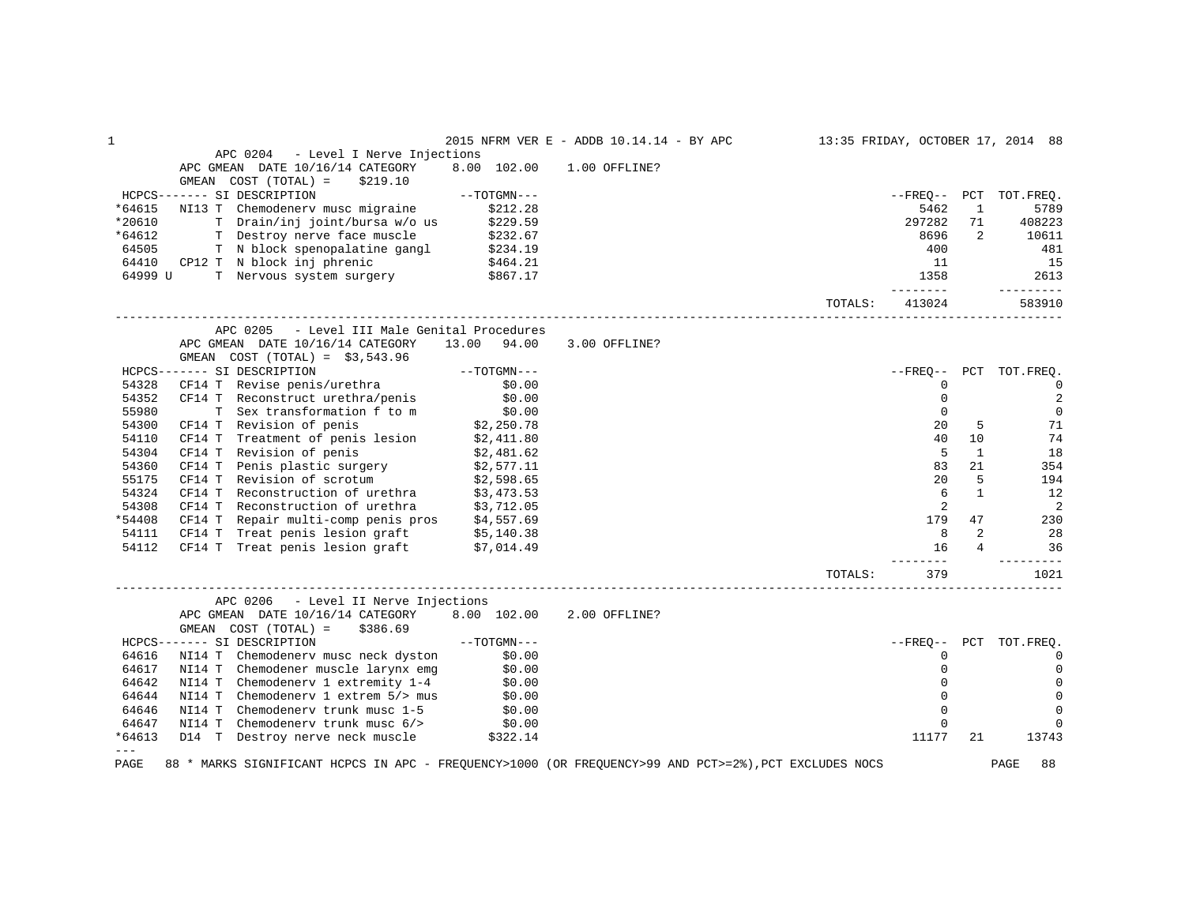## APC 0204 - Level I Nerve Injections

APC GMEAN DATE 10/16/14 CATEGORY 8.00 102.00 1.00 OFFLINE?

GMEAN COST (TOTAL) = $219.10

| HCPCS | | SI | DESCRIPTION | TOTGMN | FREQ | PCT | TOT.FREQ. |
|---|---|---|---|---|---|---|---|
| *64615 | NI13 | T | Chemodenerv musc migraine | $212.28 | 5462 | 1 | 5789 |
| *20610 | | T | Drain/inj joint/bursa w/o us | $229.59 | 297282 | 71 | 408223 |
| *64612 | | T | Destroy nerve face muscle | $232.67 | 8696 | 2 | 10611 |
| 64505 | | T | N block spenopalatine gangl | $234.19 | 400 | | 481 |
| 64410 | CP12 | T | N block inj phrenic | $464.21 | 11 | | 15 |
| 64999 U | | T | Nervous system surgery | $867.17 | 1358 | | 2613 |
| | | | | TOTALS: | 413024 | | 583910 |

## APC 0205 - Level III Male Genital Procedures

APC GMEAN DATE 10/16/14 CATEGORY 13.00 94.00 3.00 OFFLINE?

GMEAN COST (TOTAL) = $3,543.96

| HCPCS | | SI | DESCRIPTION | TOTGMN | FREQ | PCT | TOT.FREQ. |
|---|---|---|---|---|---|---|---|
| 54328 | CF14 | T | Revise penis/urethra | $0.00 | 0 | | 0 |
| 54352 | CF14 | T | Reconstruct urethra/penis | $0.00 | 0 | | 2 |
| 55980 | | T | Sex transformation f to m | $0.00 | 0 | | 0 |
| 54300 | CF14 | T | Revision of penis | $2,250.78 | 20 | 5 | 71 |
| 54110 | CF14 | T | Treatment of penis lesion | $2,411.80 | 40 | 10 | 74 |
| 54304 | CF14 | T | Revision of penis | $2,481.62 | 5 | 1 | 18 |
| 54360 | CF14 | T | Penis plastic surgery | $2,577.11 | 83 | 21 | 354 |
| 55175 | CF14 | T | Revision of scrotum | $2,598.65 | 20 | 5 | 194 |
| 54324 | CF14 | T | Reconstruction of urethra | $3,473.53 | 6 | 1 | 12 |
| 54308 | CF14 | T | Reconstruction of urethra | $3,712.05 | 2 | | 2 |
| *54408 | CF14 | T | Repair multi-comp penis pros | $4,557.69 | 179 | 47 | 230 |
| 54111 | CF14 | T | Treat penis lesion graft | $5,140.38 | 8 | 2 | 28 |
| 54112 | CF14 | T | Treat penis lesion graft | $7,014.49 | 16 | 4 | 36 |
| | | | | TOTALS: | 379 | | 1021 |

## APC 0206 - Level II Nerve Injections

APC GMEAN DATE 10/16/14 CATEGORY 8.00 102.00 2.00 OFFLINE?

GMEAN COST (TOTAL) = $386.69

| HCPCS | | SI | DESCRIPTION | TOTGMN | FREQ | PCT | TOT.FREQ. |
|---|---|---|---|---|---|---|---|
| 64616 | NI14 | T | Chemodenerv musc neck dyston | $0.00 | 0 | | 0 |
| 64617 | NI14 | T | Chemodener muscle larynx emg | $0.00 | 0 | | 0 |
| 64642 | NI14 | T | Chemodenerv 1 extremity 1-4 | $0.00 | 0 | | 0 |
| 64644 | NI14 | T | Chemodenerv 1 extrem 5/> mus | $0.00 | 0 | | 0 |
| 64646 | NI14 | T | Chemodenerv trunk musc 1-5 | $0.00 | 0 | | 0 |
| 64647 | NI14 | T | Chemodenerv trunk musc 6/> | $0.00 | 0 | | 0 |
| *64613 | D14 | T | Destroy nerve neck muscle | $322.14 | 11177 | 21 | 13743 |

---

\* MARKS SIGNIFICANT HCPCS IN APC - FREQUENCY>1000 (OR FREQUENCY>99 AND PCT>=2%),PCT EXCLUDES NOCS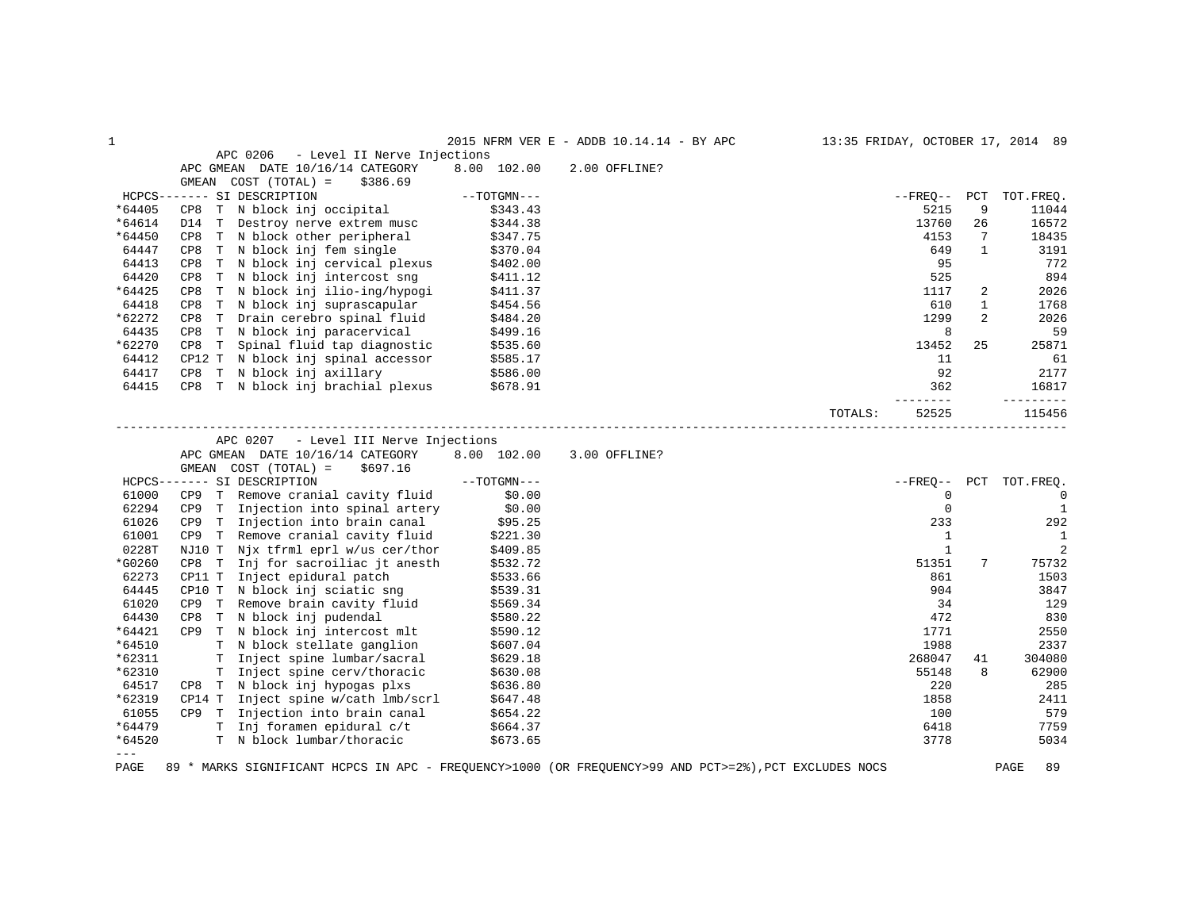2015 NFRM VER E - ADDB 10.14.14 - BY APC — 13:35 FRIDAY, OCTOBER 17, 2014

## APC 0206 - Level II Nerve Injections

APC GMEAN DATE 10/16/14 CATEGORY 8.00 102.00 2.00 OFFLINE?

GMEAN COST (TOTAL) = $386.69

| HCPCS | SI | | DESCRIPTION | TOTGMN | FREQ | PCT | TOT.FREQ. |
|---|---|---|---|---|---|---|---|
| *64405 | CP8 | T | N block inj occipital | $343.43 | 5215 | 9 | 11044 |
| *64614 | D14 | T | Destroy nerve extrem musc | $344.38 | 13760 | 26 | 16572 |
| *64450 | CP8 | T | N block other peripheral | $347.75 | 4153 | 7 | 18435 |
| 64447 | CP8 | T | N block inj fem single | $370.04 | 649 | 1 | 3191 |
| 64413 | CP8 | T | N block inj cervical plexus | $402.00 | 95 | | 772 |
| 64420 | CP8 | T | N block inj intercost sng | $411.12 | 525 | | 894 |
| *64425 | CP8 | T | N block inj ilio-ing/hypogi | $411.37 | 1117 | 2 | 2026 |
| 64418 | CP8 | T | N block inj suprascapular | $454.56 | 610 | 1 | 1768 |
| *62272 | CP8 | T | Drain cerebro spinal fluid | $484.20 | 1299 | 2 | 2026 |
| 64435 | CP8 | T | N block inj paracervical | $499.16 | 8 | | 59 |
| *62270 | CP8 | T | Spinal fluid tap diagnostic | $535.60 | 13452 | 25 | 25871 |
| 64412 | CP12 | T | N block inj spinal accessor | $585.17 | 11 | | 61 |
| 64417 | CP8 | T | N block inj axillary | $586.00 | 92 | | 2177 |
| 64415 | CP8 | T | N block inj brachial plexus | $678.91 | 362 | | 16817 |
| | | | | TOTALS: | 52525 | | 115456 |

## APC 0207 - Level III Nerve Injections

APC GMEAN DATE 10/16/14 CATEGORY 8.00 102.00 3.00 OFFLINE?

GMEAN COST (TOTAL) = $697.16

| HCPCS | SI | | DESCRIPTION | TOTGMN | FREQ | PCT | TOT.FREQ. |
|---|---|---|---|---|---|---|---|
| 61000 | CP9 | T | Remove cranial cavity fluid | $0.00 | 0 | | 0 |
| 62294 | CP9 | T | Injection into spinal artery | $0.00 | 0 | | 1 |
| 61026 | CP9 | T | Injection into brain canal | $95.25 | 233 | | 292 |
| 61001 | CP9 | T | Remove cranial cavity fluid | $221.30 | 1 | | 1 |
| 0228T | NJ10 | T | Njx tfrml eprl w/us cer/thor | $409.85 | 1 | | 2 |
| *G0260 | CP8 | T | Inj for sacroiliac jt anesth | $532.72 | 51351 | 7 | 75732 |
| 62273 | CP11 | T | Inject epidural patch | $533.66 | 861 | | 1503 |
| 64445 | CP10 | T | N block inj sciatic sng | $539.31 | 904 | | 3847 |
| 61020 | CP9 | T | Remove brain cavity fluid | $569.34 | 34 | | 129 |
| 64430 | CP8 | T | N block inj pudendal | $580.22 | 472 | | 830 |
| *64421 | CP9 | T | N block inj intercost mlt | $590.12 | 1771 | | 2550 |
| *64510 | | T | N block stellate ganglion | $607.04 | 1988 | | 2337 |
| *62311 | | T | Inject spine lumbar/sacral | $629.18 | 268047 | 41 | 304080 |
| *62310 | | T | Inject spine cerv/thoracic | $630.08 | 55148 | 8 | 62900 |
| 64517 | CP8 | T | N block inj hypogas plxs | $636.80 | 220 | | 285 |
| *62319 | CP14 | T | Inject spine w/cath lmb/scrl | $647.48 | 1858 | | 2411 |
| 61055 | CP9 | T | Injection into brain canal | $654.22 | 100 | | 579 |
| *64479 | | T | Inj foramen epidural c/t | $664.37 | 6418 | | 7759 |
| *64520 | | T | N block lumbar/thoracic | $673.65 | 3778 | | 5034 |

\* MARKS SIGNIFICANT HCPCS IN APC - FREQUENCY>1000 (OR FREQUENCY>99 AND PCT>=2%),PCT EXCLUDES NOCS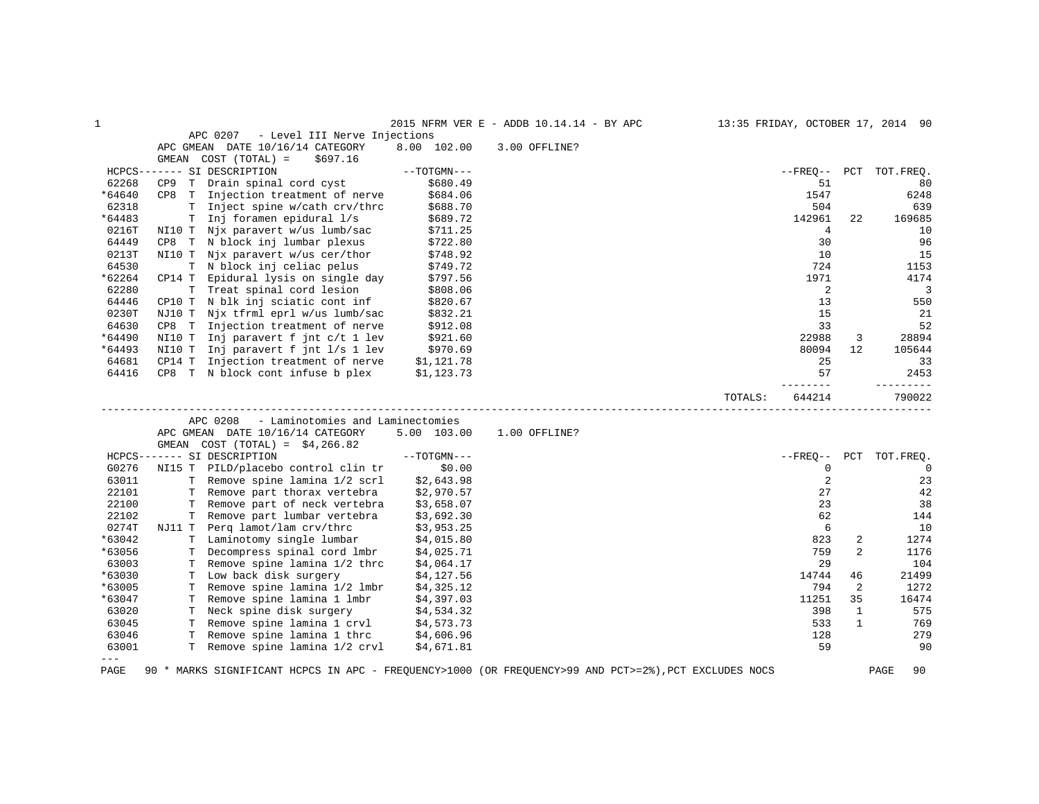## APC 0207 - Level III Nerve Injections

APC GMEAN DATE 10/16/14 CATEGORY 8.00 102.00 3.00 OFFLINE?

GMEAN COST (TOTAL) = $697.16

| HCPCS | | SI | DESCRIPTION | TOTGMN | FREQ | PCT | TOT.FREQ. |
|---|---|---|---|---|---|---|---|
| 62268 | CP9 | T | Drain spinal cord cyst | $680.49 | 51 | | 80 |
| *64640 | CP8 | T | Injection treatment of nerve | $684.06 | 1547 | | 6248 |
| 62318 | | T | Inject spine w/cath crv/thrc | $688.70 | 504 | | 639 |
| *64483 | | T | Inj foramen epidural l/s | $689.72 | 142961 | 22 | 169685 |
| 0216T | NI10 | T | Njx paravert w/us lumb/sac | $711.25 | 4 | | 10 |
| 64449 | CP8 | T | N block inj lumbar plexus | $722.80 | 30 | | 96 |
| 0213T | NI10 | T | Njx paravert w/us cer/thor | $748.92 | 10 | | 15 |
| 64530 | | T | N block inj celiac pelus | $749.72 | 724 | | 1153 |
| *62264 | CP14 | T | Epidural lysis on single day | $797.56 | 1971 | | 4174 |
| 62280 | | T | Treat spinal cord lesion | $808.06 | 2 | | 3 |
| 64446 | CP10 | T | N blk inj sciatic cont inf | $820.67 | 13 | | 550 |
| 0230T | NJ10 | T | Njx tfrml eprl w/us lumb/sac | $832.21 | 15 | | 21 |
| 64630 | CP8 | T | Injection treatment of nerve | $912.08 | 33 | | 52 |
| *64490 | NI10 | T | Inj paravert f jnt c/t 1 lev | $921.60 | 22988 | 3 | 28894 |
| *64493 | NI10 | T | Inj paravert f jnt l/s 1 lev | $970.69 | 80094 | 12 | 105644 |
| 64681 | CP14 | T | Injection treatment of nerve | $1,121.78 | 25 | | 33 |
| 64416 | CP8 | T | N block cont infuse b plex | $1,123.73 | 57 | | 2453 |
| | | | | TOTALS: | 644214 | | 790022 |

## APC 0208 - Laminotomies and Laminectomies

APC GMEAN DATE 10/16/14 CATEGORY 5.00 103.00 1.00 OFFLINE?

GMEAN COST (TOTAL) = $4,266.82

| HCPCS | | SI | DESCRIPTION | TOTGMN | FREQ | PCT | TOT.FREQ. |
|---|---|---|---|---|---|---|---|
| G0276 | NI15 | T | PILD/placebo control clin tr | $0.00 | 0 | | 0 |
| 63011 | | T | Remove spine lamina 1/2 scrl | $2,643.98 | 2 | | 23 |
| 22101 | | T | Remove part thorax vertebra | $2,970.57 | 27 | | 42 |
| 22100 | | T | Remove part of neck vertebra | $3,658.07 | 23 | | 38 |
| 22102 | | T | Remove part lumbar vertebra | $3,692.30 | 62 | | 144 |
| 0274T | NJ11 | T | Perq lamot/lam crv/thrc | $3,953.25 | 6 | | 10 |
| *63042 | | T | Laminotomy single lumbar | $4,015.80 | 823 | 2 | 1274 |
| *63056 | | T | Decompress spinal cord lmbr | $4,025.71 | 759 | 2 | 1176 |
| 63003 | | T | Remove spine lamina 1/2 thrc | $4,064.17 | 29 | | 104 |
| *63030 | | T | Low back disk surgery | $4,127.56 | 14744 | 46 | 21499 |
| *63005 | | T | Remove spine lamina 1/2 lmbr | $4,325.12 | 794 | 2 | 1272 |
| *63047 | | T | Remove spine lamina 1 lmbr | $4,397.03 | 11251 | 35 | 16474 |
| 63020 | | T | Neck spine disk surgery | $4,534.32 | 398 | 1 | 575 |
| 63045 | | T | Remove spine lamina 1 crvl | $4,573.73 | 533 | 1 | 769 |
| 63046 | | T | Remove spine lamina 1 thrc | $4,606.96 | 128 | | 279 |
| 63001 | | T | Remove spine lamina 1/2 crvl | $4,671.81 | 59 | | 90 |

\* MARKS SIGNIFICANT HCPCS IN APC - FREQUENCY>1000 (OR FREQUENCY>99 AND PCT>=2%),PCT EXCLUDES NOCS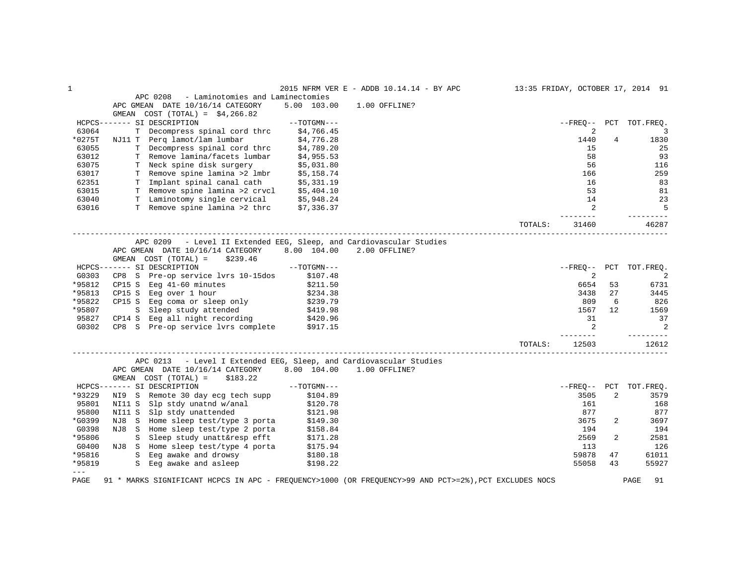## APC 0208 - Laminotomies and Laminectomies

APC GMEAN DATE 10/16/14 CATEGORY 5.00 103.00 1.00 OFFLINE?

GMEAN COST (TOTAL) = $4,266.82

| HCPCS | SI | DESCRIPTION | TOTGMN | FREQ | PCT | TOT.FREQ. |
|---|---|---|---|---|---|---|
| 63064 | T | Decompress spinal cord thrc | $4,766.45 | 2 | | 3 |
| *0275T | NJ11 T | Perq lamot/lam lumbar | $4,776.28 | 1440 | 4 | 1830 |
| 63055 | T | Decompress spinal cord thrc | $4,789.20 | 15 | | 25 |
| 63012 | T | Remove lamina/facets lumbar | $4,955.53 | 58 | | 93 |
| 63075 | T | Neck spine disk surgery | $5,031.80 | 56 | | 116 |
| 63017 | T | Remove spine lamina >2 lmbr | $5,158.74 | 166 | | 259 |
| 62351 | T | Implant spinal canal cath | $5,331.19 | 16 | | 83 |
| 63015 | T | Remove spine lamina >2 crvcl | $5,404.10 | 53 | | 81 |
| 63040 | T | Laminotomy single cervical | $5,948.24 | 14 | | 23 |
| 63016 | T | Remove spine lamina >2 thrc | $7,336.37 | 2 | | 5 |
| | | | TOTALS: | 31460 | | 46287 |

## APC 0209 - Level II Extended EEG, Sleep, and Cardiovascular Studies

APC GMEAN DATE 10/16/14 CATEGORY 8.00 104.00 2.00 OFFLINE?

GMEAN COST (TOTAL) = $239.46

| HCPCS | SI | DESCRIPTION | TOTGMN | FREQ | PCT | TOT.FREQ. |
|---|---|---|---|---|---|---|
| G0303 | CP8 S | Pre-op service lvrs 10-15dos | $107.48 | 2 | | 2 |
| *95812 | CP15 S | Eeg 41-60 minutes | $211.50 | 6654 | 53 | 6731 |
| *95813 | CP15 S | Eeg over 1 hour | $234.38 | 3438 | 27 | 3445 |
| *95822 | CP15 S | Eeg coma or sleep only | $239.79 | 809 | 6 | 826 |
| *95807 | S | Sleep study attended | $419.98 | 1567 | 12 | 1569 |
| 95827 | CP14 S | Eeg all night recording | $420.96 | 31 | | 37 |
| G0302 | CP8 S | Pre-op service lvrs complete | $917.15 | 2 | | 2 |
| | | | TOTALS: | 12503 | | 12612 |

## APC 0213 - Level I Extended EEG, Sleep, and Cardiovascular Studies

APC GMEAN DATE 10/16/14 CATEGORY 8.00 104.00 1.00 OFFLINE?

GMEAN COST (TOTAL) = $183.22

| HCPCS | SI | DESCRIPTION | TOTGMN | FREQ | PCT | TOT.FREQ. |
|---|---|---|---|---|---|---|
| *93229 | NI9 S | Remote 30 day ecg tech supp | $104.89 | 3505 | 2 | 3579 |
| 95801 | NI11 S | Slp stdy unatnd w/anal | $120.78 | 161 | | 168 |
| 95800 | NI11 S | Slp stdy unattended | $121.98 | 877 | | 877 |
| *G0399 | NJ8 S | Home sleep test/type 3 porta | $149.30 | 3675 | 2 | 3697 |
| G0398 | NJ8 S | Home sleep test/type 2 porta | $158.84 | 194 | | 194 |
| *95806 | S | Sleep study unatt&resp efft | $171.28 | 2569 | 2 | 2581 |
| G0400 | NJ8 S | Home sleep test/type 4 porta | $175.94 | 113 | | 126 |
| *95816 | S | Eeg awake and drowsy | $180.18 | 59878 | 47 | 61011 |
| *95819 | S | Eeg awake and asleep | $198.22 | 55058 | 43 | 55927 |

---

* MARKS SIGNIFICANT HCPCS IN APC - FREQUENCY>1000 (OR FREQUENCY>99 AND PCT>=2%),PCT EXCLUDES NOCS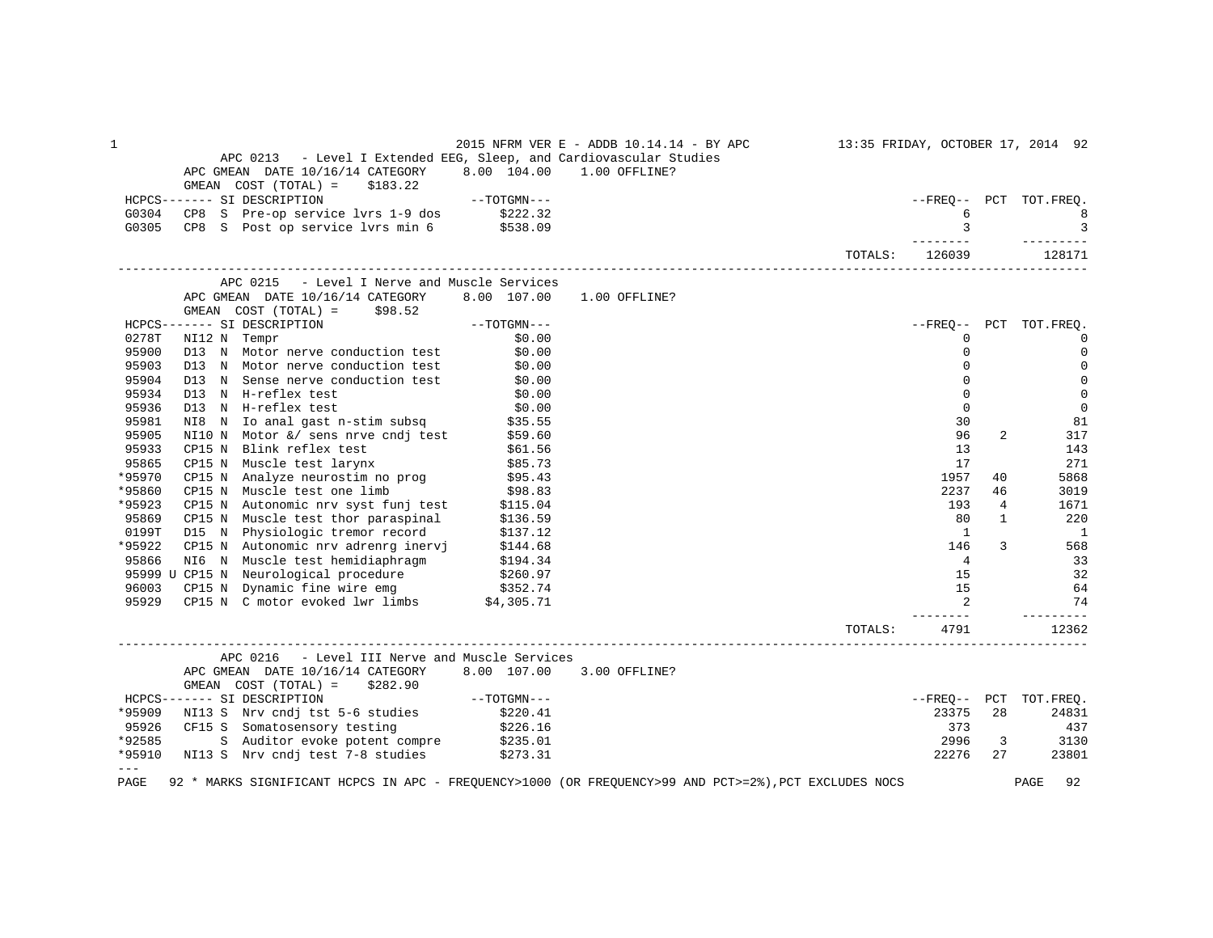## APC 0213 - Level I Extended EEG, Sleep, and Cardiovascular Studies

APC GMEAN DATE 10/16/14 CATEGORY 8.00 104.00 1.00 OFFLINE?

GMEAN COST (TOTAL) = $183.22

| HCPCS | SI | DESCRIPTION | TOTGMN | FREQ | PCT | TOT.FREQ. |
|---|---|---|---|---|---|---|
| G0304 | CP8 S | Pre-op service lvrs 1-9 dos | $222.32 | 6 | | 8 |
| G0305 | CP8 S | Post op service lvrs min 6 | $538.09 | 3 | | 3 |
| | | TOTALS: | | 126039 | | 128171 |

## APC 0215 - Level I Nerve and Muscle Services

APC GMEAN DATE 10/16/14 CATEGORY 8.00 107.00 1.00 OFFLINE?

GMEAN COST (TOTAL) = $98.52

| HCPCS | SI | DESCRIPTION | TOTGMN | FREQ | PCT | TOT.FREQ. |
|---|---|---|---|---|---|---|
| 0278T | NI12 N | Tempr | $0.00 | 0 | | 0 |
| 95900 | D13 N | Motor nerve conduction test | $0.00 | 0 | | 0 |
| 95903 | D13 N | Motor nerve conduction test | $0.00 | 0 | | 0 |
| 95904 | D13 N | Sense nerve conduction test | $0.00 | 0 | | 0 |
| 95934 | D13 N | H-reflex test | $0.00 | 0 | | 0 |
| 95936 | D13 N | H-reflex test | $0.00 | 0 | | 0 |
| 95981 | NI8 N | Io anal gast n-stim subsq | $35.55 | 30 | | 81 |
| 95905 | NI10 N | Motor &/ sens nrve cndj test | $59.60 | 96 | 2 | 317 |
| 95933 | CP15 N | Blink reflex test | $61.56 | 13 | | 143 |
| 95865 | CP15 N | Muscle test larynx | $85.73 | 17 | | 271 |
| *95970 | CP15 N | Analyze neurostim no prog | $95.43 | 1957 | 40 | 5868 |
| *95860 | CP15 N | Muscle test one limb | $98.83 | 2237 | 46 | 3019 |
| *95923 | CP15 N | Autonomic nrv syst funj test | $115.04 | 193 | 4 | 1671 |
| 95869 | CP15 N | Muscle test thor paraspinal | $136.59 | 80 | 1 | 220 |
| 0199T | D15 N | Physiologic tremor record | $137.12 | 1 | | 1 |
| *95922 | CP15 N | Autonomic nrv adrenrg inervj | $144.68 | 146 | 3 | 568 |
| 95866 | NI6 N | Muscle test hemidiaphragm | $194.34 | 4 | | 33 |
| 95999 U | CP15 N | Neurological procedure | $260.97 | 15 | | 32 |
| 96003 | CP15 N | Dynamic fine wire emg | $352.74 | 15 | | 64 |
| 95929 | CP15 N | C motor evoked lwr limbs | $4,305.71 | 2 | | 74 |
| | | TOTALS: | | 4791 | | 12362 |

## APC 0216 - Level III Nerve and Muscle Services

APC GMEAN DATE 10/16/14 CATEGORY 8.00 107.00 3.00 OFFLINE?

GMEAN COST (TOTAL) = $282.90

| HCPCS | SI | DESCRIPTION | TOTGMN | FREQ | PCT | TOT.FREQ. |
|---|---|---|---|---|---|---|
| *95909 | NI13 S | Nrv cndj tst 5-6 studies | $220.41 | 23375 | 28 | 24831 |
| 95926 | CF15 S | Somatosensory testing | $226.16 | 373 | | 437 |
| *92585 | S | Auditor evoke potent compre | $235.01 | 2996 | 3 | 3130 |
| *95910 | NI13 S | Nrv cndj test 7-8 studies | $273.31 | 22276 | 27 | 23801 |

---

* MARKS SIGNIFICANT HCPCS IN APC - FREQUENCY>1000 (OR FREQUENCY>99 AND PCT>=2%),PCT EXCLUDES NOCS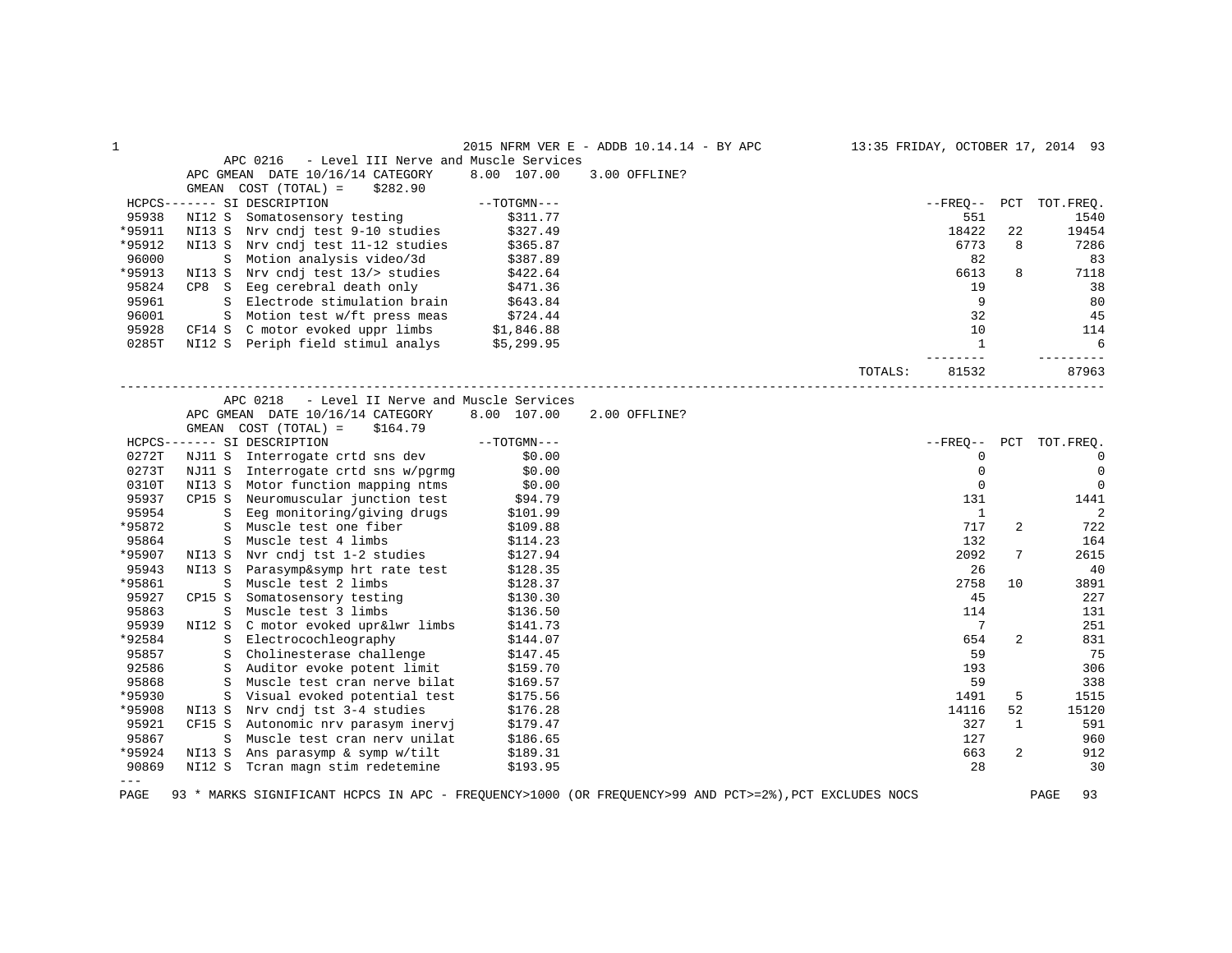## APC 0216 - Level III Nerve and Muscle Services

APC GMEAN DATE 10/16/14 CATEGORY 8.00 107.00 3.00 OFFLINE?
GMEAN COST (TOTAL) = $282.90

| HCPCS | SI | DESCRIPTION | TOTGMN | FREQ | PCT | TOT.FREQ. |
|---|---|---|---|---|---|---|
| 95938 | NI12 S | Somatosensory testing | $311.77 | 551 | | 1540 |
| *95911 | NI13 S | Nrv cndj test 9-10 studies | $327.49 | 18422 | 22 | 19454 |
| *95912 | NI13 S | Nrv cndj test 11-12 studies | $365.87 | 6773 | 8 | 7286 |
| 96000 | S | Motion analysis video/3d | $387.89 | 82 | | 83 |
| *95913 | NI13 S | Nrv cndj test 13/> studies | $422.64 | 6613 | 8 | 7118 |
| 95824 | CP8 S | Eeg cerebral death only | $471.36 | 19 | | 38 |
| 95961 | S | Electrode stimulation brain | $643.84 | 9 | | 80 |
| 96001 | S | Motion test w/ft press meas | $724.44 | 32 | | 45 |
| 95928 | CF14 S | C motor evoked uppr limbs | $1,846.88 | 10 | | 114 |
| 0285T | NI12 S | Periph field stimul analys | $5,299.95 | 1 | | 6 |
| | | | TOTALS: | 81532 | | 87963 |

## APC 0218 - Level II Nerve and Muscle Services

APC GMEAN DATE 10/16/14 CATEGORY 8.00 107.00 2.00 OFFLINE?
GMEAN COST (TOTAL) = $164.79

| HCPCS | SI | DESCRIPTION | TOTGMN | FREQ | PCT | TOT.FREQ. |
|---|---|---|---|---|---|---|
| 0272T | NJ11 S | Interrogate crtd sns dev | $0.00 | 0 | | 0 |
| 0273T | NJ11 S | Interrogate crtd sns w/pgrmg | $0.00 | 0 | | 0 |
| 0310T | NI13 S | Motor function mapping ntms | $0.00 | 0 | | 0 |
| 95937 | CP15 S | Neuromuscular junction test | $94.79 | 131 | | 1441 |
| 95954 | S | Eeg monitoring/giving drugs | $101.99 | 1 | | 2 |
| *95872 | S | Muscle test one fiber | $109.88 | 717 | 2 | 722 |
| 95864 | S | Muscle test 4 limbs | $114.23 | 132 | | 164 |
| *95907 | NI13 S | Nvr cndj tst 1-2 studies | $127.94 | 2092 | 7 | 2615 |
| 95943 | NI13 S | Parasymp&symp hrt rate test | $128.35 | 26 | | 40 |
| *95861 | S | Muscle test 2 limbs | $128.37 | 2758 | 10 | 3891 |
| 95927 | CP15 S | Somatosensory testing | $130.30 | 45 | | 227 |
| 95863 | S | Muscle test 3 limbs | $136.50 | 114 | | 131 |
| 95939 | NI12 S | C motor evoked upr&lwr limbs | $141.73 | 7 | | 251 |
| *92584 | S | Electrocochleography | $144.07 | 654 | 2 | 831 |
| 95857 | S | Cholinesterase challenge | $147.45 | 59 | | 75 |
| 92586 | S | Auditor evoke potent limit | $159.70 | 193 | | 306 |
| 95868 | S | Muscle test cran nerve bilat | $169.57 | 59 | | 338 |
| *95930 | S | Visual evoked potential test | $175.56 | 1491 | 5 | 1515 |
| *95908 | NI13 S | Nrv cndj tst 3-4 studies | $176.28 | 14116 | 52 | 15120 |
| 95921 | CF15 S | Autonomic nrv parasym inervj | $179.47 | 327 | 1 | 591 |
| 95867 | S | Muscle test cran nerv unilat | $186.65 | 127 | | 960 |
| *95924 | NI13 S | Ans parasymp & symp w/tilt | $189.31 | 663 | 2 | 912 |
| 90869 | NI12 S | Tcran magn stim redetemine | $193.95 | 28 | | 30 |

\* MARKS SIGNIFICANT HCPCS IN APC - FREQUENCY>1000 (OR FREQUENCY>99 AND PCT>=2%),PCT EXCLUDES NOCS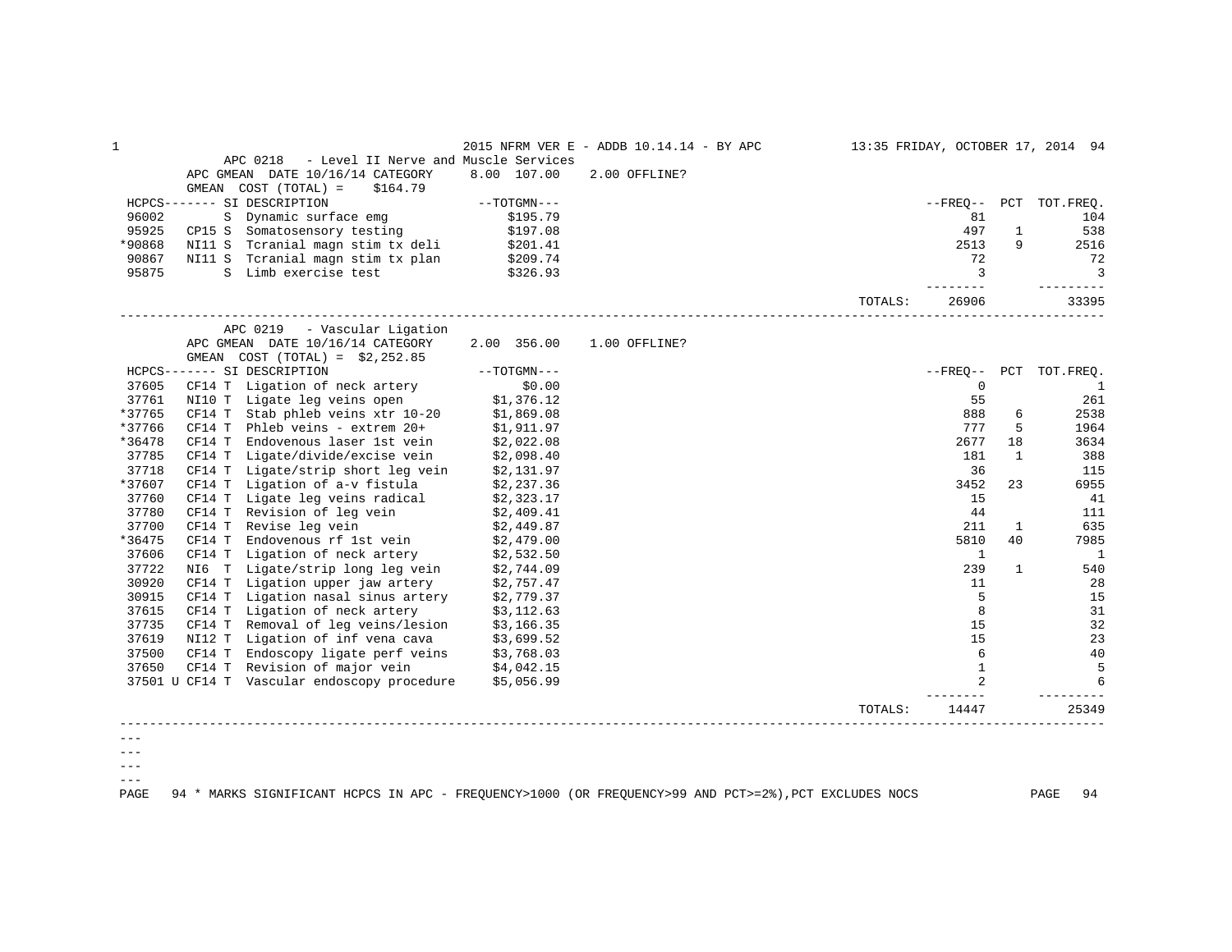## APC 0218 - Level II Nerve and Muscle Services

APC GMEAN DATE 10/16/14 CATEGORY 8.00 107.00 2.00 OFFLINE?

GMEAN COST (TOTAL) = $164.79

| HCPCS | SI | DESCRIPTION | TOTGMN | FREQ | PCT | TOT.FREQ. |
|---|---|---|---|---|---|---|
| 96002 | S | Dynamic surface emg | $195.79 | 81 | | 104 |
| 95925 | CP15 S | Somatosensory testing | $197.08 | 497 | 1 | 538 |
| *90868 | NI11 S | Tcranial magn stim tx deli | $201.41 | 2513 | 9 | 2516 |
| 90867 | NI11 S | Tcranial magn stim tx plan | $209.74 | 72 | | 72 |
| 95875 | S | Limb exercise test | $326.93 | 3 | | 3 |
| | | TOTALS: | | 26906 | | 33395 |

## APC 0219 - Vascular Ligation

APC GMEAN DATE 10/16/14 CATEGORY 2.00 356.00 1.00 OFFLINE?

GMEAN COST (TOTAL) = $2,252.85

| HCPCS | SI | DESCRIPTION | TOTGMN | FREQ | PCT | TOT.FREQ. |
|---|---|---|---|---|---|---|
| 37605 | CF14 T | Ligation of neck artery | $0.00 | 0 | | 1 |
| 37761 | NI10 T | Ligate leg veins open | $1,376.12 | 55 | | 261 |
| *37765 | CF14 T | Stab phleb veins xtr 10-20 | $1,869.08 | 888 | 6 | 2538 |
| *37766 | CF14 T | Phleb veins - extrem 20+ | $1,911.97 | 777 | 5 | 1964 |
| *36478 | CF14 T | Endovenous laser 1st vein | $2,022.08 | 2677 | 18 | 3634 |
| 37785 | CF14 T | Ligate/divide/excise vein | $2,098.40 | 181 | 1 | 388 |
| 37718 | CF14 T | Ligate/strip short leg vein | $2,131.97 | 36 | | 115 |
| *37607 | CF14 T | Ligation of a-v fistula | $2,237.36 | 3452 | 23 | 6955 |
| 37760 | CF14 T | Ligate leg veins radical | $2,323.17 | 15 | | 41 |
| 37780 | CF14 T | Revision of leg vein | $2,409.41 | 44 | | 111 |
| 37700 | CF14 T | Revise leg vein | $2,449.87 | 211 | 1 | 635 |
| *36475 | CF14 T | Endovenous rf 1st vein | $2,479.00 | 5810 | 40 | 7985 |
| 37606 | CF14 T | Ligation of neck artery | $2,532.50 | 1 | | 1 |
| 37722 | NI6 T | Ligate/strip long leg vein | $2,744.09 | 239 | 1 | 540 |
| 30920 | CF14 T | Ligation upper jaw artery | $2,757.47 | 11 | | 28 |
| 30915 | CF14 T | Ligation nasal sinus artery | $2,779.37 | 5 | | 15 |
| 37615 | CF14 T | Ligation of neck artery | $3,112.63 | 8 | | 31 |
| 37735 | CF14 T | Removal of leg veins/lesion | $3,166.35 | 15 | | 32 |
| 37619 | NI12 T | Ligation of inf vena cava | $3,699.52 | 15 | | 23 |
| 37500 | CF14 T | Endoscopy ligate perf veins | $3,768.03 | 6 | | 40 |
| 37650 | CF14 T | Revision of major vein | $4,042.15 | 1 | | 5 |
| 37501 U | CF14 T | Vascular endoscopy procedure | $5,056.99 | 2 | | 6 |
| | | TOTALS: | | 14447 | | 25349 |

\* MARKS SIGNIFICANT HCPCS IN APC - FREQUENCY>1000 (OR FREQUENCY>99 AND PCT>=2%),PCT EXCLUDES NOCS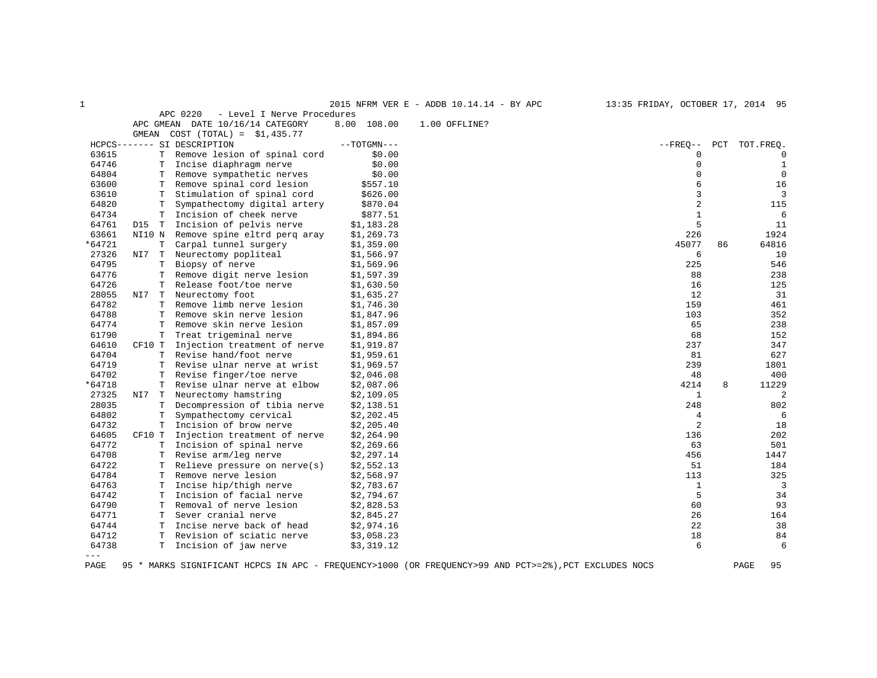APC 0220 - Level I Nerve Procedures
APC GMEAN DATE 10/16/14 CATEGORY 8.00 108.00 1.00 OFFLINE?
GMEAN COST (TOTAL) = $1,435.77

| HCPCS | | SI | DESCRIPTION | --TOTGMN--- | --FREQ-- | PCT | TOT.FREQ. |
|---|---|---|---|---|---|---|---|
| 63615 | | T | Remove lesion of spinal cord | $0.00 | 0 | | 0 |
| 64746 | | T | Incise diaphragm nerve | $0.00 | 0 | | 1 |
| 64804 | | T | Remove sympathetic nerves | $0.00 | 0 | | 0 |
| 63600 | | T | Remove spinal cord lesion | $557.10 | 6 | | 16 |
| 63610 | | T | Stimulation of spinal cord | $626.00 | 3 | | 3 |
| 64820 | | T | Sympathectomy digital artery | $870.04 | 2 | | 115 |
| 64734 | | T | Incision of cheek nerve | $877.51 | 1 | | 6 |
| 64761 | D15 | T | Incision of pelvis nerve | $1,183.28 | 5 | | 11 |
| 63661 | NI10 | N | Remove spine eltrd perq aray | $1,269.73 | 226 | | 1924 |
| *64721 | | T | Carpal tunnel surgery | $1,359.00 | 45077 | 86 | 64816 |
| 27326 | NI7 | T | Neurectomy popliteal | $1,566.97 | 6 | | 10 |
| 64795 | | T | Biopsy of nerve | $1,569.96 | 225 | | 546 |
| 64776 | | T | Remove digit nerve lesion | $1,597.39 | 88 | | 238 |
| 64726 | | T | Release foot/toe nerve | $1,630.50 | 16 | | 125 |
| 28055 | NI7 | T | Neurectomy foot | $1,635.27 | 12 | | 31 |
| 64782 | | T | Remove limb nerve lesion | $1,746.30 | 159 | | 461 |
| 64788 | | T | Remove skin nerve lesion | $1,847.96 | 103 | | 352 |
| 64774 | | T | Remove skin nerve lesion | $1,857.09 | 65 | | 238 |
| 61790 | | T | Treat trigeminal nerve | $1,894.86 | 68 | | 152 |
| 64610 | CF10 | T | Injection treatment of nerve | $1,919.87 | 237 | | 347 |
| 64704 | | T | Revise hand/foot nerve | $1,959.61 | 81 | | 627 |
| 64719 | | T | Revise ulnar nerve at wrist | $1,969.57 | 239 | | 1801 |
| 64702 | | T | Revise finger/toe nerve | $2,046.08 | 48 | | 400 |
| *64718 | | T | Revise ulnar nerve at elbow | $2,087.06 | 4214 | 8 | 11229 |
| 27325 | NI7 | T | Neurectomy hamstring | $2,109.05 | 1 | | 2 |
| 28035 | | T | Decompression of tibia nerve | $2,138.51 | 248 | | 802 |
| 64802 | | T | Sympathectomy cervical | $2,202.45 | 4 | | 6 |
| 64732 | | T | Incision of brow nerve | $2,205.40 | 2 | | 18 |
| 64605 | CF10 | T | Injection treatment of nerve | $2,264.90 | 136 | | 202 |
| 64772 | | T | Incision of spinal nerve | $2,269.66 | 63 | | 501 |
| 64708 | | T | Revise arm/leg nerve | $2,297.14 | 456 | | 1447 |
| 64722 | | T | Relieve pressure on nerve(s) | $2,552.13 | 51 | | 184 |
| 64784 | | T | Remove nerve lesion | $2,568.97 | 113 | | 325 |
| 64763 | | T | Incise hip/thigh nerve | $2,783.67 | 1 | | 3 |
| 64742 | | T | Incision of facial nerve | $2,794.67 | 5 | | 34 |
| 64790 | | T | Removal of nerve lesion | $2,828.53 | 60 | | 93 |
| 64771 | | T | Sever cranial nerve | $2,845.27 | 26 | | 164 |
| 64744 | | T | Incise nerve back of head | $2,974.16 | 22 | | 38 |
| 64712 | | T | Revision of sciatic nerve | $3,058.23 | 18 | | 84 |
| 64738 | | T | Incision of jaw nerve | $3,319.12 | 6 | | 6 |

---

* MARKS SIGNIFICANT HCPCS IN APC - FREQUENCY>1000 (OR FREQUENCY>99 AND PCT>=2%),PCT EXCLUDES NOCS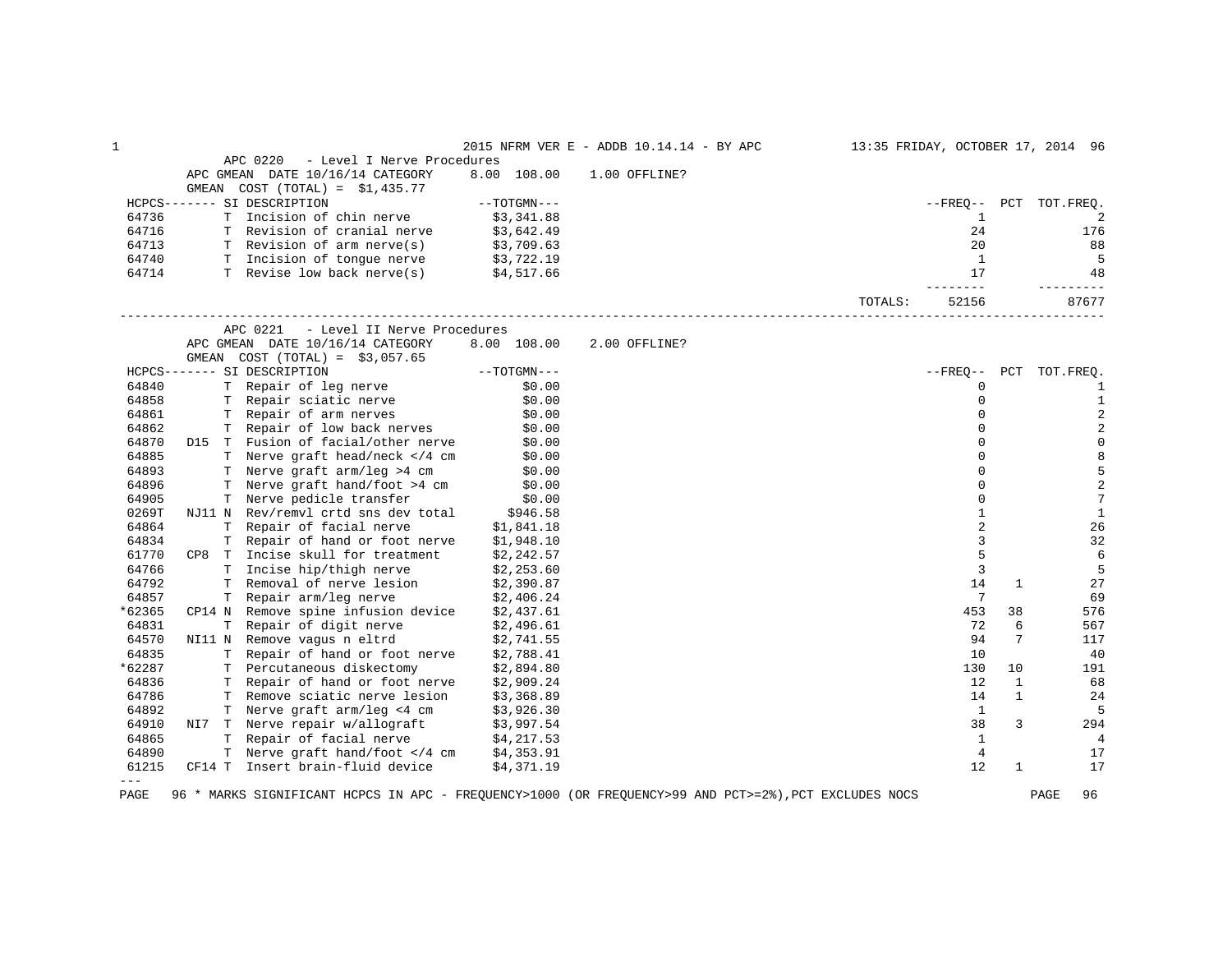APC 0220 - Level I Nerve Procedures

APC GMEAN DATE 10/16/14 CATEGORY 8.00 108.00 1.00 OFFLINE?

GMEAN COST (TOTAL) = $1,435.77

| HCPCS | | SI | DESCRIPTION | TOTGMN | FREQ | PCT | TOT.FREQ. |
|---|---|---|---|---|---|---|---|
| 64736 | | T | Incision of chin nerve | $3,341.88 | 1 | | 2 |
| 64716 | | T | Revision of cranial nerve | $3,642.49 | 24 | | 176 |
| 64713 | | T | Revision of arm nerve(s) | $3,709.63 | 20 | | 88 |
| 64740 | | T | Incision of tongue nerve | $3,722.19 | 1 | | 5 |
| 64714 | | T | Revise low back nerve(s) | $4,517.66 | 17 | | 48 |
| | | | | TOTALS: | 52156 | | 87677 |

APC 0221 - Level II Nerve Procedures

APC GMEAN DATE 10/16/14 CATEGORY 8.00 108.00 2.00 OFFLINE?

GMEAN COST (TOTAL) = $3,057.65

| HCPCS | | SI | DESCRIPTION | TOTGMN | FREQ | PCT | TOT.FREQ. |
|---|---|---|---|---|---|---|---|
| 64840 | | T | Repair of leg nerve | $0.00 | 0 | | 1 |
| 64858 | | T | Repair sciatic nerve | $0.00 | 0 | | 1 |
| 64861 | | T | Repair of arm nerves | $0.00 | 0 | | 2 |
| 64862 | | T | Repair of low back nerves | $0.00 | 0 | | 2 |
| 64870 | D15 | T | Fusion of facial/other nerve | $0.00 | 0 | | 0 |
| 64885 | | T | Nerve graft head/neck </4 cm | $0.00 | 0 | | 8 |
| 64893 | | T | Nerve graft arm/leg >4 cm | $0.00 | 0 | | 5 |
| 64896 | | T | Nerve graft hand/foot >4 cm | $0.00 | 0 | | 2 |
| 64905 | | T | Nerve pedicle transfer | $0.00 | 0 | | 7 |
| 0269T | NJ11 | N | Rev/remvl crtd sns dev total | $946.58 | 1 | | 1 |
| 64864 | | T | Repair of facial nerve | $1,841.18 | 2 | | 26 |
| 64834 | | T | Repair of hand or foot nerve | $1,948.10 | 3 | | 32 |
| 61770 | CP8 | T | Incise skull for treatment | $2,242.57 | 5 | | 6 |
| 64766 | | T | Incise hip/thigh nerve | $2,253.60 | 3 | | 5 |
| 64792 | | T | Removal of nerve lesion | $2,390.87 | 14 | 1 | 27 |
| 64857 | | T | Repair arm/leg nerve | $2,406.24 | 7 | | 69 |
| *62365 | CP14 | N | Remove spine infusion device | $2,437.61 | 453 | 38 | 576 |
| 64831 | | T | Repair of digit nerve | $2,496.61 | 72 | 6 | 567 |
| 64570 | NI11 | N | Remove vagus n eltrd | $2,741.55 | 94 | 7 | 117 |
| 64835 | | T | Repair of hand or foot nerve | $2,788.41 | 10 | | 40 |
| *62287 | | T | Percutaneous diskectomy | $2,894.80 | 130 | 10 | 191 |
| 64836 | | T | Repair of hand or foot nerve | $2,909.24 | 12 | 1 | 68 |
| 64786 | | T | Remove sciatic nerve lesion | $3,368.89 | 14 | 1 | 24 |
| 64892 | | T | Nerve graft arm/leg <4 cm | $3,926.30 | 1 | | 5 |
| 64910 | NI7 | T | Nerve repair w/allograft | $3,997.54 | 38 | 3 | 294 |
| 64865 | | T | Repair of facial nerve | $4,217.53 | 1 | | 4 |
| 64890 | | T | Nerve graft hand/foot </4 cm | $4,353.91 | 4 | | 17 |
| 61215 | CF14 | T | Insert brain-fluid device | $4,371.19 | 12 | 1 | 17 |

\* MARKS SIGNIFICANT HCPCS IN APC - FREQUENCY>1000 (OR FREQUENCY>99 AND PCT>=2%),PCT EXCLUDES NOCS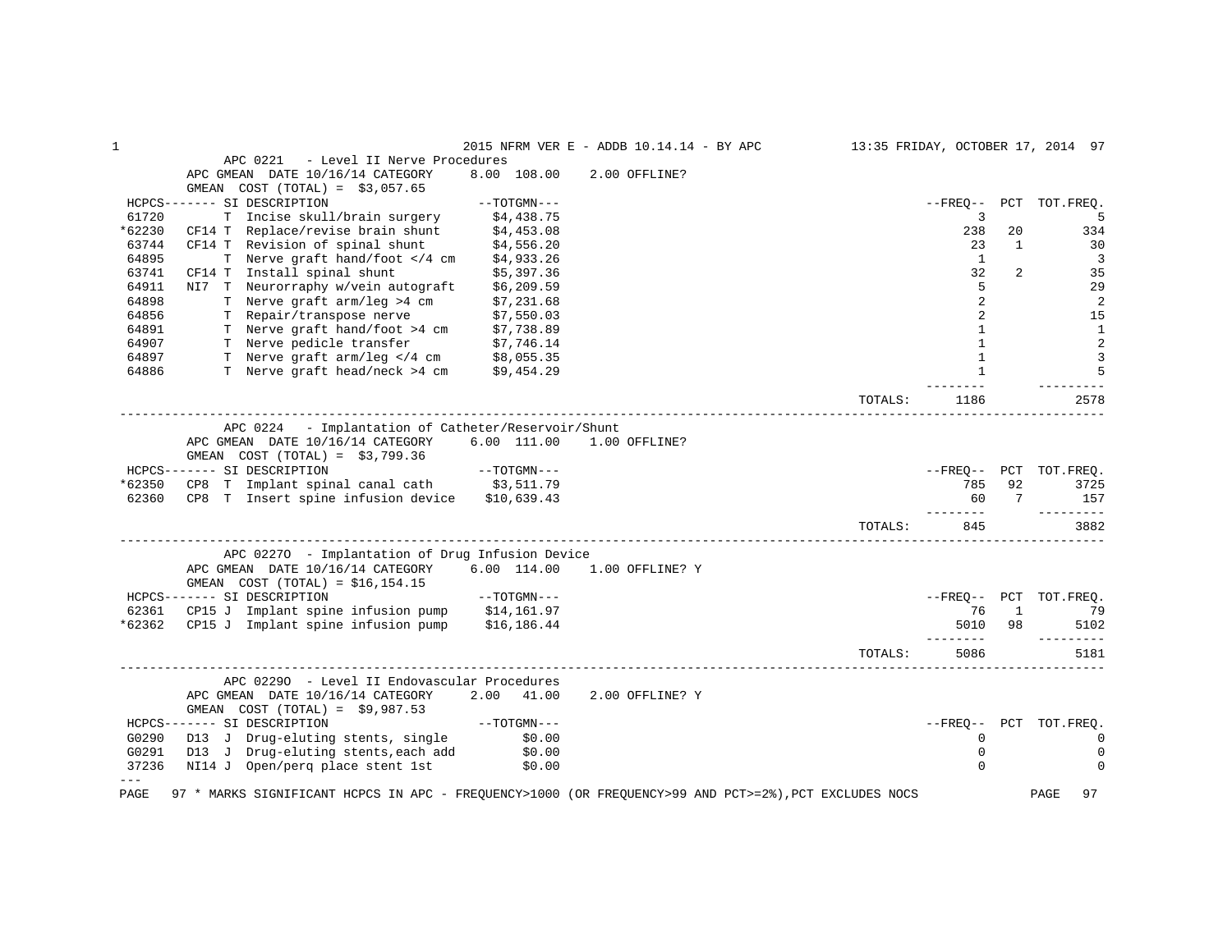## APC 0221 - Level II Nerve Procedures

APC GMEAN DATE 10/16/14 CATEGORY 8.00 108.00 2.00 OFFLINE?
GMEAN COST (TOTAL) = $3,057.65

| HCPCS | | SI | DESCRIPTION | TOTGMN | FREQ | PCT | TOT.FREQ. |
|---|---|---|---|---|---|---|---|
| 61720 | | T | Incise skull/brain surgery | $4,438.75 | 3 | | 5 |
| *62230 | CF14 | T | Replace/revise brain shunt | $4,453.08 | 238 | 20 | 334 |
| 63744 | CF14 | T | Revision of spinal shunt | $4,556.20 | 23 | 1 | 30 |
| 64895 | | T | Nerve graft hand/foot </4 cm | $4,933.26 | 1 | | 3 |
| 63741 | CF14 | T | Install spinal shunt | $5,397.36 | 32 | 2 | 35 |
| 64911 | NI7 | T | Neurorraphy w/vein autograft | $6,209.59 | 5 | | 29 |
| 64898 | | T | Nerve graft arm/leg >4 cm | $7,231.68 | 2 | | 2 |
| 64856 | | T | Repair/transpose nerve | $7,550.03 | 2 | | 15 |
| 64891 | | T | Nerve graft hand/foot >4 cm | $7,738.89 | 1 | | 1 |
| 64907 | | T | Nerve pedicle transfer | $7,746.14 | 1 | | 2 |
| 64897 | | T | Nerve graft arm/leg </4 cm | $8,055.35 | 1 | | 3 |
| 64886 | | T | Nerve graft head/neck >4 cm | $9,454.29 | 1 | | 5 |
| | | | | TOTALS: | 1186 | | 2578 |

## APC 0224 - Implantation of Catheter/Reservoir/Shunt

APC GMEAN DATE 10/16/14 CATEGORY 6.00 111.00 1.00 OFFLINE?
GMEAN COST (TOTAL) = $3,799.36

| HCPCS | | SI | DESCRIPTION | TOTGMN | FREQ | PCT | TOT.FREQ. |
|---|---|---|---|---|---|---|---|
| *62350 | CP8 | T | Implant spinal canal cath | $3,511.79 | 785 | 92 | 3725 |
| 62360 | CP8 | T | Insert spine infusion device | $10,639.43 | 60 | 7 | 157 |
| | | | | TOTALS: | 845 | | 3882 |

## APC 0227O - Implantation of Drug Infusion Device

APC GMEAN DATE 10/16/14 CATEGORY 6.00 114.00 1.00 OFFLINE? Y
GMEAN COST (TOTAL) = $16,154.15

| HCPCS | | SI | DESCRIPTION | TOTGMN | FREQ | PCT | TOT.FREQ. |
|---|---|---|---|---|---|---|---|
| 62361 | CP15 | J | Implant spine infusion pump | $14,161.97 | 76 | 1 | 79 |
| *62362 | CP15 | J | Implant spine infusion pump | $16,186.44 | 5010 | 98 | 5102 |
| | | | | TOTALS: | 5086 | | 5181 |

## APC 0229O - Level II Endovascular Procedures

APC GMEAN DATE 10/16/14 CATEGORY 2.00 41.00 2.00 OFFLINE? Y
GMEAN COST (TOTAL) = $9,987.53

| HCPCS | | SI | DESCRIPTION | TOTGMN | FREQ | PCT | TOT.FREQ. |
|---|---|---|---|---|---|---|---|
| G0290 | D13 | J | Drug-eluting stents, single | $0.00 | 0 | | 0 |
| G0291 | D13 | J | Drug-eluting stents,each add | $0.00 | 0 | | 0 |
| 37236 | NI14 | J | Open/perq place stent 1st | $0.00 | 0 | | 0 |

---

\* MARKS SIGNIFICANT HCPCS IN APC - FREQUENCY>1000 (OR FREQUENCY>99 AND PCT>=2%),PCT EXCLUDES NOCS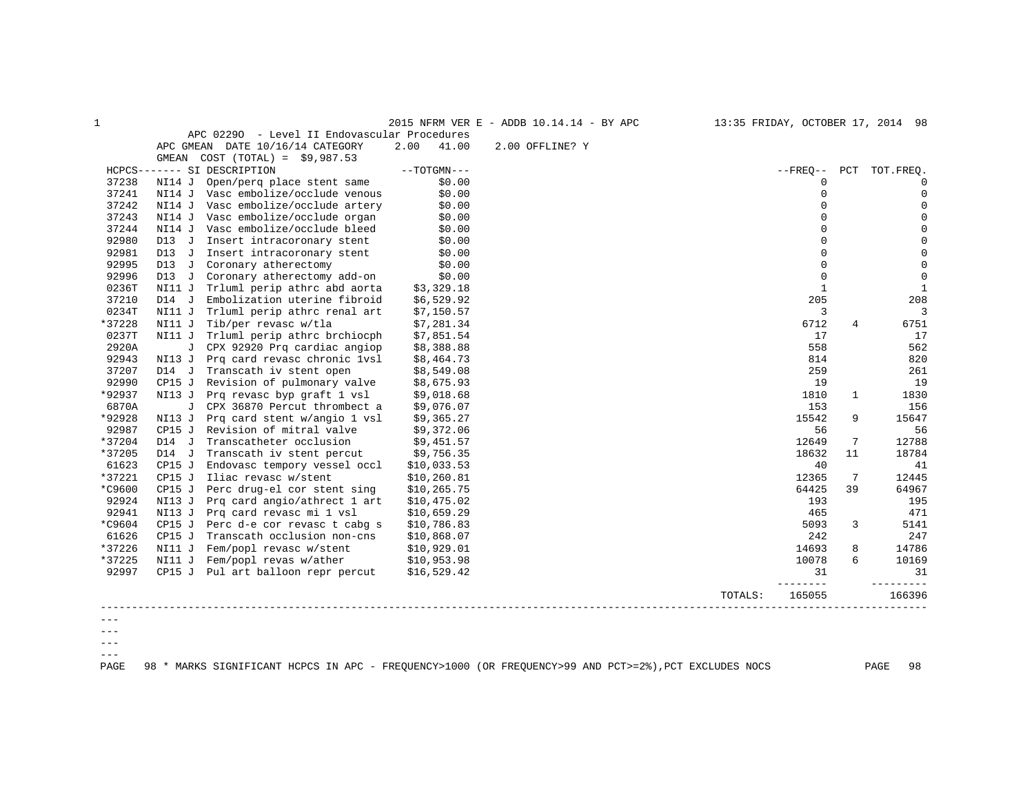2015 NFRM VER E - ADDB 10.14.14 - BY APC

APC 0229O - Level II Endovascular Procedures
APC GMEAN DATE 10/16/14 CATEGORY 2.00 41.00 2.00 OFFLINE? Y
GMEAN COST (TOTAL) = $9,987.53

| HCPCS | SI | DESCRIPTION | TOTGMN | FREQ | PCT | TOT.FREQ. |
|---|---|---|---|---|---|---|
| 37238 | NI14 J | Open/perq place stent same | $0.00 | 0 | | 0 |
| 37241 | NI14 J | Vasc embolize/occlude venous | $0.00 | 0 | | 0 |
| 37242 | NI14 J | Vasc embolize/occlude artery | $0.00 | 0 | | 0 |
| 37243 | NI14 J | Vasc embolize/occlude organ | $0.00 | 0 | | 0 |
| 37244 | NI14 J | Vasc embolize/occlude bleed | $0.00 | 0 | | 0 |
| 92980 | D13 J | Insert intracoronary stent | $0.00 | 0 | | 0 |
| 92981 | D13 J | Insert intracoronary stent | $0.00 | 0 | | 0 |
| 92995 | D13 J | Coronary atherectomy | $0.00 | 0 | | 0 |
| 92996 | D13 J | Coronary atherectomy add-on | $0.00 | 0 | | 0 |
| 0236T | NI11 J | Trluml perip athrc abd aorta | $3,329.18 | 1 | | 1 |
| 37210 | D14 J | Embolization uterine fibroid | $6,529.92 | 205 | | 208 |
| 0234T | NI11 J | Trluml perip athrc renal art | $7,150.57 | 3 | | 3 |
| *37228 | NI11 J | Tib/per revasc w/tla | $7,281.34 | 6712 | 4 | 6751 |
| 0237T | NI11 J | Trluml perip athrc brchiocph | $7,851.54 | 17 | | 17 |
| 2920A | J | CPX 92920 Prq cardiac angiop | $8,388.88 | 558 | | 562 |
| 92943 | NI13 J | Prq card revasc chronic 1vsl | $8,464.73 | 814 | | 820 |
| 37207 | D14 J | Transcath iv stent open | $8,549.08 | 259 | | 261 |
| 92990 | CP15 J | Revision of pulmonary valve | $8,675.93 | 19 | | 19 |
| *92937 | NI13 J | Prq revasc byp graft 1 vsl | $9,018.68 | 1810 | 1 | 1830 |
| 6870A | J | CPX 36870 Percut thrombect a | $9,076.07 | 153 | | 156 |
| *92928 | NI13 J | Prq card stent w/angio 1 vsl | $9,365.27 | 15542 | 9 | 15647 |
| 92987 | CP15 J | Revision of mitral valve | $9,372.06 | 56 | | 56 |
| *37204 | D14 J | Transcatheter occlusion | $9,451.57 | 12649 | 7 | 12788 |
| *37205 | D14 J | Transcath iv stent percut | $9,756.35 | 18632 | 11 | 18784 |
| 61623 | CP15 J | Endovasc tempory vessel occl | $10,033.53 | 40 | | 41 |
| *37221 | CP15 J | Iliac revasc w/stent | $10,260.81 | 12365 | 7 | 12445 |
| *C9600 | CP15 J | Perc drug-el cor stent sing | $10,265.75 | 64425 | 39 | 64967 |
| 92924 | NI13 J | Prq card angio/athrect 1 art | $10,475.02 | 193 | | 195 |
| 92941 | NI13 J | Prq card revasc mi 1 vsl | $10,659.29 | 465 | | 471 |
| *C9604 | CP15 J | Perc d-e cor revasc t cabg s | $10,786.83 | 5093 | 3 | 5141 |
| 61626 | CP15 J | Transcath occlusion non-cns | $10,868.07 | 242 | | 247 |
| *37226 | NI11 J | Fem/popl revasc w/stent | $10,929.01 | 14693 | 8 | 14786 |
| *37225 | NI11 J | Fem/popl revas w/ather | $10,953.98 | 10078 | 6 | 10169 |
| 92997 | CP15 J | Pul art balloon repr percut | $16,529.42 | 31 | | 31 |
| | | | TOTALS: | 165055 | | 166396 |

\* MARKS SIGNIFICANT HCPCS IN APC - FREQUENCY>1000 (OR FREQUENCY>99 AND PCT>=2%),PCT EXCLUDES NOCS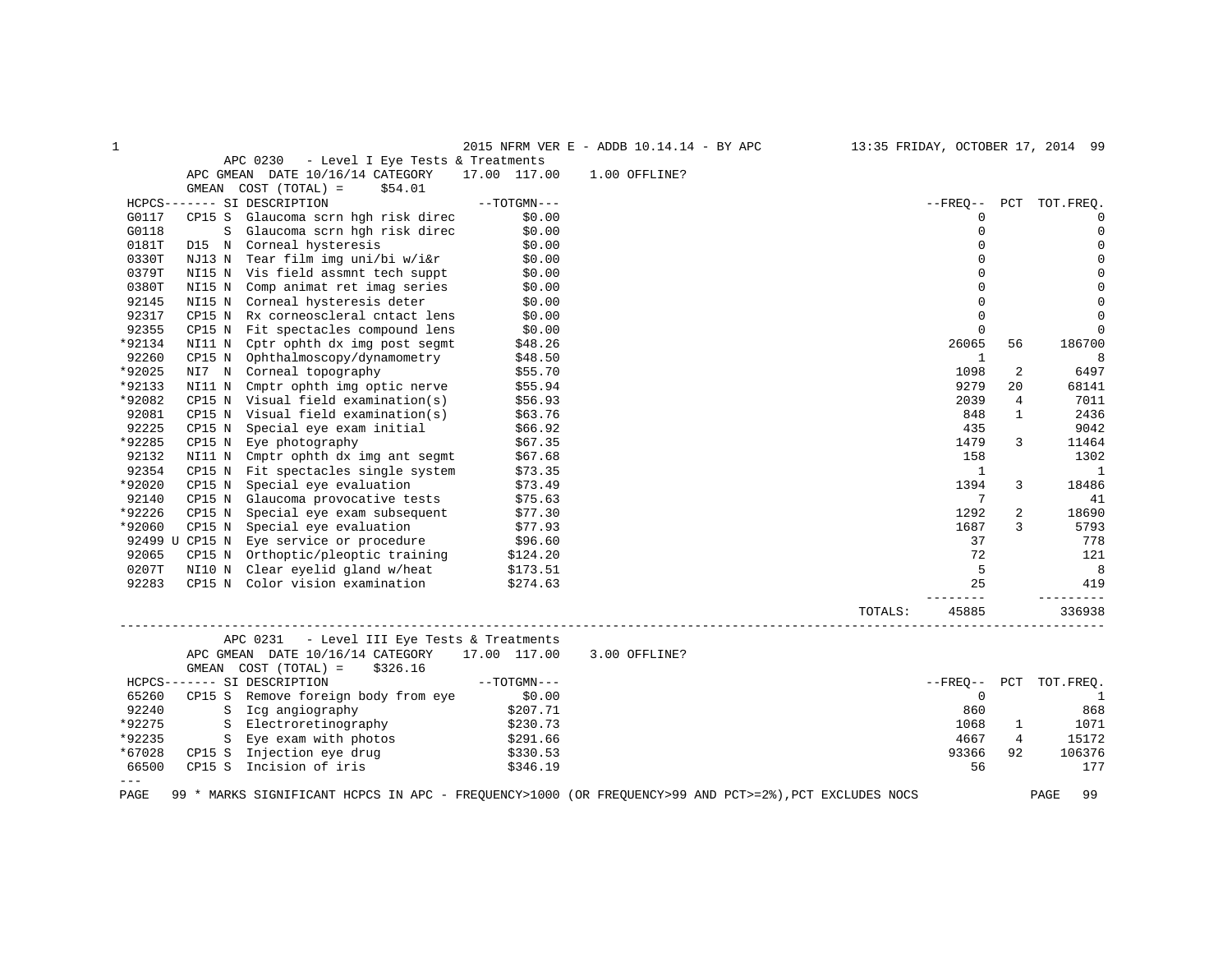## APC 0230 - Level I Eye Tests & Treatments

APC GMEAN DATE 10/16/14 CATEGORY 17.00 117.00 1.00 OFFLINE?

GMEAN COST (TOTAL) = $54.01

| HCPCS | SI | DESCRIPTION | TOTGMN | FREQ | PCT | TOT.FREQ. |
|---|---|---|---|---|---|---|
| G0117 | CP15 S | Glaucoma scrn hgh risk direc | $0.00 | 0 | | 0 |
| G0118 | S | Glaucoma scrn hgh risk direc | $0.00 | 0 | | 0 |
| 0181T | D15 N | Corneal hysteresis | $0.00 | 0 | | 0 |
| 0330T | NJ13 N | Tear film img uni/bi w/i&r | $0.00 | 0 | | 0 |
| 0379T | NI15 N | Vis field assmnt tech suppt | $0.00 | 0 | | 0 |
| 0380T | NI15 N | Comp animat ret imag series | $0.00 | 0 | | 0 |
| 92145 | NI15 N | Corneal hysteresis deter | $0.00 | 0 | | 0 |
| 92317 | CP15 N | Rx corneoscleral cntact lens | $0.00 | 0 | | 0 |
| 92355 | CP15 N | Fit spectacles compound lens | $0.00 | 0 | | 0 |
| *92134 | NI11 N | Cptr ophth dx img post segmt | $48.26 | 26065 | 56 | 186700 |
| 92260 | CP15 N | Ophthalmoscopy/dynamometry | $48.50 | 1 | | 8 |
| *92025 | NI7 N | Corneal topography | $55.70 | 1098 | 2 | 6497 |
| *92133 | NI11 N | Cmptr ophth img optic nerve | $55.94 | 9279 | 20 | 68141 |
| *92082 | CP15 N | Visual field examination(s) | $56.93 | 2039 | 4 | 7011 |
| 92081 | CP15 N | Visual field examination(s) | $63.76 | 848 | 1 | 2436 |
| 92225 | CP15 N | Special eye exam initial | $66.92 | 435 | | 9042 |
| *92285 | CP15 N | Eye photography | $67.35 | 1479 | 3 | 11464 |
| 92132 | NI11 N | Cmptr ophth dx img ant segmt | $67.68 | 158 | | 1302 |
| 92354 | CP15 N | Fit spectacles single system | $73.35 | 1 | | 1 |
| *92020 | CP15 N | Special eye evaluation | $73.49 | 1394 | 3 | 18486 |
| 92140 | CP15 N | Glaucoma provocative tests | $75.63 | 7 | | 41 |
| *92226 | CP15 N | Special eye exam subsequent | $77.30 | 1292 | 2 | 18690 |
| *92060 | CP15 N | Special eye evaluation | $77.93 | 1687 | 3 | 5793 |
| 92499 U | CP15 N | Eye service or procedure | $96.60 | 37 | | 778 |
| 92065 | CP15 N | Orthoptic/pleoptic training | $124.20 | 72 | | 121 |
| 0207T | NI10 N | Clear eyelid gland w/heat | $173.51 | 5 | | 8 |
| 92283 | CP15 N | Color vision examination | $274.63 | 25 | | 419 |
| | | | TOTALS: | 45885 | | 336938 |

## APC 0231 - Level III Eye Tests & Treatments

APC GMEAN DATE 10/16/14 CATEGORY 17.00 117.00 3.00 OFFLINE?

GMEAN COST (TOTAL) = $326.16

| HCPCS | SI | DESCRIPTION | TOTGMN | FREQ | PCT | TOT.FREQ. |
|---|---|---|---|---|---|---|
| 65260 | CP15 S | Remove foreign body from eye | $0.00 | 0 | | 1 |
| 92240 | S | Icg angiography | $207.71 | 860 | | 868 |
| *92275 | S | Electroretinography | $230.73 | 1068 | 1 | 1071 |
| *92235 | S | Eye exam with photos | $291.66 | 4667 | 4 | 15172 |
| *67028 | CP15 S | Injection eye drug | $330.53 | 93366 | 92 | 106376 |
| 66500 | CP15 S | Incision of iris | $346.19 | 56 | | 177 |

---

\* MARKS SIGNIFICANT HCPCS IN APC - FREQUENCY>1000 (OR FREQUENCY>99 AND PCT>=2%),PCT EXCLUDES NOCS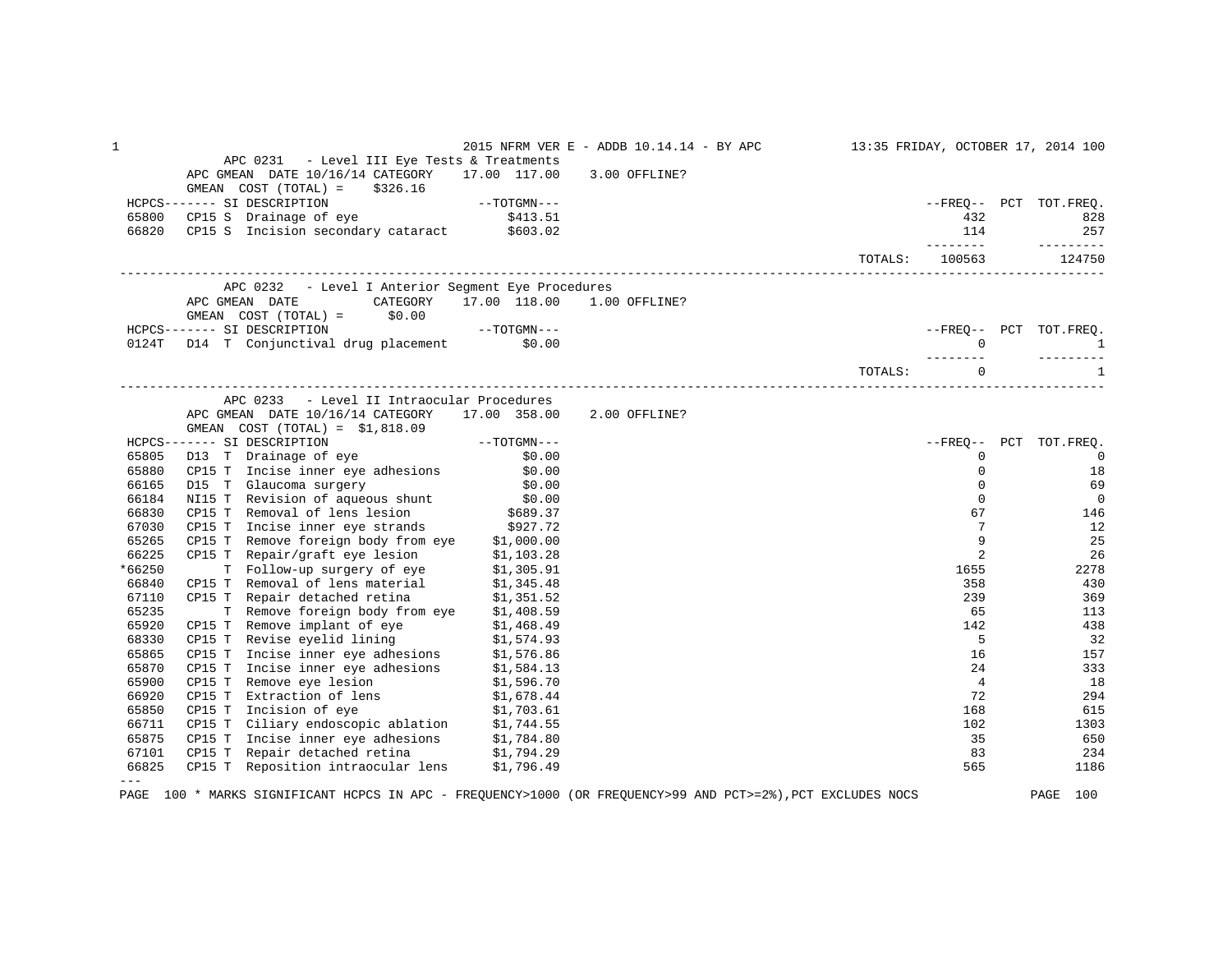## APC 0231 - Level III Eye Tests & Treatments

APC GMEAN DATE 10/16/14 CATEGORY 17.00 117.00 3.00 OFFLINE?
GMEAN COST (TOTAL) = $326.16

| HCPCS | SI | DESCRIPTION | TOTGMN | FREQ | PCT | TOT.FREQ. |
|---|---|---|---|---|---|---|
| 65800 | CP15 S | Drainage of eye | $413.51 | 432 | | 828 |
| 66820 | CP15 S | Incision secondary cataract | $603.02 | 114 | | 257 |
| | | | TOTALS: | 100563 | | 124750 |

## APC 0232 - Level I Anterior Segment Eye Procedures

APC GMEAN DATE CATEGORY 17.00 118.00 1.00 OFFLINE?
GMEAN COST (TOTAL) = $0.00

| HCPCS | SI | DESCRIPTION | TOTGMN | FREQ | PCT | TOT.FREQ. |
|---|---|---|---|---|---|---|
| 0124T | D14 T | Conjunctival drug placement | $0.00 | 0 | | 1 |
| | | | TOTALS: | 0 | | 1 |

## APC 0233 - Level II Intraocular Procedures

APC GMEAN DATE 10/16/14 CATEGORY 17.00 358.00 2.00 OFFLINE?
GMEAN COST (TOTAL) = $1,818.09

| HCPCS | SI | DESCRIPTION | TOTGMN | FREQ | PCT | TOT.FREQ. |
|---|---|---|---|---|---|---|
| 65805 | D13 T | Drainage of eye | $0.00 | 0 | | 0 |
| 65880 | CP15 T | Incise inner eye adhesions | $0.00 | 0 | | 18 |
| 66165 | D15 T | Glaucoma surgery | $0.00 | 0 | | 69 |
| 66184 | NI15 T | Revision of aqueous shunt | $0.00 | 0 | | 0 |
| 66830 | CP15 T | Removal of lens lesion | $689.37 | 67 | | 146 |
| 67030 | CP15 T | Incise inner eye strands | $927.72 | 7 | | 12 |
| 65265 | CP15 T | Remove foreign body from eye | $1,000.00 | 9 | | 25 |
| 66225 | CP15 T | Repair/graft eye lesion | $1,103.28 | 2 | | 26 |
| *66250 | T | Follow-up surgery of eye | $1,305.91 | 1655 | | 2278 |
| 66840 | CP15 T | Removal of lens material | $1,345.48 | 358 | | 430 |
| 67110 | CP15 T | Repair detached retina | $1,351.52 | 239 | | 369 |
| 65235 | T | Remove foreign body from eye | $1,408.59 | 65 | | 113 |
| 65920 | CP15 T | Remove implant of eye | $1,468.49 | 142 | | 438 |
| 68330 | CP15 T | Revise eyelid lining | $1,574.93 | 5 | | 32 |
| 65865 | CP15 T | Incise inner eye adhesions | $1,576.86 | 16 | | 157 |
| 65870 | CP15 T | Incise inner eye adhesions | $1,584.13 | 24 | | 333 |
| 65900 | CP15 T | Remove eye lesion | $1,596.70 | 4 | | 18 |
| 66920 | CP15 T | Extraction of lens | $1,678.44 | 72 | | 294 |
| 65850 | CP15 T | Incision of eye | $1,703.61 | 168 | | 615 |
| 66711 | CP15 T | Ciliary endoscopic ablation | $1,744.55 | 102 | | 1303 |
| 65875 | CP15 T | Incise inner eye adhesions | $1,784.80 | 35 | | 650 |
| 67101 | CP15 T | Repair detached retina | $1,794.29 | 83 | | 234 |
| 66825 | CP15 T | Reposition intraocular lens | $1,796.49 | 565 | | 1186 |

---

\* MARKS SIGNIFICANT HCPCS IN APC - FREQUENCY>1000 (OR FREQUENCY>99 AND PCT>=2%),PCT EXCLUDES NOCS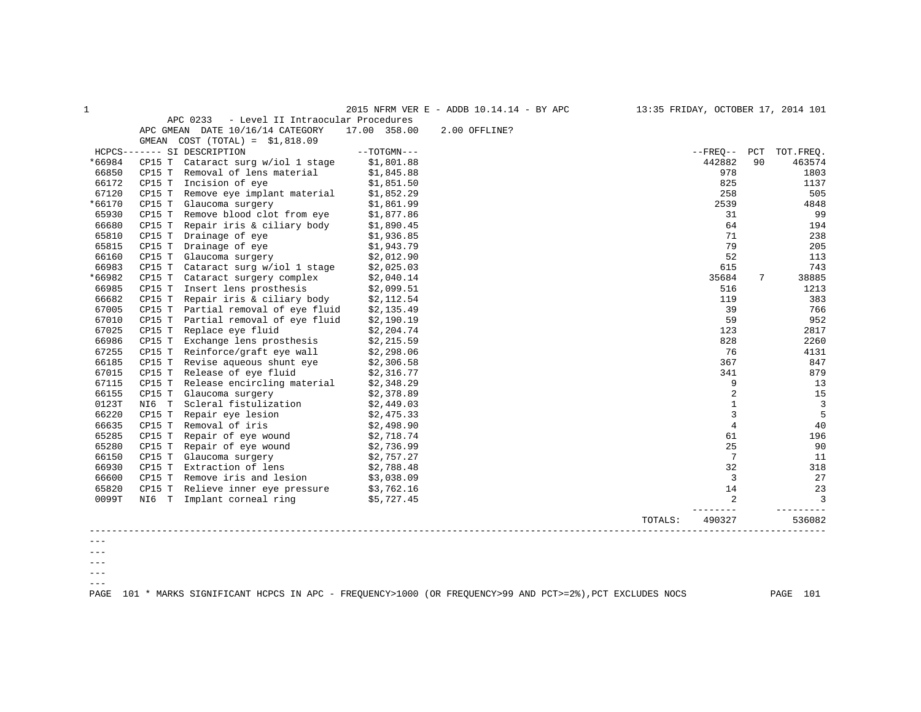2015 NFRM VER E - ADDB 10.14.14 - BY APC — 13:35 FRIDAY, OCTOBER 17, 2014

APC 0233 - Level II Intraocular Procedures

APC GMEAN DATE 10/16/14 CATEGORY 17.00 358.00 2.00 OFFLINE?

GMEAN COST (TOTAL) = $1,818.09

| HCPCS | SI | DESCRIPTION | TOTGMN | FREQ | PCT | TOT.FREQ. |
|---|---|---|---|---|---|---|
| *66984 | CP15 T | Cataract surg w/iol 1 stage | $1,801.88 | 442882 | 90 | 463574 |
| 66850 | CP15 T | Removal of lens material | $1,845.88 | 978 | | 1803 |
| 66172 | CP15 T | Incision of eye | $1,851.50 | 825 | | 1137 |
| 67120 | CP15 T | Remove eye implant material | $1,852.29 | 258 | | 505 |
| *66170 | CP15 T | Glaucoma surgery | $1,861.99 | 2539 | | 4848 |
| 65930 | CP15 T | Remove blood clot from eye | $1,877.86 | 31 | | 99 |
| 66680 | CP15 T | Repair iris & ciliary body | $1,890.45 | 64 | | 194 |
| 65810 | CP15 T | Drainage of eye | $1,936.85 | 71 | | 238 |
| 65815 | CP15 T | Drainage of eye | $1,943.79 | 79 | | 205 |
| 66160 | CP15 T | Glaucoma surgery | $2,012.90 | 52 | | 113 |
| 66983 | CP15 T | Cataract surg w/iol 1 stage | $2,025.03 | 615 | | 743 |
| *66982 | CP15 T | Cataract surgery complex | $2,040.14 | 35684 | 7 | 38885 |
| 66985 | CP15 T | Insert lens prosthesis | $2,099.51 | 516 | | 1213 |
| 66682 | CP15 T | Repair iris & ciliary body | $2,112.54 | 119 | | 383 |
| 67005 | CP15 T | Partial removal of eye fluid | $2,135.49 | 39 | | 766 |
| 67010 | CP15 T | Partial removal of eye fluid | $2,190.19 | 59 | | 952 |
| 67025 | CP15 T | Replace eye fluid | $2,204.74 | 123 | | 2817 |
| 66986 | CP15 T | Exchange lens prosthesis | $2,215.59 | 828 | | 2260 |
| 67255 | CP15 T | Reinforce/graft eye wall | $2,298.06 | 76 | | 4131 |
| 66185 | CP15 T | Revise aqueous shunt eye | $2,306.58 | 367 | | 847 |
| 67015 | CP15 T | Release of eye fluid | $2,316.77 | 341 | | 879 |
| 67115 | CP15 T | Release encircling material | $2,348.29 | 9 | | 13 |
| 66155 | CP15 T | Glaucoma surgery | $2,378.89 | 2 | | 15 |
| 0123T | NI6 T | Scleral fistulization | $2,449.03 | 1 | | 3 |
| 66220 | CP15 T | Repair eye lesion | $2,475.33 | 3 | | 5 |
| 66635 | CP15 T | Removal of iris | $2,498.90 | 4 | | 40 |
| 65285 | CP15 T | Repair of eye wound | $2,718.74 | 61 | | 196 |
| 65280 | CP15 T | Repair of eye wound | $2,736.99 | 25 | | 90 |
| 66150 | CP15 T | Glaucoma surgery | $2,757.27 | 7 | | 11 |
| 66930 | CP15 T | Extraction of lens | $2,788.48 | 32 | | 318 |
| 66600 | CP15 T | Remove iris and lesion | $3,038.09 | 3 | | 27 |
| 65820 | CP15 T | Relieve inner eye pressure | $3,762.16 | 14 | | 23 |
| 0099T | NI6 T | Implant corneal ring | $5,727.45 | 2 | | 3 |
| | | | TOTALS: | 490327 | | 536082 |

\* MARKS SIGNIFICANT HCPCS IN APC - FREQUENCY>1000 (OR FREQUENCY>99 AND PCT>=2%),PCT EXCLUDES NOCS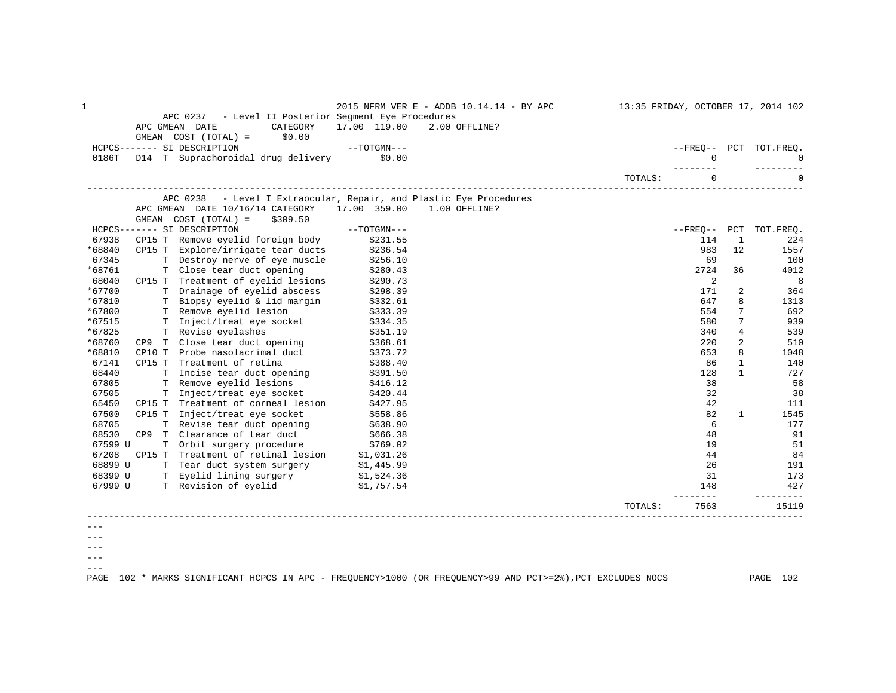## APC 0237 - Level II Posterior Segment Eye Procedures

APC GMEAN DATE CATEGORY 17.00 119.00 2.00 OFFLINE?

GMEAN COST (TOTAL) = $0.00

| HCPCS | SI | DESCRIPTION | TOTGMN | FREQ | PCT | TOT.FREQ. |
|---|---|---|---|---|---|---|
| 0186T | D14 T | Suprachoroidal drug delivery | $0.00 | 0 | | 0 |
| | | | TOTALS: | 0 | | 0 |

## APC 0238 - Level I Extraocular, Repair, and Plastic Eye Procedures

APC GMEAN DATE 10/16/14 CATEGORY 17.00 359.00 1.00 OFFLINE?

GMEAN COST (TOTAL) = $309.50

| HCPCS | SI | DESCRIPTION | TOTGMN | FREQ | PCT | TOT.FREQ. |
|---|---|---|---|---|---|---|
| 67938 | CP15 T | Remove eyelid foreign body | $231.55 | 114 | 1 | 224 |
| *68840 | CP15 T | Explore/irrigate tear ducts | $236.54 | 983 | 12 | 1557 |
| 67345 | T | Destroy nerve of eye muscle | $256.10 | 69 | | 100 |
| *68761 | T | Close tear duct opening | $280.43 | 2724 | 36 | 4012 |
| 68040 | CP15 T | Treatment of eyelid lesions | $290.73 | 2 | | 8 |
| *67700 | T | Drainage of eyelid abscess | $298.39 | 171 | 2 | 364 |
| *67810 | T | Biopsy eyelid & lid margin | $332.61 | 647 | 8 | 1313 |
| *67800 | T | Remove eyelid lesion | $333.39 | 554 | 7 | 692 |
| *67515 | T | Inject/treat eye socket | $334.35 | 580 | 7 | 939 |
| *67825 | T | Revise eyelashes | $351.19 | 340 | 4 | 539 |
| *68760 | CP9 T | Close tear duct opening | $368.61 | 220 | 2 | 510 |
| *68810 | CP10 T | Probe nasolacrimal duct | $373.72 | 653 | 8 | 1048 |
| 67141 | CP15 T | Treatment of retina | $388.40 | 86 | 1 | 140 |
| 68440 | T | Incise tear duct opening | $391.50 | 128 | 1 | 727 |
| 67805 | T | Remove eyelid lesions | $416.12 | 38 | | 58 |
| 67505 | T | Inject/treat eye socket | $420.44 | 32 | | 38 |
| 65450 | CP15 T | Treatment of corneal lesion | $427.95 | 42 | | 111 |
| 67500 | CP15 T | Inject/treat eye socket | $558.86 | 82 | 1 | 1545 |
| 68705 | T | Revise tear duct opening | $638.90 | 6 | | 177 |
| 68530 | CP9 T | Clearance of tear duct | $666.38 | 48 | | 91 |
| 67599 U | T | Orbit surgery procedure | $769.02 | 19 | | 51 |
| 67208 | CP15 T | Treatment of retinal lesion | $1,031.26 | 44 | | 84 |
| 68899 U | T | Tear duct system surgery | $1,445.99 | 26 | | 191 |
| 68399 U | T | Eyelid lining surgery | $1,524.36 | 31 | | 173 |
| 67999 U | T | Revision of eyelid | $1,757.54 | 148 | | 427 |
| | | | TOTALS: | 7563 | | 15119 |

\* MARKS SIGNIFICANT HCPCS IN APC - FREQUENCY>1000 (OR FREQUENCY>99 AND PCT>=2%),PCT EXCLUDES NOCS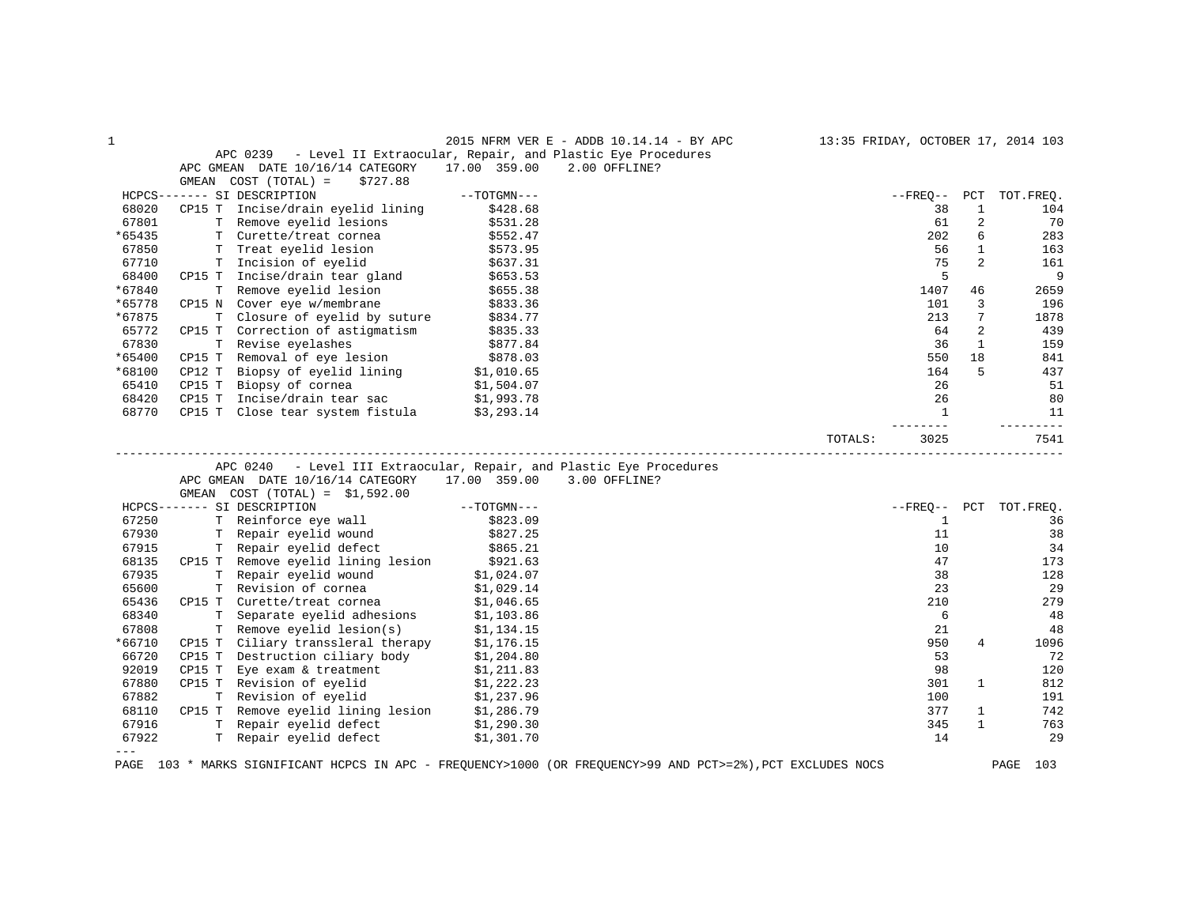## APC 0239 - Level II Extraocular, Repair, and Plastic Eye Procedures

APC GMEAN DATE 10/16/14 CATEGORY 17.00 359.00 2.00 OFFLINE?

GMEAN COST (TOTAL) = $727.88

| HCPCS | | SI | DESCRIPTION | TOTGMN | FREQ | PCT | TOT.FREQ. |
|---|---|---|---|---|---|---|---|
| 68020 | CP15 | T | Incise/drain eyelid lining | $428.68 | 38 | 1 | 104 |
| 67801 | | T | Remove eyelid lesions | $531.28 | 61 | 2 | 70 |
| *65435 | | T | Curette/treat cornea | $552.47 | 202 | 6 | 283 |
| 67850 | | T | Treat eyelid lesion | $573.95 | 56 | 1 | 163 |
| 67710 | | T | Incision of eyelid | $637.31 | 75 | 2 | 161 |
| 68400 | CP15 | T | Incise/drain tear gland | $653.53 | 5 | | 9 |
| *67840 | | T | Remove eyelid lesion | $655.38 | 1407 | 46 | 2659 |
| *65778 | CP15 | N | Cover eye w/membrane | $833.36 | 101 | 3 | 196 |
| *67875 | | T | Closure of eyelid by suture | $834.77 | 213 | 7 | 1878 |
| 65772 | CP15 | T | Correction of astigmatism | $835.33 | 64 | 2 | 439 |
| 67830 | | T | Revise eyelashes | $877.84 | 36 | 1 | 159 |
| *65400 | CP15 | T | Removal of eye lesion | $878.03 | 550 | 18 | 841 |
| *68100 | CP12 | T | Biopsy of eyelid lining | $1,010.65 | 164 | 5 | 437 |
| 65410 | CP15 | T | Biopsy of cornea | $1,504.07 | 26 | | 51 |
| 68420 | CP15 | T | Incise/drain tear sac | $1,993.78 | 26 | | 80 |
| 68770 | CP15 | T | Close tear system fistula | $3,293.14 | 1 | | 11 |
| | | | | TOTALS: | 3025 | | 7541 |

## APC 0240 - Level III Extraocular, Repair, and Plastic Eye Procedures

APC GMEAN DATE 10/16/14 CATEGORY 17.00 359.00 3.00 OFFLINE?

GMEAN COST (TOTAL) = $1,592.00

| HCPCS | | SI | DESCRIPTION | TOTGMN | FREQ | PCT | TOT.FREQ. |
|---|---|---|---|---|---|---|---|
| 67250 | | T | Reinforce eye wall | $823.09 | 1 | | 36 |
| 67930 | | T | Repair eyelid wound | $827.25 | 11 | | 38 |
| 67915 | | T | Repair eyelid defect | $865.21 | 10 | | 34 |
| 68135 | CP15 | T | Remove eyelid lining lesion | $921.63 | 47 | | 173 |
| 67935 | | T | Repair eyelid wound | $1,024.07 | 38 | | 128 |
| 65600 | | T | Revision of cornea | $1,029.14 | 23 | | 29 |
| 65436 | CP15 | T | Curette/treat cornea | $1,046.65 | 210 | | 279 |
| 68340 | | T | Separate eyelid adhesions | $1,103.86 | 6 | | 48 |
| 67808 | | T | Remove eyelid lesion(s) | $1,134.15 | 21 | | 48 |
| *66710 | CP15 | T | Ciliary transsleral therapy | $1,176.15 | 950 | 4 | 1096 |
| 66720 | CP15 | T | Destruction ciliary body | $1,204.80 | 53 | | 72 |
| 92019 | CP15 | T | Eye exam & treatment | $1,211.83 | 98 | | 120 |
| 67880 | CP15 | T | Revision of eyelid | $1,222.23 | 301 | 1 | 812 |
| 67882 | | T | Revision of eyelid | $1,237.96 | 100 | | 191 |
| 68110 | CP15 | T | Remove eyelid lining lesion | $1,286.79 | 377 | 1 | 742 |
| 67916 | | T | Repair eyelid defect | $1,290.30 | 345 | 1 | 763 |
| 67922 | | T | Repair eyelid defect | $1,301.70 | 14 | | 29 |

\* MARKS SIGNIFICANT HCPCS IN APC - FREQUENCY>1000 (OR FREQUENCY>99 AND PCT>=2%),PCT EXCLUDES NOCS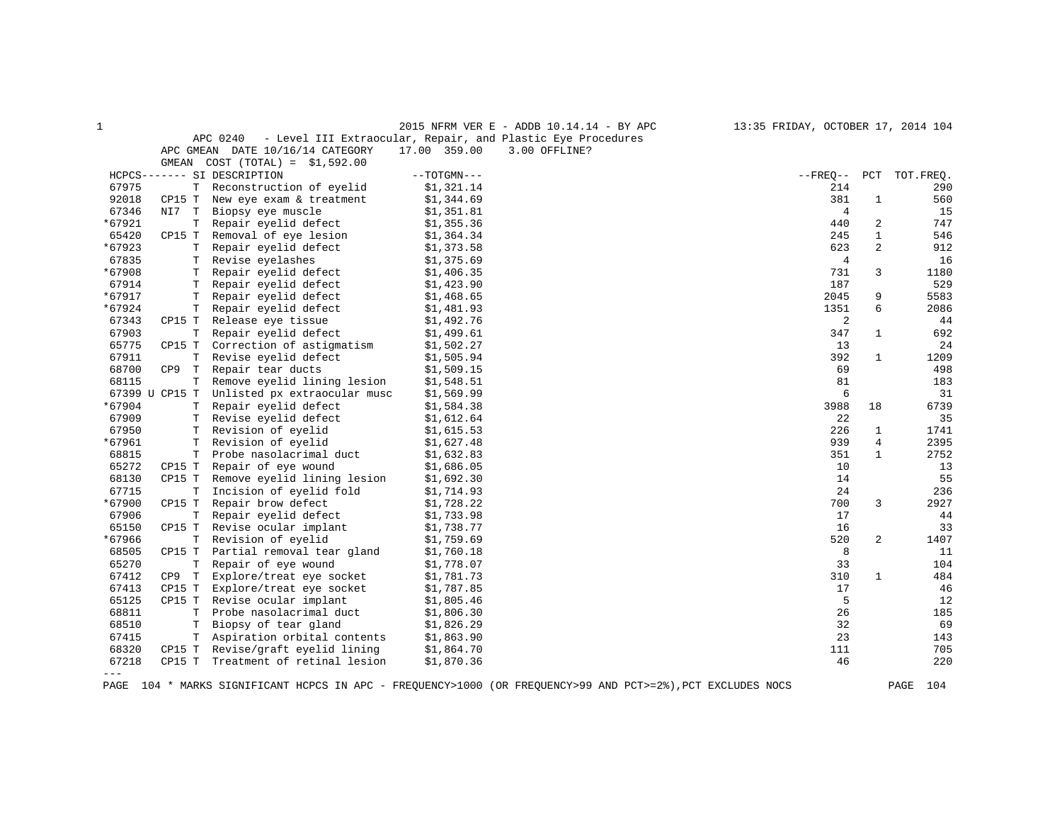APC 0240 - Level III Extraocular, Repair, and Plastic Eye Procedures

APC GMEAN DATE 10/16/14 CATEGORY 17.00 359.00 3.00 OFFLINE?

GMEAN COST (TOTAL) = $1,592.00

| HCPCS | | SI | DESCRIPTION | TOTGMN | FREQ | PCT | TOT.FREQ. |
|---|---|---|---|---|---|---|---|
| 67975 | | T | Reconstruction of eyelid | $1,321.14 | 214 | | 290 |
| 92018 | CP15 | T | New eye exam & treatment | $1,344.69 | 381 | 1 | 560 |
| 67346 | NI7 | T | Biopsy eye muscle | $1,351.81 | 4 | | 15 |
| *67921 | | T | Repair eyelid defect | $1,355.36 | 440 | 2 | 747 |
| 65420 | CP15 | T | Removal of eye lesion | $1,364.34 | 245 | 1 | 546 |
| *67923 | | T | Repair eyelid defect | $1,373.58 | 623 | 2 | 912 |
| 67835 | | T | Revise eyelashes | $1,375.69 | 4 | | 16 |
| *67908 | | T | Repair eyelid defect | $1,406.35 | 731 | 3 | 1180 |
| 67914 | | T | Repair eyelid defect | $1,423.90 | 187 | | 529 |
| *67917 | | T | Repair eyelid defect | $1,468.65 | 2045 | 9 | 5583 |
| *67924 | | T | Repair eyelid defect | $1,481.93 | 1351 | 6 | 2086 |
| 67343 | CP15 | T | Release eye tissue | $1,492.76 | 2 | | 44 |
| 67903 | | T | Repair eyelid defect | $1,499.61 | 347 | 1 | 692 |
| 65775 | CP15 | T | Correction of astigmatism | $1,502.27 | 13 | | 24 |
| 67911 | | T | Revise eyelid defect | $1,505.94 | 392 | 1 | 1209 |
| 68700 | CP9 | T | Repair tear ducts | $1,509.15 | 69 | | 498 |
| 68115 | | T | Remove eyelid lining lesion | $1,548.51 | 81 | | 183 |
| 67399 U | CP15 | T | Unlisted px extraocular musc | $1,569.99 | 6 | | 31 |
| *67904 | | T | Repair eyelid defect | $1,584.38 | 3988 | 18 | 6739 |
| 67909 | | T | Revise eyelid defect | $1,612.64 | 22 | | 35 |
| 67950 | | T | Revision of eyelid | $1,615.53 | 226 | 1 | 1741 |
| *67961 | | T | Revision of eyelid | $1,627.48 | 939 | 4 | 2395 |
| 68815 | | T | Probe nasolacrimal duct | $1,632.83 | 351 | 1 | 2752 |
| 65272 | CP15 | T | Repair of eye wound | $1,686.05 | 10 | | 13 |
| 68130 | CP15 | T | Remove eyelid lining lesion | $1,692.30 | 14 | | 55 |
| 67715 | | T | Incision of eyelid fold | $1,714.93 | 24 | | 236 |
| *67900 | CP15 | T | Repair brow defect | $1,728.22 | 700 | 3 | 2927 |
| 67906 | | T | Repair eyelid defect | $1,733.98 | 17 | | 44 |
| 65150 | CP15 | T | Revise ocular implant | $1,738.77 | 16 | | 33 |
| *67966 | | T | Revision of eyelid | $1,759.69 | 520 | 2 | 1407 |
| 68505 | CP15 | T | Partial removal tear gland | $1,760.18 | 8 | | 11 |
| 65270 | | T | Repair of eye wound | $1,778.07 | 33 | | 104 |
| 67412 | CP9 | T | Explore/treat eye socket | $1,781.73 | 310 | 1 | 484 |
| 67413 | CP15 | T | Explore/treat eye socket | $1,787.85 | 17 | | 46 |
| 65125 | CP15 | T | Revise ocular implant | $1,805.46 | 5 | | 12 |
| 68811 | | T | Probe nasolacrimal duct | $1,806.30 | 26 | | 185 |
| 68510 | | T | Biopsy of tear gland | $1,826.29 | 32 | | 69 |
| 67415 | | T | Aspiration orbital contents | $1,863.90 | 23 | | 143 |
| 68320 | CP15 | T | Revise/graft eyelid lining | $1,864.70 | 111 | | 705 |
| 67218 | CP15 | T | Treatment of retinal lesion | $1,870.36 | 46 | | 220 |

\* MARKS SIGNIFICANT HCPCS IN APC - FREQUENCY>1000 (OR FREQUENCY>99 AND PCT>=2%),PCT EXCLUDES NOCS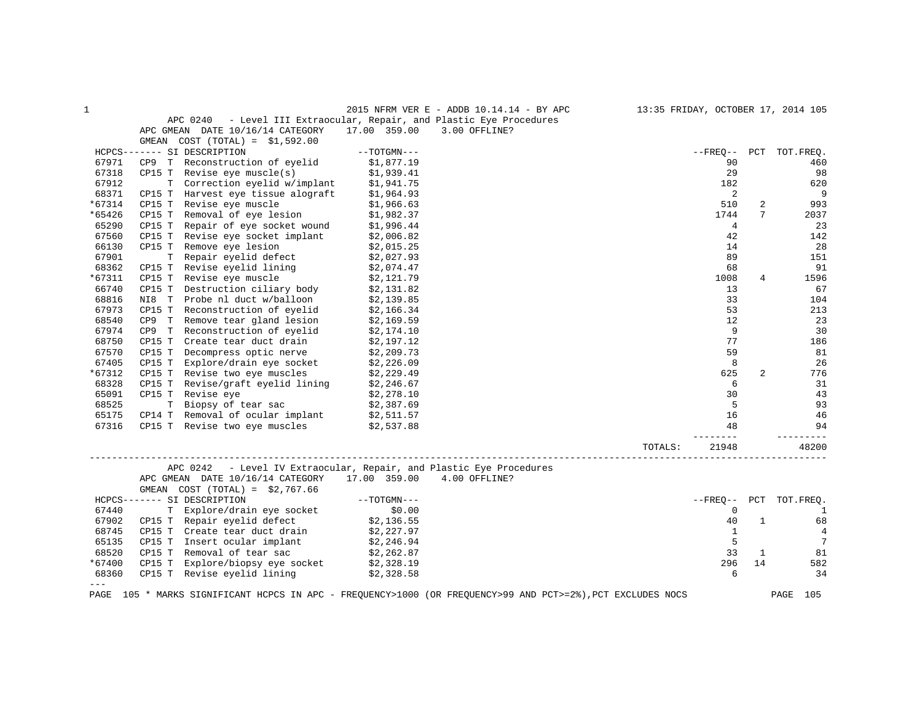## APC 0240 - Level III Extraocular, Repair, and Plastic Eye Procedures

APC GMEAN DATE 10/16/14 CATEGORY 17.00 359.00 3.00 OFFLINE?

GMEAN COST (TOTAL) = $1,592.00

| HCPCS | | SI | DESCRIPTION | TOTGMN | FREQ | PCT | TOT.FREQ. |
|---|---|---|---|---|---|---|---|
| 67971 | CP9 | T | Reconstruction of eyelid | $1,877.19 | 90 | | 460 |
| 67318 | CP15 | T | Revise eye muscle(s) | $1,939.41 | 29 | | 98 |
| 67912 | | T | Correction eyelid w/implant | $1,941.75 | 182 | | 620 |
| 68371 | CP15 | T | Harvest eye tissue alograft | $1,964.93 | 2 | | 9 |
| *67314 | CP15 | T | Revise eye muscle | $1,966.63 | 510 | 2 | 993 |
| *65426 | CP15 | T | Removal of eye lesion | $1,982.37 | 1744 | 7 | 2037 |
| 65290 | CP15 | T | Repair of eye socket wound | $1,996.44 | 4 | | 23 |
| 67560 | CP15 | T | Revise eye socket implant | $2,006.82 | 42 | | 142 |
| 66130 | CP15 | T | Remove eye lesion | $2,015.25 | 14 | | 28 |
| 67901 | | T | Repair eyelid defect | $2,027.93 | 89 | | 151 |
| 68362 | CP15 | T | Revise eyelid lining | $2,074.47 | 68 | | 91 |
| *67311 | CP15 | T | Revise eye muscle | $2,121.79 | 1008 | 4 | 1596 |
| 66740 | CP15 | T | Destruction ciliary body | $2,131.82 | 13 | | 67 |
| 68816 | NI8 | T | Probe nl duct w/balloon | $2,139.85 | 33 | | 104 |
| 67973 | CP15 | T | Reconstruction of eyelid | $2,166.34 | 53 | | 213 |
| 68540 | CP9 | T | Remove tear gland lesion | $2,169.59 | 12 | | 23 |
| 67974 | CP9 | T | Reconstruction of eyelid | $2,174.10 | 9 | | 30 |
| 68750 | CP15 | T | Create tear duct drain | $2,197.12 | 77 | | 186 |
| 67570 | CP15 | T | Decompress optic nerve | $2,209.73 | 59 | | 81 |
| 67405 | CP15 | T | Explore/drain eye socket | $2,226.09 | 8 | | 26 |
| *67312 | CP15 | T | Revise two eye muscles | $2,229.49 | 625 | 2 | 776 |
| 68328 | CP15 | T | Revise/graft eyelid lining | $2,246.67 | 6 | | 31 |
| 65091 | CP15 | T | Revise eye | $2,278.10 | 30 | | 43 |
| 68525 | | T | Biopsy of tear sac | $2,387.69 | 5 | | 93 |
| 65175 | CP14 | T | Removal of ocular implant | $2,511.57 | 16 | | 46 |
| 67316 | CP15 | T | Revise two eye muscles | $2,537.88 | 48 | | 94 |
| | | | | TOTALS: | 21948 | | 48200 |

## APC 0242 - Level IV Extraocular, Repair, and Plastic Eye Procedures

APC GMEAN DATE 10/16/14 CATEGORY 17.00 359.00 4.00 OFFLINE?

GMEAN COST (TOTAL) = $2,767.66

| HCPCS | | SI | DESCRIPTION | TOTGMN | FREQ | PCT | TOT.FREQ. |
|---|---|---|---|---|---|---|---|
| 67440 | | T | Explore/drain eye socket | $0.00 | 0 | | 1 |
| 67902 | CP15 | T | Repair eyelid defect | $2,136.55 | 40 | 1 | 68 |
| 68745 | CP15 | T | Create tear duct drain | $2,227.97 | 1 | | 4 |
| 65135 | CP15 | T | Insert ocular implant | $2,246.94 | 5 | | 7 |
| 68520 | CP15 | T | Removal of tear sac | $2,262.87 | 33 | 1 | 81 |
| *67400 | CP15 | T | Explore/biopsy eye socket | $2,328.19 | 296 | 14 | 582 |
| 68360 | CP15 | T | Revise eyelid lining | $2,328.58 | 6 | | 34 |

\* MARKS SIGNIFICANT HCPCS IN APC - FREQUENCY>1000 (OR FREQUENCY>99 AND PCT>=2%),PCT EXCLUDES NOCS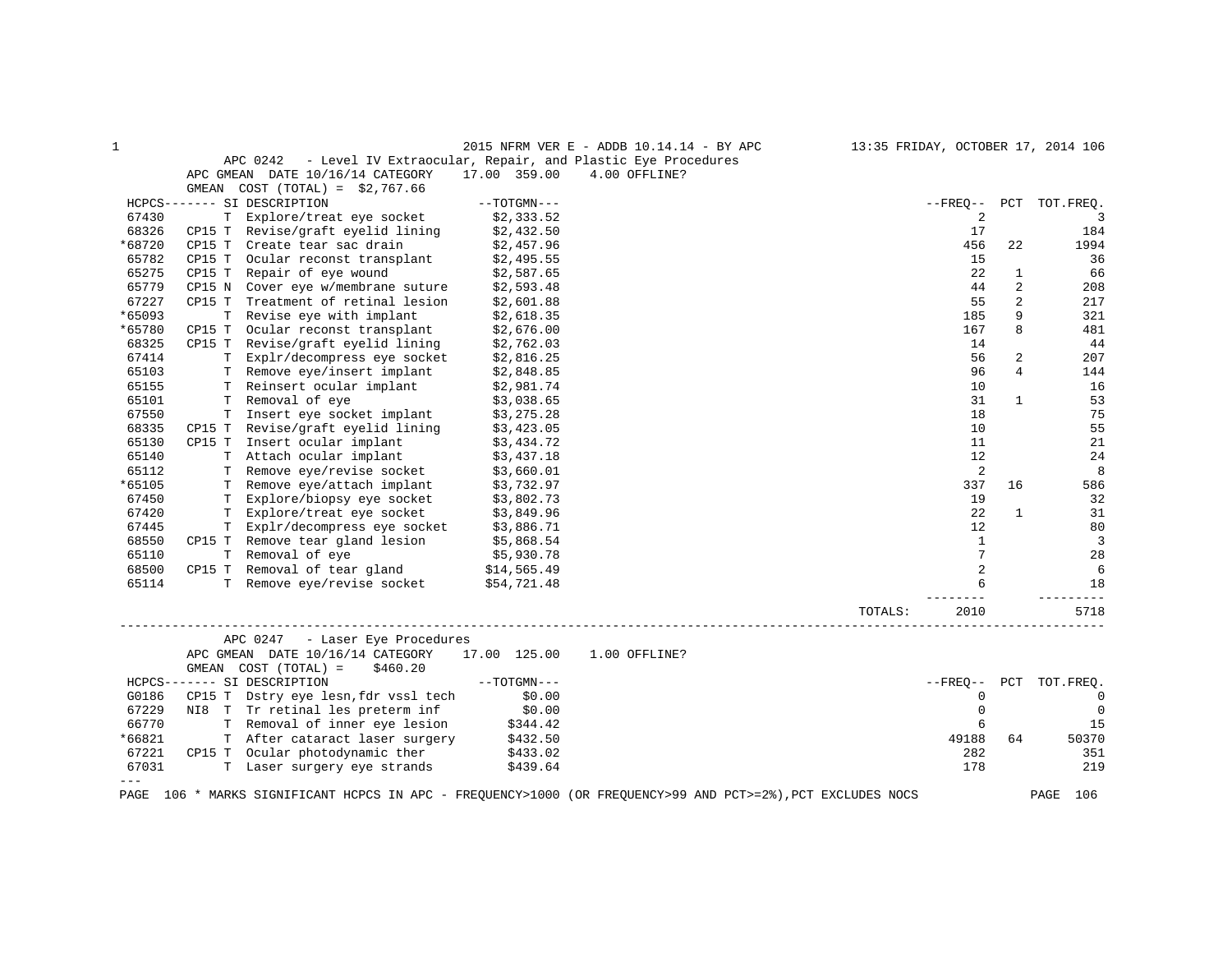## APC 0242 - Level IV Extraocular, Repair, and Plastic Eye Procedures

APC GMEAN DATE 10/16/14 CATEGORY 17.00 359.00 4.00 OFFLINE?

GMEAN COST (TOTAL) = $2,767.66

| HCPCS | SI | DESCRIPTION | TOTGMN | FREQ | PCT | TOT.FREQ. |
|---|---|---|---|---|---|---|
| 67430 | T | Explore/treat eye socket | $2,333.52 | 2 | | 3 |
| 68326 | CP15 T | Revise/graft eyelid lining | $2,432.50 | 17 | | 184 |
| *68720 | CP15 T | Create tear sac drain | $2,457.96 | 456 | 22 | 1994 |
| 65782 | CP15 T | Ocular reconst transplant | $2,495.55 | 15 | | 36 |
| 65275 | CP15 T | Repair of eye wound | $2,587.65 | 22 | 1 | 66 |
| 65779 | CP15 N | Cover eye w/membrane suture | $2,593.48 | 44 | 2 | 208 |
| 67227 | CP15 T | Treatment of retinal lesion | $2,601.88 | 55 | 2 | 217 |
| *65093 | T | Revise eye with implant | $2,618.35 | 185 | 9 | 321 |
| *65780 | CP15 T | Ocular reconst transplant | $2,676.00 | 167 | 8 | 481 |
| 68325 | CP15 T | Revise/graft eyelid lining | $2,762.03 | 14 | | 44 |
| 67414 | T | Explr/decompress eye socket | $2,816.25 | 56 | 2 | 207 |
| 65103 | T | Remove eye/insert implant | $2,848.85 | 96 | 4 | 144 |
| 65155 | T | Reinsert ocular implant | $2,981.74 | 10 | | 16 |
| 65101 | T | Removal of eye | $3,038.65 | 31 | 1 | 53 |
| 67550 | T | Insert eye socket implant | $3,275.28 | 18 | | 75 |
| 68335 | CP15 T | Revise/graft eyelid lining | $3,423.05 | 10 | | 55 |
| 65130 | CP15 T | Insert ocular implant | $3,434.72 | 11 | | 21 |
| 65140 | T | Attach ocular implant | $3,437.18 | 12 | | 24 |
| 65112 | T | Remove eye/revise socket | $3,660.01 | 2 | | 8 |
| *65105 | T | Remove eye/attach implant | $3,732.97 | 337 | 16 | 586 |
| 67450 | T | Explore/biopsy eye socket | $3,802.73 | 19 | | 32 |
| 67420 | T | Explore/treat eye socket | $3,849.96 | 22 | 1 | 31 |
| 67445 | T | Explr/decompress eye socket | $3,886.71 | 12 | | 80 |
| 68550 | CP15 T | Remove tear gland lesion | $5,868.54 | 1 | | 3 |
| 65110 | T | Removal of eye | $5,930.78 | 7 | | 28 |
| 68500 | CP15 T | Removal of tear gland | $14,565.49 | 2 | | 6 |
| 65114 | T | Remove eye/revise socket | $54,721.48 | 6 | | 18 |
| | | | TOTALS: | 2010 | | 5718 |

## APC 0247 - Laser Eye Procedures

APC GMEAN DATE 10/16/14 CATEGORY 17.00 125.00 1.00 OFFLINE?

GMEAN COST (TOTAL) = $460.20

| HCPCS | SI | DESCRIPTION | TOTGMN | FREQ | PCT | TOT.FREQ. |
|---|---|---|---|---|---|---|
| G0186 | CP15 T | Dstry eye lesn,fdr vssl tech | $0.00 | 0 | | 0 |
| 67229 | NI8 T | Tr retinal les preterm inf | $0.00 | 0 | | 0 |
| 66770 | T | Removal of inner eye lesion | $344.42 | 6 | | 15 |
| *66821 | T | After cataract laser surgery | $432.50 | 49188 | 64 | 50370 |
| 67221 | CP15 T | Ocular photodynamic ther | $433.02 | 282 | | 351 |
| 67031 | T | Laser surgery eye strands | $439.64 | 178 | | 219 |

\* MARKS SIGNIFICANT HCPCS IN APC - FREQUENCY>1000 (OR FREQUENCY>99 AND PCT>=2%),PCT EXCLUDES NOCS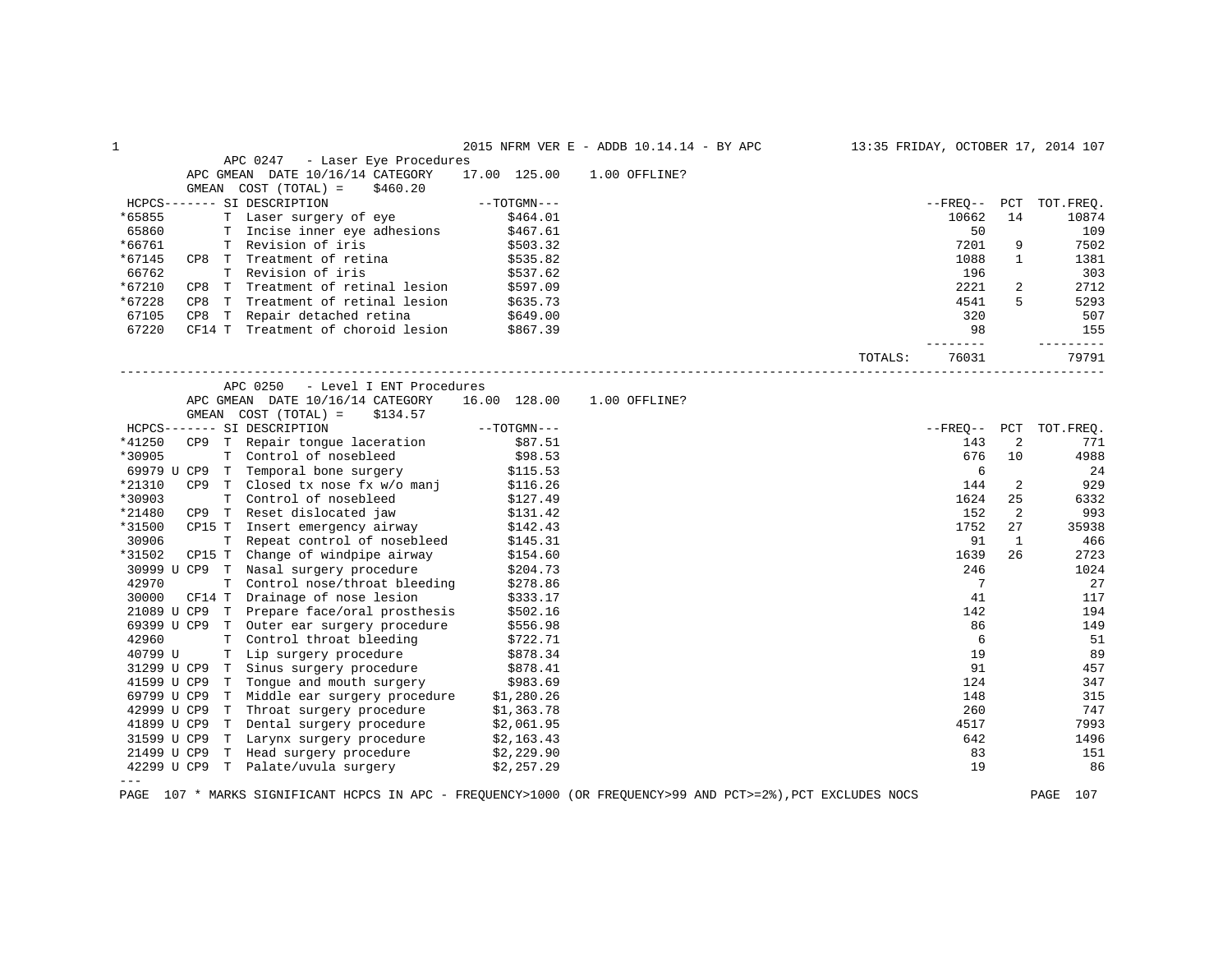## APC 0247 - Laser Eye Procedures

APC GMEAN DATE 10/16/14 CATEGORY 17.00 125.00 1.00 OFFLINE?

GMEAN COST (TOTAL) = $460.20

| HCPCS | | SI | DESCRIPTION | TOTGMN | FREQ | PCT | TOT.FREQ. |
|---|---|---|---|---|---|---|---|
| *65855 | | T | Laser surgery of eye | $464.01 | 10662 | 14 | 10874 |
| 65860 | | T | Incise inner eye adhesions | $467.61 | 50 | | 109 |
| *66761 | | T | Revision of iris | $503.32 | 7201 | 9 | 7502 |
| *67145 | CP8 | T | Treatment of retina | $535.82 | 1088 | 1 | 1381 |
| 66762 | | T | Revision of iris | $537.62 | 196 | | 303 |
| *67210 | CP8 | T | Treatment of retinal lesion | $597.09 | 2221 | 2 | 2712 |
| *67228 | CP8 | T | Treatment of retinal lesion | $635.73 | 4541 | 5 | 5293 |
| 67105 | CP8 | T | Repair detached retina | $649.00 | 320 | | 507 |
| 67220 | CF14 | T | Treatment of choroid lesion | $867.39 | 98 | | 155 |
| | | | | TOTALS: | 76031 | | 79791 |

## APC 0250 - Level I ENT Procedures

APC GMEAN DATE 10/16/14 CATEGORY 16.00 128.00 1.00 OFFLINE?

GMEAN COST (TOTAL) = $134.57

| HCPCS | | SI | DESCRIPTION | TOTGMN | FREQ | PCT | TOT.FREQ. |
|---|---|---|---|---|---|---|---|
| *41250 | CP9 | T | Repair tongue laceration | $87.51 | 143 | 2 | 771 |
| *30905 | | T | Control of nosebleed | $98.53 | 676 | 10 | 4988 |
| 69979 U | CP9 | T | Temporal bone surgery | $115.53 | 6 | | 24 |
| *21310 | CP9 | T | Closed tx nose fx w/o manj | $116.26 | 144 | 2 | 929 |
| *30903 | | T | Control of nosebleed | $127.49 | 1624 | 25 | 6332 |
| *21480 | CP9 | T | Reset dislocated jaw | $131.42 | 152 | 2 | 993 |
| *31500 | CP15 | T | Insert emergency airway | $142.43 | 1752 | 27 | 35938 |
| 30906 | | T | Repeat control of nosebleed | $145.31 | 91 | 1 | 466 |
| *31502 | CP15 | T | Change of windpipe airway | $154.60 | 1639 | 26 | 2723 |
| 30999 U | CP9 | T | Nasal surgery procedure | $204.73 | 246 | | 1024 |
| 42970 | | T | Control nose/throat bleeding | $278.86 | 7 | | 27 |
| 30000 | CF14 | T | Drainage of nose lesion | $333.17 | 41 | | 117 |
| 21089 U | CP9 | T | Prepare face/oral prosthesis | $502.16 | 142 | | 194 |
| 69399 U | CP9 | T | Outer ear surgery procedure | $556.98 | 86 | | 149 |
| 42960 | | T | Control throat bleeding | $722.71 | 6 | | 51 |
| 40799 U | | T | Lip surgery procedure | $878.34 | 19 | | 89 |
| 31299 U | CP9 | T | Sinus surgery procedure | $878.41 | 91 | | 457 |
| 41599 U | CP9 | T | Tongue and mouth surgery | $983.69 | 124 | | 347 |
| 69799 U | CP9 | T | Middle ear surgery procedure | $1,280.26 | 148 | | 315 |
| 42999 U | CP9 | T | Throat surgery procedure | $1,363.78 | 260 | | 747 |
| 41899 U | CP9 | T | Dental surgery procedure | $2,061.95 | 4517 | | 7993 |
| 31599 U | CP9 | T | Larynx surgery procedure | $2,163.43 | 642 | | 1496 |
| 21499 U | CP9 | T | Head surgery procedure | $2,229.90 | 83 | | 151 |
| 42299 U | CP9 | T | Palate/uvula surgery | $2,257.29 | 19 | | 86 |

---

* MARKS SIGNIFICANT HCPCS IN APC - FREQUENCY>1000 (OR FREQUENCY>99 AND PCT>=2%),PCT EXCLUDES NOCS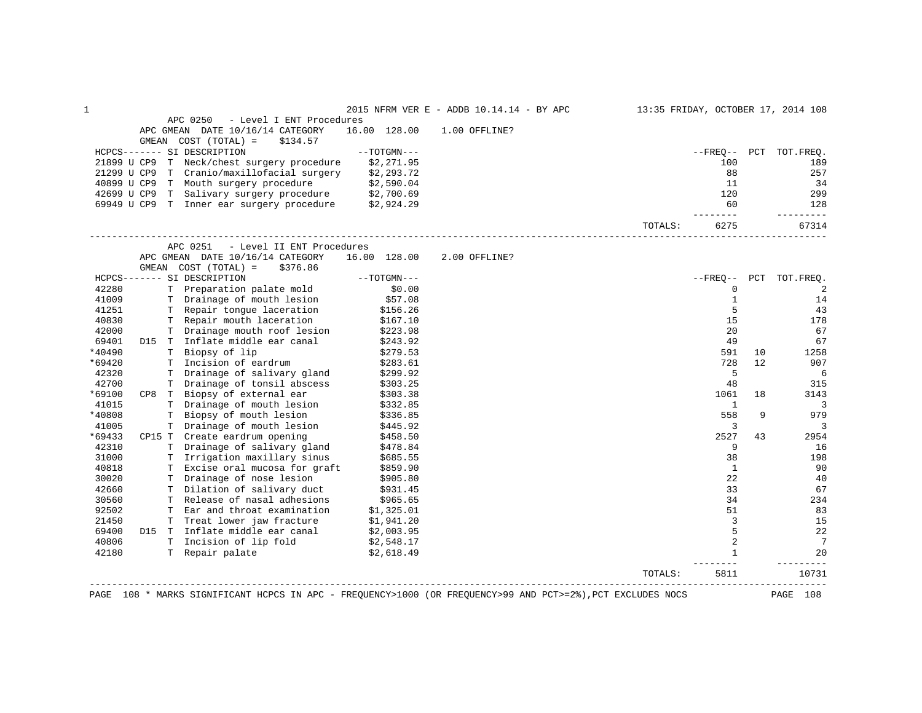## APC 0250 - Level I ENT Procedures

APC GMEAN DATE 10/16/14 CATEGORY 16.00 128.00 1.00 OFFLINE?

GMEAN COST (TOTAL) = $134.57

| HCPCS | | SI | DESCRIPTION | TOTGMN | FREQ | PCT | TOT.FREQ. |
|---|---|---|---|---|---|---|---|
| 21899 | U CP9 | T | Neck/chest surgery procedure | $2,271.95 | 100 | | 189 |
| 21299 | U CP9 | T | Cranio/maxillofacial surgery | $2,293.72 | 88 | | 257 |
| 40899 | U CP9 | T | Mouth surgery procedure | $2,590.04 | 11 | | 34 |
| 42699 | U CP9 | T | Salivary surgery procedure | $2,700.69 | 120 | | 299 |
| 69949 | U CP9 | T | Inner ear surgery procedure | $2,924.29 | 60 | | 128 |
| | | | | TOTALS: | 6275 | | 67314 |

## APC 0251 - Level II ENT Procedures

APC GMEAN DATE 10/16/14 CATEGORY 16.00 128.00 2.00 OFFLINE?

GMEAN COST (TOTAL) = $376.86

| HCPCS | | SI | DESCRIPTION | TOTGMN | FREQ | PCT | TOT.FREQ. |
|---|---|---|---|---|---|---|---|
| 42280 | | T | Preparation palate mold | $0.00 | 0 | | 2 |
| 41009 | | T | Drainage of mouth lesion | $57.08 | 1 | | 14 |
| 41251 | | T | Repair tongue laceration | $156.26 | 5 | | 43 |
| 40830 | | T | Repair mouth laceration | $167.10 | 15 | | 178 |
| 42000 | | T | Drainage mouth roof lesion | $223.98 | 20 | | 67 |
| 69401 | D15 | T | Inflate middle ear canal | $243.92 | 49 | | 67 |
| *40490 | | T | Biopsy of lip | $279.53 | 591 | 10 | 1258 |
| *69420 | | T | Incision of eardrum | $283.61 | 728 | 12 | 907 |
| 42320 | | T | Drainage of salivary gland | $299.92 | 5 | | 6 |
| 42700 | | T | Drainage of tonsil abscess | $303.25 | 48 | | 315 |
| *69100 | CP8 | T | Biopsy of external ear | $303.38 | 1061 | 18 | 3143 |
| 41015 | | T | Drainage of mouth lesion | $332.85 | 1 | | 3 |
| *40808 | | T | Biopsy of mouth lesion | $336.85 | 558 | 9 | 979 |
| 41005 | | T | Drainage of mouth lesion | $445.92 | 3 | | 3 |
| *69433 | CP15 | T | Create eardrum opening | $458.50 | 2527 | 43 | 2954 |
| 42310 | | T | Drainage of salivary gland | $478.84 | 9 | | 16 |
| 31000 | | T | Irrigation maxillary sinus | $685.55 | 38 | | 198 |
| 40818 | | T | Excise oral mucosa for graft | $859.90 | 1 | | 90 |
| 30020 | | T | Drainage of nose lesion | $905.80 | 22 | | 40 |
| 42660 | | T | Dilation of salivary duct | $931.45 | 33 | | 67 |
| 30560 | | T | Release of nasal adhesions | $965.65 | 34 | | 234 |
| 92502 | | T | Ear and throat examination | $1,325.01 | 51 | | 83 |
| 21450 | | T | Treat lower jaw fracture | $1,941.20 | 3 | | 15 |
| 69400 | D15 | T | Inflate middle ear canal | $2,003.95 | 5 | | 22 |
| 40806 | | T | Incision of lip fold | $2,548.17 | 2 | | 7 |
| 42180 | | T | Repair palate | $2,618.49 | 1 | | 20 |
| | | | | TOTALS: | 5811 | | 10731 |

\* MARKS SIGNIFICANT HCPCS IN APC - FREQUENCY>1000 (OR FREQUENCY>99 AND PCT>=2%),PCT EXCLUDES NOCS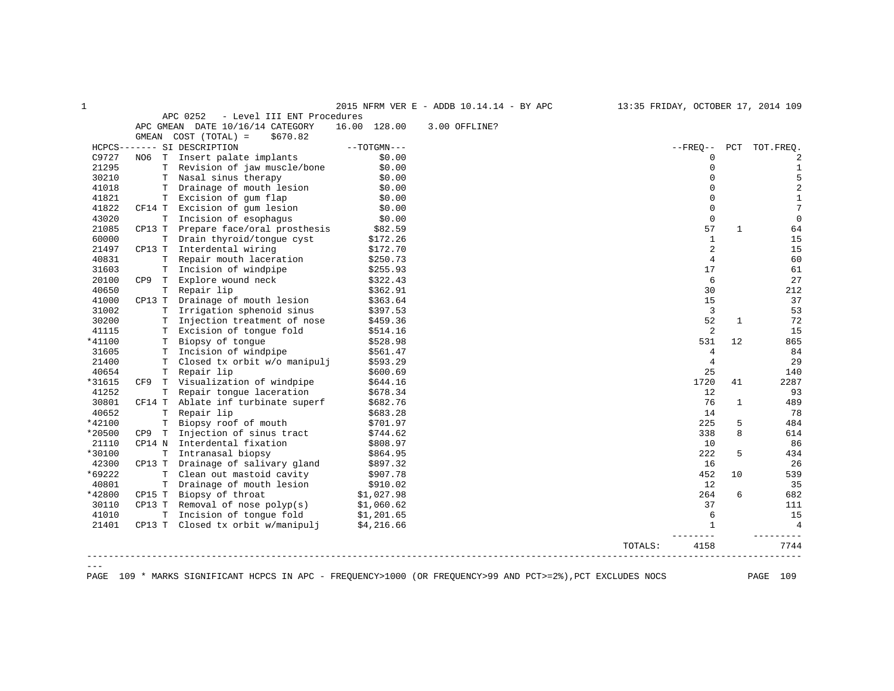2015 NFRM VER E - ADDB 10.14.14 - BY APC    13:35 FRIDAY, OCTOBER 17, 2014

APC 0252 - Level III ENT Procedures

APC GMEAN DATE 10/16/14 CATEGORY 16.00 128.00 3.00 OFFLINE?

GMEAN COST (TOTAL) = $670.82

| HCPCS | | SI | DESCRIPTION | --TOTGMN--- | --FREQ-- | PCT | TOT.FREQ. |
|---|---|---|---|---|---|---|---|
| C9727 | NO6 | T | Insert palate implants | $0.00 | 0 | | 2 |
| 21295 | | T | Revision of jaw muscle/bone | $0.00 | 0 | | 1 |
| 30210 | | T | Nasal sinus therapy | $0.00 | 0 | | 5 |
| 41018 | | T | Drainage of mouth lesion | $0.00 | 0 | | 2 |
| 41821 | | T | Excision of gum flap | $0.00 | 0 | | 1 |
| 41822 | CF14 | T | Excision of gum lesion | $0.00 | 0 | | 7 |
| 43020 | | T | Incision of esophagus | $0.00 | 0 | | 0 |
| 21085 | CP13 | T | Prepare face/oral prosthesis | $82.59 | 57 | 1 | 64 |
| 60000 | | T | Drain thyroid/tongue cyst | $172.26 | 1 | | 15 |
| 21497 | CP13 | T | Interdental wiring | $172.70 | 2 | | 15 |
| 40831 | | T | Repair mouth laceration | $250.73 | 4 | | 60 |
| 31603 | | T | Incision of windpipe | $255.93 | 17 | | 61 |
| 20100 | CP9 | T | Explore wound neck | $322.43 | 6 | | 27 |
| 40650 | | T | Repair lip | $362.91 | 30 | | 212 |
| 41000 | CP13 | T | Drainage of mouth lesion | $363.64 | 15 | | 37 |
| 31002 | | T | Irrigation sphenoid sinus | $397.53 | 3 | | 53 |
| 30200 | | T | Injection treatment of nose | $459.36 | 52 | 1 | 72 |
| 41115 | | T | Excision of tongue fold | $514.16 | 2 | | 15 |
| *41100 | | T | Biopsy of tongue | $528.98 | 531 | 12 | 865 |
| 31605 | | T | Incision of windpipe | $561.47 | 4 | | 84 |
| 21400 | | T | Closed tx orbit w/o manipulj | $593.29 | 4 | | 29 |
| 40654 | | T | Repair lip | $600.69 | 25 | | 140 |
| *31615 | CF9 | T | Visualization of windpipe | $644.16 | 1720 | 41 | 2287 |
| 41252 | | T | Repair tongue laceration | $678.34 | 12 | | 93 |
| 30801 | CF14 | T | Ablate inf turbinate superf | $682.76 | 76 | 1 | 489 |
| 40652 | | T | Repair lip | $683.28 | 14 | | 78 |
| *42100 | | T | Biopsy roof of mouth | $701.97 | 225 | 5 | 484 |
| *20500 | CP9 | T | Injection of sinus tract | $744.62 | 338 | 8 | 614 |
| 21110 | CP14 | N | Interdental fixation | $808.97 | 10 | | 86 |
| *30100 | | T | Intranasal biopsy | $864.95 | 222 | 5 | 434 |
| 42300 | CP13 | T | Drainage of salivary gland | $897.32 | 16 | | 26 |
| *69222 | | T | Clean out mastoid cavity | $907.78 | 452 | 10 | 539 |
| 40801 | | T | Drainage of mouth lesion | $910.02 | 12 | | 35 |
| *42800 | CP15 | T | Biopsy of throat | $1,027.98 | 264 | 6 | 682 |
| 30110 | CP13 | T | Removal of nose polyp(s) | $1,060.62 | 37 | | 111 |
| 41010 | | T | Incision of tongue fold | $1,201.65 | 6 | | 15 |
| 21401 | CP13 | T | Closed tx orbit w/manipulj | $4,216.66 | 1 | | 4 |
| | | | | TOTALS: | 4158 | | 7744 |

\* MARKS SIGNIFICANT HCPCS IN APC - FREQUENCY>1000 (OR FREQUENCY>99 AND PCT>=2%),PCT EXCLUDES NOCS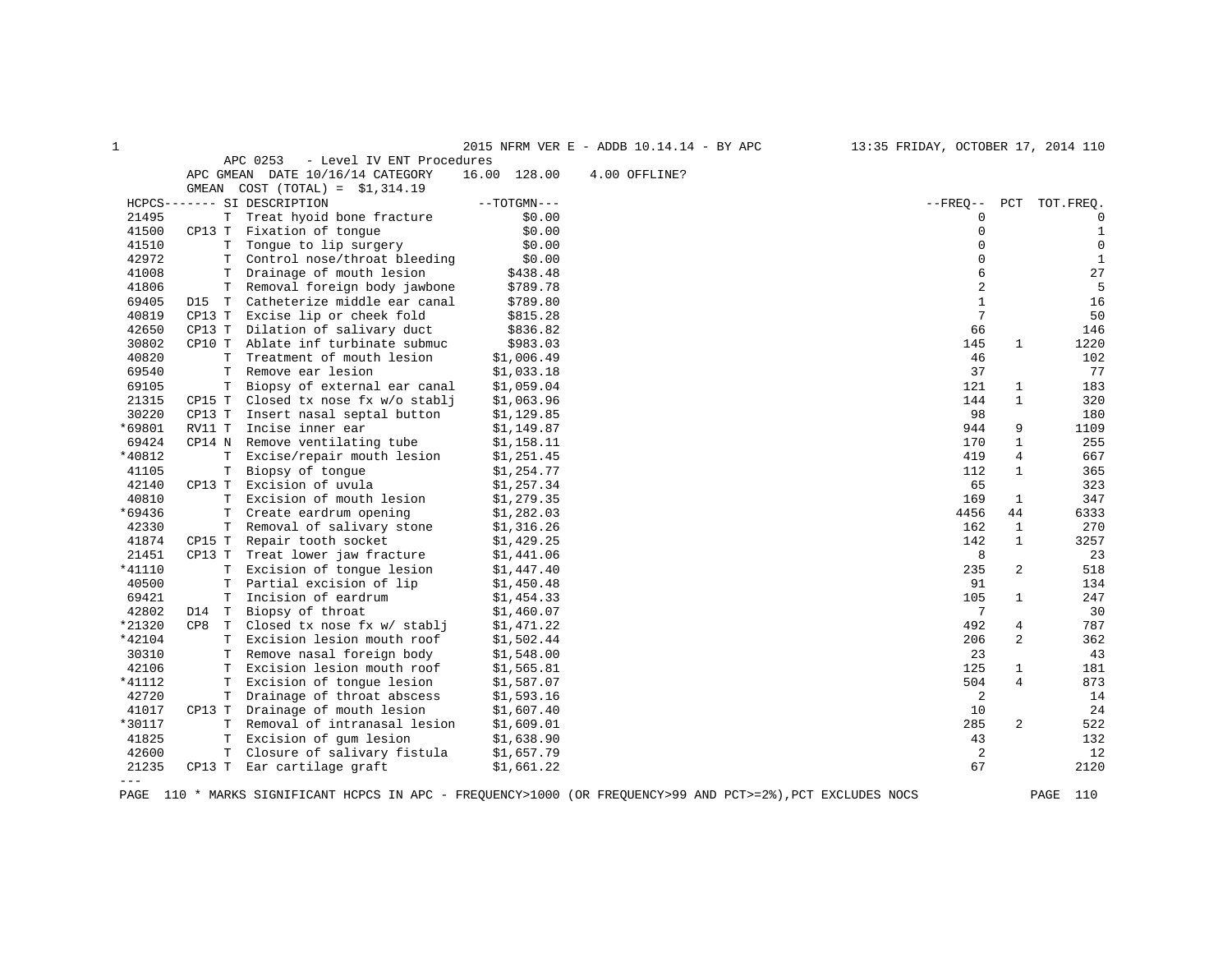APC 0253 - Level IV ENT Procedures

APC GMEAN DATE 10/16/14 CATEGORY 16.00 128.00 4.00 OFFLINE?

GMEAN COST (TOTAL) = $1,314.19

| HCPCS | | SI | DESCRIPTION | TOTGMN | FREQ | PCT | TOT.FREQ. |
|---|---|---|---|---|---|---|---|
| 21495 | | T | Treat hyoid bone fracture | $0.00 | 0 | | 0 |
| 41500 | CP13 | T | Fixation of tongue | $0.00 | 0 | | 1 |
| 41510 | | T | Tongue to lip surgery | $0.00 | 0 | | 0 |
| 42972 | | T | Control nose/throat bleeding | $0.00 | 0 | | 1 |
| 41008 | | T | Drainage of mouth lesion | $438.48 | 6 | | 27 |
| 41806 | | T | Removal foreign body jawbone | $789.78 | 2 | | 5 |
| 69405 | D15 | T | Catheterize middle ear canal | $789.80 | 1 | | 16 |
| 40819 | CP13 | T | Excise lip or cheek fold | $815.28 | 7 | | 50 |
| 42650 | CP13 | T | Dilation of salivary duct | $836.82 | 66 | | 146 |
| 30802 | CP10 | T | Ablate inf turbinate submuc | $983.03 | 145 | 1 | 1220 |
| 40820 | | T | Treatment of mouth lesion | $1,006.49 | 46 | | 102 |
| 69540 | | T | Remove ear lesion | $1,033.18 | 37 | | 77 |
| 69105 | | T | Biopsy of external ear canal | $1,059.04 | 121 | 1 | 183 |
| 21315 | CP15 | T | Closed tx nose fx w/o stablj | $1,063.96 | 144 | 1 | 320 |
| 30220 | CP13 | T | Insert nasal septal button | $1,129.85 | 98 | | 180 |
| *69801 | RV11 | T | Incise inner ear | $1,149.87 | 944 | 9 | 1109 |
| 69424 | CP14 | N | Remove ventilating tube | $1,158.11 | 170 | 1 | 255 |
| *40812 | | T | Excise/repair mouth lesion | $1,251.45 | 419 | 4 | 667 |
| 41105 | | T | Biopsy of tongue | $1,254.77 | 112 | 1 | 365 |
| 42140 | CP13 | T | Excision of uvula | $1,257.34 | 65 | | 323 |
| 40810 | | T | Excision of mouth lesion | $1,279.35 | 169 | 1 | 347 |
| *69436 | | T | Create eardrum opening | $1,282.03 | 4456 | 44 | 6333 |
| 42330 | | T | Removal of salivary stone | $1,316.26 | 162 | 1 | 270 |
| 41874 | CP15 | T | Repair tooth socket | $1,429.25 | 142 | 1 | 3257 |
| 21451 | CP13 | T | Treat lower jaw fracture | $1,441.06 | 8 | | 23 |
| *41110 | | T | Excision of tongue lesion | $1,447.40 | 235 | 2 | 518 |
| 40500 | | T | Partial excision of lip | $1,450.48 | 91 | | 134 |
| 69421 | | T | Incision of eardrum | $1,454.33 | 105 | 1 | 247 |
| 42802 | D14 | T | Biopsy of throat | $1,460.07 | 7 | | 30 |
| *21320 | CP8 | T | Closed tx nose fx w/ stablj | $1,471.22 | 492 | 4 | 787 |
| *42104 | | T | Excision lesion mouth roof | $1,502.44 | 206 | 2 | 362 |
| 30310 | | T | Remove nasal foreign body | $1,548.00 | 23 | | 43 |
| 42106 | | T | Excision lesion mouth roof | $1,565.81 | 125 | 1 | 181 |
| *41112 | | T | Excision of tongue lesion | $1,587.07 | 504 | 4 | 873 |
| 42720 | | T | Drainage of throat abscess | $1,593.16 | 2 | | 14 |
| 41017 | CP13 | T | Drainage of mouth lesion | $1,607.40 | 10 | | 24 |
| *30117 | | T | Removal of intranasal lesion | $1,609.01 | 285 | 2 | 522 |
| 41825 | | T | Excision of gum lesion | $1,638.90 | 43 | | 132 |
| 42600 | | T | Closure of salivary fistula | $1,657.79 | 2 | | 12 |
| 21235 | CP13 | T | Ear cartilage graft | $1,661.22 | 67 | | 2120 |

\* MARKS SIGNIFICANT HCPCS IN APC - FREQUENCY>1000 (OR FREQUENCY>99 AND PCT>=2%),PCT EXCLUDES NOCS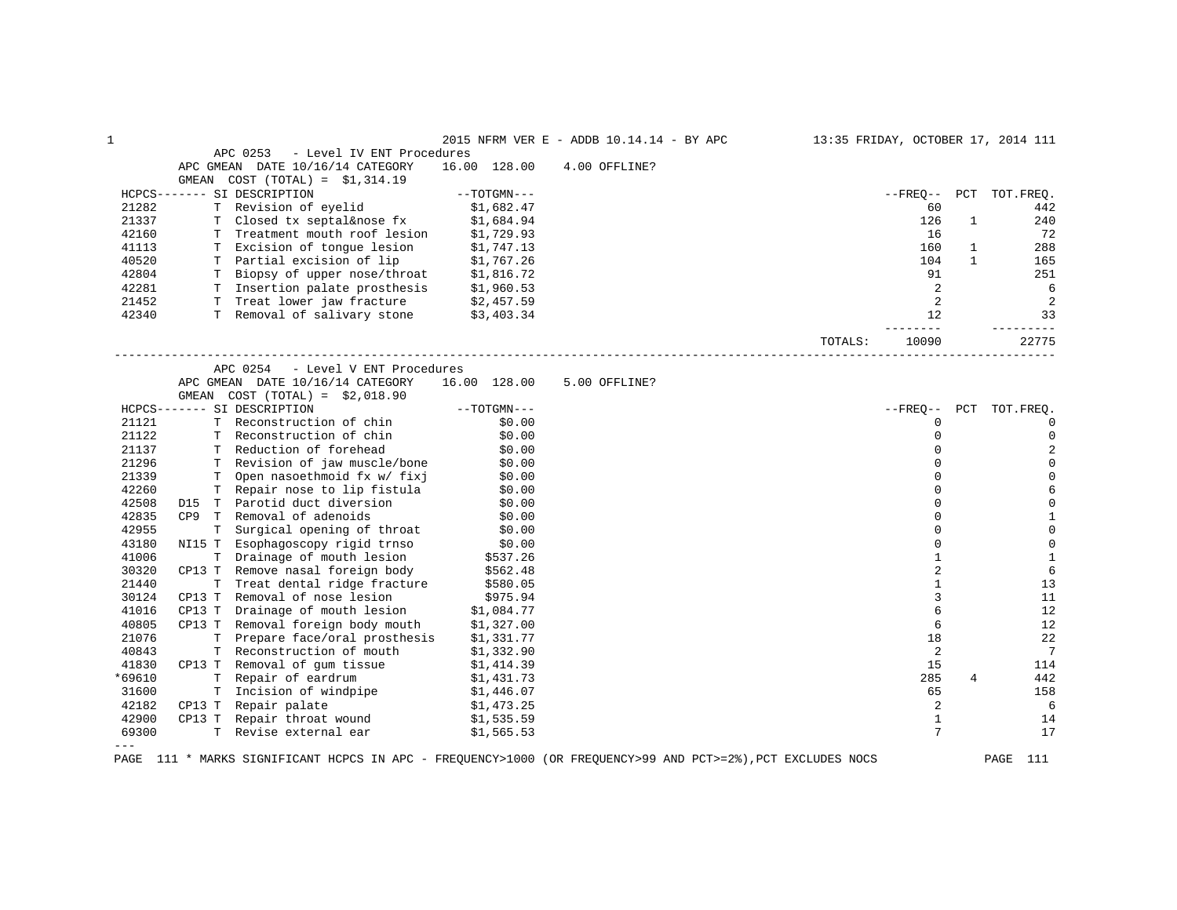APC 0253 - Level IV ENT Procedures
APC GMEAN DATE 10/16/14 CATEGORY 16.00 128.00 4.00 OFFLINE?
GMEAN COST (TOTAL) = $1,314.19

| HCPCS | SI | DESCRIPTION | TOTGMN | FREQ | PCT | TOT.FREQ. |
|---|---|---|---|---|---|---|
| 21282 | T | Revision of eyelid | $1,682.47 | 60 | | 442 |
| 21337 | T | Closed tx septal&nose fx | $1,684.94 | 126 | 1 | 240 |
| 42160 | T | Treatment mouth roof lesion | $1,729.93 | 16 | | 72 |
| 41113 | T | Excision of tongue lesion | $1,747.13 | 160 | 1 | 288 |
| 40520 | T | Partial excision of lip | $1,767.26 | 104 | 1 | 165 |
| 42804 | T | Biopsy of upper nose/throat | $1,816.72 | 91 | | 251 |
| 42281 | T | Insertion palate prosthesis | $1,960.53 | 2 | | 6 |
| 21452 | T | Treat lower jaw fracture | $2,457.59 | 2 | | 2 |
| 42340 | T | Removal of salivary stone | $3,403.34 | 12 | | 33 |
| | | | TOTALS: | 10090 | | 22775 |

APC 0254 - Level V ENT Procedures
APC GMEAN DATE 10/16/14 CATEGORY 16.00 128.00 5.00 OFFLINE?
GMEAN COST (TOTAL) = $2,018.90

| HCPCS | SI | DESCRIPTION | TOTGMN | FREQ | PCT | TOT.FREQ. |
|---|---|---|---|---|---|---|
| 21121 | T | Reconstruction of chin | $0.00 | 0 | | 0 |
| 21122 | T | Reconstruction of chin | $0.00 | 0 | | 0 |
| 21137 | T | Reduction of forehead | $0.00 | 0 | | 2 |
| 21296 | T | Revision of jaw muscle/bone | $0.00 | 0 | | 0 |
| 21339 | T | Open nasoethmoid fx w/ fixj | $0.00 | 0 | | 0 |
| 42260 | T | Repair nose to lip fistula | $0.00 | 0 | | 6 |
| 42508 | D15 T | Parotid duct diversion | $0.00 | 0 | | 0 |
| 42835 | CP9 T | Removal of adenoids | $0.00 | 0 | | 1 |
| 42955 | T | Surgical opening of throat | $0.00 | 0 | | 0 |
| 43180 | NI15 T | Esophagoscopy rigid trnso | $0.00 | 0 | | 0 |
| 41006 | T | Drainage of mouth lesion | $537.26 | 1 | | 1 |
| 30320 | CP13 T | Remove nasal foreign body | $562.48 | 2 | | 6 |
| 21440 | T | Treat dental ridge fracture | $580.05 | 1 | | 13 |
| 30124 | CP13 T | Removal of nose lesion | $975.94 | 3 | | 11 |
| 41016 | CP13 T | Drainage of mouth lesion | $1,084.77 | 6 | | 12 |
| 40805 | CP13 T | Removal foreign body mouth | $1,327.00 | 6 | | 12 |
| 21076 | T | Prepare face/oral prosthesis | $1,331.77 | 18 | | 22 |
| 40843 | T | Reconstruction of mouth | $1,332.90 | 2 | | 7 |
| 41830 | CP13 T | Removal of gum tissue | $1,414.39 | 15 | | 114 |
| *69610 | T | Repair of eardrum | $1,431.73 | 285 | 4 | 442 |
| 31600 | T | Incision of windpipe | $1,446.07 | 65 | | 158 |
| 42182 | CP13 T | Repair palate | $1,473.25 | 2 | | 6 |
| 42900 | CP13 T | Repair throat wound | $1,535.59 | 1 | | 14 |
| 69300 | T | Revise external ear | $1,565.53 | 7 | | 17 |

\* MARKS SIGNIFICANT HCPCS IN APC - FREQUENCY>1000 (OR FREQUENCY>99 AND PCT>=2%),PCT EXCLUDES NOCS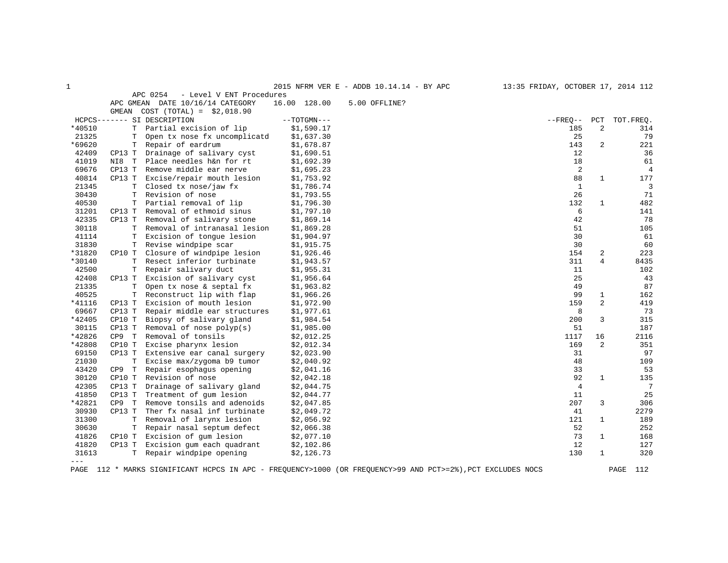2015 NFRM VER E - ADDB 10.14.14 - BY APC

APC 0254 - Level V ENT Procedures

APC GMEAN DATE 10/16/14 CATEGORY 16.00 128.00 5.00 OFFLINE?

GMEAN COST (TOTAL) = $2,018.90

| HCPCS------- | SI | DESCRIPTION | --TOTGMN--- | --FREQ-- | PCT | TOT.FREQ. |
|---|---|---|---|---|---|---|
| *40510 | T | Partial excision of lip | $1,590.17 | 185 | 2 | 314 |
| 21325 | T | Open tx nose fx uncomplicatd | $1,637.30 | 25 | | 79 |
| *69620 | T | Repair of eardrum | $1,678.87 | 143 | 2 | 221 |
| 42409 CP13 | T | Drainage of salivary cyst | $1,690.51 | 12 | | 36 |
| 41019 NI8 | T | Place needles h&n for rt | $1,692.39 | 18 | | 61 |
| 69676 CP13 | T | Remove middle ear nerve | $1,695.23 | 2 | | 4 |
| 40814 CP13 | T | Excise/repair mouth lesion | $1,753.92 | 88 | 1 | 177 |
| 21345 | T | Closed tx nose/jaw fx | $1,786.74 | 1 | | 3 |
| 30430 | T | Revision of nose | $1,793.55 | 26 | | 71 |
| 40530 | T | Partial removal of lip | $1,796.30 | 132 | 1 | 482 |
| 31201 CP13 | T | Removal of ethmoid sinus | $1,797.10 | 6 | | 141 |
| 42335 CP13 | T | Removal of salivary stone | $1,869.14 | 42 | | 78 |
| 30118 | T | Removal of intranasal lesion | $1,869.28 | 51 | | 105 |
| 41114 | T | Excision of tongue lesion | $1,904.97 | 30 | | 61 |
| 31830 | T | Revise windpipe scar | $1,915.75 | 30 | | 60 |
| *31820 CP10 | T | Closure of windpipe lesion | $1,926.46 | 154 | 2 | 223 |
| *30140 | T | Resect inferior turbinate | $1,943.57 | 311 | 4 | 8435 |
| 42500 | T | Repair salivary duct | $1,955.31 | 11 | | 102 |
| 42408 CP13 | T | Excision of salivary cyst | $1,956.64 | 25 | | 43 |
| 21335 | T | Open tx nose & septal fx | $1,963.82 | 49 | | 87 |
| 40525 | T | Reconstruct lip with flap | $1,966.26 | 99 | 1 | 162 |
| *41116 CP13 | T | Excision of mouth lesion | $1,972.90 | 159 | 2 | 419 |
| 69667 CP13 | T | Repair middle ear structures | $1,977.61 | 8 | | 73 |
| *42405 CP10 | T | Biopsy of salivary gland | $1,984.54 | 200 | 3 | 315 |
| 30115 CP13 | T | Removal of nose polyp(s) | $1,985.00 | 51 | | 187 |
| *42826 CP9 | T | Removal of tonsils | $2,012.25 | 1117 | 16 | 2116 |
| *42808 CP10 | T | Excise pharynx lesion | $2,012.34 | 169 | 2 | 351 |
| 69150 CP13 | T | Extensive ear canal surgery | $2,023.90 | 31 | | 97 |
| 21030 | T | Excise max/zygoma b9 tumor | $2,040.92 | 48 | | 109 |
| 43420 CP9 | T | Repair esophagus opening | $2,041.16 | 33 | | 53 |
| 30120 CP10 | T | Revision of nose | $2,042.18 | 92 | 1 | 135 |
| 42305 CP13 | T | Drainage of salivary gland | $2,044.75 | 4 | | 7 |
| 41850 CP13 | T | Treatment of gum lesion | $2,044.77 | 11 | | 25 |
| *42821 CP9 | T | Remove tonsils and adenoids | $2,047.85 | 207 | 3 | 306 |
| 30930 CP13 | T | Ther fx nasal inf turbinate | $2,049.72 | 41 | | 2279 |
| 31300 | T | Removal of larynx lesion | $2,056.92 | 121 | 1 | 189 |
| 30630 | T | Repair nasal septum defect | $2,066.38 | 52 | | 252 |
| 41826 CP10 | T | Excision of gum lesion | $2,077.10 | 73 | 1 | 168 |
| 41820 CP13 | T | Excision gum each quadrant | $2,102.86 | 12 | | 127 |
| 31613 | T | Repair windpipe opening | $2,126.73 | 130 | 1 | 320 |

---

\* MARKS SIGNIFICANT HCPCS IN APC - FREQUENCY>1000 (OR FREQUENCY>99 AND PCT>=2%),PCT EXCLUDES NOCS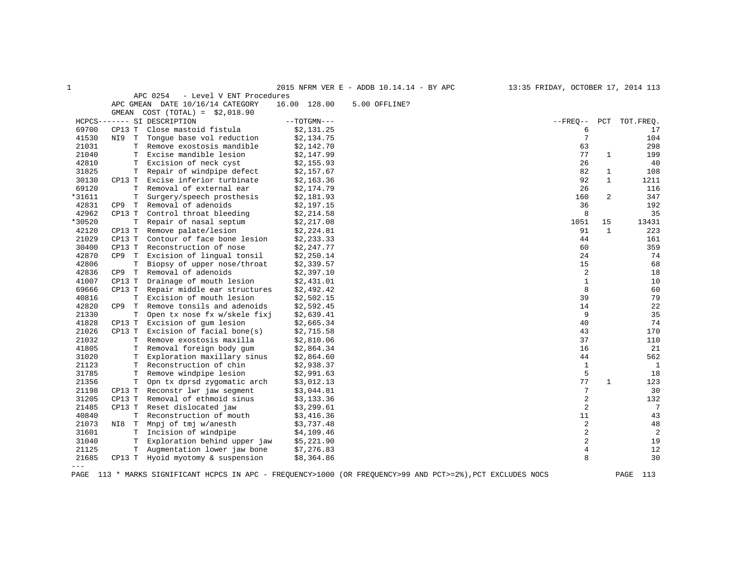APC 0254 - Level V ENT Procedures

APC GMEAN DATE 10/16/14 CATEGORY 16.00 128.00 5.00 OFFLINE?

GMEAN COST (TOTAL) = $2,018.90

| HCPCS | | SI | DESCRIPTION | TOTGMN | FREQ | PCT | TOT.FREQ. |
|---|---|---|---|---|---|---|---|
| 69700 | CP13 | T | Close mastoid fistula | $2,131.25 | 6 | | 17 |
| 41530 | NI9 | T | Tongue base vol reduction | $2,134.75 | 7 | | 104 |
| 21031 | | T | Remove exostosis mandible | $2,142.70 | 63 | | 298 |
| 21040 | | T | Excise mandible lesion | $2,147.99 | 77 | 1 | 199 |
| 42810 | | T | Excision of neck cyst | $2,155.93 | 26 | | 40 |
| 31825 | | T | Repair of windpipe defect | $2,157.67 | 82 | 1 | 108 |
| 30130 | CP13 | T | Excise inferior turbinate | $2,163.36 | 92 | 1 | 1211 |
| 69120 | | T | Removal of external ear | $2,174.79 | 26 | | 116 |
| *31611 | | T | Surgery/speech prosthesis | $2,181.93 | 160 | 2 | 347 |
| 42831 | CP9 | T | Removal of adenoids | $2,197.15 | 36 | | 192 |
| 42962 | CP13 | T | Control throat bleeding | $2,214.58 | 8 | | 35 |
| *30520 | | T | Repair of nasal septum | $2,217.08 | 1051 | 15 | 13431 |
| 42120 | CP13 | T | Remove palate/lesion | $2,224.81 | 91 | 1 | 223 |
| 21029 | CP13 | T | Contour of face bone lesion | $2,233.33 | 44 | | 161 |
| 30400 | CP13 | T | Reconstruction of nose | $2,247.77 | 60 | | 359 |
| 42870 | CP9 | T | Excision of lingual tonsil | $2,250.14 | 24 | | 74 |
| 42806 | | T | Biopsy of upper nose/throat | $2,339.57 | 15 | | 68 |
| 42836 | CP9 | T | Removal of adenoids | $2,397.10 | 2 | | 18 |
| 41007 | CP13 | T | Drainage of mouth lesion | $2,431.01 | 1 | | 10 |
| 69666 | CP13 | T | Repair middle ear structures | $2,492.42 | 8 | | 60 |
| 40816 | | T | Excision of mouth lesion | $2,502.15 | 39 | | 79 |
| 42820 | CP9 | T | Remove tonsils and adenoids | $2,592.45 | 14 | | 22 |
| 21330 | | T | Open tx nose fx w/skele fixj | $2,639.41 | 9 | | 35 |
| 41828 | CP13 | T | Excision of gum lesion | $2,665.34 | 40 | | 74 |
| 21026 | CP13 | T | Excision of facial bone(s) | $2,715.58 | 43 | | 170 |
| 21032 | | T | Remove exostosis maxilla | $2,810.06 | 37 | | 110 |
| 41805 | | T | Removal foreign body gum | $2,864.34 | 16 | | 21 |
| 31020 | | T | Exploration maxillary sinus | $2,864.60 | 44 | | 562 |
| 21123 | | T | Reconstruction of chin | $2,938.37 | 1 | | 1 |
| 31785 | | T | Remove windpipe lesion | $2,991.63 | 5 | | 18 |
| 21356 | | T | Opn tx dprsd zygomatic arch | $3,012.13 | 77 | 1 | 123 |
| 21198 | CP13 | T | Reconstr lwr jaw segment | $3,044.81 | 7 | | 30 |
| 31205 | CP13 | T | Removal of ethmoid sinus | $3,133.36 | 2 | | 132 |
| 21485 | CP13 | T | Reset dislocated jaw | $3,299.61 | 2 | | 7 |
| 40840 | | T | Reconstruction of mouth | $3,416.36 | 11 | | 43 |
| 21073 | NI8 | T | Mnpj of tmj w/anesth | $3,737.48 | 2 | | 48 |
| 31601 | | T | Incision of windpipe | $4,109.46 | 2 | | 2 |
| 31040 | | T | Exploration behind upper jaw | $5,221.90 | 2 | | 19 |
| 21125 | | T | Augmentation lower jaw bone | $7,276.83 | 4 | | 12 |
| 21685 | CP13 | T | Hyoid myotomy & suspension | $8,364.86 | 8 | | 30 |

\* MARKS SIGNIFICANT HCPCS IN APC - FREQUENCY>1000 (OR FREQUENCY>99 AND PCT>=2%),PCT EXCLUDES NOCS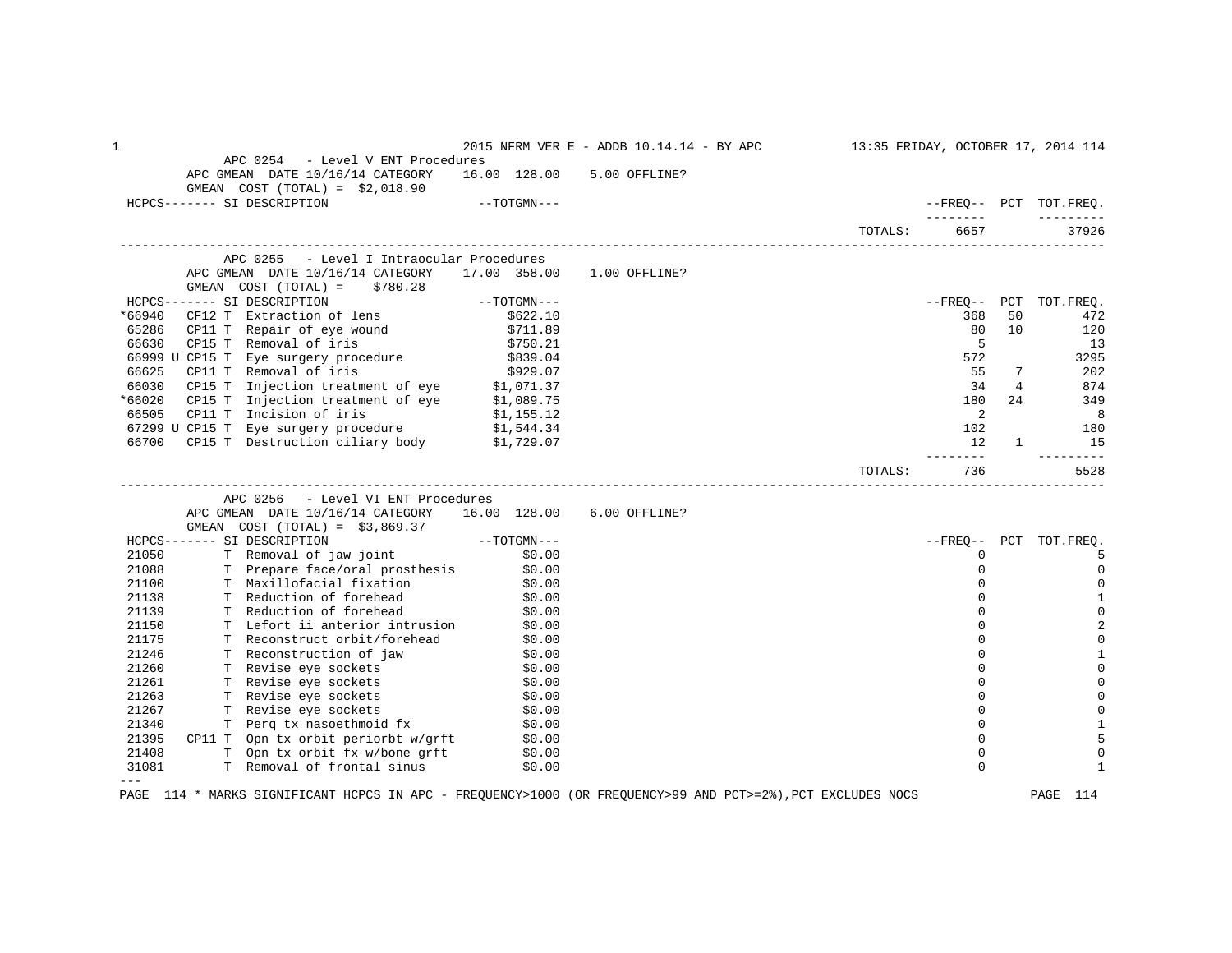## APC 0254 - Level V ENT Procedures

APC GMEAN DATE 10/16/14 CATEGORY 16.00 128.00 5.00 OFFLINE?
GMEAN COST (TOTAL) = $2,018.90

| HCPCS | SI | DESCRIPTION | TOTGMN | FREQ | PCT | TOT.FREQ. |
|---|---|---|---|---|---|---|
| | | | TOTALS: | 6657 | | 37926 |

## APC 0255 - Level I Intraocular Procedures

APC GMEAN DATE 10/16/14 CATEGORY 17.00 358.00 1.00 OFFLINE?
GMEAN COST (TOTAL) = $780.28

| HCPCS | SI | DESCRIPTION | TOTGMN | FREQ | PCT | TOT.FREQ. |
|---|---|---|---|---|---|---|
| *66940 | CF12 T | Extraction of lens | $622.10 | 368 | 50 | 472 |
| 65286 | CP11 T | Repair of eye wound | $711.89 | 80 | 10 | 120 |
| 66630 | CP15 T | Removal of iris | $750.21 | 5 | | 13 |
| 66999 U | CP15 T | Eye surgery procedure | $839.04 | 572 | | 3295 |
| 66625 | CP11 T | Removal of iris | $929.07 | 55 | 7 | 202 |
| 66030 | CP15 T | Injection treatment of eye | $1,071.37 | 34 | 4 | 874 |
| *66020 | CP15 T | Injection treatment of eye | $1,089.75 | 180 | 24 | 349 |
| 66505 | CP11 T | Incision of iris | $1,155.12 | 2 | | 8 |
| 67299 U | CP15 T | Eye surgery procedure | $1,544.34 | 102 | | 180 |
| 66700 | CP15 T | Destruction ciliary body | $1,729.07 | 12 | 1 | 15 |
| | | | TOTALS: | 736 | | 5528 |

## APC 0256 - Level VI ENT Procedures

APC GMEAN DATE 10/16/14 CATEGORY 16.00 128.00 6.00 OFFLINE?
GMEAN COST (TOTAL) = $3,869.37

| HCPCS | SI | DESCRIPTION | TOTGMN | FREQ | PCT | TOT.FREQ. |
|---|---|---|---|---|---|---|
| 21050 | T | Removal of jaw joint | $0.00 | 0 | | 5 |
| 21088 | T | Prepare face/oral prosthesis | $0.00 | 0 | | 0 |
| 21100 | T | Maxillofacial fixation | $0.00 | 0 | | 0 |
| 21138 | T | Reduction of forehead | $0.00 | 0 | | 1 |
| 21139 | T | Reduction of forehead | $0.00 | 0 | | 0 |
| 21150 | T | Lefort ii anterior intrusion | $0.00 | 0 | | 2 |
| 21175 | T | Reconstruct orbit/forehead | $0.00 | 0 | | 0 |
| 21246 | T | Reconstruction of jaw | $0.00 | 0 | | 1 |
| 21260 | T | Revise eye sockets | $0.00 | 0 | | 0 |
| 21261 | T | Revise eye sockets | $0.00 | 0 | | 0 |
| 21263 | T | Revise eye sockets | $0.00 | 0 | | 0 |
| 21267 | T | Revise eye sockets | $0.00 | 0 | | 0 |
| 21340 | T | Perq tx nasoethmoid fx | $0.00 | 0 | | 1 |
| 21395 | CP11 T | Opn tx orbit periorbt w/grft | $0.00 | 0 | | 5 |
| 21408 | T | Opn tx orbit fx w/bone grft | $0.00 | 0 | | 0 |
| 31081 | T | Removal of frontal sinus | $0.00 | 0 | | 1 |

\* MARKS SIGNIFICANT HCPCS IN APC - FREQUENCY>1000 (OR FREQUENCY>99 AND PCT>=2%),PCT EXCLUDES NOCS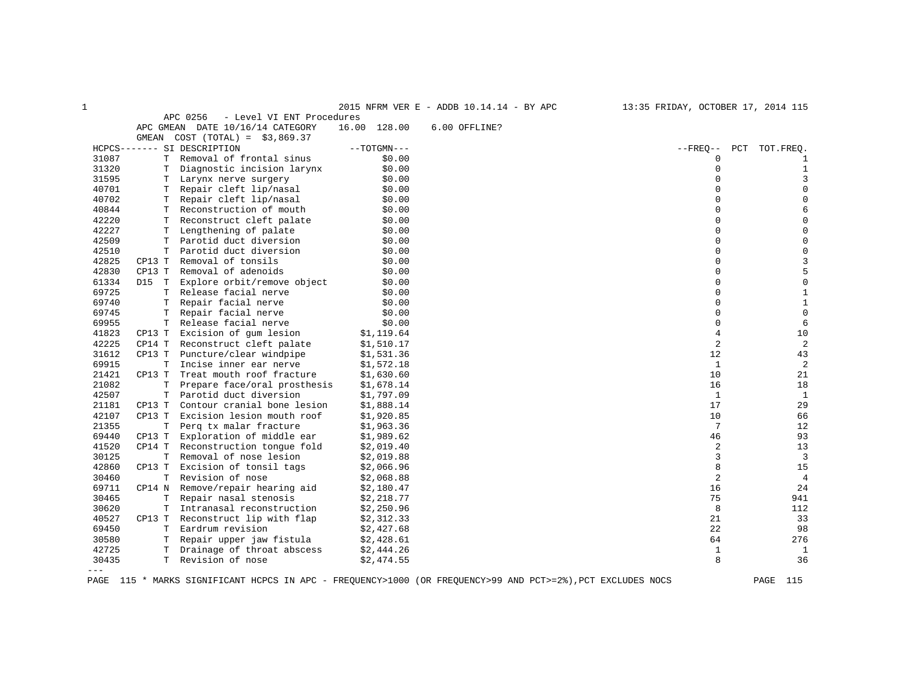APC 0256 - Level VI ENT Procedures

APC GMEAN DATE 10/16/14 CATEGORY 16.00 128.00 6.00 OFFLINE?

GMEAN COST (TOTAL) = $3,869.37

| HCPCS | | SI | DESCRIPTION | TOTGMN | FREQ | PCT | TOT.FREQ. |
|---|---|---|---|---|---|---|---|
| 31087 | | T | Removal of frontal sinus | $0.00 | 0 | | 1 |
| 31320 | | T | Diagnostic incision larynx | $0.00 | 0 | | 1 |
| 31595 | | T | Larynx nerve surgery | $0.00 | 0 | | 3 |
| 40701 | | T | Repair cleft lip/nasal | $0.00 | 0 | | 0 |
| 40702 | | T | Repair cleft lip/nasal | $0.00 | 0 | | 0 |
| 40844 | | T | Reconstruction of mouth | $0.00 | 0 | | 6 |
| 42220 | | T | Reconstruct cleft palate | $0.00 | 0 | | 0 |
| 42227 | | T | Lengthening of palate | $0.00 | 0 | | 0 |
| 42509 | | T | Parotid duct diversion | $0.00 | 0 | | 0 |
| 42510 | | T | Parotid duct diversion | $0.00 | 0 | | 0 |
| 42825 | CP13 | T | Removal of tonsils | $0.00 | 0 | | 3 |
| 42830 | CP13 | T | Removal of adenoids | $0.00 | 0 | | 5 |
| 61334 | D15 | T | Explore orbit/remove object | $0.00 | 0 | | 0 |
| 69725 | | T | Release facial nerve | $0.00 | 0 | | 1 |
| 69740 | | T | Repair facial nerve | $0.00 | 0 | | 1 |
| 69745 | | T | Repair facial nerve | $0.00 | 0 | | 0 |
| 69955 | | T | Release facial nerve | $0.00 | 0 | | 6 |
| 41823 | CP13 | T | Excision of gum lesion | $1,119.64 | 4 | | 10 |
| 42225 | CP14 | T | Reconstruct cleft palate | $1,510.17 | 2 | | 2 |
| 31612 | CP13 | T | Puncture/clear windpipe | $1,531.36 | 12 | | 43 |
| 69915 | | T | Incise inner ear nerve | $1,572.18 | 1 | | 2 |
| 21421 | CP13 | T | Treat mouth roof fracture | $1,630.60 | 10 | | 21 |
| 21082 | | T | Prepare face/oral prosthesis | $1,678.14 | 16 | | 18 |
| 42507 | | T | Parotid duct diversion | $1,797.09 | 1 | | 1 |
| 21181 | CP13 | T | Contour cranial bone lesion | $1,888.14 | 17 | | 29 |
| 42107 | CP13 | T | Excision lesion mouth roof | $1,920.85 | 10 | | 66 |
| 21355 | | T | Perq tx malar fracture | $1,963.36 | 7 | | 12 |
| 69440 | CP13 | T | Exploration of middle ear | $1,989.62 | 46 | | 93 |
| 41520 | CP14 | T | Reconstruction tongue fold | $2,019.40 | 2 | | 13 |
| 30125 | | T | Removal of nose lesion | $2,019.88 | 3 | | 3 |
| 42860 | CP13 | T | Excision of tonsil tags | $2,066.96 | 8 | | 15 |
| 30460 | | T | Revision of nose | $2,068.88 | 2 | | 4 |
| 69711 | CP14 | N | Remove/repair hearing aid | $2,180.47 | 16 | | 24 |
| 30465 | | T | Repair nasal stenosis | $2,218.77 | 75 | | 941 |
| 30620 | | T | Intranasal reconstruction | $2,250.96 | 8 | | 112 |
| 40527 | CP13 | T | Reconstruct lip with flap | $2,312.33 | 21 | | 33 |
| 69450 | | T | Eardrum revision | $2,427.68 | 22 | | 98 |
| 30580 | | T | Repair upper jaw fistula | $2,428.61 | 64 | | 276 |
| 42725 | | T | Drainage of throat abscess | $2,444.26 | 1 | | 1 |
| 30435 | | T | Revision of nose | $2,474.55 | 8 | | 36 |

---

* MARKS SIGNIFICANT HCPCS IN APC - FREQUENCY>1000 (OR FREQUENCY>99 AND PCT>=2%),PCT EXCLUDES NOCS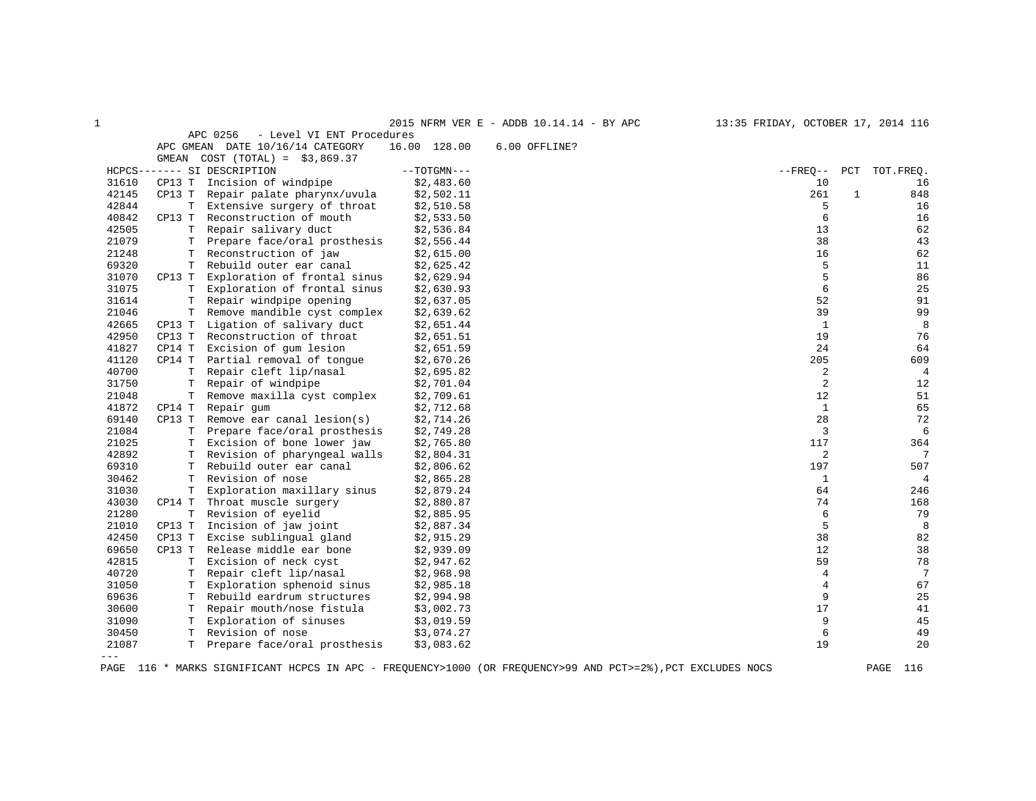APC 0256 - Level VI ENT Procedures

APC GMEAN DATE 10/16/14 CATEGORY 16.00 128.00 6.00 OFFLINE?

GMEAN COST (TOTAL) = $3,869.37

| HCPCS | | SI | DESCRIPTION | TOTGMN | FREQ | PCT | TOT.FREQ. |
|---|---|---|---|---|---|---|---|
| 31610 | CP13 | T | Incision of windpipe | $2,483.60 | 10 | | 16 |
| 42145 | CP13 | T | Repair palate pharynx/uvula | $2,502.11 | 261 | 1 | 848 |
| 42844 | | T | Extensive surgery of throat | $2,510.58 | 5 | | 16 |
| 40842 | CP13 | T | Reconstruction of mouth | $2,533.50 | 6 | | 16 |
| 42505 | | T | Repair salivary duct | $2,536.84 | 13 | | 62 |
| 21079 | | T | Prepare face/oral prosthesis | $2,556.44 | 38 | | 43 |
| 21248 | | T | Reconstruction of jaw | $2,615.00 | 16 | | 62 |
| 69320 | | T | Rebuild outer ear canal | $2,625.42 | 5 | | 11 |
| 31070 | CP13 | T | Exploration of frontal sinus | $2,629.94 | 5 | | 86 |
| 31075 | | T | Exploration of frontal sinus | $2,630.93 | 6 | | 25 |
| 31614 | | T | Repair windpipe opening | $2,637.05 | 52 | | 91 |
| 21046 | | T | Remove mandible cyst complex | $2,639.62 | 39 | | 99 |
| 42665 | CP13 | T | Ligation of salivary duct | $2,651.44 | 1 | | 8 |
| 42950 | CP13 | T | Reconstruction of throat | $2,651.51 | 19 | | 76 |
| 41827 | CP14 | T | Excision of gum lesion | $2,651.59 | 24 | | 64 |
| 41120 | CP14 | T | Partial removal of tongue | $2,670.26 | 205 | | 609 |
| 40700 | | T | Repair cleft lip/nasal | $2,695.82 | 2 | | 4 |
| 31750 | | T | Repair of windpipe | $2,701.04 | 2 | | 12 |
| 21048 | | T | Remove maxilla cyst complex | $2,709.61 | 12 | | 51 |
| 41872 | CP14 | T | Repair gum | $2,712.68 | 1 | | 65 |
| 69140 | CP13 | T | Remove ear canal lesion(s) | $2,714.26 | 28 | | 72 |
| 21084 | | T | Prepare face/oral prosthesis | $2,749.28 | 3 | | 6 |
| 21025 | | T | Excision of bone lower jaw | $2,765.80 | 117 | | 364 |
| 42892 | | T | Revision of pharyngeal walls | $2,804.31 | 2 | | 7 |
| 69310 | | T | Rebuild outer ear canal | $2,806.62 | 197 | | 507 |
| 30462 | | T | Revision of nose | $2,865.28 | 1 | | 4 |
| 31030 | | T | Exploration maxillary sinus | $2,879.24 | 64 | | 246 |
| 43030 | CP14 | T | Throat muscle surgery | $2,880.87 | 74 | | 168 |
| 21280 | | T | Revision of eyelid | $2,885.95 | 6 | | 79 |
| 21010 | CP13 | T | Incision of jaw joint | $2,887.34 | 5 | | 8 |
| 42450 | CP13 | T | Excise sublingual gland | $2,915.29 | 38 | | 82 |
| 69650 | CP13 | T | Release middle ear bone | $2,939.09 | 12 | | 38 |
| 42815 | | T | Excision of neck cyst | $2,947.62 | 59 | | 78 |
| 40720 | | T | Repair cleft lip/nasal | $2,968.98 | 4 | | 7 |
| 31050 | | T | Exploration sphenoid sinus | $2,985.18 | 4 | | 67 |
| 69636 | | T | Rebuild eardrum structures | $2,994.98 | 9 | | 25 |
| 30600 | | T | Repair mouth/nose fistula | $3,002.73 | 17 | | 41 |
| 31090 | | T | Exploration of sinuses | $3,019.59 | 9 | | 45 |
| 30450 | | T | Revision of nose | $3,074.27 | 6 | | 49 |
| 21087 | | T | Prepare face/oral prosthesis | $3,083.62 | 19 | | 20 |

\* MARKS SIGNIFICANT HCPCS IN APC - FREQUENCY>1000 (OR FREQUENCY>99 AND PCT>=2%),PCT EXCLUDES NOCS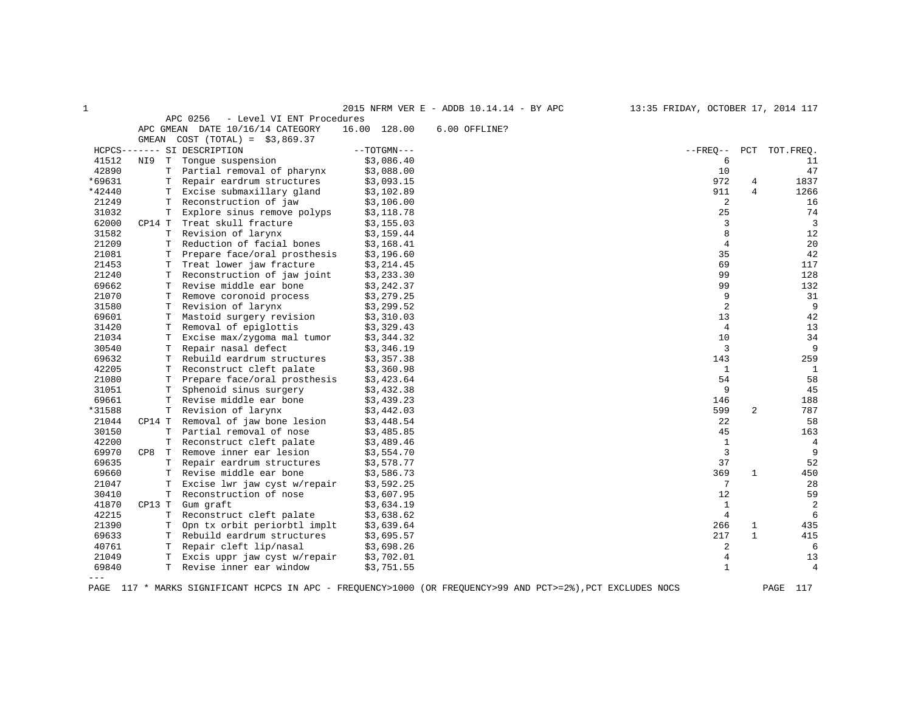APC 0256 - Level VI ENT Procedures
APC GMEAN DATE 10/16/14 CATEGORY 16.00 128.00 6.00 OFFLINE?
GMEAN COST (TOTAL) = $3,869.37

| HCPCS | | SI | DESCRIPTION | TOTGMN | FREQ | PCT | TOT.FREQ. |
|---|---|---|---|---|---|---|---|
| 41512 | NI9 | T | Tongue suspension | $3,086.40 | 6 | | 11 |
| 42890 | | T | Partial removal of pharynx | $3,088.00 | 10 | | 47 |
| *69631 | | T | Repair eardrum structures | $3,093.15 | 972 | 4 | 1837 |
| *42440 | | T | Excise submaxillary gland | $3,102.89 | 911 | 4 | 1266 |
| 21249 | | T | Reconstruction of jaw | $3,106.00 | 2 | | 16 |
| 31032 | | T | Explore sinus remove polyps | $3,118.78 | 25 | | 74 |
| 62000 | CP14 | T | Treat skull fracture | $3,155.03 | 3 | | 3 |
| 31582 | | T | Revision of larynx | $3,159.44 | 8 | | 12 |
| 21209 | | T | Reduction of facial bones | $3,168.41 | 4 | | 20 |
| 21081 | | T | Prepare face/oral prosthesis | $3,196.60 | 35 | | 42 |
| 21453 | | T | Treat lower jaw fracture | $3,214.45 | 69 | | 117 |
| 21240 | | T | Reconstruction of jaw joint | $3,233.30 | 99 | | 128 |
| 69662 | | T | Revise middle ear bone | $3,242.37 | 99 | | 132 |
| 21070 | | T | Remove coronoid process | $3,279.25 | 9 | | 31 |
| 31580 | | T | Revision of larynx | $3,299.52 | 2 | | 9 |
| 69601 | | T | Mastoid surgery revision | $3,310.03 | 13 | | 42 |
| 31420 | | T | Removal of epiglottis | $3,329.43 | 4 | | 13 |
| 21034 | | T | Excise max/zygoma mal tumor | $3,344.32 | 10 | | 34 |
| 30540 | | T | Repair nasal defect | $3,346.19 | 3 | | 9 |
| 69632 | | T | Rebuild eardrum structures | $3,357.38 | 143 | | 259 |
| 42205 | | T | Reconstruct cleft palate | $3,360.98 | 1 | | 1 |
| 21080 | | T | Prepare face/oral prosthesis | $3,423.64 | 54 | | 58 |
| 31051 | | T | Sphenoid sinus surgery | $3,432.38 | 9 | | 45 |
| 69661 | | T | Revise middle ear bone | $3,439.23 | 146 | | 188 |
| *31588 | | T | Revision of larynx | $3,442.03 | 599 | 2 | 787 |
| 21044 | CP14 | T | Removal of jaw bone lesion | $3,448.54 | 22 | | 58 |
| 30150 | | T | Partial removal of nose | $3,485.85 | 45 | | 163 |
| 42200 | | T | Reconstruct cleft palate | $3,489.46 | 1 | | 4 |
| 69970 | CP8 | T | Remove inner ear lesion | $3,554.70 | 3 | | 9 |
| 69635 | | T | Repair eardrum structures | $3,578.77 | 37 | | 52 |
| 69660 | | T | Revise middle ear bone | $3,586.73 | 369 | 1 | 450 |
| 21047 | | T | Excise lwr jaw cyst w/repair | $3,592.25 | 7 | | 28 |
| 30410 | | T | Reconstruction of nose | $3,607.95 | 12 | | 59 |
| 41870 | CP13 | T | Gum graft | $3,634.19 | 1 | | 2 |
| 42215 | | T | Reconstruct cleft palate | $3,638.62 | 4 | | 6 |
| 21390 | | T | Opn tx orbit periorbtl implt | $3,639.64 | 266 | 1 | 435 |
| 69633 | | T | Rebuild eardrum structures | $3,695.57 | 217 | 1 | 415 |
| 40761 | | T | Repair cleft lip/nasal | $3,698.26 | 2 | | 6 |
| 21049 | | T | Excis uppr jaw cyst w/repair | $3,702.01 | 4 | | 13 |
| 69840 | | T | Revise inner ear window | $3,751.55 | 1 | | 4 |

\* MARKS SIGNIFICANT HCPCS IN APC - FREQUENCY>1000 (OR FREQUENCY>99 AND PCT>=2%),PCT EXCLUDES NOCS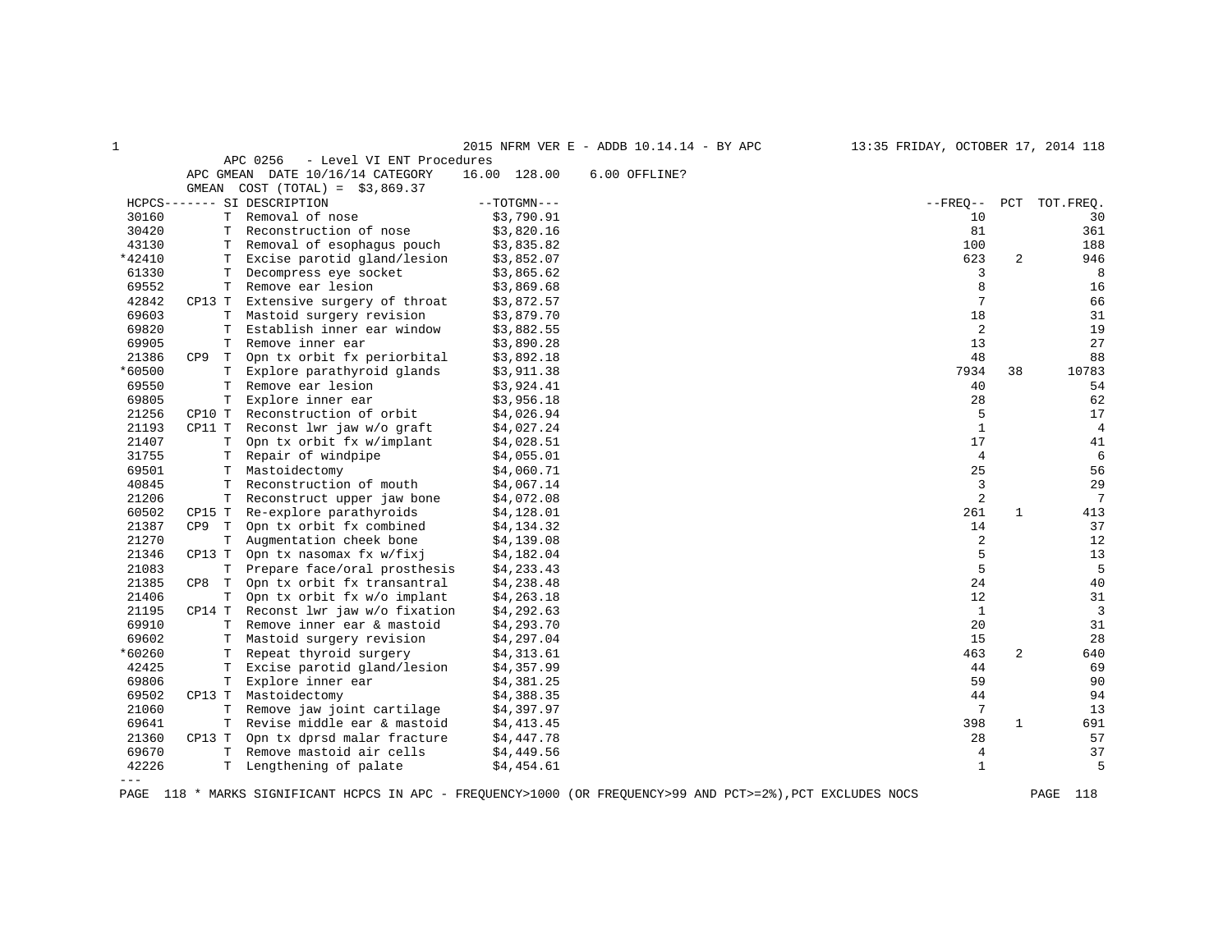APC 0256 - Level VI ENT Procedures

APC GMEAN DATE 10/16/14 CATEGORY 16.00 128.00 6.00 OFFLINE?

GMEAN COST (TOTAL) = $3,869.37

| HCPCS | | SI | DESCRIPTION | TOTGMN | FREQ | PCT | TOT.FREQ. |
|---|---|---|---|---|---|---|---|
| 30160 | | T | Removal of nose | $3,790.91 | 10 | | 30 |
| 30420 | | T | Reconstruction of nose | $3,820.16 | 81 | | 361 |
| 43130 | | T | Removal of esophagus pouch | $3,835.82 | 100 | | 188 |
| *42410 | | T | Excise parotid gland/lesion | $3,852.07 | 623 | 2 | 946 |
| 61330 | | T | Decompress eye socket | $3,865.62 | 3 | | 8 |
| 69552 | | T | Remove ear lesion | $3,869.68 | 8 | | 16 |
| 42842 | CP13 | T | Extensive surgery of throat | $3,872.57 | 7 | | 66 |
| 69603 | | T | Mastoid surgery revision | $3,879.70 | 18 | | 31 |
| 69820 | | T | Establish inner ear window | $3,882.55 | 2 | | 19 |
| 69905 | | T | Remove inner ear | $3,890.28 | 13 | | 27 |
| 21386 | CP9 | T | Opn tx orbit fx periorbital | $3,892.18 | 48 | | 88 |
| *60500 | | T | Explore parathyroid glands | $3,911.38 | 7934 | 38 | 10783 |
| 69550 | | T | Remove ear lesion | $3,924.41 | 40 | | 54 |
| 69805 | | T | Explore inner ear | $3,956.18 | 28 | | 62 |
| 21256 | CP10 | T | Reconstruction of orbit | $4,026.94 | 5 | | 17 |
| 21193 | CP11 | T | Reconst lwr jaw w/o graft | $4,027.24 | 1 | | 4 |
| 21407 | | T | Opn tx orbit fx w/implant | $4,028.51 | 17 | | 41 |
| 31755 | | T | Repair of windpipe | $4,055.01 | 4 | | 6 |
| 69501 | | T | Mastoidectomy | $4,060.71 | 25 | | 56 |
| 40845 | | T | Reconstruction of mouth | $4,067.14 | 3 | | 29 |
| 21206 | | T | Reconstruct upper jaw bone | $4,072.08 | 2 | | 7 |
| 60502 | CP15 | T | Re-explore parathyroids | $4,128.01 | 261 | 1 | 413 |
| 21387 | CP9 | T | Opn tx orbit fx combined | $4,134.32 | 14 | | 37 |
| 21270 | | T | Augmentation cheek bone | $4,139.08 | 2 | | 12 |
| 21346 | CP13 | T | Opn tx nasomax fx w/fixj | $4,182.04 | 5 | | 13 |
| 21083 | | T | Prepare face/oral prosthesis | $4,233.43 | 5 | | 5 |
| 21385 | CP8 | T | Opn tx orbit fx transantral | $4,238.48 | 24 | | 40 |
| 21406 | | T | Opn tx orbit fx w/o implant | $4,263.18 | 12 | | 31 |
| 21195 | CP14 | T | Reconst lwr jaw w/o fixation | $4,292.63 | 1 | | 3 |
| 69910 | | T | Remove inner ear & mastoid | $4,293.70 | 20 | | 31 |
| 69602 | | T | Mastoid surgery revision | $4,297.04 | 15 | | 28 |
| *60260 | | T | Repeat thyroid surgery | $4,313.61 | 463 | 2 | 640 |
| 42425 | | T | Excise parotid gland/lesion | $4,357.99 | 44 | | 69 |
| 69806 | | T | Explore inner ear | $4,381.25 | 59 | | 90 |
| 69502 | CP13 | T | Mastoidectomy | $4,388.35 | 44 | | 94 |
| 21060 | | T | Remove jaw joint cartilage | $4,397.97 | 7 | | 13 |
| 69641 | | T | Revise middle ear & mastoid | $4,413.45 | 398 | 1 | 691 |
| 21360 | CP13 | T | Opn tx dprsd malar fracture | $4,447.78 | 28 | | 57 |
| 69670 | | T | Remove mastoid air cells | $4,449.56 | 4 | | 37 |
| 42226 | | T | Lengthening of palate | $4,454.61 | 1 | | 5 |

\* MARKS SIGNIFICANT HCPCS IN APC - FREQUENCY>1000 (OR FREQUENCY>99 AND PCT>=2%),PCT EXCLUDES NOCS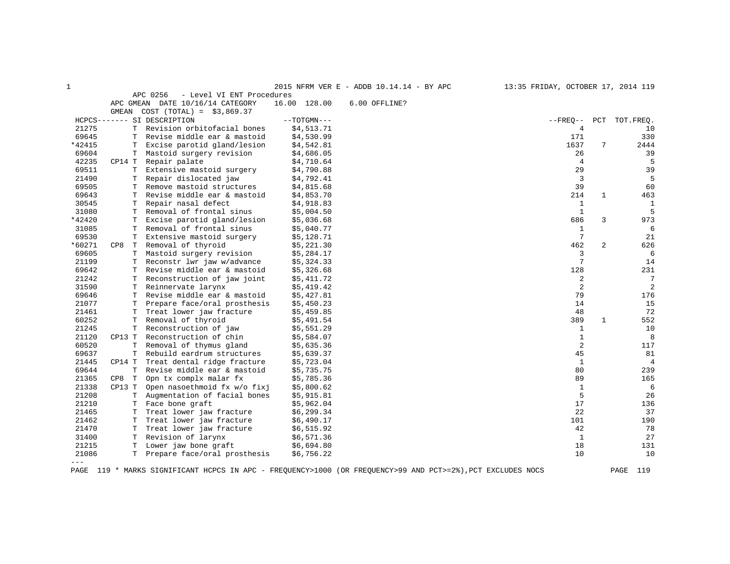APC 0256 - Level VI ENT Procedures

APC GMEAN DATE 10/16/14 CATEGORY 16.00 128.00 6.00 OFFLINE?

GMEAN COST (TOTAL) = $3,869.37

| HCPCS | | SI | DESCRIPTION | TOTGMN | FREQ | PCT | TOT.FREQ. |
|---|---|---|---|---|---|---|---|
| 21275 | | T | Revision orbitofacial bones | $4,513.71 | 4 | | 10 |
| 69645 | | T | Revise middle ear & mastoid | $4,530.99 | 171 | | 330 |
| *42415 | | T | Excise parotid gland/lesion | $4,542.81 | 1637 | 7 | 2444 |
| 69604 | | T | Mastoid surgery revision | $4,686.05 | 26 | | 39 |
| 42235 | CP14 | T | Repair palate | $4,710.64 | 4 | | 5 |
| 69511 | | T | Extensive mastoid surgery | $4,790.88 | 29 | | 39 |
| 21490 | | T | Repair dislocated jaw | $4,792.41 | 3 | | 5 |
| 69505 | | T | Remove mastoid structures | $4,815.68 | 39 | | 60 |
| 69643 | | T | Revise middle ear & mastoid | $4,853.70 | 214 | 1 | 463 |
| 30545 | | T | Repair nasal defect | $4,918.83 | 1 | | 1 |
| 31080 | | T | Removal of frontal sinus | $5,004.50 | 1 | | 5 |
| *42420 | | T | Excise parotid gland/lesion | $5,036.68 | 686 | 3 | 973 |
| 31085 | | T | Removal of frontal sinus | $5,040.77 | 1 | | 6 |
| 69530 | | T | Extensive mastoid surgery | $5,128.71 | 7 | | 21 |
| *60271 | CP8 | T | Removal of thyroid | $5,221.30 | 462 | 2 | 626 |
| 69605 | | T | Mastoid surgery revision | $5,284.17 | 3 | | 6 |
| 21199 | | T | Reconstr lwr jaw w/advance | $5,324.33 | 7 | | 14 |
| 69642 | | T | Revise middle ear & mastoid | $5,326.68 | 128 | | 231 |
| 21242 | | T | Reconstruction of jaw joint | $5,411.72 | 2 | | 7 |
| 31590 | | T | Reinnervate larynx | $5,419.42 | 2 | | 2 |
| 69646 | | T | Revise middle ear & mastoid | $5,427.81 | 79 | | 176 |
| 21077 | | T | Prepare face/oral prosthesis | $5,450.23 | 14 | | 15 |
| 21461 | | T | Treat lower jaw fracture | $5,459.85 | 48 | | 72 |
| 60252 | | T | Removal of thyroid | $5,491.54 | 389 | 1 | 552 |
| 21245 | | T | Reconstruction of jaw | $5,551.29 | 1 | | 10 |
| 21120 | CP13 | T | Reconstruction of chin | $5,584.07 | 1 | | 8 |
| 60520 | | T | Removal of thymus gland | $5,635.36 | 2 | | 117 |
| 69637 | | T | Rebuild eardrum structures | $5,639.37 | 45 | | 81 |
| 21445 | CP14 | T | Treat dental ridge fracture | $5,723.04 | 1 | | 4 |
| 69644 | | T | Revise middle ear & mastoid | $5,735.75 | 80 | | 239 |
| 21365 | CP8 | T | Opn tx complx malar fx | $5,785.36 | 89 | | 165 |
| 21338 | CP13 | T | Open nasoethmoid fx w/o fixj | $5,800.62 | 1 | | 6 |
| 21208 | | T | Augmentation of facial bones | $5,915.81 | 5 | | 26 |
| 21210 | | T | Face bone graft | $5,962.04 | 17 | | 136 |
| 21465 | | T | Treat lower jaw fracture | $6,299.34 | 22 | | 37 |
| 21462 | | T | Treat lower jaw fracture | $6,490.17 | 101 | | 190 |
| 21470 | | T | Treat lower jaw fracture | $6,515.92 | 42 | | 78 |
| 31400 | | T | Revision of larynx | $6,571.36 | 1 | | 27 |
| 21215 | | T | Lower jaw bone graft | $6,694.80 | 18 | | 131 |
| 21086 | | T | Prepare face/oral prosthesis | $6,756.22 | 10 | | 10 |

\* MARKS SIGNIFICANT HCPCS IN APC - FREQUENCY>1000 (OR FREQUENCY>99 AND PCT>=2%),PCT EXCLUDES NOCS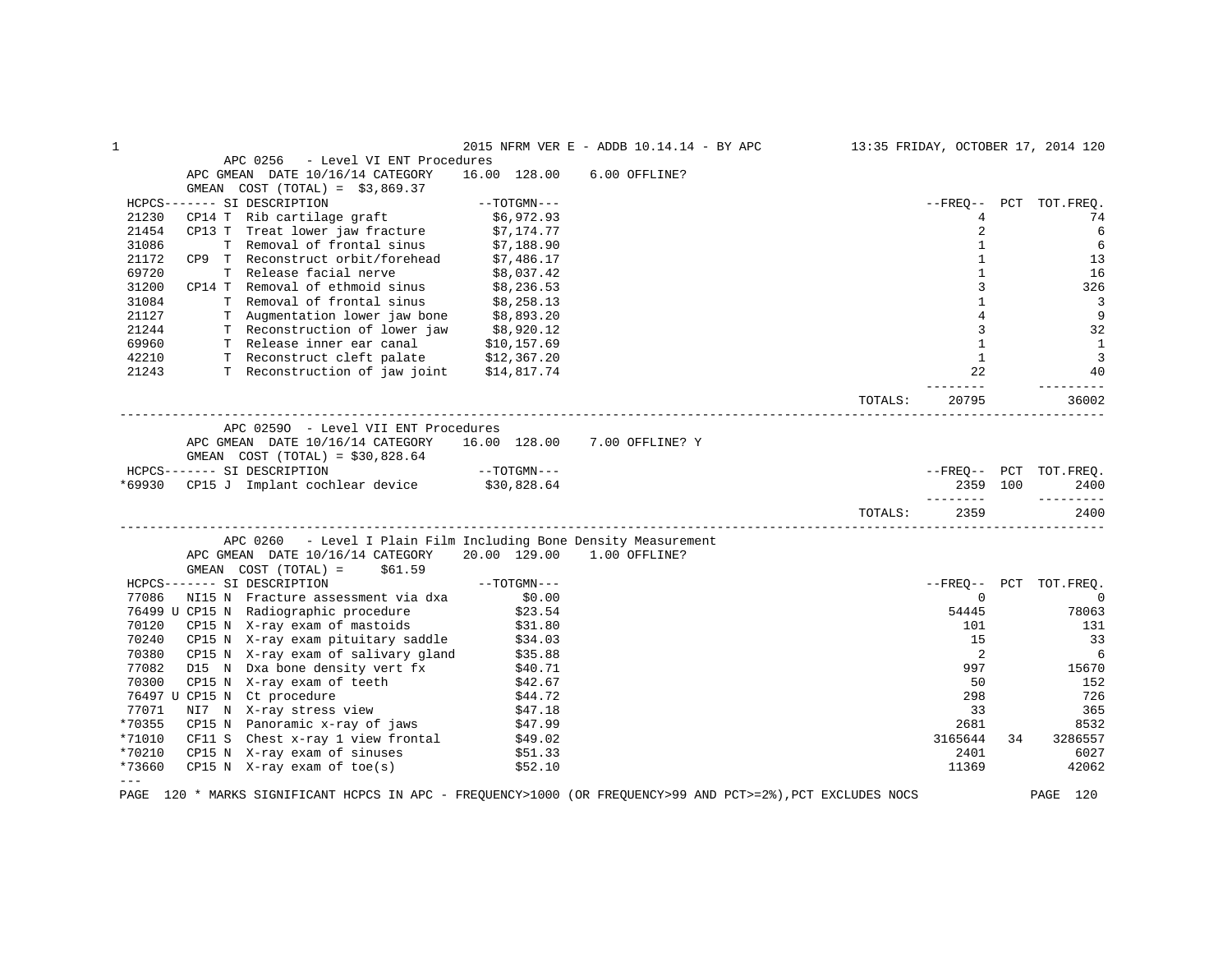### APC 0256 - Level VI ENT Procedures

APC GMEAN DATE 10/16/14 CATEGORY 16.00 128.00 6.00 OFFLINE?

GMEAN COST (TOTAL) = $3,869.37

| HCPCS | | SI | DESCRIPTION | TOTGMN | FREQ | PCT | TOT.FREQ. |
|---|---|---|---|---|---|---|---|
| 21230 | CP14 | T | Rib cartilage graft | $6,972.93 | 4 | | 74 |
| 21454 | CP13 | T | Treat lower jaw fracture | $7,174.77 | 2 | | 6 |
| 31086 | | T | Removal of frontal sinus | $7,188.90 | 1 | | 6 |
| 21172 | CP9 | T | Reconstruct orbit/forehead | $7,486.17 | 1 | | 13 |
| 69720 | | T | Release facial nerve | $8,037.42 | 1 | | 16 |
| 31200 | CP14 | T | Removal of ethmoid sinus | $8,236.53 | 3 | | 326 |
| 31084 | | T | Removal of frontal sinus | $8,258.13 | 1 | | 3 |
| 21127 | | T | Augmentation lower jaw bone | $8,893.20 | 4 | | 9 |
| 21244 | | T | Reconstruction of lower jaw | $8,920.12 | 3 | | 32 |
| 69960 | | T | Release inner ear canal | $10,157.69 | 1 | | 1 |
| 42210 | | T | Reconstruct cleft palate | $12,367.20 | 1 | | 3 |
| 21243 | | T | Reconstruction of jaw joint | $14,817.74 | 22 | | 40 |
| | | | | TOTALS: | 20795 | | 36002 |

### APC 0259O - Level VII ENT Procedures

APC GMEAN DATE 10/16/14 CATEGORY 16.00 128.00 7.00 OFFLINE? Y

GMEAN COST (TOTAL) = $30,828.64

| HCPCS | | SI | DESCRIPTION | TOTGMN | FREQ | PCT | TOT.FREQ. |
|---|---|---|---|---|---|---|---|
| *69930 | CP15 | J | Implant cochlear device | $30,828.64 | 2359 | 100 | 2400 |
| | | | | TOTALS: | 2359 | | 2400 |

### APC 0260 - Level I Plain Film Including Bone Density Measurement

APC GMEAN DATE 10/16/14 CATEGORY 20.00 129.00 1.00 OFFLINE?

GMEAN COST (TOTAL) = $61.59

| HCPCS | | SI | DESCRIPTION | TOTGMN | FREQ | PCT | TOT.FREQ. |
|---|---|---|---|---|---|---|---|
| 77086 | NI15 | N | Fracture assessment via dxa | $0.00 | 0 | | 0 |
| 76499 U | CP15 | N | Radiographic procedure | $23.54 | 54445 | | 78063 |
| 70120 | CP15 | N | X-ray exam of mastoids | $31.80 | 101 | | 131 |
| 70240 | CP15 | N | X-ray exam pituitary saddle | $34.03 | 15 | | 33 |
| 70380 | CP15 | N | X-ray exam of salivary gland | $35.88 | 2 | | 6 |
| 77082 | D15 | N | Dxa bone density vert fx | $40.71 | 997 | | 15670 |
| 70300 | CP15 | N | X-ray exam of teeth | $42.67 | 50 | | 152 |
| 76497 U | CP15 | N | Ct procedure | $44.72 | 298 | | 726 |
| 77071 | NI7 | N | X-ray stress view | $47.18 | 33 | | 365 |
| *70355 | CP15 | N | Panoramic x-ray of jaws | $47.99 | 2681 | | 8532 |
| *71010 | CF11 | S | Chest x-ray 1 view frontal | $49.02 | 3165644 | 34 | 3286557 |
| *70210 | CP15 | N | X-ray exam of sinuses | $51.33 | 2401 | | 6027 |
| *73660 | CP15 | N | X-ray exam of toe(s) | $52.10 | 11369 | | 42062 |

---

\* MARKS SIGNIFICANT HCPCS IN APC - FREQUENCY>1000 (OR FREQUENCY>99 AND PCT>=2%),PCT EXCLUDES NOCS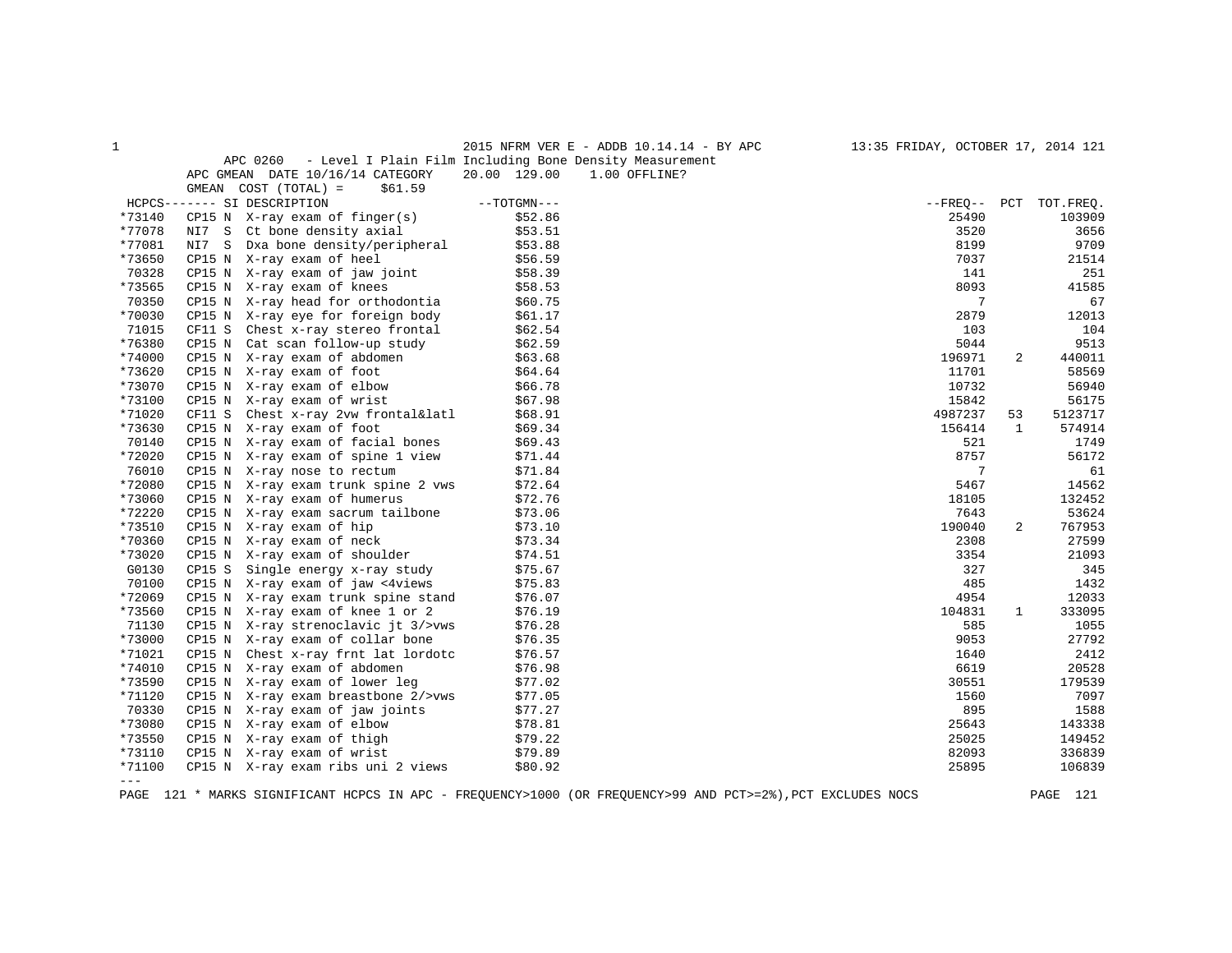2015 NFRM VER E - ADDB 10.14.14 - BY APC

APC 0260 - Level I Plain Film Including Bone Density Measurement

APC GMEAN DATE 10/16/14 CATEGORY 20.00 129.00 1.00 OFFLINE?

GMEAN COST (TOTAL) = $61.59

| HCPCS | SI | DESCRIPTION | --TOTGMN--- | --FREQ-- | PCT | TOT.FREQ. |
|---|---|---|---|---|---|---|
| *73140 | CP15 N | X-ray exam of finger(s) | $52.86 | 25490 | | 103909 |
| *77078 | NI7 S | Ct bone density axial | $53.51 | 3520 | | 3656 |
| *77081 | NI7 S | Dxa bone density/peripheral | $53.88 | 8199 | | 9709 |
| *73650 | CP15 N | X-ray exam of heel | $56.59 | 7037 | | 21514 |
| 70328 | CP15 N | X-ray exam of jaw joint | $58.39 | 141 | | 251 |
| *73565 | CP15 N | X-ray exam of knees | $58.53 | 8093 | | 41585 |
| 70350 | CP15 N | X-ray head for orthodontia | $60.75 | 7 | | 67 |
| *70030 | CP15 N | X-ray eye for foreign body | $61.17 | 2879 | | 12013 |
| 71015 | CF11 S | Chest x-ray stereo frontal | $62.54 | 103 | | 104 |
| *76380 | CP15 N | Cat scan follow-up study | $62.59 | 5044 | | 9513 |
| *74000 | CP15 N | X-ray exam of abdomen | $63.68 | 196971 | 2 | 440011 |
| *73620 | CP15 N | X-ray exam of foot | $64.64 | 11701 | | 58569 |
| *73070 | CP15 N | X-ray exam of elbow | $66.78 | 10732 | | 56940 |
| *73100 | CP15 N | X-ray exam of wrist | $67.98 | 15842 | | 56175 |
| *71020 | CF11 S | Chest x-ray 2vw frontal&latl | $68.91 | 4987237 | 53 | 5123717 |
| *73630 | CP15 N | X-ray exam of foot | $69.34 | 156414 | 1 | 574914 |
| 70140 | CP15 N | X-ray exam of facial bones | $69.43 | 521 | | 1749 |
| *72020 | CP15 N | X-ray exam of spine 1 view | $71.44 | 8757 | | 56172 |
| 76010 | CP15 N | X-ray nose to rectum | $71.84 | 7 | | 61 |
| *72080 | CP15 N | X-ray exam trunk spine 2 vws | $72.64 | 5467 | | 14562 |
| *73060 | CP15 N | X-ray exam of humerus | $72.76 | 18105 | | 132452 |
| *72220 | CP15 N | X-ray exam sacrum tailbone | $73.06 | 7643 | | 53624 |
| *73510 | CP15 N | X-ray exam of hip | $73.10 | 190040 | 2 | 767953 |
| *70360 | CP15 N | X-ray exam of neck | $73.34 | 2308 | | 27599 |
| *73020 | CP15 N | X-ray exam of shoulder | $74.51 | 3354 | | 21093 |
| G0130 | CP15 S | Single energy x-ray study | $75.67 | 327 | | 345 |
| 70100 | CP15 N | X-ray exam of jaw <4views | $75.83 | 485 | | 1432 |
| *72069 | CP15 N | X-ray exam trunk spine stand | $76.07 | 4954 | | 12033 |
| *73560 | CP15 N | X-ray exam of knee 1 or 2 | $76.19 | 104831 | 1 | 333095 |
| 71130 | CP15 N | X-ray strenoclavic jt 3/>vws | $76.28 | 585 | | 1055 |
| *73000 | CP15 N | X-ray exam of collar bone | $76.35 | 9053 | | 27792 |
| *71021 | CP15 N | Chest x-ray frnt lat lordotc | $76.57 | 1640 | | 2412 |
| *74010 | CP15 N | X-ray exam of abdomen | $76.98 | 6619 | | 20528 |
| *73590 | CP15 N | X-ray exam of lower leg | $77.02 | 30551 | | 179539 |
| *71120 | CP15 N | X-ray exam breastbone 2/>vws | $77.05 | 1560 | | 7097 |
| 70330 | CP15 N | X-ray exam of jaw joints | $77.27 | 895 | | 1588 |
| *73080 | CP15 N | X-ray exam of elbow | $78.81 | 25643 | | 143338 |
| *73550 | CP15 N | X-ray exam of thigh | $79.22 | 25025 | | 149452 |
| *73110 | CP15 N | X-ray exam of wrist | $79.89 | 82093 | | 336839 |
| *71100 | CP15 N | X-ray exam ribs uni 2 views | $80.92 | 25895 | | 106839 |

\* MARKS SIGNIFICANT HCPCS IN APC - FREQUENCY>1000 (OR FREQUENCY>99 AND PCT>=2%),PCT EXCLUDES NOCS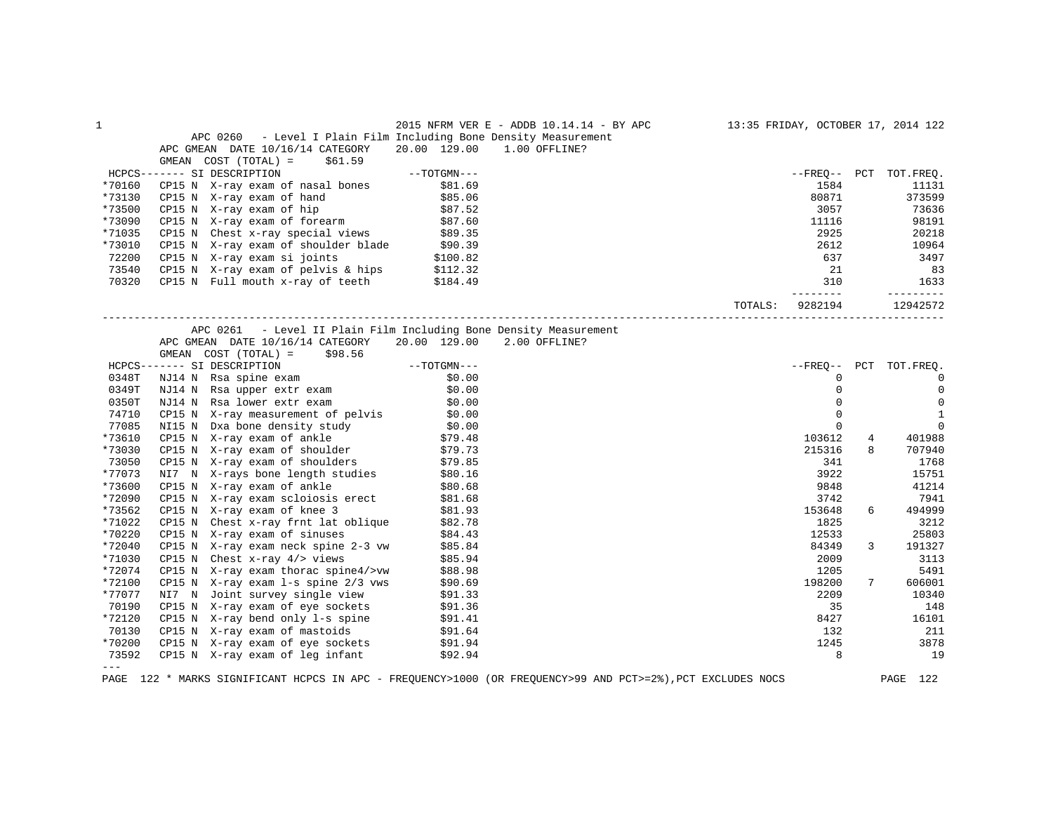## APC 0260 - Level I Plain Film Including Bone Density Measurement

APC GMEAN DATE 10/16/14 CATEGORY 20.00 129.00 1.00 OFFLINE?
GMEAN COST (TOTAL) = $61.59

| HCPCS | SI | | DESCRIPTION | TOTGMN | FREQ | PCT | TOT.FREQ. |
|---|---|---|---|---|---|---|---|
| *70160 | CP15 | N | X-ray exam of nasal bones | $81.69 | 1584 | | 11131 |
| *73130 | CP15 | N | X-ray exam of hand | $85.06 | 80871 | | 373599 |
| *73500 | CP15 | N | X-ray exam of hip | $87.52 | 3057 | | 73636 |
| *73090 | CP15 | N | X-ray exam of forearm | $87.60 | 11116 | | 98191 |
| *71035 | CP15 | N | Chest x-ray special views | $89.35 | 2925 | | 20218 |
| *73010 | CP15 | N | X-ray exam of shoulder blade | $90.39 | 2612 | | 10964 |
| 72200 | CP15 | N | X-ray exam si joints | $100.82 | 637 | | 3497 |
| 73540 | CP15 | N | X-ray exam of pelvis & hips | $112.32 | 21 | | 83 |
| 70320 | CP15 | N | Full mouth x-ray of teeth | $184.49 | 310 | | 1633 |
| | | | | TOTALS: | 9282194 | | 12942572 |

## APC 0261 - Level II Plain Film Including Bone Density Measurement

APC GMEAN DATE 10/16/14 CATEGORY 20.00 129.00 2.00 OFFLINE?
GMEAN COST (TOTAL) = $98.56

| HCPCS | SI | | DESCRIPTION | TOTGMN | FREQ | PCT | TOT.FREQ. |
|---|---|---|---|---|---|---|---|
| 0348T | NJ14 | N | Rsa spine exam | $0.00 | 0 | | 0 |
| 0349T | NJ14 | N | Rsa upper extr exam | $0.00 | 0 | | 0 |
| 0350T | NJ14 | N | Rsa lower extr exam | $0.00 | 0 | | 0 |
| 74710 | CP15 | N | X-ray measurement of pelvis | $0.00 | 0 | | 1 |
| 77085 | NI15 | N | Dxa bone density study | $0.00 | 0 | | 0 |
| *73610 | CP15 | N | X-ray exam of ankle | $79.48 | 103612 | 4 | 401988 |
| *73030 | CP15 | N | X-ray exam of shoulder | $79.73 | 215316 | 8 | 707940 |
| 73050 | CP15 | N | X-ray exam of shoulders | $79.85 | 341 | | 1768 |
| *77073 | NI7 | N | X-rays bone length studies | $80.16 | 3922 | | 15751 |
| *73600 | CP15 | N | X-ray exam of ankle | $80.68 | 9848 | | 41214 |
| *72090 | CP15 | N | X-ray exam scloiosis erect | $81.68 | 3742 | | 7941 |
| *73562 | CP15 | N | X-ray exam of knee 3 | $81.93 | 153648 | 6 | 494999 |
| *71022 | CP15 | N | Chest x-ray frnt lat oblique | $82.78 | 1825 | | 3212 |
| *70220 | CP15 | N | X-ray exam of sinuses | $84.43 | 12533 | | 25803 |
| *72040 | CP15 | N | X-ray exam neck spine 2-3 vw | $85.84 | 84349 | 3 | 191327 |
| *71030 | CP15 | N | Chest x-ray 4/> views | $85.94 | 2009 | | 3113 |
| *72074 | CP15 | N | X-ray exam thorac spine4/>vw | $88.98 | 1205 | | 5491 |
| *72100 | CP15 | N | X-ray exam l-s spine 2/3 vws | $90.69 | 198200 | 7 | 606001 |
| *77077 | NI7 | N | Joint survey single view | $91.33 | 2209 | | 10340 |
| 70190 | CP15 | N | X-ray exam of eye sockets | $91.36 | 35 | | 148 |
| *72120 | CP15 | N | X-ray bend only l-s spine | $91.41 | 8427 | | 16101 |
| 70130 | CP15 | N | X-ray exam of mastoids | $91.64 | 132 | | 211 |
| *70200 | CP15 | N | X-ray exam of eye sockets | $91.94 | 1245 | | 3878 |
| 73592 | CP15 | N | X-ray exam of leg infant | $92.94 | 8 | | 19 |

---

\* MARKS SIGNIFICANT HCPCS IN APC - FREQUENCY>1000 (OR FREQUENCY>99 AND PCT>=2%),PCT EXCLUDES NOCS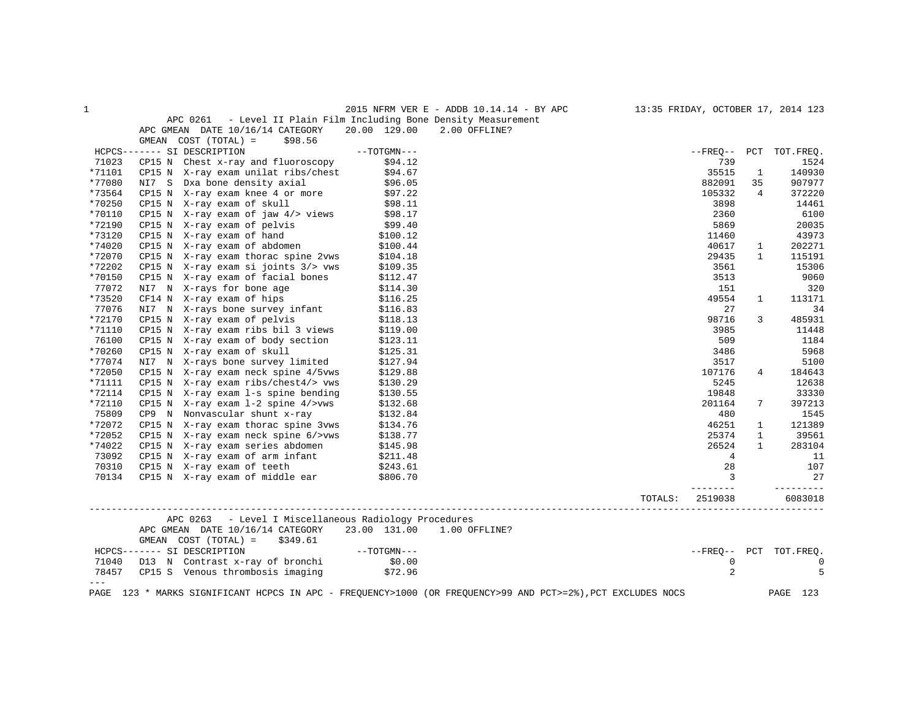## APC 0261 - Level II Plain Film Including Bone Density Measurement

APC GMEAN DATE 10/16/14 CATEGORY 20.00 129.00 2.00 OFFLINE?

GMEAN COST (TOTAL) = $98.56

| HCPCS | SI | DESCRIPTION | TOTGMN | FREQ | PCT | TOT.FREQ. |
|---|---|---|---|---|---|---|
| 71023 | CP15 N | Chest x-ray and fluoroscopy | $94.12 | 739 | | 1524 |
| *71101 | CP15 N | X-ray exam unilat ribs/chest | $94.67 | 35515 | 1 | 140930 |
| *77080 | NI7 S | Dxa bone density axial | $96.05 | 882091 | 35 | 907977 |
| *73564 | CP15 N | X-ray exam knee 4 or more | $97.22 | 105332 | 4 | 372220 |
| *70250 | CP15 N | X-ray exam of skull | $98.11 | 3898 | | 14461 |
| *70110 | CP15 N | X-ray exam of jaw 4/> views | $98.17 | 2360 | | 6100 |
| *72190 | CP15 N | X-ray exam of pelvis | $99.40 | 5869 | | 20035 |
| *73120 | CP15 N | X-ray exam of hand | $100.12 | 11460 | | 43973 |
| *74020 | CP15 N | X-ray exam of abdomen | $100.44 | 40617 | 1 | 202271 |
| *72070 | CP15 N | X-ray exam thorac spine 2vws | $104.18 | 29435 | 1 | 115191 |
| *72202 | CP15 N | X-ray exam si joints 3/> vws | $109.35 | 3561 | | 15306 |
| *70150 | CP15 N | X-ray exam of facial bones | $112.47 | 3513 | | 9060 |
| 77072 | NI7 N | X-rays for bone age | $114.30 | 151 | | 320 |
| *73520 | CF14 N | X-ray exam of hips | $116.25 | 49554 | 1 | 113171 |
| 77076 | NI7 N | X-rays bone survey infant | $116.83 | 27 | | 34 |
| *72170 | CP15 N | X-ray exam of pelvis | $118.13 | 98716 | 3 | 485931 |
| *71110 | CP15 N | X-ray exam ribs bil 3 views | $119.00 | 3985 | | 11448 |
| 76100 | CP15 N | X-ray exam of body section | $123.11 | 509 | | 1184 |
| *70260 | CP15 N | X-ray exam of skull | $125.31 | 3486 | | 5968 |
| *77074 | NI7 N | X-rays bone survey limited | $127.94 | 3517 | | 5100 |
| *72050 | CP15 N | X-ray exam neck spine 4/5vws | $129.88 | 107176 | 4 | 184643 |
| *71111 | CP15 N | X-ray exam ribs/chest4/> vws | $130.29 | 5245 | | 12638 |
| *72114 | CP15 N | X-ray exam l-s spine bending | $130.55 | 19848 | | 33330 |
| *72110 | CP15 N | X-ray exam l-2 spine 4/>vws | $132.68 | 201164 | 7 | 397213 |
| 75809 | CP9 N | Nonvascular shunt x-ray | $132.84 | 480 | | 1545 |
| *72072 | CP15 N | X-ray exam thorac spine 3vws | $134.76 | 46251 | 1 | 121389 |
| *72052 | CP15 N | X-ray exam neck spine 6/>vws | $138.77 | 25374 | 1 | 39561 |
| *74022 | CP15 N | X-ray exam series abdomen | $145.98 | 26524 | 1 | 283104 |
| 73092 | CP15 N | X-ray exam of arm infant | $211.48 | 4 | | 11 |
| 70310 | CP15 N | X-ray exam of teeth | $243.61 | 28 | | 107 |
| 70134 | CP15 N | X-ray exam of middle ear | $806.70 | 3 | | 27 |
| | | | TOTALS: | 2519038 | | 6083018 |

## APC 0263 - Level I Miscellaneous Radiology Procedures

APC GMEAN DATE 10/16/14 CATEGORY 23.00 131.00 1.00 OFFLINE?

GMEAN COST (TOTAL) = $349.61

| HCPCS | SI | DESCRIPTION | TOTGMN | FREQ | PCT | TOT.FREQ. |
|---|---|---|---|---|---|---|
| 71040 | D13 N | Contrast x-ray of bronchi | $0.00 | 0 | | 0 |
| 78457 | CP15 S | Venous thrombosis imaging | $72.96 | 2 | | 5 |

---

PAGE 123 * MARKS SIGNIFICANT HCPCS IN APC - FREQUENCY>1000 (OR FREQUENCY>99 AND PCT>=2%),PCT EXCLUDES NOCS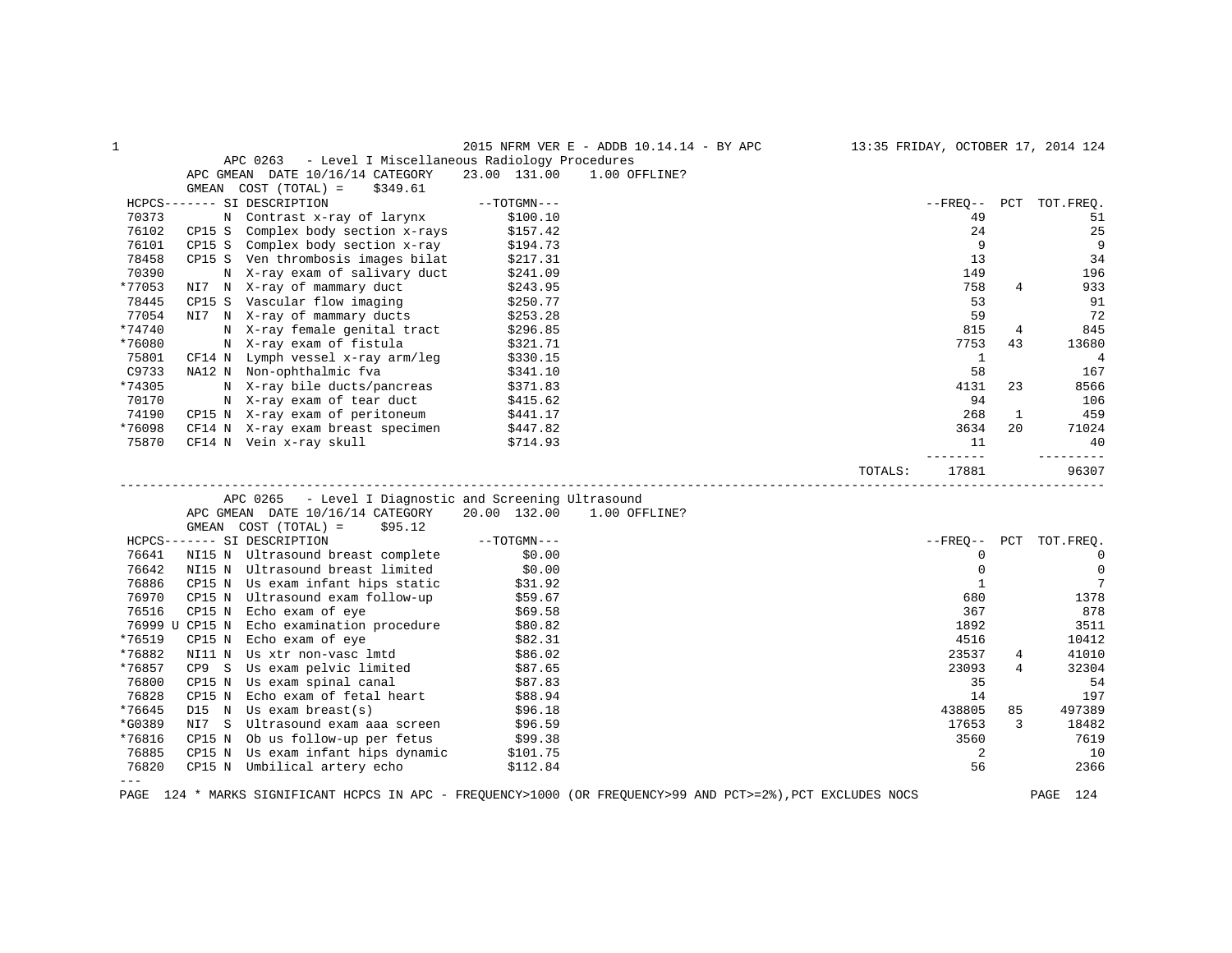2015 NFRM VER E - ADDB 10.14.14 - BY APC

## APC 0263 - Level I Miscellaneous Radiology Procedures

APC GMEAN DATE 10/16/14 CATEGORY 23.00 131.00 1.00 OFFLINE?

GMEAN COST (TOTAL) = $349.61

| HCPCS | | SI | DESCRIPTION | TOTGMN | FREQ | PCT | TOT.FREQ. |
|---|---|---|---|---|---|---|---|
| 70373 | | N | Contrast x-ray of larynx | $100.10 | 49 | | 51 |
| 76102 | CP15 | S | Complex body section x-rays | $157.42 | 24 | | 25 |
| 76101 | CP15 | S | Complex body section x-ray | $194.73 | 9 | | 9 |
| 78458 | CP15 | S | Ven thrombosis images bilat | $217.31 | 13 | | 34 |
| 70390 | | N | X-ray exam of salivary duct | $241.09 | 149 | | 196 |
| *77053 | NI7 | N | X-ray of mammary duct | $243.95 | 758 | 4 | 933 |
| 78445 | CP15 | S | Vascular flow imaging | $250.77 | 53 | | 91 |
| 77054 | NI7 | N | X-ray of mammary ducts | $253.28 | 59 | | 72 |
| *74740 | | N | X-ray female genital tract | $296.85 | 815 | 4 | 845 |
| *76080 | | N | X-ray exam of fistula | $321.71 | 7753 | 43 | 13680 |
| 75801 | CF14 | N | Lymph vessel x-ray arm/leg | $330.15 | 1 | | 4 |
| C9733 | NA12 | N | Non-ophthalmic fva | $341.10 | 58 | | 167 |
| *74305 | | N | X-ray bile ducts/pancreas | $371.83 | 4131 | 23 | 8566 |
| 70170 | | N | X-ray exam of tear duct | $415.62 | 94 | | 106 |
| 74190 | CP15 | N | X-ray exam of peritoneum | $441.17 | 268 | 1 | 459 |
| *76098 | CF14 | N | X-ray exam breast specimen | $447.82 | 3634 | 20 | 71024 |
| 75870 | CF14 | N | Vein x-ray skull | $714.93 | 11 | | 40 |
| | | | | TOTALS: | 17881 | | 96307 |

## APC 0265 - Level I Diagnostic and Screening Ultrasound

APC GMEAN DATE 10/16/14 CATEGORY 20.00 132.00 1.00 OFFLINE?

GMEAN COST (TOTAL) = $95.12

| HCPCS | | SI | DESCRIPTION | TOTGMN | FREQ | PCT | TOT.FREQ. |
|---|---|---|---|---|---|---|---|
| 76641 | NI15 | N | Ultrasound breast complete | $0.00 | 0 | | 0 |
| 76642 | NI15 | N | Ultrasound breast limited | $0.00 | 0 | | 0 |
| 76886 | CP15 | N | Us exam infant hips static | $31.92 | 1 | | 7 |
| 76970 | CP15 | N | Ultrasound exam follow-up | $59.67 | 680 | | 1378 |
| 76516 | CP15 | N | Echo exam of eye | $69.58 | 367 | | 878 |
| 76999 U | CP15 | N | Echo examination procedure | $80.82 | 1892 | | 3511 |
| *76519 | CP15 | N | Echo exam of eye | $82.31 | 4516 | | 10412 |
| *76882 | NI11 | N | Us xtr non-vasc lmtd | $86.02 | 23537 | 4 | 41010 |
| *76857 | CP9 | S | Us exam pelvic limited | $87.65 | 23093 | 4 | 32304 |
| 76800 | CP15 | N | Us exam spinal canal | $87.83 | 35 | | 54 |
| 76828 | CP15 | N | Echo exam of fetal heart | $88.94 | 14 | | 197 |
| *76645 | D15 | N | Us exam breast(s) | $96.18 | 438805 | 85 | 497389 |
| *G0389 | NI7 | S | Ultrasound exam aaa screen | $96.59 | 17653 | 3 | 18482 |
| *76816 | CP15 | N | Ob us follow-up per fetus | $99.38 | 3560 | | 7619 |
| 76885 | CP15 | N | Us exam infant hips dynamic | $101.75 | 2 | | 10 |
| 76820 | CP15 | N | Umbilical artery echo | $112.84 | 56 | | 2366 |

---

\* MARKS SIGNIFICANT HCPCS IN APC - FREQUENCY>1000 (OR FREQUENCY>99 AND PCT>=2%),PCT EXCLUDES NOCS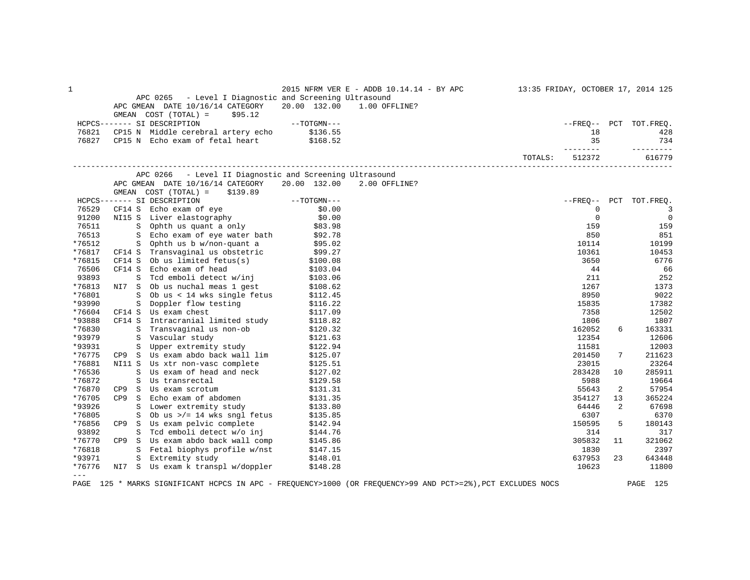APC 0265 - Level I Diagnostic and Screening Ultrasound

APC GMEAN DATE 10/16/14 CATEGORY 20.00 132.00 1.00 OFFLINE?

GMEAN COST (TOTAL) = $95.12

| HCPCS | | SI | DESCRIPTION | TOTGMN | FREQ | PCT | TOT.FREQ. |
|---|---|---|---|---|---|---|---|
| 76821 | CP15 | N | Middle cerebral artery echo | $136.55 | 18 | | 428 |
| 76827 | CP15 | N | Echo exam of fetal heart | $168.52 | 35 | | 734 |
| | | | | TOTALS: | 512372 | | 616779 |

APC 0266 - Level II Diagnostic and Screening Ultrasound

APC GMEAN DATE 10/16/14 CATEGORY 20.00 132.00 2.00 OFFLINE?

GMEAN COST (TOTAL) = $139.89

| HCPCS | | SI | DESCRIPTION | TOTGMN | FREQ | PCT | TOT.FREQ. |
|---|---|---|---|---|---|---|---|
| 76529 | CF14 | S | Echo exam of eye | $0.00 | 0 | | 3 |
| 91200 | NI15 | S | Liver elastography | $0.00 | 0 | | 0 |
| 76511 | | S | Ophth us quant a only | $83.98 | 159 | | 159 |
| 76513 | | S | Echo exam of eye water bath | $92.78 | 850 | | 851 |
| *76512 | | S | Ophth us b w/non-quant a | $95.02 | 10114 | | 10199 |
| *76817 | CF14 | S | Transvaginal us obstetric | $99.27 | 10361 | | 10453 |
| *76815 | CF14 | S | Ob us limited fetus(s) | $100.08 | 3650 | | 6776 |
| 76506 | CF14 | S | Echo exam of head | $103.04 | 44 | | 66 |
| 93893 | | S | Tcd emboli detect w/inj | $103.06 | 211 | | 252 |
| *76813 | NI7 | S | Ob us nuchal meas 1 gest | $108.62 | 1267 | | 1373 |
| *76801 | | S | Ob us < 14 wks single fetus | $112.45 | 8950 | | 9022 |
| *93990 | | S | Doppler flow testing | $116.22 | 15835 | | 17382 |
| *76604 | CF14 | S | Us exam chest | $117.09 | 7358 | | 12502 |
| *93888 | CF14 | S | Intracranial limited study | $118.82 | 1806 | | 1807 |
| *76830 | | S | Transvaginal us non-ob | $120.32 | 162052 | 6 | 163331 |
| *93979 | | S | Vascular study | $121.63 | 12354 | | 12606 |
| *93931 | | S | Upper extremity study | $122.94 | 11581 | | 12003 |
| *76775 | CP9 | S | Us exam abdo back wall lim | $125.07 | 201450 | 7 | 211623 |
| *76881 | NI11 | S | Us xtr non-vasc complete | $125.51 | 23015 | | 23264 |
| *76536 | | S | Us exam of head and neck | $127.02 | 283428 | 10 | 285911 |
| *76872 | | S | Us transrectal | $129.58 | 5988 | | 19664 |
| *76870 | CP9 | S | Us exam scrotum | $131.31 | 55643 | 2 | 57954 |
| *76705 | CP9 | S | Echo exam of abdomen | $131.35 | 354127 | 13 | 365224 |
| *93926 | | S | Lower extremity study | $133.80 | 64446 | 2 | 67698 |
| *76805 | | S | Ob us >/= 14 wks sngl fetus | $135.85 | 6307 | | 6370 |
| *76856 | CP9 | S | Us exam pelvic complete | $142.94 | 150595 | 5 | 180143 |
| 93892 | | S | Tcd emboli detect w/o inj | $144.76 | 314 | | 317 |
| *76770 | CP9 | S | Us exam abdo back wall comp | $145.86 | 305832 | 11 | 321062 |
| *76818 | | S | Fetal biophys profile w/nst | $147.15 | 1830 | | 2397 |
| *93971 | | S | Extremity study | $148.01 | 637953 | 23 | 643448 |
| *76776 | NI7 | S | Us exam k transpl w/doppler | $148.28 | 10623 | | 11800 |

\* MARKS SIGNIFICANT HCPCS IN APC - FREQUENCY>1000 (OR FREQUENCY>99 AND PCT>=2%),PCT EXCLUDES NOCS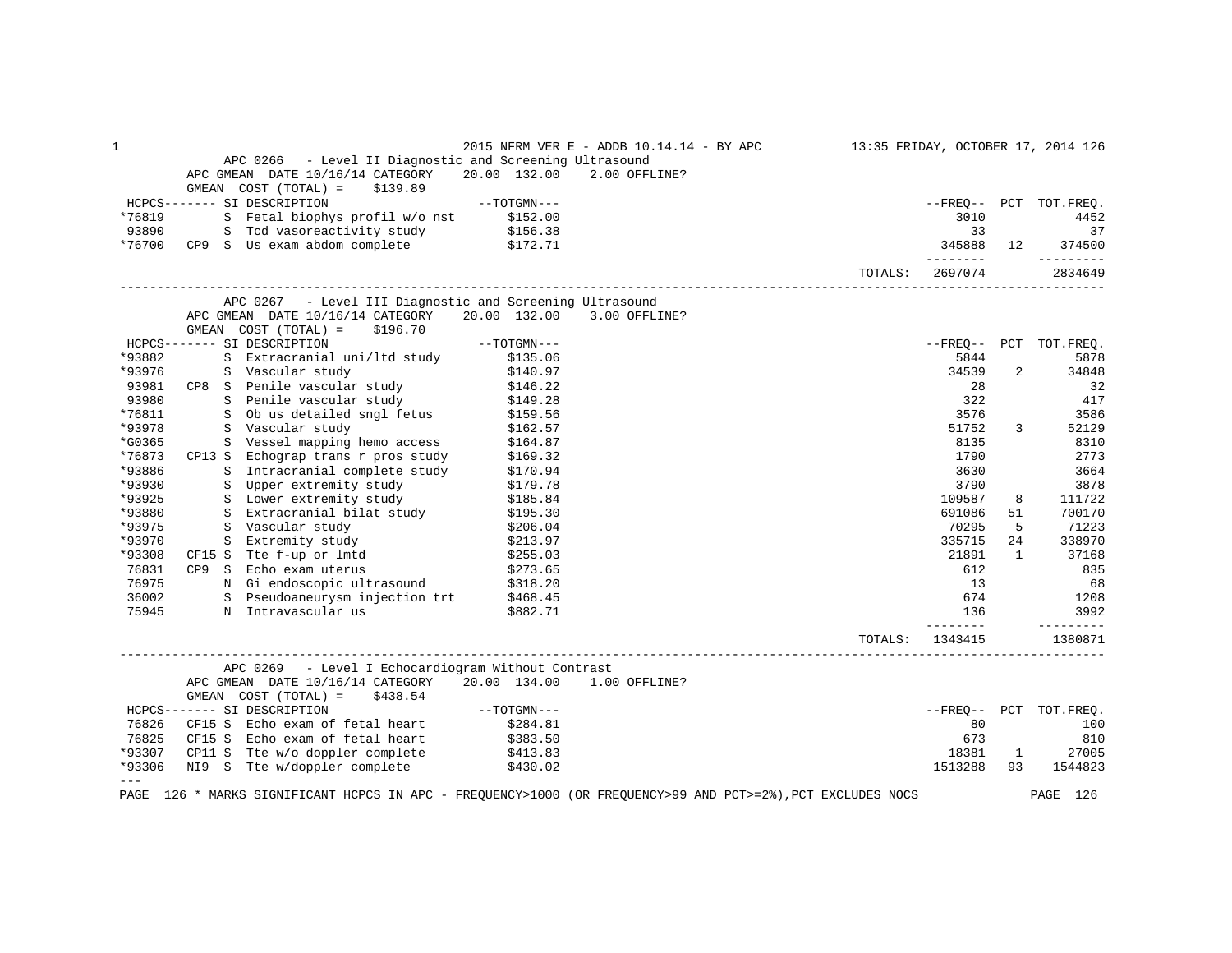## APC 0266 - Level II Diagnostic and Screening Ultrasound

APC GMEAN DATE 10/16/14 CATEGORY 20.00 132.00 2.00 OFFLINE?
GMEAN COST (TOTAL) = $139.89

| HCPCS | | SI | DESCRIPTION | TOTGMN | FREQ | PCT | TOT.FREQ. |
|---|---|---|---|---|---|---|---|
| *76819 | | S | Fetal biophys profil w/o nst | $152.00 | 3010 | | 4452 |
| 93890 | | S | Tcd vasoreactivity study | $156.38 | 33 | | 37 |
| *76700 | CP9 | S | Us exam abdom complete | $172.71 | 345888 | 12 | 374500 |
| | | | | TOTALS: | 2697074 | | 2834649 |

## APC 0267 - Level III Diagnostic and Screening Ultrasound

APC GMEAN DATE 10/16/14 CATEGORY 20.00 132.00 3.00 OFFLINE?
GMEAN COST (TOTAL) = $196.70

| HCPCS | | SI | DESCRIPTION | TOTGMN | FREQ | PCT | TOT.FREQ. |
|---|---|---|---|---|---|---|---|
| *93882 | | S | Extracranial uni/ltd study | $135.06 | 5844 | | 5878 |
| *93976 | | S | Vascular study | $140.97 | 34539 | 2 | 34848 |
| 93981 | CP8 | S | Penile vascular study | $146.22 | 28 | | 32 |
| 93980 | | S | Penile vascular study | $149.28 | 322 | | 417 |
| *76811 | | S | Ob us detailed sngl fetus | $159.56 | 3576 | | 3586 |
| *93978 | | S | Vascular study | $162.57 | 51752 | 3 | 52129 |
| *G0365 | | S | Vessel mapping hemo access | $164.87 | 8135 | | 8310 |
| *76873 | CP13 | S | Echograp trans r pros study | $169.32 | 1790 | | 2773 |
| *93886 | | S | Intracranial complete study | $170.94 | 3630 | | 3664 |
| *93930 | | S | Upper extremity study | $179.78 | 3790 | | 3878 |
| *93925 | | S | Lower extremity study | $185.84 | 109587 | 8 | 111722 |
| *93880 | | S | Extracranial bilat study | $195.30 | 691086 | 51 | 700170 |
| *93975 | | S | Vascular study | $206.04 | 70295 | 5 | 71223 |
| *93970 | | S | Extremity study | $213.97 | 335715 | 24 | 338970 |
| *93308 | CF15 | S | Tte f-up or lmtd | $255.03 | 21891 | 1 | 37168 |
| 76831 | CP9 | S | Echo exam uterus | $273.65 | 612 | | 835 |
| 76975 | | N | Gi endoscopic ultrasound | $318.20 | 13 | | 68 |
| 36002 | | S | Pseudoaneurysm injection trt | $468.45 | 674 | | 1208 |
| 75945 | | N | Intravascular us | $882.71 | 136 | | 3992 |
| | | | | TOTALS: | 1343415 | | 1380871 |

## APC 0269 - Level I Echocardiogram Without Contrast

APC GMEAN DATE 10/16/14 CATEGORY 20.00 134.00 1.00 OFFLINE?
GMEAN COST (TOTAL) = $438.54

| HCPCS | | SI | DESCRIPTION | TOTGMN | FREQ | PCT | TOT.FREQ. |
|---|---|---|---|---|---|---|---|
| 76826 | CF15 | S | Echo exam of fetal heart | $284.81 | 80 | | 100 |
| 76825 | CF15 | S | Echo exam of fetal heart | $383.50 | 673 | | 810 |
| *93307 | CP11 | S | Tte w/o doppler complete | $413.83 | 18381 | 1 | 27005 |
| *93306 | NI9 | S | Tte w/doppler complete | $430.02 | 1513288 | 93 | 1544823 |

---

\* MARKS SIGNIFICANT HCPCS IN APC - FREQUENCY>1000 (OR FREQUENCY>99 AND PCT>=2%),PCT EXCLUDES NOCS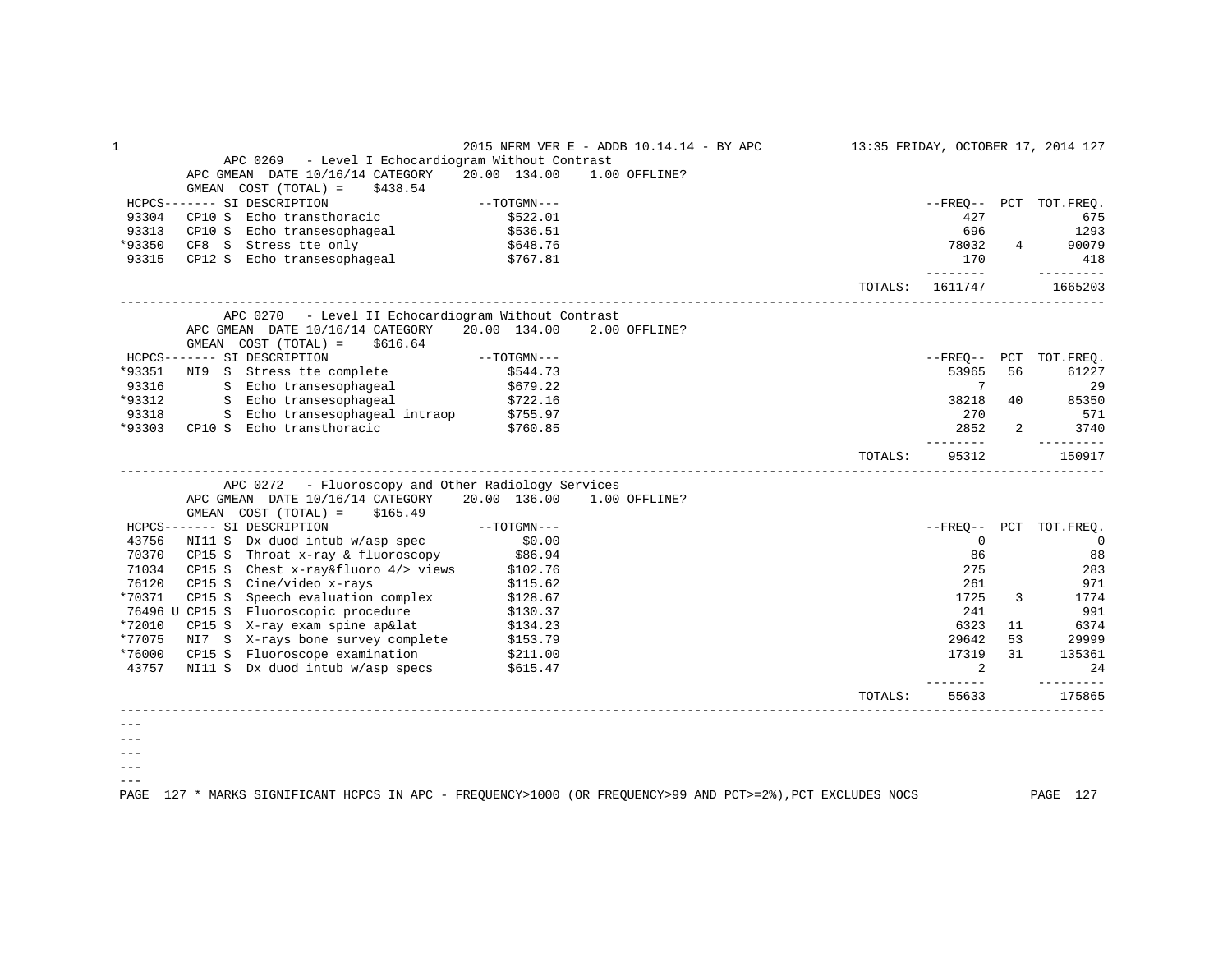## APC 0269 - Level I Echocardiogram Without Contrast

APC GMEAN DATE 10/16/14 CATEGORY 20.00 134.00 1.00 OFFLINE?

GMEAN COST (TOTAL) = $438.54

| HCPCS | SI | DESCRIPTION | TOTGMN | FREQ | PCT | TOT.FREQ. |
|---|---|---|---|---|---|---|
| 93304 | CP10 S | Echo transthoracic | $522.01 | 427 | | 675 |
| 93313 | CP10 S | Echo transesophageal | $536.51 | 696 | | 1293 |
| *93350 | CF8 S | Stress tte only | $648.76 | 78032 | 4 | 90079 |
| 93315 | CP12 S | Echo transesophageal | $767.81 | 170 | | 418 |
| | | | TOTALS: | 1611747 | | 1665203 |

## APC 0270 - Level II Echocardiogram Without Contrast

APC GMEAN DATE 10/16/14 CATEGORY 20.00 134.00 2.00 OFFLINE?

GMEAN COST (TOTAL) = $616.64

| HCPCS | SI | DESCRIPTION | TOTGMN | FREQ | PCT | TOT.FREQ. |
|---|---|---|---|---|---|---|
| *93351 | NI9 S | Stress tte complete | $544.73 | 53965 | 56 | 61227 |
| 93316 | S | Echo transesophageal | $679.22 | 7 | | 29 |
| *93312 | S | Echo transesophageal | $722.16 | 38218 | 40 | 85350 |
| 93318 | S | Echo transesophageal intraop | $755.97 | 270 | | 571 |
| *93303 | CP10 S | Echo transthoracic | $760.85 | 2852 | 2 | 3740 |
| | | | TOTALS: | 95312 | | 150917 |

## APC 0272 - Fluoroscopy and Other Radiology Services

APC GMEAN DATE 10/16/14 CATEGORY 20.00 136.00 1.00 OFFLINE?

GMEAN COST (TOTAL) = $165.49

| HCPCS | SI | DESCRIPTION | TOTGMN | FREQ | PCT | TOT.FREQ. |
|---|---|---|---|---|---|---|
| 43756 | NI11 S | Dx duod intub w/asp spec | $0.00 | 0 | | 0 |
| 70370 | CP15 S | Throat x-ray & fluoroscopy | $86.94 | 86 | | 88 |
| 71034 | CP15 S | Chest x-ray&fluoro 4/> views | $102.76 | 275 | | 283 |
| 76120 | CP15 S | Cine/video x-rays | $115.62 | 261 | | 971 |
| *70371 | CP15 S | Speech evaluation complex | $128.67 | 1725 | 3 | 1774 |
| 76496 U | CP15 S | Fluoroscopic procedure | $130.37 | 241 | | 991 |
| *72010 | CP15 S | X-ray exam spine ap&lat | $134.23 | 6323 | 11 | 6374 |
| *77075 | NI7 S | X-rays bone survey complete | $153.79 | 29642 | 53 | 29999 |
| *76000 | CP15 S | Fluoroscope examination | $211.00 | 17319 | 31 | 135361 |
| 43757 | NI11 S | Dx duod intub w/asp specs | $615.47 | 2 | | 24 |
| | | | TOTALS: | 55633 | | 175865 |

---
---
---
---
---

* MARKS SIGNIFICANT HCPCS IN APC - FREQUENCY>1000 (OR FREQUENCY>99 AND PCT>=2%),PCT EXCLUDES NOCS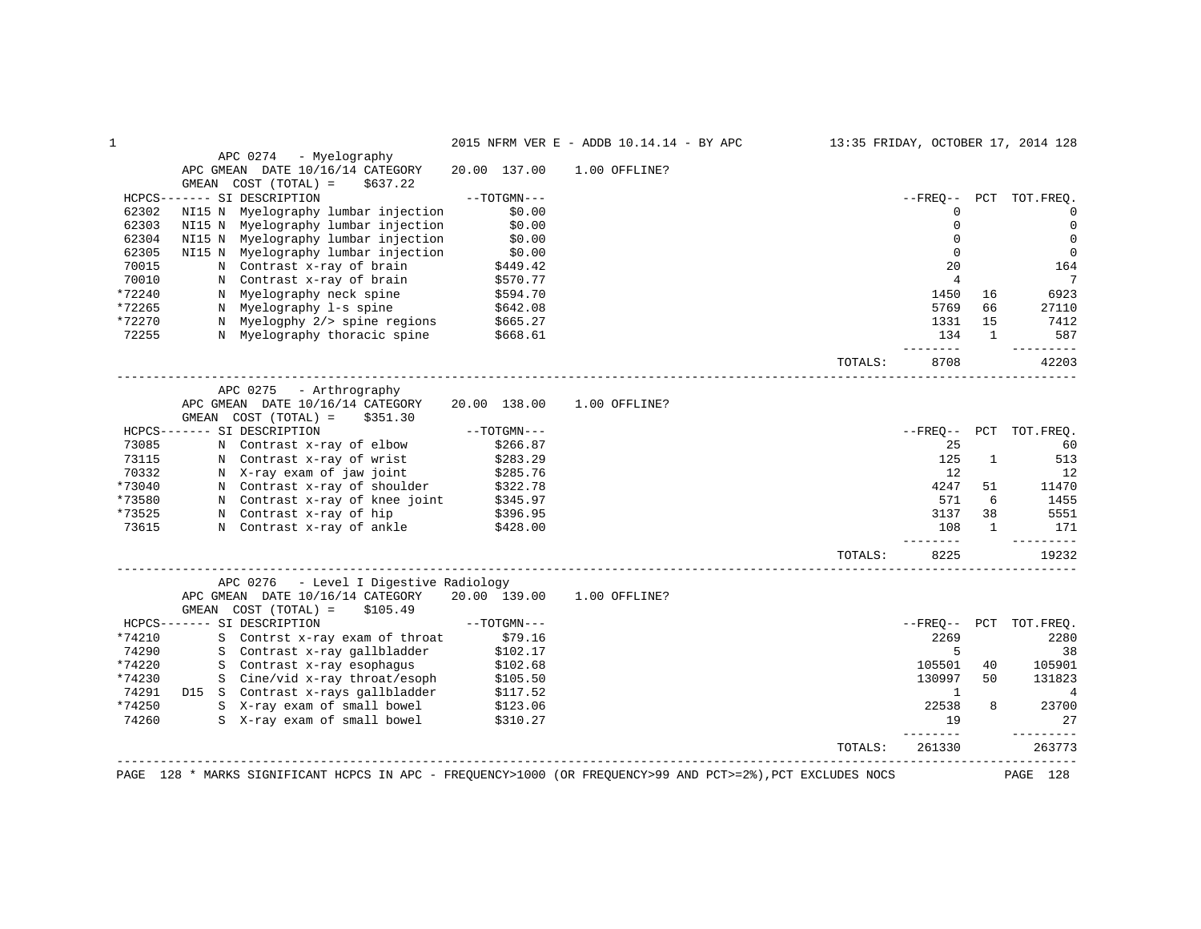## APC 0274 - Myelography

APC GMEAN DATE 10/16/14 CATEGORY 20.00 137.00 1.00 OFFLINE?
GMEAN COST (TOTAL) = $637.22

| HCPCS | | SI | DESCRIPTION | --TOTGMN--- | --FREQ-- | PCT | TOT.FREQ. |
|---|---|---|---|---|---|---|---|
| 62302 | NI15 | N | Myelography lumbar injection | $0.00 | 0 | | 0 |
| 62303 | NI15 | N | Myelography lumbar injection | $0.00 | 0 | | 0 |
| 62304 | NI15 | N | Myelography lumbar injection | $0.00 | 0 | | 0 |
| 62305 | NI15 | N | Myelography lumbar injection | $0.00 | 0 | | 0 |
| 70015 | | N | Contrast x-ray of brain | $449.42 | 20 | | 164 |
| 70010 | | N | Contrast x-ray of brain | $570.77 | 4 | | 7 |
| *72240 | | N | Myelography neck spine | $594.70 | 1450 | 16 | 6923 |
| *72265 | | N | Myelography l-s spine | $642.08 | 5769 | 66 | 27110 |
| *72270 | | N | Myelogphy 2/> spine regions | $665.27 | 1331 | 15 | 7412 |
| 72255 | | N | Myelography thoracic spine | $668.61 | 134 | 1 | 587 |
| | | | | TOTALS: | 8708 | | 42203 |

## APC 0275 - Arthrography

APC GMEAN DATE 10/16/14 CATEGORY 20.00 138.00 1.00 OFFLINE?
GMEAN COST (TOTAL) = $351.30

| HCPCS | | SI | DESCRIPTION | --TOTGMN--- | --FREQ-- | PCT | TOT.FREQ. |
|---|---|---|---|---|---|---|---|
| 73085 | | N | Contrast x-ray of elbow | $266.87 | 25 | | 60 |
| 73115 | | N | Contrast x-ray of wrist | $283.29 | 125 | 1 | 513 |
| 70332 | | N | X-ray exam of jaw joint | $285.76 | 12 | | 12 |
| *73040 | | N | Contrast x-ray of shoulder | $322.78 | 4247 | 51 | 11470 |
| *73580 | | N | Contrast x-ray of knee joint | $345.97 | 571 | 6 | 1455 |
| *73525 | | N | Contrast x-ray of hip | $396.95 | 3137 | 38 | 5551 |
| 73615 | | N | Contrast x-ray of ankle | $428.00 | 108 | 1 | 171 |
| | | | | TOTALS: | 8225 | | 19232 |

## APC 0276 - Level I Digestive Radiology

APC GMEAN DATE 10/16/14 CATEGORY 20.00 139.00 1.00 OFFLINE?
GMEAN COST (TOTAL) = $105.49

| HCPCS | | SI | DESCRIPTION | --TOTGMN--- | --FREQ-- | PCT | TOT.FREQ. |
|---|---|---|---|---|---|---|---|
| *74210 | | S | Contrst x-ray exam of throat | $79.16 | 2269 | | 2280 |
| 74290 | | S | Contrast x-ray gallbladder | $102.17 | 5 | | 38 |
| *74220 | | S | Contrast x-ray esophagus | $102.68 | 105501 | 40 | 105901 |
| *74230 | | S | Cine/vid x-ray throat/esoph | $105.50 | 130997 | 50 | 131823 |
| 74291 | D15 | S | Contrast x-rays gallbladder | $117.52 | 1 | | 4 |
| *74250 | | S | X-ray exam of small bowel | $123.06 | 22538 | 8 | 23700 |
| 74260 | | S | X-ray exam of small bowel | $310.27 | 19 | | 27 |
| | | | | TOTALS: | 261330 | | 263773 |

PAGE 128 * MARKS SIGNIFICANT HCPCS IN APC - FREQUENCY>1000 (OR FREQUENCY>99 AND PCT>=2%),PCT EXCLUDES NOCS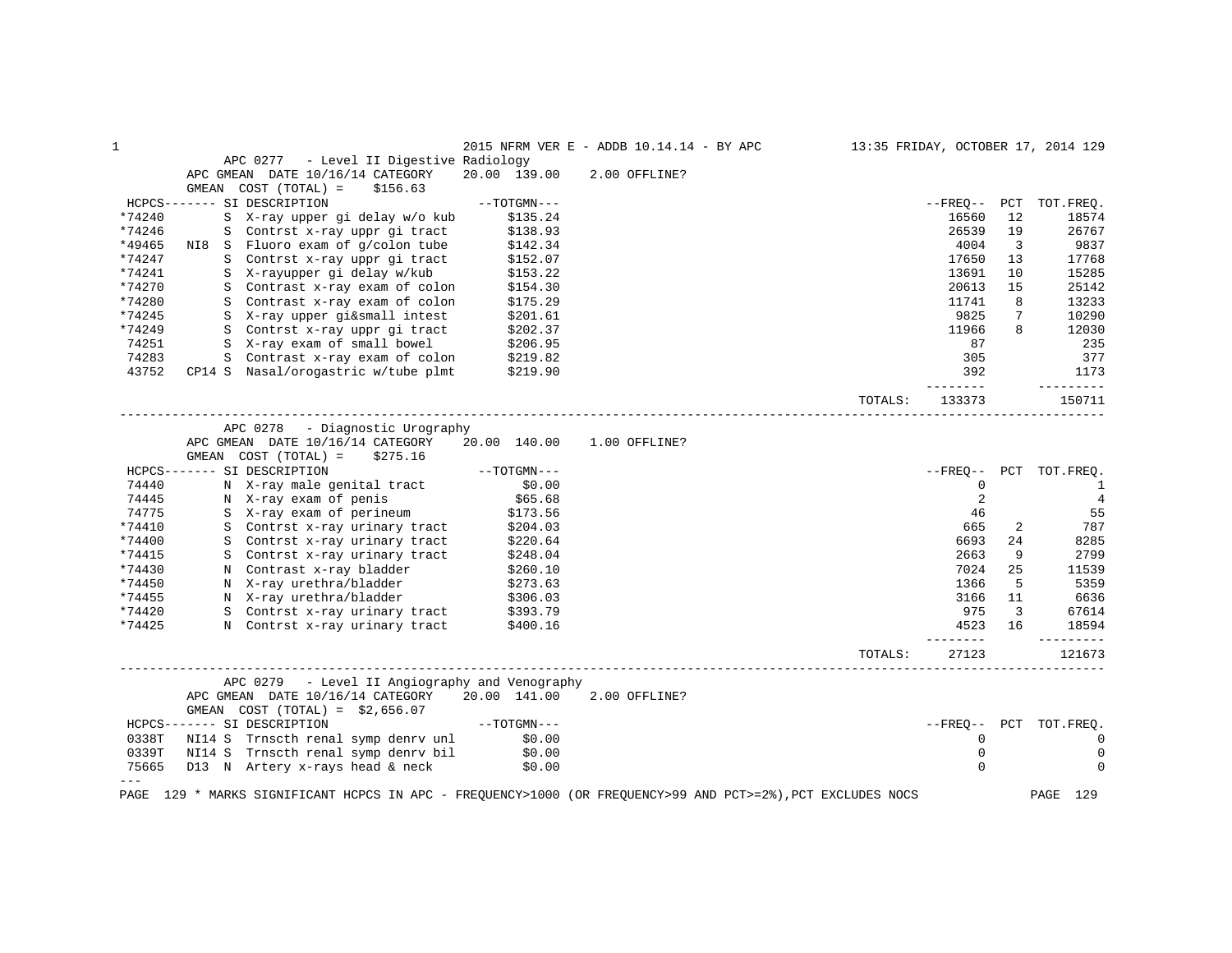### APC 0277 - Level II Digestive Radiology

APC GMEAN DATE 10/16/14 CATEGORY 20.00 139.00 2.00 OFFLINE?

GMEAN COST (TOTAL) = $156.63

| HCPCS | | SI | DESCRIPTION | TOTGMN | FREQ | PCT | TOT.FREQ. |
|---|---|---|---|---|---|---|---|
| *74240 | | S | X-ray upper gi delay w/o kub | $135.24 | 16560 | 12 | 18574 |
| *74246 | | S | Contrst x-ray uppr gi tract | $138.93 | 26539 | 19 | 26767 |
| *49465 | NI8 | S | Fluoro exam of g/colon tube | $142.34 | 4004 | 3 | 9837 |
| *74247 | | S | Contrst x-ray uppr gi tract | $152.07 | 17650 | 13 | 17768 |
| *74241 | | S | X-rayupper gi delay w/kub | $153.22 | 13691 | 10 | 15285 |
| *74270 | | S | Contrast x-ray exam of colon | $154.30 | 20613 | 15 | 25142 |
| *74280 | | S | Contrast x-ray exam of colon | $175.29 | 11741 | 8 | 13233 |
| *74245 | | S | X-ray upper gi&small intest | $201.61 | 9825 | 7 | 10290 |
| *74249 | | S | Contrst x-ray uppr gi tract | $202.37 | 11966 | 8 | 12030 |
| 74251 | | S | X-ray exam of small bowel | $206.95 | 87 | | 235 |
| 74283 | | S | Contrast x-ray exam of colon | $219.82 | 305 | | 377 |
| 43752 | CP14 | S | Nasal/orogastric w/tube plmt | $219.90 | 392 | | 1173 |
| | | | | TOTALS: | 133373 | | 150711 |

### APC 0278 - Diagnostic Urography

APC GMEAN DATE 10/16/14 CATEGORY 20.00 140.00 1.00 OFFLINE?

GMEAN COST (TOTAL) = $275.16

| HCPCS | | SI | DESCRIPTION | TOTGMN | FREQ | PCT | TOT.FREQ. |
|---|---|---|---|---|---|---|---|
| 74440 | | N | X-ray male genital tract | $0.00 | 0 | | 1 |
| 74445 | | N | X-ray exam of penis | $65.68 | 2 | | 4 |
| 74775 | | S | X-ray exam of perineum | $173.56 | 46 | | 55 |
| *74410 | | S | Contrst x-ray urinary tract | $204.03 | 665 | 2 | 787 |
| *74400 | | S | Contrst x-ray urinary tract | $220.64 | 6693 | 24 | 8285 |
| *74415 | | S | Contrst x-ray urinary tract | $248.04 | 2663 | 9 | 2799 |
| *74430 | | N | Contrast x-ray bladder | $260.10 | 7024 | 25 | 11539 |
| *74450 | | N | X-ray urethra/bladder | $273.63 | 1366 | 5 | 5359 |
| *74455 | | N | X-ray urethra/bladder | $306.03 | 3166 | 11 | 6636 |
| *74420 | | S | Contrst x-ray urinary tract | $393.79 | 975 | 3 | 67614 |
| *74425 | | N | Contrst x-ray urinary tract | $400.16 | 4523 | 16 | 18594 |
| | | | | TOTALS: | 27123 | | 121673 |

### APC 0279 - Level II Angiography and Venography

APC GMEAN DATE 10/16/14 CATEGORY 20.00 141.00 2.00 OFFLINE?

GMEAN COST (TOTAL) = $2,656.07

| HCPCS | | SI | DESCRIPTION | TOTGMN | FREQ | PCT | TOT.FREQ. |
|---|---|---|---|---|---|---|---|
| 0338T | NI14 | S | Trnscth renal symp denrv unl | $0.00 | 0 | | 0 |
| 0339T | NI14 | S | Trnscth renal symp denrv bil | $0.00 | 0 | | 0 |
| 75665 | D13 | N | Artery x-rays head & neck | $0.00 | 0 | | 0 |

---

* MARKS SIGNIFICANT HCPCS IN APC - FREQUENCY>1000 (OR FREQUENCY>99 AND PCT>=2%),PCT EXCLUDES NOCS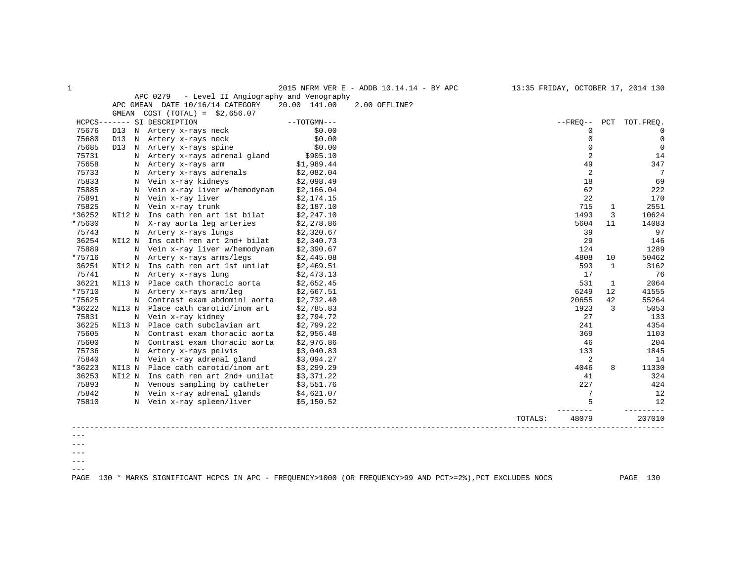2015 NFRM VER E - ADDB 10.14.14 - BY APC — 13:35 FRIDAY, OCTOBER 17, 2014

APC 0279 - Level II Angiography and Venography

APC GMEAN DATE 10/16/14 CATEGORY 20.00 141.00 2.00 OFFLINE?

GMEAN COST (TOTAL) = $2,656.07

| HCPCS | | SI | DESCRIPTION | TOTGMN | FREQ | PCT | TOT.FREQ. |
|---|---|---|---|---|---|---|---|
| 75676 | D13 | N | Artery x-rays neck | $0.00 | 0 | | 0 |
| 75680 | D13 | N | Artery x-rays neck | $0.00 | 0 | | 0 |
| 75685 | D13 | N | Artery x-rays spine | $0.00 | 0 | | 0 |
| 75731 | | N | Artery x-rays adrenal gland | $905.10 | 2 | | 14 |
| 75658 | | N | Artery x-rays arm | $1,989.44 | 49 | | 347 |
| 75733 | | N | Artery x-rays adrenals | $2,082.04 | 2 | | 7 |
| 75833 | | N | Vein x-ray kidneys | $2,098.49 | 18 | | 69 |
| 75885 | | N | Vein x-ray liver w/hemodynam | $2,166.04 | 62 | | 222 |
| 75891 | | N | Vein x-ray liver | $2,174.15 | 22 | | 170 |
| 75825 | | N | Vein x-ray trunk | $2,187.10 | 715 | 1 | 2551 |
| *36252 | NI12 | N | Ins cath ren art 1st bilat | $2,247.10 | 1493 | 3 | 10624 |
| *75630 | | N | X-ray aorta leg arteries | $2,278.86 | 5604 | 11 | 14083 |
| 75743 | | N | Artery x-rays lungs | $2,320.67 | 39 | | 97 |
| 36254 | NI12 | N | Ins cath ren art 2nd+ bilat | $2,340.73 | 29 | | 146 |
| 75889 | | N | Vein x-ray liver w/hemodynam | $2,390.67 | 124 | | 1289 |
| *75716 | | N | Artery x-rays arms/legs | $2,445.08 | 4808 | 10 | 50462 |
| 36251 | NI12 | N | Ins cath ren art 1st unilat | $2,469.51 | 593 | 1 | 3162 |
| 75741 | | N | Artery x-rays lung | $2,473.13 | 17 | | 76 |
| 36221 | NI13 | N | Place cath thoracic aorta | $2,652.45 | 531 | 1 | 2064 |
| *75710 | | N | Artery x-rays arm/leg | $2,667.51 | 6249 | 12 | 41555 |
| *75625 | | N | Contrast exam abdominl aorta | $2,732.40 | 20655 | 42 | 55264 |
| *36222 | NI13 | N | Place cath carotid/inom art | $2,785.83 | 1923 | 3 | 5053 |
| 75831 | | N | Vein x-ray kidney | $2,794.72 | 27 | | 133 |
| 36225 | NI13 | N | Place cath subclavian art | $2,799.22 | 241 | | 4354 |
| 75605 | | N | Contrast exam thoracic aorta | $2,956.48 | 369 | | 1103 |
| 75600 | | N | Contrast exam thoracic aorta | $2,976.86 | 46 | | 204 |
| 75736 | | N | Artery x-rays pelvis | $3,040.83 | 133 | | 1845 |
| 75840 | | N | Vein x-ray adrenal gland | $3,094.27 | 2 | | 14 |
| *36223 | NI13 | N | Place cath carotid/inom art | $3,299.29 | 4046 | 8 | 11330 |
| 36253 | NI12 | N | Ins cath ren art 2nd+ unilat | $3,371.22 | 41 | | 324 |
| 75893 | | N | Venous sampling by catheter | $3,551.76 | 227 | | 424 |
| 75842 | | N | Vein x-ray adrenal glands | $4,621.07 | 7 | | 12 |
| 75810 | | N | Vein x-ray spleen/liver | $5,150.52 | 5 | | 12 |
| | | | | TOTALS: | 48079 | | 207010 |

\* MARKS SIGNIFICANT HCPCS IN APC - FREQUENCY>1000 (OR FREQUENCY>99 AND PCT>=2%),PCT EXCLUDES NOCS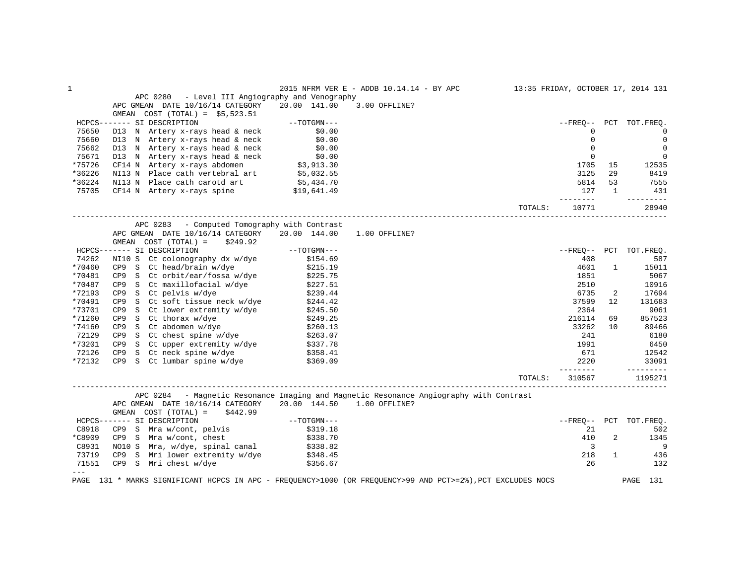## APC 0280 - Level III Angiography and Venography

APC GMEAN DATE 10/16/14 CATEGORY 20.00 141.00 3.00 OFFLINE?

GMEAN COST (TOTAL) = $5,523.51

| HCPCS | SI | DESCRIPTION | TOTGMN | FREQ | PCT | TOT.FREQ. |
|---|---|---|---|---|---|---|
| 75650 | D13 N | Artery x-rays head & neck | $0.00 | 0 | | 0 |
| 75660 | D13 N | Artery x-rays head & neck | $0.00 | 0 | | 0 |
| 75662 | D13 N | Artery x-rays head & neck | $0.00 | 0 | | 0 |
| 75671 | D13 N | Artery x-rays head & neck | $0.00 | 0 | | 0 |
| *75726 | CF14 N | Artery x-rays abdomen | $3,913.30 | 1705 | 15 | 12535 |
| *36226 | NI13 N | Place cath vertebral art | $5,032.55 | 3125 | 29 | 8419 |
| *36224 | NI13 N | Place cath carotd art | $5,434.70 | 5814 | 53 | 7555 |
| 75705 | CF14 N | Artery x-rays spine | $19,641.49 | 127 | 1 | 431 |
| | | | TOTALS: | 10771 | | 28940 |

## APC 0283 - Computed Tomography with Contrast

APC GMEAN DATE 10/16/14 CATEGORY 20.00 144.00 1.00 OFFLINE?

GMEAN COST (TOTAL) = $249.92

| HCPCS | SI | DESCRIPTION | TOTGMN | FREQ | PCT | TOT.FREQ. |
|---|---|---|---|---|---|---|
| 74262 | NI10 S | Ct colonography dx w/dye | $154.69 | 408 | | 587 |
| *70460 | CP9 S | Ct head/brain w/dye | $215.19 | 4601 | 1 | 15011 |
| *70481 | CP9 S | Ct orbit/ear/fossa w/dye | $225.75 | 1851 | | 5067 |
| *70487 | CP9 S | Ct maxillofacial w/dye | $227.51 | 2510 | | 10916 |
| *72193 | CP9 S | Ct pelvis w/dye | $239.44 | 6735 | 2 | 17694 |
| *70491 | CP9 S | Ct soft tissue neck w/dye | $244.42 | 37599 | 12 | 131683 |
| *73701 | CP9 S | Ct lower extremity w/dye | $245.50 | 2364 | | 9061 |
| *71260 | CP9 S | Ct thorax w/dye | $249.25 | 216114 | 69 | 857523 |
| *74160 | CP9 S | Ct abdomen w/dye | $260.13 | 33262 | 10 | 89466 |
| 72129 | CP9 S | Ct chest spine w/dye | $263.07 | 241 | | 6180 |
| *73201 | CP9 S | Ct upper extremity w/dye | $337.78 | 1991 | | 6450 |
| 72126 | CP9 S | Ct neck spine w/dye | $358.41 | 671 | | 12542 |
| *72132 | CP9 S | Ct lumbar spine w/dye | $369.09 | 2220 | | 33091 |
| | | | TOTALS: | 310567 | | 1195271 |

## APC 0284 - Magnetic Resonance Imaging and Magnetic Resonance Angiography with Contrast

APC GMEAN DATE 10/16/14 CATEGORY 20.00 144.50 1.00 OFFLINE?

GMEAN COST (TOTAL) = $442.99

| HCPCS | SI | DESCRIPTION | TOTGMN | FREQ | PCT | TOT.FREQ. |
|---|---|---|---|---|---|---|
| C8918 | CP9 S | Mra w/cont, pelvis | $319.18 | 21 | | 502 |
| *C8909 | CP9 S | Mra w/cont, chest | $338.70 | 410 | 2 | 1345 |
| C8931 | NO10 S | Mra, w/dye, spinal canal | $338.82 | 3 | | 9 |
| 73719 | CP9 S | Mri lower extremity w/dye | $348.45 | 218 | 1 | 436 |
| 71551 | CP9 S | Mri chest w/dye | $356.67 | 26 | | 132 |

\* MARKS SIGNIFICANT HCPCS IN APC - FREQUENCY>1000 (OR FREQUENCY>99 AND PCT>=2%),PCT EXCLUDES NOCS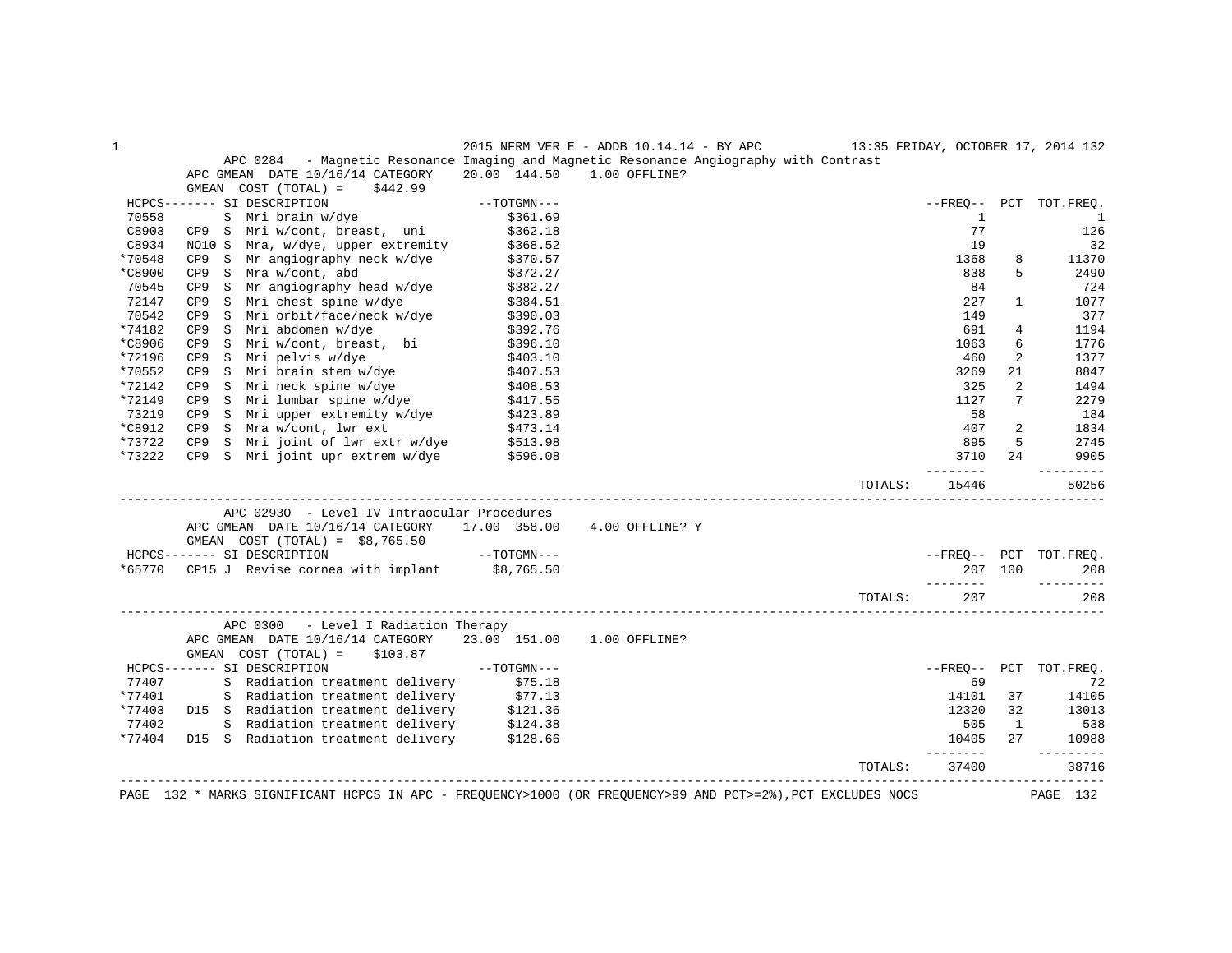## APC 0284 - Magnetic Resonance Imaging and Magnetic Resonance Angiography with Contrast

APC GMEAN DATE 10/16/14 CATEGORY 20.00 144.50 1.00 OFFLINE?

GMEAN COST (TOTAL) = $442.99

| HCPCS | | SI | DESCRIPTION | TOTGMN | FREQ | PCT | TOT.FREQ. |
|---|---|---|---|---|---|---|---|
| 70558 | | S | Mri brain w/dye | $361.69 | 1 | | 1 |
| C8903 | CP9 | S | Mri w/cont, breast, uni | $362.18 | 77 | | 126 |
| C8934 | NO10 | S | Mra, w/dye, upper extremity | $368.52 | 19 | | 32 |
| *70548 | CP9 | S | Mr angiography neck w/dye | $370.57 | 1368 | 8 | 11370 |
| *C8900 | CP9 | S | Mra w/cont, abd | $372.27 | 838 | 5 | 2490 |
| 70545 | CP9 | S | Mr angiography head w/dye | $382.27 | 84 | | 724 |
| 72147 | CP9 | S | Mri chest spine w/dye | $384.51 | 227 | 1 | 1077 |
| 70542 | CP9 | S | Mri orbit/face/neck w/dye | $390.03 | 149 | | 377 |
| *74182 | CP9 | S | Mri abdomen w/dye | $392.76 | 691 | 4 | 1194 |
| *C8906 | CP9 | S | Mri w/cont, breast, bi | $396.10 | 1063 | 6 | 1776 |
| *72196 | CP9 | S | Mri pelvis w/dye | $403.10 | 460 | 2 | 1377 |
| *70552 | CP9 | S | Mri brain stem w/dye | $407.53 | 3269 | 21 | 8847 |
| *72142 | CP9 | S | Mri neck spine w/dye | $408.53 | 325 | 2 | 1494 |
| *72149 | CP9 | S | Mri lumbar spine w/dye | $417.55 | 1127 | 7 | 2279 |
| 73219 | CP9 | S | Mri upper extremity w/dye | $423.89 | 58 | | 184 |
| *C8912 | CP9 | S | Mra w/cont, lwr ext | $473.14 | 407 | 2 | 1834 |
| *73722 | CP9 | S | Mri joint of lwr extr w/dye | $513.98 | 895 | 5 | 2745 |
| *73222 | CP9 | S | Mri joint upr extrem w/dye | $596.08 | 3710 | 24 | 9905 |
| | | | | TOTALS: | 15446 | | 50256 |

## APC 0293O - Level IV Intraocular Procedures

APC GMEAN DATE 10/16/14 CATEGORY 17.00 358.00 4.00 OFFLINE? Y

GMEAN COST (TOTAL) = $8,765.50

| HCPCS | | SI | DESCRIPTION | TOTGMN | FREQ | PCT | TOT.FREQ. |
|---|---|---|---|---|---|---|---|
| *65770 | CP15 | J | Revise cornea with implant | $8,765.50 | 207 | 100 | 208 |
| | | | | TOTALS: | 207 | | 208 |

## APC 0300 - Level I Radiation Therapy

APC GMEAN DATE 10/16/14 CATEGORY 23.00 151.00 1.00 OFFLINE?

GMEAN COST (TOTAL) = $103.87

| HCPCS | | SI | DESCRIPTION | TOTGMN | FREQ | PCT | TOT.FREQ. |
|---|---|---|---|---|---|---|---|
| 77407 | | S | Radiation treatment delivery | $75.18 | 69 | | 72 |
| *77401 | | S | Radiation treatment delivery | $77.13 | 14101 | 37 | 14105 |
| *77403 | D15 | S | Radiation treatment delivery | $121.36 | 12320 | 32 | 13013 |
| 77402 | | S | Radiation treatment delivery | $124.38 | 505 | 1 | 538 |
| *77404 | D15 | S | Radiation treatment delivery | $128.66 | 10405 | 27 | 10988 |
| | | | | TOTALS: | 37400 | | 38716 |

* MARKS SIGNIFICANT HCPCS IN APC - FREQUENCY>1000 (OR FREQUENCY>99 AND PCT>=2%),PCT EXCLUDES NOCS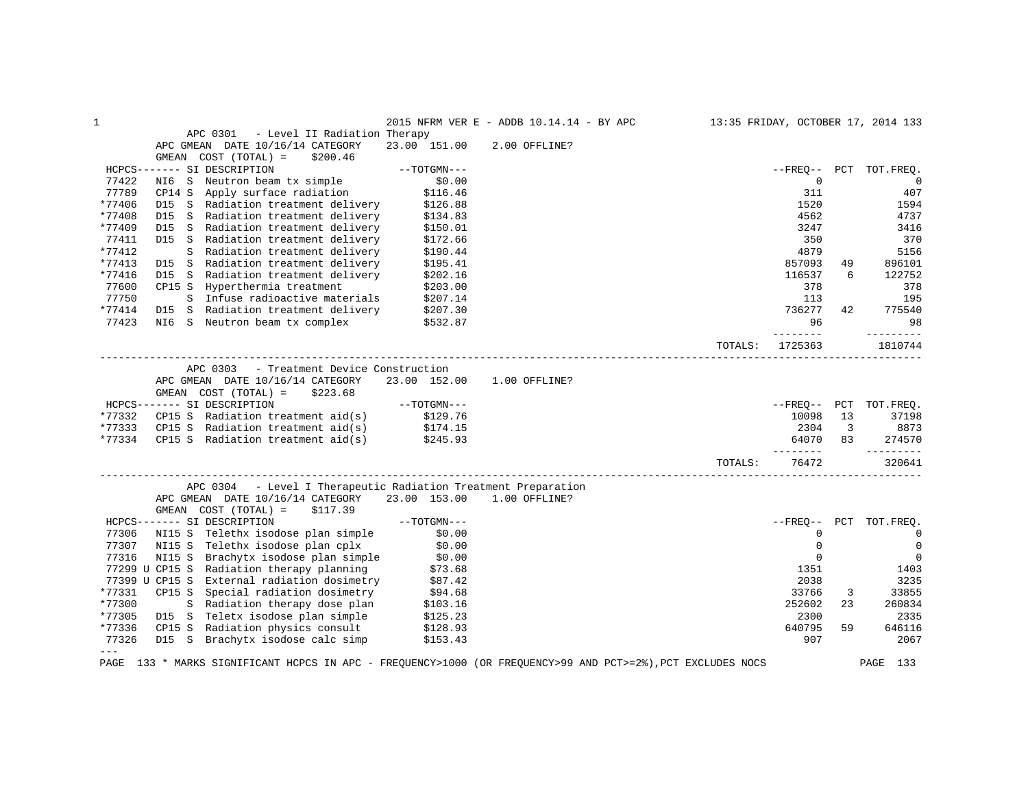## APC 0301 - Level II Radiation Therapy

APC GMEAN DATE 10/16/14 CATEGORY 23.00 151.00 2.00 OFFLINE?
GMEAN COST (TOTAL) = $200.46

| HCPCS | SI | DESCRIPTION | TOTGMN | FREQ | PCT | TOT.FREQ. |
|---|---|---|---|---|---|---|
| 77422 | NI6 S | Neutron beam tx simple | $0.00 | 0 | | 0 |
| 77789 | CP14 S | Apply surface radiation | $116.46 | 311 | | 407 |
| *77406 | D15 S | Radiation treatment delivery | $126.88 | 1520 | | 1594 |
| *77408 | D15 S | Radiation treatment delivery | $134.83 | 4562 | | 4737 |
| *77409 | D15 S | Radiation treatment delivery | $150.01 | 3247 | | 3416 |
| 77411 | D15 S | Radiation treatment delivery | $172.66 | 350 | | 370 |
| *77412 | S | Radiation treatment delivery | $190.44 | 4879 | | 5156 |
| *77413 | D15 S | Radiation treatment delivery | $195.41 | 857093 | 49 | 896101 |
| *77416 | D15 S | Radiation treatment delivery | $202.16 | 116537 | 6 | 122752 |
| 77600 | CP15 S | Hyperthermia treatment | $203.00 | 378 | | 378 |
| 77750 | S | Infuse radioactive materials | $207.14 | 113 | | 195 |
| *77414 | D15 S | Radiation treatment delivery | $207.30 | 736277 | 42 | 775540 |
| 77423 | NI6 S | Neutron beam tx complex | $532.87 | 96 | | 98 |
| | | | TOTALS: | 1725363 | | 1810744 |

## APC 0303 - Treatment Device Construction

APC GMEAN DATE 10/16/14 CATEGORY 23.00 152.00 1.00 OFFLINE?
GMEAN COST (TOTAL) = $223.68

| HCPCS | SI | DESCRIPTION | TOTGMN | FREQ | PCT | TOT.FREQ. |
|---|---|---|---|---|---|---|
| *77332 | CP15 S | Radiation treatment aid(s) | $129.76 | 10098 | 13 | 37198 |
| *77333 | CP15 S | Radiation treatment aid(s) | $174.15 | 2304 | 3 | 8873 |
| *77334 | CP15 S | Radiation treatment aid(s) | $245.93 | 64070 | 83 | 274570 |
| | | | TOTALS: | 76472 | | 320641 |

## APC 0304 - Level I Therapeutic Radiation Treatment Preparation

APC GMEAN DATE 10/16/14 CATEGORY 23.00 153.00 1.00 OFFLINE?
GMEAN COST (TOTAL) = $117.39

| HCPCS | SI | DESCRIPTION | TOTGMN | FREQ | PCT | TOT.FREQ. |
|---|---|---|---|---|---|---|
| 77306 | NI15 S | Telethx isodose plan simple | $0.00 | 0 | | 0 |
| 77307 | NI15 S | Telethx isodose plan cplx | $0.00 | 0 | | 0 |
| 77316 | NI15 S | Brachytx isodose plan simple | $0.00 | 0 | | 0 |
| 77299 U | CP15 S | Radiation therapy planning | $73.68 | 1351 | | 1403 |
| 77399 U | CP15 S | External radiation dosimetry | $87.42 | 2038 | | 3235 |
| *77331 | CP15 S | Special radiation dosimetry | $94.68 | 33766 | 3 | 33855 |
| *77300 | S | Radiation therapy dose plan | $103.16 | 252602 | 23 | 260834 |
| *77305 | D15 S | Teletx isodose plan simple | $125.23 | 2300 | | 2335 |
| *77336 | CP15 S | Radiation physics consult | $128.93 | 640795 | 59 | 646116 |
| 77326 | D15 S | Brachytx isodose calc simp | $153.43 | 907 | | 2067 |

\* MARKS SIGNIFICANT HCPCS IN APC - FREQUENCY>1000 (OR FREQUENCY>99 AND PCT>=2%),PCT EXCLUDES NOCS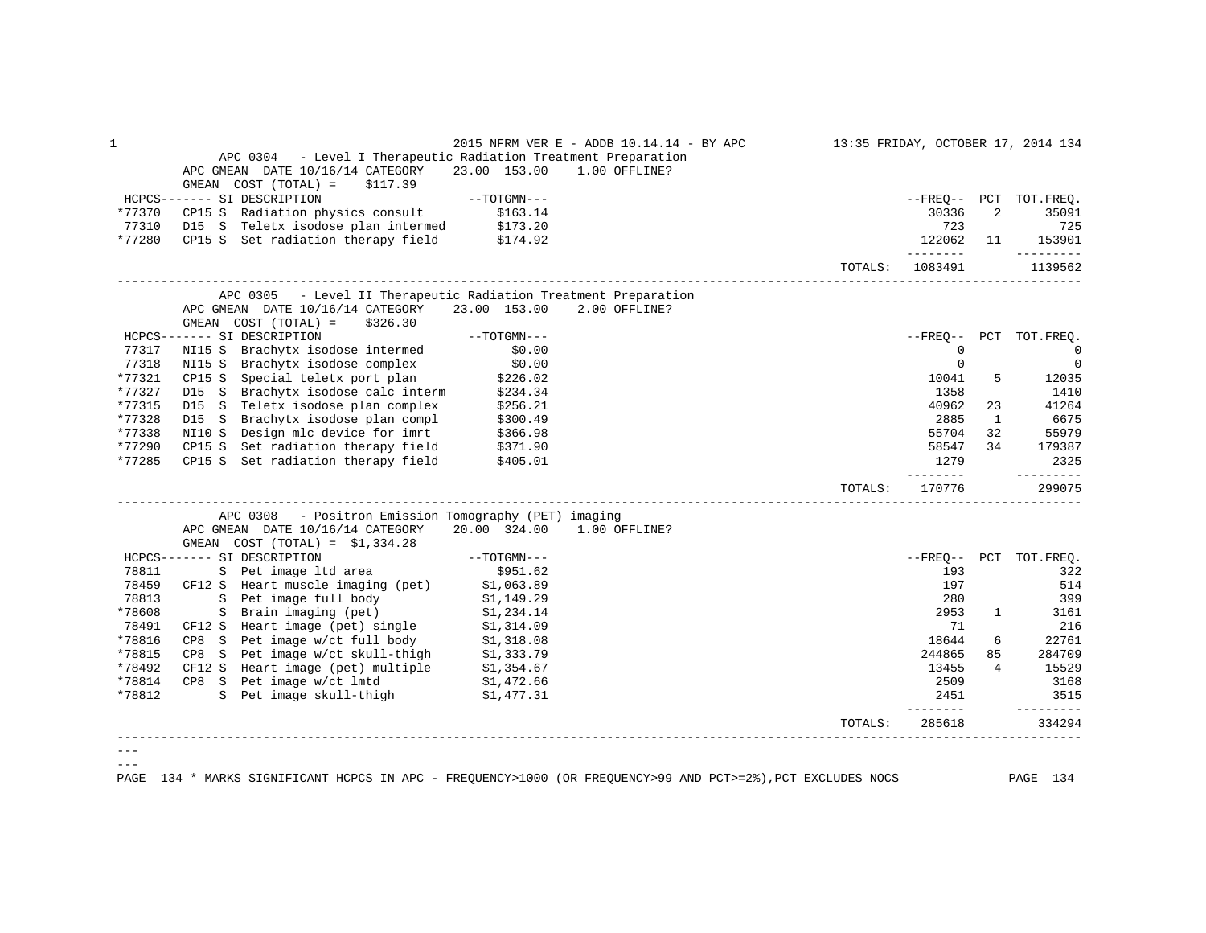## APC 0304 - Level I Therapeutic Radiation Treatment Preparation

APC GMEAN DATE 10/16/14 CATEGORY 23.00 153.00 1.00 OFFLINE?

GMEAN COST (TOTAL) = $117.39

| HCPCS | SI | DESCRIPTION | TOTGMN | FREQ | PCT | TOT.FREQ. |
|---|---|---|---|---|---|---|
| *77370 | CP15 S | Radiation physics consult | $163.14 | 30336 | 2 | 35091 |
| 77310 | D15 S | Teletx isodose plan intermed | $173.20 | 723 | | 725 |
| *77280 | CP15 S | Set radiation therapy field | $174.92 | 122062 | 11 | 153901 |
| | | | TOTALS: | 1083491 | | 1139562 |

## APC 0305 - Level II Therapeutic Radiation Treatment Preparation

APC GMEAN DATE 10/16/14 CATEGORY 23.00 153.00 2.00 OFFLINE?

GMEAN COST (TOTAL) = $326.30

| HCPCS | SI | DESCRIPTION | TOTGMN | FREQ | PCT | TOT.FREQ. |
|---|---|---|---|---|---|---|
| 77317 | NI15 S | Brachytx isodose intermed | $0.00 | 0 | | 0 |
| 77318 | NI15 S | Brachytx isodose complex | $0.00 | 0 | | 0 |
| *77321 | CP15 S | Special teletx port plan | $226.02 | 10041 | 5 | 12035 |
| *77327 | D15 S | Brachytx isodose calc interm | $234.34 | 1358 | | 1410 |
| *77315 | D15 S | Teletx isodose plan complex | $256.21 | 40962 | 23 | 41264 |
| *77328 | D15 S | Brachytx isodose plan compl | $300.49 | 2885 | 1 | 6675 |
| *77338 | NI10 S | Design mlc device for imrt | $366.98 | 55704 | 32 | 55979 |
| *77290 | CP15 S | Set radiation therapy field | $371.90 | 58547 | 34 | 179387 |
| *77285 | CP15 S | Set radiation therapy field | $405.01 | 1279 | | 2325 |
| | | | TOTALS: | 170776 | | 299075 |

## APC 0308 - Positron Emission Tomography (PET) imaging

APC GMEAN DATE 10/16/14 CATEGORY 20.00 324.00 1.00 OFFLINE?

GMEAN COST (TOTAL) = $1,334.28

| HCPCS | SI | DESCRIPTION | TOTGMN | FREQ | PCT | TOT.FREQ. |
|---|---|---|---|---|---|---|
| 78811 | S | Pet image ltd area | $951.62 | 193 | | 322 |
| 78459 | CF12 S | Heart muscle imaging (pet) | $1,063.89 | 197 | | 514 |
| 78813 | S | Pet image full body | $1,149.29 | 280 | | 399 |
| *78608 | S | Brain imaging (pet) | $1,234.14 | 2953 | 1 | 3161 |
| 78491 | CF12 S | Heart image (pet) single | $1,314.09 | 71 | | 216 |
| *78816 | CP8 S | Pet image w/ct full body | $1,318.08 | 18644 | 6 | 22761 |
| *78815 | CP8 S | Pet image w/ct skull-thigh | $1,333.79 | 244865 | 85 | 284709 |
| *78492 | CF12 S | Heart image (pet) multiple | $1,354.67 | 13455 | 4 | 15529 |
| *78814 | CP8 S | Pet image w/ct lmtd | $1,472.66 | 2509 | | 3168 |
| *78812 | S | Pet image skull-thigh | $1,477.31 | 2451 | | 3515 |
| | | | TOTALS: | 285618 | | 334294 |

\* MARKS SIGNIFICANT HCPCS IN APC - FREQUENCY>1000 (OR FREQUENCY>99 AND PCT>=2%),PCT EXCLUDES NOCS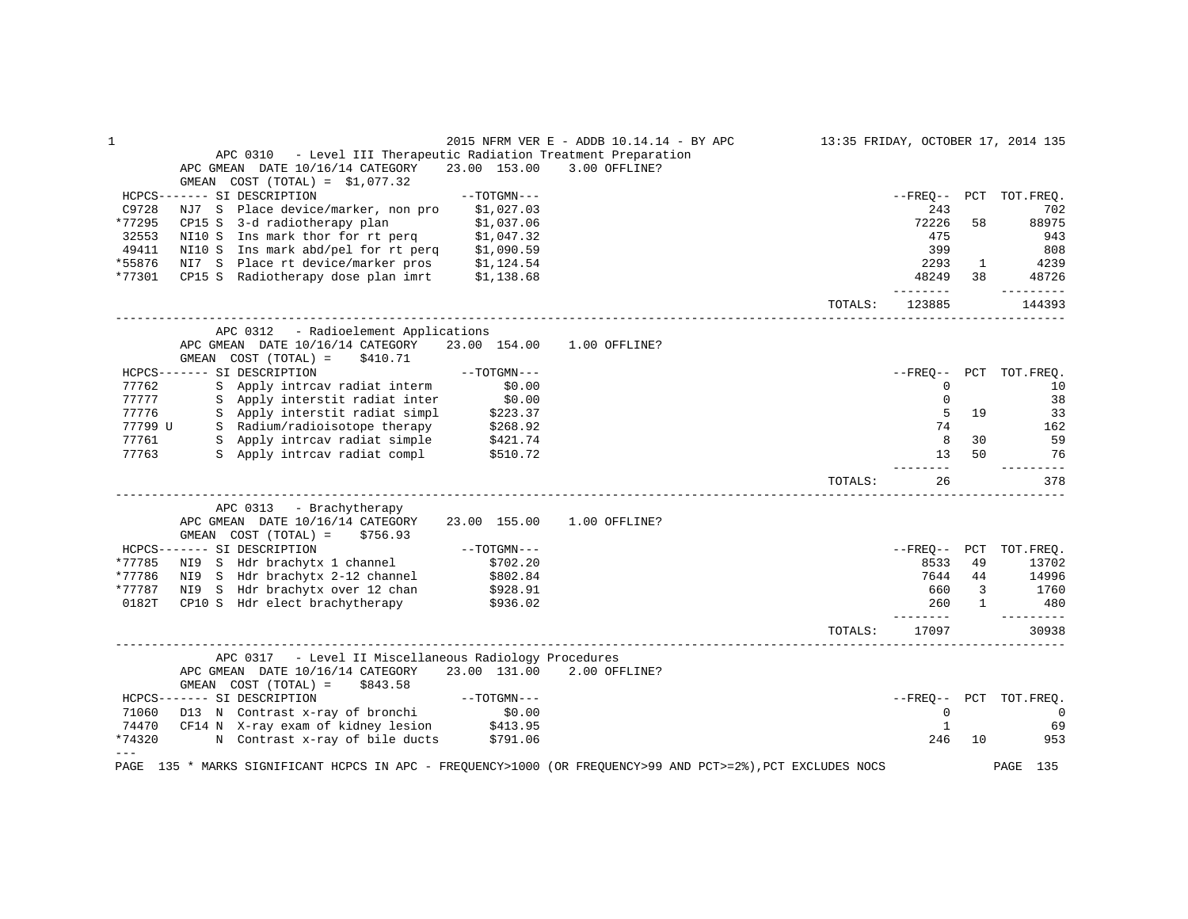2015 NFRM VER E - ADDB 10.14.14 - BY APC 13:35 FRIDAY, OCTOBER 17, 2014

## APC 0310 - Level III Therapeutic Radiation Treatment Preparation

APC GMEAN DATE 10/16/14 CATEGORY 23.00 153.00 3.00 OFFLINE?
GMEAN COST (TOTAL) = $1,077.32

| HCPCS | SI | | DESCRIPTION | TOTGMN | FREQ | PCT | TOT.FREQ. |
|---|---|---|---|---|---|---|---|
| C9728 | NJ7 | S | Place device/marker, non pro | $1,027.03 | 243 | | 702 |
| *77295 | CP15 | S | 3-d radiotherapy plan | $1,037.06 | 72226 | 58 | 88975 |
| 32553 | NI10 | S | Ins mark thor for rt perq | $1,047.32 | 475 | | 943 |
| 49411 | NI10 | S | Ins mark abd/pel for rt perq | $1,090.59 | 399 | | 808 |
| *55876 | NI7 | S | Place rt device/marker pros | $1,124.54 | 2293 | 1 | 4239 |
| *77301 | CP15 | S | Radiotherapy dose plan imrt | $1,138.68 | 48249 | 38 | 48726 |
| | | | | TOTALS: | 123885 | | 144393 |

## APC 0312 - Radioelement Applications

APC GMEAN DATE 10/16/14 CATEGORY 23.00 154.00 1.00 OFFLINE?
GMEAN COST (TOTAL) = $410.71

| HCPCS | SI | | DESCRIPTION | TOTGMN | FREQ | PCT | TOT.FREQ. |
|---|---|---|---|---|---|---|---|
| 77762 | | S | Apply intrcav radiat interm | $0.00 | 0 | | 10 |
| 77777 | | S | Apply interstit radiat inter | $0.00 | 0 | | 38 |
| 77776 | | S | Apply interstit radiat simpl | $223.37 | 5 | 19 | 33 |
| 77799 U | | S | Radium/radioisotope therapy | $268.92 | 74 | | 162 |
| 77761 | | S | Apply intrcav radiat simple | $421.74 | 8 | 30 | 59 |
| 77763 | | S | Apply intrcav radiat compl | $510.72 | 13 | 50 | 76 |
| | | | | TOTALS: | 26 | | 378 |

## APC 0313 - Brachytherapy

APC GMEAN DATE 10/16/14 CATEGORY 23.00 155.00 1.00 OFFLINE?
GMEAN COST (TOTAL) = $756.93

| HCPCS | SI | | DESCRIPTION | TOTGMN | FREQ | PCT | TOT.FREQ. |
|---|---|---|---|---|---|---|---|
| *77785 | NI9 | S | Hdr brachytx 1 channel | $702.20 | 8533 | 49 | 13702 |
| *77786 | NI9 | S | Hdr brachytx 2-12 channel | $802.84 | 7644 | 44 | 14996 |
| *77787 | NI9 | S | Hdr brachytx over 12 chan | $928.91 | 660 | 3 | 1760 |
| 0182T | CP10 | S | Hdr elect brachytherapy | $936.02 | 260 | 1 | 480 |
| | | | | TOTALS: | 17097 | | 30938 |

## APC 0317 - Level II Miscellaneous Radiology Procedures

APC GMEAN DATE 10/16/14 CATEGORY 23.00 131.00 2.00 OFFLINE?
GMEAN COST (TOTAL) = $843.58

| HCPCS | SI | | DESCRIPTION | TOTGMN | FREQ | PCT | TOT.FREQ. |
|---|---|---|---|---|---|---|---|
| 71060 | D13 | N | Contrast x-ray of bronchi | $0.00 | 0 | | 0 |
| 74470 | CF14 | N | X-ray exam of kidney lesion | $413.95 | 1 | | 69 |
| *74320 | | N | Contrast x-ray of bile ducts | $791.06 | 246 | 10 | 953 |

---

\* MARKS SIGNIFICANT HCPCS IN APC - FREQUENCY>1000 (OR FREQUENCY>99 AND PCT>=2%),PCT EXCLUDES NOCS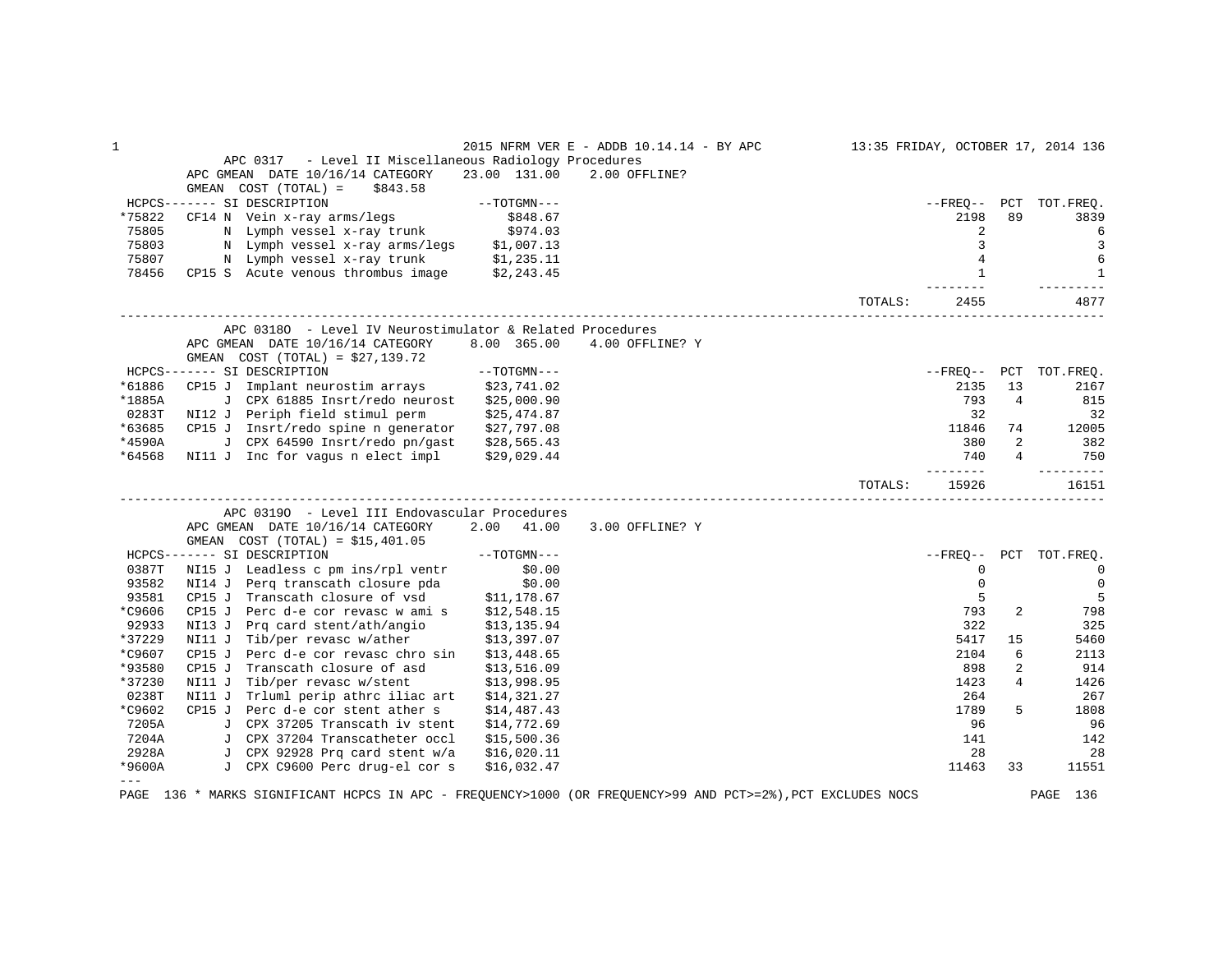2015 NFRM VER E - ADDB 10.14.14 - BY APC    13:35 FRIDAY, OCTOBER 17, 2014

## APC 0317 - Level II Miscellaneous Radiology Procedures

APC GMEAN DATE 10/16/14 CATEGORY 23.00 131.00 2.00 OFFLINE?

GMEAN COST (TOTAL) = $843.58

| HCPCS | SI | DESCRIPTION | --TOTGMN--- | --FREQ-- | PCT | TOT.FREQ. |
|---|---|---|---|---|---|---|
| *75822 | CF14 N | Vein x-ray arms/legs | $848.67 | 2198 | 89 | 3839 |
| 75805 | N | Lymph vessel x-ray trunk | $974.03 | 2 | | 6 |
| 75803 | N | Lymph vessel x-ray arms/legs | $1,007.13 | 3 | | 3 |
| 75807 | N | Lymph vessel x-ray trunk | $1,235.11 | 4 | | 6 |
| 78456 | CP15 S | Acute venous thrombus image | $2,243.45 | 1 | | 1 |
| | | | TOTALS: | 2455 | | 4877 |

## APC 0318O - Level IV Neurostimulator & Related Procedures

APC GMEAN DATE 10/16/14 CATEGORY 8.00 365.00 4.00 OFFLINE? Y

GMEAN COST (TOTAL) = $27,139.72

| HCPCS | SI | DESCRIPTION | --TOTGMN--- | --FREQ-- | PCT | TOT.FREQ. |
|---|---|---|---|---|---|---|
| *61886 | CP15 J | Implant neurostim arrays | $23,741.02 | 2135 | 13 | 2167 |
| *1885A | J | CPX 61885 Insrt/redo neurost | $25,000.90 | 793 | 4 | 815 |
| 0283T | NI12 J | Periph field stimul perm | $25,474.87 | 32 | | 32 |
| *63685 | CP15 J | Insrt/redo spine n generator | $27,797.08 | 11846 | 74 | 12005 |
| *4590A | J | CPX 64590 Insrt/redo pn/gast | $28,565.43 | 380 | 2 | 382 |
| *64568 | NI11 J | Inc for vagus n elect impl | $29,029.44 | 740 | 4 | 750 |
| | | | TOTALS: | 15926 | | 16151 |

## APC 0319O - Level III Endovascular Procedures

APC GMEAN DATE 10/16/14 CATEGORY 2.00 41.00 3.00 OFFLINE? Y

GMEAN COST (TOTAL) = $15,401.05

| HCPCS | SI | DESCRIPTION | --TOTGMN--- | --FREQ-- | PCT | TOT.FREQ. |
|---|---|---|---|---|---|---|
| 0387T | NI15 J | Leadless c pm ins/rpl ventr | $0.00 | 0 | | 0 |
| 93582 | NI14 J | Perq transcath closure pda | $0.00 | 0 | | 0 |
| 93581 | CP15 J | Transcath closure of vsd | $11,178.67 | 5 | | 5 |
| *C9606 | CP15 J | Perc d-e cor revasc w ami s | $12,548.15 | 793 | 2 | 798 |
| 92933 | NI13 J | Prq card stent/ath/angio | $13,135.94 | 322 | | 325 |
| *37229 | NI11 J | Tib/per revasc w/ather | $13,397.07 | 5417 | 15 | 5460 |
| *C9607 | CP15 J | Perc d-e cor revasc chro sin | $13,448.65 | 2104 | 6 | 2113 |
| *93580 | CP15 J | Transcath closure of asd | $13,516.09 | 898 | 2 | 914 |
| *37230 | NI11 J | Tib/per revasc w/stent | $13,998.95 | 1423 | 4 | 1426 |
| 0238T | NI11 J | Trluml perip athrc iliac art | $14,321.27 | 264 | | 267 |
| *C9602 | CP15 J | Perc d-e cor stent ather s | $14,487.43 | 1789 | 5 | 1808 |
| 7205A | J | CPX 37205 Transcath iv stent | $14,772.69 | 96 | | 96 |
| 7204A | J | CPX 37204 Transcatheter occl | $15,500.36 | 141 | | 142 |
| 2928A | J | CPX 92928 Prq card stent w/a | $16,020.11 | 28 | | 28 |
| *9600A | J | CPX C9600 Perc drug-el cor s | $16,032.47 | 11463 | 33 | 11551 |

---

\* MARKS SIGNIFICANT HCPCS IN APC - FREQUENCY>1000 (OR FREQUENCY>99 AND PCT>=2%),PCT EXCLUDES NOCS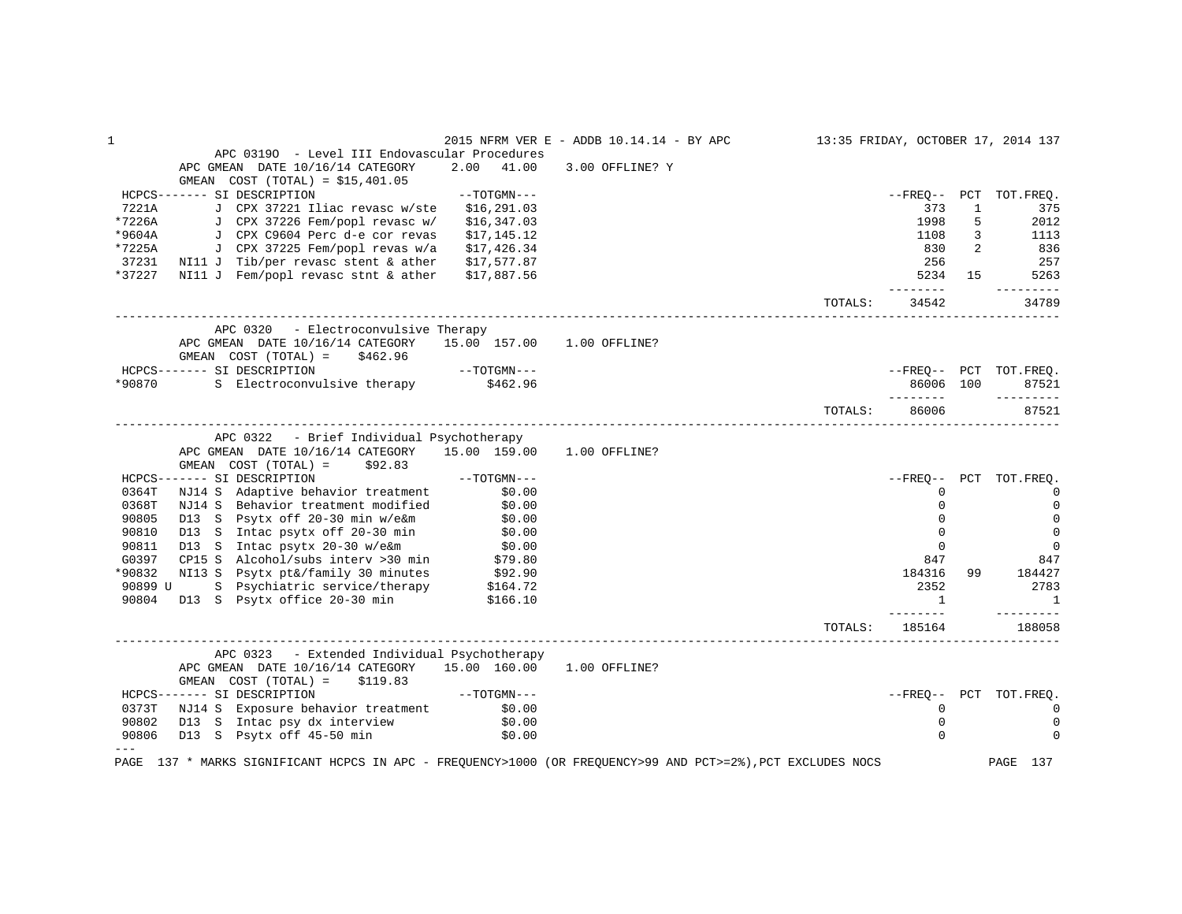## APC 0319O - Level III Endovascular Procedures

APC GMEAN DATE 10/16/14 CATEGORY 2.00 41.00 3.00 OFFLINE? Y

GMEAN COST (TOTAL) = $15,401.05

| HCPCS | SI | DESCRIPTION | TOTGMN | FREQ | PCT | TOT.FREQ. |
|---|---|---|---|---|---|---|
| 7221A | J | CPX 37221 Iliac revasc w/ste | $16,291.03 | 373 | 1 | 375 |
| *7226A | J | CPX 37226 Fem/popl revasc w/ | $16,347.03 | 1998 | 5 | 2012 |
| *9604A | J | CPX C9604 Perc d-e cor revas | $17,145.12 | 1108 | 3 | 1113 |
| *7225A | J | CPX 37225 Fem/popl revas w/a | $17,426.34 | 830 | 2 | 836 |
| 37231 | NI11 J | Tib/per revasc stent & ather | $17,577.87 | 256 | | 257 |
| *37227 | NI11 J | Fem/popl revasc stnt & ather | $17,887.56 | 5234 | 15 | 5263 |
| | | | TOTALS: | 34542 | | 34789 |

## APC 0320 - Electroconvulsive Therapy

APC GMEAN DATE 10/16/14 CATEGORY 15.00 157.00 1.00 OFFLINE?

GMEAN COST (TOTAL) = $462.96

| HCPCS | SI | DESCRIPTION | TOTGMN | FREQ | PCT | TOT.FREQ. |
|---|---|---|---|---|---|---|
| *90870 | S | Electroconvulsive therapy | $462.96 | 86006 | 100 | 87521 |
| | | | TOTALS: | 86006 | | 87521 |

## APC 0322 - Brief Individual Psychotherapy

APC GMEAN DATE 10/16/14 CATEGORY 15.00 159.00 1.00 OFFLINE?

GMEAN COST (TOTAL) = $92.83

| HCPCS | SI | DESCRIPTION | TOTGMN | FREQ | PCT | TOT.FREQ. |
|---|---|---|---|---|---|---|
| 0364T | NJ14 S | Adaptive behavior treatment | $0.00 | 0 | | 0 |
| 0368T | NJ14 S | Behavior treatment modified | $0.00 | 0 | | 0 |
| 90805 | D13 S | Psytx off 20-30 min w/e&m | $0.00 | 0 | | 0 |
| 90810 | D13 S | Intac psytx off 20-30 min | $0.00 | 0 | | 0 |
| 90811 | D13 S | Intac psytx 20-30 w/e&m | $0.00 | 0 | | 0 |
| G0397 | CP15 S | Alcohol/subs interv >30 min | $79.80 | 847 | | 847 |
| *90832 | NI13 S | Psytx pt&/family 30 minutes | $92.90 | 184316 | 99 | 184427 |
| 90899 U | S | Psychiatric service/therapy | $164.72 | 2352 | | 2783 |
| 90804 | D13 S | Psytx office 20-30 min | $166.10 | 1 | | 1 |
| | | | TOTALS: | 185164 | | 188058 |

## APC 0323 - Extended Individual Psychotherapy

APC GMEAN DATE 10/16/14 CATEGORY 15.00 160.00 1.00 OFFLINE?

GMEAN COST (TOTAL) = $119.83

| HCPCS | SI | DESCRIPTION | TOTGMN | FREQ | PCT | TOT.FREQ. |
|---|---|---|---|---|---|---|
| 0373T | NJ14 S | Exposure behavior treatment | $0.00 | 0 | | 0 |
| 90802 | D13 S | Intac psy dx interview | $0.00 | 0 | | 0 |
| 90806 | D13 S | Psytx off 45-50 min | $0.00 | 0 | | 0 |

---

* MARKS SIGNIFICANT HCPCS IN APC - FREQUENCY>1000 (OR FREQUENCY>99 AND PCT>=2%),PCT EXCLUDES NOCS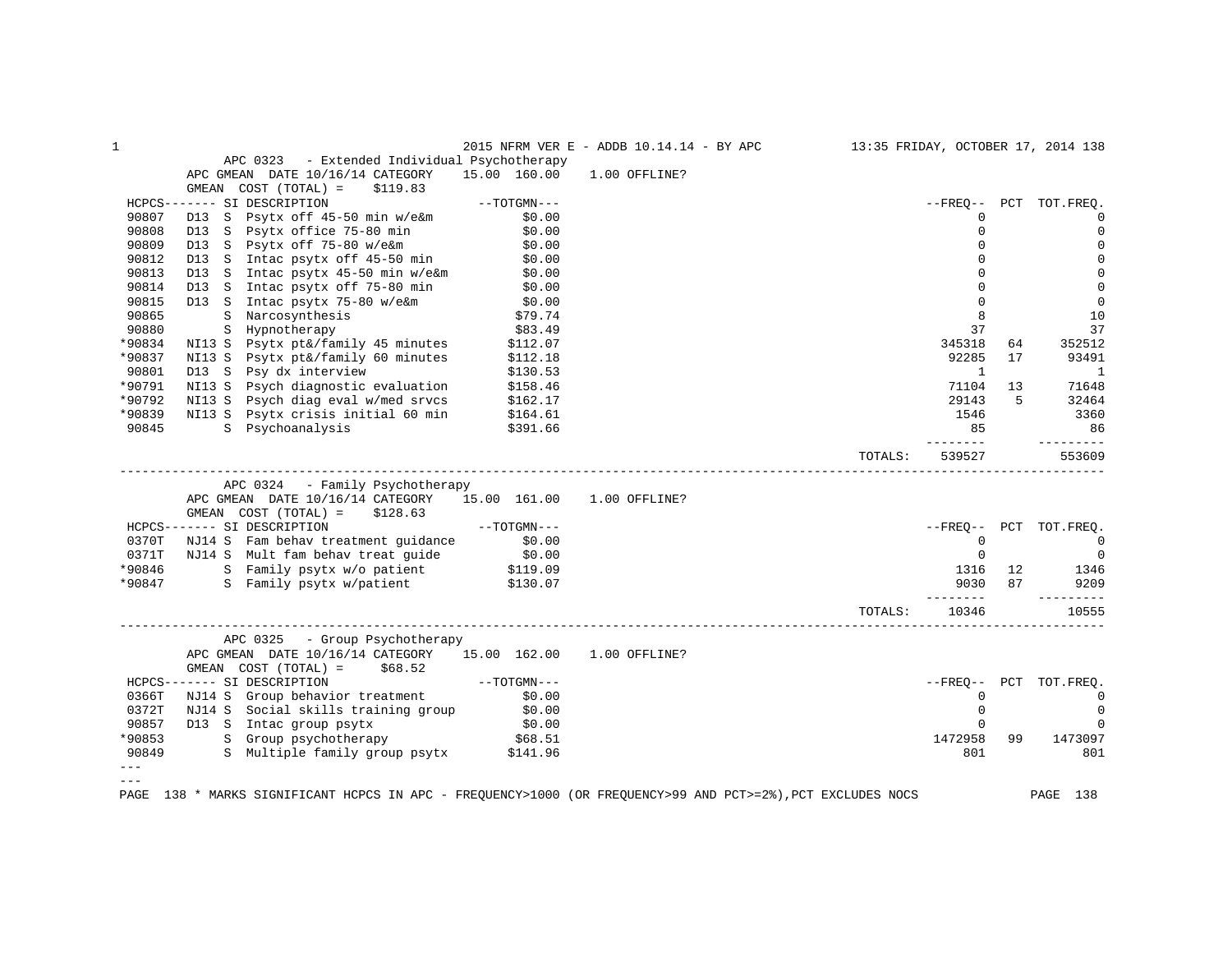## APC 0323 - Extended Individual Psychotherapy

APC GMEAN DATE 10/16/14 CATEGORY 15.00 160.00 1.00 OFFLINE?

GMEAN COST (TOTAL) = $119.83

| HCPCS | SI | DESCRIPTION | TOTGMN | FREQ | PCT | TOT.FREQ. |
|---|---|---|---|---|---|---|
| 90807 | D13 S | Psytx off 45-50 min w/e&m | $0.00 | 0 | | 0 |
| 90808 | D13 S | Psytx office 75-80 min | $0.00 | 0 | | 0 |
| 90809 | D13 S | Psytx off 75-80 w/e&m | $0.00 | 0 | | 0 |
| 90812 | D13 S | Intac psytx off 45-50 min | $0.00 | 0 | | 0 |
| 90813 | D13 S | Intac psytx 45-50 min w/e&m | $0.00 | 0 | | 0 |
| 90814 | D13 S | Intac psytx off 75-80 min | $0.00 | 0 | | 0 |
| 90815 | D13 S | Intac psytx 75-80 w/e&m | $0.00 | 0 | | 0 |
| 90865 | S | Narcosynthesis | $79.74 | 8 | | 10 |
| 90880 | S | Hypnotherapy | $83.49 | 37 | | 37 |
| *90834 | NI13 S | Psytx pt&/family 45 minutes | $112.07 | 345318 | 64 | 352512 |
| *90837 | NI13 S | Psytx pt&/family 60 minutes | $112.18 | 92285 | 17 | 93491 |
| 90801 | D13 S | Psy dx interview | $130.53 | 1 | | 1 |
| *90791 | NI13 S | Psych diagnostic evaluation | $158.46 | 71104 | 13 | 71648 |
| *90792 | NI13 S | Psych diag eval w/med srvcs | $162.17 | 29143 | 5 | 32464 |
| *90839 | NI13 S | Psytx crisis initial 60 min | $164.61 | 1546 | | 3360 |
| 90845 | S | Psychoanalysis | $391.66 | 85 | | 86 |
| | | | TOTALS: | 539527 | | 553609 |

## APC 0324 - Family Psychotherapy

APC GMEAN DATE 10/16/14 CATEGORY 15.00 161.00 1.00 OFFLINE?

GMEAN COST (TOTAL) = $128.63

| HCPCS | SI | DESCRIPTION | TOTGMN | FREQ | PCT | TOT.FREQ. |
|---|---|---|---|---|---|---|
| 0370T | NJ14 S | Fam behav treatment guidance | $0.00 | 0 | | 0 |
| 0371T | NJ14 S | Mult fam behav treat guide | $0.00 | 0 | | 0 |
| *90846 | S | Family psytx w/o patient | $119.09 | 1316 | 12 | 1346 |
| *90847 | S | Family psytx w/patient | $130.07 | 9030 | 87 | 9209 |
| | | | TOTALS: | 10346 | | 10555 |

## APC 0325 - Group Psychotherapy

APC GMEAN DATE 10/16/14 CATEGORY 15.00 162.00 1.00 OFFLINE?

GMEAN COST (TOTAL) = $68.52

| HCPCS | SI | DESCRIPTION | TOTGMN | FREQ | PCT | TOT.FREQ. |
|---|---|---|---|---|---|---|
| 0366T | NJ14 S | Group behavior treatment | $0.00 | 0 | | 0 |
| 0372T | NJ14 S | Social skills training group | $0.00 | 0 | | 0 |
| 90857 | D13 S | Intac group psytx | $0.00 | 0 | | 0 |
| *90853 | S | Group psychotherapy | $68.51 | 1472958 | 99 | 1473097 |
| 90849 | S | Multiple family group psytx | $141.96 | 801 | | 801 |

---

\* MARKS SIGNIFICANT HCPCS IN APC - FREQUENCY>1000 (OR FREQUENCY>99 AND PCT>=2%),PCT EXCLUDES NOCS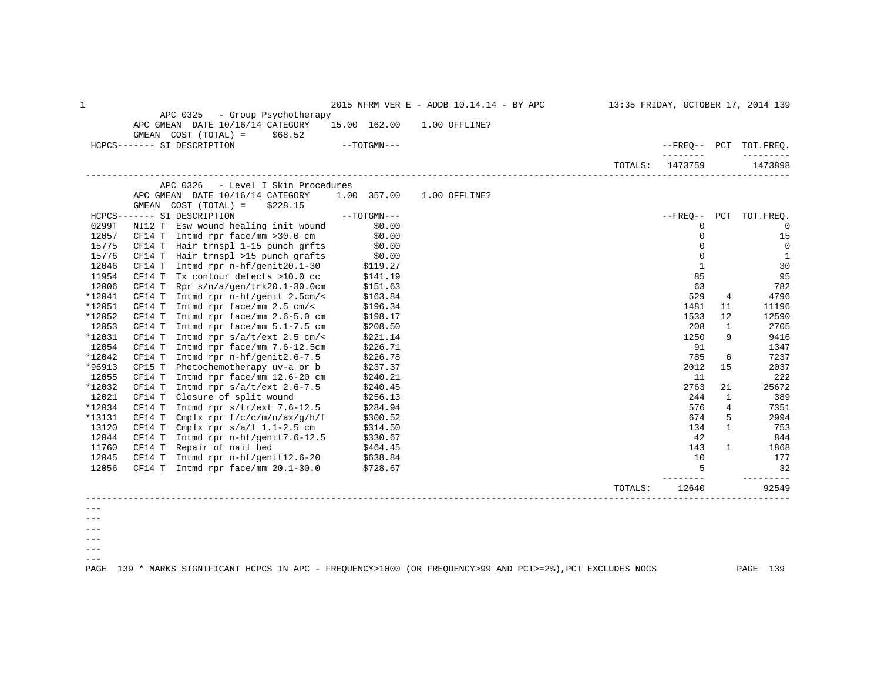2015 NFRM VER E - ADDB 10.14.14 - BY APC 13:35 FRIDAY, OCTOBER 17, 2014

## APC 0325 - Group Psychotherapy

APC GMEAN DATE 10/16/14 CATEGORY 15.00 162.00 1.00 OFFLINE?

GMEAN COST (TOTAL) = $68.52

| HCPCS | SI | DESCRIPTION | TOTGMN | FREQ | PCT | TOT.FREQ. |
|---|---|---|---|---|---|---|
| | | | TOTALS: | 1473759 | | 1473898 |

## APC 0326 - Level I Skin Procedures

APC GMEAN DATE 10/16/14 CATEGORY 1.00 357.00 1.00 OFFLINE?

GMEAN COST (TOTAL) = $228.15

| HCPCS | SI | DESCRIPTION | TOTGMN | FREQ | PCT | TOT.FREQ. |
|---|---|---|---|---|---|---|
| 0299T | NI12 T | Esw wound healing init wound | $0.00 | 0 | | 0 |
| 12057 | CF14 T | Intmd rpr face/mm >30.0 cm | $0.00 | 0 | | 15 |
| 15775 | CF14 T | Hair trnspl 1-15 punch grfts | $0.00 | 0 | | 0 |
| 15776 | CF14 T | Hair trnspl >15 punch grafts | $0.00 | 0 | | 1 |
| 12046 | CF14 T | Intmd rpr n-hf/genit20.1-30 | $119.27 | 1 | | 30 |
| 11954 | CF14 T | Tx contour defects >10.0 cc | $141.19 | 85 | | 95 |
| 12006 | CF14 T | Rpr s/n/a/gen/trk20.1-30.0cm | $151.63 | 63 | | 782 |
| *12041 | CF14 T | Intmd rpr n-hf/genit 2.5cm/< | $163.84 | 529 | 4 | 4796 |
| *12051 | CF14 T | Intmd rpr face/mm 2.5 cm/< | $196.34 | 1481 | 11 | 11196 |
| *12052 | CF14 T | Intmd rpr face/mm 2.6-5.0 cm | $198.17 | 1533 | 12 | 12590 |
| 12053 | CF14 T | Intmd rpr face/mm 5.1-7.5 cm | $208.50 | 208 | 1 | 2705 |
| *12031 | CF14 T | Intmd rpr s/a/t/ext 2.5 cm/< | $221.14 | 1250 | 9 | 9416 |
| 12054 | CF14 T | Intmd rpr face/mm 7.6-12.5cm | $226.71 | 91 | | 1347 |
| *12042 | CF14 T | Intmd rpr n-hf/genit2.6-7.5 | $226.78 | 785 | 6 | 7237 |
| *96913 | CP15 T | Photochemotherapy uv-a or b | $237.37 | 2012 | 15 | 2037 |
| 12055 | CF14 T | Intmd rpr face/mm 12.6-20 cm | $240.21 | 11 | | 222 |
| *12032 | CF14 T | Intmd rpr s/a/t/ext 2.6-7.5 | $240.45 | 2763 | 21 | 25672 |
| 12021 | CF14 T | Closure of split wound | $256.13 | 244 | 1 | 389 |
| *12034 | CF14 T | Intmd rpr s/tr/ext 7.6-12.5 | $284.94 | 576 | 4 | 7351 |
| *13131 | CF14 T | Cmplx rpr f/c/c/m/n/ax/g/h/f | $300.52 | 674 | 5 | 2994 |
| 13120 | CF14 T | Cmplx rpr s/a/l 1.1-2.5 cm | $314.50 | 134 | 1 | 753 |
| 12044 | CF14 T | Intmd rpr n-hf/genit7.6-12.5 | $330.67 | 42 | | 844 |
| 11760 | CF14 T | Repair of nail bed | $464.45 | 143 | 1 | 1868 |
| 12045 | CF14 T | Intmd rpr n-hf/genit12.6-20 | $638.84 | 10 | | 177 |
| 12056 | CF14 T | Intmd rpr face/mm 20.1-30.0 | $728.67 | 5 | | 32 |
| | | | TOTALS: | 12640 | | 92549 |

\* MARKS SIGNIFICANT HCPCS IN APC - FREQUENCY>1000 (OR FREQUENCY>99 AND PCT>=2%),PCT EXCLUDES NOCS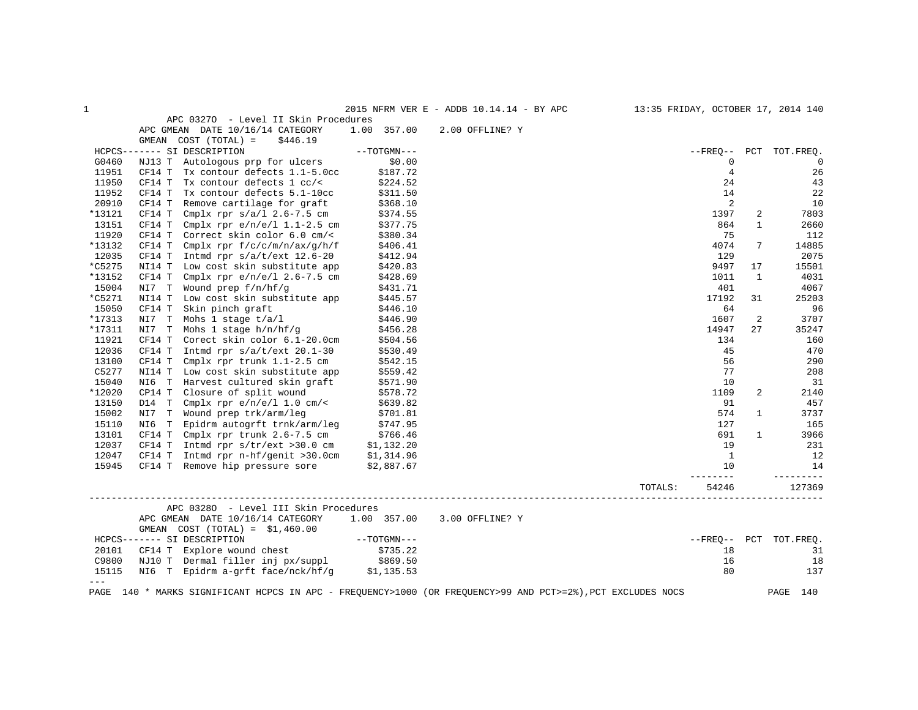## APC 0327O - Level II Skin Procedures

APC GMEAN DATE 10/16/14 CATEGORY 1.00 357.00 2.00 OFFLINE? Y

GMEAN COST (TOTAL) = $446.19

| HCPCS | SI | DESCRIPTION | TOTGMN | FREQ | PCT | TOT.FREQ. |
|---|---|---|---|---|---|---|
| G0460 | NJ13 T | Autologous prp for ulcers | $0.00 | 0 | | 0 |
| 11951 | CF14 T | Tx contour defects 1.1-5.0cc | $187.72 | 4 | | 26 |
| 11950 | CF14 T | Tx contour defects 1 cc/< | $224.52 | 24 | | 43 |
| 11952 | CF14 T | Tx contour defects 5.1-10cc | $311.50 | 14 | | 22 |
| 20910 | CF14 T | Remove cartilage for graft | $368.10 | 2 | | 10 |
| *13121 | CF14 T | Cmplx rpr s/a/l 2.6-7.5 cm | $374.55 | 1397 | 2 | 7803 |
| 13151 | CF14 T | Cmplx rpr e/n/e/l 1.1-2.5 cm | $377.75 | 864 | 1 | 2660 |
| 11920 | CF14 T | Correct skin color 6.0 cm/< | $380.34 | 75 | | 112 |
| *13132 | CF14 T | Cmplx rpr f/c/c/m/n/ax/g/h/f | $406.41 | 4074 | 7 | 14885 |
| 12035 | CF14 T | Intmd rpr s/a/t/ext 12.6-20 | $412.94 | 129 | | 2075 |
| *C5275 | NI14 T | Low cost skin substitute app | $420.83 | 9497 | 17 | 15501 |
| *13152 | CF14 T | Cmplx rpr e/n/e/l 2.6-7.5 cm | $428.69 | 1011 | 1 | 4031 |
| 15004 | NI7 T | Wound prep f/n/hf/g | $431.71 | 401 | | 4067 |
| *C5271 | NI14 T | Low cost skin substitute app | $445.57 | 17192 | 31 | 25203 |
| 15050 | CF14 T | Skin pinch graft | $446.10 | 64 | | 96 |
| *17313 | NI7 T | Mohs 1 stage t/a/l | $446.90 | 1607 | 2 | 3707 |
| *17311 | NI7 T | Mohs 1 stage h/n/hf/g | $456.28 | 14947 | 27 | 35247 |
| 11921 | CF14 T | Corect skin color 6.1-20.0cm | $504.56 | 134 | | 160 |
| 12036 | CF14 T | Intmd rpr s/a/t/ext 20.1-30 | $530.49 | 45 | | 470 |
| 13100 | CF14 T | Cmplx rpr trunk 1.1-2.5 cm | $542.15 | 56 | | 290 |
| C5277 | NI14 T | Low cost skin substitute app | $559.42 | 77 | | 208 |
| 15040 | NI6 T | Harvest cultured skin graft | $571.90 | 10 | | 31 |
| *12020 | CP14 T | Closure of split wound | $578.72 | 1109 | 2 | 2140 |
| 13150 | D14 T | Cmplx rpr e/n/e/l 1.0 cm/< | $639.82 | 91 | | 457 |
| 15002 | NI7 T | Wound prep trk/arm/leg | $701.81 | 574 | 1 | 3737 |
| 15110 | NI6 T | Epidrm autogrft trnk/arm/leg | $747.95 | 127 | | 165 |
| 13101 | CF14 T | Cmplx rpr trunk 2.6-7.5 cm | $766.46 | 691 | 1 | 3966 |
| 12037 | CF14 T | Intmd rpr s/tr/ext >30.0 cm | $1,132.20 | 19 | | 231 |
| 12047 | CF14 T | Intmd rpr n-hf/genit >30.0cm | $1,314.96 | 1 | | 12 |
| 15945 | CF14 T | Remove hip pressure sore | $2,887.67 | 10 | | 14 |
| | | | TOTALS: | 54246 | | 127369 |

## APC 0328O - Level III Skin Procedures

APC GMEAN DATE 10/16/14 CATEGORY 1.00 357.00 3.00 OFFLINE? Y

GMEAN COST (TOTAL) = $1,460.00

| HCPCS | SI | DESCRIPTION | TOTGMN | FREQ | PCT | TOT.FREQ. |
|---|---|---|---|---|---|---|
| 20101 | CF14 T | Explore wound chest | $735.22 | 18 | | 31 |
| C9800 | NJ10 T | Dermal filler inj px/suppl | $869.50 | 16 | | 18 |
| 15115 | NI6 T | Epidrm a-grft face/nck/hf/g | $1,135.53 | 80 | | 137 |

\* MARKS SIGNIFICANT HCPCS IN APC - FREQUENCY>1000 (OR FREQUENCY>99 AND PCT>=2%),PCT EXCLUDES NOCS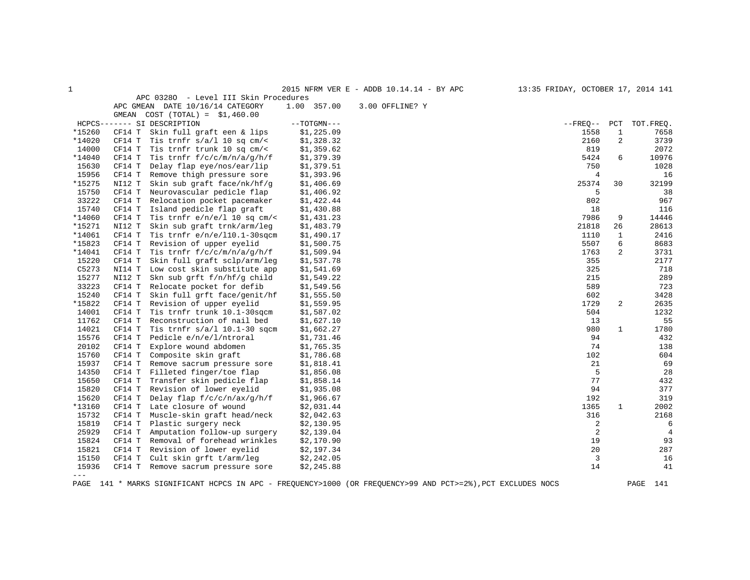APC 0328O - Level III Skin Procedures

APC GMEAN DATE 10/16/14 CATEGORY 1.00 357.00 3.00 OFFLINE? Y

GMEAN COST (TOTAL) = $1,460.00

| HCPCS | SI | DESCRIPTION | TOTGMN | FREQ | PCT | TOT.FREQ. |
|---|---|---|---|---|---|---|
| *15260 | CF14 T | Skin full graft een & lips | $1,225.09 | 1558 | 1 | 7658 |
| *14020 | CF14 T | Tis trnfr s/a/l 10 sq cm/< | $1,328.32 | 2160 | 2 | 3739 |
| 14000 | CF14 T | Tis trnfr trunk 10 sq cm/< | $1,359.62 | 819 | | 2072 |
| *14040 | CF14 T | Tis trnfr f/c/c/m/n/a/g/h/f | $1,379.39 | 5424 | 6 | 10976 |
| 15630 | CF14 T | Delay flap eye/nos/ear/lip | $1,379.51 | 750 | | 1028 |
| 15956 | CF14 T | Remove thigh pressure sore | $1,393.96 | 4 | | 16 |
| *15275 | NI12 T | Skin sub graft face/nk/hf/g | $1,406.69 | 25374 | 30 | 32199 |
| 15750 | CF14 T | Neurovascular pedicle flap | $1,406.92 | 5 | | 38 |
| 33222 | CF14 T | Relocation pocket pacemaker | $1,422.44 | 802 | | 967 |
| 15740 | CF14 T | Island pedicle flap graft | $1,430.88 | 18 | | 116 |
| *14060 | CF14 T | Tis trnfr e/n/e/l 10 sq cm/< | $1,431.23 | 7986 | 9 | 14446 |
| *15271 | NI12 T | Skin sub graft trnk/arm/leg | $1,483.79 | 21818 | 26 | 28613 |
| *14061 | CF14 T | Tis trnfr e/n/e/l10.1-30sqcm | $1,490.17 | 1110 | 1 | 2416 |
| *15823 | CF14 T | Revision of upper eyelid | $1,500.75 | 5507 | 6 | 8683 |
| *14041 | CF14 T | Tis trnfr f/c/c/m/n/a/g/h/f | $1,509.94 | 1763 | 2 | 3731 |
| 15220 | CF14 T | Skin full graft sclp/arm/leg | $1,537.78 | 355 | | 2177 |
| C5273 | NI14 T | Low cost skin substitute app | $1,541.69 | 325 | | 718 |
| 15277 | NI12 T | Skn sub grft f/n/hf/g child | $1,549.22 | 215 | | 289 |
| 33223 | CF14 T | Relocate pocket for defib | $1,549.56 | 589 | | 723 |
| 15240 | CF14 T | Skin full grft face/genit/hf | $1,555.50 | 602 | | 3428 |
| *15822 | CF14 T | Revision of upper eyelid | $1,559.95 | 1729 | 2 | 2635 |
| 14001 | CF14 T | Tis trnfr trunk 10.1-30sqcm | $1,587.02 | 504 | | 1232 |
| 11762 | CF14 T | Reconstruction of nail bed | $1,627.10 | 13 | | 55 |
| 14021 | CF14 T | Tis trnfr s/a/l 10.1-30 sqcm | $1,662.27 | 980 | 1 | 1780 |
| 15576 | CF14 T | Pedicle e/n/e/l/ntroral | $1,731.46 | 94 | | 432 |
| 20102 | CF14 T | Explore wound abdomen | $1,765.35 | 74 | | 138 |
| 15760 | CF14 T | Composite skin graft | $1,786.68 | 102 | | 604 |
| 15937 | CF14 T | Remove sacrum pressure sore | $1,818.41 | 21 | | 69 |
| 14350 | CF14 T | Filleted finger/toe flap | $1,856.08 | 5 | | 28 |
| 15650 | CF14 T | Transfer skin pedicle flap | $1,858.14 | 77 | | 432 |
| 15820 | CF14 T | Revision of lower eyelid | $1,935.08 | 94 | | 377 |
| 15620 | CF14 T | Delay flap f/c/c/n/ax/g/h/f | $1,966.67 | 192 | | 319 |
| *13160 | CF14 T | Late closure of wound | $2,031.44 | 1365 | 1 | 2002 |
| 15732 | CF14 T | Muscle-skin graft head/neck | $2,042.63 | 316 | | 2168 |
| 15819 | CF14 T | Plastic surgery neck | $2,130.95 | 2 | | 6 |
| 25929 | CF14 T | Amputation follow-up surgery | $2,139.04 | 2 | | 4 |
| 15824 | CF14 T | Removal of forehead wrinkles | $2,170.90 | 19 | | 93 |
| 15821 | CF14 T | Revision of lower eyelid | $2,197.34 | 20 | | 287 |
| 15150 | CF14 T | Cult skin grft t/arm/leg | $2,242.05 | 3 | | 16 |
| 15936 | CF14 T | Remove sacrum pressure sore | $2,245.88 | 14 | | 41 |

---

* MARKS SIGNIFICANT HCPCS IN APC - FREQUENCY>1000 (OR FREQUENCY>99 AND PCT>=2%),PCT EXCLUDES NOCS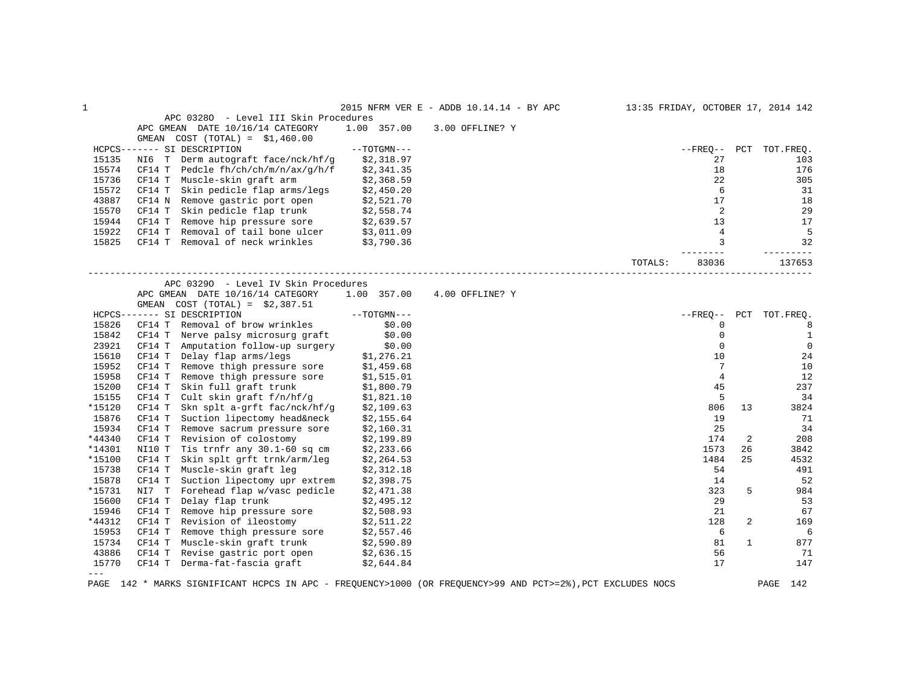2015 NFRM VER E - ADDB 10.14.14 - BY APC 13:35 FRIDAY, OCTOBER 17, 2014

APC 0328O - Level III Skin Procedures

APC GMEAN DATE 10/16/14 CATEGORY 1.00 357.00 3.00 OFFLINE? Y

GMEAN COST (TOTAL) = $1,460.00

| HCPCS | SI | DESCRIPTION | TOTGMN | FREQ | PCT | TOT.FREQ. |
|---|---|---|---|---|---|---|
| 15135 | NI6 T | Derm autograft face/nck/hf/g | $2,318.97 | 27 | | 103 |
| 15574 | CF14 T | Pedcle fh/ch/ch/m/n/ax/g/h/f | $2,341.35 | 18 | | 176 |
| 15736 | CF14 T | Muscle-skin graft arm | $2,368.59 | 22 | | 305 |
| 15572 | CF14 T | Skin pedicle flap arms/legs | $2,450.20 | 6 | | 31 |
| 43887 | CF14 N | Remove gastric port open | $2,521.70 | 17 | | 18 |
| 15570 | CF14 T | Skin pedicle flap trunk | $2,558.74 | 2 | | 29 |
| 15944 | CF14 T | Remove hip pressure sore | $2,639.57 | 13 | | 17 |
| 15922 | CF14 T | Removal of tail bone ulcer | $3,011.09 | 4 | | 5 |
| 15825 | CF14 T | Removal of neck wrinkles | $3,790.36 | 3 | | 32 |
| | | | TOTALS: | 83036 | | 137653 |

APC 0329O - Level IV Skin Procedures

APC GMEAN DATE 10/16/14 CATEGORY 1.00 357.00 4.00 OFFLINE? Y

GMEAN COST (TOTAL) = $2,387.51

| HCPCS | SI | DESCRIPTION | TOTGMN | FREQ | PCT | TOT.FREQ. |
|---|---|---|---|---|---|---|
| 15826 | CF14 T | Removal of brow wrinkles | $0.00 | 0 | | 8 |
| 15842 | CF14 T | Nerve palsy microsurg graft | $0.00 | 0 | | 1 |
| 23921 | CF14 T | Amputation follow-up surgery | $0.00 | 0 | | 0 |
| 15610 | CF14 T | Delay flap arms/legs | $1,276.21 | 10 | | 24 |
| 15952 | CF14 T | Remove thigh pressure sore | $1,459.68 | 7 | | 10 |
| 15958 | CF14 T | Remove thigh pressure sore | $1,515.01 | 4 | | 12 |
| 15200 | CF14 T | Skin full graft trunk | $1,800.79 | 45 | | 237 |
| 15155 | CF14 T | Cult skin graft f/n/hf/g | $1,821.10 | 5 | | 34 |
| *15120 | CF14 T | Skn splt a-grft fac/nck/hf/g | $2,109.63 | 806 | 13 | 3824 |
| 15876 | CF14 T | Suction lipectomy head&neck | $2,155.64 | 19 | | 71 |
| 15934 | CF14 T | Remove sacrum pressure sore | $2,160.31 | 25 | | 34 |
| *44340 | CF14 T | Revision of colostomy | $2,199.89 | 174 | 2 | 208 |
| *14301 | NI10 T | Tis trnfr any 30.1-60 sq cm | $2,233.66 | 1573 | 26 | 3842 |
| *15100 | CF14 T | Skin splt grft trnk/arm/leg | $2,264.53 | 1484 | 25 | 4532 |
| 15738 | CF14 T | Muscle-skin graft leg | $2,312.18 | 54 | | 491 |
| 15878 | CF14 T | Suction lipectomy upr extrem | $2,398.75 | 14 | | 52 |
| *15731 | NI7 T | Forehead flap w/vasc pedicle | $2,471.38 | 323 | 5 | 984 |
| 15600 | CF14 T | Delay flap trunk | $2,495.12 | 29 | | 53 |
| 15946 | CF14 T | Remove hip pressure sore | $2,508.93 | 21 | | 67 |
| *44312 | CF14 T | Revision of ileostomy | $2,511.22 | 128 | 2 | 169 |
| 15953 | CF14 T | Remove thigh pressure sore | $2,557.46 | 6 | | 6 |
| 15734 | CF14 T | Muscle-skin graft trunk | $2,590.89 | 81 | 1 | 877 |
| 43886 | CF14 T | Revise gastric port open | $2,636.15 | 56 | | 71 |
| 15770 | CF14 T | Derma-fat-fascia graft | $2,644.84 | 17 | | 147 |

\* MARKS SIGNIFICANT HCPCS IN APC - FREQUENCY>1000 (OR FREQUENCY>99 AND PCT>=2%),PCT EXCLUDES NOCS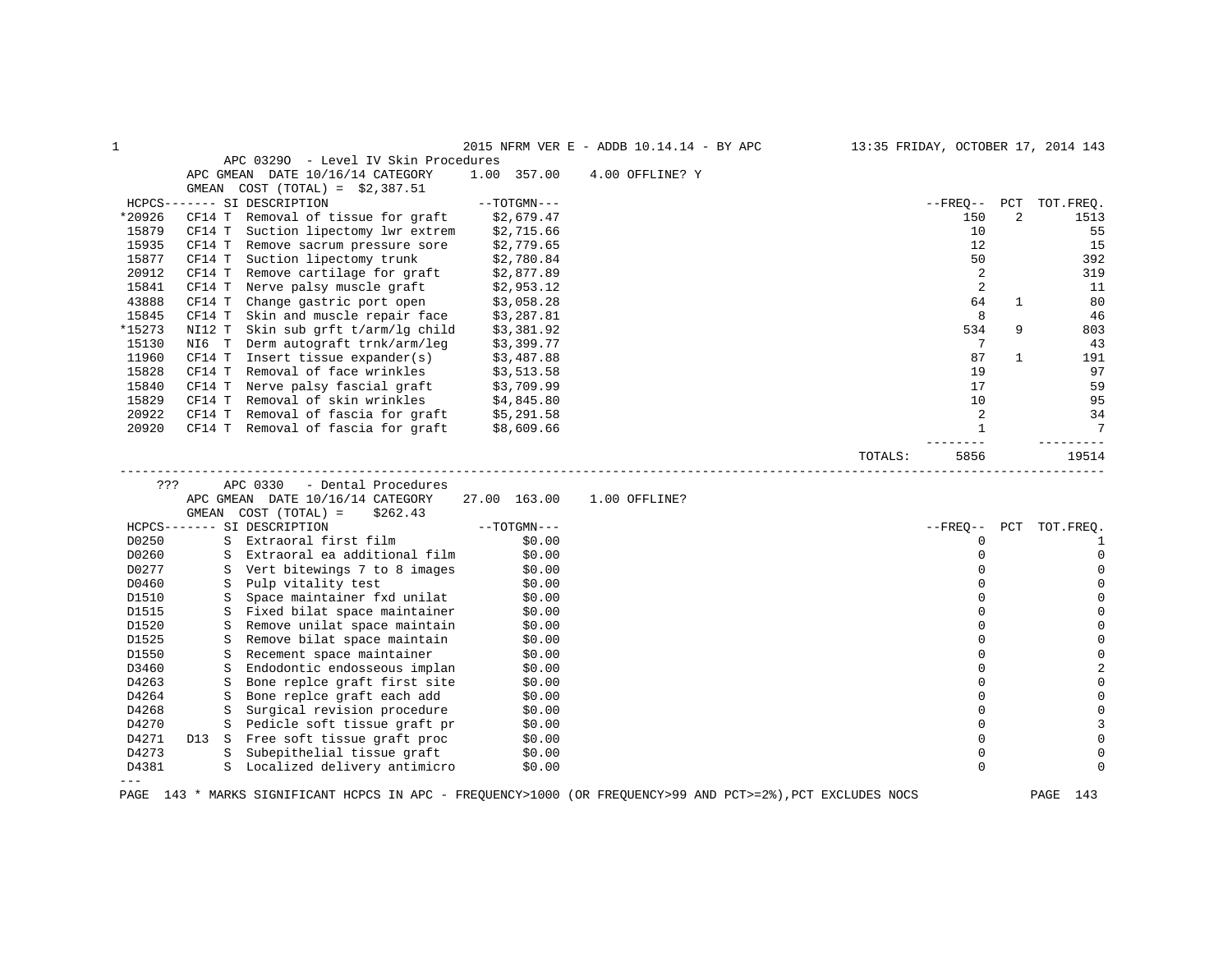## APC 0329O - Level IV Skin Procedures

APC GMEAN DATE 10/16/14 CATEGORY 1.00 357.00 4.00 OFFLINE? Y

GMEAN COST (TOTAL) = $2,387.51

| HCPCS | SI | DESCRIPTION | TOTGMN | FREQ | PCT | TOT.FREQ. |
|---|---|---|---|---|---|---|
| *20926 | CF14 T | Removal of tissue for graft | $2,679.47 | 150 | 2 | 1513 |
| 15879 | CF14 T | Suction lipectomy lwr extrem | $2,715.66 | 10 | | 55 |
| 15935 | CF14 T | Remove sacrum pressure sore | $2,779.65 | 12 | | 15 |
| 15877 | CF14 T | Suction lipectomy trunk | $2,780.84 | 50 | | 392 |
| 20912 | CF14 T | Remove cartilage for graft | $2,877.89 | 2 | | 319 |
| 15841 | CF14 T | Nerve palsy muscle graft | $2,953.12 | 2 | | 11 |
| 43888 | CF14 T | Change gastric port open | $3,058.28 | 64 | 1 | 80 |
| 15845 | CF14 T | Skin and muscle repair face | $3,287.81 | 8 | | 46 |
| *15273 | NI12 T | Skin sub grft t/arm/lg child | $3,381.92 | 534 | 9 | 803 |
| 15130 | NI6 T | Derm autograft trnk/arm/leg | $3,399.77 | 7 | | 43 |
| 11960 | CF14 T | Insert tissue expander(s) | $3,487.88 | 87 | 1 | 191 |
| 15828 | CF14 T | Removal of face wrinkles | $3,513.58 | 19 | | 97 |
| 15840 | CF14 T | Nerve palsy fascial graft | $3,709.99 | 17 | | 59 |
| 15829 | CF14 T | Removal of skin wrinkles | $4,845.80 | 10 | | 95 |
| 20922 | CF14 T | Removal of fascia for graft | $5,291.58 | 2 | | 34 |
| 20920 | CF14 T | Removal of fascia for graft | $8,609.66 | 1 | | 7 |
| | | | TOTALS: | 5856 | | 19514 |

---

## ??? APC 0330 - Dental Procedures

APC GMEAN DATE 10/16/14 CATEGORY 27.00 163.00 1.00 OFFLINE?

GMEAN COST (TOTAL) = $262.43

| HCPCS | SI | DESCRIPTION | TOTGMN | FREQ | PCT | TOT.FREQ. |
|---|---|---|---|---|---|---|
| D0250 | S | Extraoral first film | $0.00 | 0 | | 1 |
| D0260 | S | Extraoral ea additional film | $0.00 | 0 | | 0 |
| D0277 | S | Vert bitewings 7 to 8 images | $0.00 | 0 | | 0 |
| D0460 | S | Pulp vitality test | $0.00 | 0 | | 0 |
| D1510 | S | Space maintainer fxd unilat | $0.00 | 0 | | 0 |
| D1515 | S | Fixed bilat space maintainer | $0.00 | 0 | | 0 |
| D1520 | S | Remove unilat space maintain | $0.00 | 0 | | 0 |
| D1525 | S | Remove bilat space maintain | $0.00 | 0 | | 0 |
| D1550 | S | Recement space maintainer | $0.00 | 0 | | 0 |
| D3460 | S | Endodontic endosseous implan | $0.00 | 0 | | 2 |
| D4263 | S | Bone replce graft first site | $0.00 | 0 | | 0 |
| D4264 | S | Bone replce graft each add | $0.00 | 0 | | 0 |
| D4268 | S | Surgical revision procedure | $0.00 | 0 | | 0 |
| D4270 | S | Pedicle soft tissue graft pr | $0.00 | 0 | | 3 |
| D4271 | D13 S | Free soft tissue graft proc | $0.00 | 0 | | 0 |
| D4273 | S | Subepithelial tissue graft | $0.00 | 0 | | 0 |
| D4381 | S | Localized delivery antimicro | $0.00 | 0 | | 0 |

---

\* MARKS SIGNIFICANT HCPCS IN APC - FREQUENCY>1000 (OR FREQUENCY>99 AND PCT>=2%),PCT EXCLUDES NOCS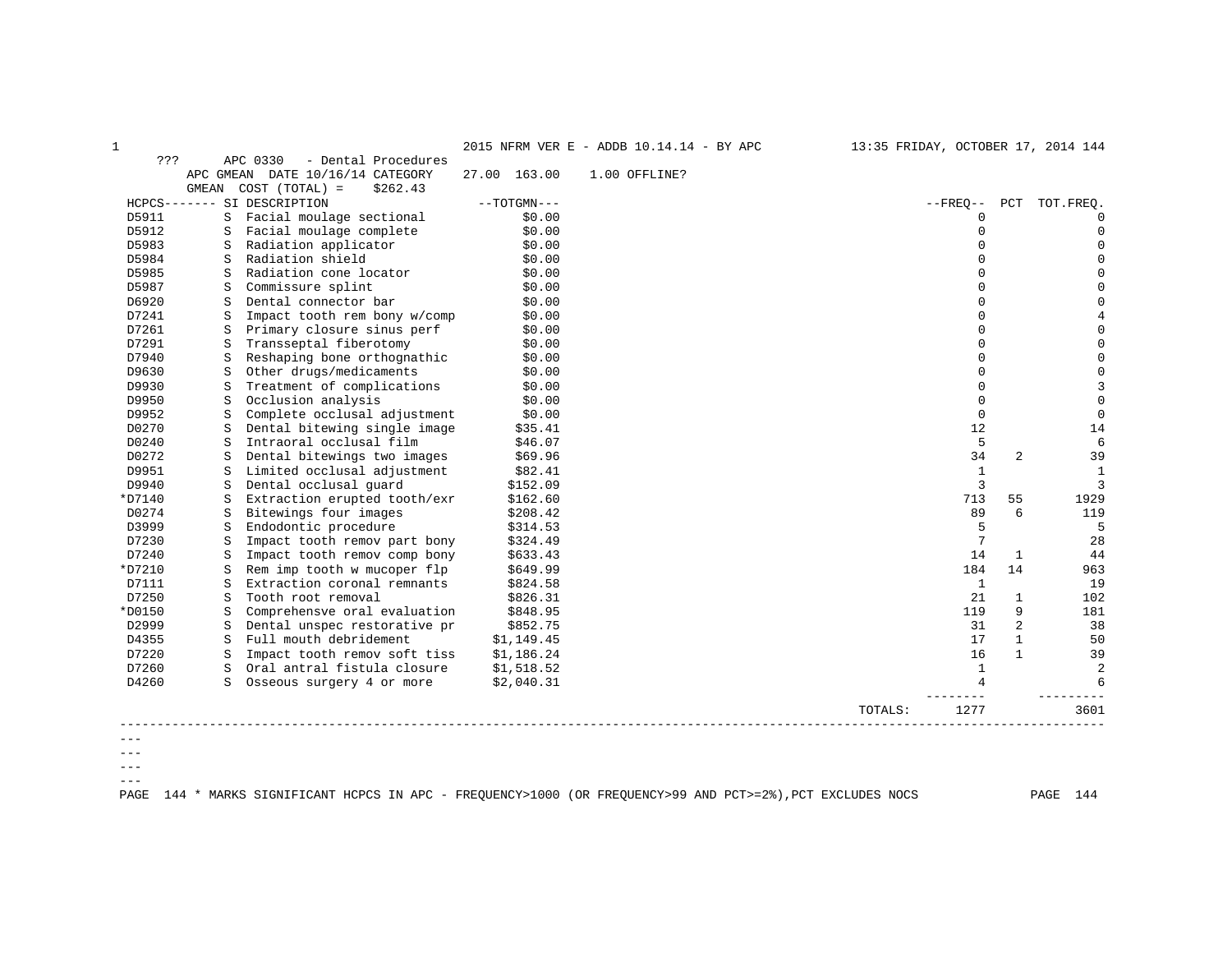2015 NFRM VER E - ADDB 10.14.14 - BY APC　　13:35 FRIDAY, OCTOBER 17, 2014

??? APC 0330 - Dental Procedures

APC GMEAN DATE 10/16/14 CATEGORY 27.00 163.00 1.00 OFFLINE?

GMEAN COST (TOTAL) = $262.43

| HCPCS | SI | DESCRIPTION | TOTGMN | FREQ | PCT | TOT.FREQ. |
|---|---|---|---|---|---|---|
| D5911 | S | Facial moulage sectional | $0.00 | 0 | | 0 |
| D5912 | S | Facial moulage complete | $0.00 | 0 | | 0 |
| D5983 | S | Radiation applicator | $0.00 | 0 | | 0 |
| D5984 | S | Radiation shield | $0.00 | 0 | | 0 |
| D5985 | S | Radiation cone locator | $0.00 | 0 | | 0 |
| D5987 | S | Commissure splint | $0.00 | 0 | | 0 |
| D6920 | S | Dental connector bar | $0.00 | 0 | | 0 |
| D7241 | S | Impact tooth rem bony w/comp | $0.00 | 0 | | 4 |
| D7261 | S | Primary closure sinus perf | $0.00 | 0 | | 0 |
| D7291 | S | Transseptal fiberotomy | $0.00 | 0 | | 0 |
| D7940 | S | Reshaping bone orthognathic | $0.00 | 0 | | 0 |
| D9630 | S | Other drugs/medicaments | $0.00 | 0 | | 0 |
| D9930 | S | Treatment of complications | $0.00 | 0 | | 3 |
| D9950 | S | Occlusion analysis | $0.00 | 0 | | 0 |
| D9952 | S | Complete occlusal adjustment | $0.00 | 0 | | 0 |
| D0270 | S | Dental bitewing single image | $35.41 | 12 | | 14 |
| D0240 | S | Intraoral occlusal film | $46.07 | 5 | | 6 |
| D0272 | S | Dental bitewings two images | $69.96 | 34 | 2 | 39 |
| D9951 | S | Limited occlusal adjustment | $82.41 | 1 | | 1 |
| D9940 | S | Dental occlusal guard | $152.09 | 3 | | 3 |
| *D7140 | S | Extraction erupted tooth/exr | $162.60 | 713 | 55 | 1929 |
| D0274 | S | Bitewings four images | $208.42 | 89 | 6 | 119 |
| D3999 | S | Endodontic procedure | $314.53 | 5 | | 5 |
| D7230 | S | Impact tooth remov part bony | $324.49 | 7 | | 28 |
| D7240 | S | Impact tooth remov comp bony | $633.43 | 14 | 1 | 44 |
| *D7210 | S | Rem imp tooth w mucoper flp | $649.99 | 184 | 14 | 963 |
| D7111 | S | Extraction coronal remnants | $824.58 | 1 | | 19 |
| D7250 | S | Tooth root removal | $826.31 | 21 | 1 | 102 |
| *D0150 | S | Comprehensve oral evaluation | $848.95 | 119 | 9 | 181 |
| D2999 | S | Dental unspec restorative pr | $852.75 | 31 | 2 | 38 |
| D4355 | S | Full mouth debridement | $1,149.45 | 17 | 1 | 50 |
| D7220 | S | Impact tooth remov soft tiss | $1,186.24 | 16 | 1 | 39 |
| D7260 | S | Oral antral fistula closure | $1,518.52 | 1 | | 2 |
| D4260 | S | Osseous surgery 4 or more | $2,040.31 | 4 | | 6 |
| | | | TOTALS: | 1277 | | 3601 |

\* MARKS SIGNIFICANT HCPCS IN APC - FREQUENCY>1000 (OR FREQUENCY>99 AND PCT>=2%),PCT EXCLUDES NOCS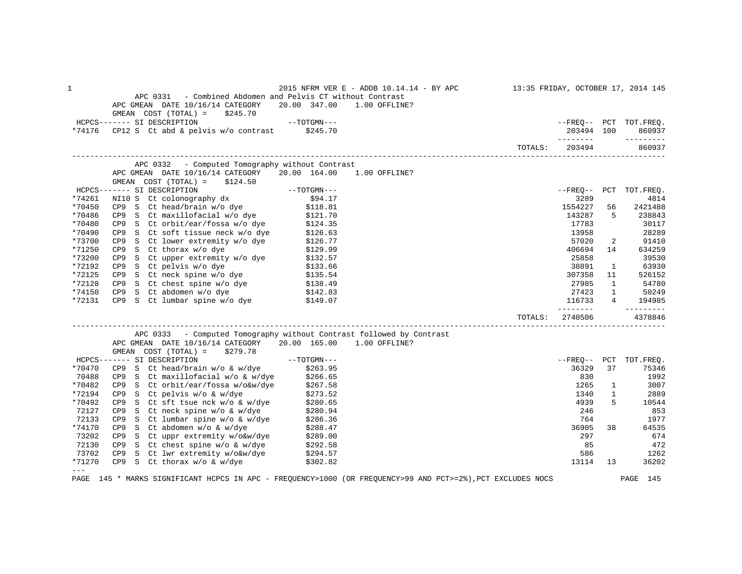## APC 0331 - Combined Abdomen and Pelvis CT without Contrast

APC GMEAN DATE 10/16/14 CATEGORY 20.00 347.00 1.00 OFFLINE?

GMEAN COST (TOTAL) = $245.70

| HCPCS | SI | DESCRIPTION | TOTGMN | FREQ | PCT | TOT.FREQ. |
|---|---|---|---|---|---|---|
| *74176 | CP12 S | Ct abd & pelvis w/o contrast | $245.70 | 203494 | 100 | 860937 |
| | | | TOTALS: | 203494 | | 860937 |

## APC 0332 - Computed Tomography without Contrast

APC GMEAN DATE 10/16/14 CATEGORY 20.00 164.00 1.00 OFFLINE?

GMEAN COST (TOTAL) = $124.50

| HCPCS | SI | DESCRIPTION | TOTGMN | FREQ | PCT | TOT.FREQ. |
|---|---|---|---|---|---|---|
| *74261 | NI10 S | Ct colonography dx | $94.17 | 3289 | | 4814 |
| *70450 | CP9 S | Ct head/brain w/o dye | $118.81 | 1554227 | 56 | 2421488 |
| *70486 | CP9 S | Ct maxillofacial w/o dye | $121.70 | 143287 | 5 | 238843 |
| *70480 | CP9 S | Ct orbit/ear/fossa w/o dye | $124.35 | 17783 | | 30117 |
| *70490 | CP9 S | Ct soft tissue neck w/o dye | $126.63 | 13958 | | 28289 |
| *73700 | CP9 S | Ct lower extremity w/o dye | $126.77 | 57020 | 2 | 91410 |
| *71250 | CP9 S | Ct thorax w/o dye | $129.99 | 406694 | 14 | 634259 |
| *73200 | CP9 S | Ct upper extremity w/o dye | $132.57 | 25858 | | 39530 |
| *72192 | CP9 S | Ct pelvis w/o dye | $133.66 | 38891 | 1 | 63930 |
| *72125 | CP9 S | Ct neck spine w/o dye | $135.54 | 307358 | 11 | 526152 |
| *72128 | CP9 S | Ct chest spine w/o dye | $138.49 | 27985 | 1 | 54780 |
| *74150 | CP9 S | Ct abdomen w/o dye | $142.83 | 27423 | 1 | 50249 |
| *72131 | CP9 S | Ct lumbar spine w/o dye | $149.07 | 116733 | 4 | 194985 |
| | | | TOTALS: | 2740506 | | 4378846 |

## APC 0333 - Computed Tomography without Contrast followed by Contrast

APC GMEAN DATE 10/16/14 CATEGORY 20.00 165.00 1.00 OFFLINE?

GMEAN COST (TOTAL) = $279.78

| HCPCS | SI | DESCRIPTION | TOTGMN | FREQ | PCT | TOT.FREQ. |
|---|---|---|---|---|---|---|
| *70470 | CP9 S | Ct head/brain w/o & w/dye | $263.95 | 36329 | 37 | 75346 |
| 70488 | CP9 S | Ct maxillofacial w/o & w/dye | $266.65 | 830 | | 1992 |
| *70482 | CP9 S | Ct orbit/ear/fossa w/o&w/dye | $267.58 | 1265 | 1 | 3007 |
| *72194 | CP9 S | Ct pelvis w/o & w/dye | $273.52 | 1340 | 1 | 2889 |
| *70492 | CP9 S | Ct sft tsue nck w/o & w/dye | $280.65 | 4939 | 5 | 10544 |
| 72127 | CP9 S | Ct neck spine w/o & w/dye | $280.94 | 246 | | 853 |
| 72133 | CP9 S | Ct lumbar spine w/o & w/dye | $286.36 | 764 | | 1977 |
| *74170 | CP9 S | Ct abdomen w/o & w/dye | $288.47 | 36905 | 38 | 64535 |
| 73202 | CP9 S | Ct uppr extremity w/o&w/dye | $289.00 | 297 | | 674 |
| 72130 | CP9 S | Ct chest spine w/o & w/dye | $292.58 | 85 | | 472 |
| 73702 | CP9 S | Ct lwr extremity w/o&w/dye | $294.57 | 586 | | 1262 |
| *71270 | CP9 S | Ct thorax w/o & w/dye | $302.82 | 13114 | 13 | 36202 |

---

\* MARKS SIGNIFICANT HCPCS IN APC - FREQUENCY>1000 (OR FREQUENCY>99 AND PCT>=2%),PCT EXCLUDES NOCS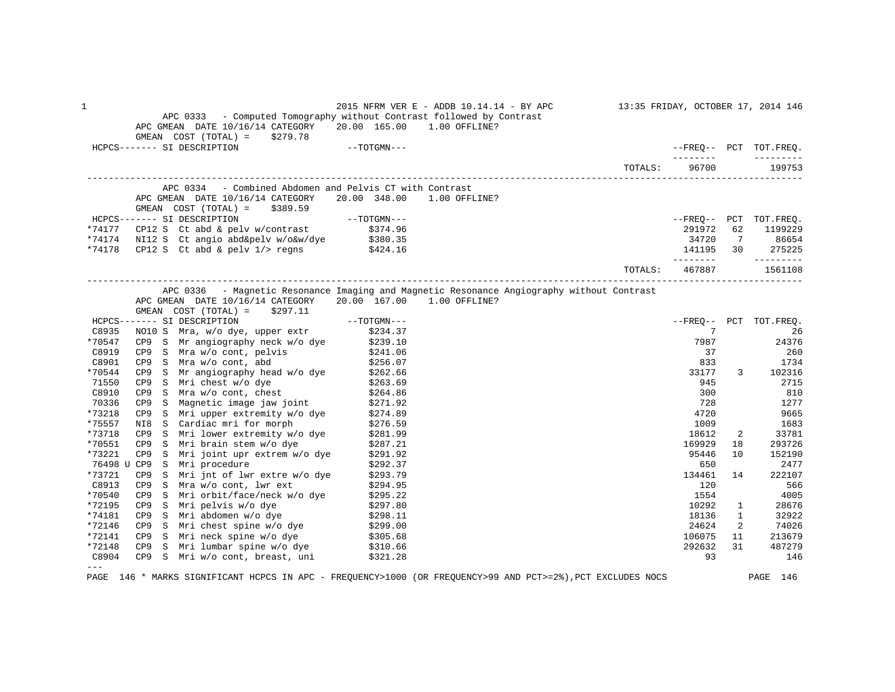APC 0333 - Computed Tomography without Contrast followed by Contrast

APC GMEAN DATE 10/16/14 CATEGORY 20.00 165.00 1.00 OFFLINE?

GMEAN COST (TOTAL) = $279.78

| HCPCS | SI | DESCRIPTION | TOTGMN | FREQ | PCT | TOT.FREQ. |
|---|---|---|---|---|---|---|
| | | | TOTALS: | 96700 | | 199753 |

APC 0334 - Combined Abdomen and Pelvis CT with Contrast

APC GMEAN DATE 10/16/14 CATEGORY 20.00 348.00 1.00 OFFLINE?

GMEAN COST (TOTAL) = $389.59

| HCPCS | SI | DESCRIPTION | TOTGMN | FREQ | PCT | TOT.FREQ. |
|---|---|---|---|---|---|---|
| *74177 | CP12 S | Ct abd & pelv w/contrast | $374.96 | 291972 | 62 | 1199229 |
| *74174 | NI12 S | Ct angio abd&pelv w/o&w/dye | $380.35 | 34720 | 7 | 86654 |
| *74178 | CP12 S | Ct abd & pelv 1/> regns | $424.16 | 141195 | 30 | 275225 |
| | | | TOTALS: | 467887 | | 1561108 |

APC 0336 - Magnetic Resonance Imaging and Magnetic Resonance Angiography without Contrast

APC GMEAN DATE 10/16/14 CATEGORY 20.00 167.00 1.00 OFFLINE?

GMEAN COST (TOTAL) = $297.11

| HCPCS | SI | DESCRIPTION | TOTGMN | FREQ | PCT | TOT.FREQ. |
|---|---|---|---|---|---|---|
| C8935 | NO10 S | Mra, w/o dye, upper extr | $234.37 | 7 | | 26 |
| *70547 | CP9 S | Mr angiography neck w/o dye | $239.10 | 7987 | | 24376 |
| C8919 | CP9 S | Mra w/o cont, pelvis | $241.06 | 37 | | 260 |
| C8901 | CP9 S | Mra w/o cont, abd | $256.07 | 833 | | 1734 |
| *70544 | CP9 S | Mr angiography head w/o dye | $262.66 | 33177 | 3 | 102316 |
| 71550 | CP9 S | Mri chest w/o dye | $263.69 | 945 | | 2715 |
| C8910 | CP9 S | Mra w/o cont, chest | $264.86 | 300 | | 810 |
| 70336 | CP9 S | Magnetic image jaw joint | $271.92 | 728 | | 1277 |
| *73218 | CP9 S | Mri upper extremity w/o dye | $274.89 | 4720 | | 9665 |
| *75557 | NI8 S | Cardiac mri for morph | $276.59 | 1009 | | 1683 |
| *73718 | CP9 S | Mri lower extremity w/o dye | $281.99 | 18612 | 2 | 33781 |
| *70551 | CP9 S | Mri brain stem w/o dye | $287.21 | 169929 | 18 | 293726 |
| *73221 | CP9 S | Mri joint upr extrem w/o dye | $291.92 | 95446 | 10 | 152190 |
| 76498 U | CP9 S | Mri procedure | $292.37 | 650 | | 2477 |
| *73721 | CP9 S | Mri jnt of lwr extre w/o dye | $293.79 | 134461 | 14 | 222107 |
| C8913 | CP9 S | Mra w/o cont, lwr ext | $294.95 | 120 | | 566 |
| *70540 | CP9 S | Mri orbit/face/neck w/o dye | $295.22 | 1554 | | 4005 |
| *72195 | CP9 S | Mri pelvis w/o dye | $297.80 | 10292 | 1 | 28676 |
| *74181 | CP9 S | Mri abdomen w/o dye | $298.11 | 18136 | 1 | 32922 |
| *72146 | CP9 S | Mri chest spine w/o dye | $299.00 | 24624 | 2 | 74026 |
| *72141 | CP9 S | Mri neck spine w/o dye | $305.68 | 106075 | 11 | 213679 |
| *72148 | CP9 S | Mri lumbar spine w/o dye | $310.66 | 292632 | 31 | 487279 |
| C8904 | CP9 S | Mri w/o cont, breast, uni | $321.28 | 93 | | 146 |

\* MARKS SIGNIFICANT HCPCS IN APC - FREQUENCY>1000 (OR FREQUENCY>99 AND PCT>=2%),PCT EXCLUDES NOCS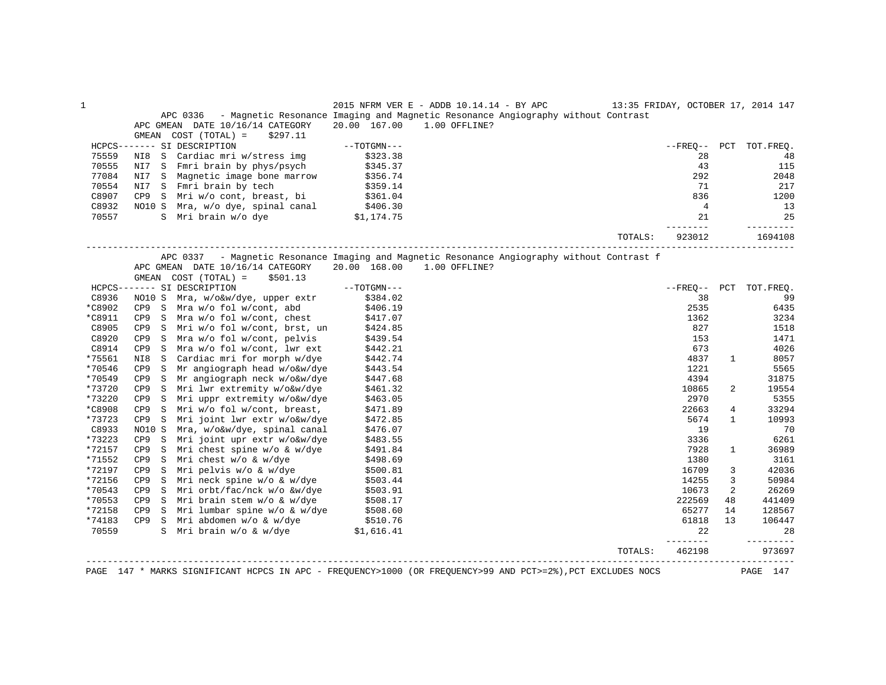2015 NFRM VER E - ADDB 10.14.14 - BY APC

## APC 0336 - Magnetic Resonance Imaging and Magnetic Resonance Angiography without Contrast

APC GMEAN DATE 10/16/14 CATEGORY 20.00 167.00 1.00 OFFLINE?

GMEAN COST (TOTAL) = $297.11

| HCPCS | | SI | DESCRIPTION | TOTGMN | FREQ | PCT | TOT.FREQ. |
|---|---|---|---|---|---|---|---|
| 75559 | NI8 | S | Cardiac mri w/stress img | $323.38 | 28 | | 48 |
| 70555 | NI7 | S | Fmri brain by phys/psych | $345.37 | 43 | | 115 |
| 77084 | NI7 | S | Magnetic image bone marrow | $356.74 | 292 | | 2048 |
| 70554 | NI7 | S | Fmri brain by tech | $359.14 | 71 | | 217 |
| C8907 | CP9 | S | Mri w/o cont, breast, bi | $361.04 | 836 | | 1200 |
| C8932 | NO10 | S | Mra, w/o dye, spinal canal | $406.30 | 4 | | 13 |
| 70557 | | S | Mri brain w/o dye | $1,174.75 | 21 | | 25 |
| | | | | TOTALS: | 923012 | | 1694108 |

## APC 0337 - Magnetic Resonance Imaging and Magnetic Resonance Angiography without Contrast f

APC GMEAN DATE 10/16/14 CATEGORY 20.00 168.00 1.00 OFFLINE?

GMEAN COST (TOTAL) = $501.13

| HCPCS | | SI | DESCRIPTION | TOTGMN | FREQ | PCT | TOT.FREQ. |
|---|---|---|---|---|---|---|---|
| C8936 | NO10 | S | Mra, w/o&w/dye, upper extr | $384.02 | 38 | | 99 |
| *C8902 | CP9 | S | Mra w/o fol w/cont, abd | $406.19 | 2535 | | 6435 |
| *C8911 | CP9 | S | Mra w/o fol w/cont, chest | $417.07 | 1362 | | 3234 |
| C8905 | CP9 | S | Mri w/o fol w/cont, brst, un | $424.85 | 827 | | 1518 |
| C8920 | CP9 | S | Mra w/o fol w/cont, pelvis | $439.54 | 153 | | 1471 |
| C8914 | CP9 | S | Mra w/o fol w/cont, lwr ext | $442.21 | 673 | | 4026 |
| *75561 | NI8 | S | Cardiac mri for morph w/dye | $442.74 | 4837 | 1 | 8057 |
| *70546 | CP9 | S | Mr angiograph head w/o&w/dye | $443.54 | 1221 | | 5565 |
| *70549 | CP9 | S | Mr angiograph neck w/o&w/dye | $447.68 | 4394 | | 31875 |
| *73720 | CP9 | S | Mri lwr extremity w/o&w/dye | $461.32 | 10865 | 2 | 19554 |
| *73220 | CP9 | S | Mri uppr extremity w/o&w/dye | $463.05 | 2970 | | 5355 |
| *C8908 | CP9 | S | Mri w/o fol w/cont, breast, | $471.89 | 22663 | 4 | 33294 |
| *73723 | CP9 | S | Mri joint lwr extr w/o&w/dye | $472.85 | 5674 | 1 | 10993 |
| C8933 | NO10 | S | Mra, w/o&w/dye, spinal canal | $476.07 | 19 | | 70 |
| *73223 | CP9 | S | Mri joint upr extr w/o&w/dye | $483.55 | 3336 | | 6261 |
| *72157 | CP9 | S | Mri chest spine w/o & w/dye | $491.84 | 7928 | 1 | 36989 |
| *71552 | CP9 | S | Mri chest w/o & w/dye | $498.69 | 1380 | | 3161 |
| *72197 | CP9 | S | Mri pelvis w/o & w/dye | $500.81 | 16709 | 3 | 42036 |
| *72156 | CP9 | S | Mri neck spine w/o & w/dye | $503.44 | 14255 | 3 | 50984 |
| *70543 | CP9 | S | Mri orbt/fac/nck w/o &w/dye | $503.91 | 10673 | 2 | 26269 |
| *70553 | CP9 | S | Mri brain stem w/o & w/dye | $508.17 | 222569 | 48 | 441409 |
| *72158 | CP9 | S | Mri lumbar spine w/o & w/dye | $508.60 | 65277 | 14 | 128567 |
| *74183 | CP9 | S | Mri abdomen w/o & w/dye | $510.76 | 61818 | 13 | 106447 |
| 70559 | | S | Mri brain w/o & w/dye | $1,616.41 | 22 | | 28 |
| | | | | TOTALS: | 462198 | | 973697 |

PAGE 147 * MARKS SIGNIFICANT HCPCS IN APC - FREQUENCY>1000 (OR FREQUENCY>99 AND PCT>=2%),PCT EXCLUDES NOCS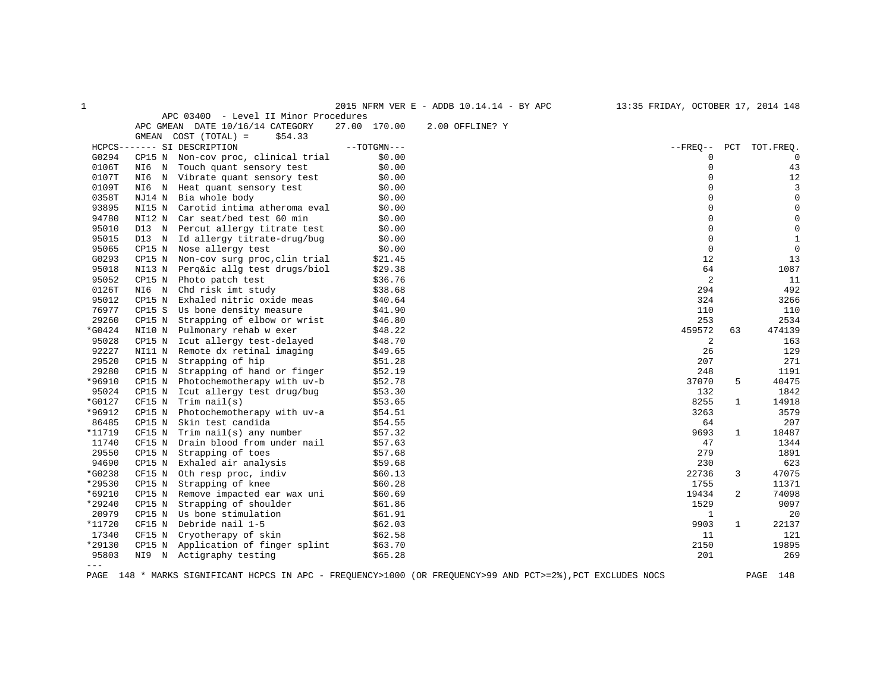2015 NFRM VER E - ADDB 10.14.14 - BY APC 13:35 FRIDAY, OCTOBER 17, 2014

APC 0340O - Level II Minor Procedures

APC GMEAN DATE 10/16/14 CATEGORY 27.00 170.00 2.00 OFFLINE? Y

GMEAN COST (TOTAL) = $54.33

| HCPCS | SI | DESCRIPTION | TOTGMN | FREQ | PCT | TOT.FREQ. |
|---|---|---|---|---|---|---|
| G0294 | CP15 N | Non-cov proc, clinical trial | $0.00 | 0 | | 0 |
| 0106T | NI6 N | Touch quant sensory test | $0.00 | 0 | | 43 |
| 0107T | NI6 N | Vibrate quant sensory test | $0.00 | 0 | | 12 |
| 0109T | NI6 N | Heat quant sensory test | $0.00 | 0 | | 3 |
| 0358T | NJ14 N | Bia whole body | $0.00 | 0 | | 0 |
| 93895 | NI15 N | Carotid intima atheroma eval | $0.00 | 0 | | 0 |
| 94780 | NI12 N | Car seat/bed test 60 min | $0.00 | 0 | | 0 |
| 95010 | D13 N | Percut allergy titrate test | $0.00 | 0 | | 0 |
| 95015 | D13 N | Id allergy titrate-drug/bug | $0.00 | 0 | | 1 |
| 95065 | CP15 N | Nose allergy test | $0.00 | 0 | | 0 |
| G0293 | CP15 N | Non-cov surg proc,clin trial | $21.45 | 12 | | 13 |
| 95018 | NI13 N | Perq&ic allg test drugs/biol | $29.38 | 64 | | 1087 |
| 95052 | CP15 N | Photo patch test | $36.76 | 2 | | 11 |
| 0126T | NI6 N | Chd risk imt study | $38.68 | 294 | | 492 |
| 95012 | CP15 N | Exhaled nitric oxide meas | $40.64 | 324 | | 3266 |
| 76977 | CP15 S | Us bone density measure | $41.90 | 110 | | 110 |
| 29260 | CP15 N | Strapping of elbow or wrist | $46.80 | 253 | | 2534 |
| *G0424 | NI10 N | Pulmonary rehab w exer | $48.22 | 459572 | 63 | 474139 |
| 95028 | CP15 N | Icut allergy test-delayed | $48.70 | 2 | | 163 |
| 92227 | NI11 N | Remote dx retinal imaging | $49.65 | 26 | | 129 |
| 29520 | CP15 N | Strapping of hip | $51.28 | 207 | | 271 |
| 29280 | CP15 N | Strapping of hand or finger | $52.19 | 248 | | 1191 |
| *96910 | CP15 N | Photochemotherapy with uv-b | $52.78 | 37070 | 5 | 40475 |
| 95024 | CP15 N | Icut allergy test drug/bug | $53.30 | 132 | | 1842 |
| *G0127 | CF15 N | Trim nail(s) | $53.65 | 8255 | 1 | 14918 |
| *96912 | CP15 N | Photochemotherapy with uv-a | $54.51 | 3263 | | 3579 |
| 86485 | CP15 N | Skin test candida | $54.55 | 64 | | 207 |
| *11719 | CF15 N | Trim nail(s) any number | $57.32 | 9693 | 1 | 18487 |
| 11740 | CF15 N | Drain blood from under nail | $57.63 | 47 | | 1344 |
| 29550 | CP15 N | Strapping of toes | $57.68 | 279 | | 1891 |
| 94690 | CP15 N | Exhaled air analysis | $59.68 | 230 | | 623 |
| *G0238 | CF15 N | Oth resp proc, indiv | $60.13 | 22736 | 3 | 47075 |
| *29530 | CP15 N | Strapping of knee | $60.28 | 1755 | | 11371 |
| *69210 | CP15 N | Remove impacted ear wax uni | $60.69 | 19434 | 2 | 74098 |
| *29240 | CP15 N | Strapping of shoulder | $61.86 | 1529 | | 9097 |
| 20979 | CP15 N | Us bone stimulation | $61.91 | 1 | | 20 |
| *11720 | CF15 N | Debride nail 1-5 | $62.03 | 9903 | 1 | 22137 |
| 17340 | CF15 N | Cryotherapy of skin | $62.58 | 11 | | 121 |
| *29130 | CP15 N | Application of finger splint | $63.70 | 2150 | | 19895 |
| 95803 | NI9 N | Actigraphy testing | $65.28 | 201 | | 269 |

\* MARKS SIGNIFICANT HCPCS IN APC - FREQUENCY>1000 (OR FREQUENCY>99 AND PCT>=2%),PCT EXCLUDES NOCS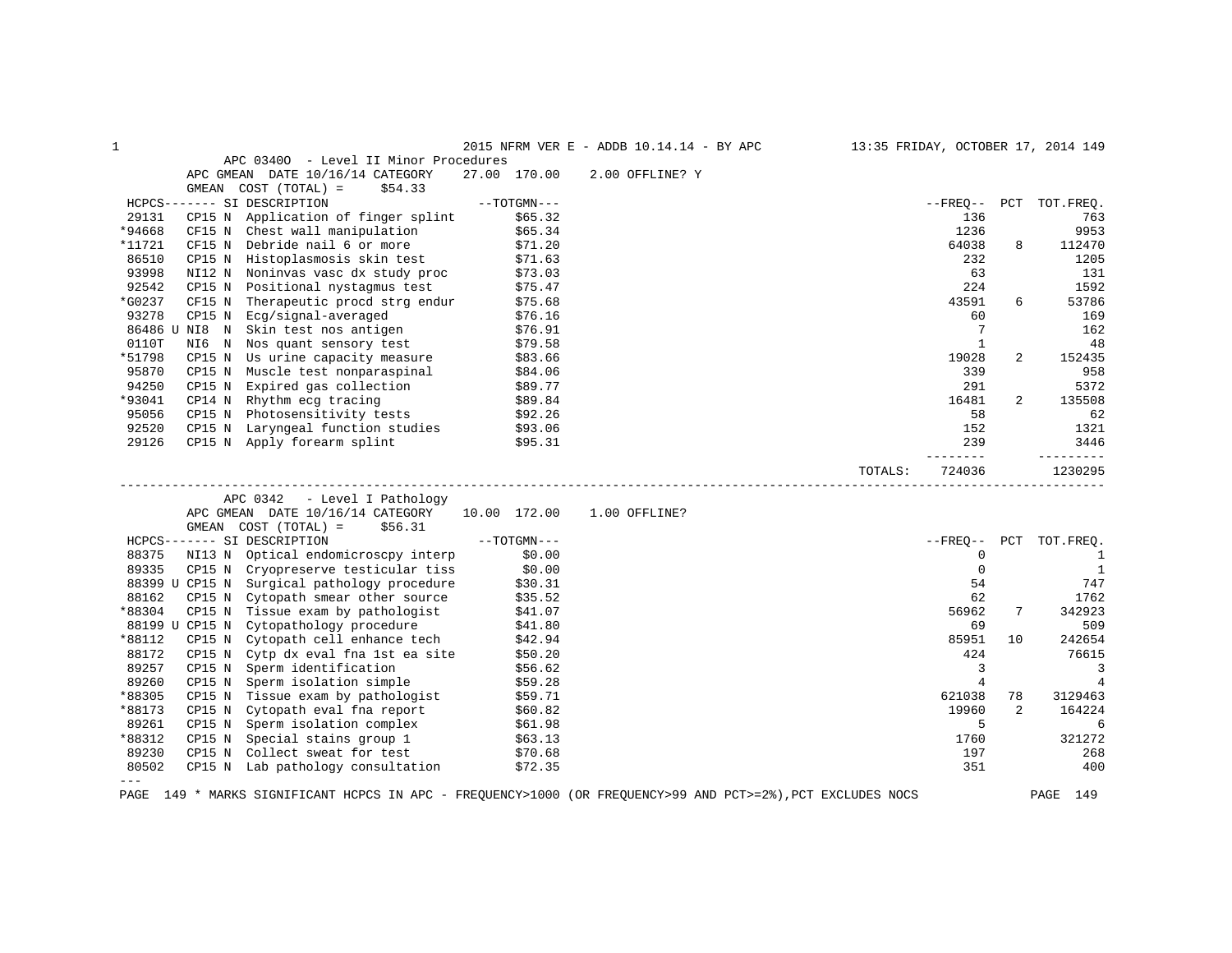2015 NFRM VER E - ADDB 10.14.14 - BY APC — 13:35 FRIDAY, OCTOBER 17, 2014

## APC 03400 - Level II Minor Procedures

APC GMEAN DATE 10/16/14 CATEGORY 27.00 170.00 2.00 OFFLINE? Y

GMEAN COST (TOTAL) = $54.33

| HCPCS | SI | DESCRIPTION | TOTGMN | FREQ | PCT | TOT.FREQ. |
|---|---|---|---|---|---|---|
| 29131 | CP15 N | Application of finger splint | $65.32 | 136 | | 763 |
| *94668 | CF15 N | Chest wall manipulation | $65.34 | 1236 | | 9953 |
| *11721 | CF15 N | Debride nail 6 or more | $71.20 | 64038 | 8 | 112470 |
| 86510 | CP15 N | Histoplasmosis skin test | $71.63 | 232 | | 1205 |
| 93998 | NI12 N | Noninvas vasc dx study proc | $73.03 | 63 | | 131 |
| 92542 | CP15 N | Positional nystagmus test | $75.47 | 224 | | 1592 |
| *G0237 | CF15 N | Therapeutic procd strg endur | $75.68 | 43591 | 6 | 53786 |
| 93278 | CP15 N | Ecg/signal-averaged | $76.16 | 60 | | 169 |
| 86486 U | NI8 N | Skin test nos antigen | $76.91 | 7 | | 162 |
| 0110T | NI6 N | Nos quant sensory test | $79.58 | 1 | | 48 |
| *51798 | CP15 N | Us urine capacity measure | $83.66 | 19028 | 2 | 152435 |
| 95870 | CP15 N | Muscle test nonparaspinal | $84.06 | 339 | | 958 |
| 94250 | CP15 N | Expired gas collection | $89.77 | 291 | | 5372 |
| *93041 | CP14 N | Rhythm ecg tracing | $89.84 | 16481 | 2 | 135508 |
| 95056 | CP15 N | Photosensitivity tests | $92.26 | 58 | | 62 |
| 92520 | CP15 N | Laryngeal function studies | $93.06 | 152 | | 1321 |
| 29126 | CP15 N | Apply forearm splint | $95.31 | 239 | | 3446 |
| | | | TOTALS: | 724036 | | 1230295 |

## APC 0342 - Level I Pathology

APC GMEAN DATE 10/16/14 CATEGORY 10.00 172.00 1.00 OFFLINE?

GMEAN COST (TOTAL) = $56.31

| HCPCS | SI | DESCRIPTION | TOTGMN | FREQ | PCT | TOT.FREQ. |
|---|---|---|---|---|---|---|
| 88375 | NI13 N | Optical endomicroscpy interp | $0.00 | 0 | | 1 |
| 89335 | CP15 N | Cryopreserve testicular tiss | $0.00 | 0 | | 1 |
| 88399 U | CP15 N | Surgical pathology procedure | $30.31 | 54 | | 747 |
| 88162 | CP15 N | Cytopath smear other source | $35.52 | 62 | | 1762 |
| *88304 | CP15 N | Tissue exam by pathologist | $41.07 | 56962 | 7 | 342923 |
| 88199 U | CP15 N | Cytopathology procedure | $41.80 | 69 | | 509 |
| *88112 | CP15 N | Cytopath cell enhance tech | $42.94 | 85951 | 10 | 242654 |
| 88172 | CP15 N | Cytp dx eval fna 1st ea site | $50.20 | 424 | | 76615 |
| 89257 | CP15 N | Sperm identification | $56.62 | 3 | | 3 |
| 89260 | CP15 N | Sperm isolation simple | $59.28 | 4 | | 4 |
| *88305 | CP15 N | Tissue exam by pathologist | $59.71 | 621038 | 78 | 3129463 |
| *88173 | CP15 N | Cytopath eval fna report | $60.82 | 19960 | 2 | 164224 |
| 89261 | CP15 N | Sperm isolation complex | $61.98 | 5 | | 6 |
| *88312 | CP15 N | Special stains group 1 | $63.13 | 1760 | | 321272 |
| 89230 | CP15 N | Collect sweat for test | $70.68 | 197 | | 268 |
| 80502 | CP15 N | Lab pathology consultation | $72.35 | 351 | | 400 |

\* MARKS SIGNIFICANT HCPCS IN APC - FREQUENCY>1000 (OR FREQUENCY>99 AND PCT>=2%),PCT EXCLUDES NOCS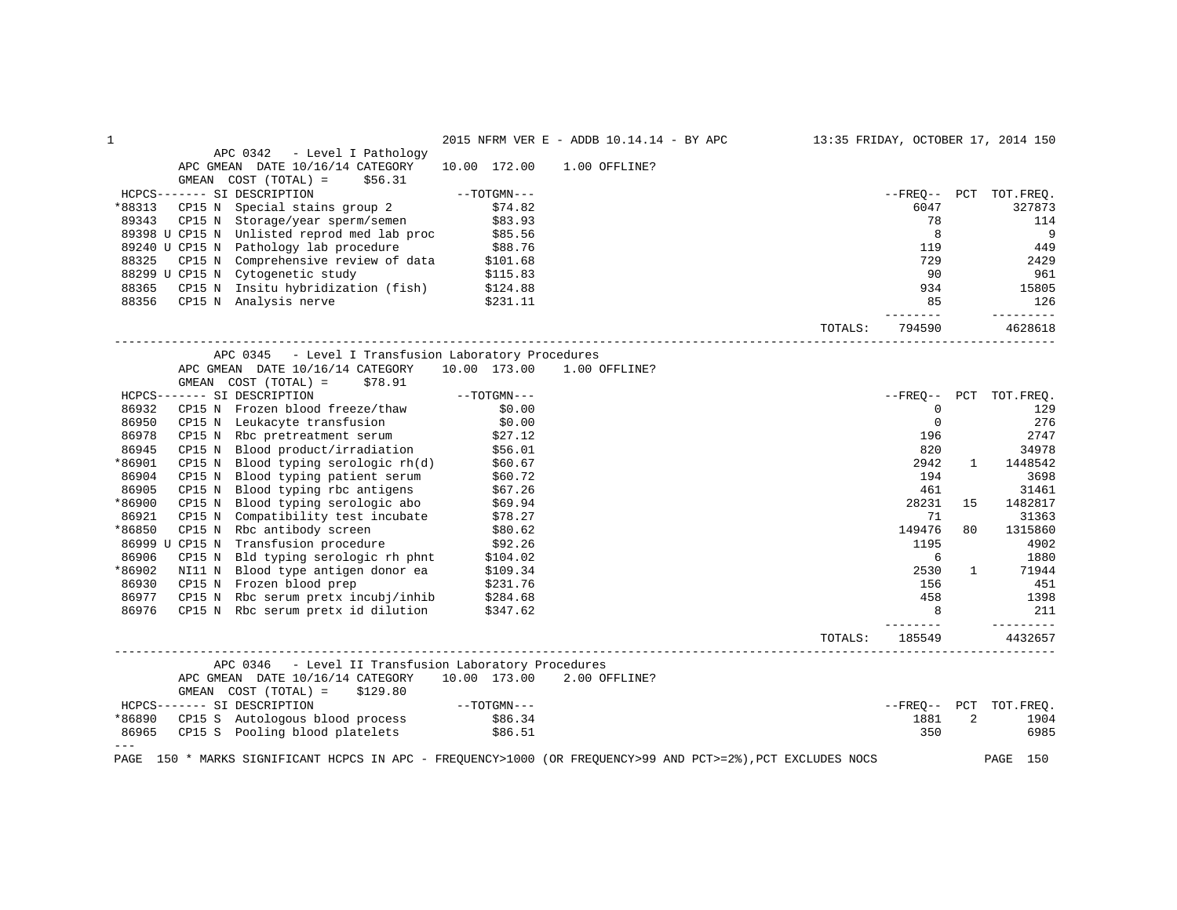## APC 0342 - Level I Pathology

APC GMEAN DATE 10/16/14 CATEGORY 10.00 172.00 1.00 OFFLINE?

GMEAN COST (TOTAL) = $56.31

| HCPCS | SI | DESCRIPTION | TOTGMN | FREQ | PCT | TOT.FREQ. |
|---|---|---|---|---|---|---|
| *88313 | CP15 N | Special stains group 2 | $74.82 | 6047 | | 327873 |
| 89343 | CP15 N | Storage/year sperm/semen | $83.93 | 78 | | 114 |
| 89398 U | CP15 N | Unlisted reprod med lab proc | $85.56 | 8 | | 9 |
| 89240 U | CP15 N | Pathology lab procedure | $88.76 | 119 | | 449 |
| 88325 | CP15 N | Comprehensive review of data | $101.68 | 729 | | 2429 |
| 88299 U | CP15 N | Cytogenetic study | $115.83 | 90 | | 961 |
| 88365 | CP15 N | Insitu hybridization (fish) | $124.88 | 934 | | 15805 |
| 88356 | CP15 N | Analysis nerve | $231.11 | 85 | | 126 |
| | | | TOTALS: | 794590 | | 4628618 |

## APC 0345 - Level I Transfusion Laboratory Procedures

APC GMEAN DATE 10/16/14 CATEGORY 10.00 173.00 1.00 OFFLINE?

GMEAN COST (TOTAL) = $78.91

| HCPCS | SI | DESCRIPTION | TOTGMN | FREQ | PCT | TOT.FREQ. |
|---|---|---|---|---|---|---|
| 86932 | CP15 N | Frozen blood freeze/thaw | $0.00 | 0 | | 129 |
| 86950 | CP15 N | Leukacyte transfusion | $0.00 | 0 | | 276 |
| 86978 | CP15 N | Rbc pretreatment serum | $27.12 | 196 | | 2747 |
| 86945 | CP15 N | Blood product/irradiation | $56.01 | 820 | | 34978 |
| *86901 | CP15 N | Blood typing serologic rh(d) | $60.67 | 2942 | 1 | 1448542 |
| 86904 | CP15 N | Blood typing patient serum | $60.72 | 194 | | 3698 |
| 86905 | CP15 N | Blood typing rbc antigens | $67.26 | 461 | | 31461 |
| *86900 | CP15 N | Blood typing serologic abo | $69.94 | 28231 | 15 | 1482817 |
| 86921 | CP15 N | Compatibility test incubate | $78.27 | 71 | | 31363 |
| *86850 | CP15 N | Rbc antibody screen | $80.62 | 149476 | 80 | 1315860 |
| 86999 U | CP15 N | Transfusion procedure | $92.26 | 1195 | | 4902 |
| 86906 | CP15 N | Bld typing serologic rh phnt | $104.02 | 6 | | 1880 |
| *86902 | NI11 N | Blood type antigen donor ea | $109.34 | 2530 | 1 | 71944 |
| 86930 | CP15 N | Frozen blood prep | $231.76 | 156 | | 451 |
| 86977 | CP15 N | Rbc serum pretx incubj/inhib | $284.68 | 458 | | 1398 |
| 86976 | CP15 N | Rbc serum pretx id dilution | $347.62 | 8 | | 211 |
| | | | TOTALS: | 185549 | | 4432657 |

## APC 0346 - Level II Transfusion Laboratory Procedures

APC GMEAN DATE 10/16/14 CATEGORY 10.00 173.00 2.00 OFFLINE?

GMEAN COST (TOTAL) = $129.80

| HCPCS | SI | DESCRIPTION | TOTGMN | FREQ | PCT | TOT.FREQ. |
|---|---|---|---|---|---|---|
| *86890 | CP15 S | Autologous blood process | $86.34 | 1881 | 2 | 1904 |
| 86965 | CP15 S | Pooling blood platelets | $86.51 | 350 | | 6985 |

\* MARKS SIGNIFICANT HCPCS IN APC - FREQUENCY>1000 (OR FREQUENCY>99 AND PCT>=2%),PCT EXCLUDES NOCS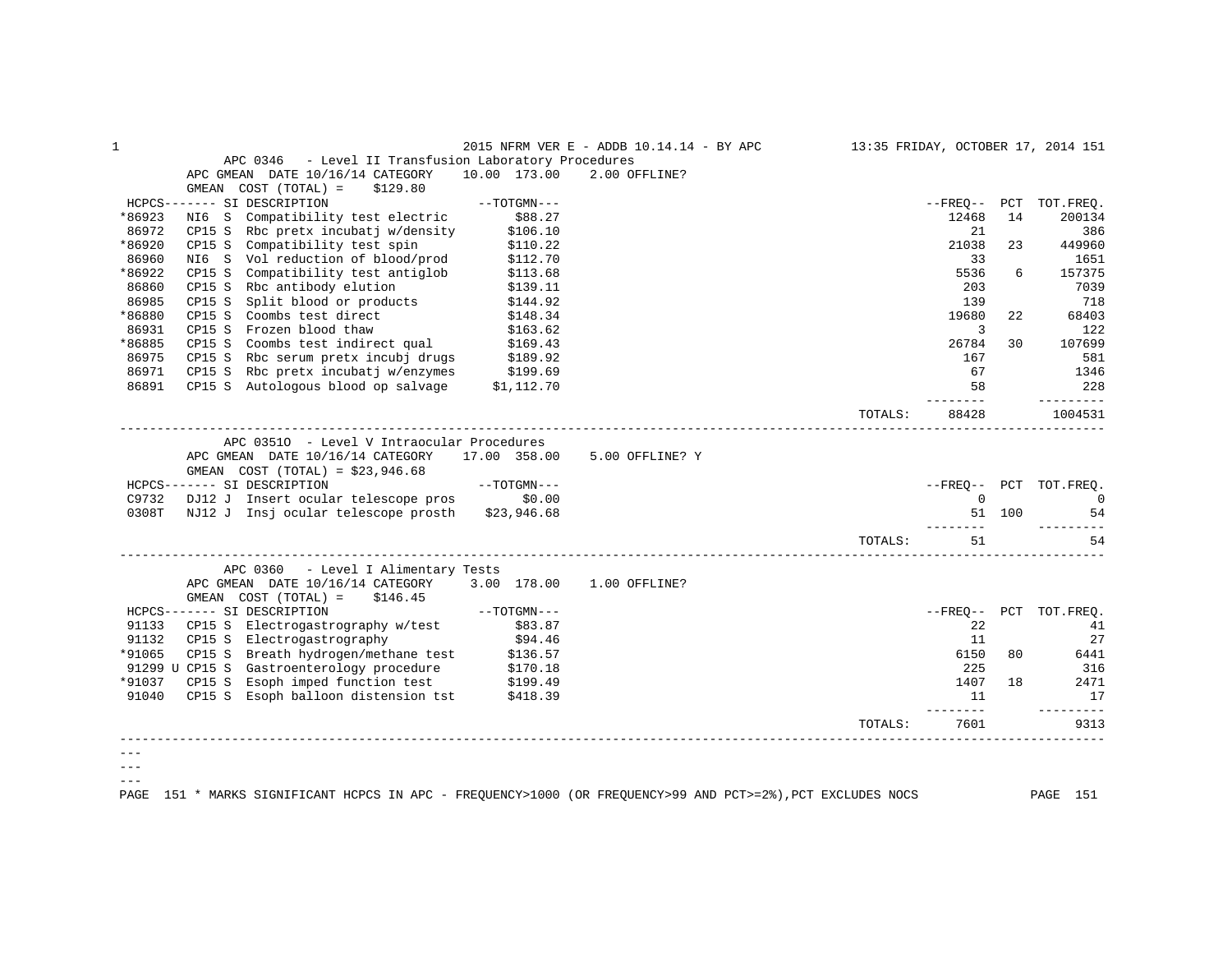## APC 0346 - Level II Transfusion Laboratory Procedures

APC GMEAN DATE 10/16/14 CATEGORY 10.00 173.00 2.00 OFFLINE?

GMEAN COST (TOTAL) = $129.80

| HCPCS | SI | DESCRIPTION | TOTGMN | FREQ | PCT | TOT.FREQ. |
|---|---|---|---|---|---|---|
| *86923 | NI6 S | Compatibility test electric | $88.27 | 12468 | 14 | 200134 |
| 86972 | CP15 S | Rbc pretx incubatj w/density | $106.10 | 21 | | 386 |
| *86920 | CP15 S | Compatibility test spin | $110.22 | 21038 | 23 | 449960 |
| 86960 | NI6 S | Vol reduction of blood/prod | $112.70 | 33 | | 1651 |
| *86922 | CP15 S | Compatibility test antiglob | $113.68 | 5536 | 6 | 157375 |
| 86860 | CP15 S | Rbc antibody elution | $139.11 | 203 | | 7039 |
| 86985 | CP15 S | Split blood or products | $144.92 | 139 | | 718 |
| *86880 | CP15 S | Coombs test direct | $148.34 | 19680 | 22 | 68403 |
| 86931 | CP15 S | Frozen blood thaw | $163.62 | 3 | | 122 |
| *86885 | CP15 S | Coombs test indirect qual | $169.43 | 26784 | 30 | 107699 |
| 86975 | CP15 S | Rbc serum pretx incubj drugs | $189.92 | 167 | | 581 |
| 86971 | CP15 S | Rbc pretx incubatj w/enzymes | $199.69 | 67 | | 1346 |
| 86891 | CP15 S | Autologous blood op salvage | $1,112.70 | 58 | | 228 |
| | | | TOTALS: | 88428 | | 1004531 |

## APC 0351O - Level V Intraocular Procedures

APC GMEAN DATE 10/16/14 CATEGORY 17.00 358.00 5.00 OFFLINE? Y

GMEAN COST (TOTAL) = $23,946.68

| HCPCS | SI | DESCRIPTION | TOTGMN | FREQ | PCT | TOT.FREQ. |
|---|---|---|---|---|---|---|
| C9732 | DJ12 J | Insert ocular telescope pros | $0.00 | 0 | | 0 |
| 0308T | NJ12 J | Insj ocular telescope prosth | $23,946.68 | 51 | 100 | 54 |
| | | | TOTALS: | 51 | | 54 |

## APC 0360 - Level I Alimentary Tests

APC GMEAN DATE 10/16/14 CATEGORY 3.00 178.00 1.00 OFFLINE?

GMEAN COST (TOTAL) = $146.45

| HCPCS | SI | DESCRIPTION | TOTGMN | FREQ | PCT | TOT.FREQ. |
|---|---|---|---|---|---|---|
| 91133 | CP15 S | Electrogastrography w/test | $83.87 | 22 | | 41 |
| 91132 | CP15 S | Electrogastrography | $94.46 | 11 | | 27 |
| *91065 | CP15 S | Breath hydrogen/methane test | $136.57 | 6150 | 80 | 6441 |
| 91299 U | CP15 S | Gastroenterology procedure | $170.18 | 225 | | 316 |
| *91037 | CP15 S | Esoph imped function test | $199.49 | 1407 | 18 | 2471 |
| 91040 | CP15 S | Esoph balloon distension tst | $418.39 | 11 | | 17 |
| | | | TOTALS: | 7601 | | 9313 |

\* MARKS SIGNIFICANT HCPCS IN APC - FREQUENCY>1000 (OR FREQUENCY>99 AND PCT>=2%),PCT EXCLUDES NOCS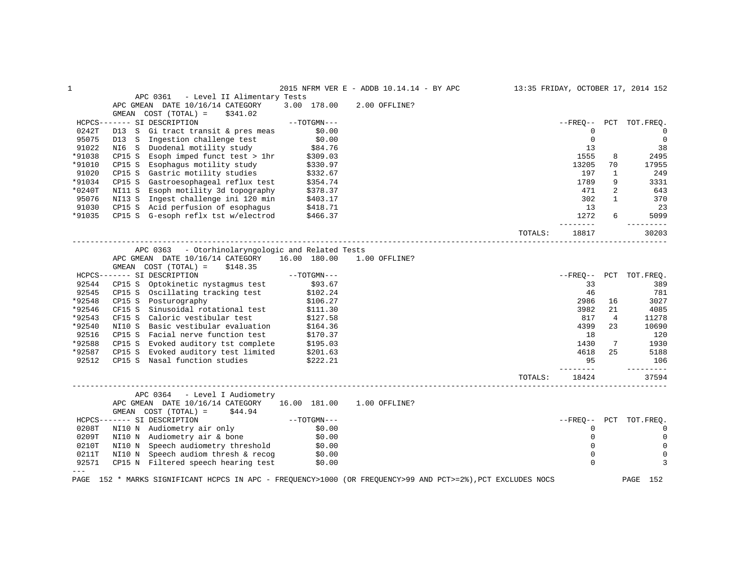APC 0361 - Level II Alimentary Tests

APC GMEAN DATE 10/16/14 CATEGORY 3.00 178.00 2.00 OFFLINE?

GMEAN COST (TOTAL) = $341.02

| HCPCS | SI | DESCRIPTION | TOTGMN | FREQ | PCT | TOT.FREQ. |
|---|---|---|---|---|---|---|
| 0242T | D13 S | Gi tract transit & pres meas | $0.00 | 0 | | 0 |
| 95075 | D13 S | Ingestion challenge test | $0.00 | 0 | | 0 |
| 91022 | NI6 S | Duodenal motility study | $84.76 | 13 | | 38 |
| *91038 | CP15 S | Esoph imped funct test > 1hr | $309.03 | 1555 | 8 | 2495 |
| *91010 | CP15 S | Esophagus motility study | $330.97 | 13205 | 70 | 17955 |
| 91020 | CP15 S | Gastric motility studies | $332.67 | 197 | 1 | 249 |
| *91034 | CP15 S | Gastroesophageal reflux test | $354.74 | 1789 | 9 | 3331 |
| *0240T | NI11 S | Esoph motility 3d topography | $378.37 | 471 | 2 | 643 |
| 95076 | NI13 S | Ingest challenge ini 120 min | $403.17 | 302 | 1 | 370 |
| 91030 | CP15 S | Acid perfusion of esophagus | $418.71 | 13 | | 23 |
| *91035 | CP15 S | G-esoph reflx tst w/electrod | $466.37 | 1272 | 6 | 5099 |
| | | | TOTALS: | 18817 | | 30203 |

APC 0363 - Otorhinolaryngologic and Related Tests

APC GMEAN DATE 10/16/14 CATEGORY 16.00 180.00 1.00 OFFLINE?

GMEAN COST (TOTAL) = $148.35

| HCPCS | SI | DESCRIPTION | TOTGMN | FREQ | PCT | TOT.FREQ. |
|---|---|---|---|---|---|---|
| 92544 | CP15 S | Optokinetic nystagmus test | $93.67 | 33 | | 389 |
| 92545 | CP15 S | Oscillating tracking test | $102.24 | 46 | | 781 |
| *92548 | CP15 S | Posturography | $106.27 | 2986 | 16 | 3027 |
| *92546 | CF15 S | Sinusoidal rotational test | $111.30 | 3982 | 21 | 4085 |
| *92543 | CF15 S | Caloric vestibular test | $127.58 | 817 | 4 | 11278 |
| *92540 | NI10 S | Basic vestibular evaluation | $164.36 | 4399 | 23 | 10690 |
| 92516 | CP15 S | Facial nerve function test | $170.37 | 18 | | 120 |
| *92588 | CP15 S | Evoked auditory tst complete | $195.03 | 1430 | 7 | 1930 |
| *92587 | CP15 S | Evoked auditory test limited | $201.63 | 4618 | 25 | 5188 |
| 92512 | CP15 S | Nasal function studies | $222.21 | 95 | | 106 |
| | | | TOTALS: | 18424 | | 37594 |

APC 0364 - Level I Audiometry

APC GMEAN DATE 10/16/14 CATEGORY 16.00 181.00 1.00 OFFLINE?

GMEAN COST (TOTAL) = $44.94

| HCPCS | SI | DESCRIPTION | TOTGMN | FREQ | PCT | TOT.FREQ. |
|---|---|---|---|---|---|---|
| 0208T | NI10 N | Audiometry air only | $0.00 | 0 | | 0 |
| 0209T | NI10 N | Audiometry air & bone | $0.00 | 0 | | 0 |
| 0210T | NI10 N | Speech audiometry threshold | $0.00 | 0 | | 0 |
| 0211T | NI10 N | Speech audiom thresh & recog | $0.00 | 0 | | 0 |
| 92571 | CP15 N | Filtered speech hearing test | $0.00 | 0 | | 3 |

---

\* MARKS SIGNIFICANT HCPCS IN APC - FREQUENCY>1000 (OR FREQUENCY>99 AND PCT>=2%),PCT EXCLUDES NOCS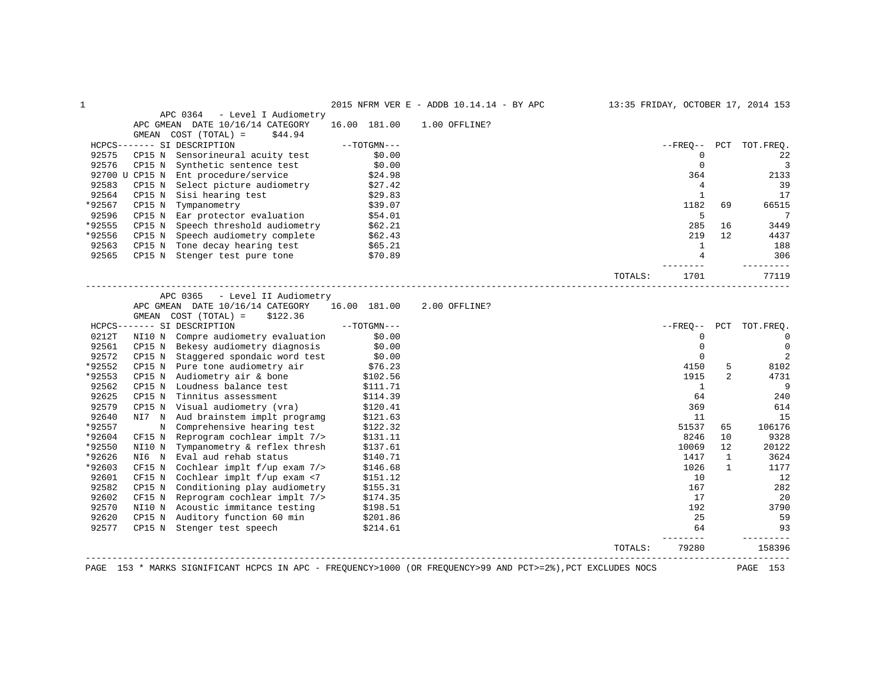## APC 0364 - Level I Audiometry

APC GMEAN DATE 10/16/14 CATEGORY 16.00 181.00 1.00 OFFLINE?

GMEAN COST (TOTAL) = $44.94

| HCPCS | SI | DESCRIPTION | TOTGMN | FREQ | PCT | TOT.FREQ. |
|---|---|---|---|---|---|---|
| 92575 | CP15 N | Sensorineural acuity test | $0.00 | 0 | | 22 |
| 92576 | CP15 N | Synthetic sentence test | $0.00 | 0 | | 3 |
| 92700 U | CP15 N | Ent procedure/service | $24.98 | 364 | | 2133 |
| 92583 | CP15 N | Select picture audiometry | $27.42 | 4 | | 39 |
| 92564 | CP15 N | Sisi hearing test | $29.83 | 1 | | 17 |
| *92567 | CP15 N | Tympanometry | $39.07 | 1182 | 69 | 66515 |
| 92596 | CP15 N | Ear protector evaluation | $54.01 | 5 | | 7 |
| *92555 | CP15 N | Speech threshold audiometry | $62.21 | 285 | 16 | 3449 |
| *92556 | CP15 N | Speech audiometry complete | $62.43 | 219 | 12 | 4437 |
| 92563 | CP15 N | Tone decay hearing test | $65.21 | 1 | | 188 |
| 92565 | CP15 N | Stenger test pure tone | $70.89 | 4 | | 306 |
| | | | TOTALS: | 1701 | | 77119 |

## APC 0365 - Level II Audiometry

APC GMEAN DATE 10/16/14 CATEGORY 16.00 181.00 2.00 OFFLINE?

GMEAN COST (TOTAL) = $122.36

| HCPCS | SI | DESCRIPTION | TOTGMN | FREQ | PCT | TOT.FREQ. |
|---|---|---|---|---|---|---|
| 0212T | NI10 N | Compre audiometry evaluation | $0.00 | 0 | | 0 |
| 92561 | CP15 N | Bekesy audiometry diagnosis | $0.00 | 0 | | 0 |
| 92572 | CP15 N | Staggered spondaic word test | $0.00 | 0 | | 2 |
| *92552 | CP15 N | Pure tone audiometry air | $76.23 | 4150 | 5 | 8102 |
| *92553 | CP15 N | Audiometry air & bone | $102.56 | 1915 | 2 | 4731 |
| 92562 | CP15 N | Loudness balance test | $111.71 | 1 | | 9 |
| 92625 | CP15 N | Tinnitus assessment | $114.39 | 64 | | 240 |
| 92579 | CP15 N | Visual audiometry (vra) | $120.41 | 369 | | 614 |
| 92640 | NI7 N | Aud brainstem implt programg | $121.63 | 11 | | 15 |
| *92557 | N | Comprehensive hearing test | $122.32 | 51537 | 65 | 106176 |
| *92604 | CF15 N | Reprogram cochlear implt 7/> | $131.11 | 8246 | 10 | 9328 |
| *92550 | NI10 N | Tympanometry & reflex thresh | $137.61 | 10069 | 12 | 20122 |
| *92626 | NI6 N | Eval aud rehab status | $140.71 | 1417 | 1 | 3624 |
| *92603 | CF15 N | Cochlear implt f/up exam 7/> | $146.68 | 1026 | 1 | 1177 |
| 92601 | CF15 N | Cochlear implt f/up exam <7 | $151.12 | 10 | | 12 |
| 92582 | CP15 N | Conditioning play audiometry | $155.31 | 167 | | 282 |
| 92602 | CF15 N | Reprogram cochlear implt 7/> | $174.35 | 17 | | 20 |
| 92570 | NI10 N | Acoustic immitance testing | $198.51 | 192 | | 3790 |
| 92620 | CP15 N | Auditory function 60 min | $201.86 | 25 | | 59 |
| 92577 | CP15 N | Stenger test speech | $214.61 | 64 | | 93 |
| | | | TOTALS: | 79280 | | 158396 |

* MARKS SIGNIFICANT HCPCS IN APC - FREQUENCY>1000 (OR FREQUENCY>99 AND PCT>=2%),PCT EXCLUDES NOCS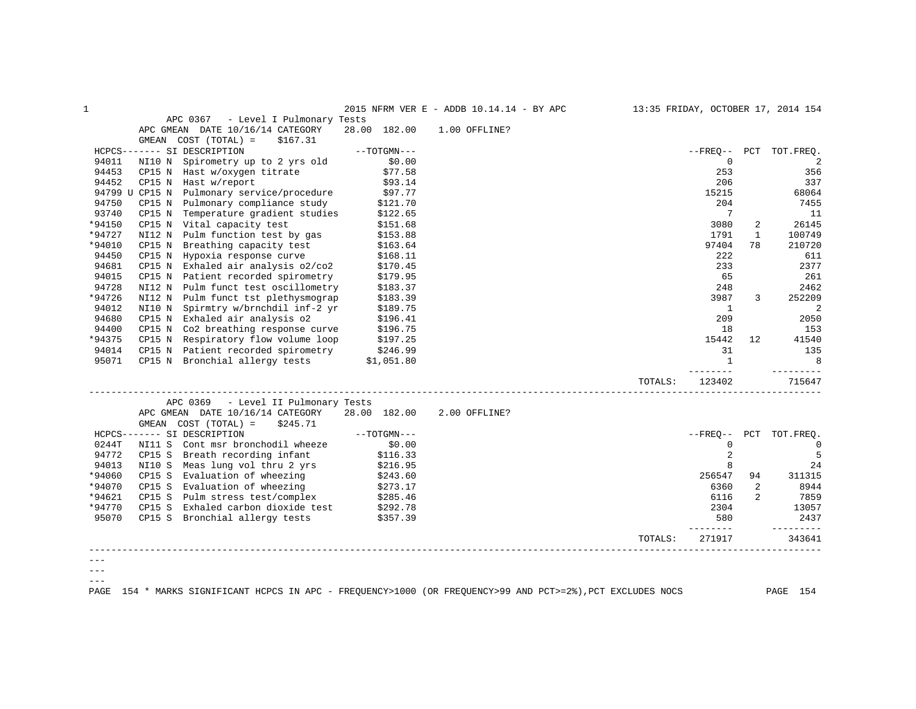## APC 0367 - Level I Pulmonary Tests

APC GMEAN DATE 10/16/14 CATEGORY 28.00 182.00 1.00 OFFLINE?

GMEAN COST (TOTAL) = $167.31

| HCPCS | SI | DESCRIPTION | TOTGMN | FREQ | PCT | TOT.FREQ. |
|---|---|---|---|---|---|---|
| 94011 | NI10 N | Spirometry up to 2 yrs old | $0.00 | 0 | | 2 |
| 94453 | CP15 N | Hast w/oxygen titrate | $77.58 | 253 | | 356 |
| 94452 | CP15 N | Hast w/report | $93.14 | 206 | | 337 |
| 94799 U | CP15 N | Pulmonary service/procedure | $97.77 | 15215 | | 68064 |
| 94750 | CP15 N | Pulmonary compliance study | $121.70 | 204 | | 7455 |
| 93740 | CP15 N | Temperature gradient studies | $122.65 | 7 | | 11 |
| *94150 | CP15 N | Vital capacity test | $151.68 | 3080 | 2 | 26145 |
| *94727 | NI12 N | Pulm function test by gas | $153.88 | 1791 | 1 | 100749 |
| *94010 | CP15 N | Breathing capacity test | $163.64 | 97404 | 78 | 210720 |
| 94450 | CP15 N | Hypoxia response curve | $168.11 | 222 | | 611 |
| 94681 | CP15 N | Exhaled air analysis o2/co2 | $170.45 | 233 | | 2377 |
| 94015 | CP15 N | Patient recorded spirometry | $179.95 | 65 | | 261 |
| 94728 | NI12 N | Pulm funct test oscillometry | $183.37 | 248 | | 2462 |
| *94726 | NI12 N | Pulm funct tst plethysmograp | $183.39 | 3987 | 3 | 252209 |
| 94012 | NI10 N | Spirmtry w/brnchdil inf-2 yr | $189.75 | 1 | | 2 |
| 94680 | CP15 N | Exhaled air analysis o2 | $196.41 | 209 | | 2050 |
| 94400 | CP15 N | Co2 breathing response curve | $196.75 | 18 | | 153 |
| *94375 | CP15 N | Respiratory flow volume loop | $197.25 | 15442 | 12 | 41540 |
| 94014 | CP15 N | Patient recorded spirometry | $246.99 | 31 | | 135 |
| 95071 | CP15 N | Bronchial allergy tests | $1,051.80 | 1 | | 8 |
| | | | TOTALS: | 123402 | | 715647 |

## APC 0369 - Level II Pulmonary Tests

APC GMEAN DATE 10/16/14 CATEGORY 28.00 182.00 2.00 OFFLINE?

GMEAN COST (TOTAL) = $245.71

| HCPCS | SI | DESCRIPTION | TOTGMN | FREQ | PCT | TOT.FREQ. |
|---|---|---|---|---|---|---|
| 0244T | NI11 S | Cont msr bronchodil wheeze | $0.00 | 0 | | 0 |
| 94772 | CP15 S | Breath recording infant | $116.33 | 2 | | 5 |
| 94013 | NI10 S | Meas lung vol thru 2 yrs | $216.95 | 8 | | 24 |
| *94060 | CP15 S | Evaluation of wheezing | $243.60 | 256547 | 94 | 311315 |
| *94070 | CP15 S | Evaluation of wheezing | $273.17 | 6360 | 2 | 8944 |
| *94621 | CP15 S | Pulm stress test/complex | $285.46 | 6116 | 2 | 7859 |
| *94770 | CP15 S | Exhaled carbon dioxide test | $292.78 | 2304 | | 13057 |
| 95070 | CP15 S | Bronchial allergy tests | $357.39 | 580 | | 2437 |
| | | | TOTALS: | 271917 | | 343641 |

\* MARKS SIGNIFICANT HCPCS IN APC - FREQUENCY>1000 (OR FREQUENCY>99 AND PCT>=2%),PCT EXCLUDES NOCS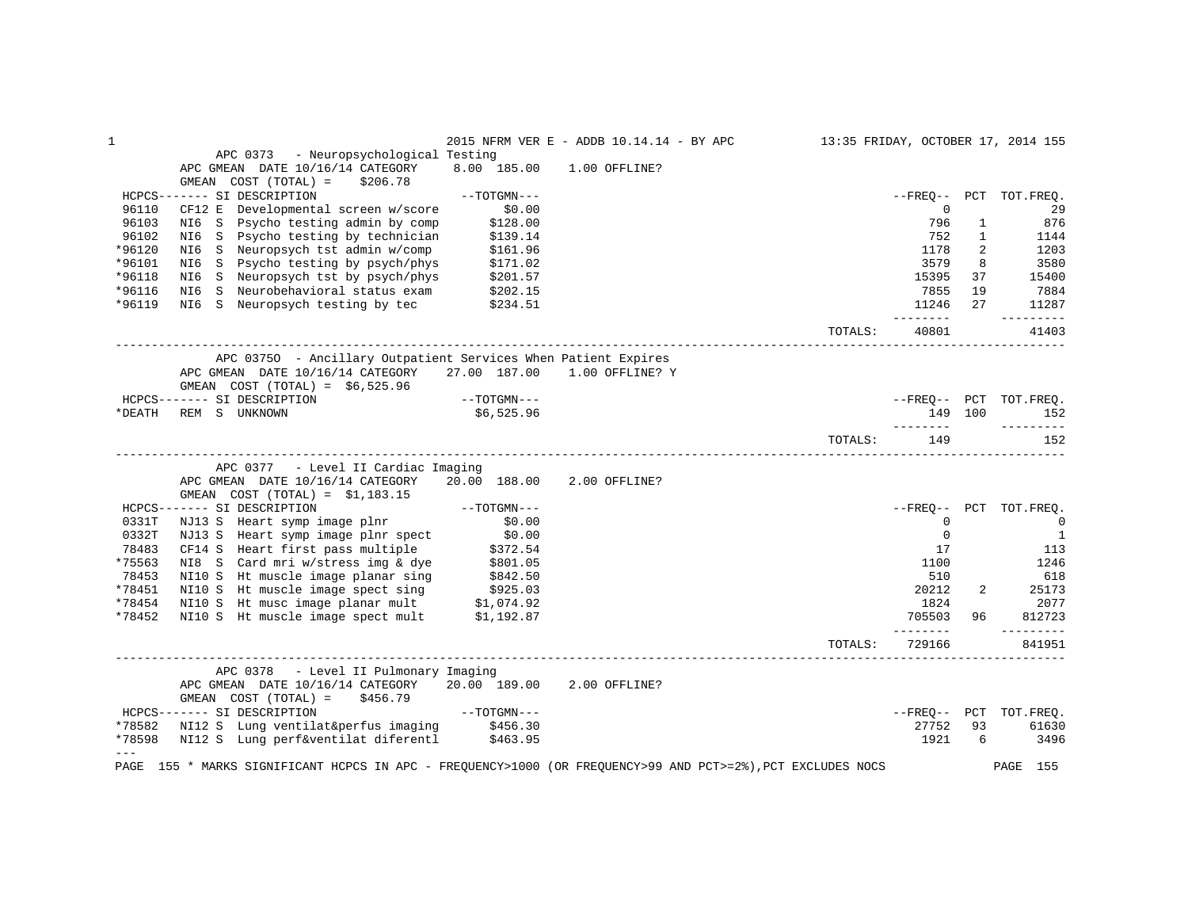## APC 0373 - Neuropsychological Testing

APC GMEAN DATE 10/16/14 CATEGORY 8.00 185.00 1.00 OFFLINE?
GMEAN COST (TOTAL) = $206.78

| HCPCS | SI | DESCRIPTION | TOTGMN | FREQ | PCT | TOT.FREQ. |
|---|---|---|---|---|---|---|
| 96110 | CF12 E | Developmental screen w/score | $0.00 | 0 | | 29 |
| 96103 | NI6 S | Psycho testing admin by comp | $128.00 | 796 | 1 | 876 |
| 96102 | NI6 S | Psycho testing by technician | $139.14 | 752 | 1 | 1144 |
| *96120 | NI6 S | Neuropsych tst admin w/comp | $161.96 | 1178 | 2 | 1203 |
| *96101 | NI6 S | Psycho testing by psych/phys | $171.02 | 3579 | 8 | 3580 |
| *96118 | NI6 S | Neuropsych tst by psych/phys | $201.57 | 15395 | 37 | 15400 |
| *96116 | NI6 S | Neurobehavioral status exam | $202.15 | 7855 | 19 | 7884 |
| *96119 | NI6 S | Neuropsych testing by tec | $234.51 | 11246 | 27 | 11287 |
| | | | TOTALS: | 40801 | | 41403 |

## APC 0375O - Ancillary Outpatient Services When Patient Expires

APC GMEAN DATE 10/16/14 CATEGORY 27.00 187.00 1.00 OFFLINE? Y
GMEAN COST (TOTAL) = $6,525.96

| HCPCS | SI | DESCRIPTION | TOTGMN | FREQ | PCT | TOT.FREQ. |
|---|---|---|---|---|---|---|
| *DEATH | REM S | UNKNOWN | $6,525.96 | 149 | 100 | 152 |
| | | | TOTALS: | 149 | | 152 |

## APC 0377 - Level II Cardiac Imaging

APC GMEAN DATE 10/16/14 CATEGORY 20.00 188.00 2.00 OFFLINE?
GMEAN COST (TOTAL) = $1,183.15

| HCPCS | SI | DESCRIPTION | TOTGMN | FREQ | PCT | TOT.FREQ. |
|---|---|---|---|---|---|---|
| 0331T | NJ13 S | Heart symp image plnr | $0.00 | 0 | | 0 |
| 0332T | NJ13 S | Heart symp image plnr spect | $0.00 | 0 | | 1 |
| 78483 | CF14 S | Heart first pass multiple | $372.54 | 17 | | 113 |
| *75563 | NI8 S | Card mri w/stress img & dye | $801.05 | 1100 | | 1246 |
| 78453 | NI10 S | Ht muscle image planar sing | $842.50 | 510 | | 618 |
| *78451 | NI10 S | Ht muscle image spect sing | $925.03 | 20212 | 2 | 25173 |
| *78454 | NI10 S | Ht musc image planar mult | $1,074.92 | 1824 | | 2077 |
| *78452 | NI10 S | Ht muscle image spect mult | $1,192.87 | 705503 | 96 | 812723 |
| | | | TOTALS: | 729166 | | 841951 |

## APC 0378 - Level II Pulmonary Imaging

APC GMEAN DATE 10/16/14 CATEGORY 20.00 189.00 2.00 OFFLINE?
GMEAN COST (TOTAL) = $456.79

| HCPCS | SI | DESCRIPTION | TOTGMN | FREQ | PCT | TOT.FREQ. |
|---|---|---|---|---|---|---|
| *78582 | NI12 S | Lung ventilat&perfus imaging | $456.30 | 27752 | 93 | 61630 |
| *78598 | NI12 S | Lung perf&ventilat diferentl | $463.95 | 1921 | 6 | 3496 |

\* MARKS SIGNIFICANT HCPCS IN APC - FREQUENCY>1000 (OR FREQUENCY>99 AND PCT>=2%),PCT EXCLUDES NOCS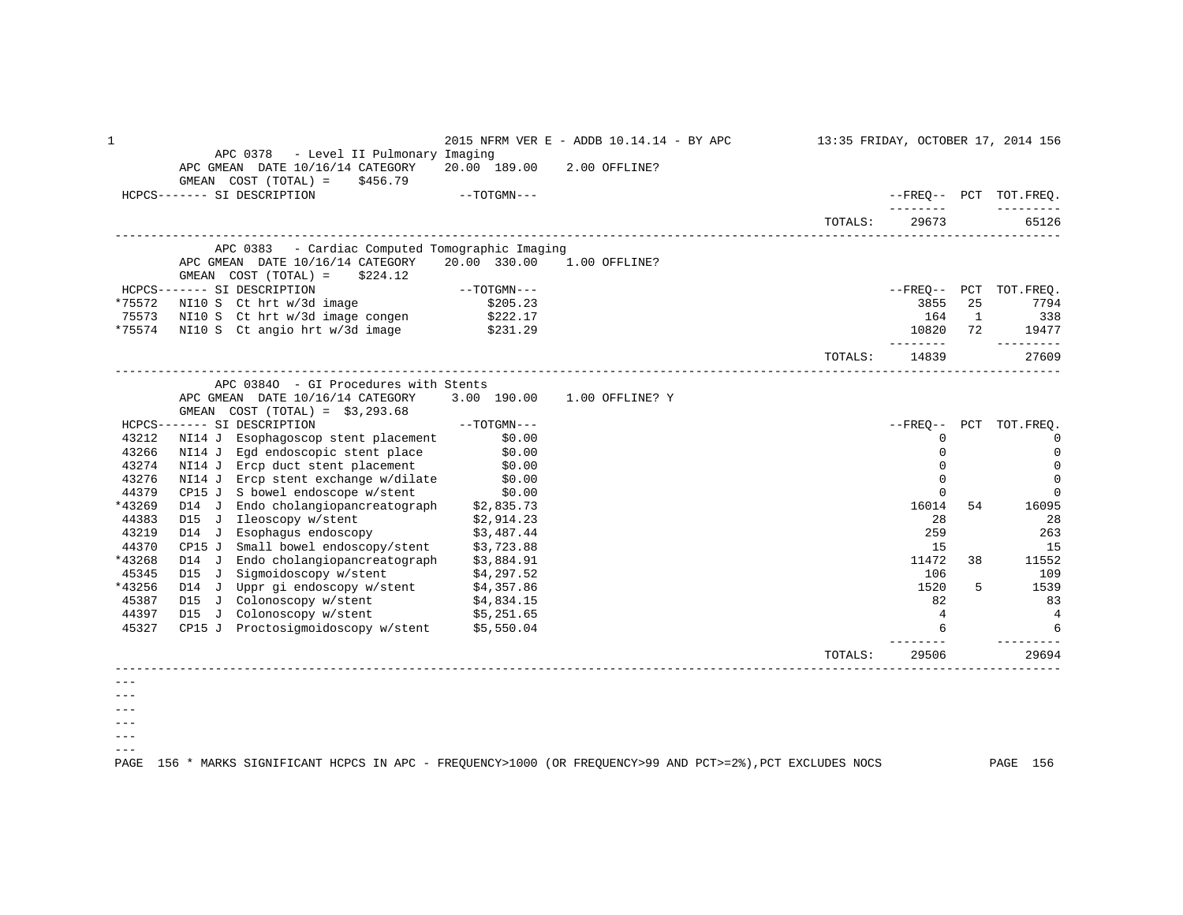## APC 0378 - Level II Pulmonary Imaging

APC GMEAN DATE 10/16/14 CATEGORY 20.00 189.00 2.00 OFFLINE?
GMEAN COST (TOTAL) = $456.79

| HCPCS | SI | DESCRIPTION | TOTGMN | FREQ | PCT | TOT.FREQ. |
|---|---|---|---|---|---|---|
| | | | TOTALS: | 29673 | | 65126 |

## APC 0383 - Cardiac Computed Tomographic Imaging

APC GMEAN DATE 10/16/14 CATEGORY 20.00 330.00 1.00 OFFLINE?
GMEAN COST (TOTAL) = $224.12

| HCPCS | SI | DESCRIPTION | TOTGMN | FREQ | PCT | TOT.FREQ. |
|---|---|---|---|---|---|---|
| *75572 | NI10 S | Ct hrt w/3d image | $205.23 | 3855 | 25 | 7794 |
| 75573 | NI10 S | Ct hrt w/3d image congen | $222.17 | 164 | 1 | 338 |
| *75574 | NI10 S | Ct angio hrt w/3d image | $231.29 | 10820 | 72 | 19477 |
| | | | TOTALS: | 14839 | | 27609 |

## APC 0384O - GI Procedures with Stents

APC GMEAN DATE 10/16/14 CATEGORY 3.00 190.00 1.00 OFFLINE? Y
GMEAN COST (TOTAL) = $3,293.68

| HCPCS | SI | DESCRIPTION | TOTGMN | FREQ | PCT | TOT.FREQ. |
|---|---|---|---|---|---|---|
| 43212 | NI14 J | Esophagoscop stent placement | $0.00 | 0 | | 0 |
| 43266 | NI14 J | Egd endoscopic stent place | $0.00 | 0 | | 0 |
| 43274 | NI14 J | Ercp duct stent placement | $0.00 | 0 | | 0 |
| 43276 | NI14 J | Ercp stent exchange w/dilate | $0.00 | 0 | | 0 |
| 44379 | CP15 J | S bowel endoscope w/stent | $0.00 | 0 | | 0 |
| *43269 | D14 J | Endo cholangiopancreatograph | $2,835.73 | 16014 | 54 | 16095 |
| 44383 | D15 J | Ileoscopy w/stent | $2,914.23 | 28 | | 28 |
| 43219 | D14 J | Esophagus endoscopy | $3,487.44 | 259 | | 263 |
| 44370 | CP15 J | Small bowel endoscopy/stent | $3,723.88 | 15 | | 15 |
| *43268 | D14 J | Endo cholangiopancreatograph | $3,884.91 | 11472 | 38 | 11552 |
| 45345 | D15 J | Sigmoidoscopy w/stent | $4,297.52 | 106 | | 109 |
| *43256 | D14 J | Uppr gi endoscopy w/stent | $4,357.86 | 1520 | 5 | 1539 |
| 45387 | D15 J | Colonoscopy w/stent | $4,834.15 | 82 | | 83 |
| 44397 | D15 J | Colonoscopy w/stent | $5,251.65 | 4 | | 4 |
| 45327 | CP15 J | Proctosigmoidoscopy w/stent | $5,550.04 | 6 | | 6 |
| | | | TOTALS: | 29506 | | 29694 |

\* MARKS SIGNIFICANT HCPCS IN APC - FREQUENCY>1000 (OR FREQUENCY>99 AND PCT>=2%),PCT EXCLUDES NOCS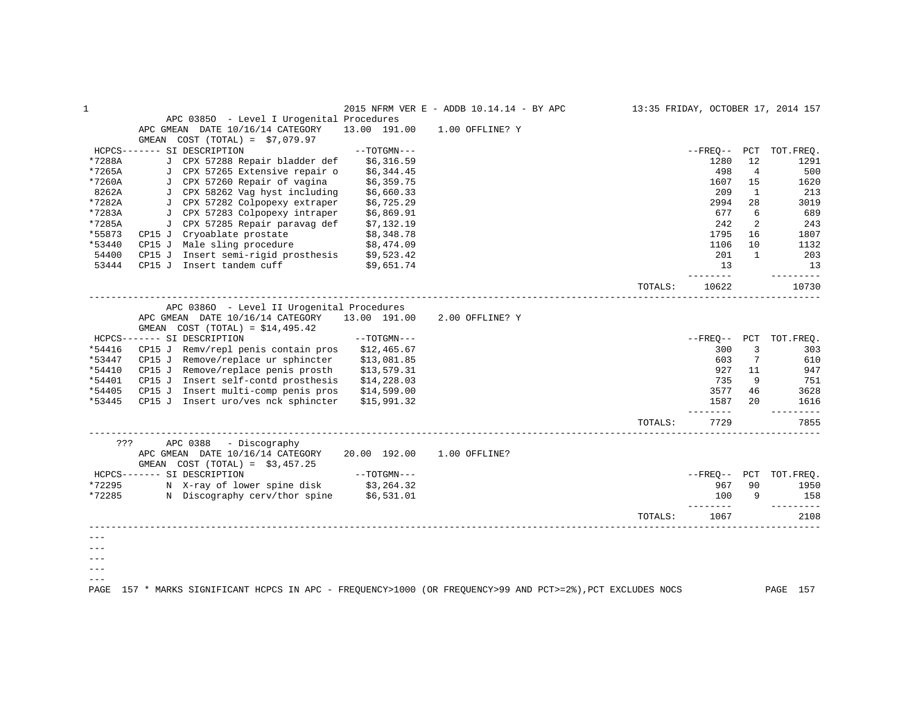### APC 0385O - Level I Urogenital Procedures

APC GMEAN DATE 10/16/14 CATEGORY 13.00 191.00 1.00 OFFLINE? Y

GMEAN COST (TOTAL) = $7,079.97

| HCPCS | SI | DESCRIPTION | TOTGMN | FREQ | PCT | TOT.FREQ. |
|---|---|---|---|---|---|---|
| *7288A | J | CPX 57288 Repair bladder def | $6,316.59 | 1280 | 12 | 1291 |
| *7265A | J | CPX 57265 Extensive repair o | $6,344.45 | 498 | 4 | 500 |
| *7260A | J | CPX 57260 Repair of vagina | $6,359.75 | 1607 | 15 | 1620 |
| 8262A | J | CPX 58262 Vag hyst including | $6,660.33 | 209 | 1 | 213 |
| *7282A | J | CPX 57282 Colpopexy extraper | $6,725.29 | 2994 | 28 | 3019 |
| *7283A | J | CPX 57283 Colpopexy intraper | $6,869.91 | 677 | 6 | 689 |
| *7285A | J | CPX 57285 Repair paravag def | $7,132.19 | 242 | 2 | 243 |
| *55873 | CP15 J | Cryoablate prostate | $8,348.78 | 1795 | 16 | 1807 |
| *53440 | CP15 J | Male sling procedure | $8,474.09 | 1106 | 10 | 1132 |
| 54400 | CP15 J | Insert semi-rigid prosthesis | $9,523.42 | 201 | 1 | 203 |
| 53444 | CP15 J | Insert tandem cuff | $9,651.74 | 13 | | 13 |
| | | | TOTALS: | 10622 | | 10730 |

### APC 0386O - Level II Urogenital Procedures

APC GMEAN DATE 10/16/14 CATEGORY 13.00 191.00 2.00 OFFLINE? Y

GMEAN COST (TOTAL) = $14,495.42

| HCPCS | SI | DESCRIPTION | TOTGMN | FREQ | PCT | TOT.FREQ. |
|---|---|---|---|---|---|---|
| *54416 | CP15 J | Remv/repl penis contain pros | $12,465.67 | 300 | 3 | 303 |
| *53447 | CP15 J | Remove/replace ur sphincter | $13,081.85 | 603 | 7 | 610 |
| *54410 | CP15 J | Remove/replace penis prosth | $13,579.31 | 927 | 11 | 947 |
| *54401 | CP15 J | Insert self-contd prosthesis | $14,228.03 | 735 | 9 | 751 |
| *54405 | CP15 J | Insert multi-comp penis pros | $14,599.00 | 3577 | 46 | 3628 |
| *53445 | CP15 J | Insert uro/ves nck sphincter | $15,991.32 | 1587 | 20 | 1616 |
| | | | TOTALS: | 7729 | | 7855 |

### ??? APC 0388 - Discography

APC GMEAN DATE 10/16/14 CATEGORY 20.00 192.00 1.00 OFFLINE?

GMEAN COST (TOTAL) = $3,457.25

| HCPCS | SI | DESCRIPTION | TOTGMN | FREQ | PCT | TOT.FREQ. |
|---|---|---|---|---|---|---|
| *72295 | N | X-ray of lower spine disk | $3,264.32 | 967 | 90 | 1950 |
| *72285 | N | Discography cerv/thor spine | $6,531.01 | 100 | 9 | 158 |
| | | | TOTALS: | 1067 | | 2108 |

\* MARKS SIGNIFICANT HCPCS IN APC - FREQUENCY>1000 (OR FREQUENCY>99 AND PCT>=2%),PCT EXCLUDES NOCS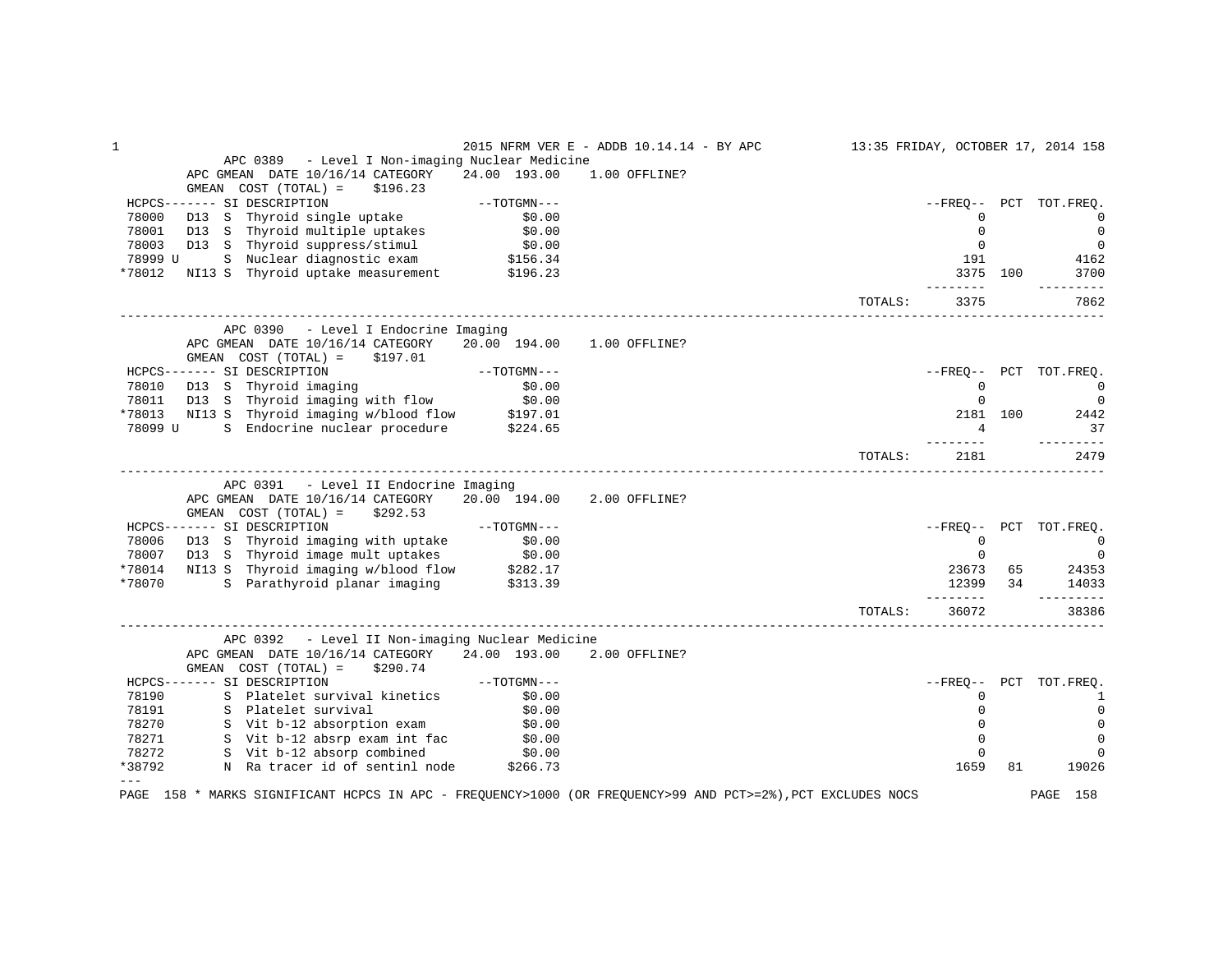## APC 0389 - Level I Non-imaging Nuclear Medicine

APC GMEAN DATE 10/16/14 CATEGORY 24.00 193.00 1.00 OFFLINE?

GMEAN COST (TOTAL) = $196.23

| HCPCS | SI | DESCRIPTION | TOTGMN | FREQ | PCT | TOT.FREQ. |
|---|---|---|---|---|---|---|
| 78000 D13 | S | Thyroid single uptake | $0.00 | 0 | | 0 |
| 78001 D13 | S | Thyroid multiple uptakes | $0.00 | 0 | | 0 |
| 78003 D13 | S | Thyroid suppress/stimul | $0.00 | 0 | | 0 |
| 78999 U | S | Nuclear diagnostic exam | $156.34 | 191 | | 4162 |
| *78012 NI13 | S | Thyroid uptake measurement | $196.23 | 3375 | 100 | 3700 |
| | | | TOTALS: | 3375 | | 7862 |

## APC 0390 - Level I Endocrine Imaging

APC GMEAN DATE 10/16/14 CATEGORY 20.00 194.00 1.00 OFFLINE?

GMEAN COST (TOTAL) = $197.01

| HCPCS | SI | DESCRIPTION | TOTGMN | FREQ | PCT | TOT.FREQ. |
|---|---|---|---|---|---|---|
| 78010 D13 | S | Thyroid imaging | $0.00 | 0 | | 0 |
| 78011 D13 | S | Thyroid imaging with flow | $0.00 | 0 | | 0 |
| *78013 NI13 | S | Thyroid imaging w/blood flow | $197.01 | 2181 | 100 | 2442 |
| 78099 U | S | Endocrine nuclear procedure | $224.65 | 4 | | 37 |
| | | | TOTALS: | 2181 | | 2479 |

## APC 0391 - Level II Endocrine Imaging

APC GMEAN DATE 10/16/14 CATEGORY 20.00 194.00 2.00 OFFLINE?

GMEAN COST (TOTAL) = $292.53

| HCPCS | SI | DESCRIPTION | TOTGMN | FREQ | PCT | TOT.FREQ. |
|---|---|---|---|---|---|---|
| 78006 D13 | S | Thyroid imaging with uptake | $0.00 | 0 | | 0 |
| 78007 D13 | S | Thyroid image mult uptakes | $0.00 | 0 | | 0 |
| *78014 NI13 | S | Thyroid imaging w/blood flow | $282.17 | 23673 | 65 | 24353 |
| *78070 | S | Parathyroid planar imaging | $313.39 | 12399 | 34 | 14033 |
| | | | TOTALS: | 36072 | | 38386 |

## APC 0392 - Level II Non-imaging Nuclear Medicine

APC GMEAN DATE 10/16/14 CATEGORY 24.00 193.00 2.00 OFFLINE?

GMEAN COST (TOTAL) = $290.74

| HCPCS | SI | DESCRIPTION | TOTGMN | FREQ | PCT | TOT.FREQ. |
|---|---|---|---|---|---|---|
| 78190 | S | Platelet survival kinetics | $0.00 | 0 | | 1 |
| 78191 | S | Platelet survival | $0.00 | 0 | | 0 |
| 78270 | S | Vit b-12 absorption exam | $0.00 | 0 | | 0 |
| 78271 | S | Vit b-12 absrp exam int fac | $0.00 | 0 | | 0 |
| 78272 | S | Vit b-12 absorp combined | $0.00 | 0 | | 0 |
| *38792 | N | Ra tracer id of sentinl node | $266.73 | 1659 | 81 | 19026 |

---

* MARKS SIGNIFICANT HCPCS IN APC - FREQUENCY>1000 (OR FREQUENCY>99 AND PCT>=2%),PCT EXCLUDES NOCS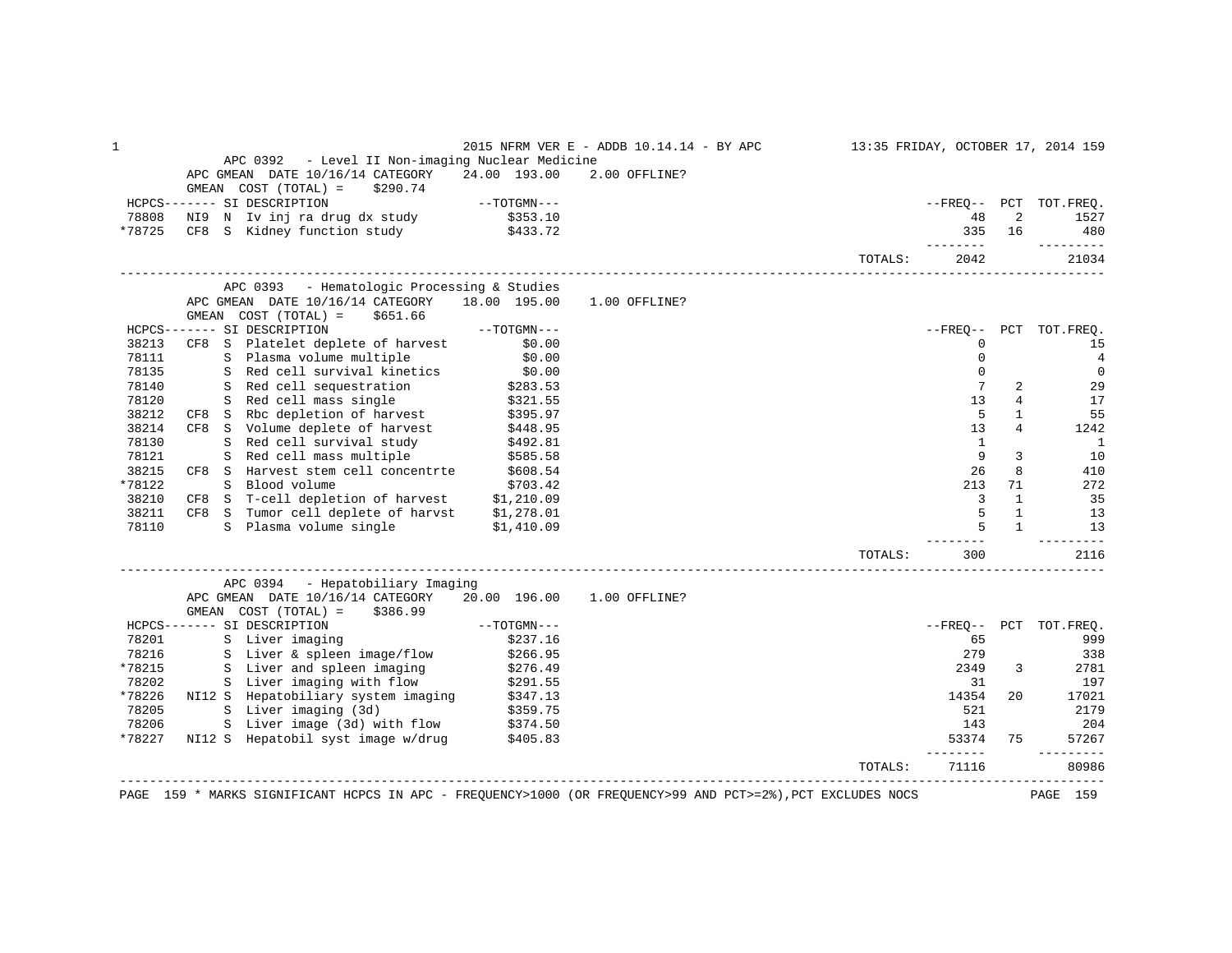### APC 0392 - Level II Non-imaging Nuclear Medicine

APC GMEAN DATE 10/16/14 CATEGORY 24.00 193.00 2.00 OFFLINE?

GMEAN COST (TOTAL) = $290.74

| HCPCS | SI | | DESCRIPTION | TOTGMN | FREQ | PCT | TOT.FREQ. |
|---|---|---|---|---|---|---|---|
| 78808 | NI9 | N | Iv inj ra drug dx study | $353.10 | 48 | 2 | 1527 |
| *78725 | CF8 | S | Kidney function study | $433.72 | 335 | 16 | 480 |
| | | | | TOTALS: | 2042 | | 21034 |

### APC 0393 - Hematologic Processing & Studies

APC GMEAN DATE 10/16/14 CATEGORY 18.00 195.00 1.00 OFFLINE?

GMEAN COST (TOTAL) = $651.66

| HCPCS | SI | | DESCRIPTION | TOTGMN | FREQ | PCT | TOT.FREQ. |
|---|---|---|---|---|---|---|---|
| 38213 | CF8 | S | Platelet deplete of harvest | $0.00 | 0 | | 15 |
| 78111 | | S | Plasma volume multiple | $0.00 | 0 | | 4 |
| 78135 | | S | Red cell survival kinetics | $0.00 | 0 | | 0 |
| 78140 | | S | Red cell sequestration | $283.53 | 7 | 2 | 29 |
| 78120 | | S | Red cell mass single | $321.55 | 13 | 4 | 17 |
| 38212 | CF8 | S | Rbc depletion of harvest | $395.97 | 5 | 1 | 55 |
| 38214 | CF8 | S | Volume deplete of harvest | $448.95 | 13 | 4 | 1242 |
| 78130 | | S | Red cell survival study | $492.81 | 1 | | 1 |
| 78121 | | S | Red cell mass multiple | $585.58 | 9 | 3 | 10 |
| 38215 | CF8 | S | Harvest stem cell concentrte | $608.54 | 26 | 8 | 410 |
| *78122 | | S | Blood volume | $703.42 | 213 | 71 | 272 |
| 38210 | CF8 | S | T-cell depletion of harvest | $1,210.09 | 3 | 1 | 35 |
| 38211 | CF8 | S | Tumor cell deplete of harvst | $1,278.01 | 5 | 1 | 13 |
| 78110 | | S | Plasma volume single | $1,410.09 | 5 | 1 | 13 |
| | | | | TOTALS: | 300 | | 2116 |

### APC 0394 - Hepatobiliary Imaging

APC GMEAN DATE 10/16/14 CATEGORY 20.00 196.00 1.00 OFFLINE?

GMEAN COST (TOTAL) = $386.99

| HCPCS | SI | | DESCRIPTION | TOTGMN | FREQ | PCT | TOT.FREQ. |
|---|---|---|---|---|---|---|---|
| 78201 | | S | Liver imaging | $237.16 | 65 | | 999 |
| 78216 | | S | Liver & spleen image/flow | $266.95 | 279 | | 338 |
| *78215 | | S | Liver and spleen imaging | $276.49 | 2349 | 3 | 2781 |
| 78202 | | S | Liver imaging with flow | $291.55 | 31 | | 197 |
| *78226 | NI12 | S | Hepatobiliary system imaging | $347.13 | 14354 | 20 | 17021 |
| 78205 | | S | Liver imaging (3d) | $359.75 | 521 | | 2179 |
| 78206 | | S | Liver image (3d) with flow | $374.50 | 143 | | 204 |
| *78227 | NI12 | S | Hepatobil syst image w/drug | $405.83 | 53374 | 75 | 57267 |
| | | | | TOTALS: | 71116 | | 80986 |

* MARKS SIGNIFICANT HCPCS IN APC - FREQUENCY>1000 (OR FREQUENCY>99 AND PCT>=2%),PCT EXCLUDES NOCS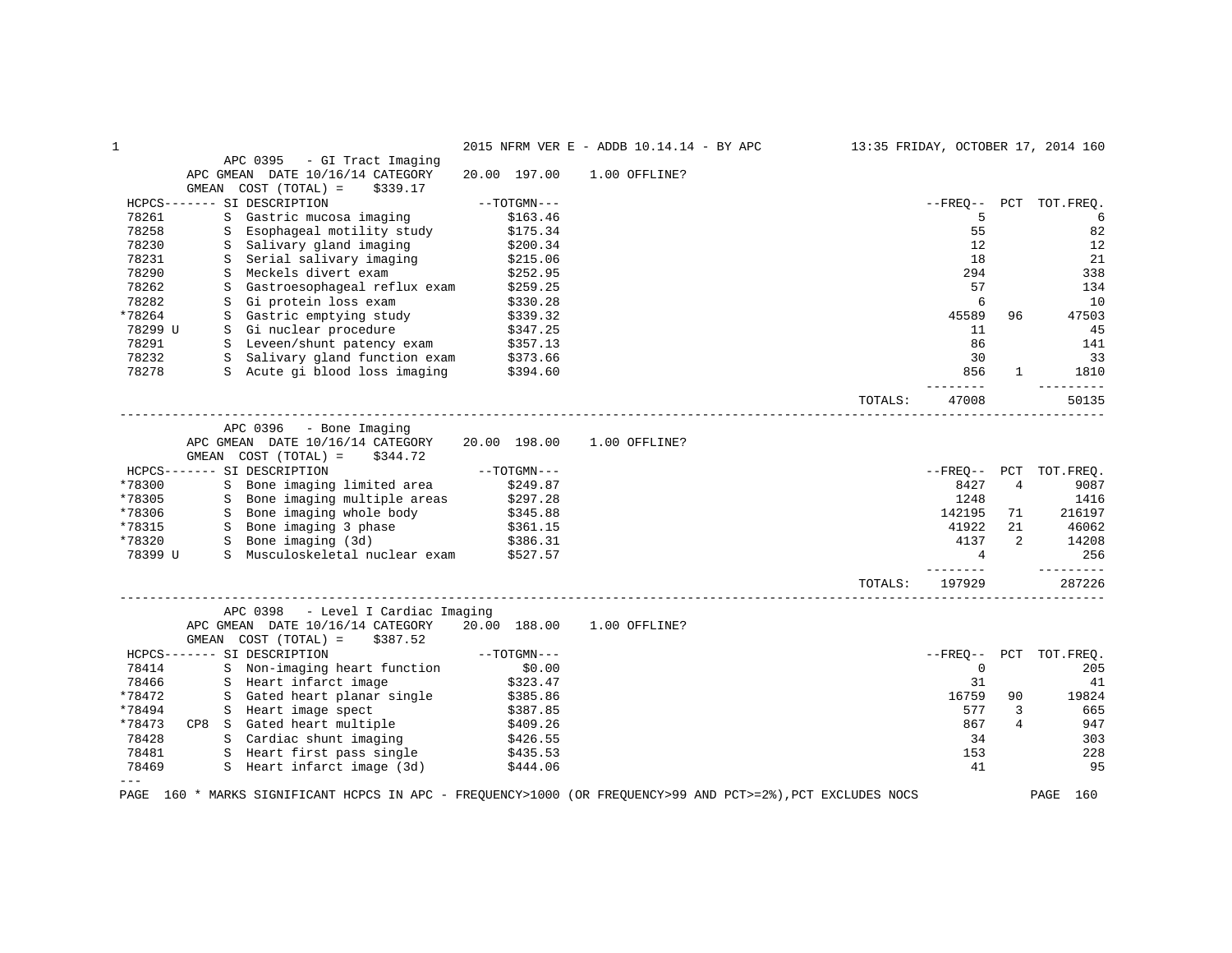2015 NFRM VER E - ADDB 10.14.14 - BY APC

## APC 0395 - GI Tract Imaging

APC GMEAN DATE 10/16/14 CATEGORY 20.00 197.00 1.00 OFFLINE?

GMEAN COST (TOTAL) = $339.17

| HCPCS | SI | DESCRIPTION | TOTGMN | FREQ | PCT | TOT.FREQ. |
|---|---|---|---|---|---|---|
| 78261 | S | Gastric mucosa imaging | $163.46 | 5 | | 6 |
| 78258 | S | Esophageal motility study | $175.34 | 55 | | 82 |
| 78230 | S | Salivary gland imaging | $200.34 | 12 | | 12 |
| 78231 | S | Serial salivary imaging | $215.06 | 18 | | 21 |
| 78290 | S | Meckels divert exam | $252.95 | 294 | | 338 |
| 78262 | S | Gastroesophageal reflux exam | $259.25 | 57 | | 134 |
| 78282 | S | Gi protein loss exam | $330.28 | 6 | | 10 |
| *78264 | S | Gastric emptying study | $339.32 | 45589 | 96 | 47503 |
| 78299 U | S | Gi nuclear procedure | $347.25 | 11 | | 45 |
| 78291 | S | Leveen/shunt patency exam | $357.13 | 86 | | 141 |
| 78232 | S | Salivary gland function exam | $373.66 | 30 | | 33 |
| 78278 | S | Acute gi blood loss imaging | $394.60 | 856 | 1 | 1810 |
| | | | TOTALS: | 47008 | | 50135 |

## APC 0396 - Bone Imaging

APC GMEAN DATE 10/16/14 CATEGORY 20.00 198.00 1.00 OFFLINE?

GMEAN COST (TOTAL) = $344.72

| HCPCS | SI | DESCRIPTION | TOTGMN | FREQ | PCT | TOT.FREQ. |
|---|---|---|---|---|---|---|
| *78300 | S | Bone imaging limited area | $249.87 | 8427 | 4 | 9087 |
| *78305 | S | Bone imaging multiple areas | $297.28 | 1248 | | 1416 |
| *78306 | S | Bone imaging whole body | $345.88 | 142195 | 71 | 216197 |
| *78315 | S | Bone imaging 3 phase | $361.15 | 41922 | 21 | 46062 |
| *78320 | S | Bone imaging (3d) | $386.31 | 4137 | 2 | 14208 |
| 78399 U | S | Musculoskeletal nuclear exam | $527.57 | 4 | | 256 |
| | | | TOTALS: | 197929 | | 287226 |

## APC 0398 - Level I Cardiac Imaging

APC GMEAN DATE 10/16/14 CATEGORY 20.00 188.00 1.00 OFFLINE?

GMEAN COST (TOTAL) = $387.52

| HCPCS | SI | DESCRIPTION | TOTGMN | FREQ | PCT | TOT.FREQ. |
|---|---|---|---|---|---|---|
| 78414 | S | Non-imaging heart function | $0.00 | 0 | | 205 |
| 78466 | S | Heart infarct image | $323.47 | 31 | | 41 |
| *78472 | S | Gated heart planar single | $385.86 | 16759 | 90 | 19824 |
| *78494 | S | Heart image spect | $387.85 | 577 | 3 | 665 |
| *78473 CP8 | S | Gated heart multiple | $409.26 | 867 | 4 | 947 |
| 78428 | S | Cardiac shunt imaging | $426.55 | 34 | | 303 |
| 78481 | S | Heart first pass single | $435.53 | 153 | | 228 |
| 78469 | S | Heart infarct image (3d) | $444.06 | 41 | | 95 |

---

\* MARKS SIGNIFICANT HCPCS IN APC - FREQUENCY>1000 (OR FREQUENCY>99 AND PCT>=2%),PCT EXCLUDES NOCS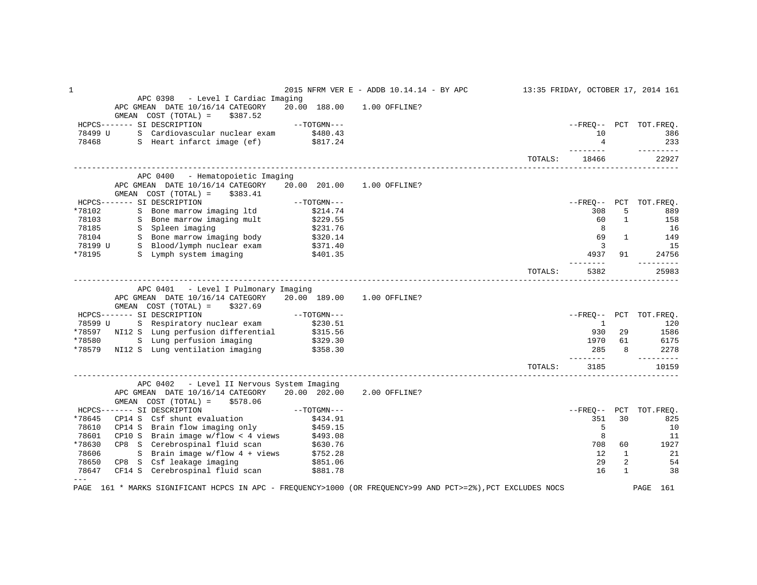## APC 0398 - Level I Cardiac Imaging

APC GMEAN DATE 10/16/14 CATEGORY 20.00 188.00 1.00 OFFLINE?
GMEAN COST (TOTAL) = $387.52

| HCPCS | SI | DESCRIPTION | TOTGMN | FREQ | PCT | TOT.FREQ. |
|---|---|---|---|---|---|---|
| 78499 U | S | Cardiovascular nuclear exam | $480.43 | 10 | | 386 |
| 78468 | S | Heart infarct image (ef) | $817.24 | 4 | | 233 |
| | | | TOTALS: | 18466 | | 22927 |

## APC 0400 - Hematopoietic Imaging

APC GMEAN DATE 10/16/14 CATEGORY 20.00 201.00 1.00 OFFLINE?
GMEAN COST (TOTAL) = $383.41

| HCPCS | SI | DESCRIPTION | TOTGMN | FREQ | PCT | TOT.FREQ. |
|---|---|---|---|---|---|---|
| *78102 | S | Bone marrow imaging ltd | $214.74 | 308 | 5 | 889 |
| 78103 | S | Bone marrow imaging mult | $229.55 | 60 | 1 | 158 |
| 78185 | S | Spleen imaging | $231.76 | 8 | | 16 |
| 78104 | S | Bone marrow imaging body | $320.14 | 69 | 1 | 149 |
| 78199 U | S | Blood/lymph nuclear exam | $371.40 | 3 | | 15 |
| *78195 | S | Lymph system imaging | $401.35 | 4937 | 91 | 24756 |
| | | | TOTALS: | 5382 | | 25983 |

## APC 0401 - Level I Pulmonary Imaging

APC GMEAN DATE 10/16/14 CATEGORY 20.00 189.00 1.00 OFFLINE?
GMEAN COST (TOTAL) = $327.69

| HCPCS | SI | DESCRIPTION | TOTGMN | FREQ | PCT | TOT.FREQ. |
|---|---|---|---|---|---|---|
| 78599 U | S | Respiratory nuclear exam | $230.51 | 1 | | 120 |
| *78597 NI12 | S | Lung perfusion differential | $315.56 | 930 | 29 | 1586 |
| *78580 | S | Lung perfusion imaging | $329.30 | 1970 | 61 | 6175 |
| *78579 NI12 | S | Lung ventilation imaging | $358.30 | 285 | 8 | 2278 |
| | | | TOTALS: | 3185 | | 10159 |

## APC 0402 - Level II Nervous System Imaging

APC GMEAN DATE 10/16/14 CATEGORY 20.00 202.00 2.00 OFFLINE?
GMEAN COST (TOTAL) = $578.06

| HCPCS | SI | DESCRIPTION | TOTGMN | FREQ | PCT | TOT.FREQ. |
|---|---|---|---|---|---|---|
| *78645 CP14 | S | Csf shunt evaluation | $434.91 | 351 | 30 | 825 |
| 78610 CP14 | S | Brain flow imaging only | $459.15 | 5 | | 10 |
| 78601 CP10 | S | Brain image w/flow < 4 views | $493.08 | 8 | | 11 |
| *78630 CP8 | S | Cerebrospinal fluid scan | $630.76 | 708 | 60 | 1927 |
| 78606 | S | Brain image w/flow 4 + views | $752.28 | 12 | 1 | 21 |
| 78650 CP8 | S | Csf leakage imaging | $851.06 | 29 | 2 | 54 |
| 78647 CF14 | S | Cerebrospinal fluid scan | $881.78 | 16 | 1 | 38 |

\* MARKS SIGNIFICANT HCPCS IN APC - FREQUENCY>1000 (OR FREQUENCY>99 AND PCT>=2%),PCT EXCLUDES NOCS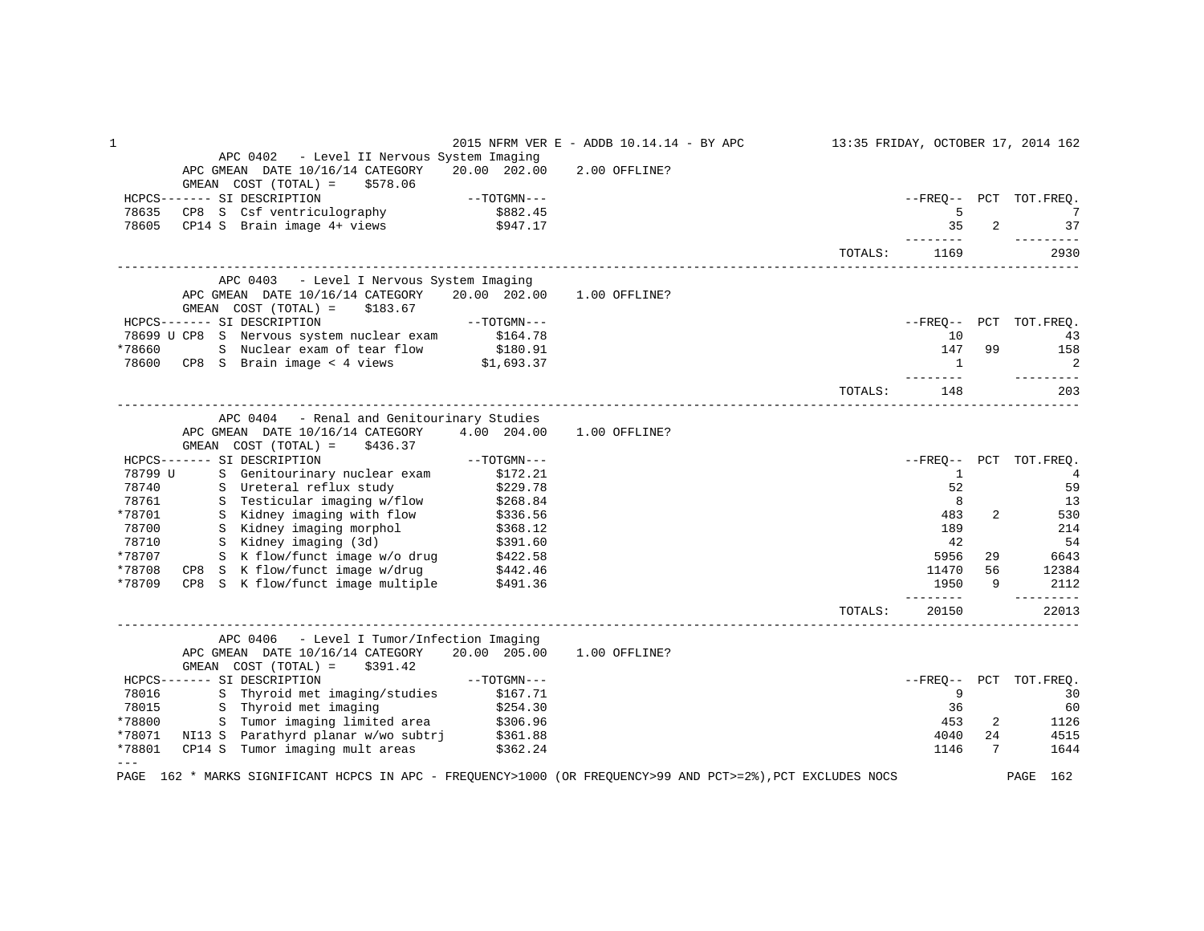## APC 0402 - Level II Nervous System Imaging

APC GMEAN DATE 10/16/14 CATEGORY 20.00 202.00 2.00 OFFLINE?
GMEAN COST (TOTAL) = $578.06

| HCPCS | | SI | DESCRIPTION | TOTGMN | FREQ | PCT | TOT.FREQ. |
|---|---|---|---|---|---|---|---|
| 78635 | CP8 | S | Csf ventriculography | $882.45 | 5 | | 7 |
| 78605 | CP14 | S | Brain image 4+ views | $947.17 | 35 | 2 | 37 |
| | | | | TOTALS: | 1169 | | 2930 |

## APC 0403 - Level I Nervous System Imaging

APC GMEAN DATE 10/16/14 CATEGORY 20.00 202.00 1.00 OFFLINE?
GMEAN COST (TOTAL) = $183.67

| HCPCS | | SI | DESCRIPTION | TOTGMN | FREQ | PCT | TOT.FREQ. |
|---|---|---|---|---|---|---|---|
| 78699 U | CP8 | S | Nervous system nuclear exam | $164.78 | 10 | | 43 |
| *78660 | | S | Nuclear exam of tear flow | $180.91 | 147 | 99 | 158 |
| 78600 | CP8 | S | Brain image < 4 views | $1,693.37 | 1 | | 2 |
| | | | | TOTALS: | 148 | | 203 |

## APC 0404 - Renal and Genitourinary Studies

APC GMEAN DATE 10/16/14 CATEGORY 4.00 204.00 1.00 OFFLINE?
GMEAN COST (TOTAL) = $436.37

| HCPCS | | SI | DESCRIPTION | TOTGMN | FREQ | PCT | TOT.FREQ. |
|---|---|---|---|---|---|---|---|
| 78799 U | | S | Genitourinary nuclear exam | $172.21 | 1 | | 4 |
| 78740 | | S | Ureteral reflux study | $229.78 | 52 | | 59 |
| 78761 | | S | Testicular imaging w/flow | $268.84 | 8 | | 13 |
| *78701 | | S | Kidney imaging with flow | $336.56 | 483 | 2 | 530 |
| 78700 | | S | Kidney imaging morphol | $368.12 | 189 | | 214 |
| 78710 | | S | Kidney imaging (3d) | $391.60 | 42 | | 54 |
| *78707 | | S | K flow/funct image w/o drug | $422.58 | 5956 | 29 | 6643 |
| *78708 | CP8 | S | K flow/funct image w/drug | $442.46 | 11470 | 56 | 12384 |
| *78709 | CP8 | S | K flow/funct image multiple | $491.36 | 1950 | 9 | 2112 |
| | | | | TOTALS: | 20150 | | 22013 |

## APC 0406 - Level I Tumor/Infection Imaging

APC GMEAN DATE 10/16/14 CATEGORY 20.00 205.00 1.00 OFFLINE?
GMEAN COST (TOTAL) = $391.42

| HCPCS | | SI | DESCRIPTION | TOTGMN | FREQ | PCT | TOT.FREQ. |
|---|---|---|---|---|---|---|---|
| 78016 | | S | Thyroid met imaging/studies | $167.71 | 9 | | 30 |
| 78015 | | S | Thyroid met imaging | $254.30 | 36 | | 60 |
| *78800 | | S | Tumor imaging limited area | $306.96 | 453 | 2 | 1126 |
| *78071 | NI13 | S | Parathyrd planar w/wo subtrj | $361.88 | 4040 | 24 | 4515 |
| *78801 | CP14 | S | Tumor imaging mult areas | $362.24 | 1146 | 7 | 1644 |

---

\* MARKS SIGNIFICANT HCPCS IN APC - FREQUENCY>1000 (OR FREQUENCY>99 AND PCT>=2%),PCT EXCLUDES NOCS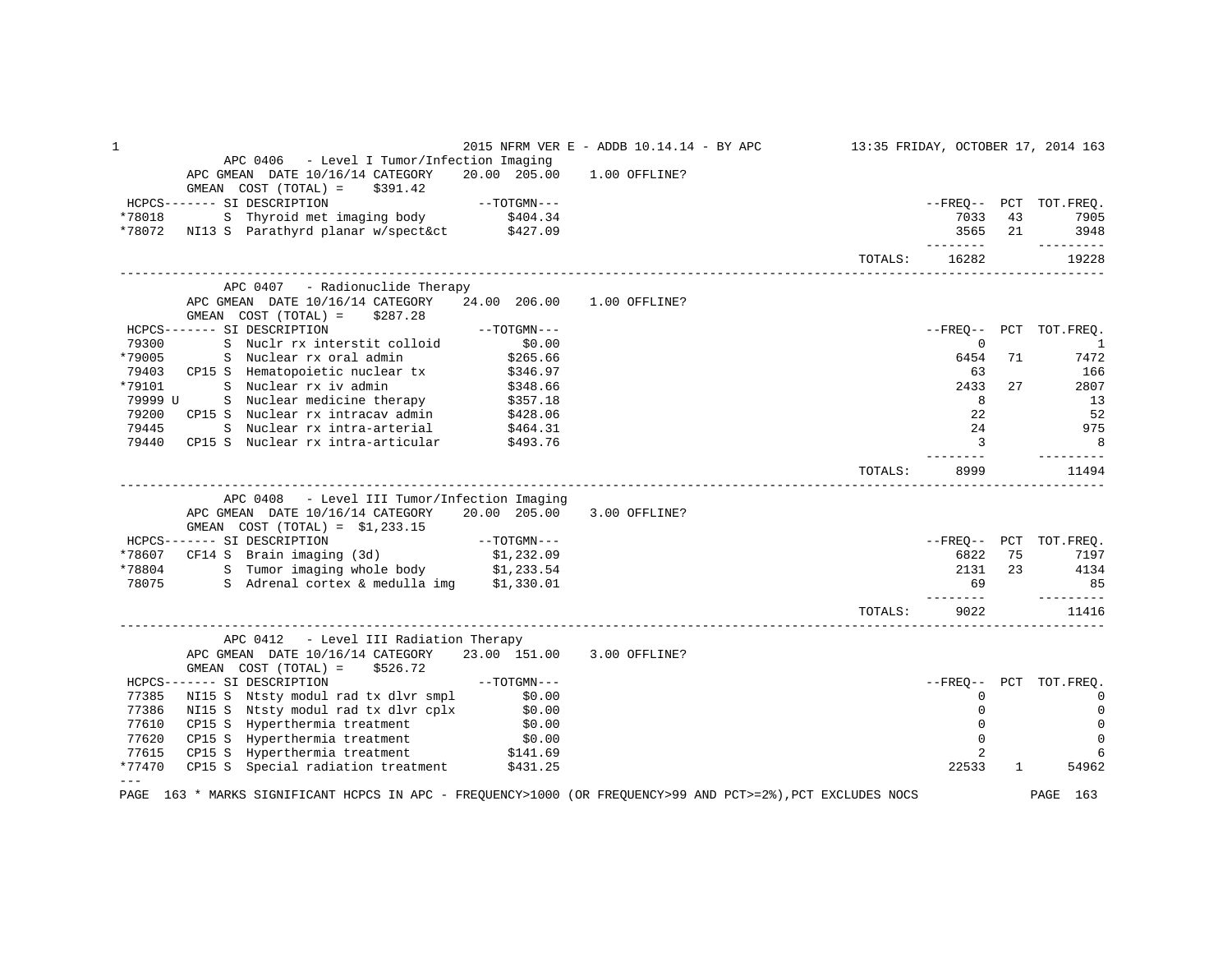## APC 0406 - Level I Tumor/Infection Imaging

APC GMEAN DATE 10/16/14 CATEGORY 20.00 205.00 1.00 OFFLINE?

GMEAN COST (TOTAL) = $391.42

| HCPCS | SI | DESCRIPTION | TOTGMN | FREQ | PCT | TOT.FREQ. |
|---|---|---|---|---|---|---|
| *78018 | S | Thyroid met imaging body | $404.34 | 7033 | 43 | 7905 |
| *78072 | NI13 S | Parathyrd planar w/spect&ct | $427.09 | 3565 | 21 | 3948 |
| | | TOTALS: | | 16282 | | 19228 |

## APC 0407 - Radionuclide Therapy

APC GMEAN DATE 10/16/14 CATEGORY 24.00 206.00 1.00 OFFLINE?

GMEAN COST (TOTAL) = $287.28

| HCPCS | SI | DESCRIPTION | TOTGMN | FREQ | PCT | TOT.FREQ. |
|---|---|---|---|---|---|---|
| 79300 | S | Nuclr rx interstit colloid | $0.00 | 0 | | 1 |
| *79005 | S | Nuclear rx oral admin | $265.66 | 6454 | 71 | 7472 |
| 79403 | CP15 S | Hematopoietic nuclear tx | $346.97 | 63 | | 166 |
| *79101 | S | Nuclear rx iv admin | $348.66 | 2433 | 27 | 2807 |
| 79999 U | S | Nuclear medicine therapy | $357.18 | 8 | | 13 |
| 79200 | CP15 S | Nuclear rx intracav admin | $428.06 | 22 | | 52 |
| 79445 | S | Nuclear rx intra-arterial | $464.31 | 24 | | 975 |
| 79440 | CP15 S | Nuclear rx intra-articular | $493.76 | 3 | | 8 |
| | | TOTALS: | | 8999 | | 11494 |

## APC 0408 - Level III Tumor/Infection Imaging

APC GMEAN DATE 10/16/14 CATEGORY 20.00 205.00 3.00 OFFLINE?

GMEAN COST (TOTAL) = $1,233.15

| HCPCS | SI | DESCRIPTION | TOTGMN | FREQ | PCT | TOT.FREQ. |
|---|---|---|---|---|---|---|
| *78607 | CF14 S | Brain imaging (3d) | $1,232.09 | 6822 | 75 | 7197 |
| *78804 | S | Tumor imaging whole body | $1,233.54 | 2131 | 23 | 4134 |
| 78075 | S | Adrenal cortex & medulla img | $1,330.01 | 69 | | 85 |
| | | TOTALS: | | 9022 | | 11416 |

## APC 0412 - Level III Radiation Therapy

APC GMEAN DATE 10/16/14 CATEGORY 23.00 151.00 3.00 OFFLINE?

GMEAN COST (TOTAL) = $526.72

| HCPCS | SI | DESCRIPTION | TOTGMN | FREQ | PCT | TOT.FREQ. |
|---|---|---|---|---|---|---|
| 77385 | NI15 S | Ntsty modul rad tx dlvr smpl | $0.00 | 0 | | 0 |
| 77386 | NI15 S | Ntsty modul rad tx dlvr cplx | $0.00 | 0 | | 0 |
| 77610 | CP15 S | Hyperthermia treatment | $0.00 | 0 | | 0 |
| 77620 | CP15 S | Hyperthermia treatment | $0.00 | 0 | | 0 |
| 77615 | CP15 S | Hyperthermia treatment | $141.69 | 2 | | 6 |
| *77470 | CP15 S | Special radiation treatment | $431.25 | 22533 | 1 | 54962 |

---

PAGE 163 * MARKS SIGNIFICANT HCPCS IN APC - FREQUENCY>1000 (OR FREQUENCY>99 AND PCT>=2%),PCT EXCLUDES NOCS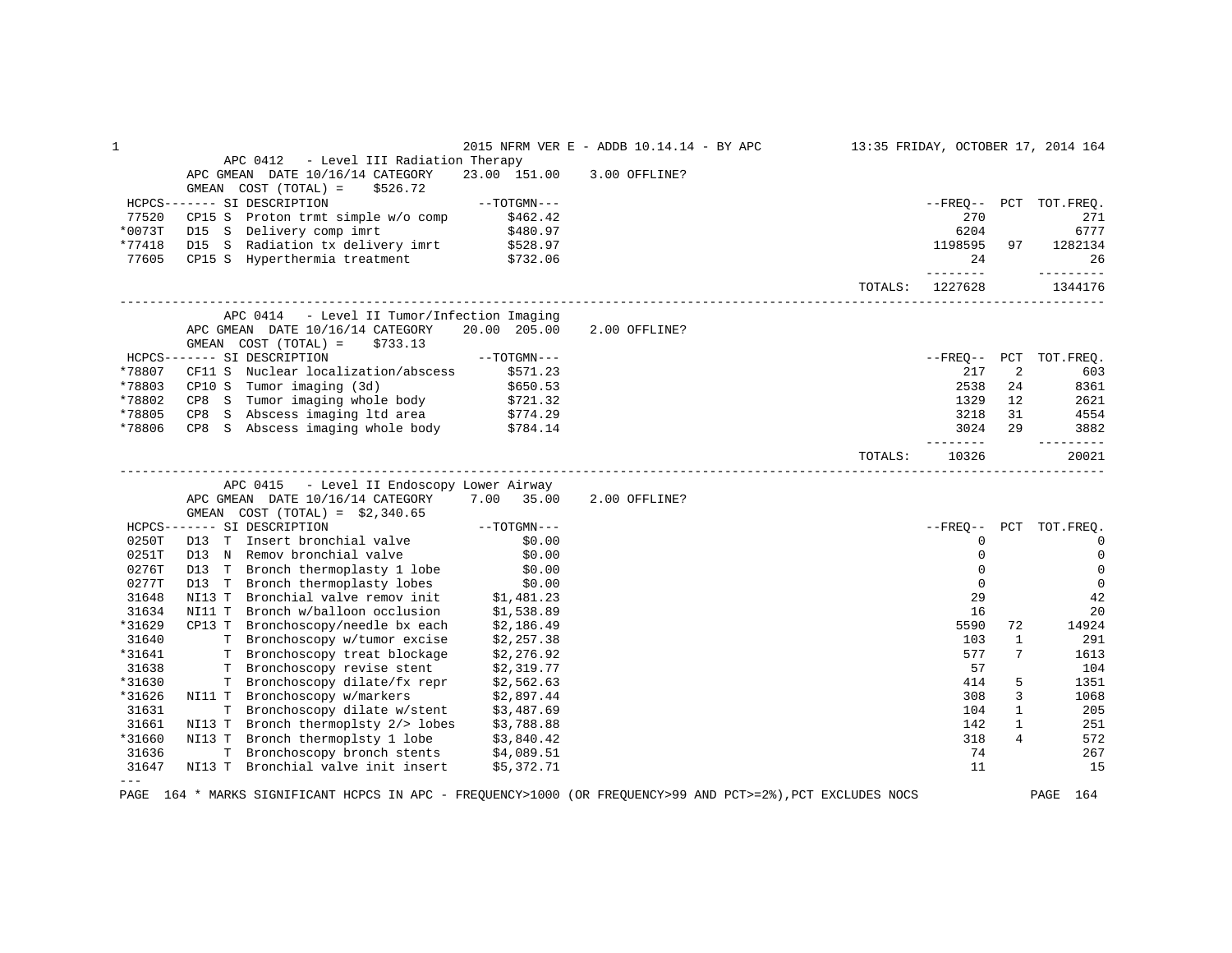## APC 0412 - Level III Radiation Therapy

APC GMEAN DATE 10/16/14 CATEGORY 23.00 151.00 3.00 OFFLINE?

GMEAN COST (TOTAL) = $526.72

| HCPCS | SI | DESCRIPTION | TOTGMN | FREQ | PCT | TOT.FREQ. |
|---|---|---|---|---|---|---|
| 77520 | CP15 S | Proton trmt simple w/o comp | $462.42 | 270 | | 271 |
| *0073T | D15 S | Delivery comp imrt | $480.97 | 6204 | | 6777 |
| *77418 | D15 S | Radiation tx delivery imrt | $528.97 | 1198595 | 97 | 1282134 |
| 77605 | CP15 S | Hyperthermia treatment | $732.06 | 24 | | 26 |
| | | | TOTALS: | 1227628 | | 1344176 |

## APC 0414 - Level II Tumor/Infection Imaging

APC GMEAN DATE 10/16/14 CATEGORY 20.00 205.00 2.00 OFFLINE?

GMEAN COST (TOTAL) = $733.13

| HCPCS | SI | DESCRIPTION | TOTGMN | FREQ | PCT | TOT.FREQ. |
|---|---|---|---|---|---|---|
| *78807 | CF11 S | Nuclear localization/abscess | $571.23 | 217 | 2 | 603 |
| *78803 | CP10 S | Tumor imaging (3d) | $650.53 | 2538 | 24 | 8361 |
| *78802 | CP8 S | Tumor imaging whole body | $721.32 | 1329 | 12 | 2621 |
| *78805 | CP8 S | Abscess imaging ltd area | $774.29 | 3218 | 31 | 4554 |
| *78806 | CP8 S | Abscess imaging whole body | $784.14 | 3024 | 29 | 3882 |
| | | | TOTALS: | 10326 | | 20021 |

## APC 0415 - Level II Endoscopy Lower Airway

APC GMEAN DATE 10/16/14 CATEGORY 7.00 35.00 2.00 OFFLINE?

GMEAN COST (TOTAL) = $2,340.65

| HCPCS | SI | DESCRIPTION | TOTGMN | FREQ | PCT | TOT.FREQ. |
|---|---|---|---|---|---|---|
| 0250T | D13 T | Insert bronchial valve | $0.00 | 0 | | 0 |
| 0251T | D13 N | Remov bronchial valve | $0.00 | 0 | | 0 |
| 0276T | D13 T | Bronch thermoplasty 1 lobe | $0.00 | 0 | | 0 |
| 0277T | D13 T | Bronch thermoplasty lobes | $0.00 | 0 | | 0 |
| 31648 | NI13 T | Bronchial valve remov init | $1,481.23 | 29 | | 42 |
| 31634 | NI11 T | Bronch w/balloon occlusion | $1,538.89 | 16 | | 20 |
| *31629 | CP13 T | Bronchoscopy/needle bx each | $2,186.49 | 5590 | 72 | 14924 |
| 31640 | T | Bronchoscopy w/tumor excise | $2,257.38 | 103 | 1 | 291 |
| *31641 | T | Bronchoscopy treat blockage | $2,276.92 | 577 | 7 | 1613 |
| 31638 | T | Bronchoscopy revise stent | $2,319.77 | 57 | | 104 |
| *31630 | T | Bronchoscopy dilate/fx repr | $2,562.63 | 414 | 5 | 1351 |
| *31626 | NI11 T | Bronchoscopy w/markers | $2,897.44 | 308 | 3 | 1068 |
| 31631 | T | Bronchoscopy dilate w/stent | $3,487.69 | 104 | 1 | 205 |
| 31661 | NI13 T | Bronch thermoplsty 2/> lobes | $3,788.88 | 142 | 1 | 251 |
| *31660 | NI13 T | Bronch thermoplsty 1 lobe | $3,840.42 | 318 | 4 | 572 |
| 31636 | T | Bronchoscopy bronch stents | $4,089.51 | 74 | | 267 |
| 31647 | NI13 T | Bronchial valve init insert | $5,372.71 | 11 | | 15 |

\* MARKS SIGNIFICANT HCPCS IN APC - FREQUENCY>1000 (OR FREQUENCY>99 AND PCT>=2%),PCT EXCLUDES NOCS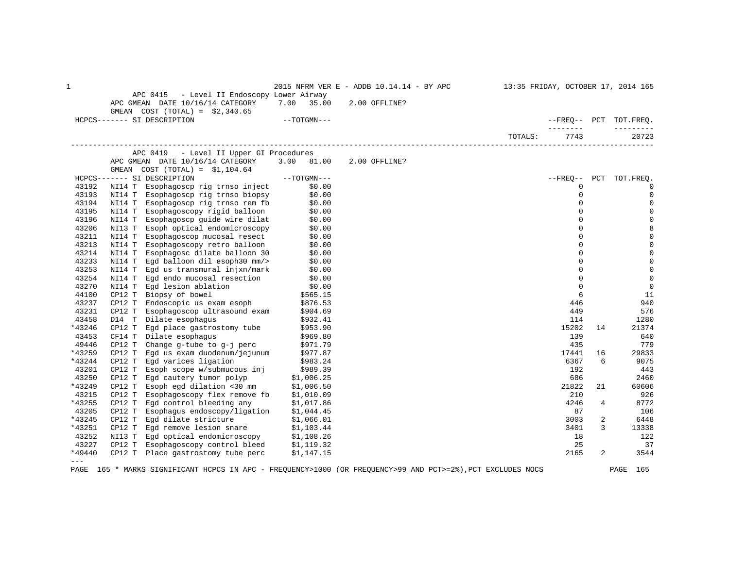APC 0415 - Level II Endoscopy Lower Airway
APC GMEAN DATE 10/16/14 CATEGORY 7.00 35.00 2.00 OFFLINE?
GMEAN COST (TOTAL) = $2,340.65

| HCPCS | SI | DESCRIPTION | TOTGMN | FREQ | PCT | TOT.FREQ. |
|---|---|---|---|---|---|---|
| | | | TOTALS: | 7743 | | 20723 |

APC 0419 - Level II Upper GI Procedures
APC GMEAN DATE 10/16/14 CATEGORY 3.00 81.00 2.00 OFFLINE?
GMEAN COST (TOTAL) = $1,104.64

| HCPCS | SI | DESCRIPTION | TOTGMN | FREQ | PCT | TOT.FREQ. |
|---|---|---|---|---|---|---|
| 43192 | NI14 T | Esophagoscp rig trnso inject | $0.00 | 0 | | 0 |
| 43193 | NI14 T | Esophagoscp rig trnso biopsy | $0.00 | 0 | | 0 |
| 43194 | NI14 T | Esophagoscp rig trnso rem fb | $0.00 | 0 | | 0 |
| 43195 | NI14 T | Esophagoscopy rigid balloon | $0.00 | 0 | | 0 |
| 43196 | NI14 T | Esophagoscp guide wire dilat | $0.00 | 0 | | 0 |
| 43206 | NI13 T | Esoph optical endomicroscopy | $0.00 | 0 | | 8 |
| 43211 | NI14 T | Esophagoscop mucosal resect | $0.00 | 0 | | 0 |
| 43213 | NI14 T | Esophagoscopy retro balloon | $0.00 | 0 | | 0 |
| 43214 | NI14 T | Esophagosc dilate balloon 30 | $0.00 | 0 | | 0 |
| 43233 | NI14 T | Egd balloon dil esoph30 mm/> | $0.00 | 0 | | 0 |
| 43253 | NI14 T | Egd us transmural injxn/mark | $0.00 | 0 | | 0 |
| 43254 | NI14 T | Egd endo mucosal resection | $0.00 | 0 | | 0 |
| 43270 | NI14 T | Egd lesion ablation | $0.00 | 0 | | 0 |
| 44100 | CP12 T | Biopsy of bowel | $565.15 | 6 | | 11 |
| 43237 | CP12 T | Endoscopic us exam esoph | $876.53 | 446 | | 940 |
| 43231 | CP12 T | Esophagoscop ultrasound exam | $904.69 | 449 | | 576 |
| 43458 | D14 T | Dilate esophagus | $932.41 | 114 | | 1280 |
| *43246 | CP12 T | Egd place gastrostomy tube | $953.90 | 15202 | 14 | 21374 |
| 43453 | CF14 T | Dilate esophagus | $969.80 | 139 | | 640 |
| 49446 | CP12 T | Change g-tube to g-j perc | $971.79 | 435 | | 779 |
| *43259 | CP12 T | Egd us exam duodenum/jejunum | $977.87 | 17441 | 16 | 29833 |
| *43244 | CP12 T | Egd varices ligation | $983.24 | 6367 | 6 | 9075 |
| 43201 | CP12 T | Esoph scope w/submucous inj | $989.39 | 192 | | 443 |
| 43250 | CP12 T | Egd cautery tumor polyp | $1,006.25 | 686 | | 2460 |
| *43249 | CP12 T | Esoph egd dilation <30 mm | $1,006.50 | 21822 | 21 | 60606 |
| 43215 | CP12 T | Esophagoscopy flex remove fb | $1,010.09 | 210 | | 926 |
| *43255 | CP12 T | Egd control bleeding any | $1,017.86 | 4246 | 4 | 8772 |
| 43205 | CP12 T | Esophagus endoscopy/ligation | $1,044.45 | 87 | | 106 |
| *43245 | CP12 T | Egd dilate stricture | $1,066.01 | 3003 | 2 | 6448 |
| *43251 | CP12 T | Egd remove lesion snare | $1,103.44 | 3401 | 3 | 13338 |
| 43252 | NI13 T | Egd optical endomicroscopy | $1,108.26 | 18 | | 122 |
| 43227 | CP12 T | Esophagoscopy control bleed | $1,119.32 | 25 | | 37 |
| *49440 | CP12 T | Place gastrostomy tube perc | $1,147.15 | 2165 | 2 | 3544 |

\* MARKS SIGNIFICANT HCPCS IN APC - FREQUENCY>1000 (OR FREQUENCY>99 AND PCT>=2%),PCT EXCLUDES NOCS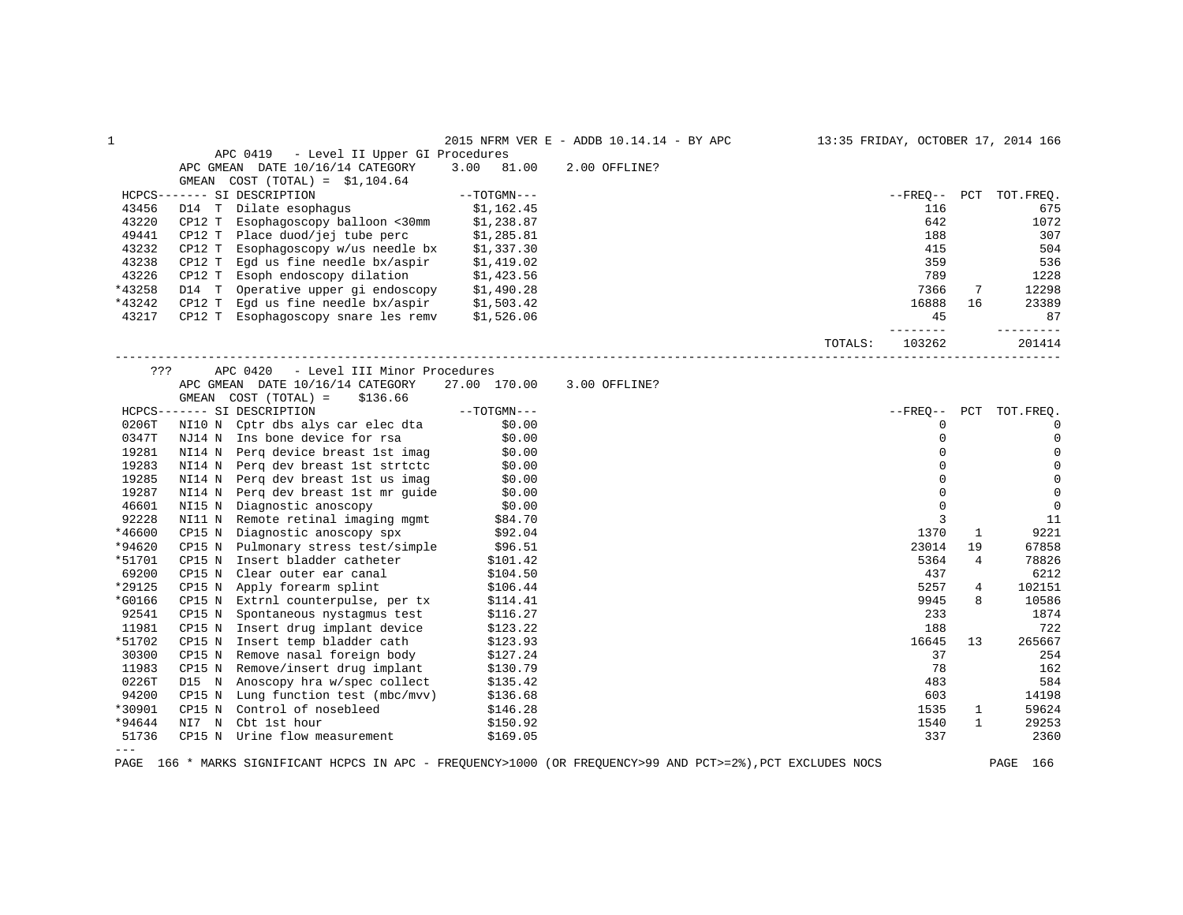APC 0419 - Level II Upper GI Procedures

APC GMEAN DATE 10/16/14 CATEGORY 3.00 81.00 2.00 OFFLINE?

GMEAN COST (TOTAL) = $1,104.64

| HCPCS | SI | DESCRIPTION | TOTGMN | FREQ | PCT | TOT.FREQ. |
|---|---|---|---|---|---|---|
| 43456 | D14 T | Dilate esophagus | $1,162.45 | 116 | | 675 |
| 43220 | CP12 T | Esophagoscopy balloon <30mm | $1,238.87 | 642 | | 1072 |
| 49441 | CP12 T | Place duod/jej tube perc | $1,285.81 | 188 | | 307 |
| 43232 | CP12 T | Esophagoscopy w/us needle bx | $1,337.30 | 415 | | 504 |
| 43238 | CP12 T | Egd us fine needle bx/aspir | $1,419.02 | 359 | | 536 |
| 43226 | CP12 T | Esoph endoscopy dilation | $1,423.56 | 789 | | 1228 |
| *43258 | D14 T | Operative upper gi endoscopy | $1,490.28 | 7366 | 7 | 12298 |
| *43242 | CP12 T | Egd us fine needle bx/aspir | $1,503.42 | 16888 | 16 | 23389 |
| 43217 | CP12 T | Esophagoscopy snare les remv | $1,526.06 | 45 | | 87 |
| | | | TOTALS: | 103262 | | 201414 |

??? APC 0420 - Level III Minor Procedures

APC GMEAN DATE 10/16/14 CATEGORY 27.00 170.00 3.00 OFFLINE?

GMEAN COST (TOTAL) = $136.66

| HCPCS | SI | DESCRIPTION | TOTGMN | FREQ | PCT | TOT.FREQ. |
|---|---|---|---|---|---|---|
| 0206T | NI10 N | Cptr dbs alys car elec dta | $0.00 | 0 | | 0 |
| 0347T | NJ14 N | Ins bone device for rsa | $0.00 | 0 | | 0 |
| 19281 | NI14 N | Perq device breast 1st imag | $0.00 | 0 | | 0 |
| 19283 | NI14 N | Perq dev breast 1st strtctc | $0.00 | 0 | | 0 |
| 19285 | NI14 N | Perq dev breast 1st us imag | $0.00 | 0 | | 0 |
| 19287 | NI14 N | Perq dev breast 1st mr guide | $0.00 | 0 | | 0 |
| 46601 | NI15 N | Diagnostic anoscopy | $0.00 | 0 | | 0 |
| 92228 | NI11 N | Remote retinal imaging mgmt | $84.70 | 3 | | 11 |
| *46600 | CP15 N | Diagnostic anoscopy spx | $92.04 | 1370 | 1 | 9221 |
| *94620 | CP15 N | Pulmonary stress test/simple | $96.51 | 23014 | 19 | 67858 |
| *51701 | CP15 N | Insert bladder catheter | $101.42 | 5364 | 4 | 78826 |
| 69200 | CP15 N | Clear outer ear canal | $104.50 | 437 | | 6212 |
| *29125 | CP15 N | Apply forearm splint | $106.44 | 5257 | 4 | 102151 |
| *G0166 | CP15 N | Extrnl counterpulse, per tx | $114.41 | 9945 | 8 | 10586 |
| 92541 | CP15 N | Spontaneous nystagmus test | $116.27 | 233 | | 1874 |
| 11981 | CP15 N | Insert drug implant device | $123.22 | 188 | | 722 |
| *51702 | CP15 N | Insert temp bladder cath | $123.93 | 16645 | 13 | 265667 |
| 30300 | CP15 N | Remove nasal foreign body | $127.24 | 37 | | 254 |
| 11983 | CP15 N | Remove/insert drug implant | $130.79 | 78 | | 162 |
| 0226T | D15 N | Anoscopy hra w/spec collect | $135.42 | 483 | | 584 |
| 94200 | CP15 N | Lung function test (mbc/mvv) | $136.68 | 603 | | 14198 |
| *30901 | CP15 N | Control of nosebleed | $146.28 | 1535 | 1 | 59624 |
| *94644 | NI7 N | Cbt 1st hour | $150.92 | 1540 | 1 | 29253 |
| 51736 | CP15 N | Urine flow measurement | $169.05 | 337 | | 2360 |

---

* MARKS SIGNIFICANT HCPCS IN APC - FREQUENCY>1000 (OR FREQUENCY>99 AND PCT>=2%),PCT EXCLUDES NOCS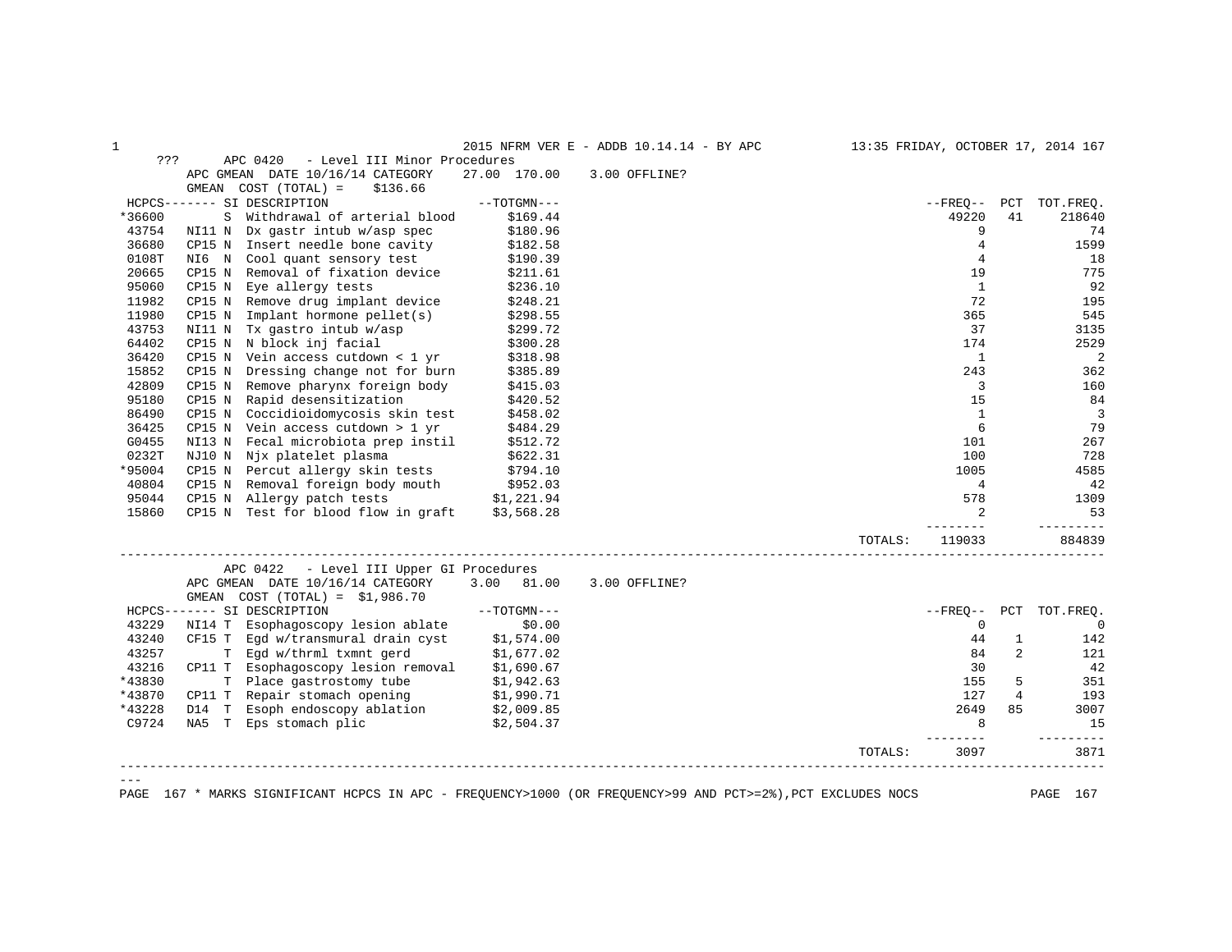??? APC 0420 - Level III Minor Procedures

APC GMEAN DATE 10/16/14 CATEGORY 27.00 170.00 3.00 OFFLINE?

GMEAN COST (TOTAL) = $136.66

| HCPCS | SI | | DESCRIPTION | TOTGMN | FREQ | PCT | TOT.FREQ. |
|---|---|---|---|---|---|---|---|
| *36600 | | S | Withdrawal of arterial blood | $169.44 | 49220 | 41 | 218640 |
| 43754 | NI11 | N | Dx gastr intub w/asp spec | $180.96 | 9 | | 74 |
| 36680 | CP15 | N | Insert needle bone cavity | $182.58 | 4 | | 1599 |
| 0108T | NI6 | N | Cool quant sensory test | $190.39 | 4 | | 18 |
| 20665 | CP15 | N | Removal of fixation device | $211.61 | 19 | | 775 |
| 95060 | CP15 | N | Eye allergy tests | $236.10 | 1 | | 92 |
| 11982 | CP15 | N | Remove drug implant device | $248.21 | 72 | | 195 |
| 11980 | CP15 | N | Implant hormone pellet(s) | $298.55 | 365 | | 545 |
| 43753 | NI11 | N | Tx gastro intub w/asp | $299.72 | 37 | | 3135 |
| 64402 | CP15 | N | N block inj facial | $300.28 | 174 | | 2529 |
| 36420 | CP15 | N | Vein access cutdown < 1 yr | $318.98 | 1 | | 2 |
| 15852 | CP15 | N | Dressing change not for burn | $385.89 | 243 | | 362 |
| 42809 | CP15 | N | Remove pharynx foreign body | $415.03 | 3 | | 160 |
| 95180 | CP15 | N | Rapid desensitization | $420.52 | 15 | | 84 |
| 86490 | CP15 | N | Coccidioidomycosis skin test | $458.02 | 1 | | 3 |
| 36425 | CP15 | N | Vein access cutdown > 1 yr | $484.29 | 6 | | 79 |
| G0455 | NI13 | N | Fecal microbiota prep instil | $512.72 | 101 | | 267 |
| 0232T | NJ10 | N | Njx platelet plasma | $622.31 | 100 | | 728 |
| *95004 | CP15 | N | Percut allergy skin tests | $794.10 | 1005 | | 4585 |
| 40804 | CP15 | N | Removal foreign body mouth | $952.03 | 4 | | 42 |
| 95044 | CP15 | N | Allergy patch tests | $1,221.94 | 578 | | 1309 |
| 15860 | CP15 | N | Test for blood flow in graft | $3,568.28 | 2 | | 53 |
| | | | | TOTALS: | 119033 | | 884839 |

APC 0422 - Level III Upper GI Procedures

APC GMEAN DATE 10/16/14 CATEGORY 3.00 81.00 3.00 OFFLINE?

GMEAN COST (TOTAL) = $1,986.70

| HCPCS | SI | | DESCRIPTION | TOTGMN | FREQ | PCT | TOT.FREQ. |
|---|---|---|---|---|---|---|---|
| 43229 | NI14 | T | Esophagoscopy lesion ablate | $0.00 | 0 | | 0 |
| 43240 | CF15 | T | Egd w/transmural drain cyst | $1,574.00 | 44 | 1 | 142 |
| 43257 | | T | Egd w/thrml txmnt gerd | $1,677.02 | 84 | 2 | 121 |
| 43216 | CP11 | T | Esophagoscopy lesion removal | $1,690.67 | 30 | | 42 |
| *43830 | | T | Place gastrostomy tube | $1,942.63 | 155 | 5 | 351 |
| *43870 | CP11 | T | Repair stomach opening | $1,990.71 | 127 | 4 | 193 |
| *43228 | D14 | T | Esoph endoscopy ablation | $2,009.85 | 2649 | 85 | 3007 |
| C9724 | NA5 | T | Eps stomach plic | $2,504.37 | 8 | | 15 |
| | | | | TOTALS: | 3097 | | 3871 |

\* MARKS SIGNIFICANT HCPCS IN APC - FREQUENCY>1000 (OR FREQUENCY>99 AND PCT>=2%),PCT EXCLUDES NOCS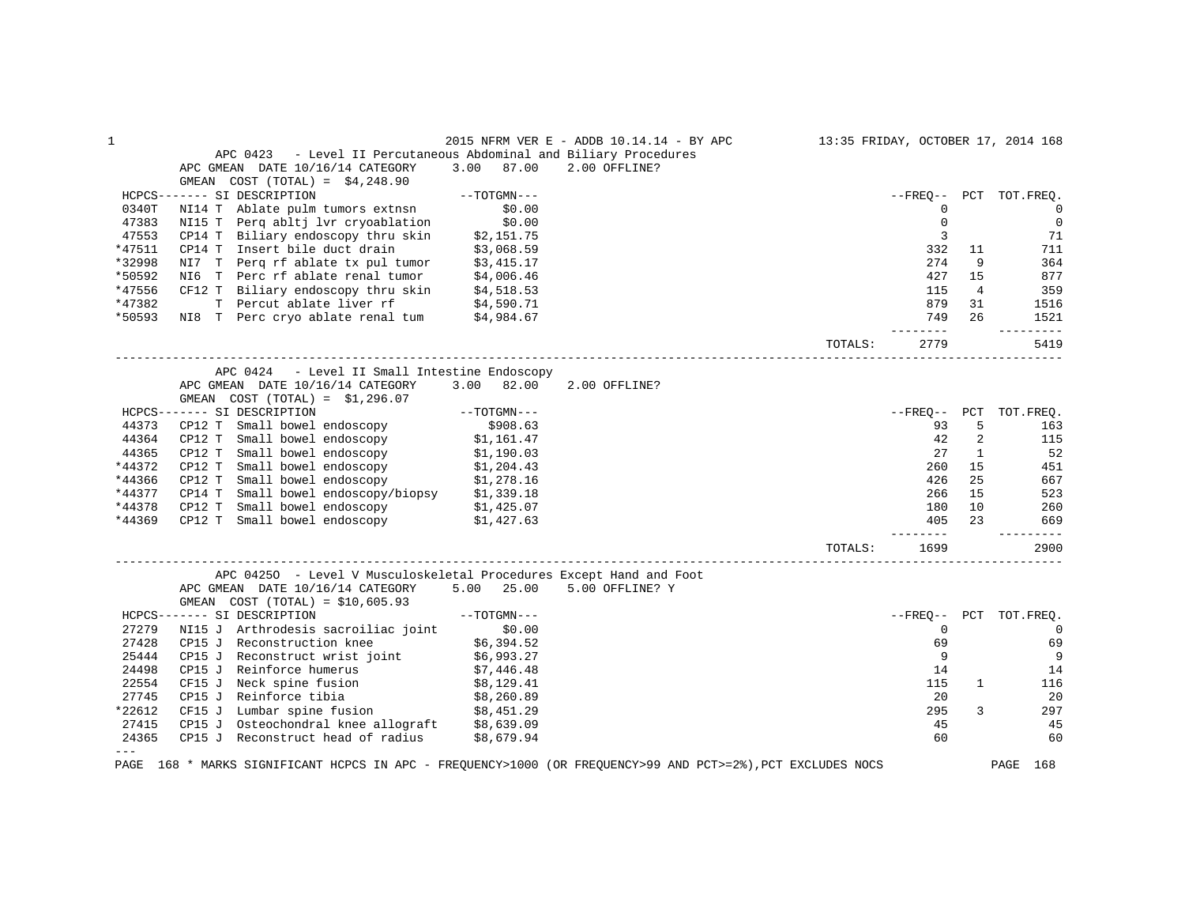2015 NFRM VER E - ADDB 10.14.14 - BY APC — 13:35 FRIDAY, OCTOBER 17, 2014

## APC 0423 - Level II Percutaneous Abdominal and Biliary Procedures

APC GMEAN DATE 10/16/14 CATEGORY 3.00 87.00 2.00 OFFLINE?
GMEAN COST (TOTAL) = $4,248.90

| HCPCS | SI | DESCRIPTION | TOTGMN | FREQ | PCT | TOT.FREQ. |
|---|---|---|---|---|---|---|
| 0340T | NI14 T | Ablate pulm tumors extnsn | $0.00 | 0 | | 0 |
| 47383 | NI15 T | Perq abltj lvr cryoablation | $0.00 | 0 | | 0 |
| 47553 | CP14 T | Biliary endoscopy thru skin | $2,151.75 | 3 | | 71 |
| *47511 | CP14 T | Insert bile duct drain | $3,068.59 | 332 | 11 | 711 |
| *32998 | NI7 T | Perq rf ablate tx pul tumor | $3,415.17 | 274 | 9 | 364 |
| *50592 | NI6 T | Perc rf ablate renal tumor | $4,006.46 | 427 | 15 | 877 |
| *47556 | CF12 T | Biliary endoscopy thru skin | $4,518.53 | 115 | 4 | 359 |
| *47382 | T | Percut ablate liver rf | $4,590.71 | 879 | 31 | 1516 |
| *50593 | NI8 T | Perc cryo ablate renal tum | $4,984.67 | 749 | 26 | 1521 |
| | | | TOTALS: | 2779 | | 5419 |

## APC 0424 - Level II Small Intestine Endoscopy

APC GMEAN DATE 10/16/14 CATEGORY 3.00 82.00 2.00 OFFLINE?
GMEAN COST (TOTAL) = $1,296.07

| HCPCS | SI | DESCRIPTION | TOTGMN | FREQ | PCT | TOT.FREQ. |
|---|---|---|---|---|---|---|
| 44373 | CP12 T | Small bowel endoscopy | $908.63 | 93 | 5 | 163 |
| 44364 | CP12 T | Small bowel endoscopy | $1,161.47 | 42 | 2 | 115 |
| 44365 | CP12 T | Small bowel endoscopy | $1,190.03 | 27 | 1 | 52 |
| *44372 | CP12 T | Small bowel endoscopy | $1,204.43 | 260 | 15 | 451 |
| *44366 | CP12 T | Small bowel endoscopy | $1,278.16 | 426 | 25 | 667 |
| *44377 | CP14 T | Small bowel endoscopy/biopsy | $1,339.18 | 266 | 15 | 523 |
| *44378 | CP12 T | Small bowel endoscopy | $1,425.07 | 180 | 10 | 260 |
| *44369 | CP12 T | Small bowel endoscopy | $1,427.63 | 405 | 23 | 669 |
| | | | TOTALS: | 1699 | | 2900 |

## APC 0425O - Level V Musculoskeletal Procedures Except Hand and Foot

APC GMEAN DATE 10/16/14 CATEGORY 5.00 25.00 5.00 OFFLINE? Y
GMEAN COST (TOTAL) = $10,605.93

| HCPCS | SI | DESCRIPTION | TOTGMN | FREQ | PCT | TOT.FREQ. |
|---|---|---|---|---|---|---|
| 27279 | NI15 J | Arthrodesis sacroiliac joint | $0.00 | 0 | | 0 |
| 27428 | CP15 J | Reconstruction knee | $6,394.52 | 69 | | 69 |
| 25444 | CP15 J | Reconstruct wrist joint | $6,993.27 | 9 | | 9 |
| 24498 | CP15 J | Reinforce humerus | $7,446.48 | 14 | | 14 |
| 22554 | CF15 J | Neck spine fusion | $8,129.41 | 115 | 1 | 116 |
| 27745 | CP15 J | Reinforce tibia | $8,260.89 | 20 | | 20 |
| *22612 | CF15 J | Lumbar spine fusion | $8,451.29 | 295 | 3 | 297 |
| 27415 | CP15 J | Osteochondral knee allograft | $8,639.09 | 45 | | 45 |
| 24365 | CP15 J | Reconstruct head of radius | $8,679.94 | 60 | | 60 |

---

PAGE 168 * MARKS SIGNIFICANT HCPCS IN APC - FREQUENCY>1000 (OR FREQUENCY>99 AND PCT>=2%),PCT EXCLUDES NOCS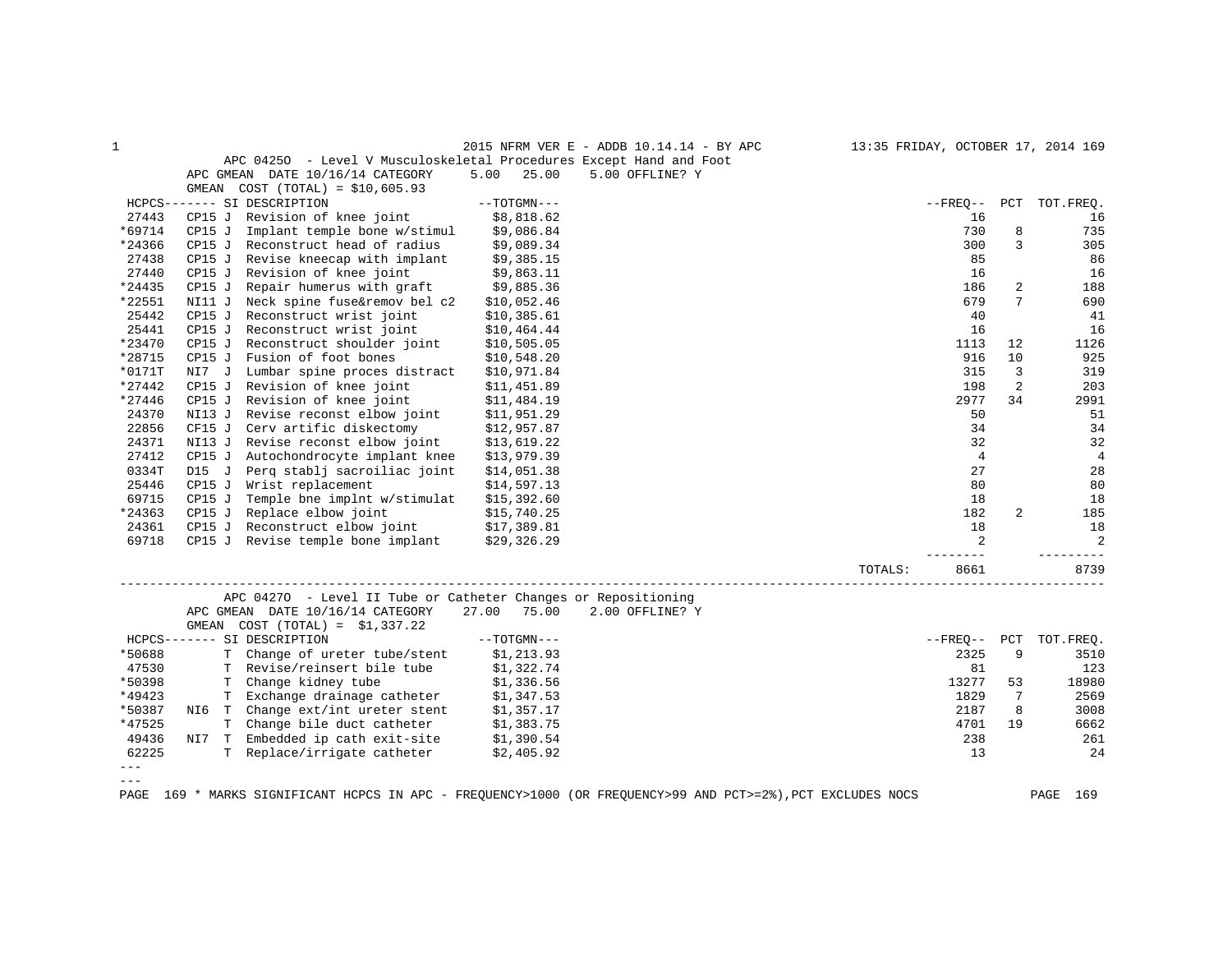2015 NFRM VER E - ADDB 10.14.14 - BY APC

## APC 0425O - Level V Musculoskeletal Procedures Except Hand and Foot

APC GMEAN DATE 10/16/14 CATEGORY 5.00 25.00 5.00 OFFLINE? Y

GMEAN COST (TOTAL) = $10,605.93

| HCPCS | SI | DESCRIPTION | TOTGMN | FREQ | PCT | TOT.FREQ. |
|---|---|---|---|---|---|---|
| 27443 | CP15 J | Revision of knee joint | $8,818.62 | 16 | | 16 |
| *69714 | CP15 J | Implant temple bone w/stimul | $9,086.84 | 730 | 8 | 735 |
| *24366 | CP15 J | Reconstruct head of radius | $9,089.34 | 300 | 3 | 305 |
| 27438 | CP15 J | Revise kneecap with implant | $9,385.15 | 85 | | 86 |
| 27440 | CP15 J | Revision of knee joint | $9,863.11 | 16 | | 16 |
| *24435 | CP15 J | Repair humerus with graft | $9,885.36 | 186 | 2 | 188 |
| *22551 | NI11 J | Neck spine fuse&remov bel c2 | $10,052.46 | 679 | 7 | 690 |
| 25442 | CP15 J | Reconstruct wrist joint | $10,385.61 | 40 | | 41 |
| 25441 | CP15 J | Reconstruct wrist joint | $10,464.44 | 16 | | 16 |
| *23470 | CP15 J | Reconstruct shoulder joint | $10,505.05 | 1113 | 12 | 1126 |
| *28715 | CP15 J | Fusion of foot bones | $10,548.20 | 916 | 10 | 925 |
| *0171T | NI7 J | Lumbar spine proces distract | $10,971.84 | 315 | 3 | 319 |
| *27442 | CP15 J | Revision of knee joint | $11,451.89 | 198 | 2 | 203 |
| *27446 | CP15 J | Revision of knee joint | $11,484.19 | 2977 | 34 | 2991 |
| 24370 | NI13 J | Revise reconst elbow joint | $11,951.29 | 50 | | 51 |
| 22856 | CF15 J | Cerv artific diskectomy | $12,957.87 | 34 | | 34 |
| 24371 | NI13 J | Revise reconst elbow joint | $13,619.22 | 32 | | 32 |
| 27412 | CP15 J | Autochondrocyte implant knee | $13,979.39 | 4 | | 4 |
| 0334T | D15 J | Perq stablj sacroiliac joint | $14,051.38 | 27 | | 28 |
| 25446 | CP15 J | Wrist replacement | $14,597.13 | 80 | | 80 |
| 69715 | CP15 J | Temple bne implnt w/stimulat | $15,392.60 | 18 | | 18 |
| *24363 | CP15 J | Replace elbow joint | $15,740.25 | 182 | 2 | 185 |
| 24361 | CP15 J | Reconstruct elbow joint | $17,389.81 | 18 | | 18 |
| 69718 | CP15 J | Revise temple bone implant | $29,326.29 | 2 | | 2 |
| | | | TOTALS: | 8661 | | 8739 |

## APC 0427O - Level II Tube or Catheter Changes or Repositioning

APC GMEAN DATE 10/16/14 CATEGORY 27.00 75.00 2.00 OFFLINE? Y

GMEAN COST (TOTAL) = $1,337.22

| HCPCS | SI | DESCRIPTION | TOTGMN | FREQ | PCT | TOT.FREQ. |
|---|---|---|---|---|---|---|
| *50688 | T | Change of ureter tube/stent | $1,213.93 | 2325 | 9 | 3510 |
| 47530 | T | Revise/reinsert bile tube | $1,322.74 | 81 | | 123 |
| *50398 | T | Change kidney tube | $1,336.56 | 13277 | 53 | 18980 |
| *49423 | T | Exchange drainage catheter | $1,347.53 | 1829 | 7 | 2569 |
| *50387 | NI6 T | Change ext/int ureter stent | $1,357.17 | 2187 | 8 | 3008 |
| *47525 | T | Change bile duct catheter | $1,383.75 | 4701 | 19 | 6662 |
| 49436 | NI7 T | Embedded ip cath exit-site | $1,390.54 | 238 | | 261 |
| 62225 | T | Replace/irrigate catheter | $2,405.92 | 13 | | 24 |

\* MARKS SIGNIFICANT HCPCS IN APC - FREQUENCY>1000 (OR FREQUENCY>99 AND PCT>=2%),PCT EXCLUDES NOCS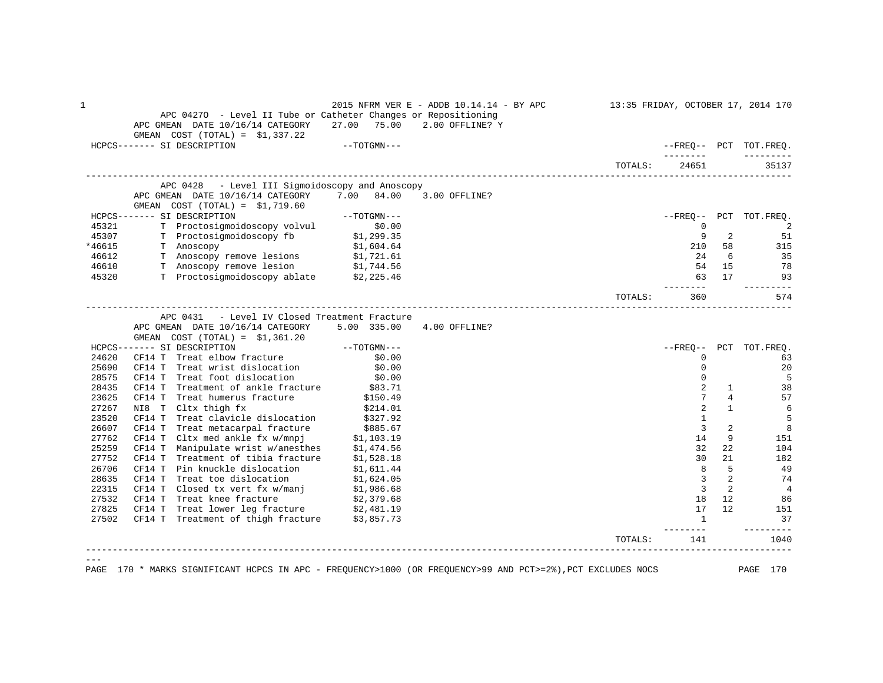## APC 0427O - Level II Tube or Catheter Changes or Repositioning

APC GMEAN DATE 10/16/14 CATEGORY 27.00 75.00 2.00 OFFLINE? Y
GMEAN COST (TOTAL) = $1,337.22

| HCPCS | SI | DESCRIPTION | TOTGMN | FREQ | PCT | TOT.FREQ. |
|---|---|---|---|---|---|---|
| | | | TOTALS: | 24651 | | 35137 |

## APC 0428 - Level III Sigmoidoscopy and Anoscopy

APC GMEAN DATE 10/16/14 CATEGORY 7.00 84.00 3.00 OFFLINE?
GMEAN COST (TOTAL) = $1,719.60

| HCPCS | SI | DESCRIPTION | TOTGMN | FREQ | PCT | TOT.FREQ. |
|---|---|---|---|---|---|---|
| 45321 | T | Proctosigmoidoscopy volvul | $0.00 | 0 | | 2 |
| 45307 | T | Proctosigmoidoscopy fb | $1,299.35 | 9 | 2 | 51 |
| *46615 | T | Anoscopy | $1,604.64 | 210 | 58 | 315 |
| 46612 | T | Anoscopy remove lesions | $1,721.61 | 24 | 6 | 35 |
| 46610 | T | Anoscopy remove lesion | $1,744.56 | 54 | 15 | 78 |
| 45320 | T | Proctosigmoidoscopy ablate | $2,225.46 | 63 | 17 | 93 |
| | | | TOTALS: | 360 | | 574 |

## APC 0431 - Level IV Closed Treatment Fracture

APC GMEAN DATE 10/16/14 CATEGORY 5.00 335.00 4.00 OFFLINE?
GMEAN COST (TOTAL) = $1,361.20

| HCPCS | SI | DESCRIPTION | TOTGMN | FREQ | PCT | TOT.FREQ. |
|---|---|---|---|---|---|---|
| 24620 | CF14 T | Treat elbow fracture | $0.00 | 0 | | 63 |
| 25690 | CF14 T | Treat wrist dislocation | $0.00 | 0 | | 20 |
| 28575 | CF14 T | Treat foot dislocation | $0.00 | 0 | | 5 |
| 28435 | CF14 T | Treatment of ankle fracture | $83.71 | 2 | 1 | 38 |
| 23625 | CF14 T | Treat humerus fracture | $150.49 | 7 | 4 | 57 |
| 27267 | NI8 T | Cltx thigh fx | $214.01 | 2 | 1 | 6 |
| 23520 | CF14 T | Treat clavicle dislocation | $327.92 | 1 | | 5 |
| 26607 | CF14 T | Treat metacarpal fracture | $885.67 | 3 | 2 | 8 |
| 27762 | CF14 T | Cltx med ankle fx w/mnpj | $1,103.19 | 14 | 9 | 151 |
| 25259 | CF14 T | Manipulate wrist w/anesthes | $1,474.56 | 32 | 22 | 104 |
| 27752 | CF14 T | Treatment of tibia fracture | $1,528.18 | 30 | 21 | 182 |
| 26706 | CF14 T | Pin knuckle dislocation | $1,611.44 | 8 | 5 | 49 |
| 28635 | CF14 T | Treat toe dislocation | $1,624.05 | 3 | 2 | 74 |
| 22315 | CF14 T | Closed tx vert fx w/manj | $1,986.68 | 3 | 2 | 4 |
| 27532 | CF14 T | Treat knee fracture | $2,379.68 | 18 | 12 | 86 |
| 27825 | CF14 T | Treat lower leg fracture | $2,481.19 | 17 | 12 | 151 |
| 27502 | CF14 T | Treatment of thigh fracture | $3,857.73 | 1 | | 37 |
| | | | TOTALS: | 141 | | 1040 |

\* MARKS SIGNIFICANT HCPCS IN APC - FREQUENCY>1000 (OR FREQUENCY>99 AND PCT>=2%),PCT EXCLUDES NOCS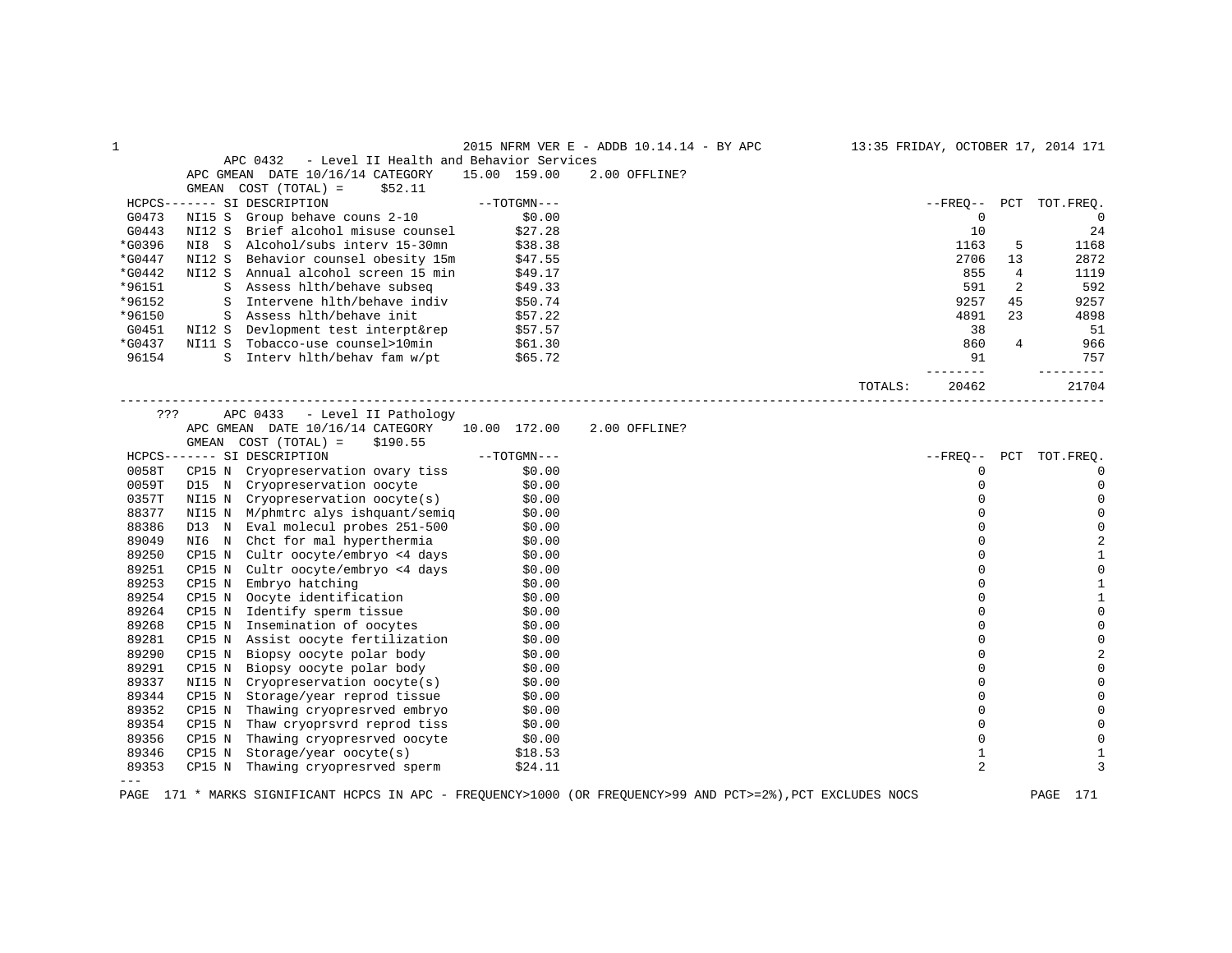## APC 0432 - Level II Health and Behavior Services

APC GMEAN DATE 10/16/14 CATEGORY 15.00 159.00 2.00 OFFLINE?

GMEAN COST (TOTAL) = $52.11

| HCPCS | SI | DESCRIPTION | TOTGMN | FREQ | PCT | TOT.FREQ. |
|---|---|---|---|---|---|---|
| G0473 | NI15 S | Group behave couns 2-10 | $0.00 | 0 | | 0 |
| G0443 | NI12 S | Brief alcohol misuse counsel | $27.28 | 10 | | 24 |
| *G0396 | NI8 S | Alcohol/subs interv 15-30mn | $38.38 | 1163 | 5 | 1168 |
| *G0447 | NI12 S | Behavior counsel obesity 15m | $47.55 | 2706 | 13 | 2872 |
| *G0442 | NI12 S | Annual alcohol screen 15 min | $49.17 | 855 | 4 | 1119 |
| *96151 | S | Assess hlth/behave subseq | $49.33 | 591 | 2 | 592 |
| *96152 | S | Intervene hlth/behave indiv | $50.74 | 9257 | 45 | 9257 |
| *96150 | S | Assess hlth/behave init | $57.22 | 4891 | 23 | 4898 |
| G0451 | NI12 S | Devlopment test interpt&rep | $57.57 | 38 | | 51 |
| *G0437 | NI11 S | Tobacco-use counsel>10min | $61.30 | 860 | 4 | 966 |
| 96154 | S | Interv hlth/behav fam w/pt | $65.72 | 91 | | 757 |
| | | | TOTALS: | 20462 | | 21704 |

## ??? APC 0433 - Level II Pathology

APC GMEAN DATE 10/16/14 CATEGORY 10.00 172.00 2.00 OFFLINE?

GMEAN COST (TOTAL) = $190.55

| HCPCS | SI | DESCRIPTION | TOTGMN | FREQ | PCT | TOT.FREQ. |
|---|---|---|---|---|---|---|
| 0058T | CP15 N | Cryopreservation ovary tiss | $0.00 | 0 | | 0 |
| 0059T | D15 N | Cryopreservation oocyte | $0.00 | 0 | | 0 |
| 0357T | NI15 N | Cryopreservation oocyte(s) | $0.00 | 0 | | 0 |
| 88377 | NI15 N | M/phmtrc alys ishquant/semiq | $0.00 | 0 | | 0 |
| 88386 | D13 N | Eval molecul probes 251-500 | $0.00 | 0 | | 0 |
| 89049 | NI6 N | Chct for mal hyperthermia | $0.00 | 0 | | 2 |
| 89250 | CP15 N | Cultr oocyte/embryo <4 days | $0.00 | 0 | | 1 |
| 89251 | CP15 N | Cultr oocyte/embryo <4 days | $0.00 | 0 | | 0 |
| 89253 | CP15 N | Embryo hatching | $0.00 | 0 | | 1 |
| 89254 | CP15 N | Oocyte identification | $0.00 | 0 | | 1 |
| 89264 | CP15 N | Identify sperm tissue | $0.00 | 0 | | 0 |
| 89268 | CP15 N | Insemination of oocytes | $0.00 | 0 | | 0 |
| 89281 | CP15 N | Assist oocyte fertilization | $0.00 | 0 | | 0 |
| 89290 | CP15 N | Biopsy oocyte polar body | $0.00 | 0 | | 2 |
| 89291 | CP15 N | Biopsy oocyte polar body | $0.00 | 0 | | 0 |
| 89337 | NI15 N | Cryopreservation oocyte(s) | $0.00 | 0 | | 0 |
| 89344 | CP15 N | Storage/year reprod tissue | $0.00 | 0 | | 0 |
| 89352 | CP15 N | Thawing cryopresrved embryo | $0.00 | 0 | | 0 |
| 89354 | CP15 N | Thaw cryoprsvrd reprod tiss | $0.00 | 0 | | 0 |
| 89356 | CP15 N | Thawing cryopresrved oocyte | $0.00 | 0 | | 0 |
| 89346 | CP15 N | Storage/year oocyte(s) | $18.53 | 1 | | 1 |
| 89353 | CP15 N | Thawing cryopresrved sperm | $24.11 | 2 | | 3 |

\* MARKS SIGNIFICANT HCPCS IN APC - FREQUENCY>1000 (OR FREQUENCY>99 AND PCT>=2%),PCT EXCLUDES NOCS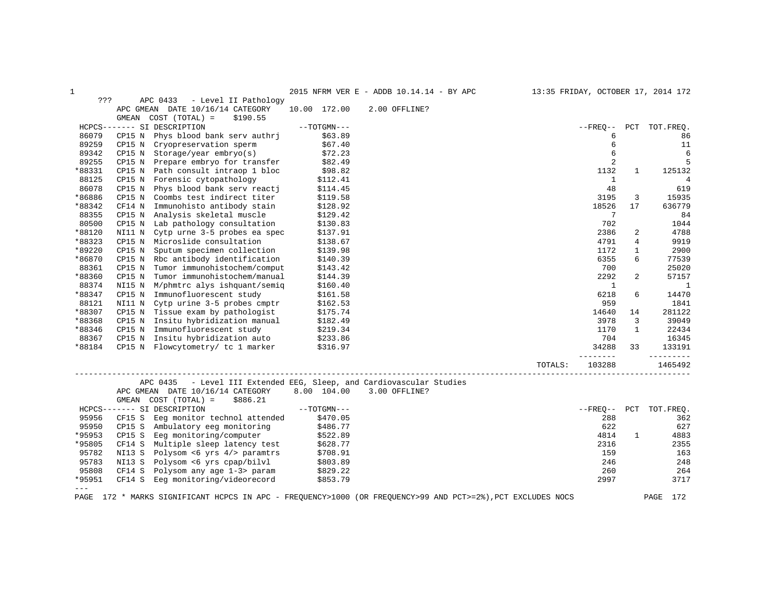??? APC 0433 - Level II Pathology

APC GMEAN DATE 10/16/14 CATEGORY 10.00 172.00 2.00 OFFLINE?

GMEAN COST (TOTAL) = $190.55

| HCPCS------- | SI | DESCRIPTION | --TOTGMN--- | --FREQ-- | PCT | TOT.FREQ. |
|---|---|---|---|---|---|---|
| 86079 | CP15 N | Phys blood bank serv authrj | $63.89 | 6 | | 86 |
| 89259 | CP15 N | Cryopreservation sperm | $67.40 | 6 | | 11 |
| 89342 | CP15 N | Storage/year embryo(s) | $72.23 | 6 | | 6 |
| 89255 | CP15 N | Prepare embryo for transfer | $82.49 | 2 | | 5 |
| *88331 | CP15 N | Path consult intraop 1 bloc | $98.82 | 1132 | 1 | 125132 |
| 88125 | CP15 N | Forensic cytopathology | $112.41 | 1 | | 4 |
| 86078 | CP15 N | Phys blood bank serv reactj | $114.45 | 48 | | 619 |
| *86886 | CP15 N | Coombs test indirect titer | $119.58 | 3195 | 3 | 15935 |
| *88342 | CF14 N | Immunohisto antibody stain | $128.92 | 18526 | 17 | 636779 |
| 88355 | CP15 N | Analysis skeletal muscle | $129.42 | 7 | | 84 |
| 80500 | CP15 N | Lab pathology consultation | $130.83 | 702 | | 1044 |
| *88120 | NI11 N | Cytp urne 3-5 probes ea spec | $137.91 | 2386 | 2 | 4788 |
| *88323 | CP15 N | Microslide consultation | $138.67 | 4791 | 4 | 9919 |
| *89220 | CP15 N | Sputum specimen collection | $139.98 | 1172 | 1 | 2900 |
| *86870 | CP15 N | Rbc antibody identification | $140.39 | 6355 | 6 | 77539 |
| 88361 | CP15 N | Tumor immunohistochem/comput | $143.42 | 700 | | 25020 |
| *88360 | CP15 N | Tumor immunohistochem/manual | $144.39 | 2292 | 2 | 57157 |
| 88374 | NI15 N | M/phmtrc alys ishquant/semiq | $160.40 | 1 | | 1 |
| *88347 | CP15 N | Immunofluorescent study | $161.58 | 6218 | 6 | 14470 |
| 88121 | NI11 N | Cytp urine 3-5 probes cmptr | $162.53 | 959 | | 1841 |
| *88307 | CP15 N | Tissue exam by pathologist | $175.74 | 14640 | 14 | 281122 |
| *88368 | CP15 N | Insitu hybridization manual | $182.49 | 3978 | 3 | 39049 |
| *88346 | CP15 N | Immunofluorescent study | $219.34 | 1170 | 1 | 22434 |
| 88367 | CP15 N | Insitu hybridization auto | $233.86 | 704 | | 16345 |
| *88184 | CP15 N | Flowcytometry/ tc 1 marker | $316.97 | 34288 | 33 | 133191 |
| | | | TOTALS: | 103288 | | 1465492 |

APC 0435 - Level III Extended EEG, Sleep, and Cardiovascular Studies

APC GMEAN DATE 10/16/14 CATEGORY 8.00 104.00 3.00 OFFLINE?

GMEAN COST (TOTAL) = $886.21

| HCPCS------- | SI | DESCRIPTION | --TOTGMN--- | --FREQ-- | PCT | TOT.FREQ. |
|---|---|---|---|---|---|---|
| 95956 | CF15 S | Eeg monitor technol attended | $470.05 | 288 | | 362 |
| 95950 | CP15 S | Ambulatory eeg monitoring | $486.77 | 622 | | 627 |
| *95953 | CP15 S | Eeg monitoring/computer | $522.89 | 4814 | 1 | 4883 |
| *95805 | CF14 S | Multiple sleep latency test | $628.77 | 2316 | | 2355 |
| 95782 | NI13 S | Polysom <6 yrs 4/> paramtrs | $708.91 | 159 | | 163 |
| 95783 | NI13 S | Polysom <6 yrs cpap/bilvl | $803.89 | 246 | | 248 |
| 95808 | CF14 S | Polysom any age 1-3> param | $829.22 | 260 | | 264 |
| *95951 | CF14 S | Eeg monitoring/videorecord | $853.79 | 2997 | | 3717 |

\* MARKS SIGNIFICANT HCPCS IN APC - FREQUENCY>1000 (OR FREQUENCY>99 AND PCT>=2%),PCT EXCLUDES NOCS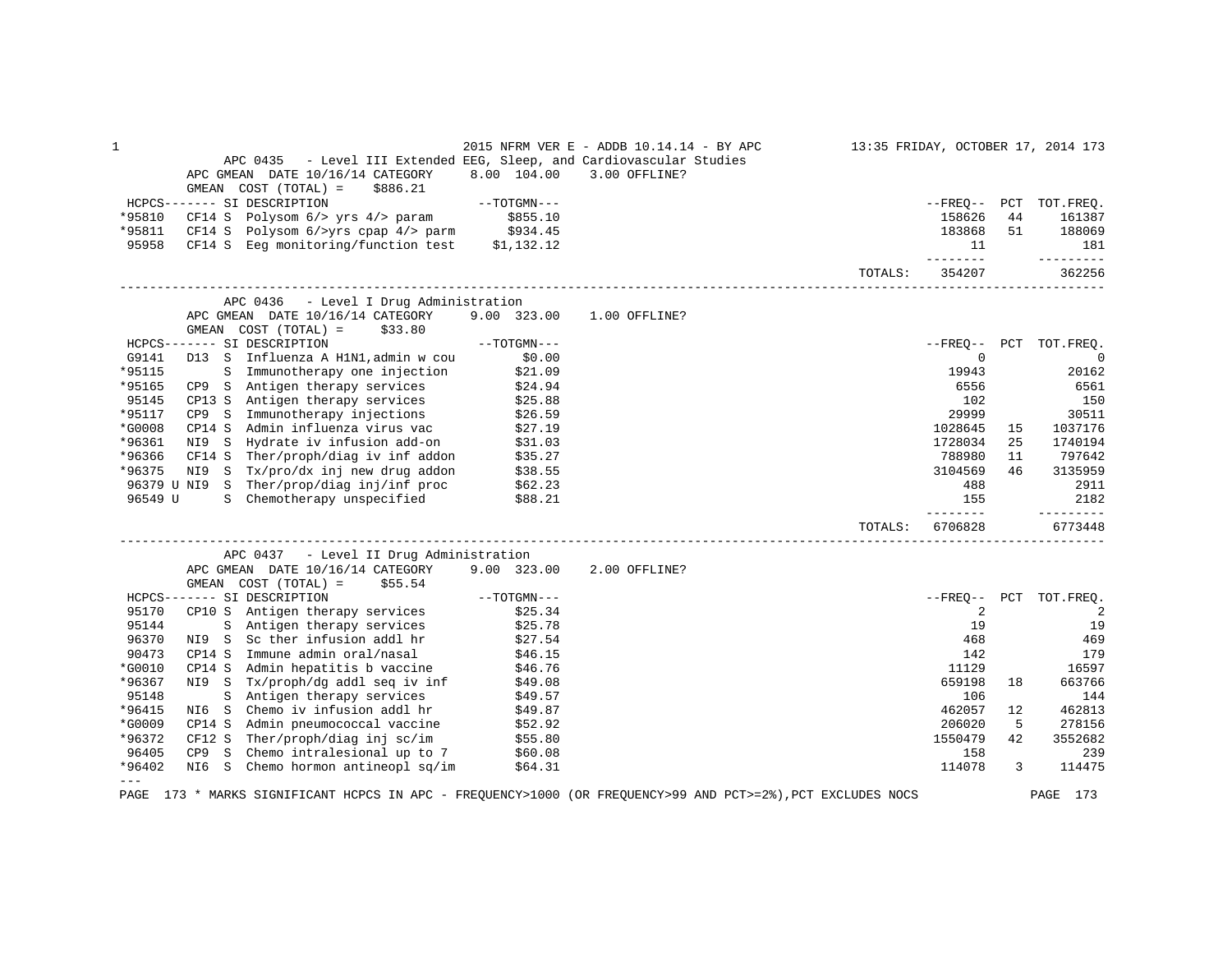2015 NFRM VER E - ADDB 10.14.14 - BY APC — 13:35 FRIDAY, OCTOBER 17, 2014

## APC 0435 - Level III Extended EEG, Sleep, and Cardiovascular Studies

APC GMEAN DATE 10/16/14 CATEGORY 8.00 104.00 3.00 OFFLINE?

GMEAN COST (TOTAL) = $886.21

| HCPCS | SI | DESCRIPTION | TOTGMN | FREQ | PCT | TOT.FREQ. |
|---|---|---|---|---|---|---|
| *95810 | CF14 S | Polysom 6/> yrs 4/> param | $855.10 | 158626 | 44 | 161387 |
| *95811 | CF14 S | Polysom 6/>yrs cpap 4/> parm | $934.45 | 183868 | 51 | 188069 |
| 95958 | CF14 S | Eeg monitoring/function test | $1,132.12 | 11 | | 181 |
| | | | TOTALS: | 354207 | | 362256 |

## APC 0436 - Level I Drug Administration

APC GMEAN DATE 10/16/14 CATEGORY 9.00 323.00 1.00 OFFLINE?

GMEAN COST (TOTAL) = $33.80

| HCPCS | SI | DESCRIPTION | TOTGMN | FREQ | PCT | TOT.FREQ. |
|---|---|---|---|---|---|---|
| G9141 | D13 S | Influenza A H1N1,admin w cou | $0.00 | 0 | | 0 |
| *95115 | S | Immunotherapy one injection | $21.09 | 19943 | | 20162 |
| *95165 | CP9 S | Antigen therapy services | $24.94 | 6556 | | 6561 |
| 95145 | CP13 S | Antigen therapy services | $25.88 | 102 | | 150 |
| *95117 | CP9 S | Immunotherapy injections | $26.59 | 29999 | | 30511 |
| *G0008 | CP14 S | Admin influenza virus vac | $27.19 | 1028645 | 15 | 1037176 |
| *96361 | NI9 S | Hydrate iv infusion add-on | $31.03 | 1728034 | 25 | 1740194 |
| *96366 | CF14 S | Ther/proph/diag iv inf addon | $35.27 | 788980 | 11 | 797642 |
| *96375 | NI9 S | Tx/pro/dx inj new drug addon | $38.55 | 3104569 | 46 | 3135959 |
| 96379 U | NI9 S | Ther/prop/diag inj/inf proc | $62.23 | 488 | | 2911 |
| 96549 U | S | Chemotherapy unspecified | $88.21 | 155 | | 2182 |
| | | | TOTALS: | 6706828 | | 6773448 |

## APC 0437 - Level II Drug Administration

APC GMEAN DATE 10/16/14 CATEGORY 9.00 323.00 2.00 OFFLINE?

GMEAN COST (TOTAL) = $55.54

| HCPCS | SI | DESCRIPTION | TOTGMN | FREQ | PCT | TOT.FREQ. |
|---|---|---|---|---|---|---|
| 95170 | CP10 S | Antigen therapy services | $25.34 | 2 | | 2 |
| 95144 | S | Antigen therapy services | $25.78 | 19 | | 19 |
| 96370 | NI9 S | Sc ther infusion addl hr | $27.54 | 468 | | 469 |
| 90473 | CP14 S | Immune admin oral/nasal | $46.15 | 142 | | 179 |
| *G0010 | CP14 S | Admin hepatitis b vaccine | $46.76 | 11129 | | 16597 |
| *96367 | NI9 S | Tx/proph/dg addl seq iv inf | $49.08 | 659198 | 18 | 663766 |
| 95148 | S | Antigen therapy services | $49.57 | 106 | | 144 |
| *96415 | NI6 S | Chemo iv infusion addl hr | $49.87 | 462057 | 12 | 462813 |
| *G0009 | CP14 S | Admin pneumococcal vaccine | $52.92 | 206020 | 5 | 278156 |
| *96372 | CF12 S | Ther/proph/diag inj sc/im | $55.80 | 1550479 | 42 | 3552682 |
| 96405 | CP9 S | Chemo intralesional up to 7 | $60.08 | 158 | | 239 |
| *96402 | NI6 S | Chemo hormon antineopl sq/im | $64.31 | 114078 | 3 | 114475 |

---

* MARKS SIGNIFICANT HCPCS IN APC - FREQUENCY>1000 (OR FREQUENCY>99 AND PCT>=2%),PCT EXCLUDES NOCS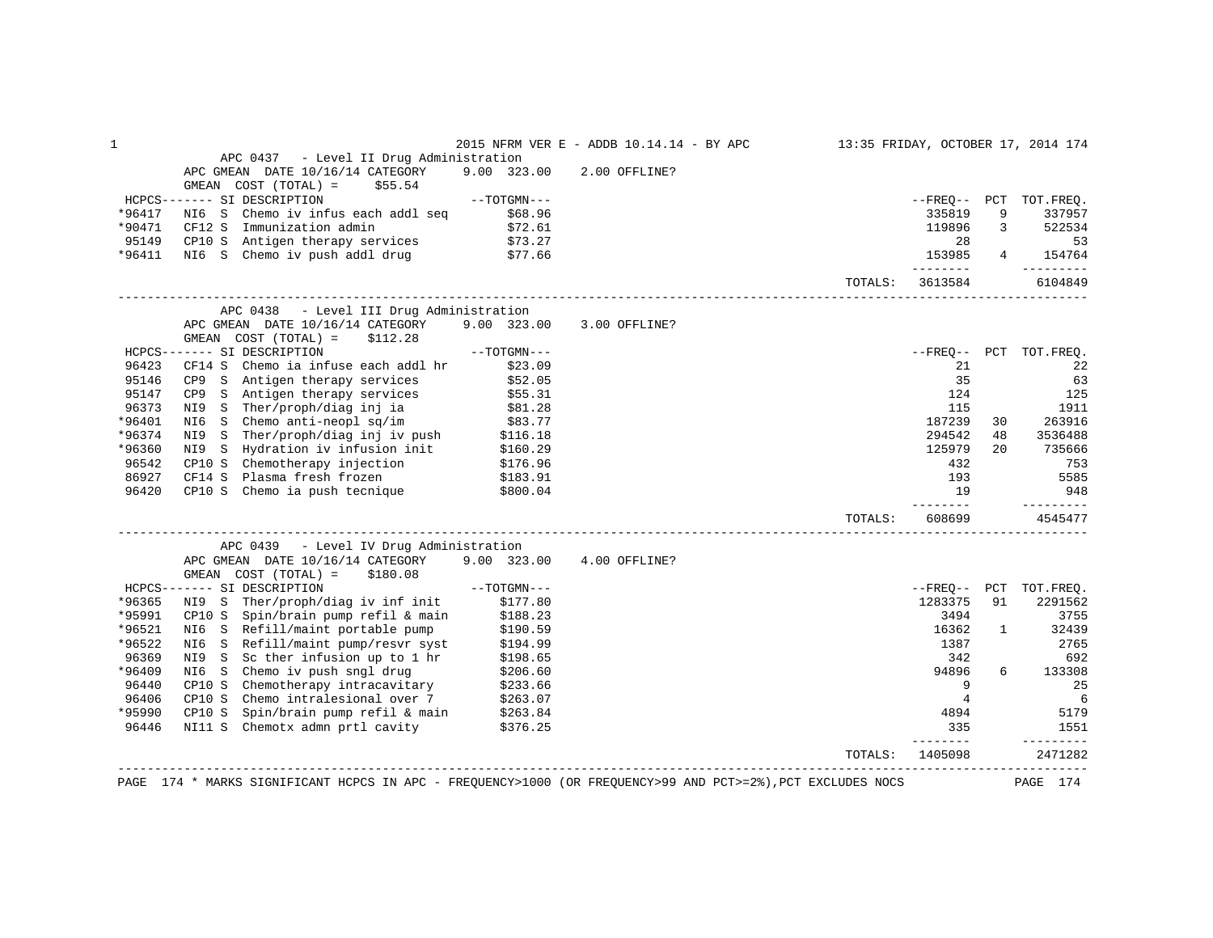## APC 0437 - Level II Drug Administration

APC GMEAN DATE 10/16/14 CATEGORY 9.00 323.00 2.00 OFFLINE?

GMEAN COST (TOTAL) = $55.54

| HCPCS | SI | DESCRIPTION | TOTGMN | FREQ | PCT | TOT.FREQ. |
|---|---|---|---|---|---|---|
| *96417 | NI6 S | Chemo iv infus each addl seq | $68.96 | 335819 | 9 | 337957 |
| *90471 | CF12 S | Immunization admin | $72.61 | 119896 | 3 | 522534 |
| 95149 | CP10 S | Antigen therapy services | $73.27 | 28 | | 53 |
| *96411 | NI6 S | Chemo iv push addl drug | $77.66 | 153985 | 4 | 154764 |
| | | TOTALS: | | 3613584 | | 6104849 |

## APC 0438 - Level III Drug Administration

APC GMEAN DATE 10/16/14 CATEGORY 9.00 323.00 3.00 OFFLINE?

GMEAN COST (TOTAL) = $112.28

| HCPCS | SI | DESCRIPTION | TOTGMN | FREQ | PCT | TOT.FREQ. |
|---|---|---|---|---|---|---|
| 96423 | CF14 S | Chemo ia infuse each addl hr | $23.09 | 21 | | 22 |
| 95146 | CP9 S | Antigen therapy services | $52.05 | 35 | | 63 |
| 95147 | CP9 S | Antigen therapy services | $55.31 | 124 | | 125 |
| 96373 | NI9 S | Ther/proph/diag inj ia | $81.28 | 115 | | 1911 |
| *96401 | NI6 S | Chemo anti-neopl sq/im | $83.77 | 187239 | 30 | 263916 |
| *96374 | NI9 S | Ther/proph/diag inj iv push | $116.18 | 294542 | 48 | 3536488 |
| *96360 | NI9 S | Hydration iv infusion init | $160.29 | 125979 | 20 | 735666 |
| 96542 | CP10 S | Chemotherapy injection | $176.96 | 432 | | 753 |
| 86927 | CF14 S | Plasma fresh frozen | $183.91 | 193 | | 5585 |
| 96420 | CP10 S | Chemo ia push tecnique | $800.04 | 19 | | 948 |
| | | TOTALS: | | 608699 | | 4545477 |

## APC 0439 - Level IV Drug Administration

APC GMEAN DATE 10/16/14 CATEGORY 9.00 323.00 4.00 OFFLINE?

GMEAN COST (TOTAL) = $180.08

| HCPCS | SI | DESCRIPTION | TOTGMN | FREQ | PCT | TOT.FREQ. |
|---|---|---|---|---|---|---|
| *96365 | NI9 S | Ther/proph/diag iv inf init | $177.80 | 1283375 | 91 | 2291562 |
| *95991 | CP10 S | Spin/brain pump refil & main | $188.23 | 3494 | | 3755 |
| *96521 | NI6 S | Refill/maint portable pump | $190.59 | 16362 | 1 | 32439 |
| *96522 | NI6 S | Refill/maint pump/resvr syst | $194.99 | 1387 | | 2765 |
| 96369 | NI9 S | Sc ther infusion up to 1 hr | $198.65 | 342 | | 692 |
| *96409 | NI6 S | Chemo iv push sngl drug | $206.60 | 94896 | 6 | 133308 |
| 96440 | CP10 S | Chemotherapy intracavitary | $233.66 | 9 | | 25 |
| 96406 | CP10 S | Chemo intralesional over 7 | $263.07 | 4 | | 6 |
| *95990 | CP10 S | Spin/brain pump refil & main | $263.84 | 4894 | | 5179 |
| 96446 | NI11 S | Chemotx admn prtl cavity | $376.25 | 335 | | 1551 |
| | | TOTALS: | | 1405098 | | 2471282 |

\* MARKS SIGNIFICANT HCPCS IN APC - FREQUENCY>1000 (OR FREQUENCY>99 AND PCT>=2%),PCT EXCLUDES NOCS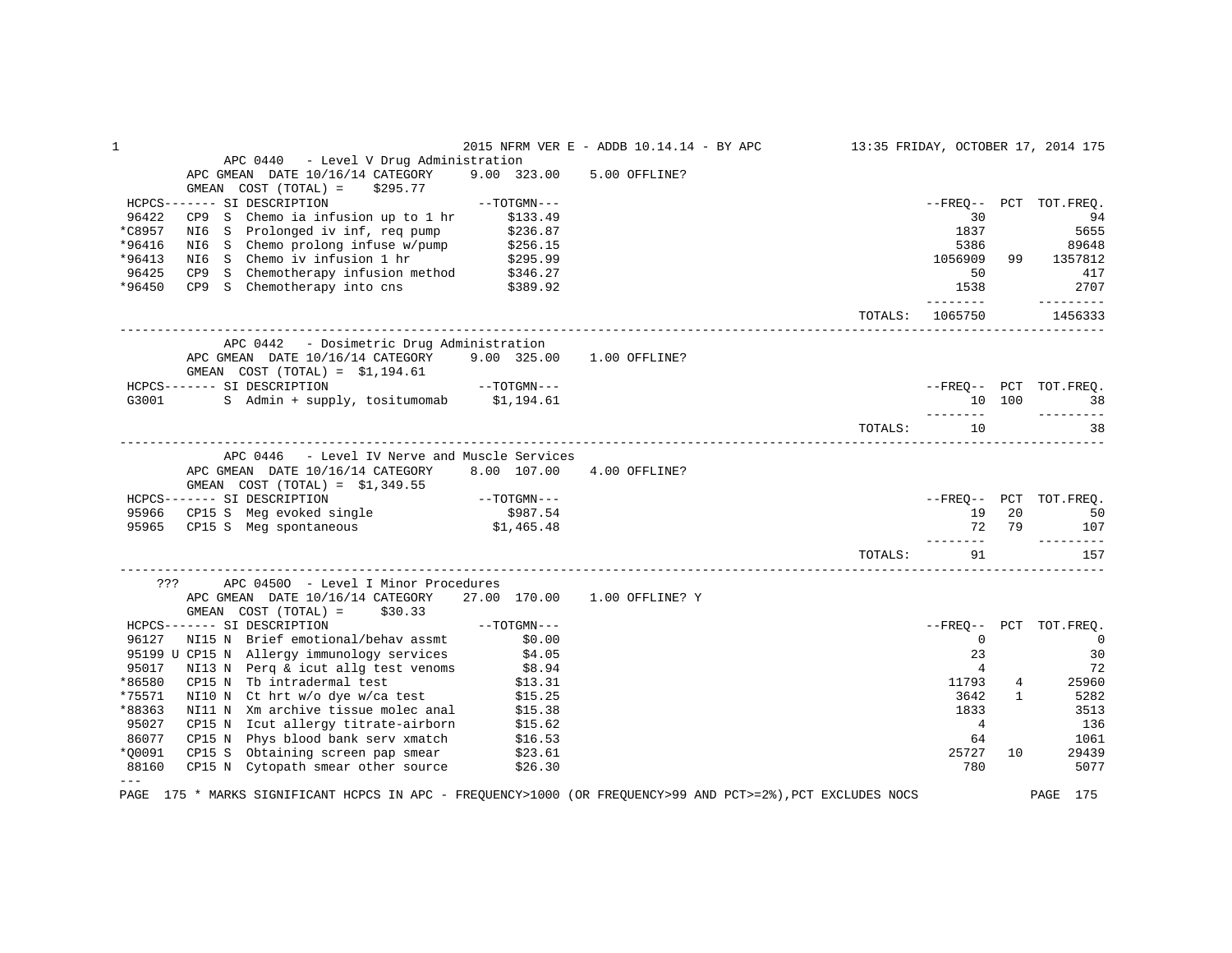## APC 0440 - Level V Drug Administration

APC GMEAN DATE 10/16/14 CATEGORY 9.00 323.00 5.00 OFFLINE?

GMEAN COST (TOTAL) = $295.77

| HCPCS | SI | DESCRIPTION | TOTGMN | FREQ | PCT | TOT.FREQ. |
|---|---|---|---|---|---|---|
| 96422 | CP9 S | Chemo ia infusion up to 1 hr | $133.49 | 30 | | 94 |
| *C8957 | NI6 S | Prolonged iv inf, req pump | $236.87 | 1837 | | 5655 |
| *96416 | NI6 S | Chemo prolong infuse w/pump | $256.15 | 5386 | | 89648 |
| *96413 | NI6 S | Chemo iv infusion 1 hr | $295.99 | 1056909 | 99 | 1357812 |
| 96425 | CP9 S | Chemotherapy infusion method | $346.27 | 50 | | 417 |
| *96450 | CP9 S | Chemotherapy into cns | $389.92 | 1538 | | 2707 |
| | | | TOTALS: | 1065750 | | 1456333 |

## APC 0442 - Dosimetric Drug Administration

APC GMEAN DATE 10/16/14 CATEGORY 9.00 325.00 1.00 OFFLINE?

GMEAN COST (TOTAL) = $1,194.61

| HCPCS | SI | DESCRIPTION | TOTGMN | FREQ | PCT | TOT.FREQ. |
|---|---|---|---|---|---|---|
| G3001 | S | Admin + supply, tositumomab | $1,194.61 | 10 | 100 | 38 |
| | | | TOTALS: | 10 | | 38 |

## APC 0446 - Level IV Nerve and Muscle Services

APC GMEAN DATE 10/16/14 CATEGORY 8.00 107.00 4.00 OFFLINE?

GMEAN COST (TOTAL) = $1,349.55

| HCPCS | SI | DESCRIPTION | TOTGMN | FREQ | PCT | TOT.FREQ. |
|---|---|---|---|---|---|---|
| 95966 | CP15 S | Meg evoked single | $987.54 | 19 | 20 | 50 |
| 95965 | CP15 S | Meg spontaneous | $1,465.48 | 72 | 79 | 107 |
| | | | TOTALS: | 91 | | 157 |

## ??? APC 0450O - Level I Minor Procedures

APC GMEAN DATE 10/16/14 CATEGORY 27.00 170.00 1.00 OFFLINE? Y

GMEAN COST (TOTAL) = $30.33

| HCPCS | SI | DESCRIPTION | TOTGMN | FREQ | PCT | TOT.FREQ. |
|---|---|---|---|---|---|---|
| 96127 | NI15 N | Brief emotional/behav assmt | $0.00 | 0 | | 0 |
| 95199 U | CP15 N | Allergy immunology services | $4.05 | 23 | | 30 |
| 95017 | NI13 N | Perq & icut allg test venoms | $8.94 | 4 | | 72 |
| *86580 | CP15 N | Tb intradermal test | $13.31 | 11793 | 4 | 25960 |
| *75571 | NI10 N | Ct hrt w/o dye w/ca test | $15.25 | 3642 | 1 | 5282 |
| *88363 | NI11 N | Xm archive tissue molec anal | $15.38 | 1833 | | 3513 |
| 95027 | CP15 N | Icut allergy titrate-airborn | $15.62 | 4 | | 136 |
| 86077 | CP15 N | Phys blood bank serv xmatch | $16.53 | 64 | | 1061 |
| *Q0091 | CP15 S | Obtaining screen pap smear | $23.61 | 25727 | 10 | 29439 |
| 88160 | CP15 N | Cytopath smear other source | $26.30 | 780 | | 5077 |

---

\* MARKS SIGNIFICANT HCPCS IN APC - FREQUENCY>1000 (OR FREQUENCY>99 AND PCT>=2%),PCT EXCLUDES NOCS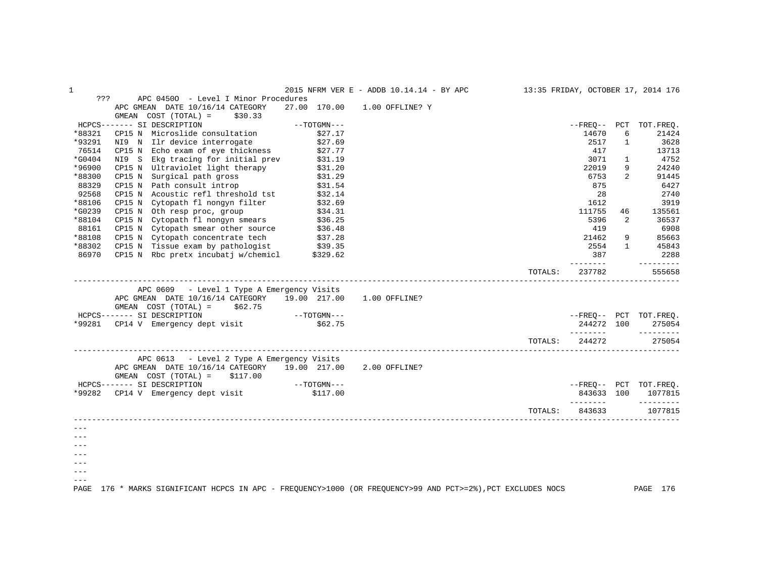??? APC 0450O - Level I Minor Procedures

APC GMEAN DATE 10/16/14 CATEGORY 27.00 170.00 1.00 OFFLINE? Y

GMEAN COST (TOTAL) = $30.33

| HCPCS | SI | DESCRIPTION | TOTGMN | FREQ | PCT | TOT.FREQ. |
|---|---|---|---|---|---|---|
| *88321 | CP15 N | Microslide consultation | $27.17 | 14670 | 6 | 21424 |
| *93291 | NI9 N | Ilr device interrogate | $27.69 | 2517 | 1 | 3628 |
| 76514 | CP15 N | Echo exam of eye thickness | $27.77 | 417 | | 13713 |
| *G0404 | NI9 S | Ekg tracing for initial prev | $31.19 | 3071 | 1 | 4752 |
| *96900 | CP15 N | Ultraviolet light therapy | $31.20 | 22019 | 9 | 24240 |
| *88300 | CP15 N | Surgical path gross | $31.29 | 6753 | 2 | 91445 |
| 88329 | CP15 N | Path consult introp | $31.54 | 875 | | 6427 |
| 92568 | CP15 N | Acoustic refl threshold tst | $32.14 | 28 | | 2740 |
| *88106 | CP15 N | Cytopath fl nongyn filter | $32.69 | 1612 | | 3919 |
| *G0239 | CP15 N | Oth resp proc, group | $34.31 | 111755 | 46 | 135561 |
| *88104 | CP15 N | Cytopath fl nongyn smears | $36.25 | 5396 | 2 | 36537 |
| 88161 | CP15 N | Cytopath smear other source | $36.48 | 419 | | 6908 |
| *88108 | CP15 N | Cytopath concentrate tech | $37.28 | 21462 | 9 | 85663 |
| *88302 | CP15 N | Tissue exam by pathologist | $39.35 | 2554 | 1 | 45843 |
| 86970 | CP15 N | Rbc pretx incubatj w/chemicl | $329.62 | 387 | | 2288 |
| | | | TOTALS: | 237782 | | 555658 |

APC 0609 - Level 1 Type A Emergency Visits

APC GMEAN DATE 10/16/14 CATEGORY 19.00 217.00 1.00 OFFLINE?

GMEAN COST (TOTAL) = $62.75

| HCPCS | SI | DESCRIPTION | TOTGMN | FREQ | PCT | TOT.FREQ. |
|---|---|---|---|---|---|---|
| *99281 | CP14 V | Emergency dept visit | $62.75 | 244272 | 100 | 275054 |
| | | | TOTALS: | 244272 | | 275054 |

APC 0613 - Level 2 Type A Emergency Visits

APC GMEAN DATE 10/16/14 CATEGORY 19.00 217.00 2.00 OFFLINE?

GMEAN COST (TOTAL) = $117.00

| HCPCS | SI | DESCRIPTION | TOTGMN | FREQ | PCT | TOT.FREQ. |
|---|---|---|---|---|---|---|
| *99282 | CP14 V | Emergency dept visit | $117.00 | 843633 | 100 | 1077815 |
| | | | TOTALS: | 843633 | | 1077815 |

\* MARKS SIGNIFICANT HCPCS IN APC - FREQUENCY>1000 (OR FREQUENCY>99 AND PCT>=2%),PCT EXCLUDES NOCS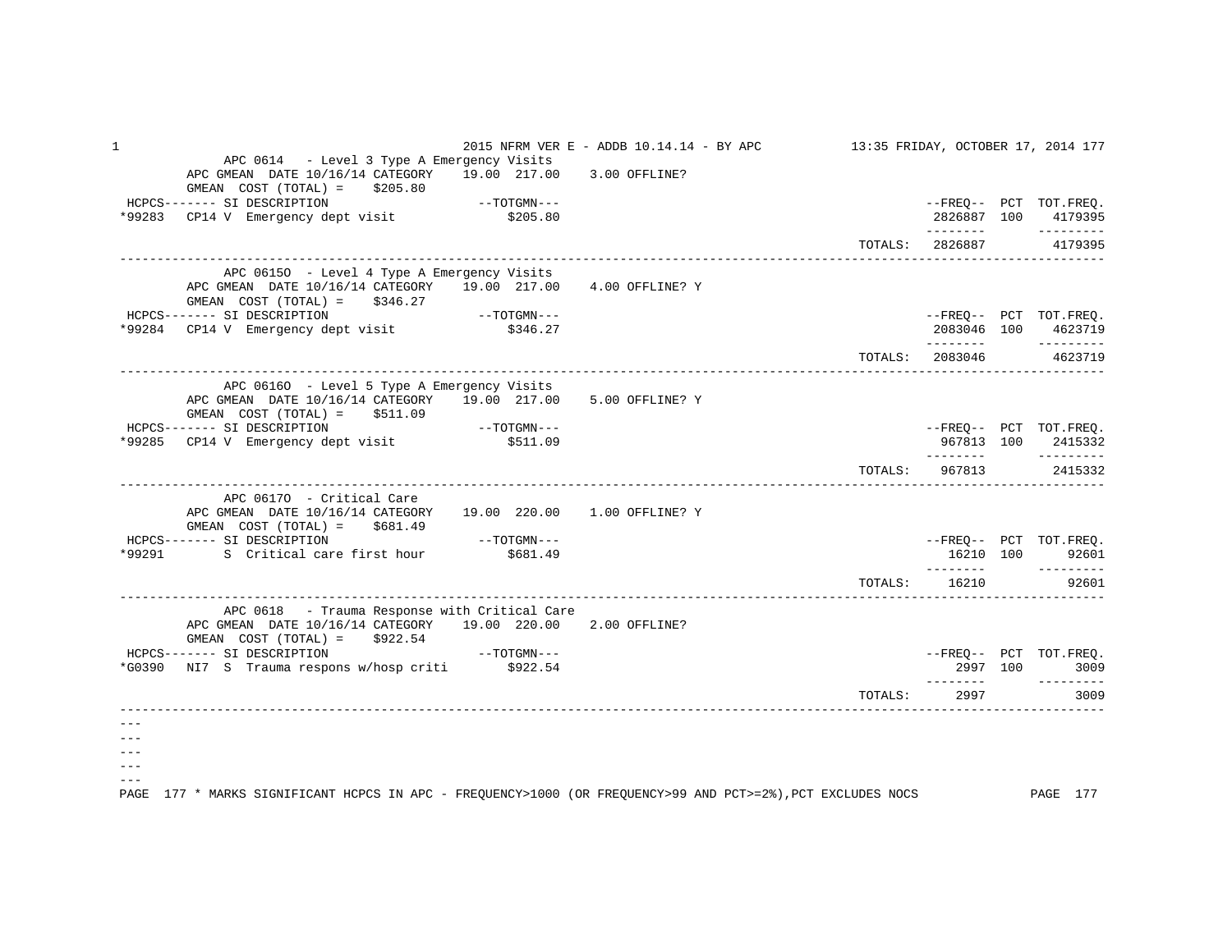## APC 0614 - Level 3 Type A Emergency Visits

APC GMEAN DATE 10/16/14 CATEGORY 19.00 217.00 3.00 OFFLINE?

GMEAN COST (TOTAL) = $205.80

| HCPCS | SI | DESCRIPTION | TOTGMN | FREQ | PCT | TOT.FREQ. |
|---|---|---|---|---|---|---|
| *99283 | CP14 V | Emergency dept visit | $205.80 | 2826887 | 100 | 4179395 |
| | | | TOTALS: | 2826887 | | 4179395 |

## APC 0615O - Level 4 Type A Emergency Visits

APC GMEAN DATE 10/16/14 CATEGORY 19.00 217.00 4.00 OFFLINE? Y

GMEAN COST (TOTAL) = $346.27

| HCPCS | SI | DESCRIPTION | TOTGMN | FREQ | PCT | TOT.FREQ. |
|---|---|---|---|---|---|---|
| *99284 | CP14 V | Emergency dept visit | $346.27 | 2083046 | 100 | 4623719 |
| | | | TOTALS: | 2083046 | | 4623719 |

## APC 0616O - Level 5 Type A Emergency Visits

APC GMEAN DATE 10/16/14 CATEGORY 19.00 217.00 5.00 OFFLINE? Y

GMEAN COST (TOTAL) = $511.09

| HCPCS | SI | DESCRIPTION | TOTGMN | FREQ | PCT | TOT.FREQ. |
|---|---|---|---|---|---|---|
| *99285 | CP14 V | Emergency dept visit | $511.09 | 967813 | 100 | 2415332 |
| | | | TOTALS: | 967813 | | 2415332 |

## APC 0617O - Critical Care

APC GMEAN DATE 10/16/14 CATEGORY 19.00 220.00 1.00 OFFLINE? Y

GMEAN COST (TOTAL) = $681.49

| HCPCS | SI | DESCRIPTION | TOTGMN | FREQ | PCT | TOT.FREQ. |
|---|---|---|---|---|---|---|
| *99291 | S | Critical care first hour | $681.49 | 16210 | 100 | 92601 |
| | | | TOTALS: | 16210 | | 92601 |

## APC 0618 - Trauma Response with Critical Care

APC GMEAN DATE 10/16/14 CATEGORY 19.00 220.00 2.00 OFFLINE?

GMEAN COST (TOTAL) = $922.54

| HCPCS | SI | DESCRIPTION | TOTGMN | FREQ | PCT | TOT.FREQ. |
|---|---|---|---|---|---|---|
| *G0390 | NI7 S | Trauma respons w/hosp criti | $922.54 | 2997 | 100 | 3009 |
| | | | TOTALS: | 2997 | | 3009 |

---
---
---
---
---

\* MARKS SIGNIFICANT HCPCS IN APC - FREQUENCY>1000 (OR FREQUENCY>99 AND PCT>=2%),PCT EXCLUDES NOCS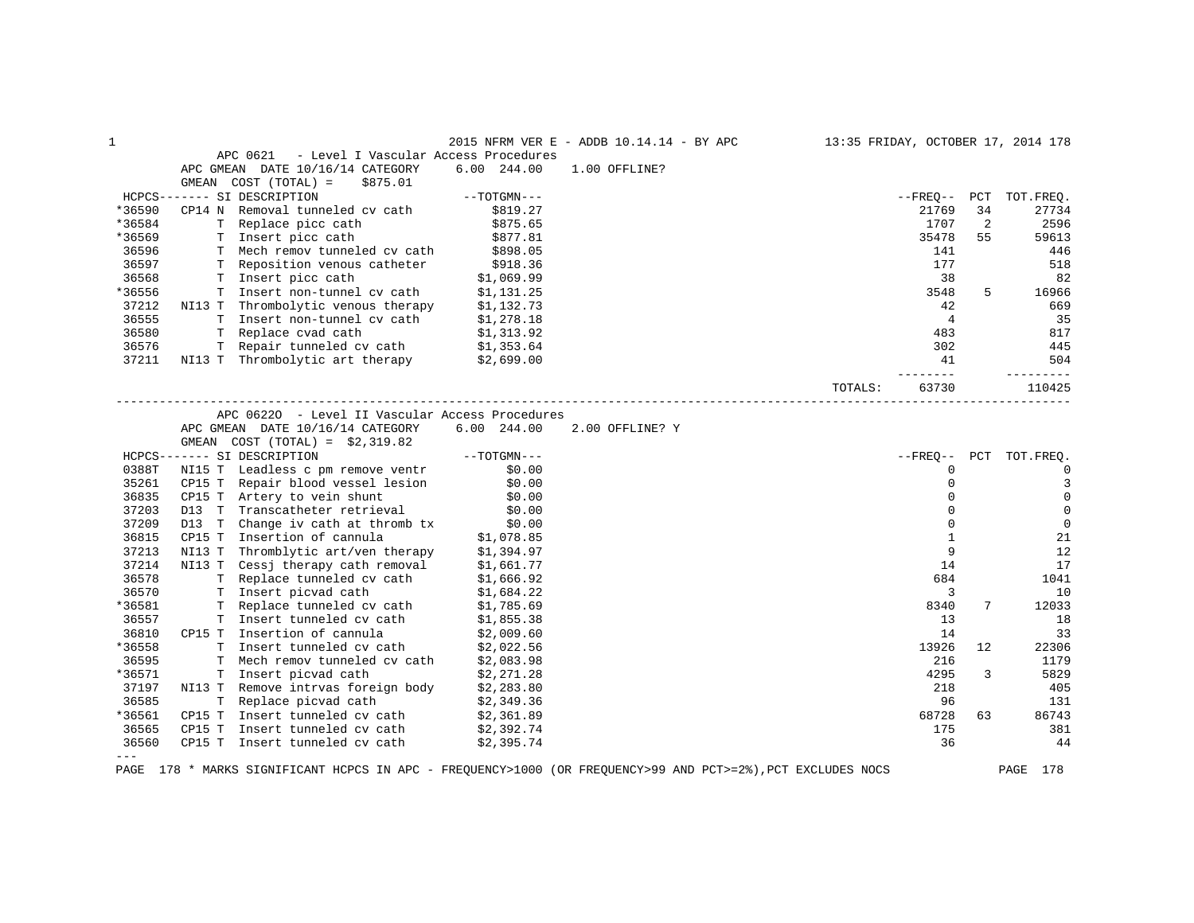2015 NFRM VER E - ADDB 10.14.14 - BY APC

## APC 0621 - Level I Vascular Access Procedures

APC GMEAN DATE 10/16/14 CATEGORY 6.00 244.00 1.00 OFFLINE?

GMEAN COST (TOTAL) = $875.01

| HCPCS | SI | DESCRIPTION | TOTGMN | FREQ | PCT | TOT.FREQ. |
|---|---|---|---|---|---|---|
| *36590 | CP14 N | Removal tunneled cv cath | $819.27 | 21769 | 34 | 27734 |
| *36584 | T | Replace picc cath | $875.65 | 1707 | 2 | 2596 |
| *36569 | T | Insert picc cath | $877.81 | 35478 | 55 | 59613 |
| 36596 | T | Mech remov tunneled cv cath | $898.05 | 141 | | 446 |
| 36597 | T | Reposition venous catheter | $918.36 | 177 | | 518 |
| 36568 | T | Insert picc cath | $1,069.99 | 38 | | 82 |
| *36556 | T | Insert non-tunnel cv cath | $1,131.25 | 3548 | 5 | 16966 |
| 37212 | NI13 T | Thrombolytic venous therapy | $1,132.73 | 42 | | 669 |
| 36555 | T | Insert non-tunnel cv cath | $1,278.18 | 4 | | 35 |
| 36580 | T | Replace cvad cath | $1,313.92 | 483 | | 817 |
| 36576 | T | Repair tunneled cv cath | $1,353.64 | 302 | | 445 |
| 37211 | NI13 T | Thrombolytic art therapy | $2,699.00 | 41 | | 504 |
| | | | TOTALS: | 63730 | | 110425 |

## APC 06220 - Level II Vascular Access Procedures

APC GMEAN DATE 10/16/14 CATEGORY 6.00 244.00 2.00 OFFLINE? Y

GMEAN COST (TOTAL) = $2,319.82

| HCPCS | SI | DESCRIPTION | TOTGMN | FREQ | PCT | TOT.FREQ. |
|---|---|---|---|---|---|---|
| 0388T | NI15 T | Leadless c pm remove ventr | $0.00 | 0 | | 0 |
| 35261 | CP15 T | Repair blood vessel lesion | $0.00 | 0 | | 3 |
| 36835 | CP15 T | Artery to vein shunt | $0.00 | 0 | | 0 |
| 37203 | D13 T | Transcatheter retrieval | $0.00 | 0 | | 0 |
| 37209 | D13 T | Change iv cath at thromb tx | $0.00 | 0 | | 0 |
| 36815 | CP15 T | Insertion of cannula | $1,078.85 | 1 | | 21 |
| 37213 | NI13 T | Thromblytic art/ven therapy | $1,394.97 | 9 | | 12 |
| 37214 | NI13 T | Cessj therapy cath removal | $1,661.77 | 14 | | 17 |
| 36578 | T | Replace tunneled cv cath | $1,666.92 | 684 | | 1041 |
| 36570 | T | Insert picvad cath | $1,684.22 | 3 | | 10 |
| *36581 | T | Replace tunneled cv cath | $1,785.69 | 8340 | 7 | 12033 |
| 36557 | T | Insert tunneled cv cath | $1,855.38 | 13 | | 18 |
| 36810 | CP15 T | Insertion of cannula | $2,009.60 | 14 | | 33 |
| *36558 | T | Insert tunneled cv cath | $2,022.56 | 13926 | 12 | 22306 |
| 36595 | T | Mech remov tunneled cv cath | $2,083.98 | 216 | | 1179 |
| *36571 | T | Insert picvad cath | $2,271.28 | 4295 | 3 | 5829 |
| 37197 | NI13 T | Remove intrvas foreign body | $2,283.80 | 218 | | 405 |
| 36585 | T | Replace picvad cath | $2,349.36 | 96 | | 131 |
| *36561 | CP15 T | Insert tunneled cv cath | $2,361.89 | 68728 | 63 | 86743 |
| 36565 | CP15 T | Insert tunneled cv cath | $2,392.74 | 175 | | 381 |
| 36560 | CP15 T | Insert tunneled cv cath | $2,395.74 | 36 | | 44 |

\* MARKS SIGNIFICANT HCPCS IN APC - FREQUENCY>1000 (OR FREQUENCY>99 AND PCT>=2%),PCT EXCLUDES NOCS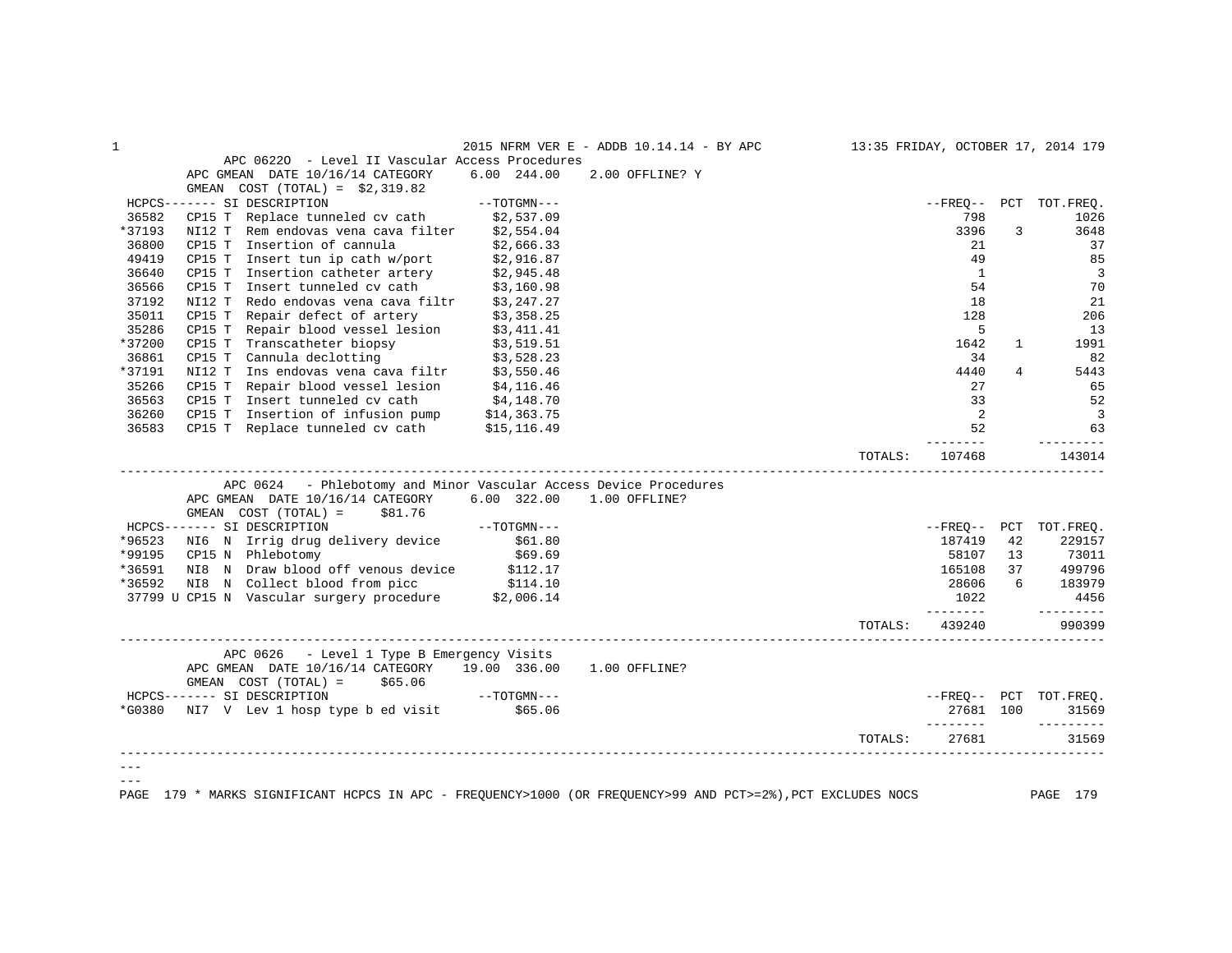## APC 0622O - Level II Vascular Access Procedures

APC GMEAN DATE 10/16/14 CATEGORY 6.00 244.00 2.00 OFFLINE? Y

GMEAN COST (TOTAL) = $2,319.82

| HCPCS | SI | DESCRIPTION | TOTGMN | FREQ | PCT | TOT.FREQ. |
|---|---|---|---|---|---|---|
| 36582 | CP15 T | Replace tunneled cv cath | $2,537.09 | 798 | | 1026 |
| *37193 | NI12 T | Rem endovas vena cava filter | $2,554.04 | 3396 | 3 | 3648 |
| 36800 | CP15 T | Insertion of cannula | $2,666.33 | 21 | | 37 |
| 49419 | CP15 T | Insert tun ip cath w/port | $2,916.87 | 49 | | 85 |
| 36640 | CP15 T | Insertion catheter artery | $2,945.48 | 1 | | 3 |
| 36566 | CP15 T | Insert tunneled cv cath | $3,160.98 | 54 | | 70 |
| 37192 | NI12 T | Redo endovas vena cava filtr | $3,247.27 | 18 | | 21 |
| 35011 | CP15 T | Repair defect of artery | $3,358.25 | 128 | | 206 |
| 35286 | CP15 T | Repair blood vessel lesion | $3,411.41 | 5 | | 13 |
| *37200 | CP15 T | Transcatheter biopsy | $3,519.51 | 1642 | 1 | 1991 |
| 36861 | CP15 T | Cannula declotting | $3,528.23 | 34 | | 82 |
| *37191 | NI12 T | Ins endovas vena cava filtr | $3,550.46 | 4440 | 4 | 5443 |
| 35266 | CP15 T | Repair blood vessel lesion | $4,116.46 | 27 | | 65 |
| 36563 | CP15 T | Insert tunneled cv cath | $4,148.70 | 33 | | 52 |
| 36260 | CP15 T | Insertion of infusion pump | $14,363.75 | 2 | | 3 |
| 36583 | CP15 T | Replace tunneled cv cath | $15,116.49 | 52 | | 63 |
| | | | TOTALS: | 107468 | | 143014 |

## APC 0624 - Phlebotomy and Minor Vascular Access Device Procedures

APC GMEAN DATE 10/16/14 CATEGORY 6.00 322.00 1.00 OFFLINE?

GMEAN COST (TOTAL) = $81.76

| HCPCS | SI | DESCRIPTION | TOTGMN | FREQ | PCT | TOT.FREQ. |
|---|---|---|---|---|---|---|
| *96523 | NI6 N | Irrig drug delivery device | $61.80 | 187419 | 42 | 229157 |
| *99195 | CP15 N | Phlebotomy | $69.69 | 58107 | 13 | 73011 |
| *36591 | NI8 N | Draw blood off venous device | $112.17 | 165108 | 37 | 499796 |
| *36592 | NI8 N | Collect blood from picc | $114.10 | 28606 | 6 | 183979 |
| 37799 U | CP15 N | Vascular surgery procedure | $2,006.14 | 1022 | | 4456 |
| | | | TOTALS: | 439240 | | 990399 |

## APC 0626 - Level 1 Type B Emergency Visits

APC GMEAN DATE 10/16/14 CATEGORY 19.00 336.00 1.00 OFFLINE?

GMEAN COST (TOTAL) = $65.06

| HCPCS | SI | DESCRIPTION | TOTGMN | FREQ | PCT | TOT.FREQ. |
|---|---|---|---|---|---|---|
| *G0380 | NI7 V | Lev 1 hosp type b ed visit | $65.06 | 27681 | 100 | 31569 |
| | | | TOTALS: | 27681 | | 31569 |

\* MARKS SIGNIFICANT HCPCS IN APC - FREQUENCY>1000 (OR FREQUENCY>99 AND PCT>=2%),PCT EXCLUDES NOCS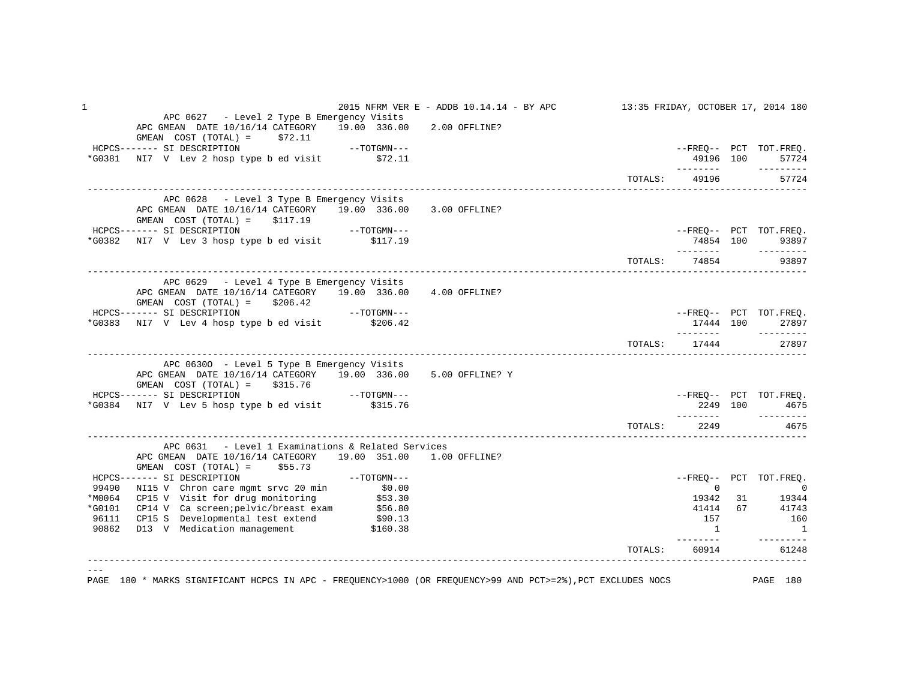### APC 0627 - Level 2 Type B Emergency Visits

APC GMEAN DATE 10/16/14 CATEGORY 19.00 336.00 2.00 OFFLINE?

GMEAN COST (TOTAL) = $72.11

| HCPCS | SI | DESCRIPTION | TOTGMN | FREQ | PCT | TOT.FREQ. |
|---|---|---|---|---|---|---|
| *G0381 | NI7 V | Lev 2 hosp type b ed visit | $72.11 | 49196 | 100 | 57724 |
| | | | TOTALS: | 49196 | | 57724 |

### APC 0628 - Level 3 Type B Emergency Visits

APC GMEAN DATE 10/16/14 CATEGORY 19.00 336.00 3.00 OFFLINE?

GMEAN COST (TOTAL) = $117.19

| HCPCS | SI | DESCRIPTION | TOTGMN | FREQ | PCT | TOT.FREQ. |
|---|---|---|---|---|---|---|
| *G0382 | NI7 V | Lev 3 hosp type b ed visit | $117.19 | 74854 | 100 | 93897 |
| | | | TOTALS: | 74854 | | 93897 |

### APC 0629 - Level 4 Type B Emergency Visits

APC GMEAN DATE 10/16/14 CATEGORY 19.00 336.00 4.00 OFFLINE?

GMEAN COST (TOTAL) = $206.42

| HCPCS | SI | DESCRIPTION | TOTGMN | FREQ | PCT | TOT.FREQ. |
|---|---|---|---|---|---|---|
| *G0383 | NI7 V | Lev 4 hosp type b ed visit | $206.42 | 17444 | 100 | 27897 |
| | | | TOTALS: | 17444 | | 27897 |

### APC 0630O - Level 5 Type B Emergency Visits

APC GMEAN DATE 10/16/14 CATEGORY 19.00 336.00 5.00 OFFLINE? Y

GMEAN COST (TOTAL) = $315.76

| HCPCS | SI | DESCRIPTION | TOTGMN | FREQ | PCT | TOT.FREQ. |
|---|---|---|---|---|---|---|
| *G0384 | NI7 V | Lev 5 hosp type b ed visit | $315.76 | 2249 | 100 | 4675 |
| | | | TOTALS: | 2249 | | 4675 |

### APC 0631 - Level 1 Examinations & Related Services

APC GMEAN DATE 10/16/14 CATEGORY 19.00 351.00 1.00 OFFLINE?

GMEAN COST (TOTAL) = $55.73

| HCPCS | SI | DESCRIPTION | TOTGMN | FREQ | PCT | TOT.FREQ. |
|---|---|---|---|---|---|---|
| 99490 | NI15 V | Chron care mgmt srvc 20 min | $0.00 | 0 | | 0 |
| *M0064 | CP15 V | Visit for drug monitoring | $53.30 | 19342 | 31 | 19344 |
| *G0101 | CP14 V | Ca screen;pelvic/breast exam | $56.80 | 41414 | 67 | 41743 |
| 96111 | CP15 S | Developmental test extend | $90.13 | 157 | | 160 |
| 90862 | D13 V | Medication management | $160.38 | 1 | | 1 |
| | | | TOTALS: | 60914 | | 61248 |

\* MARKS SIGNIFICANT HCPCS IN APC - FREQUENCY>1000 (OR FREQUENCY>99 AND PCT>=2%),PCT EXCLUDES NOCS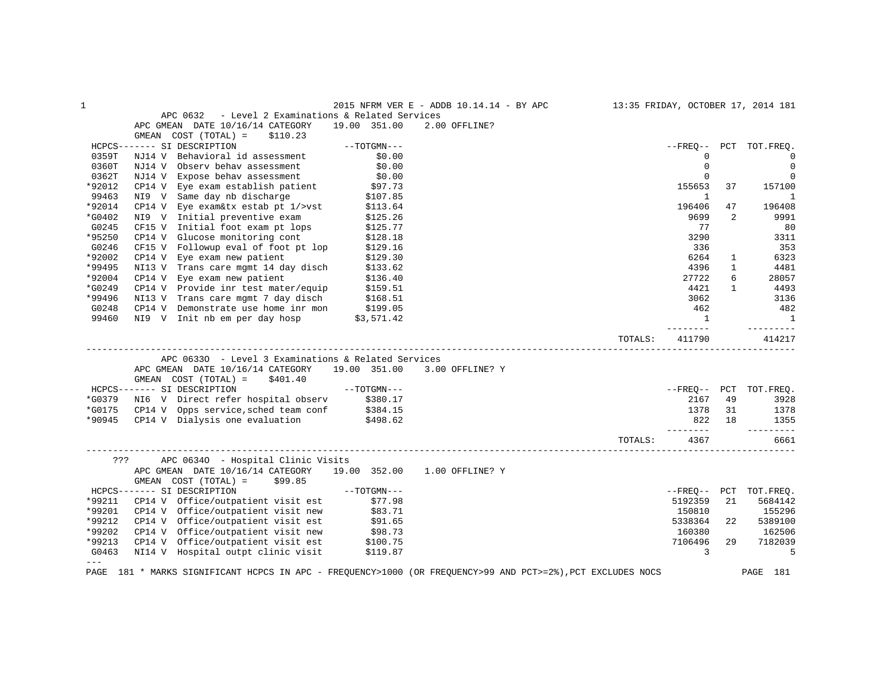APC 0632 - Level 2 Examinations & Related Services
APC GMEAN DATE 10/16/14 CATEGORY 19.00 351.00 2.00 OFFLINE?
GMEAN COST (TOTAL) = $110.23

| HCPCS | SI | DESCRIPTION | TOTGMN | FREQ | PCT | TOT.FREQ. |
|---|---|---|---|---|---|---|
| 0359T | NJ14 V | Behavioral id assessment | $0.00 | 0 | | 0 |
| 0360T | NJ14 V | Observ behav assessment | $0.00 | 0 | | 0 |
| 0362T | NJ14 V | Expose behav assessment | $0.00 | 0 | | 0 |
| *92012 | CP14 V | Eye exam establish patient | $97.73 | 155653 | 37 | 157100 |
| 99463 | NI9 V | Same day nb discharge | $107.85 | 1 | | 1 |
| *92014 | CP14 V | Eye exam&tx estab pt 1/>vst | $113.64 | 196406 | 47 | 196408 |
| *G0402 | NI9 V | Initial preventive exam | $125.26 | 9699 | 2 | 9991 |
| G0245 | CF15 V | Initial foot exam pt lops | $125.77 | 77 | | 80 |
| *95250 | CP14 V | Glucose monitoring cont | $128.18 | 3290 | | 3311 |
| G0246 | CF15 V | Followup eval of foot pt lop | $129.16 | 336 | | 353 |
| *92002 | CP14 V | Eye exam new patient | $129.30 | 6264 | 1 | 6323 |
| *99495 | NI13 V | Trans care mgmt 14 day disch | $133.62 | 4396 | 1 | 4481 |
| *92004 | CP14 V | Eye exam new patient | $136.40 | 27722 | 6 | 28057 |
| *G0249 | CP14 V | Provide inr test mater/equip | $159.51 | 4421 | 1 | 4493 |
| *99496 | NI13 V | Trans care mgmt 7 day disch | $168.51 | 3062 | | 3136 |
| G0248 | CP14 V | Demonstrate use home inr mon | $199.05 | 462 | | 482 |
| 99460 | NI9 V | Init nb em per day hosp | $3,571.42 | 1 | | 1 |
| | | | TOTALS: | 411790 | | 414217 |

APC 0633O - Level 3 Examinations & Related Services
APC GMEAN DATE 10/16/14 CATEGORY 19.00 351.00 3.00 OFFLINE? Y
GMEAN COST (TOTAL) = $401.40

| HCPCS | SI | DESCRIPTION | TOTGMN | FREQ | PCT | TOT.FREQ. |
|---|---|---|---|---|---|---|
| *G0379 | NI6 V | Direct refer hospital observ | $380.17 | 2167 | 49 | 3928 |
| *G0175 | CP14 V | Opps service,sched team conf | $384.15 | 1378 | 31 | 1378 |
| *90945 | CP14 V | Dialysis one evaluation | $498.62 | 822 | 18 | 1355 |
| | | | TOTALS: | 4367 | | 6661 |

??? APC 0634O - Hospital Clinic Visits
APC GMEAN DATE 10/16/14 CATEGORY 19.00 352.00 1.00 OFFLINE? Y
GMEAN COST (TOTAL) = $99.85

| HCPCS | SI | DESCRIPTION | TOTGMN | FREQ | PCT | TOT.FREQ. |
|---|---|---|---|---|---|---|
| *99211 | CP14 V | Office/outpatient visit est | $77.98 | 5192359 | 21 | 5684142 |
| *99201 | CP14 V | Office/outpatient visit new | $83.71 | 150810 | | 155296 |
| *99212 | CP14 V | Office/outpatient visit est | $91.65 | 5338364 | 22 | 5389100 |
| *99202 | CP14 V | Office/outpatient visit new | $98.73 | 160380 | | 162506 |
| *99213 | CP14 V | Office/outpatient visit est | $100.75 | 7106496 | 29 | 7182039 |
| G0463 | NI14 V | Hospital outpt clinic visit | $119.87 | 3 | | 5 |

---

\* MARKS SIGNIFICANT HCPCS IN APC - FREQUENCY>1000 (OR FREQUENCY>99 AND PCT>=2%),PCT EXCLUDES NOCS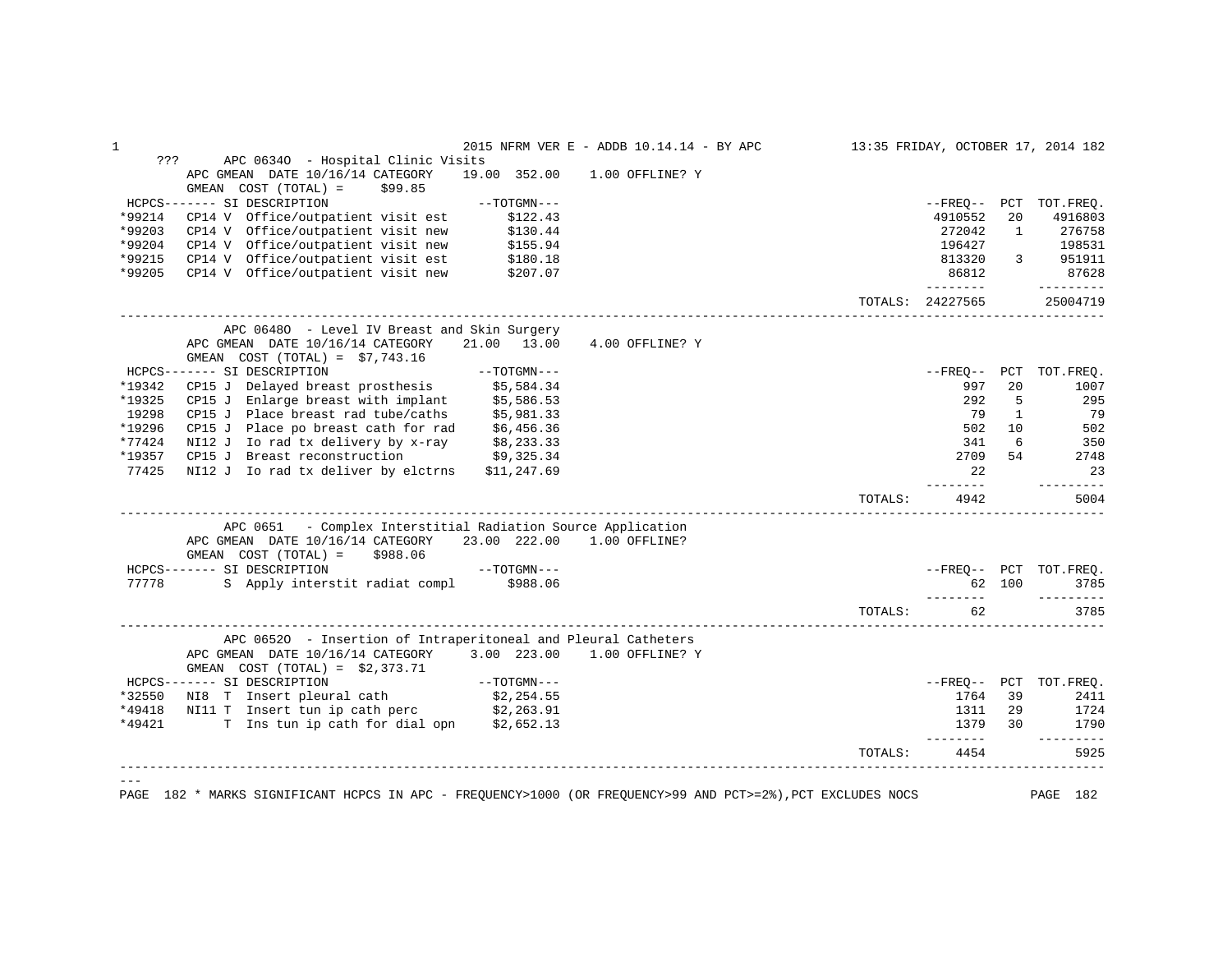??? APC 0634O - Hospital Clinic Visits

APC GMEAN DATE 10/16/14 CATEGORY 19.00 352.00 1.00 OFFLINE? Y

GMEAN COST (TOTAL) = $99.85

| HCPCS | SI | DESCRIPTION | TOTGMN | FREQ | PCT | TOT.FREQ. |
|---|---|---|---|---|---|---|
| *99214 | CP14 V | Office/outpatient visit est | $122.43 | 4910552 | 20 | 4916803 |
| *99203 | CP14 V | Office/outpatient visit new | $130.44 | 272042 | 1 | 276758 |
| *99204 | CP14 V | Office/outpatient visit new | $155.94 | 196427 | | 198531 |
| *99215 | CP14 V | Office/outpatient visit est | $180.18 | 813320 | 3 | 951911 |
| *99205 | CP14 V | Office/outpatient visit new | $207.07 | 86812 | | 87628 |
| | | | TOTALS: | 24227565 | | 25004719 |

APC 0648O - Level IV Breast and Skin Surgery

APC GMEAN DATE 10/16/14 CATEGORY 21.00 13.00 4.00 OFFLINE? Y

GMEAN COST (TOTAL) = $7,743.16

| HCPCS | SI | DESCRIPTION | TOTGMN | FREQ | PCT | TOT.FREQ. |
|---|---|---|---|---|---|---|
| *19342 | CP15 J | Delayed breast prosthesis | $5,584.34 | 997 | 20 | 1007 |
| *19325 | CP15 J | Enlarge breast with implant | $5,586.53 | 292 | 5 | 295 |
| 19298 | CP15 J | Place breast rad tube/caths | $5,981.33 | 79 | 1 | 79 |
| *19296 | CP15 J | Place po breast cath for rad | $6,456.36 | 502 | 10 | 502 |
| *77424 | NI12 J | Io rad tx delivery by x-ray | $8,233.33 | 341 | 6 | 350 |
| *19357 | CP15 J | Breast reconstruction | $9,325.34 | 2709 | 54 | 2748 |
| 77425 | NI12 J | Io rad tx deliver by elctrns | $11,247.69 | 22 | | 23 |
| | | | TOTALS: | 4942 | | 5004 |

APC 0651 - Complex Interstitial Radiation Source Application

APC GMEAN DATE 10/16/14 CATEGORY 23.00 222.00 1.00 OFFLINE?

GMEAN COST (TOTAL) = $988.06

| HCPCS | SI | DESCRIPTION | TOTGMN | FREQ | PCT | TOT.FREQ. |
|---|---|---|---|---|---|---|
| 77778 | S | Apply interstit radiat compl | $988.06 | 62 | 100 | 3785 |
| | | | TOTALS: | 62 | | 3785 |

APC 0652O - Insertion of Intraperitoneal and Pleural Catheters

APC GMEAN DATE 10/16/14 CATEGORY 3.00 223.00 1.00 OFFLINE? Y

GMEAN COST (TOTAL) = $2,373.71

| HCPCS | SI | DESCRIPTION | TOTGMN | FREQ | PCT | TOT.FREQ. |
|---|---|---|---|---|---|---|
| *32550 | NI8 T | Insert pleural cath | $2,254.55 | 1764 | 39 | 2411 |
| *49418 | NI11 T | Insert tun ip cath perc | $2,263.91 | 1311 | 29 | 1724 |
| *49421 | T | Ins tun ip cath for dial opn | $2,652.13 | 1379 | 30 | 1790 |
| | | | TOTALS: | 4454 | | 5925 |

\* MARKS SIGNIFICANT HCPCS IN APC - FREQUENCY>1000 (OR FREQUENCY>99 AND PCT>=2%),PCT EXCLUDES NOCS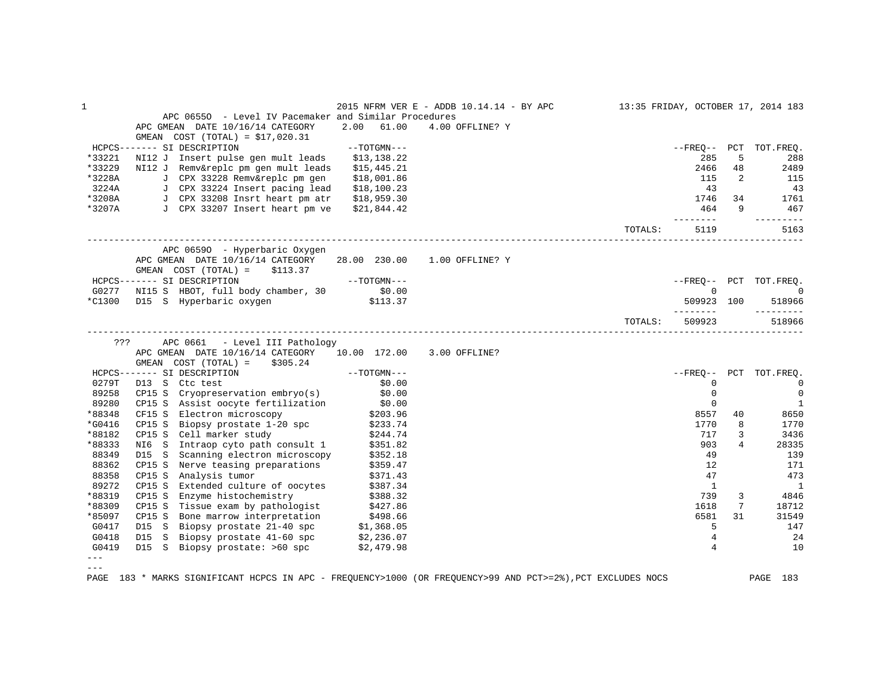## APC 0655O - Level IV Pacemaker and Similar Procedures

APC GMEAN DATE 10/16/14 CATEGORY 2.00 61.00 4.00 OFFLINE? Y

GMEAN COST (TOTAL) = $17,020.31

| HCPCS | SI | DESCRIPTION | TOTGMN | FREQ | PCT | TOT.FREQ. |
|---|---|---|---|---|---|---|
| *33221 | NI12 J | Insert pulse gen mult leads | $13,138.22 | 285 | 5 | 288 |
| *33229 | NI12 J | Remv&replc pm gen mult leads | $15,445.21 | 2466 | 48 | 2489 |
| *3228A | J | CPX 33228 Remv&replc pm gen | $18,001.86 | 115 | 2 | 115 |
| 3224A | J | CPX 33224 Insert pacing lead | $18,100.23 | 43 | | 43 |
| *3208A | J | CPX 33208 Insrt heart pm atr | $18,959.30 | 1746 | 34 | 1761 |
| *3207A | J | CPX 33207 Insert heart pm ve | $21,844.42 | 464 | 9 | 467 |
| | | | TOTALS: | 5119 | | 5163 |

## APC 0659O - Hyperbaric Oxygen

APC GMEAN DATE 10/16/14 CATEGORY 28.00 230.00 1.00 OFFLINE? Y

GMEAN COST (TOTAL) = $113.37

| HCPCS | SI | DESCRIPTION | TOTGMN | FREQ | PCT | TOT.FREQ. |
|---|---|---|---|---|---|---|
| G0277 | NI15 S | HBOT, full body chamber, 30 | $0.00 | 0 | | 0 |
| *C1300 | D15 S | Hyperbaric oxygen | $113.37 | 509923 | 100 | 518966 |
| | | | TOTALS: | 509923 | | 518966 |

## ??? APC 0661 - Level III Pathology

APC GMEAN DATE 10/16/14 CATEGORY 10.00 172.00 3.00 OFFLINE?

GMEAN COST (TOTAL) = $305.24

| HCPCS | SI | DESCRIPTION | TOTGMN | FREQ | PCT | TOT.FREQ. |
|---|---|---|---|---|---|---|
| 0279T | D13 S | Ctc test | $0.00 | 0 | | 0 |
| 89258 | CP15 S | Cryopreservation embryo(s) | $0.00 | 0 | | 0 |
| 89280 | CP15 S | Assist oocyte fertilization | $0.00 | 0 | | 1 |
| *88348 | CF15 S | Electron microscopy | $203.96 | 8557 | 40 | 8650 |
| *G0416 | CP15 S | Biopsy prostate 1-20 spc | $233.74 | 1770 | 8 | 1770 |
| *88182 | CP15 S | Cell marker study | $244.74 | 717 | 3 | 3436 |
| *88333 | NI6 S | Intraop cyto path consult 1 | $351.82 | 903 | 4 | 28335 |
| 88349 | D15 S | Scanning electron microscopy | $352.18 | 49 | | 139 |
| 88362 | CP15 S | Nerve teasing preparations | $359.47 | 12 | | 171 |
| 88358 | CP15 S | Analysis tumor | $371.43 | 47 | | 473 |
| 89272 | CP15 S | Extended culture of oocytes | $387.34 | 1 | | 1 |
| *88319 | CP15 S | Enzyme histochemistry | $388.32 | 739 | 3 | 4846 |
| *88309 | CP15 S | Tissue exam by pathologist | $427.86 | 1618 | 7 | 18712 |
| *85097 | CP15 S | Bone marrow interpretation | $498.66 | 6581 | 31 | 31549 |
| G0417 | D15 S | Biopsy prostate 21-40 spc | $1,368.05 | 5 | | 147 |
| G0418 | D15 S | Biopsy prostate 41-60 spc | $2,236.07 | 4 | | 24 |
| G0419 | D15 S | Biopsy prostate: >60 spc | $2,479.98 | 4 | | 10 |

---

* MARKS SIGNIFICANT HCPCS IN APC - FREQUENCY>1000 (OR FREQUENCY>99 AND PCT>=2%),PCT EXCLUDES NOCS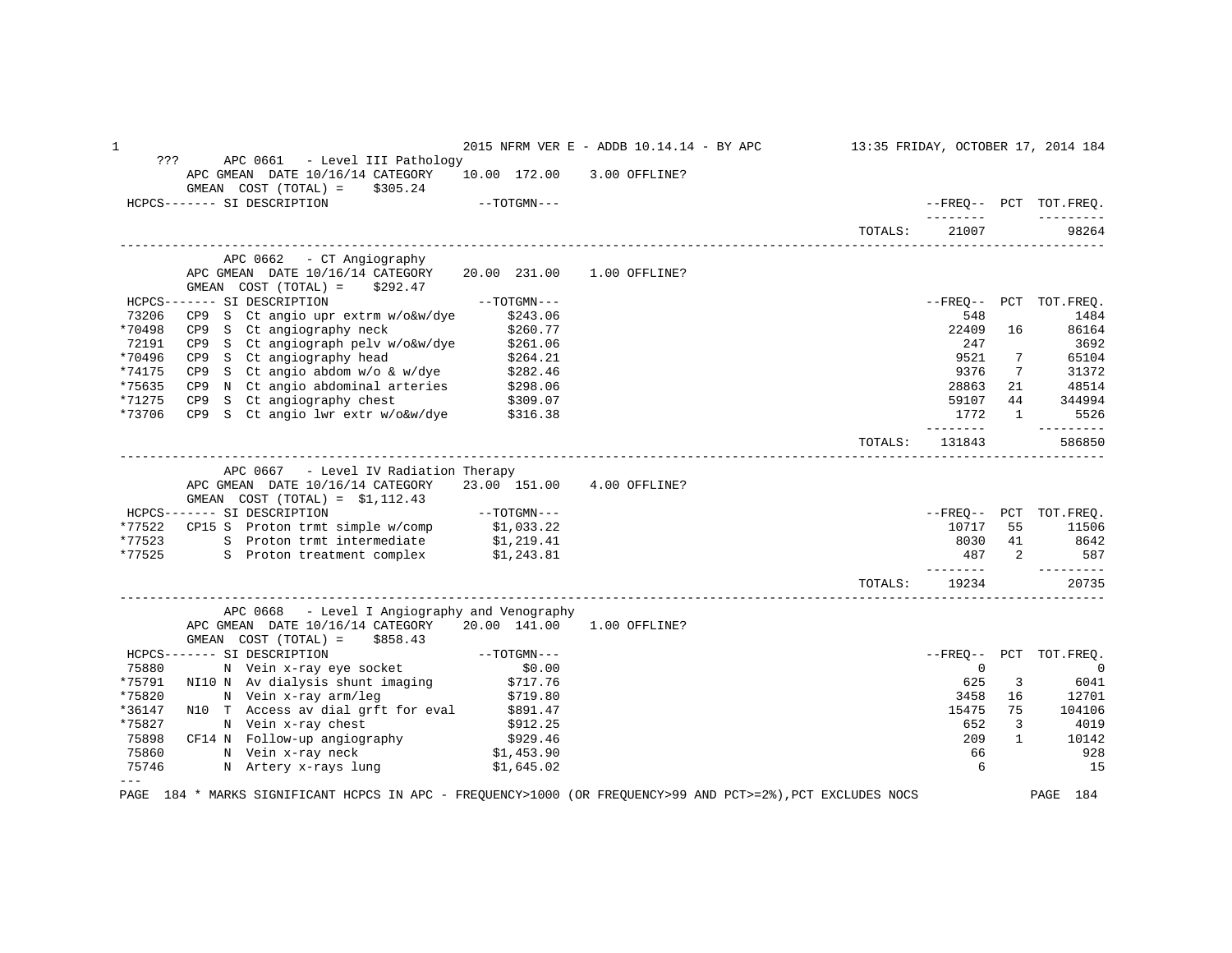??? APC 0661 - Level III Pathology
APC GMEAN DATE 10/16/14 CATEGORY 10.00 172.00 3.00 OFFLINE?
GMEAN COST (TOTAL) = $305.24

| HCPCS------- | SI | DESCRIPTION | --TOTGMN--- | --FREQ-- | PCT | TOT.FREQ. |
|---|---|---|---|---|---|---|
| | | | TOTALS: | 21007 | | 98264 |

APC 0662 - CT Angiography
APC GMEAN DATE 10/16/14 CATEGORY 20.00 231.00 1.00 OFFLINE?
GMEAN COST (TOTAL) = $292.47

| HCPCS------- | SI | DESCRIPTION | --TOTGMN--- | --FREQ-- | PCT | TOT.FREQ. |
|---|---|---|---|---|---|---|
| 73206 | CP9 S | Ct angio upr extrm w/o&w/dye | $243.06 | 548 | | 1484 |
| *70498 | CP9 S | Ct angiography neck | $260.77 | 22409 | 16 | 86164 |
| 72191 | CP9 S | Ct angiograph pelv w/o&w/dye | $261.06 | 247 | | 3692 |
| *70496 | CP9 S | Ct angiography head | $264.21 | 9521 | 7 | 65104 |
| *74175 | CP9 S | Ct angio abdom w/o & w/dye | $282.46 | 9376 | 7 | 31372 |
| *75635 | CP9 N | Ct angio abdominal arteries | $298.06 | 28863 | 21 | 48514 |
| *71275 | CP9 S | Ct angiography chest | $309.07 | 59107 | 44 | 344994 |
| *73706 | CP9 S | Ct angio lwr extr w/o&w/dye | $316.38 | 1772 | 1 | 5526 |
| | | | TOTALS: | 131843 | | 586850 |

APC 0667 - Level IV Radiation Therapy
APC GMEAN DATE 10/16/14 CATEGORY 23.00 151.00 4.00 OFFLINE?
GMEAN COST (TOTAL) = $1,112.43

| HCPCS------- | SI | DESCRIPTION | --TOTGMN--- | --FREQ-- | PCT | TOT.FREQ. |
|---|---|---|---|---|---|---|
| *77522 | CP15 S | Proton trmt simple w/comp | $1,033.22 | 10717 | 55 | 11506 |
| *77523 | S | Proton trmt intermediate | $1,219.41 | 8030 | 41 | 8642 |
| *77525 | S | Proton treatment complex | $1,243.81 | 487 | 2 | 587 |
| | | | TOTALS: | 19234 | | 20735 |

APC 0668 - Level I Angiography and Venography
APC GMEAN DATE 10/16/14 CATEGORY 20.00 141.00 1.00 OFFLINE?
GMEAN COST (TOTAL) = $858.43

| HCPCS------- | SI | DESCRIPTION | --TOTGMN--- | --FREQ-- | PCT | TOT.FREQ. |
|---|---|---|---|---|---|---|
| 75880 | N | Vein x-ray eye socket | $0.00 | 0 | | 0 |
| *75791 | NI10 N | Av dialysis shunt imaging | $717.76 | 625 | 3 | 6041 |
| *75820 | N | Vein x-ray arm/leg | $719.80 | 3458 | 16 | 12701 |
| *36147 | N10 T | Access av dial grft for eval | $891.47 | 15475 | 75 | 104106 |
| *75827 | N | Vein x-ray chest | $912.25 | 652 | 3 | 4019 |
| 75898 | CF14 N | Follow-up angiography | $929.46 | 209 | 1 | 10142 |
| 75860 | N | Vein x-ray neck | $1,453.90 | 66 | | 928 |
| 75746 | N | Artery x-rays lung | $1,645.02 | 6 | | 15 |

---

PAGE 184 * MARKS SIGNIFICANT HCPCS IN APC - FREQUENCY>1000 (OR FREQUENCY>99 AND PCT>=2%),PCT EXCLUDES NOCS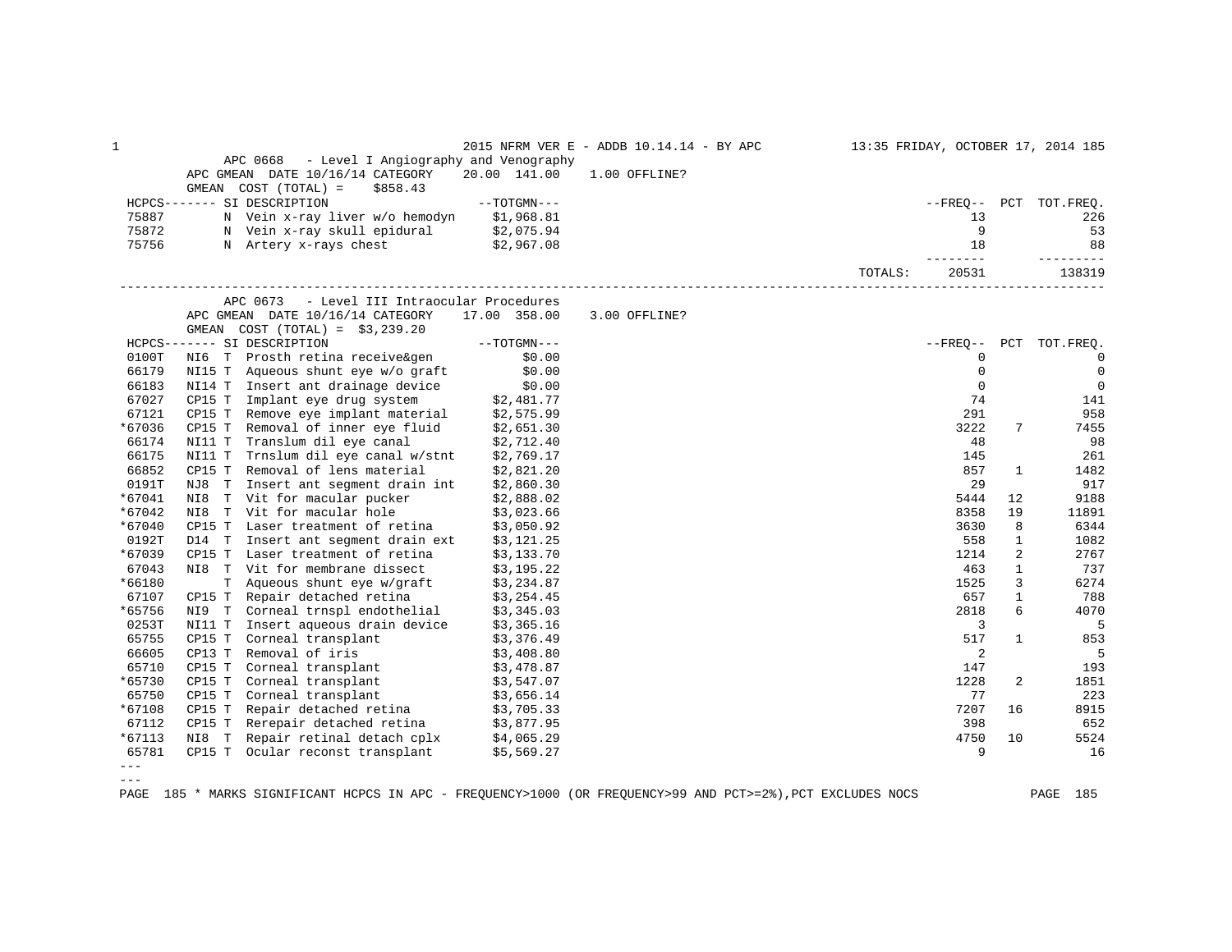## APC 0668 - Level I Angiography and Venography

APC GMEAN DATE 10/16/14 CATEGORY 20.00 141.00 1.00 OFFLINE?

GMEAN COST (TOTAL) = $858.43

| HCPCS | SI | DESCRIPTION | TOTGMN | FREQ | PCT | TOT.FREQ. |
|---|---|---|---|---|---|---|
| 75887 | N | Vein x-ray liver w/o hemodyn | $1,968.81 | 13 | | 226 |
| 75872 | N | Vein x-ray skull epidural | $2,075.94 | 9 | | 53 |
| 75756 | N | Artery x-rays chest | $2,967.08 | 18 | | 88 |
| | | | TOTALS: | 20531 | | 138319 |

## APC 0673 - Level III Intraocular Procedures

APC GMEAN DATE 10/16/14 CATEGORY 17.00 358.00 3.00 OFFLINE?

GMEAN COST (TOTAL) = $3,239.20

| HCPCS | | SI | DESCRIPTION | TOTGMN | FREQ | PCT | TOT.FREQ. |
|---|---|---|---|---|---|---|---|
| 0100T | NI6 | T | Prosth retina receive&gen | $0.00 | 0 | | 0 |
| 66179 | NI15 | T | Aqueous shunt eye w/o graft | $0.00 | 0 | | 0 |
| 66183 | NI14 | T | Insert ant drainage device | $0.00 | 0 | | 0 |
| 67027 | CP15 | T | Implant eye drug system | $2,481.77 | 74 | | 141 |
| 67121 | CP15 | T | Remove eye implant material | $2,575.99 | 291 | | 958 |
| *67036 | CP15 | T | Removal of inner eye fluid | $2,651.30 | 3222 | 7 | 7455 |
| 66174 | NI11 | T | Translum dil eye canal | $2,712.40 | 48 | | 98 |
| 66175 | NI11 | T | Trnslum dil eye canal w/stnt | $2,769.17 | 145 | | 261 |
| 66852 | CP15 | T | Removal of lens material | $2,821.20 | 857 | 1 | 1482 |
| 0191T | NJ8 | T | Insert ant segment drain int | $2,860.30 | 29 | | 917 |
| *67041 | NI8 | T | Vit for macular pucker | $2,888.02 | 5444 | 12 | 9188 |
| *67042 | NI8 | T | Vit for macular hole | $3,023.66 | 8358 | 19 | 11891 |
| *67040 | CP15 | T | Laser treatment of retina | $3,050.92 | 3630 | 8 | 6344 |
| 0192T | D14 | T | Insert ant segment drain ext | $3,121.25 | 558 | 1 | 1082 |
| *67039 | CP15 | T | Laser treatment of retina | $3,133.70 | 1214 | 2 | 2767 |
| 67043 | NI8 | T | Vit for membrane dissect | $3,195.22 | 463 | 1 | 737 |
| *66180 | | T | Aqueous shunt eye w/graft | $3,234.87 | 1525 | 3 | 6274 |
| 67107 | CP15 | T | Repair detached retina | $3,254.45 | 657 | 1 | 788 |
| *65756 | NI9 | T | Corneal trnspl endothelial | $3,345.03 | 2818 | 6 | 4070 |
| 0253T | NI11 | T | Insert aqueous drain device | $3,365.16 | 3 | | 5 |
| 65755 | CP15 | T | Corneal transplant | $3,376.49 | 517 | 1 | 853 |
| 66605 | CP13 | T | Removal of iris | $3,408.80 | 2 | | 5 |
| 65710 | CP15 | T | Corneal transplant | $3,478.87 | 147 | | 193 |
| *65730 | CP15 | T | Corneal transplant | $3,547.07 | 1228 | 2 | 1851 |
| 65750 | CP15 | T | Corneal transplant | $3,656.14 | 77 | | 223 |
| *67108 | CP15 | T | Repair detached retina | $3,705.33 | 7207 | 16 | 8915 |
| 67112 | CP15 | T | Rerepair detached retina | $3,877.95 | 398 | | 652 |
| *67113 | NI8 | T | Repair retinal detach cplx | $4,065.29 | 4750 | 10 | 5524 |
| 65781 | CP15 | T | Ocular reconst transplant | $5,569.27 | 9 | | 16 |

\* MARKS SIGNIFICANT HCPCS IN APC - FREQUENCY>1000 (OR FREQUENCY>99 AND PCT>=2%),PCT EXCLUDES NOCS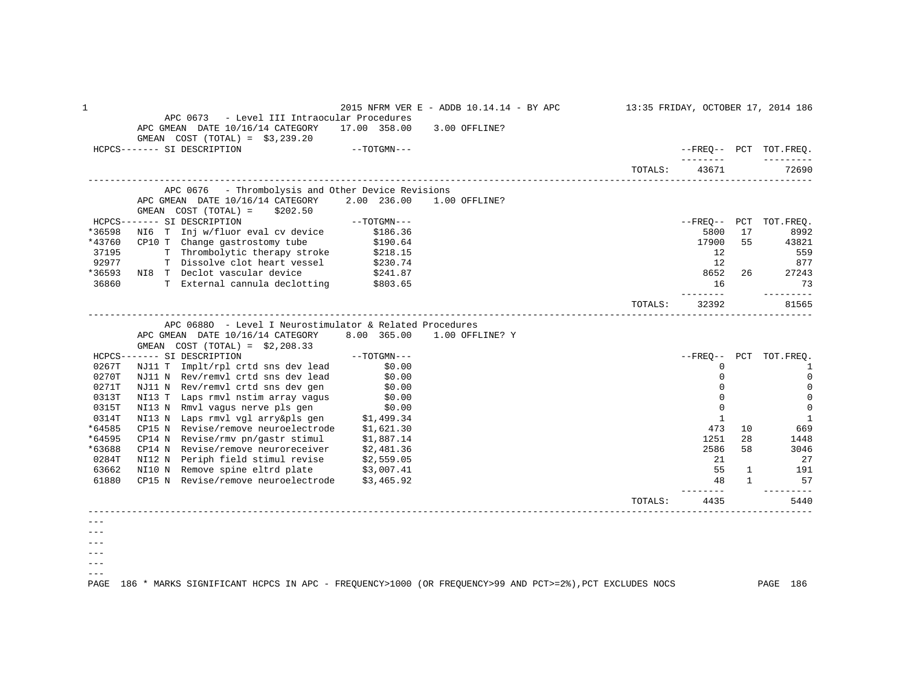## APC 0673 - Level III Intraocular Procedures

APC GMEAN DATE 10/16/14 CATEGORY 17.00 358.00 3.00 OFFLINE?

GMEAN COST (TOTAL) = $3,239.20

| HCPCS | SI | DESCRIPTION | TOTGMN | FREQ | PCT | TOT.FREQ. |
|---|---|---|---|---|---|---|
| | | | TOTALS: | 43671 | | 72690 |

## APC 0676 - Thrombolysis and Other Device Revisions

APC GMEAN DATE 10/16/14 CATEGORY 2.00 236.00 1.00 OFFLINE?

GMEAN COST (TOTAL) = $202.50

| HCPCS | SI | DESCRIPTION | TOTGMN | FREQ | PCT | TOT.FREQ. |
|---|---|---|---|---|---|---|
| *36598 | NI6 T | Inj w/fluor eval cv device | $186.36 | 5800 | 17 | 8992 |
| *43760 | CP10 T | Change gastrostomy tube | $190.64 | 17900 | 55 | 43821 |
| 37195 | T | Thrombolytic therapy stroke | $218.15 | 12 | | 559 |
| 92977 | T | Dissolve clot heart vessel | $230.74 | 12 | | 877 |
| *36593 | NI8 T | Declot vascular device | $241.87 | 8652 | 26 | 27243 |
| 36860 | T | External cannula declotting | $803.65 | 16 | | 73 |
| | | | TOTALS: | 32392 | | 81565 |

## APC 0688O - Level I Neurostimulator & Related Procedures

APC GMEAN DATE 10/16/14 CATEGORY 8.00 365.00 1.00 OFFLINE? Y

GMEAN COST (TOTAL) = $2,208.33

| HCPCS | SI | DESCRIPTION | TOTGMN | FREQ | PCT | TOT.FREQ. |
|---|---|---|---|---|---|---|
| 0267T | NJ11 T | Implt/rpl crtd sns dev lead | $0.00 | 0 | | 1 |
| 0270T | NJ11 N | Rev/remvl crtd sns dev lead | $0.00 | 0 | | 0 |
| 0271T | NJ11 N | Rev/remvl crtd sns dev gen | $0.00 | 0 | | 0 |
| 0313T | NI13 T | Laps rmvl nstim array vagus | $0.00 | 0 | | 0 |
| 0315T | NI13 N | Rmvl vagus nerve pls gen | $0.00 | 0 | | 0 |
| 0314T | NI13 N | Laps rmvl vgl arry&pls gen | $1,499.34 | 1 | | 1 |
| *64585 | CP15 N | Revise/remove neuroelectrode | $1,621.30 | 473 | 10 | 669 |
| *64595 | CP14 N | Revise/rmv pn/gastr stimul | $1,887.14 | 1251 | 28 | 1448 |
| *63688 | CP14 N | Revise/remove neuroreceiver | $2,481.36 | 2586 | 58 | 3046 |
| 0284T | NI12 N | Periph field stimul revise | $2,559.05 | 21 | | 27 |
| 63662 | NI10 N | Remove spine eltrd plate | $3,007.41 | 55 | 1 | 191 |
| 61880 | CP15 N | Revise/remove neuroelectrode | $3,465.92 | 48 | 1 | 57 |
| | | | TOTALS: | 4435 | | 5440 |

\* MARKS SIGNIFICANT HCPCS IN APC - FREQUENCY>1000 (OR FREQUENCY>99 AND PCT>=2%),PCT EXCLUDES NOCS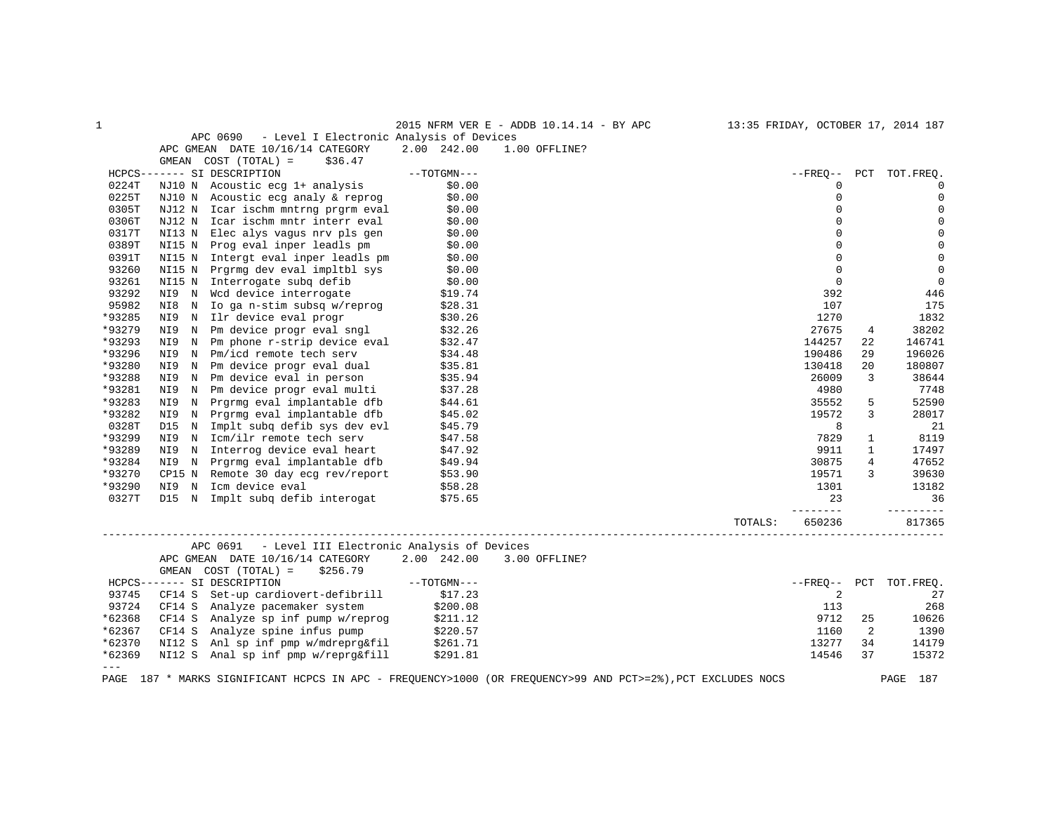2015 NFRM VER E - ADDB 10.14.14 - BY APC — 13:35 FRIDAY, OCTOBER 17, 2014

## APC 0690 - Level I Electronic Analysis of Devices

APC GMEAN DATE 10/16/14 CATEGORY 2.00 242.00 1.00 OFFLINE?

GMEAN COST (TOTAL) = $36.47

| HCPCS | SI | DESCRIPTION | TOTGMN | FREQ | PCT | TOT.FREQ. |
|---|---|---|---|---|---|---|
| 0224T | NJ10 N | Acoustic ecg 1+ analysis | $0.00 | 0 | | 0 |
| 0225T | NJ10 N | Acoustic ecg analy & reprog | $0.00 | 0 | | 0 |
| 0305T | NJ12 N | Icar ischm mntrng prgrm eval | $0.00 | 0 | | 0 |
| 0306T | NJ12 N | Icar ischm mntr interr eval | $0.00 | 0 | | 0 |
| 0317T | NI13 N | Elec alys vagus nrv pls gen | $0.00 | 0 | | 0 |
| 0389T | NI15 N | Prog eval inper leadls pm | $0.00 | 0 | | 0 |
| 0391T | NI15 N | Intergt eval inper leadls pm | $0.00 | 0 | | 0 |
| 93260 | NI15 N | Prgrmg dev eval impltbl sys | $0.00 | 0 | | 0 |
| 93261 | NI15 N | Interrogate subq defib | $0.00 | 0 | | 0 |
| 93292 | NI9 N | Wcd device interrogate | $19.74 | 392 | | 446 |
| 95982 | NI8 N | Io ga n-stim subsq w/reprog | $28.31 | 107 | | 175 |
| *93285 | NI9 N | Ilr device eval progr | $30.26 | 1270 | | 1832 |
| *93279 | NI9 N | Pm device progr eval sngl | $32.26 | 27675 | 4 | 38202 |
| *93293 | NI9 N | Pm phone r-strip device eval | $32.47 | 144257 | 22 | 146741 |
| *93296 | NI9 N | Pm/icd remote tech serv | $34.48 | 190486 | 29 | 196026 |
| *93280 | NI9 N | Pm device progr eval dual | $35.81 | 130418 | 20 | 180807 |
| *93288 | NI9 N | Pm device eval in person | $35.94 | 26009 | 3 | 38644 |
| *93281 | NI9 N | Pm device progr eval multi | $37.28 | 4980 | | 7748 |
| *93283 | NI9 N | Prgrmg eval implantable dfb | $44.61 | 35552 | 5 | 52590 |
| *93282 | NI9 N | Prgrmg eval implantable dfb | $45.02 | 19572 | 3 | 28017 |
| 0328T | D15 N | Implt subq defib sys dev evl | $45.79 | 8 | | 21 |
| *93299 | NI9 N | Icm/ilr remote tech serv | $47.58 | 7829 | 1 | 8119 |
| *93289 | NI9 N | Interrog device eval heart | $47.92 | 9911 | 1 | 17497 |
| *93284 | NI9 N | Prgrmg eval implantable dfb | $49.94 | 30875 | 4 | 47652 |
| *93270 | CP15 N | Remote 30 day ecg rev/report | $53.90 | 19571 | 3 | 39630 |
| *93290 | NI9 N | Icm device eval | $58.28 | 1301 | | 13182 |
| 0327T | D15 N | Implt subq defib interogat | $75.65 | 23 | | 36 |
| | | | TOTALS: | 650236 | | 817365 |

## APC 0691 - Level III Electronic Analysis of Devices

APC GMEAN DATE 10/16/14 CATEGORY 2.00 242.00 3.00 OFFLINE?

GMEAN COST (TOTAL) = $256.79

| HCPCS | SI | DESCRIPTION | TOTGMN | FREQ | PCT | TOT.FREQ. |
|---|---|---|---|---|---|---|
| 93745 | CF14 S | Set-up cardiovert-defibrill | $17.23 | 2 | | 27 |
| 93724 | CF14 S | Analyze pacemaker system | $200.08 | 113 | | 268 |
| *62368 | CF14 S | Analyze sp inf pump w/reprog | $211.12 | 9712 | 25 | 10626 |
| *62367 | CF14 S | Analyze spine infus pump | $220.57 | 1160 | 2 | 1390 |
| *62370 | NI12 S | Anl sp inf pmp w/mdreprg&fil | $261.71 | 13277 | 34 | 14179 |
| *62369 | NI12 S | Anal sp inf pmp w/reprg&fill | $291.81 | 14546 | 37 | 15372 |

---

\* MARKS SIGNIFICANT HCPCS IN APC - FREQUENCY>1000 (OR FREQUENCY>99 AND PCT>=2%),PCT EXCLUDES NOCS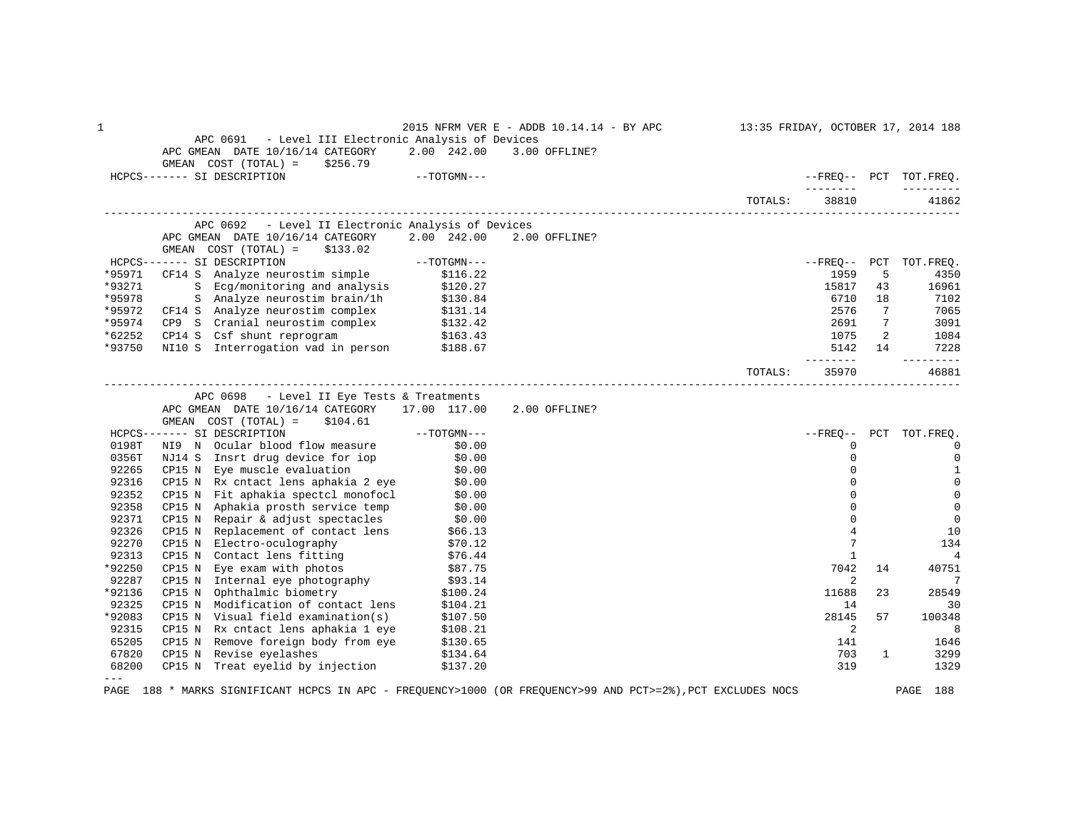## APC 0691 - Level III Electronic Analysis of Devices

APC GMEAN DATE 10/16/14 CATEGORY 2.00 242.00 3.00 OFFLINE?

GMEAN COST (TOTAL) = $256.79

| HCPCS | SI | DESCRIPTION | TOTGMN | FREQ | PCT | TOT.FREQ. |
|---|---|---|---|---|---|---|
| | | | TOTALS: | 38810 | | 41862 |

## APC 0692 - Level II Electronic Analysis of Devices

APC GMEAN DATE 10/16/14 CATEGORY 2.00 242.00 2.00 OFFLINE?

GMEAN COST (TOTAL) = $133.02

| HCPCS | SI | DESCRIPTION | TOTGMN | FREQ | PCT | TOT.FREQ. |
|---|---|---|---|---|---|---|
| *95971 | CF14 S | Analyze neurostim simple | $116.22 | 1959 | 5 | 4350 |
| *93271 | S | Ecg/monitoring and analysis | $120.27 | 15817 | 43 | 16961 |
| *95978 | S | Analyze neurostim brain/1h | $130.84 | 6710 | 18 | 7102 |
| *95972 | CF14 S | Analyze neurostim complex | $131.14 | 2576 | 7 | 7065 |
| *95974 | CP9 S | Cranial neurostim complex | $132.42 | 2691 | 7 | 3091 |
| *62252 | CP14 S | Csf shunt reprogram | $163.43 | 1075 | 2 | 1084 |
| *93750 | NI10 S | Interrogation vad in person | $188.67 | 5142 | 14 | 7228 |
| | | | TOTALS: | 35970 | | 46881 |

## APC 0698 - Level II Eye Tests & Treatments

APC GMEAN DATE 10/16/14 CATEGORY 17.00 117.00 2.00 OFFLINE?

GMEAN COST (TOTAL) = $104.61

| HCPCS | SI | DESCRIPTION | TOTGMN | FREQ | PCT | TOT.FREQ. |
|---|---|---|---|---|---|---|
| 0198T | NI9 N | Ocular blood flow measure | $0.00 | 0 | | 0 |
| 0356T | NJ14 S | Insrt drug device for iop | $0.00 | 0 | | 0 |
| 92265 | CP15 N | Eye muscle evaluation | $0.00 | 0 | | 1 |
| 92316 | CP15 N | Rx cntact lens aphakia 2 eye | $0.00 | 0 | | 0 |
| 92352 | CP15 N | Fit aphakia spectcl monofocl | $0.00 | 0 | | 0 |
| 92358 | CP15 N | Aphakia prosth service temp | $0.00 | 0 | | 0 |
| 92371 | CP15 N | Repair & adjust spectacles | $0.00 | 0 | | 0 |
| 92326 | CP15 N | Replacement of contact lens | $66.13 | 4 | | 10 |
| 92270 | CP15 N | Electro-oculography | $70.12 | 7 | | 134 |
| 92313 | CP15 N | Contact lens fitting | $76.44 | 1 | | 4 |
| *92250 | CP15 N | Eye exam with photos | $87.75 | 7042 | 14 | 40751 |
| 92287 | CP15 N | Internal eye photography | $93.14 | 2 | | 7 |
| *92136 | CP15 N | Ophthalmic biometry | $100.24 | 11688 | 23 | 28549 |
| 92325 | CP15 N | Modification of contact lens | $104.21 | 14 | | 30 |
| *92083 | CP15 N | Visual field examination(s) | $107.50 | 28145 | 57 | 100348 |
| 92315 | CP15 N | Rx cntact lens aphakia 1 eye | $108.21 | 2 | | 8 |
| 65205 | CP15 N | Remove foreign body from eye | $130.65 | 141 | | 1646 |
| 67820 | CP15 N | Revise eyelashes | $134.64 | 703 | 1 | 3299 |
| 68200 | CP15 N | Treat eyelid by injection | $137.20 | 319 | | 1329 |

---

\* MARKS SIGNIFICANT HCPCS IN APC - FREQUENCY>1000 (OR FREQUENCY>99 AND PCT>=2%),PCT EXCLUDES NOCS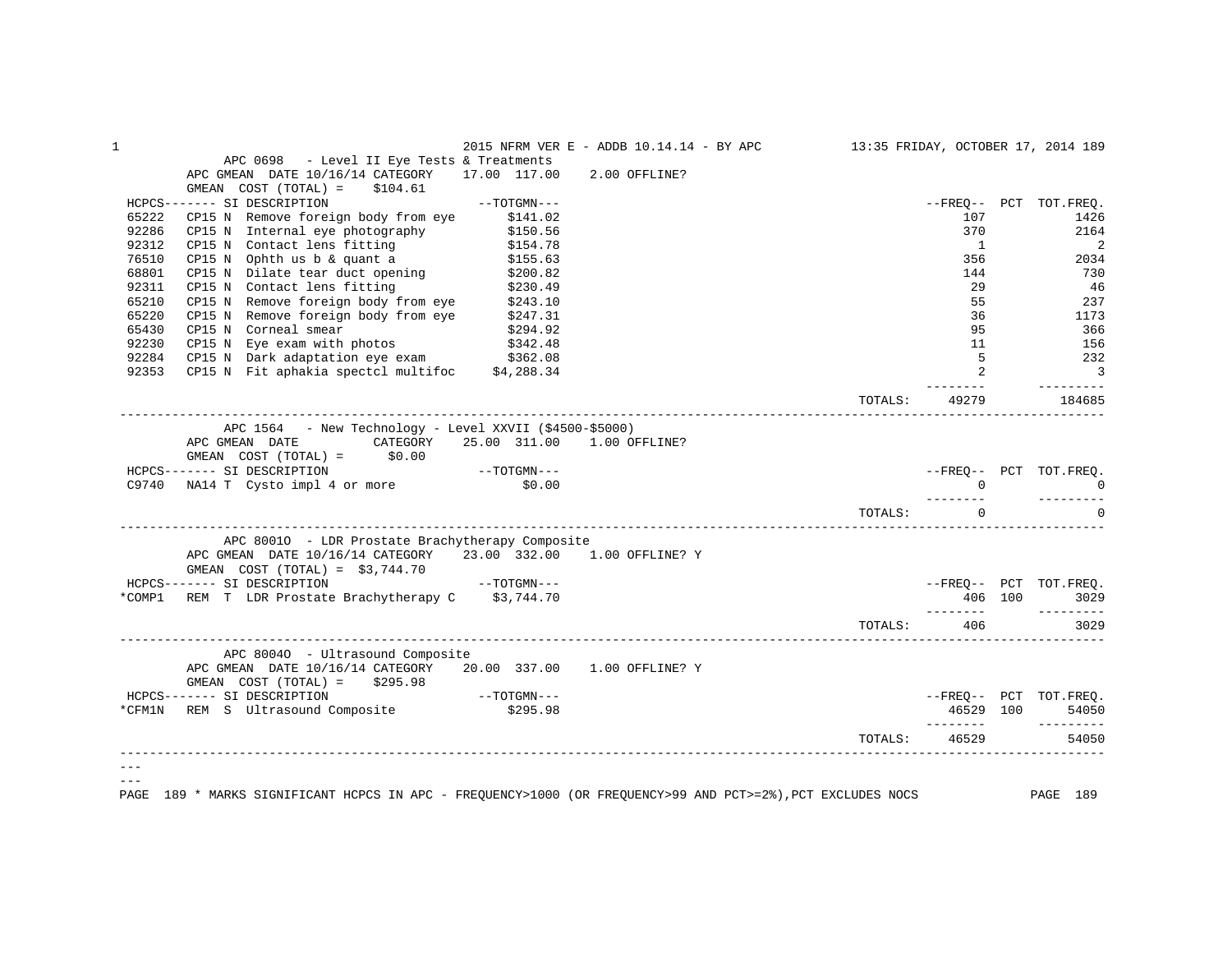## APC 0698 - Level II Eye Tests & Treatments

APC GMEAN DATE 10/16/14 CATEGORY 17.00 117.00 2.00 OFFLINE?

GMEAN COST (TOTAL) = $104.61

| HCPCS | SI | DESCRIPTION | TOTGMN | FREQ | PCT | TOT.FREQ. |
|---|---|---|---|---|---|---|
| 65222 | CP15 N | Remove foreign body from eye | $141.02 | 107 | | 1426 |
| 92286 | CP15 N | Internal eye photography | $150.56 | 370 | | 2164 |
| 92312 | CP15 N | Contact lens fitting | $154.78 | 1 | | 2 |
| 76510 | CP15 N | Ophth us b & quant a | $155.63 | 356 | | 2034 |
| 68801 | CP15 N | Dilate tear duct opening | $200.82 | 144 | | 730 |
| 92311 | CP15 N | Contact lens fitting | $230.49 | 29 | | 46 |
| 65210 | CP15 N | Remove foreign body from eye | $243.10 | 55 | | 237 |
| 65220 | CP15 N | Remove foreign body from eye | $247.31 | 36 | | 1173 |
| 65430 | CP15 N | Corneal smear | $294.92 | 95 | | 366 |
| 92230 | CP15 N | Eye exam with photos | $342.48 | 11 | | 156 |
| 92284 | CP15 N | Dark adaptation eye exam | $362.08 | 5 | | 232 |
| 92353 | CP15 N | Fit aphakia spectcl multifoc | $4,288.34 | 2 | | 3 |
| | | | TOTALS: | 49279 | | 184685 |

## APC 1564 - New Technology - Level XXVII ($4500-$5000)

APC GMEAN DATE CATEGORY 25.00 311.00 1.00 OFFLINE?

GMEAN COST (TOTAL) = $0.00

| HCPCS | SI | DESCRIPTION | TOTGMN | FREQ | PCT | TOT.FREQ. |
|---|---|---|---|---|---|---|
| C9740 | NA14 T | Cysto impl 4 or more | $0.00 | 0 | | 0 |
| | | | TOTALS: | 0 | | 0 |

## APC 8001O - LDR Prostate Brachytherapy Composite

APC GMEAN DATE 10/16/14 CATEGORY 23.00 332.00 1.00 OFFLINE? Y

GMEAN COST (TOTAL) = $3,744.70

| HCPCS | SI | DESCRIPTION | TOTGMN | FREQ | PCT | TOT.FREQ. |
|---|---|---|---|---|---|---|
| *COMP1 | REM T | LDR Prostate Brachytherapy C | $3,744.70 | 406 | 100 | 3029 |
| | | | TOTALS: | 406 | | 3029 |

## APC 8004O - Ultrasound Composite

APC GMEAN DATE 10/16/14 CATEGORY 20.00 337.00 1.00 OFFLINE? Y

GMEAN COST (TOTAL) = $295.98

| HCPCS | SI | DESCRIPTION | TOTGMN | FREQ | PCT | TOT.FREQ. |
|---|---|---|---|---|---|---|
| *CFM1N | REM S | Ultrasound Composite | $295.98 | 46529 | 100 | 54050 |
| | | | TOTALS: | 46529 | | 54050 |

\* MARKS SIGNIFICANT HCPCS IN APC - FREQUENCY>1000 (OR FREQUENCY>99 AND PCT>=2%),PCT EXCLUDES NOCS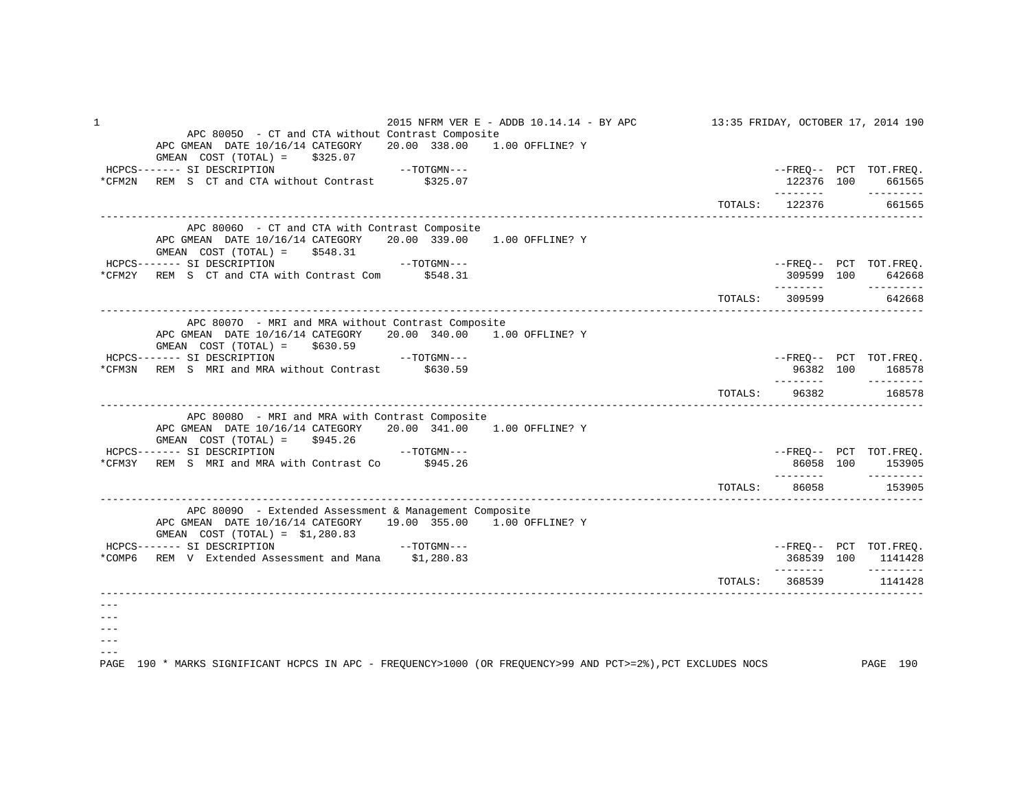## APC 8005O - CT and CTA without Contrast Composite

APC GMEAN DATE 10/16/14 CATEGORY 20.00 338.00 1.00 OFFLINE? Y
GMEAN COST (TOTAL) = $325.07

| HCPCS | SI | DESCRIPTION | TOTGMN | FREQ | PCT | TOT.FREQ. |
|---|---|---|---|---|---|---|
| *CFM2N REM | S | CT and CTA without Contrast | $325.07 | 122376 | 100 | 661565 |
| TOTALS: | | | | 122376 | | 661565 |

## APC 8006O - CT and CTA with Contrast Composite

APC GMEAN DATE 10/16/14 CATEGORY 20.00 339.00 1.00 OFFLINE? Y
GMEAN COST (TOTAL) = $548.31

| HCPCS | SI | DESCRIPTION | TOTGMN | FREQ | PCT | TOT.FREQ. |
|---|---|---|---|---|---|---|
| *CFM2Y REM | S | CT and CTA with Contrast Com | $548.31 | 309599 | 100 | 642668 |
| TOTALS: | | | | 309599 | | 642668 |

## APC 8007O - MRI and MRA without Contrast Composite

APC GMEAN DATE 10/16/14 CATEGORY 20.00 340.00 1.00 OFFLINE? Y
GMEAN COST (TOTAL) = $630.59

| HCPCS | SI | DESCRIPTION | TOTGMN | FREQ | PCT | TOT.FREQ. |
|---|---|---|---|---|---|---|
| *CFM3N REM | S | MRI and MRA without Contrast | $630.59 | 96382 | 100 | 168578 |
| TOTALS: | | | | 96382 | | 168578 |

## APC 8008O - MRI and MRA with Contrast Composite

APC GMEAN DATE 10/16/14 CATEGORY 20.00 341.00 1.00 OFFLINE? Y
GMEAN COST (TOTAL) = $945.26

| HCPCS | SI | DESCRIPTION | TOTGMN | FREQ | PCT | TOT.FREQ. |
|---|---|---|---|---|---|---|
| *CFM3Y REM | S | MRI and MRA with Contrast Co | $945.26 | 86058 | 100 | 153905 |
| TOTALS: | | | | 86058 | | 153905 |

## APC 8009O - Extended Assessment & Management Composite

APC GMEAN DATE 10/16/14 CATEGORY 19.00 355.00 1.00 OFFLINE? Y
GMEAN COST (TOTAL) = $1,280.83

| HCPCS | SI | DESCRIPTION | TOTGMN | FREQ | PCT | TOT.FREQ. |
|---|---|---|---|---|---|---|
| *COMP6 REM | V | Extended Assessment and Mana | $1,280.83 | 368539 | 100 | 1141428 |
| TOTALS: | | | | 368539 | | 1141428 |

---
---
---
---
---

\* MARKS SIGNIFICANT HCPCS IN APC - FREQUENCY>1000 (OR FREQUENCY>99 AND PCT>=2%),PCT EXCLUDES NOCS